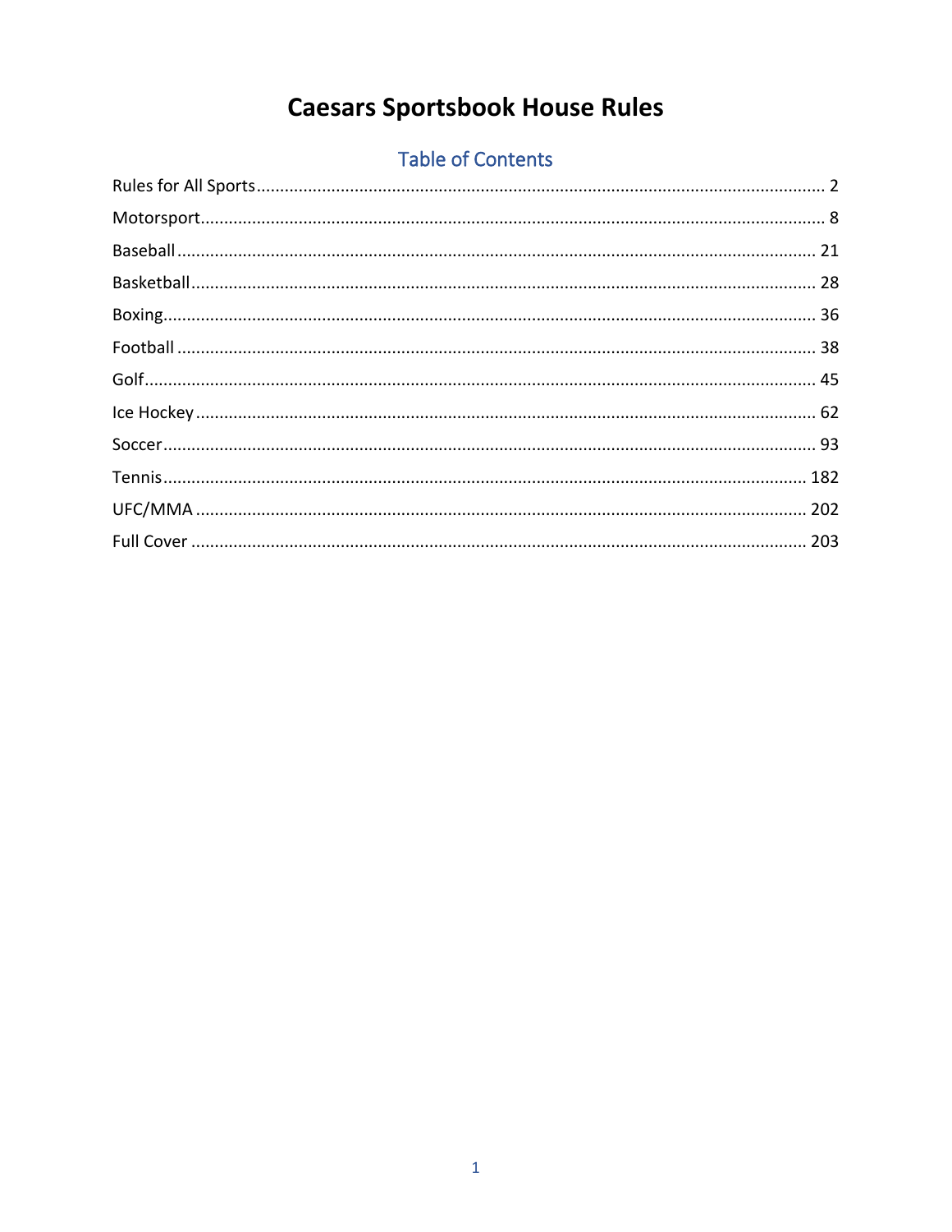# Caesars Sportsbook House Rules

## Table of Contents

Rules for All Sports ........ 2

Motorsport ........ 8

Baseball ........ 21

Basketball ........ 28

Boxing ........ 36

Football ........ 38

Golf ........ 45

Ice Hockey ........ 62

Soccer ........ 93

Tennis ........ 182

UFC/MMA ........ 202

Full Cover ........ 203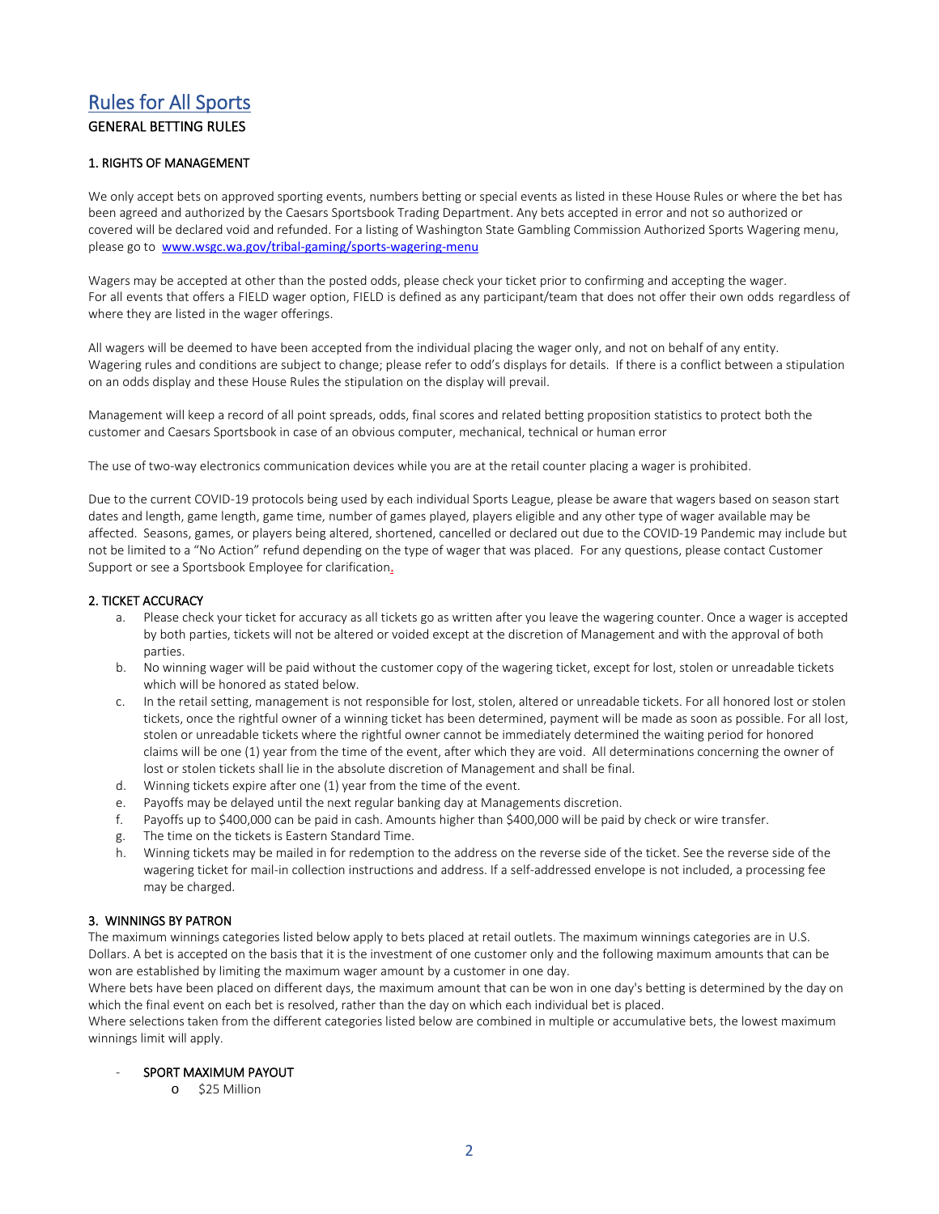# Rules for All Sports

## GENERAL BETTING RULES

### 1. RIGHTS OF MANAGEMENT

We only accept bets on approved sporting events, numbers betting or special events as listed in these House Rules or where the bet has been agreed and authorized by the Caesars Sportsbook Trading Department. Any bets accepted in error and not so authorized or covered will be declared void and refunded. For a listing of Washington State Gambling Commission Authorized Sports Wagering menu, please go to www.wsgc.wa.gov/tribal-gaming/sports-wagering-menu

Wagers may be accepted at other than the posted odds, please check your ticket prior to confirming and accepting the wager. For all events that offers a FIELD wager option, FIELD is defined as any participant/team that does not offer their own odds regardless of where they are listed in the wager offerings.

All wagers will be deemed to have been accepted from the individual placing the wager only, and not on behalf of any entity. Wagering rules and conditions are subject to change; please refer to odd's displays for details. If there is a conflict between a stipulation on an odds display and these House Rules the stipulation on the display will prevail.

Management will keep a record of all point spreads, odds, final scores and related betting proposition statistics to protect both the customer and Caesars Sportsbook in case of an obvious computer, mechanical, technical or human error

The use of two-way electronics communication devices while you are at the retail counter placing a wager is prohibited.

Due to the current COVID-19 protocols being used by each individual Sports League, please be aware that wagers based on season start dates and length, game length, game time, number of games played, players eligible and any other type of wager available may be affected. Seasons, games, or players being altered, shortened, cancelled or declared out due to the COVID-19 Pandemic may include but not be limited to a "No Action" refund depending on the type of wager that was placed. For any questions, please contact Customer Support or see a Sportsbook Employee for clarification.

### 2. TICKET ACCURACY

a. Please check your ticket for accuracy as all tickets go as written after you leave the wagering counter. Once a wager is accepted by both parties, tickets will not be altered or voided except at the discretion of Management and with the approval of both parties.
b. No winning wager will be paid without the customer copy of the wagering ticket, except for lost, stolen or unreadable tickets which will be honored as stated below.
c. In the retail setting, management is not responsible for lost, stolen, altered or unreadable tickets. For all honored lost or stolen tickets, once the rightful owner of a winning ticket has been determined, payment will be made as soon as possible. For all lost, stolen or unreadable tickets where the rightful owner cannot be immediately determined the waiting period for honored claims will be one (1) year from the time of the event, after which they are void. All determinations concerning the owner of lost or stolen tickets shall lie in the absolute discretion of Management and shall be final.
d. Winning tickets expire after one (1) year from the time of the event.
e. Payoffs may be delayed until the next regular banking day at Managements discretion.
f. Payoffs up to $400,000 can be paid in cash. Amounts higher than $400,000 will be paid by check or wire transfer.
g. The time on the tickets is Eastern Standard Time.
h. Winning tickets may be mailed in for redemption to the address on the reverse side of the ticket. See the reverse side of the wagering ticket for mail-in collection instructions and address. If a self-addressed envelope is not included, a processing fee may be charged.

### 3. WINNINGS BY PATRON

The maximum winnings categories listed below apply to bets placed at retail outlets. The maximum winnings categories are in U.S. Dollars. A bet is accepted on the basis that it is the investment of one customer only and the following maximum amounts that can be won are established by limiting the maximum wager amount by a customer in one day.

Where bets have been placed on different days, the maximum amount that can be won in one day's betting is determined by the day on which the final event on each bet is resolved, rather than the day on which each individual bet is placed.

Where selections taken from the different categories listed below are combined in multiple or accumulative bets, the lowest maximum winnings limit will apply.

- SPORT MAXIMUM PAYOUT
  - $25 Million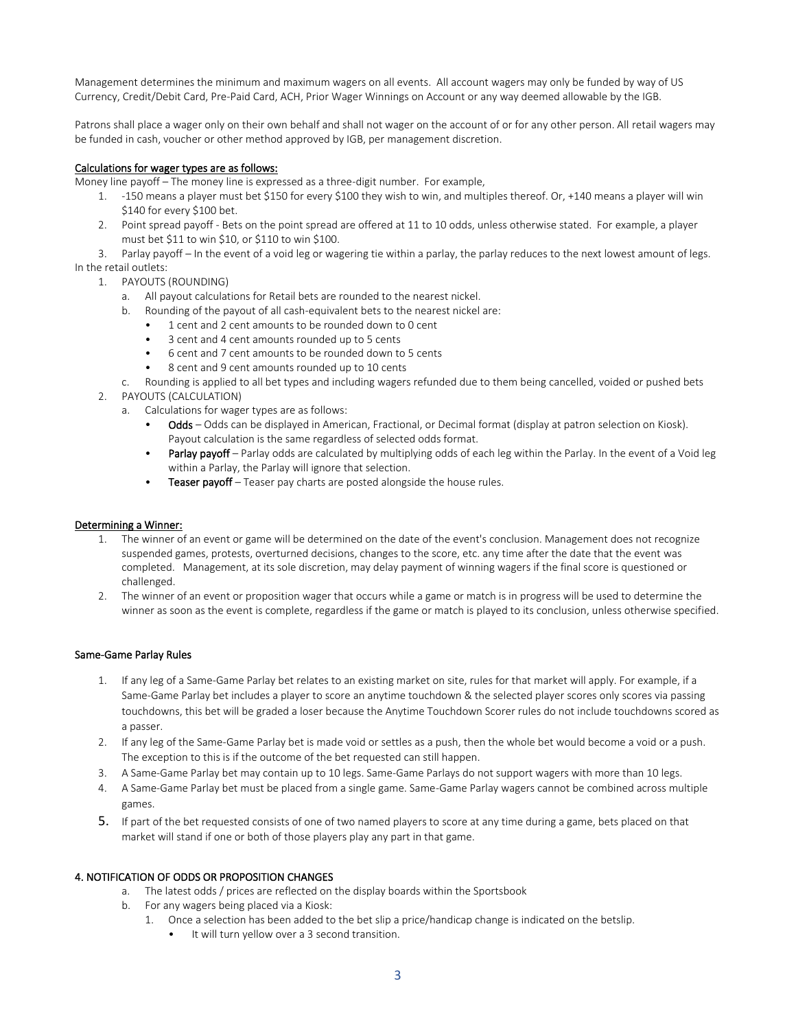Management determines the minimum and maximum wagers on all events. All account wagers may only be funded by way of US Currency, Credit/Debit Card, Pre-Paid Card, ACH, Prior Wager Winnings on Account or any way deemed allowable by the IGB.

Patrons shall place a wager only on their own behalf and shall not wager on the account of or for any other person. All retail wagers may be funded in cash, voucher or other method approved by IGB, per management discretion.

**Calculations for wager types are as follows:**

Money line payoff – The money line is expressed as a three-digit number. For example,

1. -150 means a player must bet $150 for every $100 they wish to win, and multiples thereof. Or, +140 means a player will win $140 for every $100 bet.
2. Point spread payoff - Bets on the point spread are offered at 11 to 10 odds, unless otherwise stated. For example, a player must bet $11 to win $10, or $110 to win $100.
3. Parlay payoff – In the event of a void leg or wagering tie within a parlay, the parlay reduces to the next lowest amount of legs.

In the retail outlets:

1. PAYOUTS (ROUNDING)
   a. All payout calculations for Retail bets are rounded to the nearest nickel.
   b. Rounding of the payout of all cash-equivalent bets to the nearest nickel are:
      - 1 cent and 2 cent amounts to be rounded down to 0 cent
      - 3 cent and 4 cent amounts rounded up to 5 cents
      - 6 cent and 7 cent amounts to be rounded down to 5 cents
      - 8 cent and 9 cent amounts rounded up to 10 cents
   c. Rounding is applied to all bet types and including wagers refunded due to them being cancelled, voided or pushed bets
2. PAYOUTS (CALCULATION)
   a. Calculations for wager types are as follows:
      - **Odds** – Odds can be displayed in American, Fractional, or Decimal format (display at patron selection on Kiosk). Payout calculation is the same regardless of selected odds format.
      - **Parlay payoff** – Parlay odds are calculated by multiplying odds of each leg within the Parlay. In the event of a Void leg within a Parlay, the Parlay will ignore that selection.
      - **Teaser payoff** – Teaser pay charts are posted alongside the house rules.

**Determining a Winner:**

1. The winner of an event or game will be determined on the date of the event's conclusion. Management does not recognize suspended games, protests, overturned decisions, changes to the score, etc. any time after the date that the event was completed. Management, at its sole discretion, may delay payment of winning wagers if the final score is questioned or challenged.
2. The winner of an event or proposition wager that occurs while a game or match is in progress will be used to determine the winner as soon as the event is complete, regardless if the game or match is played to its conclusion, unless otherwise specified.

**Same-Game Parlay Rules**

1. If any leg of a Same-Game Parlay bet relates to an existing market on site, rules for that market will apply. For example, if a Same-Game Parlay bet includes a player to score an anytime touchdown & the selected player scores only scores via passing touchdowns, this bet will be graded a loser because the Anytime Touchdown Scorer rules do not include touchdowns scored as a passer.
2. If any leg of the Same-Game Parlay bet is made void or settles as a push, then the whole bet would become a void or a push. The exception to this is if the outcome of the bet requested can still happen.
3. A Same-Game Parlay bet may contain up to 10 legs. Same-Game Parlays do not support wagers with more than 10 legs.
4. A Same-Game Parlay bet must be placed from a single game. Same-Game Parlay wagers cannot be combined across multiple games.
5. If part of the bet requested consists of one of two named players to score at any time during a game, bets placed on that market will stand if one or both of those players play any part in that game.

**4. NOTIFICATION OF ODDS OR PROPOSITION CHANGES**

a. The latest odds / prices are reflected on the display boards within the Sportsbook
b. For any wagers being placed via a Kiosk:
   1. Once a selection has been added to the bet slip a price/handicap change is indicated on the betslip.
      - It will turn yellow over a 3 second transition.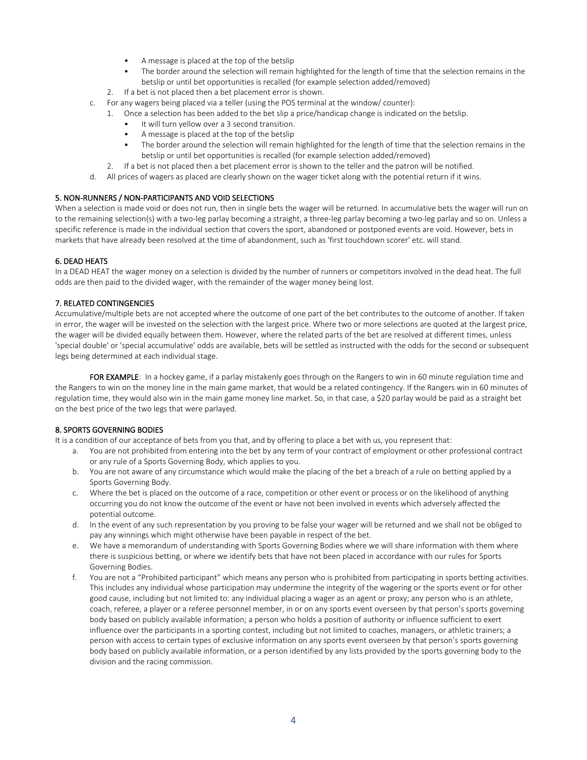- A message is placed at the top of the betslip
        - The border around the selection will remain highlighted for the length of time that the selection remains in the betslip or until bet opportunities is recalled (for example selection added/removed)
    2. If a bet is not placed then a bet placement error is shown.
- c. For any wagers being placed via a teller (using the POS terminal at the window/ counter):
    1. Once a selection has been added to the bet slip a price/handicap change is indicated on the betslip.
        - It will turn yellow over a 3 second transition.
        - A message is placed at the top of the betslip
        - The border around the selection will remain highlighted for the length of time that the selection remains in the betslip or until bet opportunities is recalled (for example selection added/removed)
    2. If a bet is not placed then a bet placement error is shown to the teller and the patron will be notified.
- d. All prices of wagers as placed are clearly shown on the wager ticket along with the potential return if it wins.

## 5. NON-RUNNERS / NON-PARTICIPANTS AND VOID SELECTIONS

When a selection is made void or does not run, then in single bets the wager will be returned. In accumulative bets the wager will run on to the remaining selection(s) with a two-leg parlay becoming a straight, a three-leg parlay becoming a two-leg parlay and so on. Unless a specific reference is made in the individual section that covers the sport, abandoned or postponed events are void. However, bets in markets that have already been resolved at the time of abandonment, such as 'first touchdown scorer' etc. will stand.

## 6. DEAD HEATS

In a DEAD HEAT the wager money on a selection is divided by the number of runners or competitors involved in the dead heat. The full odds are then paid to the divided wager, with the remainder of the wager money being lost.

## 7. RELATED CONTINGENCIES

Accumulative/multiple bets are not accepted where the outcome of one part of the bet contributes to the outcome of another. If taken in error, the wager will be invested on the selection with the largest price. Where two or more selections are quoted at the largest price, the wager will be divided equally between them. However, where the related parts of the bet are resolved at different times, unless 'special double' or 'special accumulative' odds are available, bets will be settled as instructed with the odds for the second or subsequent legs being determined at each individual stage.

**FOR EXAMPLE**: In a hockey game, if a parlay mistakenly goes through on the Rangers to win in 60 minute regulation time and the Rangers to win on the money line in the main game market, that would be a related contingency. If the Rangers win in 60 minutes of regulation time, they would also win in the main game money line market. So, in that case, a $20 parlay would be paid as a straight bet on the best price of the two legs that were parlayed.

## 8. SPORTS GOVERNING BODIES

It is a condition of our acceptance of bets from you that, and by offering to place a bet with us, you represent that:

- a. You are not prohibited from entering into the bet by any term of your contract of employment or other professional contract or any rule of a Sports Governing Body, which applies to you.
- b. You are not aware of any circumstance which would make the placing of the bet a breach of a rule on betting applied by a Sports Governing Body.
- c. Where the bet is placed on the outcome of a race, competition or other event or process or on the likelihood of anything occurring you do not know the outcome of the event or have not been involved in events which adversely affected the potential outcome.
- d. In the event of any such representation by you proving to be false your wager will be returned and we shall not be obliged to pay any winnings which might otherwise have been payable in respect of the bet.
- e. We have a memorandum of understanding with Sports Governing Bodies where we will share information with them where there is suspicious betting, or where we identify bets that have not been placed in accordance with our rules for Sports Governing Bodies.
- f. You are not a "Prohibited participant" which means any person who is prohibited from participating in sports betting activities. This includes any individual whose participation may undermine the integrity of the wagering or the sports event or for other good cause, including but not limited to: any individual placing a wager as an agent or proxy; any person who is an athlete, coach, referee, a player or a referee personnel member, in or on any sports event overseen by that person's sports governing body based on publicly available information; a person who holds a position of authority or influence sufficient to exert influence over the participants in a sporting contest, including but not limited to coaches, managers, or athletic trainers; a person with access to certain types of exclusive information on any sports event overseen by that person's sports governing body based on publicly available information, or a person identified by any lists provided by the sports governing body to the division and the racing commission.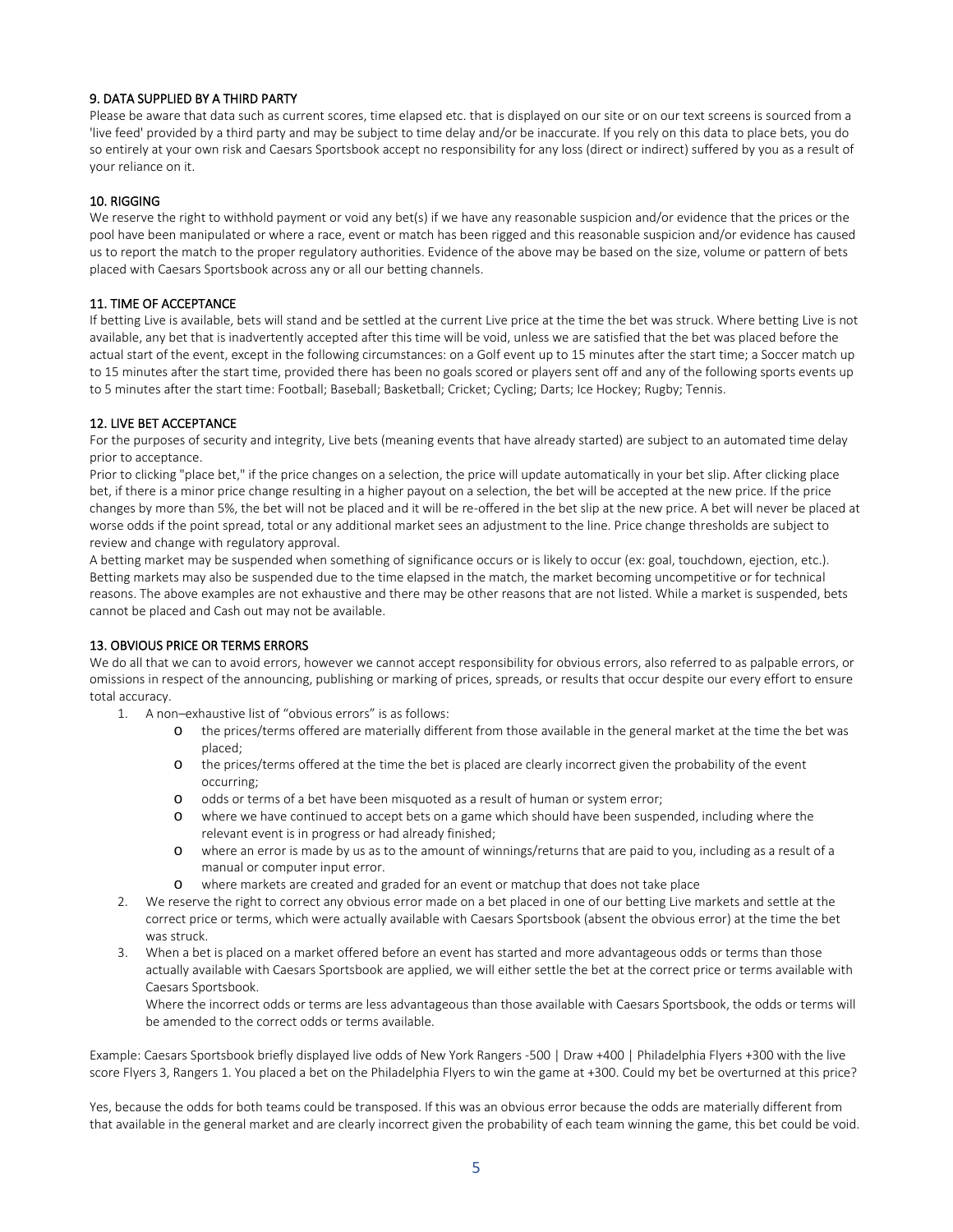### 9. DATA SUPPLIED BY A THIRD PARTY

Please be aware that data such as current scores, time elapsed etc. that is displayed on our site or on our text screens is sourced from a 'live feed' provided by a third party and may be subject to time delay and/or be inaccurate. If you rely on this data to place bets, you do so entirely at your own risk and Caesars Sportsbook accept no responsibility for any loss (direct or indirect) suffered by you as a result of your reliance on it.

### 10. RIGGING

We reserve the right to withhold payment or void any bet(s) if we have any reasonable suspicion and/or evidence that the prices or the pool have been manipulated or where a race, event or match has been rigged and this reasonable suspicion and/or evidence has caused us to report the match to the proper regulatory authorities. Evidence of the above may be based on the size, volume or pattern of bets placed with Caesars Sportsbook across any or all our betting channels.

### 11. TIME OF ACCEPTANCE

If betting Live is available, bets will stand and be settled at the current Live price at the time the bet was struck. Where betting Live is not available, any bet that is inadvertently accepted after this time will be void, unless we are satisfied that the bet was placed before the actual start of the event, except in the following circumstances: on a Golf event up to 15 minutes after the start time; a Soccer match up to 15 minutes after the start time, provided there has been no goals scored or players sent off and any of the following sports events up to 5 minutes after the start time: Football; Baseball; Basketball; Cricket; Cycling; Darts; Ice Hockey; Rugby; Tennis.

### 12. LIVE BET ACCEPTANCE

For the purposes of security and integrity, Live bets (meaning events that have already started) are subject to an automated time delay prior to acceptance.

Prior to clicking "place bet," if the price changes on a selection, the price will update automatically in your bet slip. After clicking place bet, if there is a minor price change resulting in a higher payout on a selection, the bet will be accepted at the new price. If the price changes by more than 5%, the bet will not be placed and it will be re-offered in the bet slip at the new price. A bet will never be placed at worse odds if the point spread, total or any additional market sees an adjustment to the line. Price change thresholds are subject to review and change with regulatory approval.

A betting market may be suspended when something of significance occurs or is likely to occur (ex: goal, touchdown, ejection, etc.). Betting markets may also be suspended due to the time elapsed in the match, the market becoming uncompetitive or for technical reasons. The above examples are not exhaustive and there may be other reasons that are not listed. While a market is suspended, bets cannot be placed and Cash out may not be available.

### 13. OBVIOUS PRICE OR TERMS ERRORS

We do all that we can to avoid errors, however we cannot accept responsibility for obvious errors, also referred to as palpable errors, or omissions in respect of the announcing, publishing or marking of prices, spreads, or results that occur despite our every effort to ensure total accuracy.

1. A non–exhaustive list of "obvious errors" is as follows:
   - the prices/terms offered are materially different from those available in the general market at the time the bet was placed;
   - the prices/terms offered at the time the bet is placed are clearly incorrect given the probability of the event occurring;
   - odds or terms of a bet have been misquoted as a result of human or system error;
   - where we have continued to accept bets on a game which should have been suspended, including where the relevant event is in progress or had already finished;
   - where an error is made by us as to the amount of winnings/returns that are paid to you, including as a result of a manual or computer input error.
   - where markets are created and graded for an event or matchup that does not take place
2. We reserve the right to correct any obvious error made on a bet placed in one of our betting Live markets and settle at the correct price or terms, which were actually available with Caesars Sportsbook (absent the obvious error) at the time the bet was struck.
3. When a bet is placed on a market offered before an event has started and more advantageous odds or terms than those actually available with Caesars Sportsbook are applied, we will either settle the bet at the correct price or terms available with Caesars Sportsbook.

   Where the incorrect odds or terms are less advantageous than those available with Caesars Sportsbook, the odds or terms will be amended to the correct odds or terms available.

Example: Caesars Sportsbook briefly displayed live odds of New York Rangers -500 | Draw +400 | Philadelphia Flyers +300 with the live score Flyers 3, Rangers 1. You placed a bet on the Philadelphia Flyers to win the game at +300. Could my bet be overturned at this price?

Yes, because the odds for both teams could be transposed. If this was an obvious error because the odds are materially different from that available in the general market and are clearly incorrect given the probability of each team winning the game, this bet could be void.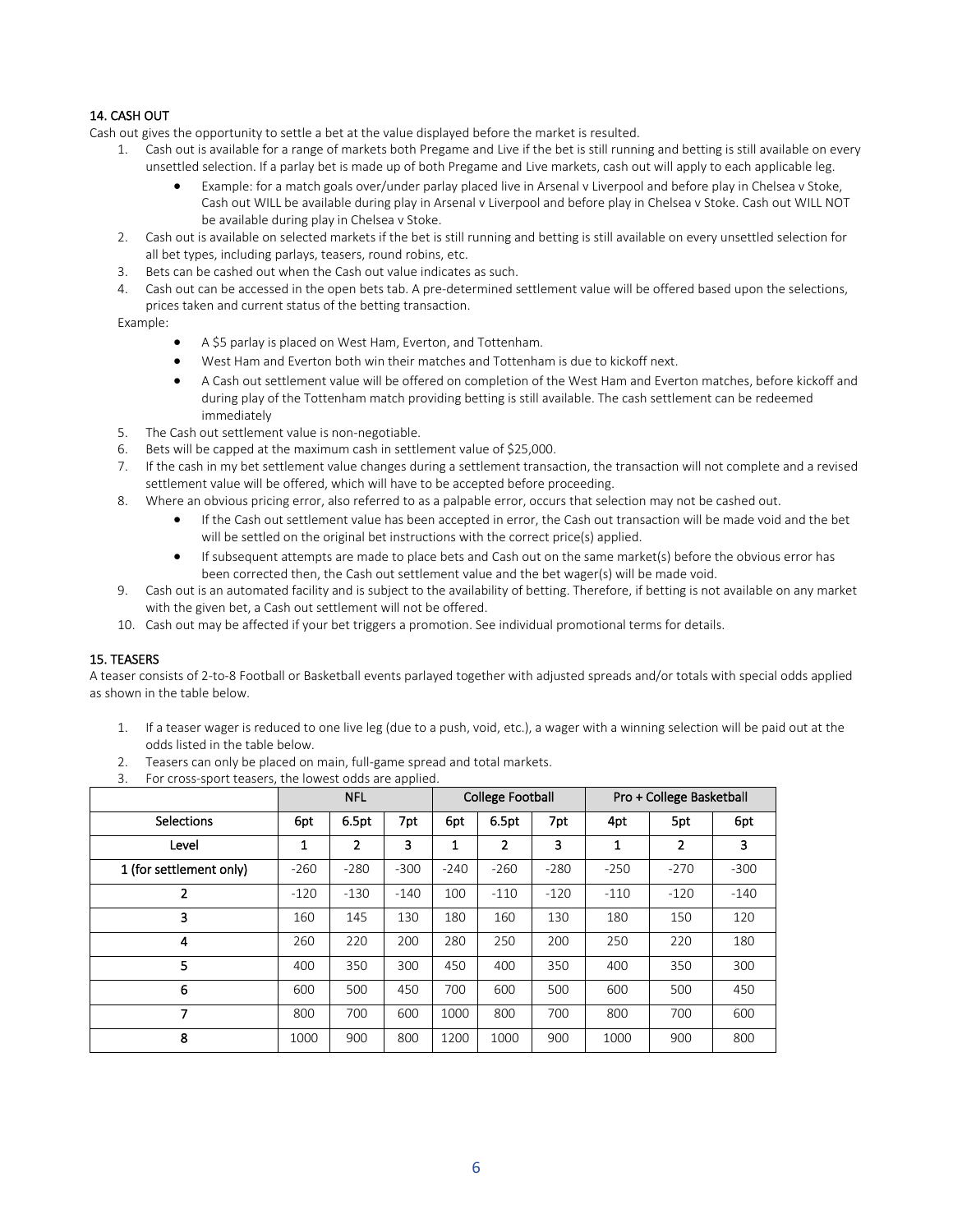## 14. CASH OUT

Cash out gives the opportunity to settle a bet at the value displayed before the market is resulted.

1. Cash out is available for a range of markets both Pregame and Live if the bet is still running and betting is still available on every unsettled selection. If a parlay bet is made up of both Pregame and Live markets, cash out will apply to each applicable leg.
   - Example: for a match goals over/under parlay placed live in Arsenal v Liverpool and before play in Chelsea v Stoke, Cash out WILL be available during play in Arsenal v Liverpool and before play in Chelsea v Stoke. Cash out WILL NOT be available during play in Chelsea v Stoke.
2. Cash out is available on selected markets if the bet is still running and betting is still available on every unsettled selection for all bet types, including parlays, teasers, round robins, etc.
3. Bets can be cashed out when the Cash out value indicates as such.
4. Cash out can be accessed in the open bets tab. A pre-determined settlement value will be offered based upon the selections, prices taken and current status of the betting transaction.

   Example:
   - A $5 parlay is placed on West Ham, Everton, and Tottenham.
   - West Ham and Everton both win their matches and Tottenham is due to kickoff next.
   - A Cash out settlement value will be offered on completion of the West Ham and Everton matches, before kickoff and during play of the Tottenham match providing betting is still available. The cash settlement can be redeemed immediately
5. The Cash out settlement value is non-negotiable.
6. Bets will be capped at the maximum cash in settlement value of $25,000.
7. If the cash in my bet settlement value changes during a settlement transaction, the transaction will not complete and a revised settlement value will be offered, which will have to be accepted before proceeding.
8. Where an obvious pricing error, also referred to as a palpable error, occurs that selection may not be cashed out.
   - If the Cash out settlement value has been accepted in error, the Cash out transaction will be made void and the bet will be settled on the original bet instructions with the correct price(s) applied.
   - If subsequent attempts are made to place bets and Cash out on the same market(s) before the obvious error has been corrected then, the Cash out settlement value and the bet wager(s) will be made void.
9. Cash out is an automated facility and is subject to the availability of betting. Therefore, if betting is not available on any market with the given bet, a Cash out settlement will not be offered.
10. Cash out may be affected if your bet triggers a promotion. See individual promotional terms for details.

## 15. TEASERS

A teaser consists of 2-to-8 Football or Basketball events parlayed together with adjusted spreads and/or totals with special odds applied as shown in the table below.

1. If a teaser wager is reduced to one live leg (due to a push, void, etc.), a wager with a winning selection will be paid out at the odds listed in the table below.
2. Teasers can only be placed on main, full-game spread and total markets.
3. For cross-sport teasers, the lowest odds are applied.

| | NFL | | | College Football | | | Pro + College Basketball | | |
|---|---|---|---|---|---|---|---|---|---|
| Selections | 6pt | 6.5pt | 7pt | 6pt | 6.5pt | 7pt | 4pt | 5pt | 6pt |
| Level | 1 | 2 | 3 | 1 | 2 | 3 | 1 | 2 | 3 |
| 1 (for settlement only) | -260 | -280 | -300 | -240 | -260 | -280 | -250 | -270 | -300 |
| 2 | -120 | -130 | -140 | 100 | -110 | -120 | -110 | -120 | -140 |
| 3 | 160 | 145 | 130 | 180 | 160 | 130 | 180 | 150 | 120 |
| 4 | 260 | 220 | 200 | 280 | 250 | 200 | 250 | 220 | 180 |
| 5 | 400 | 350 | 300 | 450 | 400 | 350 | 400 | 350 | 300 |
| 6 | 600 | 500 | 450 | 700 | 600 | 500 | 600 | 500 | 450 |
| 7 | 800 | 700 | 600 | 1000 | 800 | 700 | 800 | 700 | 600 |
| 8 | 1000 | 900 | 800 | 1200 | 1000 | 900 | 1000 | 900 | 800 |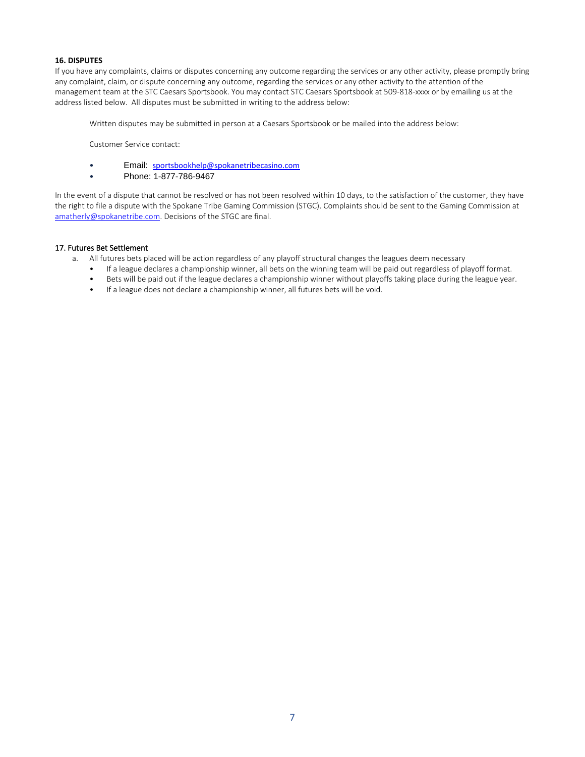## 16. DISPUTES

If you have any complaints, claims or disputes concerning any outcome regarding the services or any other activity, please promptly bring any complaint, claim, or dispute concerning any outcome, regarding the services or any other activity to the attention of the management team at the STC Caesars Sportsbook. You may contact STC Caesars Sportsbook at 509-818-xxxx or by emailing us at the address listed below. All disputes must be submitted in writing to the address below:

Written disputes may be submitted in person at a Caesars Sportsbook or be mailed into the address below:

Customer Service contact:

- Email: sportsbookhelp@spokanetribecasino.com
- Phone: 1-877-786-9467

In the event of a dispute that cannot be resolved or has not been resolved within 10 days, to the satisfaction of the customer, they have the right to file a dispute with the Spokane Tribe Gaming Commission (STGC). Complaints should be sent to the Gaming Commission at amatherly@spokanetribe.com. Decisions of the STGC are final.

## 17. Futures Bet Settlement

a. All futures bets placed will be action regardless of any playoff structural changes the leagues deem necessary
   - If a league declares a championship winner, all bets on the winning team will be paid out regardless of playoff format.
   - Bets will be paid out if the league declares a championship winner without playoffs taking place during the league year.
   - If a league does not declare a championship winner, all futures bets will be void.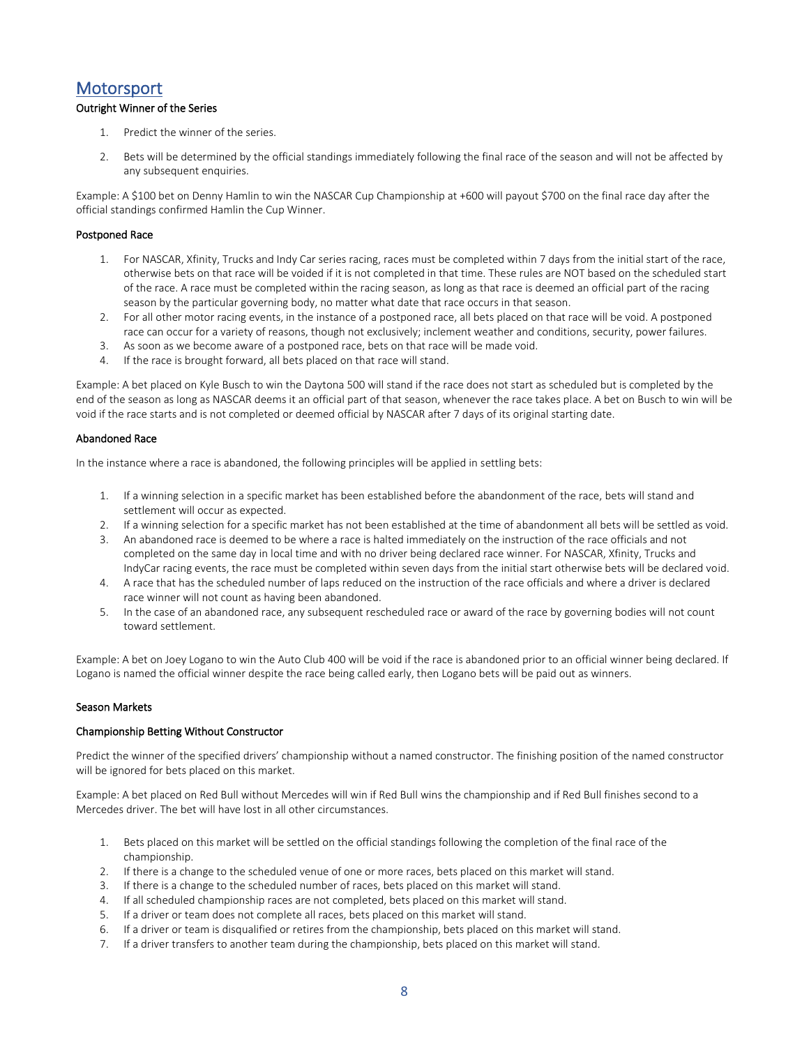# Motorsport

### Outright Winner of the Series

1. Predict the winner of the series.

2. Bets will be determined by the official standings immediately following the final race of the season and will not be affected by any subsequent enquiries.

Example: A $100 bet on Denny Hamlin to win the NASCAR Cup Championship at +600 will payout $700 on the final race day after the official standings confirmed Hamlin the Cup Winner.

### Postponed Race

1. For NASCAR, Xfinity, Trucks and Indy Car series racing, races must be completed within 7 days from the initial start of the race, otherwise bets on that race will be voided if it is not completed in that time. These rules are NOT based on the scheduled start of the race. A race must be completed within the racing season, as long as that race is deemed an official part of the racing season by the particular governing body, no matter what date that race occurs in that season.
2. For all other motor racing events, in the instance of a postponed race, all bets placed on that race will be void. A postponed race can occur for a variety of reasons, though not exclusively; inclement weather and conditions, security, power failures.
3. As soon as we become aware of a postponed race, bets on that race will be made void.
4. If the race is brought forward, all bets placed on that race will stand.

Example: A bet placed on Kyle Busch to win the Daytona 500 will stand if the race does not start as scheduled but is completed by the end of the season as long as NASCAR deems it an official part of that season, whenever the race takes place. A bet on Busch to win will be void if the race starts and is not completed or deemed official by NASCAR after 7 days of its original starting date.

### Abandoned Race

In the instance where a race is abandoned, the following principles will be applied in settling bets:

1. If a winning selection in a specific market has been established before the abandonment of the race, bets will stand and settlement will occur as expected.
2. If a winning selection for a specific market has not been established at the time of abandonment all bets will be settled as void.
3. An abandoned race is deemed to be where a race is halted immediately on the instruction of the race officials and not completed on the same day in local time and with no driver being declared race winner. For NASCAR, Xfinity, Trucks and IndyCar racing events, the race must be completed within seven days from the initial start otherwise bets will be declared void.
4. A race that has the scheduled number of laps reduced on the instruction of the race officials and where a driver is declared race winner will not count as having been abandoned.
5. In the case of an abandoned race, any subsequent rescheduled race or award of the race by governing bodies will not count toward settlement.

Example: A bet on Joey Logano to win the Auto Club 400 will be void if the race is abandoned prior to an official winner being declared. If Logano is named the official winner despite the race being called early, then Logano bets will be paid out as winners.

### Season Markets

### Championship Betting Without Constructor

Predict the winner of the specified drivers' championship without a named constructor. The finishing position of the named constructor will be ignored for bets placed on this market.

Example: A bet placed on Red Bull without Mercedes will win if Red Bull wins the championship and if Red Bull finishes second to a Mercedes driver. The bet will have lost in all other circumstances.

1. Bets placed on this market will be settled on the official standings following the completion of the final race of the championship.
2. If there is a change to the scheduled venue of one or more races, bets placed on this market will stand.
3. If there is a change to the scheduled number of races, bets placed on this market will stand.
4. If all scheduled championship races are not completed, bets placed on this market will stand.
5. If a driver or team does not complete all races, bets placed on this market will stand.
6. If a driver or team is disqualified or retires from the championship, bets placed on this market will stand.
7. If a driver transfers to another team during the championship, bets placed on this market will stand.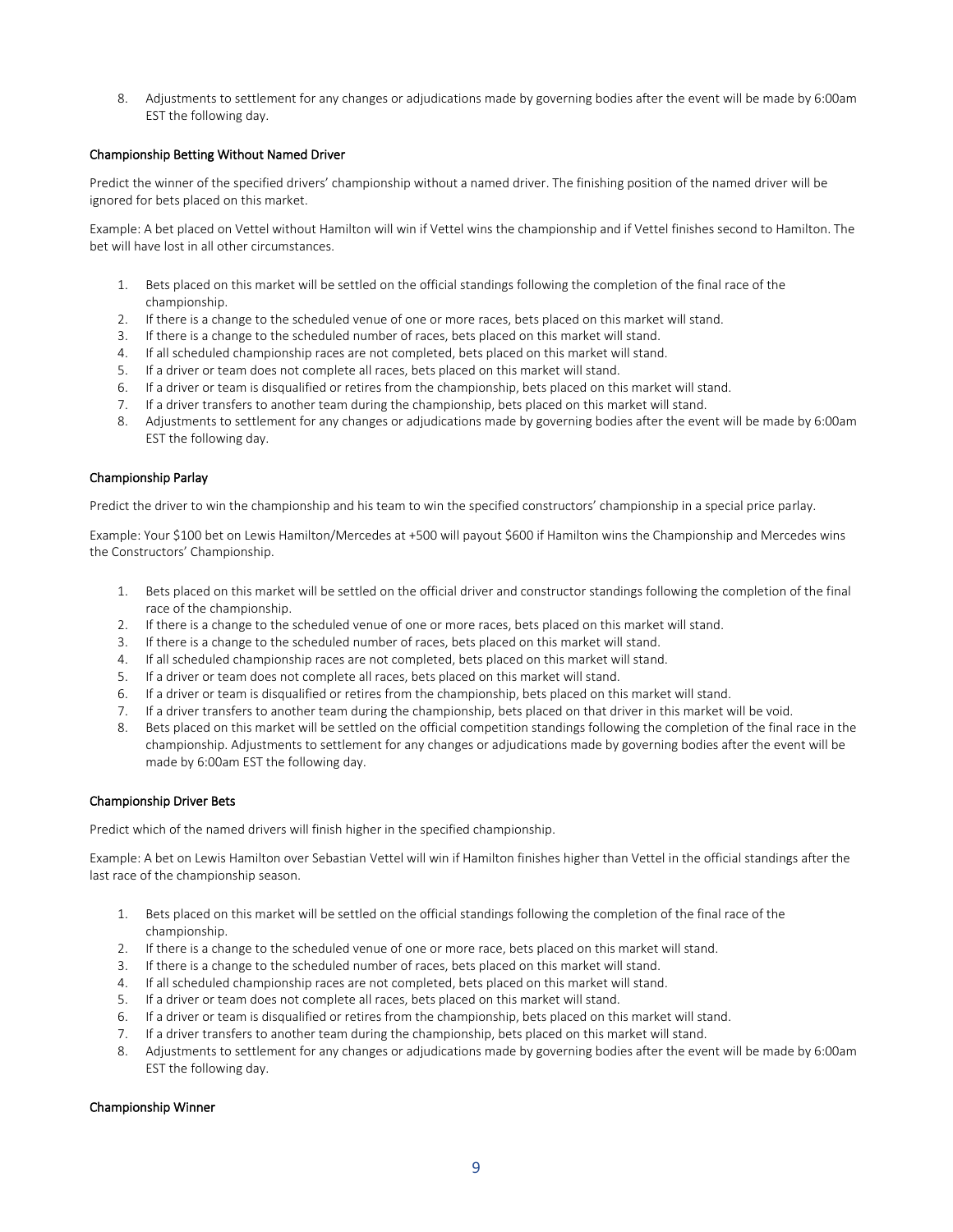8. Adjustments to settlement for any changes or adjudications made by governing bodies after the event will be made by 6:00am EST the following day.

### Championship Betting Without Named Driver

Predict the winner of the specified drivers' championship without a named driver. The finishing position of the named driver will be ignored for bets placed on this market.

Example: A bet placed on Vettel without Hamilton will win if Vettel wins the championship and if Vettel finishes second to Hamilton. The bet will have lost in all other circumstances.

1. Bets placed on this market will be settled on the official standings following the completion of the final race of the championship.
2. If there is a change to the scheduled venue of one or more races, bets placed on this market will stand.
3. If there is a change to the scheduled number of races, bets placed on this market will stand.
4. If all scheduled championship races are not completed, bets placed on this market will stand.
5. If a driver or team does not complete all races, bets placed on this market will stand.
6. If a driver or team is disqualified or retires from the championship, bets placed on this market will stand.
7. If a driver transfers to another team during the championship, bets placed on this market will stand.
8. Adjustments to settlement for any changes or adjudications made by governing bodies after the event will be made by 6:00am EST the following day.

### Championship Parlay

Predict the driver to win the championship and his team to win the specified constructors' championship in a special price parlay.

Example: Your $100 bet on Lewis Hamilton/Mercedes at +500 will payout $600 if Hamilton wins the Championship and Mercedes wins the Constructors' Championship.

1. Bets placed on this market will be settled on the official driver and constructor standings following the completion of the final race of the championship.
2. If there is a change to the scheduled venue of one or more races, bets placed on this market will stand.
3. If there is a change to the scheduled number of races, bets placed on this market will stand.
4. If all scheduled championship races are not completed, bets placed on this market will stand.
5. If a driver or team does not complete all races, bets placed on this market will stand.
6. If a driver or team is disqualified or retires from the championship, bets placed on this market will stand.
7. If a driver transfers to another team during the championship, bets placed on that driver in this market will be void.
8. Bets placed on this market will be settled on the official competition standings following the completion of the final race in the championship. Adjustments to settlement for any changes or adjudications made by governing bodies after the event will be made by 6:00am EST the following day.

### Championship Driver Bets

Predict which of the named drivers will finish higher in the specified championship.

Example: A bet on Lewis Hamilton over Sebastian Vettel will win if Hamilton finishes higher than Vettel in the official standings after the last race of the championship season.

1. Bets placed on this market will be settled on the official standings following the completion of the final race of the championship.
2. If there is a change to the scheduled venue of one or more race, bets placed on this market will stand.
3. If there is a change to the scheduled number of races, bets placed on this market will stand.
4. If all scheduled championship races are not completed, bets placed on this market will stand.
5. If a driver or team does not complete all races, bets placed on this market will stand.
6. If a driver or team is disqualified or retires from the championship, bets placed on this market will stand.
7. If a driver transfers to another team during the championship, bets placed on this market will stand.
8. Adjustments to settlement for any changes or adjudications made by governing bodies after the event will be made by 6:00am EST the following day.

### Championship Winner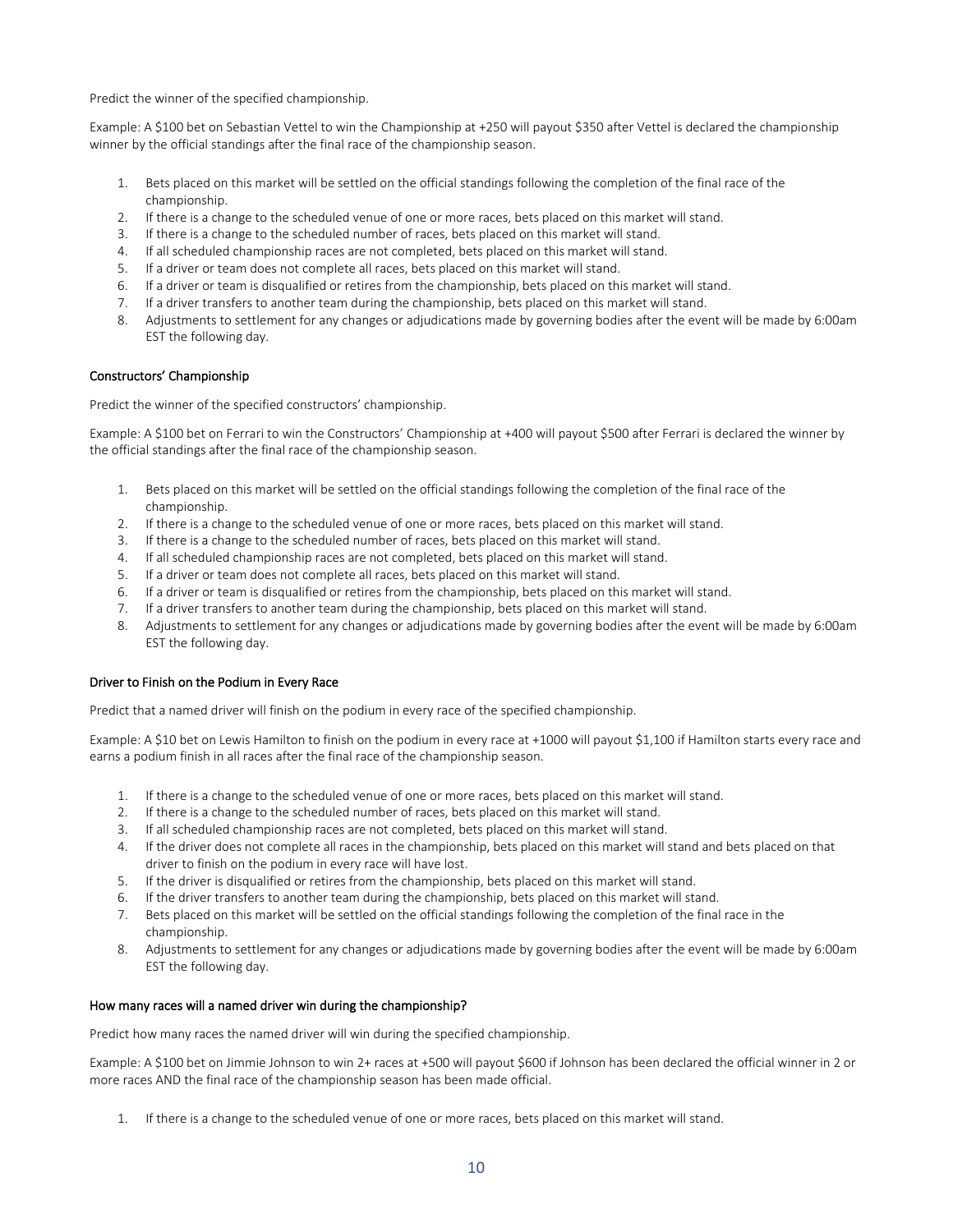Predict the winner of the specified championship.

Example: A $100 bet on Sebastian Vettel to win the Championship at +250 will payout $350 after Vettel is declared the championship winner by the official standings after the final race of the championship season.

1. Bets placed on this market will be settled on the official standings following the completion of the final race of the championship.
2. If there is a change to the scheduled venue of one or more races, bets placed on this market will stand.
3. If there is a change to the scheduled number of races, bets placed on this market will stand.
4. If all scheduled championship races are not completed, bets placed on this market will stand.
5. If a driver or team does not complete all races, bets placed on this market will stand.
6. If a driver or team is disqualified or retires from the championship, bets placed on this market will stand.
7. If a driver transfers to another team during the championship, bets placed on this market will stand.
8. Adjustments to settlement for any changes or adjudications made by governing bodies after the event will be made by 6:00am EST the following day.

#### Constructors' Championship

Predict the winner of the specified constructors' championship.

Example: A $100 bet on Ferrari to win the Constructors' Championship at +400 will payout $500 after Ferrari is declared the winner by the official standings after the final race of the championship season.

1. Bets placed on this market will be settled on the official standings following the completion of the final race of the championship.
2. If there is a change to the scheduled venue of one or more races, bets placed on this market will stand.
3. If there is a change to the scheduled number of races, bets placed on this market will stand.
4. If all scheduled championship races are not completed, bets placed on this market will stand.
5. If a driver or team does not complete all races, bets placed on this market will stand.
6. If a driver or team is disqualified or retires from the championship, bets placed on this market will stand.
7. If a driver transfers to another team during the championship, bets placed on this market will stand.
8. Adjustments to settlement for any changes or adjudications made by governing bodies after the event will be made by 6:00am EST the following day.

#### Driver to Finish on the Podium in Every Race

Predict that a named driver will finish on the podium in every race of the specified championship.

Example: A $10 bet on Lewis Hamilton to finish on the podium in every race at +1000 will payout $1,100 if Hamilton starts every race and earns a podium finish in all races after the final race of the championship season.

1. If there is a change to the scheduled venue of one or more races, bets placed on this market will stand.
2. If there is a change to the scheduled number of races, bets placed on this market will stand.
3. If all scheduled championship races are not completed, bets placed on this market will stand.
4. If the driver does not complete all races in the championship, bets placed on this market will stand and bets placed on that driver to finish on the podium in every race will have lost.
5. If the driver is disqualified or retires from the championship, bets placed on this market will stand.
6. If the driver transfers to another team during the championship, bets placed on this market will stand.
7. Bets placed on this market will be settled on the official standings following the completion of the final race in the championship.
8. Adjustments to settlement for any changes or adjudications made by governing bodies after the event will be made by 6:00am EST the following day.

#### How many races will a named driver win during the championship?

Predict how many races the named driver will win during the specified championship.

Example: A $100 bet on Jimmie Johnson to win 2+ races at +500 will payout $600 if Johnson has been declared the official winner in 2 or more races AND the final race of the championship season has been made official.

1. If there is a change to the scheduled venue of one or more races, bets placed on this market will stand.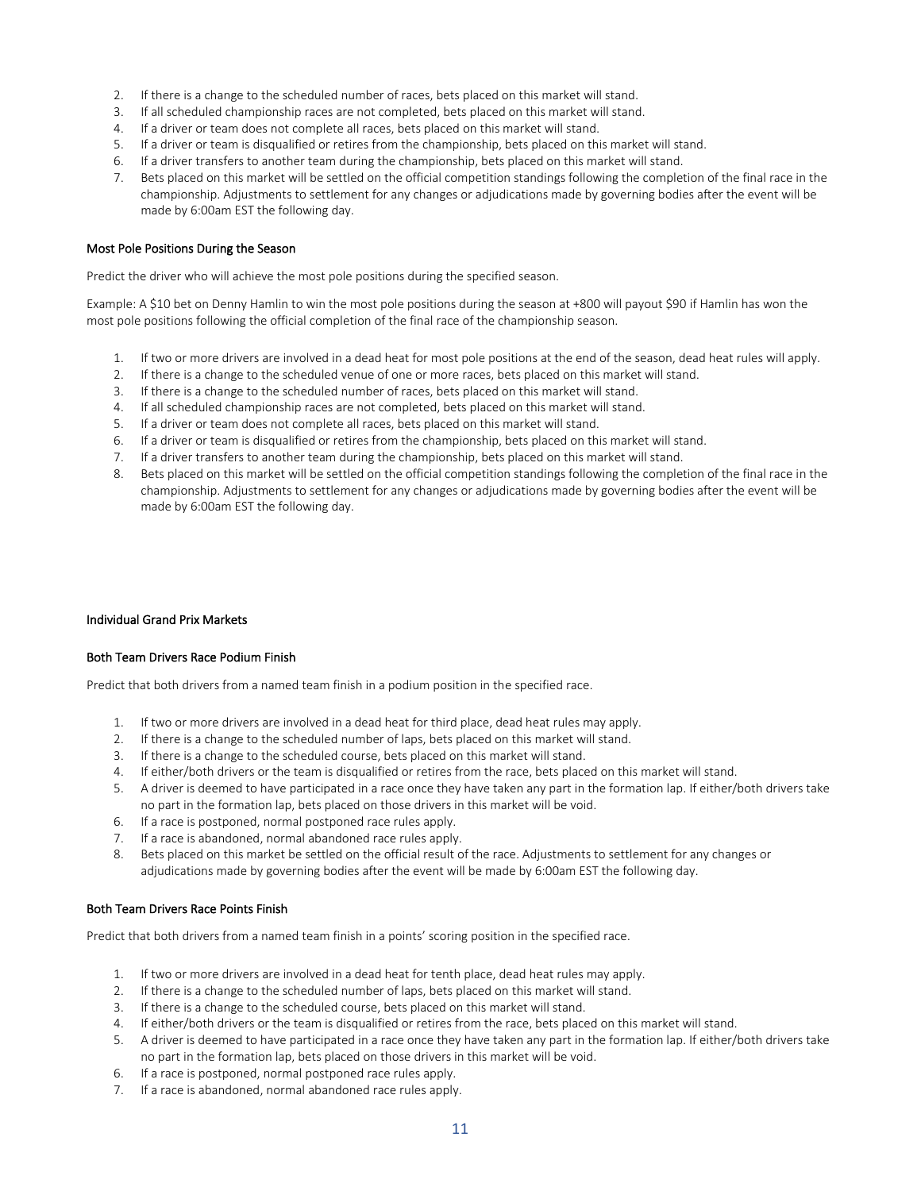2. If there is a change to the scheduled number of races, bets placed on this market will stand.
3. If all scheduled championship races are not completed, bets placed on this market will stand.
4. If a driver or team does not complete all races, bets placed on this market will stand.
5. If a driver or team is disqualified or retires from the championship, bets placed on this market will stand.
6. If a driver transfers to another team during the championship, bets placed on this market will stand.
7. Bets placed on this market will be settled on the official competition standings following the completion of the final race in the championship. Adjustments to settlement for any changes or adjudications made by governing bodies after the event will be made by 6:00am EST the following day.

### Most Pole Positions During the Season

Predict the driver who will achieve the most pole positions during the specified season.

Example: A $10 bet on Denny Hamlin to win the most pole positions during the season at +800 will payout $90 if Hamlin has won the most pole positions following the official completion of the final race of the championship season.

1. If two or more drivers are involved in a dead heat for most pole positions at the end of the season, dead heat rules will apply.
2. If there is a change to the scheduled venue of one or more races, bets placed on this market will stand.
3. If there is a change to the scheduled number of races, bets placed on this market will stand.
4. If all scheduled championship races are not completed, bets placed on this market will stand.
5. If a driver or team does not complete all races, bets placed on this market will stand.
6. If a driver or team is disqualified or retires from the championship, bets placed on this market will stand.
7. If a driver transfers to another team during the championship, bets placed on this market will stand.
8. Bets placed on this market will be settled on the official competition standings following the completion of the final race in the championship. Adjustments to settlement for any changes or adjudications made by governing bodies after the event will be made by 6:00am EST the following day.

## Individual Grand Prix Markets

### Both Team Drivers Race Podium Finish

Predict that both drivers from a named team finish in a podium position in the specified race.

1. If two or more drivers are involved in a dead heat for third place, dead heat rules may apply.
2. If there is a change to the scheduled number of laps, bets placed on this market will stand.
3. If there is a change to the scheduled course, bets placed on this market will stand.
4. If either/both drivers or the team is disqualified or retires from the race, bets placed on this market will stand.
5. A driver is deemed to have participated in a race once they have taken any part in the formation lap. If either/both drivers take no part in the formation lap, bets placed on those drivers in this market will be void.
6. If a race is postponed, normal postponed race rules apply.
7. If a race is abandoned, normal abandoned race rules apply.
8. Bets placed on this market be settled on the official result of the race. Adjustments to settlement for any changes or adjudications made by governing bodies after the event will be made by 6:00am EST the following day.

### Both Team Drivers Race Points Finish

Predict that both drivers from a named team finish in a points' scoring position in the specified race.

1. If two or more drivers are involved in a dead heat for tenth place, dead heat rules may apply.
2. If there is a change to the scheduled number of laps, bets placed on this market will stand.
3. If there is a change to the scheduled course, bets placed on this market will stand.
4. If either/both drivers or the team is disqualified or retires from the race, bets placed on this market will stand.
5. A driver is deemed to have participated in a race once they have taken any part in the formation lap. If either/both drivers take no part in the formation lap, bets placed on those drivers in this market will be void.
6. If a race is postponed, normal postponed race rules apply.
7. If a race is abandoned, normal abandoned race rules apply.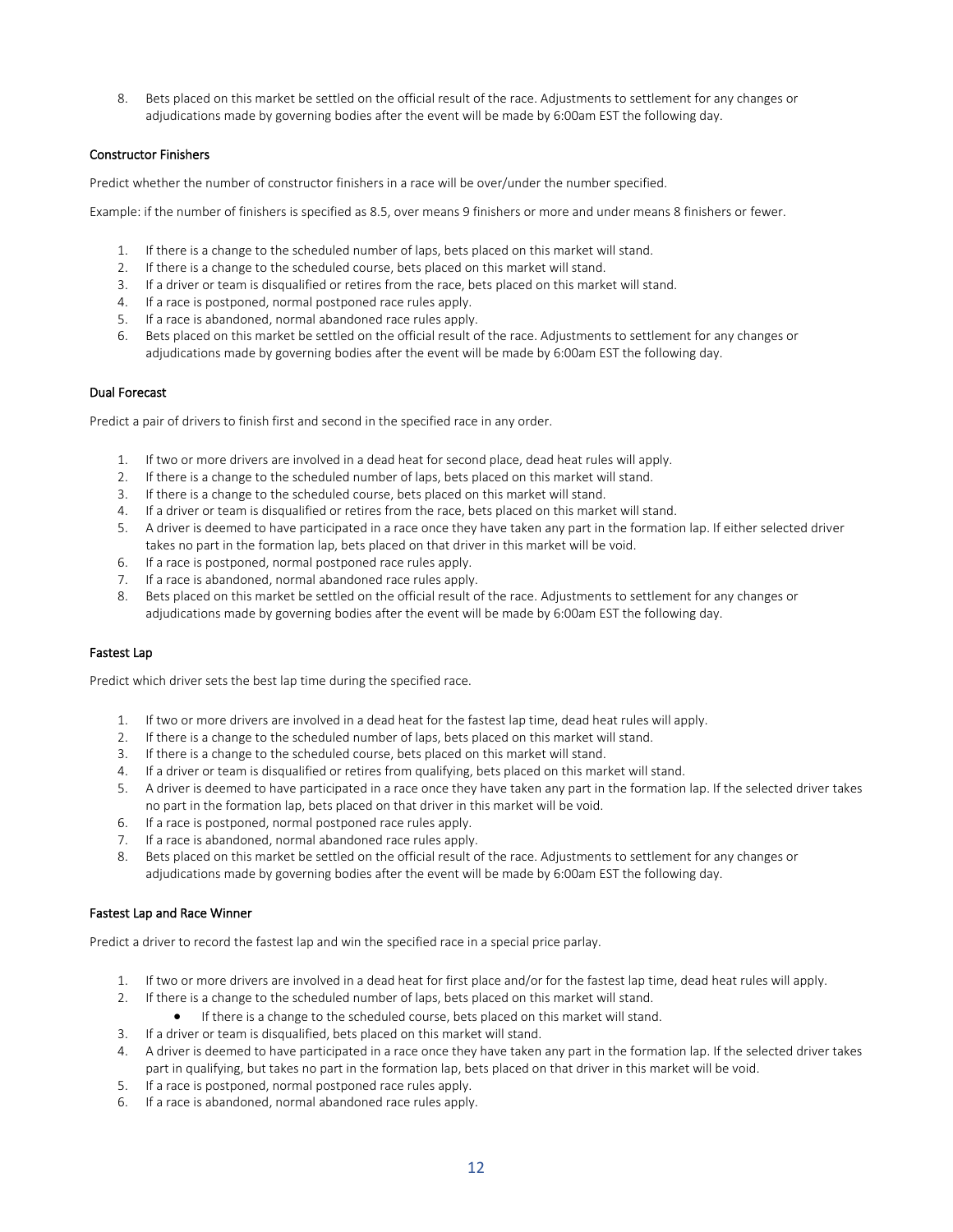8. Bets placed on this market be settled on the official result of the race. Adjustments to settlement for any changes or adjudications made by governing bodies after the event will be made by 6:00am EST the following day.

### Constructor Finishers

Predict whether the number of constructor finishers in a race will be over/under the number specified.

Example: if the number of finishers is specified as 8.5, over means 9 finishers or more and under means 8 finishers or fewer.

1. If there is a change to the scheduled number of laps, bets placed on this market will stand.
2. If there is a change to the scheduled course, bets placed on this market will stand.
3. If a driver or team is disqualified or retires from the race, bets placed on this market will stand.
4. If a race is postponed, normal postponed race rules apply.
5. If a race is abandoned, normal abandoned race rules apply.
6. Bets placed on this market be settled on the official result of the race. Adjustments to settlement for any changes or adjudications made by governing bodies after the event will be made by 6:00am EST the following day.

### Dual Forecast

Predict a pair of drivers to finish first and second in the specified race in any order.

1. If two or more drivers are involved in a dead heat for second place, dead heat rules will apply.
2. If there is a change to the scheduled number of laps, bets placed on this market will stand.
3. If there is a change to the scheduled course, bets placed on this market will stand.
4. If a driver or team is disqualified or retires from the race, bets placed on this market will stand.
5. A driver is deemed to have participated in a race once they have taken any part in the formation lap. If either selected driver takes no part in the formation lap, bets placed on that driver in this market will be void.
6. If a race is postponed, normal postponed race rules apply.
7. If a race is abandoned, normal abandoned race rules apply.
8. Bets placed on this market be settled on the official result of the race. Adjustments to settlement for any changes or adjudications made by governing bodies after the event will be made by 6:00am EST the following day.

### Fastest Lap

Predict which driver sets the best lap time during the specified race.

1. If two or more drivers are involved in a dead heat for the fastest lap time, dead heat rules will apply.
2. If there is a change to the scheduled number of laps, bets placed on this market will stand.
3. If there is a change to the scheduled course, bets placed on this market will stand.
4. If a driver or team is disqualified or retires from qualifying, bets placed on this market will stand.
5. A driver is deemed to have participated in a race once they have taken any part in the formation lap. If the selected driver takes no part in the formation lap, bets placed on that driver in this market will be void.
6. If a race is postponed, normal postponed race rules apply.
7. If a race is abandoned, normal abandoned race rules apply.
8. Bets placed on this market be settled on the official result of the race. Adjustments to settlement for any changes or adjudications made by governing bodies after the event will be made by 6:00am EST the following day.

### Fastest Lap and Race Winner

Predict a driver to record the fastest lap and win the specified race in a special price parlay.

1. If two or more drivers are involved in a dead heat for first place and/or for the fastest lap time, dead heat rules will apply.
2. If there is a change to the scheduled number of laps, bets placed on this market will stand.
   - If there is a change to the scheduled course, bets placed on this market will stand.
3. If a driver or team is disqualified, bets placed on this market will stand.
4. A driver is deemed to have participated in a race once they have taken any part in the formation lap. If the selected driver takes part in qualifying, but takes no part in the formation lap, bets placed on that driver in this market will be void.
5. If a race is postponed, normal postponed race rules apply.
6. If a race is abandoned, normal abandoned race rules apply.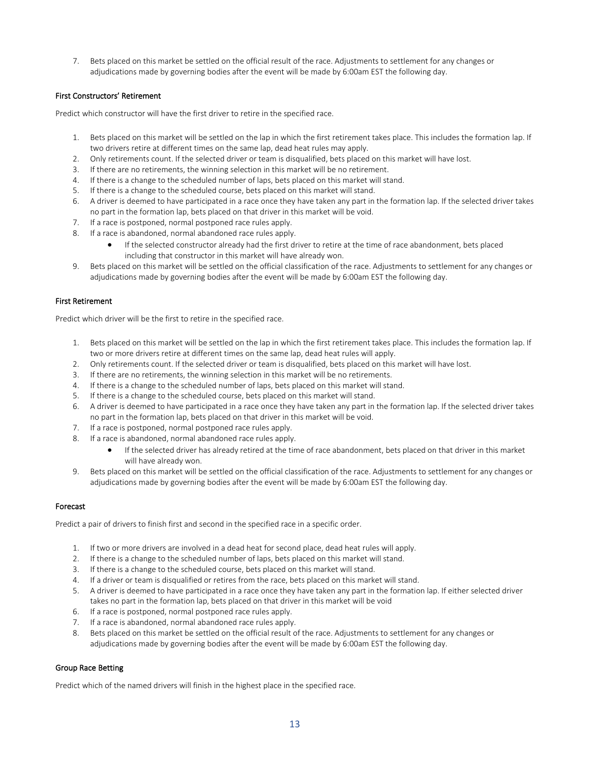7. Bets placed on this market be settled on the official result of the race. Adjustments to settlement for any changes or adjudications made by governing bodies after the event will be made by 6:00am EST the following day.

### First Constructors' Retirement

Predict which constructor will have the first driver to retire in the specified race.

1. Bets placed on this market will be settled on the lap in which the first retirement takes place. This includes the formation lap. If two drivers retire at different times on the same lap, dead heat rules may apply.
2. Only retirements count. If the selected driver or team is disqualified, bets placed on this market will have lost.
3. If there are no retirements, the winning selection in this market will be no retirement.
4. If there is a change to the scheduled number of laps, bets placed on this market will stand.
5. If there is a change to the scheduled course, bets placed on this market will stand.
6. A driver is deemed to have participated in a race once they have taken any part in the formation lap. If the selected driver takes no part in the formation lap, bets placed on that driver in this market will be void.
7. If a race is postponed, normal postponed race rules apply.
8. If a race is abandoned, normal abandoned race rules apply.
    - If the selected constructor already had the first driver to retire at the time of race abandonment, bets placed including that constructor in this market will have already won.
9. Bets placed on this market will be settled on the official classification of the race. Adjustments to settlement for any changes or adjudications made by governing bodies after the event will be made by 6:00am EST the following day.

### First Retirement

Predict which driver will be the first to retire in the specified race.

1. Bets placed on this market will be settled on the lap in which the first retirement takes place. This includes the formation lap. If two or more drivers retire at different times on the same lap, dead heat rules will apply.
2. Only retirements count. If the selected driver or team is disqualified, bets placed on this market will have lost.
3. If there are no retirements, the winning selection in this market will be no retirements.
4. If there is a change to the scheduled number of laps, bets placed on this market will stand.
5. If there is a change to the scheduled course, bets placed on this market will stand.
6. A driver is deemed to have participated in a race once they have taken any part in the formation lap. If the selected driver takes no part in the formation lap, bets placed on that driver in this market will be void.
7. If a race is postponed, normal postponed race rules apply.
8. If a race is abandoned, normal abandoned race rules apply.
    - If the selected driver has already retired at the time of race abandonment, bets placed on that driver in this market will have already won.
9. Bets placed on this market will be settled on the official classification of the race. Adjustments to settlement for any changes or adjudications made by governing bodies after the event will be made by 6:00am EST the following day.

### Forecast

Predict a pair of drivers to finish first and second in the specified race in a specific order.

1. If two or more drivers are involved in a dead heat for second place, dead heat rules will apply.
2. If there is a change to the scheduled number of laps, bets placed on this market will stand.
3. If there is a change to the scheduled course, bets placed on this market will stand.
4. If a driver or team is disqualified or retires from the race, bets placed on this market will stand.
5. A driver is deemed to have participated in a race once they have taken any part in the formation lap. If either selected driver takes no part in the formation lap, bets placed on that driver in this market will be void
6. If a race is postponed, normal postponed race rules apply.
7. If a race is abandoned, normal abandoned race rules apply.
8. Bets placed on this market be settled on the official result of the race. Adjustments to settlement for any changes or adjudications made by governing bodies after the event will be made by 6:00am EST the following day.

### Group Race Betting

Predict which of the named drivers will finish in the highest place in the specified race.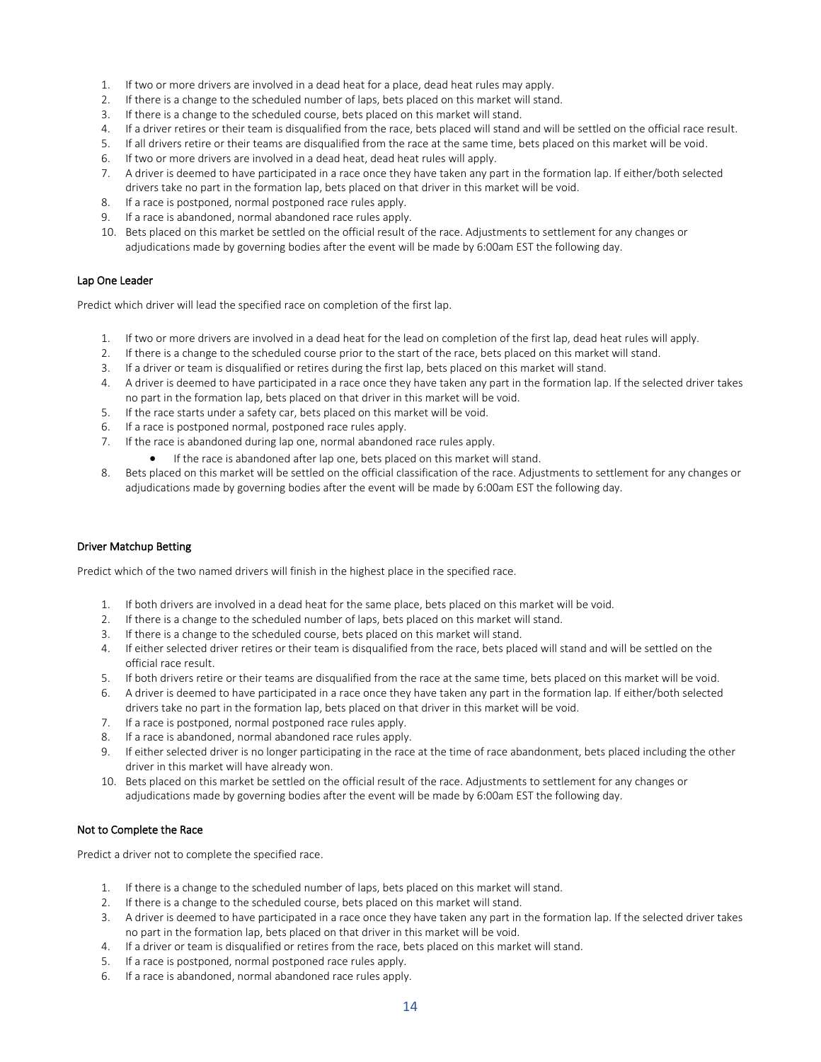1. If two or more drivers are involved in a dead heat for a place, dead heat rules may apply.
2. If there is a change to the scheduled number of laps, bets placed on this market will stand.
3. If there is a change to the scheduled course, bets placed on this market will stand.
4. If a driver retires or their team is disqualified from the race, bets placed will stand and will be settled on the official race result.
5. If all drivers retire or their teams are disqualified from the race at the same time, bets placed on this market will be void.
6. If two or more drivers are involved in a dead heat, dead heat rules will apply.
7. A driver is deemed to have participated in a race once they have taken any part in the formation lap. If either/both selected drivers take no part in the formation lap, bets placed on that driver in this market will be void.
8. If a race is postponed, normal postponed race rules apply.
9. If a race is abandoned, normal abandoned race rules apply.
10. Bets placed on this market be settled on the official result of the race. Adjustments to settlement for any changes or adjudications made by governing bodies after the event will be made by 6:00am EST the following day.

### Lap One Leader

Predict which driver will lead the specified race on completion of the first lap.

1. If two or more drivers are involved in a dead heat for the lead on completion of the first lap, dead heat rules will apply.
2. If there is a change to the scheduled course prior to the start of the race, bets placed on this market will stand.
3. If a driver or team is disqualified or retires during the first lap, bets placed on this market will stand.
4. A driver is deemed to have participated in a race once they have taken any part in the formation lap. If the selected driver takes no part in the formation lap, bets placed on that driver in this market will be void.
5. If the race starts under a safety car, bets placed on this market will be void.
6. If a race is postponed normal, postponed race rules apply.
7. If the race is abandoned during lap one, normal abandoned race rules apply.
    - If the race is abandoned after lap one, bets placed on this market will stand.
8. Bets placed on this market will be settled on the official classification of the race. Adjustments to settlement for any changes or adjudications made by governing bodies after the event will be made by 6:00am EST the following day.

### Driver Matchup Betting

Predict which of the two named drivers will finish in the highest place in the specified race.

1. If both drivers are involved in a dead heat for the same place, bets placed on this market will be void.
2. If there is a change to the scheduled number of laps, bets placed on this market will stand.
3. If there is a change to the scheduled course, bets placed on this market will stand.
4. If either selected driver retires or their team is disqualified from the race, bets placed will stand and will be settled on the official race result.
5. If both drivers retire or their teams are disqualified from the race at the same time, bets placed on this market will be void.
6. A driver is deemed to have participated in a race once they have taken any part in the formation lap. If either/both selected drivers take no part in the formation lap, bets placed on that driver in this market will be void.
7. If a race is postponed, normal postponed race rules apply.
8. If a race is abandoned, normal abandoned race rules apply.
9. If either selected driver is no longer participating in the race at the time of race abandonment, bets placed including the other driver in this market will have already won.
10. Bets placed on this market be settled on the official result of the race. Adjustments to settlement for any changes or adjudications made by governing bodies after the event will be made by 6:00am EST the following day.

### Not to Complete the Race

Predict a driver not to complete the specified race.

1. If there is a change to the scheduled number of laps, bets placed on this market will stand.
2. If there is a change to the scheduled course, bets placed on this market will stand.
3. A driver is deemed to have participated in a race once they have taken any part in the formation lap. If the selected driver takes no part in the formation lap, bets placed on that driver in this market will be void.
4. If a driver or team is disqualified or retires from the race, bets placed on this market will stand.
5. If a race is postponed, normal postponed race rules apply.
6. If a race is abandoned, normal abandoned race rules apply.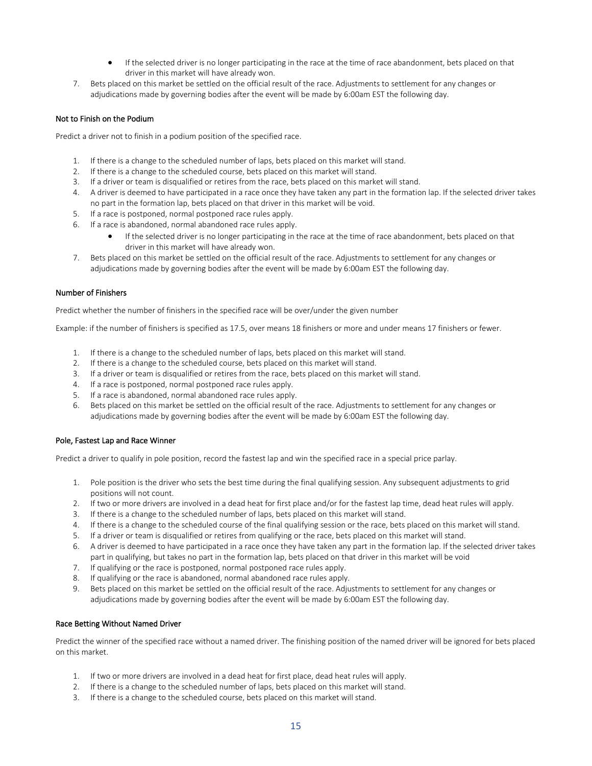- If the selected driver is no longer participating in the race at the time of race abandonment, bets placed on that driver in this market will have already won.

7. Bets placed on this market be settled on the official result of the race. Adjustments to settlement for any changes or adjudications made by governing bodies after the event will be made by 6:00am EST the following day.

### Not to Finish on the Podium

Predict a driver not to finish in a podium position of the specified race.

1. If there is a change to the scheduled number of laps, bets placed on this market will stand.
2. If there is a change to the scheduled course, bets placed on this market will stand.
3. If a driver or team is disqualified or retires from the race, bets placed on this market will stand.
4. A driver is deemed to have participated in a race once they have taken any part in the formation lap. If the selected driver takes no part in the formation lap, bets placed on that driver in this market will be void.
5. If a race is postponed, normal postponed race rules apply.
6. If a race is abandoned, normal abandoned race rules apply.
   - If the selected driver is no longer participating in the race at the time of race abandonment, bets placed on that driver in this market will have already won.
7. Bets placed on this market be settled on the official result of the race. Adjustments to settlement for any changes or adjudications made by governing bodies after the event will be made by 6:00am EST the following day.

### Number of Finishers

Predict whether the number of finishers in the specified race will be over/under the given number

Example: if the number of finishers is specified as 17.5, over means 18 finishers or more and under means 17 finishers or fewer.

1. If there is a change to the scheduled number of laps, bets placed on this market will stand.
2. If there is a change to the scheduled course, bets placed on this market will stand.
3. If a driver or team is disqualified or retires from the race, bets placed on this market will stand.
4. If a race is postponed, normal postponed race rules apply.
5. If a race is abandoned, normal abandoned race rules apply.
6. Bets placed on this market be settled on the official result of the race. Adjustments to settlement for any changes or adjudications made by governing bodies after the event will be made by 6:00am EST the following day.

### Pole, Fastest Lap and Race Winner

Predict a driver to qualify in pole position, record the fastest lap and win the specified race in a special price parlay.

1. Pole position is the driver who sets the best time during the final qualifying session. Any subsequent adjustments to grid positions will not count.
2. If two or more drivers are involved in a dead heat for first place and/or for the fastest lap time, dead heat rules will apply.
3. If there is a change to the scheduled number of laps, bets placed on this market will stand.
4. If there is a change to the scheduled course of the final qualifying session or the race, bets placed on this market will stand.
5. If a driver or team is disqualified or retires from qualifying or the race, bets placed on this market will stand.
6. A driver is deemed to have participated in a race once they have taken any part in the formation lap. If the selected driver takes part in qualifying, but takes no part in the formation lap, bets placed on that driver in this market will be void
7. If qualifying or the race is postponed, normal postponed race rules apply.
8. If qualifying or the race is abandoned, normal abandoned race rules apply.
9. Bets placed on this market be settled on the official result of the race. Adjustments to settlement for any changes or adjudications made by governing bodies after the event will be made by 6:00am EST the following day.

### Race Betting Without Named Driver

Predict the winner of the specified race without a named driver. The finishing position of the named driver will be ignored for bets placed on this market.

1. If two or more drivers are involved in a dead heat for first place, dead heat rules will apply.
2. If there is a change to the scheduled number of laps, bets placed on this market will stand.
3. If there is a change to the scheduled course, bets placed on this market will stand.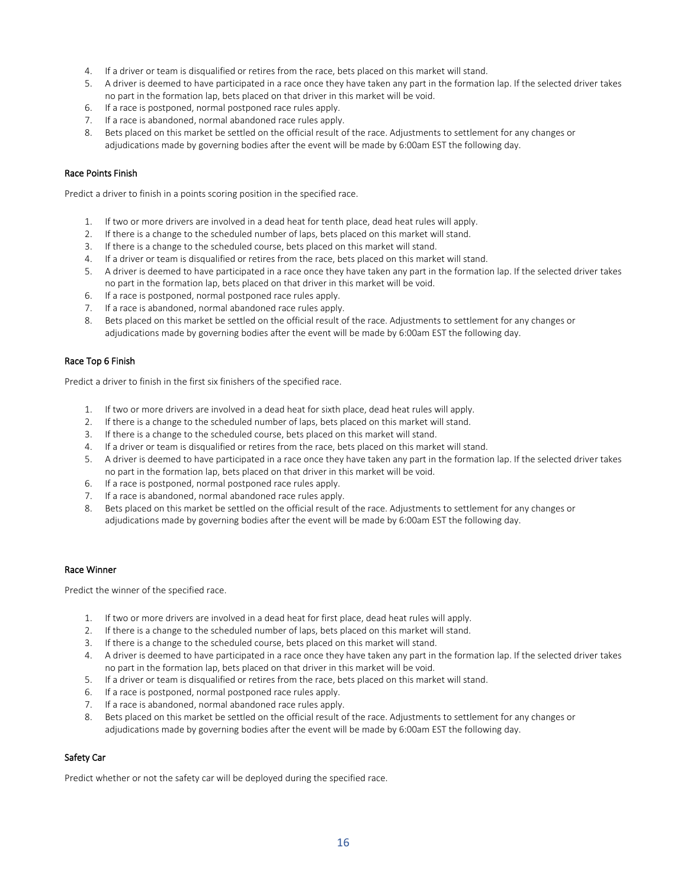4. If a driver or team is disqualified or retires from the race, bets placed on this market will stand.
5. A driver is deemed to have participated in a race once they have taken any part in the formation lap. If the selected driver takes no part in the formation lap, bets placed on that driver in this market will be void.
6. If a race is postponed, normal postponed race rules apply.
7. If a race is abandoned, normal abandoned race rules apply.
8. Bets placed on this market be settled on the official result of the race. Adjustments to settlement for any changes or adjudications made by governing bodies after the event will be made by 6:00am EST the following day.

#### Race Points Finish

Predict a driver to finish in a points scoring position in the specified race.

1. If two or more drivers are involved in a dead heat for tenth place, dead heat rules will apply.
2. If there is a change to the scheduled number of laps, bets placed on this market will stand.
3. If there is a change to the scheduled course, bets placed on this market will stand.
4. If a driver or team is disqualified or retires from the race, bets placed on this market will stand.
5. A driver is deemed to have participated in a race once they have taken any part in the formation lap. If the selected driver takes no part in the formation lap, bets placed on that driver in this market will be void.
6. If a race is postponed, normal postponed race rules apply.
7. If a race is abandoned, normal abandoned race rules apply.
8. Bets placed on this market be settled on the official result of the race. Adjustments to settlement for any changes or adjudications made by governing bodies after the event will be made by 6:00am EST the following day.

#### Race Top 6 Finish

Predict a driver to finish in the first six finishers of the specified race.

1. If two or more drivers are involved in a dead heat for sixth place, dead heat rules will apply.
2. If there is a change to the scheduled number of laps, bets placed on this market will stand.
3. If there is a change to the scheduled course, bets placed on this market will stand.
4. If a driver or team is disqualified or retires from the race, bets placed on this market will stand.
5. A driver is deemed to have participated in a race once they have taken any part in the formation lap. If the selected driver takes no part in the formation lap, bets placed on that driver in this market will be void.
6. If a race is postponed, normal postponed race rules apply.
7. If a race is abandoned, normal abandoned race rules apply.
8. Bets placed on this market be settled on the official result of the race. Adjustments to settlement for any changes or adjudications made by governing bodies after the event will be made by 6:00am EST the following day.

#### Race Winner

Predict the winner of the specified race.

1. If two or more drivers are involved in a dead heat for first place, dead heat rules will apply.
2. If there is a change to the scheduled number of laps, bets placed on this market will stand.
3. If there is a change to the scheduled course, bets placed on this market will stand.
4. A driver is deemed to have participated in a race once they have taken any part in the formation lap. If the selected driver takes no part in the formation lap, bets placed on that driver in this market will be void.
5. If a driver or team is disqualified or retires from the race, bets placed on this market will stand.
6. If a race is postponed, normal postponed race rules apply.
7. If a race is abandoned, normal abandoned race rules apply.
8. Bets placed on this market be settled on the official result of the race. Adjustments to settlement for any changes or adjudications made by governing bodies after the event will be made by 6:00am EST the following day.

#### Safety Car

Predict whether or not the safety car will be deployed during the specified race.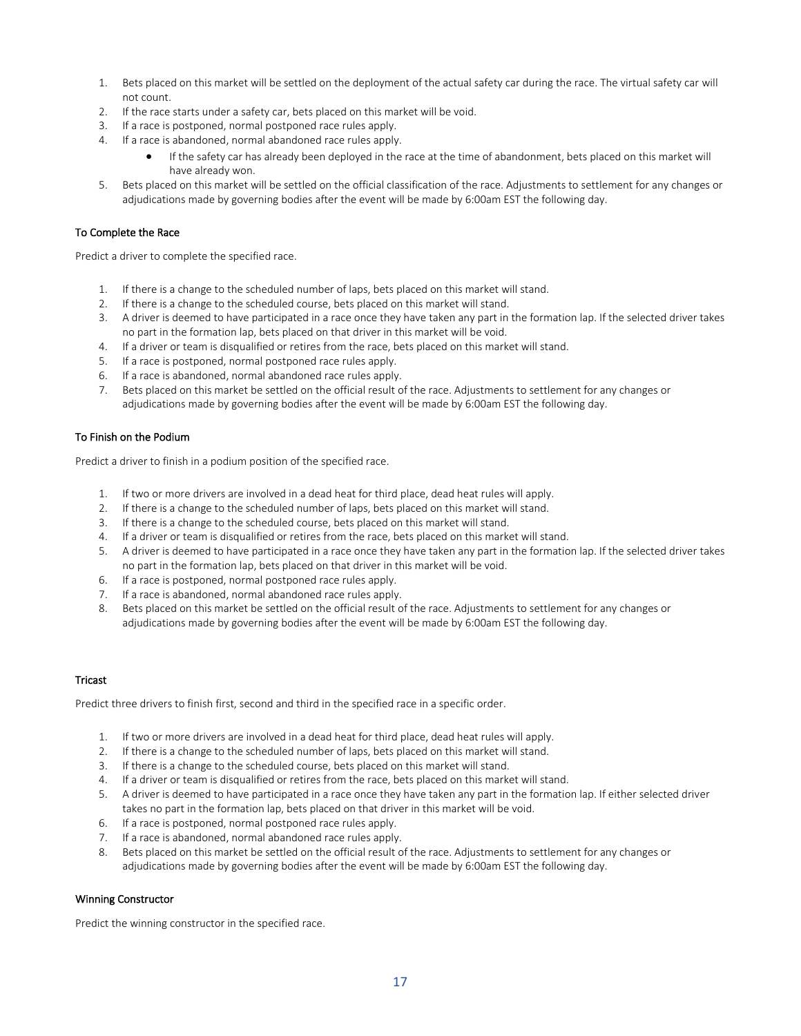1. Bets placed on this market will be settled on the deployment of the actual safety car during the race. The virtual safety car will not count.
2. If the race starts under a safety car, bets placed on this market will be void.
3. If a race is postponed, normal postponed race rules apply.
4. If a race is abandoned, normal abandoned race rules apply.
    - If the safety car has already been deployed in the race at the time of abandonment, bets placed on this market will have already won.
5. Bets placed on this market will be settled on the official classification of the race. Adjustments to settlement for any changes or adjudications made by governing bodies after the event will be made by 6:00am EST the following day.

### To Complete the Race

Predict a driver to complete the specified race.

1. If there is a change to the scheduled number of laps, bets placed on this market will stand.
2. If there is a change to the scheduled course, bets placed on this market will stand.
3. A driver is deemed to have participated in a race once they have taken any part in the formation lap. If the selected driver takes no part in the formation lap, bets placed on that driver in this market will be void.
4. If a driver or team is disqualified or retires from the race, bets placed on this market will stand.
5. If a race is postponed, normal postponed race rules apply.
6. If a race is abandoned, normal abandoned race rules apply.
7. Bets placed on this market will be settled on the official result of the race. Adjustments to settlement for any changes or adjudications made by governing bodies after the event will be made by 6:00am EST the following day.

### To Finish on the Podium

Predict a driver to finish in a podium position of the specified race.

1. If two or more drivers are involved in a dead heat for third place, dead heat rules will apply.
2. If there is a change to the scheduled number of laps, bets placed on this market will stand.
3. If there is a change to the scheduled course, bets placed on this market will stand.
4. If a driver or team is disqualified or retires from the race, bets placed on this market will stand.
5. A driver is deemed to have participated in a race once they have taken any part in the formation lap. If the selected driver takes no part in the formation lap, bets placed on that driver in this market will be void.
6. If a race is postponed, normal postponed race rules apply.
7. If a race is abandoned, normal abandoned race rules apply.
8. Bets placed on this market be settled on the official result of the race. Adjustments to settlement for any changes or adjudications made by governing bodies after the event will be made by 6:00am EST the following day.

### Tricast

Predict three drivers to finish first, second and third in the specified race in a specific order.

1. If two or more drivers are involved in a dead heat for third place, dead heat rules will apply.
2. If there is a change to the scheduled number of laps, bets placed on this market will stand.
3. If there is a change to the scheduled course, bets placed on this market will stand.
4. If a driver or team is disqualified or retires from the race, bets placed on this market will stand.
5. A driver is deemed to have participated in a race once they have taken any part in the formation lap. If either selected driver takes no part in the formation lap, bets placed on that driver in this market will be void.
6. If a race is postponed, normal postponed race rules apply.
7. If a race is abandoned, normal abandoned race rules apply.
8. Bets placed on this market be settled on the official result of the race. Adjustments to settlement for any changes or adjudications made by governing bodies after the event will be made by 6:00am EST the following day.

### Winning Constructor

Predict the winning constructor in the specified race.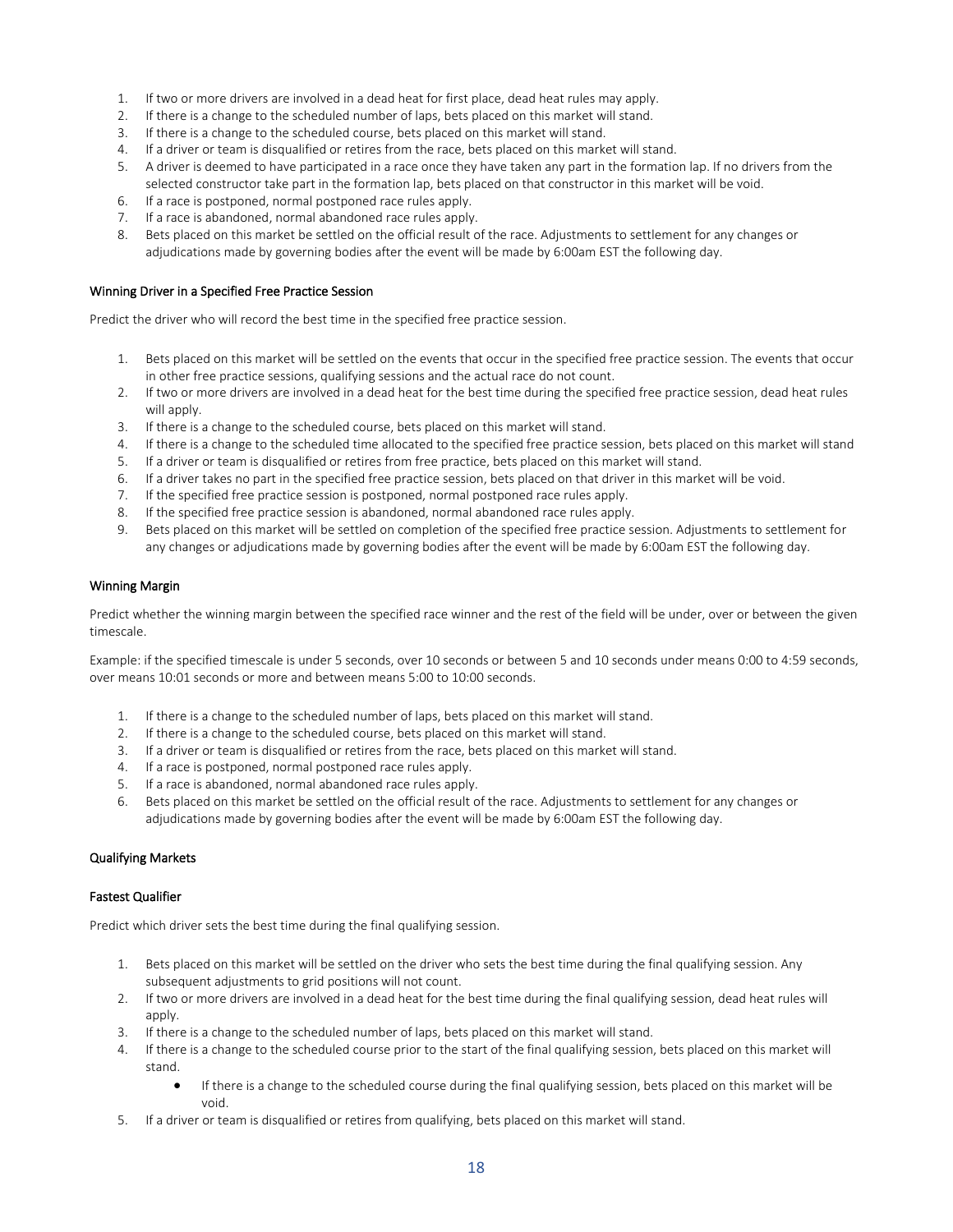1. If two or more drivers are involved in a dead heat for first place, dead heat rules may apply.
2. If there is a change to the scheduled number of laps, bets placed on this market will stand.
3. If there is a change to the scheduled course, bets placed on this market will stand.
4. If a driver or team is disqualified or retires from the race, bets placed on this market will stand.
5. A driver is deemed to have participated in a race once they have taken any part in the formation lap. If no drivers from the selected constructor take part in the formation lap, bets placed on that constructor in this market will be void.
6. If a race is postponed, normal postponed race rules apply.
7. If a race is abandoned, normal abandoned race rules apply.
8. Bets placed on this market be settled on the official result of the race. Adjustments to settlement for any changes or adjudications made by governing bodies after the event will be made by 6:00am EST the following day.

#### Winning Driver in a Specified Free Practice Session

Predict the driver who will record the best time in the specified free practice session.

1. Bets placed on this market will be settled on the events that occur in the specified free practice session. The events that occur in other free practice sessions, qualifying sessions and the actual race do not count.
2. If two or more drivers are involved in a dead heat for the best time during the specified free practice session, dead heat rules will apply.
3. If there is a change to the scheduled course, bets placed on this market will stand.
4. If there is a change to the scheduled time allocated to the specified free practice session, bets placed on this market will stand
5. If a driver or team is disqualified or retires from free practice, bets placed on this market will stand.
6. If a driver takes no part in the specified free practice session, bets placed on that driver in this market will be void.
7. If the specified free practice session is postponed, normal postponed race rules apply.
8. If the specified free practice session is abandoned, normal abandoned race rules apply.
9. Bets placed on this market will be settled on completion of the specified free practice session. Adjustments to settlement for any changes or adjudications made by governing bodies after the event will be made by 6:00am EST the following day.

#### Winning Margin

Predict whether the winning margin between the specified race winner and the rest of the field will be under, over or between the given timescale.

Example: if the specified timescale is under 5 seconds, over 10 seconds or between 5 and 10 seconds under means 0:00 to 4:59 seconds, over means 10:01 seconds or more and between means 5:00 to 10:00 seconds.

1. If there is a change to the scheduled number of laps, bets placed on this market will stand.
2. If there is a change to the scheduled course, bets placed on this market will stand.
3. If a driver or team is disqualified or retires from the race, bets placed on this market will stand.
4. If a race is postponed, normal postponed race rules apply.
5. If a race is abandoned, normal abandoned race rules apply.
6. Bets placed on this market be settled on the official result of the race. Adjustments to settlement for any changes or adjudications made by governing bodies after the event will be made by 6:00am EST the following day.

### Qualifying Markets

#### Fastest Qualifier

Predict which driver sets the best time during the final qualifying session.

1. Bets placed on this market will be settled on the driver who sets the best time during the final qualifying session. Any subsequent adjustments to grid positions will not count.
2. If two or more drivers are involved in a dead heat for the best time during the final qualifying session, dead heat rules will apply.
3. If there is a change to the scheduled number of laps, bets placed on this market will stand.
4. If there is a change to the scheduled course prior to the start of the final qualifying session, bets placed on this market will stand.
    - If there is a change to the scheduled course during the final qualifying session, bets placed on this market will be void.
5. If a driver or team is disqualified or retires from qualifying, bets placed on this market will stand.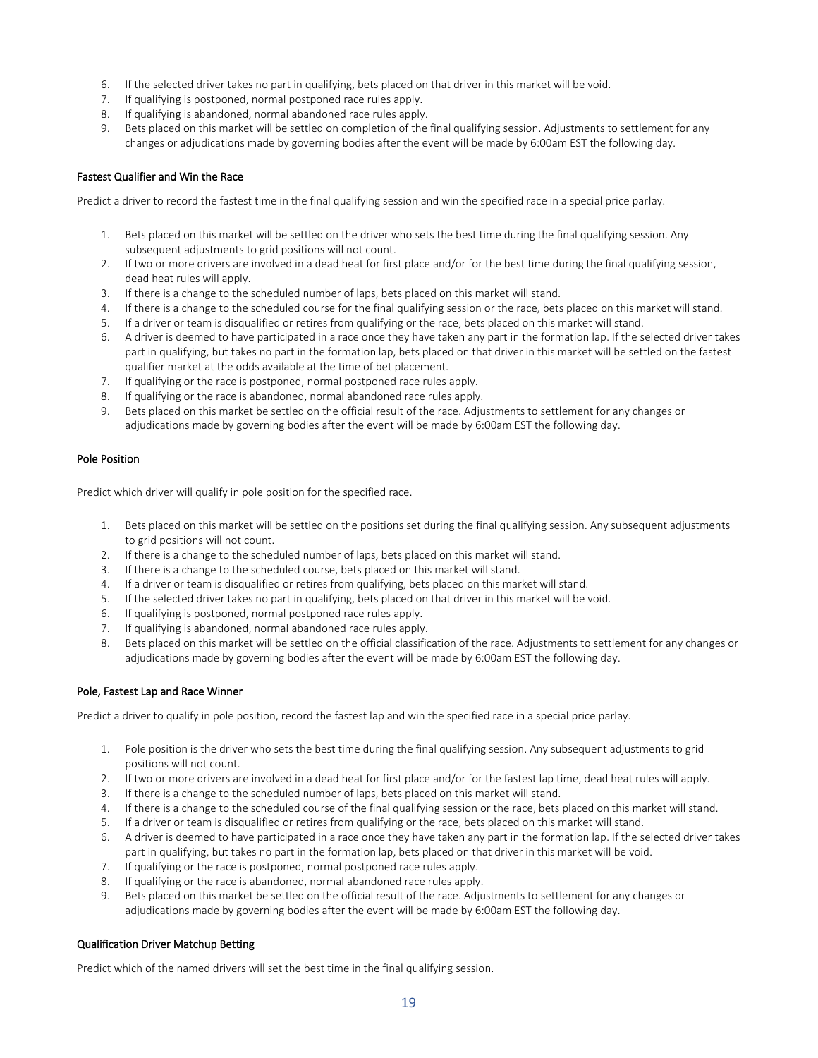6. If the selected driver takes no part in qualifying, bets placed on that driver in this market will be void.
7. If qualifying is postponed, normal postponed race rules apply.
8. If qualifying is abandoned, normal abandoned race rules apply.
9. Bets placed on this market will be settled on completion of the final qualifying session. Adjustments to settlement for any changes or adjudications made by governing bodies after the event will be made by 6:00am EST the following day.

#### Fastest Qualifier and Win the Race

Predict a driver to record the fastest time in the final qualifying session and win the specified race in a special price parlay.

1. Bets placed on this market will be settled on the driver who sets the best time during the final qualifying session. Any subsequent adjustments to grid positions will not count.
2. If two or more drivers are involved in a dead heat for first place and/or for the best time during the final qualifying session, dead heat rules will apply.
3. If there is a change to the scheduled number of laps, bets placed on this market will stand.
4. If there is a change to the scheduled course for the final qualifying session or the race, bets placed on this market will stand.
5. If a driver or team is disqualified or retires from qualifying or the race, bets placed on this market will stand.
6. A driver is deemed to have participated in a race once they have taken any part in the formation lap. If the selected driver takes part in qualifying, but takes no part in the formation lap, bets placed on that driver in this market will be settled on the fastest qualifier market at the odds available at the time of bet placement.
7. If qualifying or the race is postponed, normal postponed race rules apply.
8. If qualifying or the race is abandoned, normal abandoned race rules apply.
9. Bets placed on this market be settled on the official result of the race. Adjustments to settlement for any changes or adjudications made by governing bodies after the event will be made by 6:00am EST the following day.

#### Pole Position

Predict which driver will qualify in pole position for the specified race.

1. Bets placed on this market will be settled on the positions set during the final qualifying session. Any subsequent adjustments to grid positions will not count.
2. If there is a change to the scheduled number of laps, bets placed on this market will stand.
3. If there is a change to the scheduled course, bets placed on this market will stand.
4. If a driver or team is disqualified or retires from qualifying, bets placed on this market will stand.
5. If the selected driver takes no part in qualifying, bets placed on that driver in this market will be void.
6. If qualifying is postponed, normal postponed race rules apply.
7. If qualifying is abandoned, normal abandoned race rules apply.
8. Bets placed on this market will be settled on the official classification of the race. Adjustments to settlement for any changes or adjudications made by governing bodies after the event will be made by 6:00am EST the following day.

#### Pole, Fastest Lap and Race Winner

Predict a driver to qualify in pole position, record the fastest lap and win the specified race in a special price parlay.

1. Pole position is the driver who sets the best time during the final qualifying session. Any subsequent adjustments to grid positions will not count.
2. If two or more drivers are involved in a dead heat for first place and/or for the fastest lap time, dead heat rules will apply.
3. If there is a change to the scheduled number of laps, bets placed on this market will stand.
4. If there is a change to the scheduled course of the final qualifying session or the race, bets placed on this market will stand.
5. If a driver or team is disqualified or retires from qualifying or the race, bets placed on this market will stand.
6. A driver is deemed to have participated in a race once they have taken any part in the formation lap. If the selected driver takes part in qualifying, but takes no part in the formation lap, bets placed on that driver in this market will be void.
7. If qualifying or the race is postponed, normal postponed race rules apply.
8. If qualifying or the race is abandoned, normal abandoned race rules apply.
9. Bets placed on this market be settled on the official result of the race. Adjustments to settlement for any changes or adjudications made by governing bodies after the event will be made by 6:00am EST the following day.

#### Qualification Driver Matchup Betting

Predict which of the named drivers will set the best time in the final qualifying session.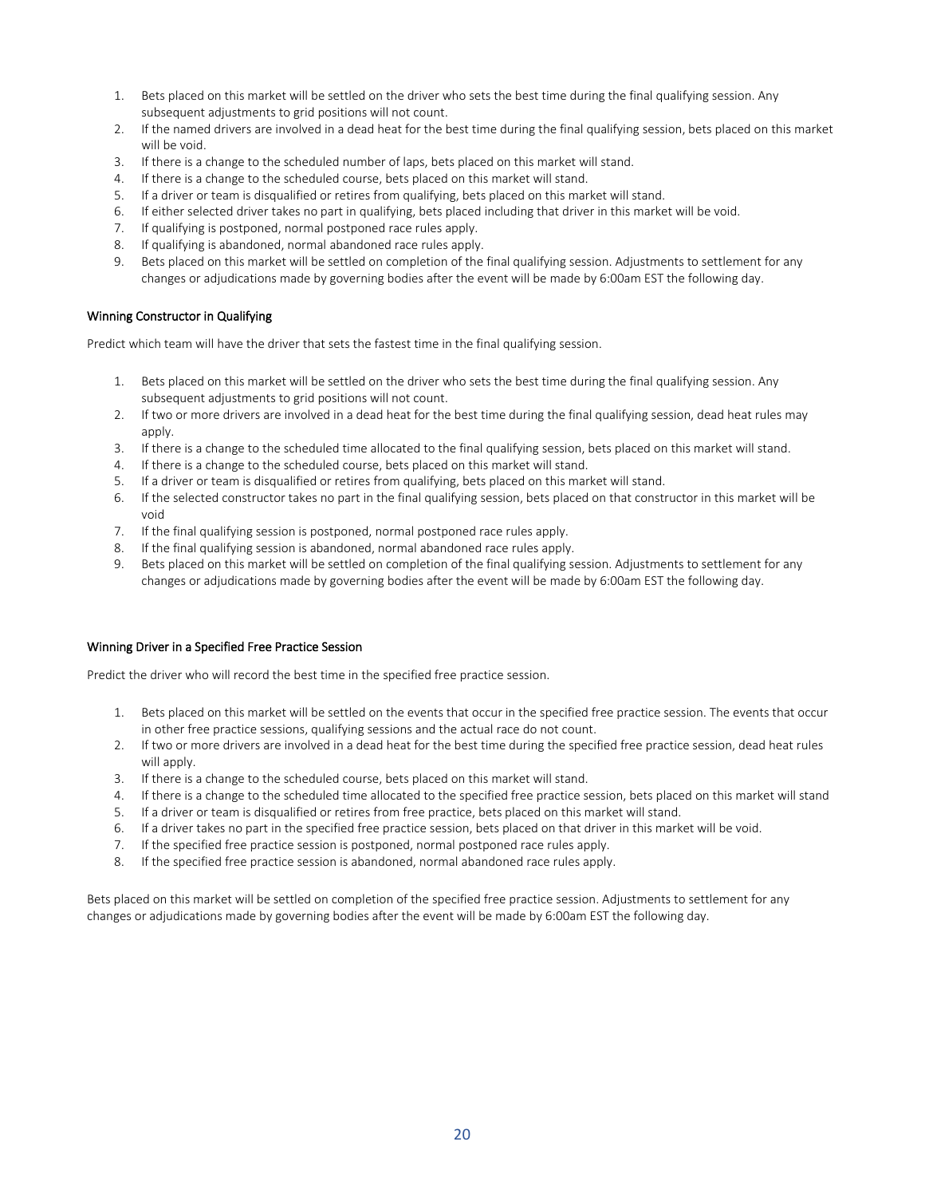1. Bets placed on this market will be settled on the driver who sets the best time during the final qualifying session. Any subsequent adjustments to grid positions will not count.
2. If the named drivers are involved in a dead heat for the best time during the final qualifying session, bets placed on this market will be void.
3. If there is a change to the scheduled number of laps, bets placed on this market will stand.
4. If there is a change to the scheduled course, bets placed on this market will stand.
5. If a driver or team is disqualified or retires from qualifying, bets placed on this market will stand.
6. If either selected driver takes no part in qualifying, bets placed including that driver in this market will be void.
7. If qualifying is postponed, normal postponed race rules apply.
8. If qualifying is abandoned, normal abandoned race rules apply.
9. Bets placed on this market will be settled on completion of the final qualifying session. Adjustments to settlement for any changes or adjudications made by governing bodies after the event will be made by 6:00am EST the following day.

### Winning Constructor in Qualifying

Predict which team will have the driver that sets the fastest time in the final qualifying session.

1. Bets placed on this market will be settled on the driver who sets the best time during the final qualifying session. Any subsequent adjustments to grid positions will not count.
2. If two or more drivers are involved in a dead heat for the best time during the final qualifying session, dead heat rules may apply.
3. If there is a change to the scheduled time allocated to the final qualifying session, bets placed on this market will stand.
4. If there is a change to the scheduled course, bets placed on this market will stand.
5. If a driver or team is disqualified or retires from qualifying, bets placed on this market will stand.
6. If the selected constructor takes no part in the final qualifying session, bets placed on that constructor in this market will be void
7. If the final qualifying session is postponed, normal postponed race rules apply.
8. If the final qualifying session is abandoned, normal abandoned race rules apply.
9. Bets placed on this market will be settled on completion of the final qualifying session. Adjustments to settlement for any changes or adjudications made by governing bodies after the event will be made by 6:00am EST the following day.

### Winning Driver in a Specified Free Practice Session

Predict the driver who will record the best time in the specified free practice session.

1. Bets placed on this market will be settled on the events that occur in the specified free practice session. The events that occur in other free practice sessions, qualifying sessions and the actual race do not count.
2. If two or more drivers are involved in a dead heat for the best time during the specified free practice session, dead heat rules will apply.
3. If there is a change to the scheduled course, bets placed on this market will stand.
4. If there is a change to the scheduled time allocated to the specified free practice session, bets placed on this market will stand
5. If a driver or team is disqualified or retires from free practice, bets placed on this market will stand.
6. If a driver takes no part in the specified free practice session, bets placed on that driver in this market will be void.
7. If the specified free practice session is postponed, normal postponed race rules apply.
8. If the specified free practice session is abandoned, normal abandoned race rules apply.

Bets placed on this market will be settled on completion of the specified free practice session. Adjustments to settlement for any changes or adjudications made by governing bodies after the event will be made by 6:00am EST the following day.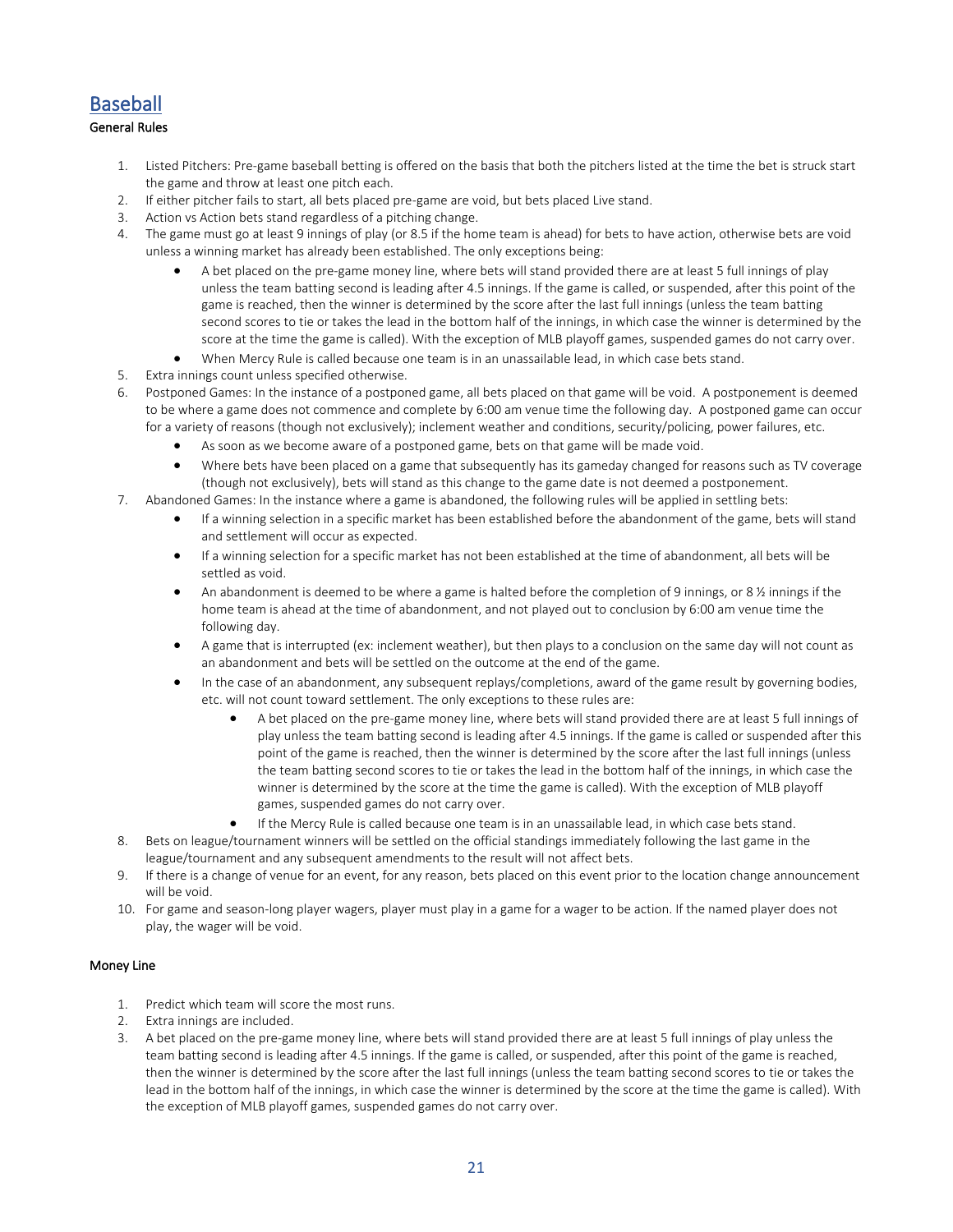# Baseball

### General Rules

1. Listed Pitchers: Pre-game baseball betting is offered on the basis that both the pitchers listed at the time the bet is struck start the game and throw at least one pitch each.
2. If either pitcher fails to start, all bets placed pre-game are void, but bets placed Live stand.
3. Action vs Action bets stand regardless of a pitching change.
4. The game must go at least 9 innings of play (or 8.5 if the home team is ahead) for bets to have action, otherwise bets are void unless a winning market has already been established. The only exceptions being:
   - A bet placed on the pre-game money line, where bets will stand provided there are at least 5 full innings of play unless the team batting second is leading after 4.5 innings. If the game is called, or suspended, after this point of the game is reached, then the winner is determined by the score after the last full innings (unless the team batting second scores to tie or takes the lead in the bottom half of the innings, in which case the winner is determined by the score at the time the game is called). With the exception of MLB playoff games, suspended games do not carry over.
   - When Mercy Rule is called because one team is in an unassailable lead, in which case bets stand.
5. Extra innings count unless specified otherwise.
6. Postponed Games: In the instance of a postponed game, all bets placed on that game will be void. A postponement is deemed to be where a game does not commence and complete by 6:00 am venue time the following day. A postponed game can occur for a variety of reasons (though not exclusively); inclement weather and conditions, security/policing, power failures, etc.
   - As soon as we become aware of a postponed game, bets on that game will be made void.
   - Where bets have been placed on a game that subsequently has its gameday changed for reasons such as TV coverage (though not exclusively), bets will stand as this change to the game date is not deemed a postponement.
7. Abandoned Games: In the instance where a game is abandoned, the following rules will be applied in settling bets:
   - If a winning selection in a specific market has been established before the abandonment of the game, bets will stand and settlement will occur as expected.
   - If a winning selection for a specific market has not been established at the time of abandonment, all bets will be settled as void.
   - An abandonment is deemed to be where a game is halted before the completion of 9 innings, or 8 ½ innings if the home team is ahead at the time of abandonment, and not played out to conclusion by 6:00 am venue time the following day.
   - A game that is interrupted (ex: inclement weather), but then plays to a conclusion on the same day will not count as an abandonment and bets will be settled on the outcome at the end of the game.
   - In the case of an abandonment, any subsequent replays/completions, award of the game result by governing bodies, etc. will not count toward settlement. The only exceptions to these rules are:
     - A bet placed on the pre-game money line, where bets will stand provided there are at least 5 full innings of play unless the team batting second is leading after 4.5 innings. If the game is called or suspended after this point of the game is reached, then the winner is determined by the score after the last full innings (unless the team batting second scores to tie or takes the lead in the bottom half of the innings, in which case the winner is determined by the score at the time the game is called). With the exception of MLB playoff games, suspended games do not carry over.
     - If the Mercy Rule is called because one team is in an unassailable lead, in which case bets stand.
8. Bets on league/tournament winners will be settled on the official standings immediately following the last game in the league/tournament and any subsequent amendments to the result will not affect bets.
9. If there is a change of venue for an event, for any reason, bets placed on this event prior to the location change announcement will be void.
10. For game and season-long player wagers, player must play in a game for a wager to be action. If the named player does not play, the wager will be void.

### Money Line

1. Predict which team will score the most runs.
2. Extra innings are included.
3. A bet placed on the pre-game money line, where bets will stand provided there are at least 5 full innings of play unless the team batting second is leading after 4.5 innings. If the game is called, or suspended, after this point of the game is reached, then the winner is determined by the score after the last full innings (unless the team batting second scores to tie or takes the lead in the bottom half of the innings, in which case the winner is determined by the score at the time the game is called). With the exception of MLB playoff games, suspended games do not carry over.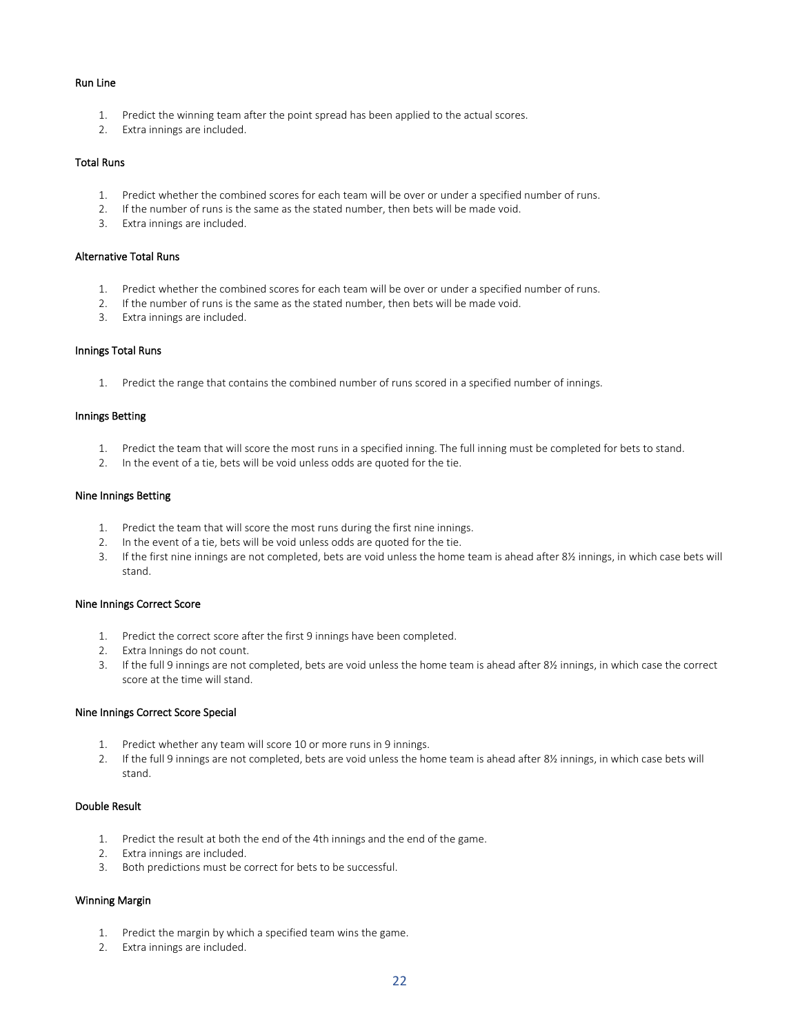### Run Line

1. Predict the winning team after the point spread has been applied to the actual scores.
2. Extra innings are included.

### Total Runs

1. Predict whether the combined scores for each team will be over or under a specified number of runs.
2. If the number of runs is the same as the stated number, then bets will be made void.
3. Extra innings are included.

### Alternative Total Runs

1. Predict whether the combined scores for each team will be over or under a specified number of runs.
2. If the number of runs is the same as the stated number, then bets will be made void.
3. Extra innings are included.

### Innings Total Runs

1. Predict the range that contains the combined number of runs scored in a specified number of innings.

### Innings Betting

1. Predict the team that will score the most runs in a specified inning. The full inning must be completed for bets to stand.
2. In the event of a tie, bets will be void unless odds are quoted for the tie.

### Nine Innings Betting

1. Predict the team that will score the most runs during the first nine innings.
2. In the event of a tie, bets will be void unless odds are quoted for the tie.
3. If the first nine innings are not completed, bets are void unless the home team is ahead after 8½ innings, in which case bets will stand.

### Nine Innings Correct Score

1. Predict the correct score after the first 9 innings have been completed.
2. Extra Innings do not count.
3. If the full 9 innings are not completed, bets are void unless the home team is ahead after 8½ innings, in which case the correct score at the time will stand.

### Nine Innings Correct Score Special

1. Predict whether any team will score 10 or more runs in 9 innings.
2. If the full 9 innings are not completed, bets are void unless the home team is ahead after 8½ innings, in which case bets will stand.

### Double Result

1. Predict the result at both the end of the 4th innings and the end of the game.
2. Extra innings are included.
3. Both predictions must be correct for bets to be successful.

### Winning Margin

1. Predict the margin by which a specified team wins the game.
2. Extra innings are included.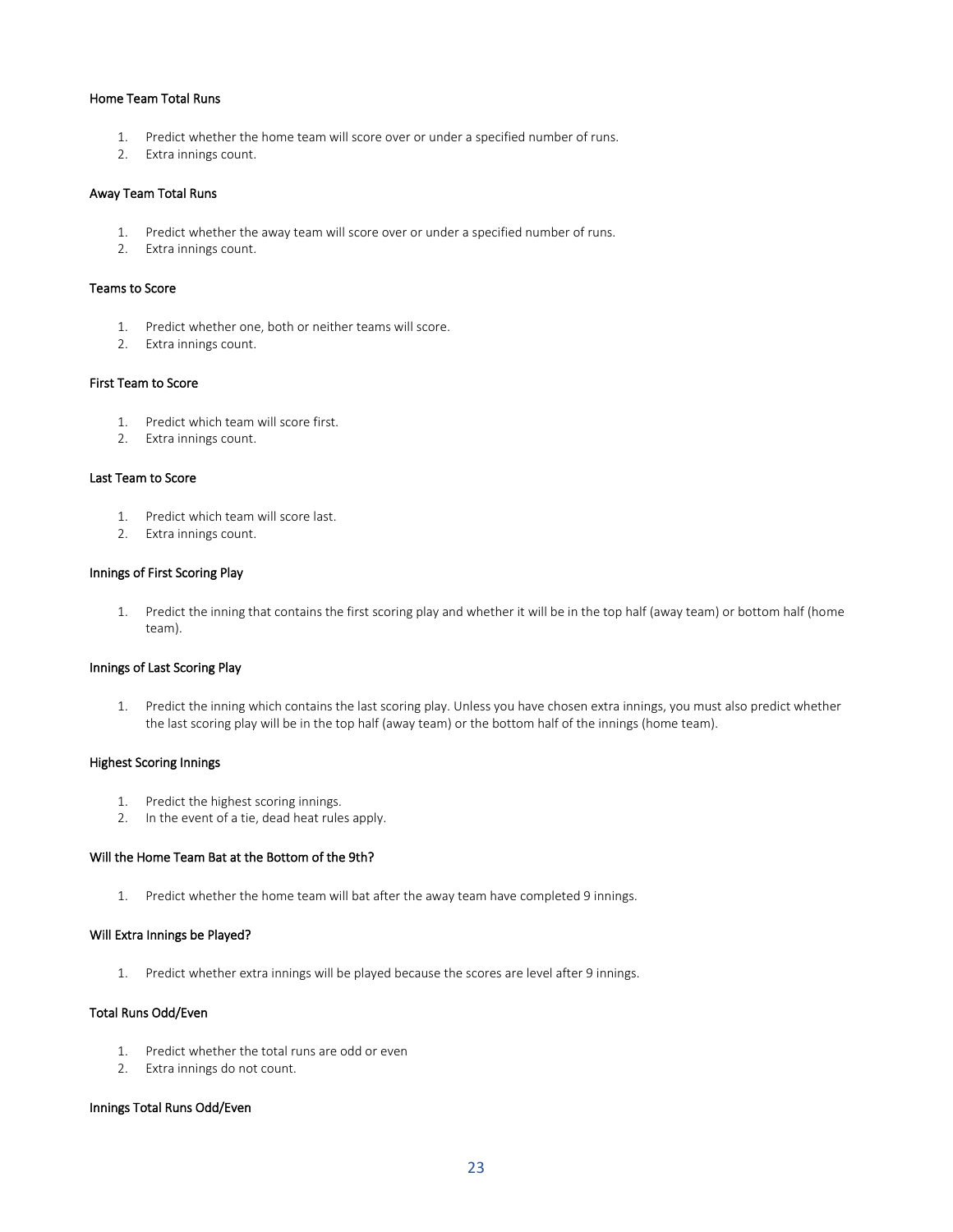### Home Team Total Runs

1. Predict whether the home team will score over or under a specified number of runs.
2. Extra innings count.

### Away Team Total Runs

1. Predict whether the away team will score over or under a specified number of runs.
2. Extra innings count.

### Teams to Score

1. Predict whether one, both or neither teams will score.
2. Extra innings count.

### First Team to Score

1. Predict which team will score first.
2. Extra innings count.

### Last Team to Score

1. Predict which team will score last.
2. Extra innings count.

### Innings of First Scoring Play

1. Predict the inning that contains the first scoring play and whether it will be in the top half (away team) or bottom half (home team).

### Innings of Last Scoring Play

1. Predict the inning which contains the last scoring play. Unless you have chosen extra innings, you must also predict whether the last scoring play will be in the top half (away team) or the bottom half of the innings (home team).

### Highest Scoring Innings

1. Predict the highest scoring innings.
2. In the event of a tie, dead heat rules apply.

### Will the Home Team Bat at the Bottom of the 9th?

1. Predict whether the home team will bat after the away team have completed 9 innings.

### Will Extra Innings be Played?

1. Predict whether extra innings will be played because the scores are level after 9 innings.

### Total Runs Odd/Even

1. Predict whether the total runs are odd or even
2. Extra innings do not count.

### Innings Total Runs Odd/Even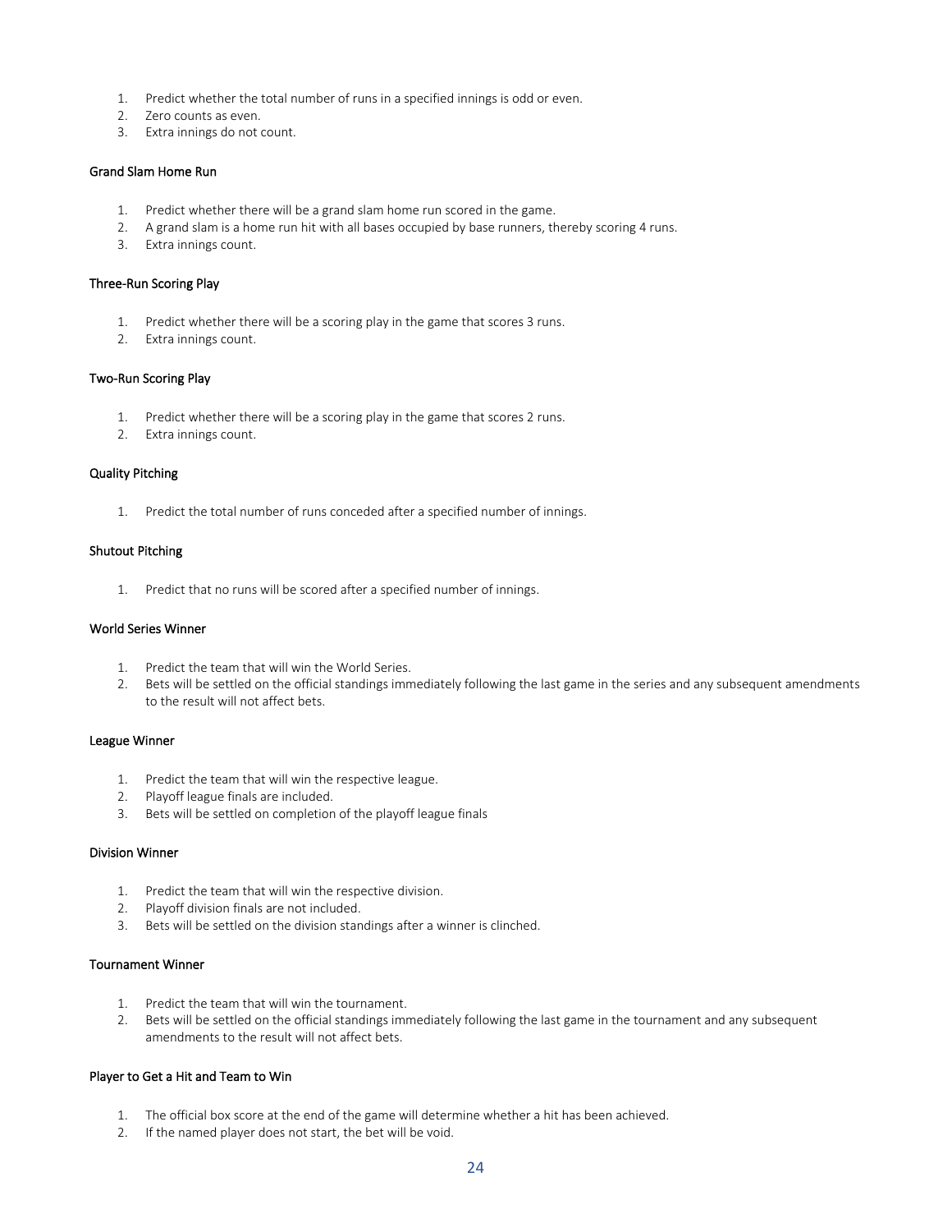1. Predict whether the total number of runs in a specified innings is odd or even.
2. Zero counts as even.
3. Extra innings do not count.

### Grand Slam Home Run

1. Predict whether there will be a grand slam home run scored in the game.
2. A grand slam is a home run hit with all bases occupied by base runners, thereby scoring 4 runs.
3. Extra innings count.

### Three-Run Scoring Play

1. Predict whether there will be a scoring play in the game that scores 3 runs.
2. Extra innings count.

### Two-Run Scoring Play

1. Predict whether there will be a scoring play in the game that scores 2 runs.
2. Extra innings count.

### Quality Pitching

1. Predict the total number of runs conceded after a specified number of innings.

### Shutout Pitching

1. Predict that no runs will be scored after a specified number of innings.

### World Series Winner

1. Predict the team that will win the World Series.
2. Bets will be settled on the official standings immediately following the last game in the series and any subsequent amendments to the result will not affect bets.

### League Winner

1. Predict the team that will win the respective league.
2. Playoff league finals are included.
3. Bets will be settled on completion of the playoff league finals

### Division Winner

1. Predict the team that will win the respective division.
2. Playoff division finals are not included.
3. Bets will be settled on the division standings after a winner is clinched.

### Tournament Winner

1. Predict the team that will win the tournament.
2. Bets will be settled on the official standings immediately following the last game in the tournament and any subsequent amendments to the result will not affect bets.

### Player to Get a Hit and Team to Win

1. The official box score at the end of the game will determine whether a hit has been achieved.
2. If the named player does not start, the bet will be void.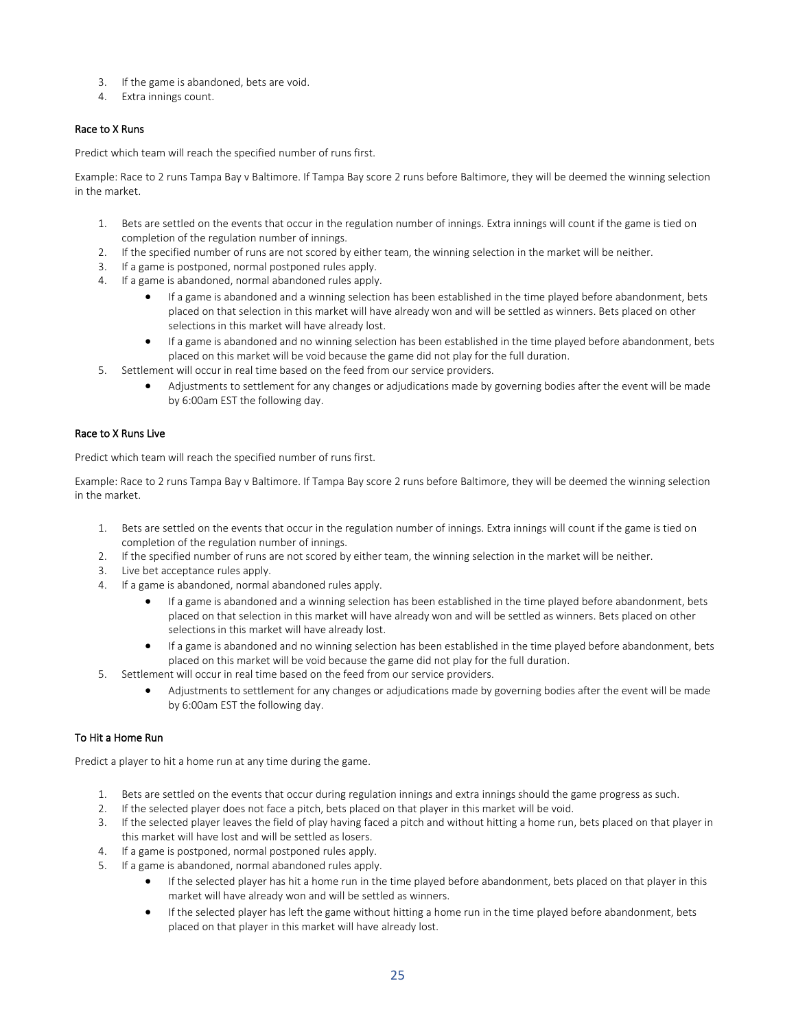3. If the game is abandoned, bets are void.
4. Extra innings count.

#### Race to X Runs

Predict which team will reach the specified number of runs first.

Example: Race to 2 runs Tampa Bay v Baltimore. If Tampa Bay score 2 runs before Baltimore, they will be deemed the winning selection in the market.

1. Bets are settled on the events that occur in the regulation number of innings. Extra innings will count if the game is tied on completion of the regulation number of innings.
2. If the specified number of runs are not scored by either team, the winning selection in the market will be neither.
3. If a game is postponed, normal postponed rules apply.
4. If a game is abandoned, normal abandoned rules apply.
   - If a game is abandoned and a winning selection has been established in the time played before abandonment, bets placed on that selection in this market will have already won and will be settled as winners. Bets placed on other selections in this market will have already lost.
   - If a game is abandoned and no winning selection has been established in the time played before abandonment, bets placed on this market will be void because the game did not play for the full duration.
5. Settlement will occur in real time based on the feed from our service providers.
   - Adjustments to settlement for any changes or adjudications made by governing bodies after the event will be made by 6:00am EST the following day.

#### Race to X Runs Live

Predict which team will reach the specified number of runs first.

Example: Race to 2 runs Tampa Bay v Baltimore. If Tampa Bay score 2 runs before Baltimore, they will be deemed the winning selection in the market.

1. Bets are settled on the events that occur in the regulation number of innings. Extra innings will count if the game is tied on completion of the regulation number of innings.
2. If the specified number of runs are not scored by either team, the winning selection in the market will be neither.
3. Live bet acceptance rules apply.
4. If a game is abandoned, normal abandoned rules apply.
   - If a game is abandoned and a winning selection has been established in the time played before abandonment, bets placed on that selection in this market will have already won and will be settled as winners. Bets placed on other selections in this market will have already lost.
   - If a game is abandoned and no winning selection has been established in the time played before abandonment, bets placed on this market will be void because the game did not play for the full duration.
5. Settlement will occur in real time based on the feed from our service providers.
   - Adjustments to settlement for any changes or adjudications made by governing bodies after the event will be made by 6:00am EST the following day.

#### To Hit a Home Run

Predict a player to hit a home run at any time during the game.

1. Bets are settled on the events that occur during regulation innings and extra innings should the game progress as such.
2. If the selected player does not face a pitch, bets placed on that player in this market will be void.
3. If the selected player leaves the field of play having faced a pitch and without hitting a home run, bets placed on that player in this market will have lost and will be settled as losers.
4. If a game is postponed, normal postponed rules apply.
5. If a game is abandoned, normal abandoned rules apply.
   - If the selected player has hit a home run in the time played before abandonment, bets placed on that player in this market will have already won and will be settled as winners.
   - If the selected player has left the game without hitting a home run in the time played before abandonment, bets placed on that player in this market will have already lost.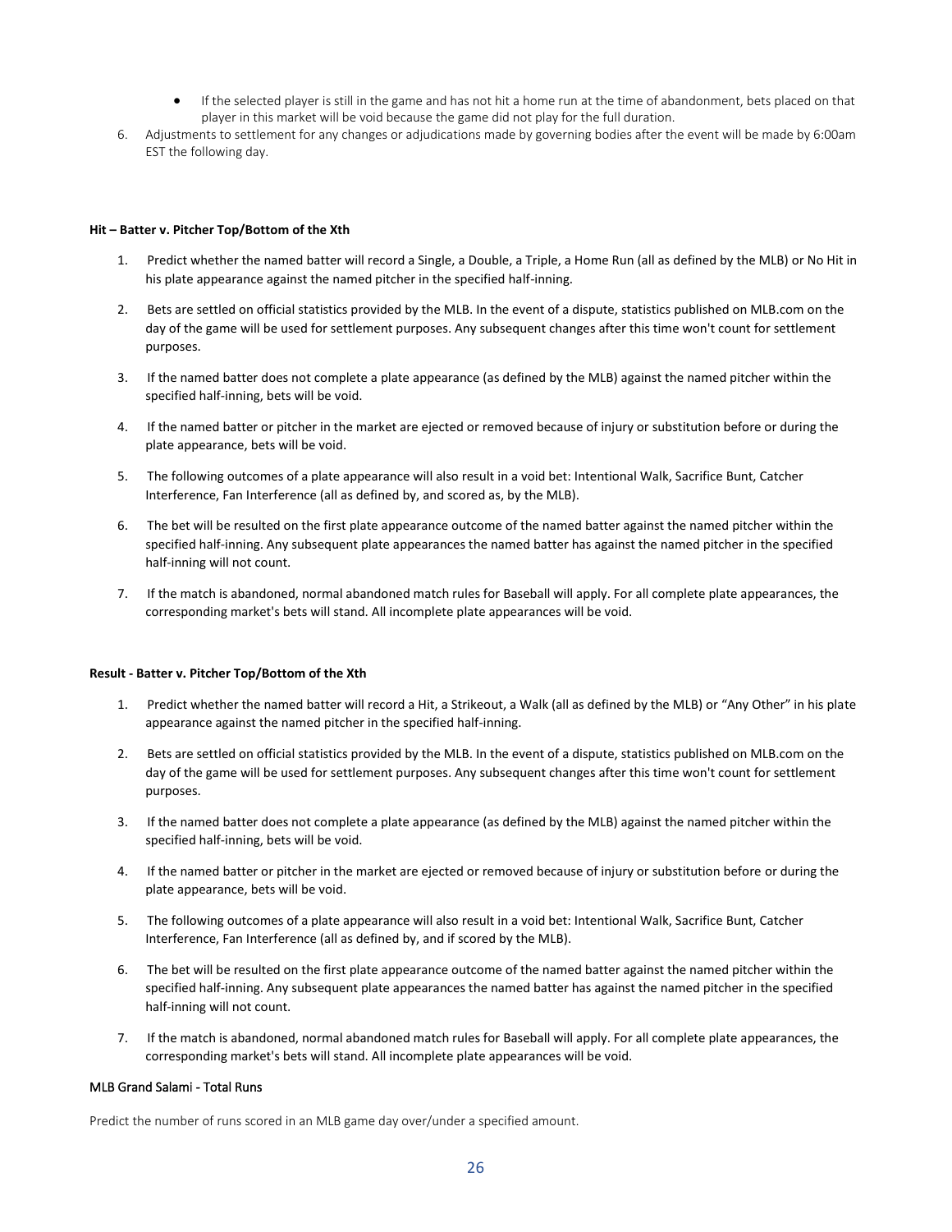- If the selected player is still in the game and has not hit a home run at the time of abandonment, bets placed on that player in this market will be void because the game did not play for the full duration.

6. Adjustments to settlement for any changes or adjudications made by governing bodies after the event will be made by 6:00am EST the following day.

**Hit – Batter v. Pitcher Top/Bottom of the Xth**

1. Predict whether the named batter will record a Single, a Double, a Triple, a Home Run (all as defined by the MLB) or No Hit in his plate appearance against the named pitcher in the specified half-inning.

2. Bets are settled on official statistics provided by the MLB. In the event of a dispute, statistics published on MLB.com on the day of the game will be used for settlement purposes. Any subsequent changes after this time won't count for settlement purposes.

3. If the named batter does not complete a plate appearance (as defined by the MLB) against the named pitcher within the specified half-inning, bets will be void.

4. If the named batter or pitcher in the market are ejected or removed because of injury or substitution before or during the plate appearance, bets will be void.

5. The following outcomes of a plate appearance will also result in a void bet: Intentional Walk, Sacrifice Bunt, Catcher Interference, Fan Interference (all as defined by, and scored as, by the MLB).

6. The bet will be resulted on the first plate appearance outcome of the named batter against the named pitcher within the specified half-inning. Any subsequent plate appearances the named batter has against the named pitcher in the specified half-inning will not count.

7. If the match is abandoned, normal abandoned match rules for Baseball will apply. For all complete plate appearances, the corresponding market's bets will stand. All incomplete plate appearances will be void.

**Result - Batter v. Pitcher Top/Bottom of the Xth**

1. Predict whether the named batter will record a Hit, a Strikeout, a Walk (all as defined by the MLB) or "Any Other" in his plate appearance against the named pitcher in the specified half-inning.

2. Bets are settled on official statistics provided by the MLB. In the event of a dispute, statistics published on MLB.com on the day of the game will be used for settlement purposes. Any subsequent changes after this time won't count for settlement purposes.

3. If the named batter does not complete a plate appearance (as defined by the MLB) against the named pitcher within the specified half-inning, bets will be void.

4. If the named batter or pitcher in the market are ejected or removed because of injury or substitution before or during the plate appearance, bets will be void.

5. The following outcomes of a plate appearance will also result in a void bet: Intentional Walk, Sacrifice Bunt, Catcher Interference, Fan Interference (all as defined by, and if scored by the MLB).

6. The bet will be resulted on the first plate appearance outcome of the named batter against the named pitcher within the specified half-inning. Any subsequent plate appearances the named batter has against the named pitcher in the specified half-inning will not count.

7. If the match is abandoned, normal abandoned match rules for Baseball will apply. For all complete plate appearances, the corresponding market's bets will stand. All incomplete plate appearances will be void.

MLB Grand Salami - Total Runs

Predict the number of runs scored in an MLB game day over/under a specified amount.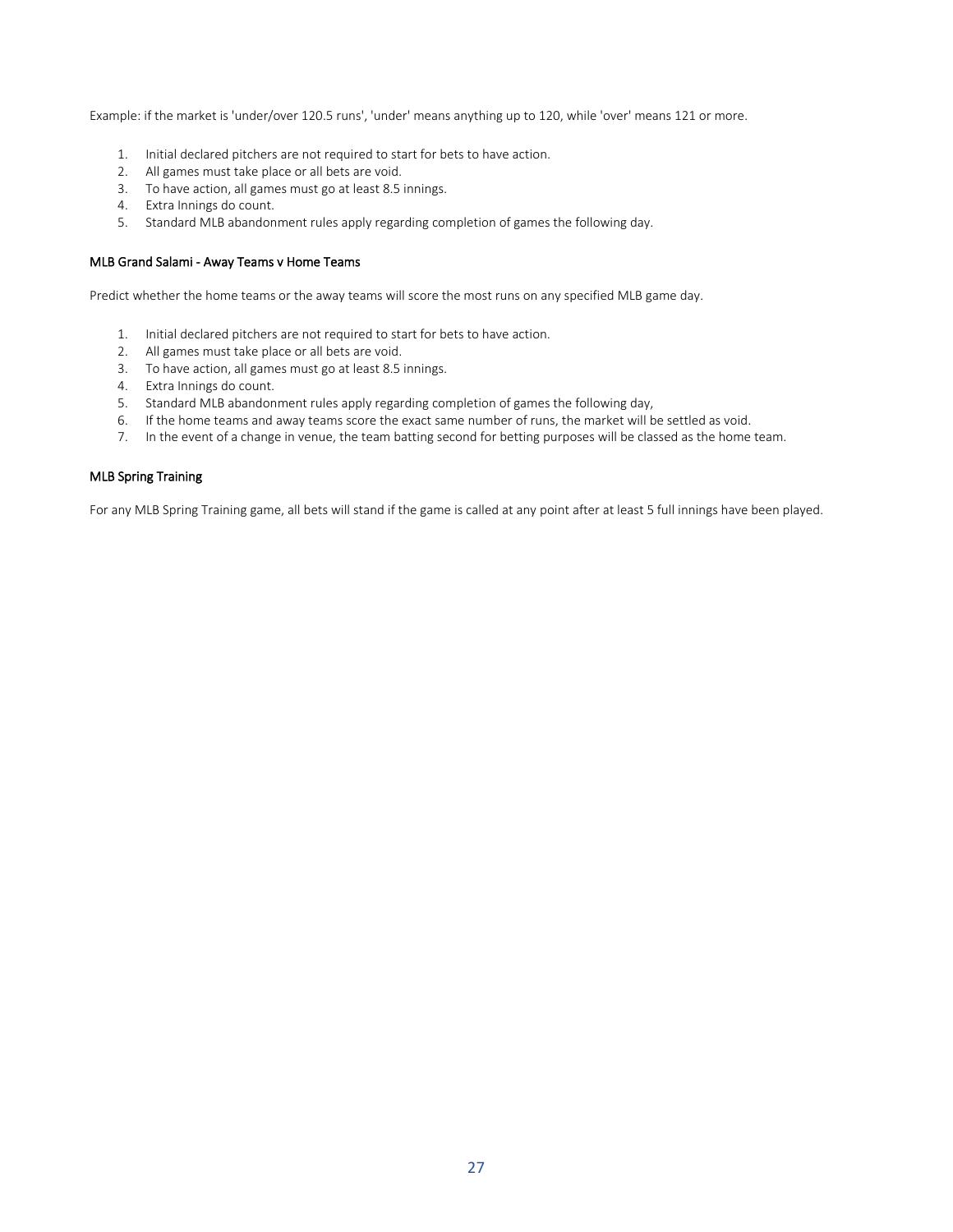Example: if the market is 'under/over 120.5 runs', 'under' means anything up to 120, while 'over' means 121 or more.

1. Initial declared pitchers are not required to start for bets to have action.
2. All games must take place or all bets are void.
3. To have action, all games must go at least 8.5 innings.
4. Extra Innings do count.
5. Standard MLB abandonment rules apply regarding completion of games the following day.

### MLB Grand Salami - Away Teams v Home Teams

Predict whether the home teams or the away teams will score the most runs on any specified MLB game day.

1. Initial declared pitchers are not required to start for bets to have action.
2. All games must take place or all bets are void.
3. To have action, all games must go at least 8.5 innings.
4. Extra Innings do count.
5. Standard MLB abandonment rules apply regarding completion of games the following day,
6. If the home teams and away teams score the exact same number of runs, the market will be settled as void.
7. In the event of a change in venue, the team batting second for betting purposes will be classed as the home team.

### MLB Spring Training

For any MLB Spring Training game, all bets will stand if the game is called at any point after at least 5 full innings have been played.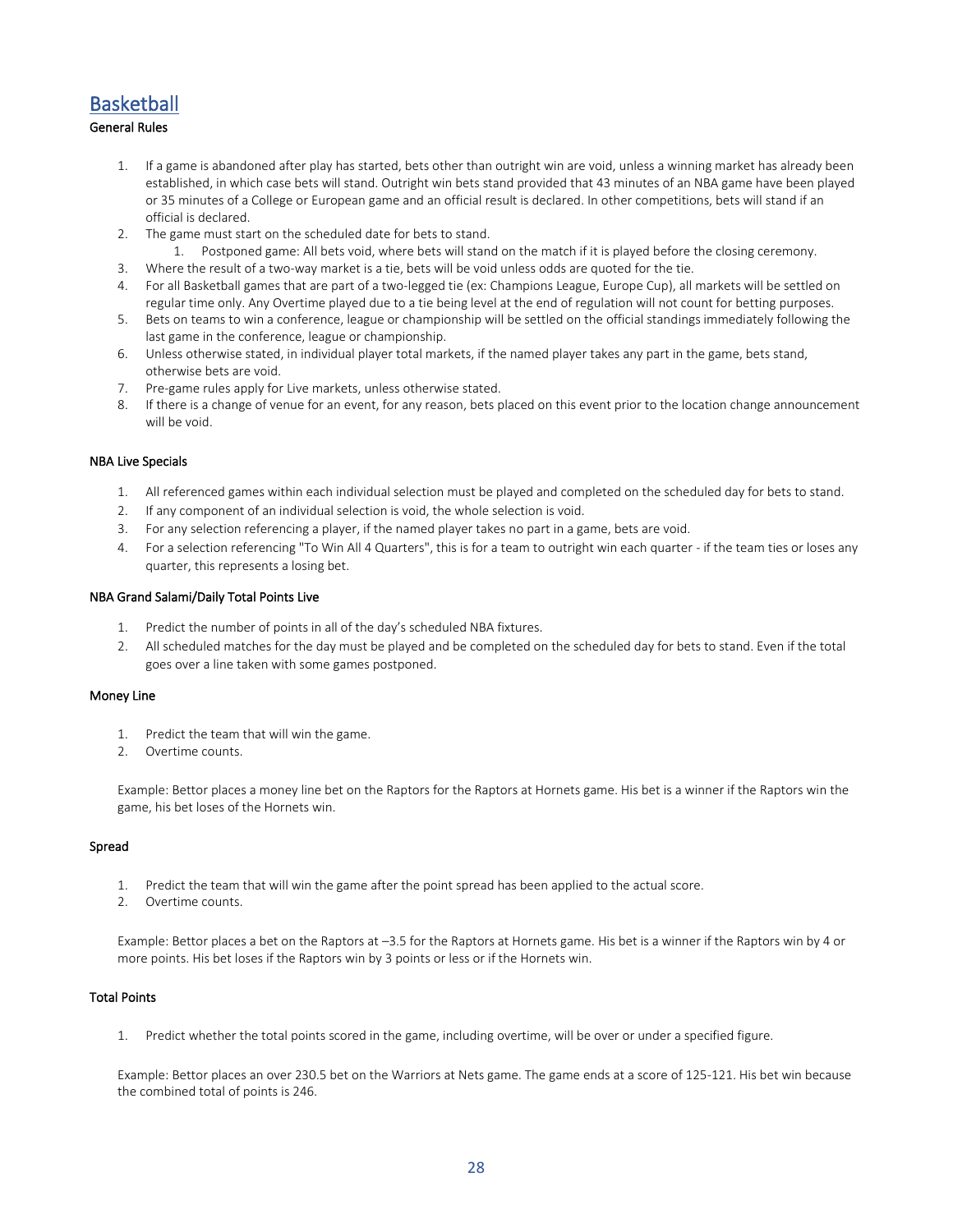## Basketball

### General Rules

1. If a game is abandoned after play has started, bets other than outright win are void, unless a winning market has already been established, in which case bets will stand. Outright win bets stand provided that 43 minutes of an NBA game have been played or 35 minutes of a College or European game and an official result is declared. In other competitions, bets will stand if an official is declared.
2. The game must start on the scheduled date for bets to stand.
    1. Postponed game: All bets void, where bets will stand on the match if it is played before the closing ceremony.
3. Where the result of a two-way market is a tie, bets will be void unless odds are quoted for the tie.
4. For all Basketball games that are part of a two-legged tie (ex: Champions League, Europe Cup), all markets will be settled on regular time only. Any Overtime played due to a tie being level at the end of regulation will not count for betting purposes.
5. Bets on teams to win a conference, league or championship will be settled on the official standings immediately following the last game in the conference, league or championship.
6. Unless otherwise stated, in individual player total markets, if the named player takes any part in the game, bets stand, otherwise bets are void.
7. Pre-game rules apply for Live markets, unless otherwise stated.
8. If there is a change of venue for an event, for any reason, bets placed on this event prior to the location change announcement will be void.

### NBA Live Specials

1. All referenced games within each individual selection must be played and completed on the scheduled day for bets to stand.
2. If any component of an individual selection is void, the whole selection is void.
3. For any selection referencing a player, if the named player takes no part in a game, bets are void.
4. For a selection referencing "To Win All 4 Quarters", this is for a team to outright win each quarter - if the team ties or loses any quarter, this represents a losing bet.

### NBA Grand Salami/Daily Total Points Live

1. Predict the number of points in all of the day's scheduled NBA fixtures.
2. All scheduled matches for the day must be played and be completed on the scheduled day for bets to stand. Even if the total goes over a line taken with some games postponed.

### Money Line

1. Predict the team that will win the game.
2. Overtime counts.

Example: Bettor places a money line bet on the Raptors for the Raptors at Hornets game. His bet is a winner if the Raptors win the game, his bet loses of the Hornets win.

### Spread

1. Predict the team that will win the game after the point spread has been applied to the actual score.
2. Overtime counts.

Example: Bettor places a bet on the Raptors at –3.5 for the Raptors at Hornets game. His bet is a winner if the Raptors win by 4 or more points. His bet loses if the Raptors win by 3 points or less or if the Hornets win.

### Total Points

1. Predict whether the total points scored in the game, including overtime, will be over or under a specified figure.

Example: Bettor places an over 230.5 bet on the Warriors at Nets game. The game ends at a score of 125-121. His bet win because the combined total of points is 246.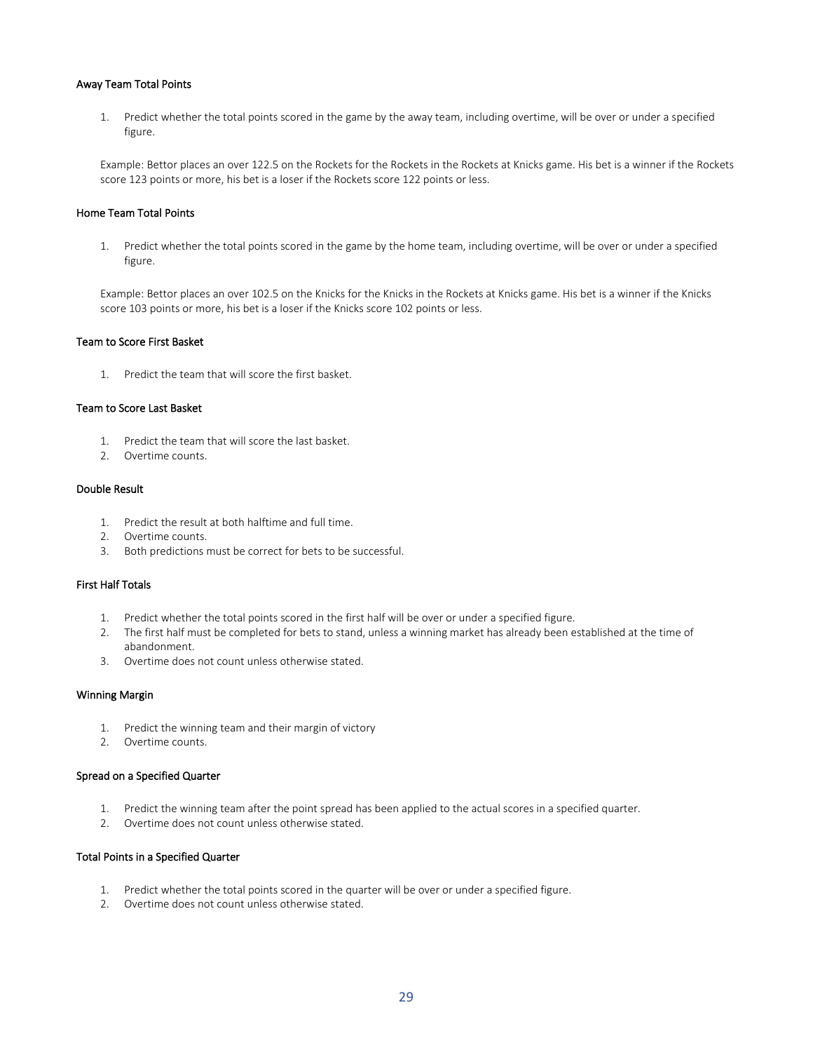### Away Team Total Points

1. Predict whether the total points scored in the game by the away team, including overtime, will be over or under a specified figure.

Example: Bettor places an over 122.5 on the Rockets for the Rockets in the Rockets at Knicks game. His bet is a winner if the Rockets score 123 points or more, his bet is a loser if the Rockets score 122 points or less.

### Home Team Total Points

1. Predict whether the total points scored in the game by the home team, including overtime, will be over or under a specified figure.

Example: Bettor places an over 102.5 on the Knicks for the Knicks in the Rockets at Knicks game. His bet is a winner if the Knicks score 103 points or more, his bet is a loser if the Knicks score 102 points or less.

### Team to Score First Basket

1. Predict the team that will score the first basket.

### Team to Score Last Basket

1. Predict the team that will score the last basket.
2. Overtime counts.

### Double Result

1. Predict the result at both halftime and full time.
2. Overtime counts.
3. Both predictions must be correct for bets to be successful.

### First Half Totals

1. Predict whether the total points scored in the first half will be over or under a specified figure.
2. The first half must be completed for bets to stand, unless a winning market has already been established at the time of abandonment.
3. Overtime does not count unless otherwise stated.

### Winning Margin

1. Predict the winning team and their margin of victory
2. Overtime counts.

### Spread on a Specified Quarter

1. Predict the winning team after the point spread has been applied to the actual scores in a specified quarter.
2. Overtime does not count unless otherwise stated.

### Total Points in a Specified Quarter

1. Predict whether the total points scored in the quarter will be over or under a specified figure.
2. Overtime does not count unless otherwise stated.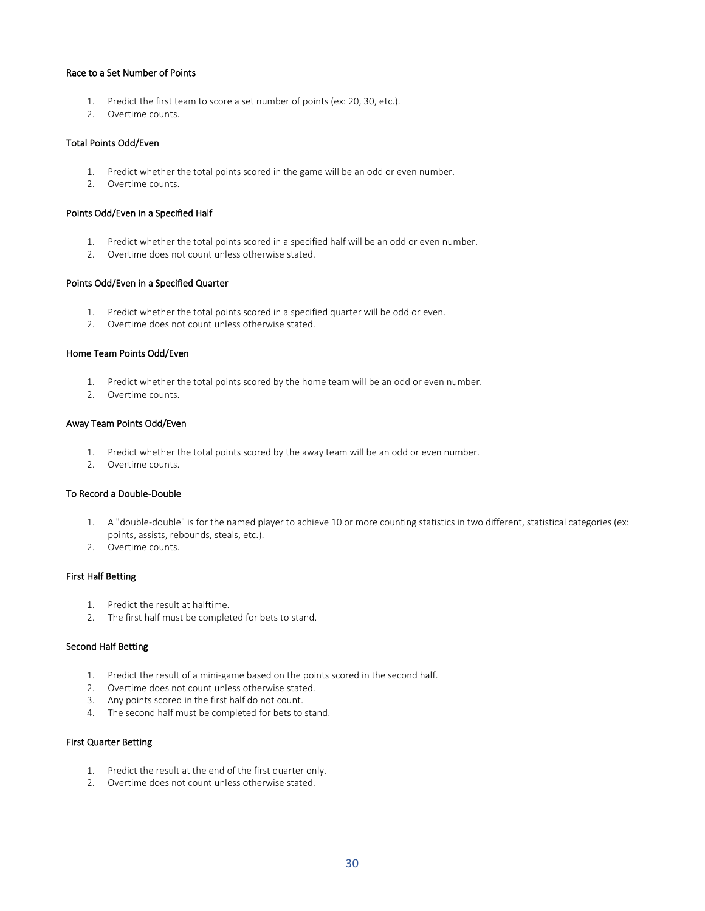### Race to a Set Number of Points

1. Predict the first team to score a set number of points (ex: 20, 30, etc.).
2. Overtime counts.

### Total Points Odd/Even

1. Predict whether the total points scored in the game will be an odd or even number.
2. Overtime counts.

### Points Odd/Even in a Specified Half

1. Predict whether the total points scored in a specified half will be an odd or even number.
2. Overtime does not count unless otherwise stated.

### Points Odd/Even in a Specified Quarter

1. Predict whether the total points scored in a specified quarter will be odd or even.
2. Overtime does not count unless otherwise stated.

### Home Team Points Odd/Even

1. Predict whether the total points scored by the home team will be an odd or even number.
2. Overtime counts.

### Away Team Points Odd/Even

1. Predict whether the total points scored by the away team will be an odd or even number.
2. Overtime counts.

### To Record a Double-Double

1. A "double-double" is for the named player to achieve 10 or more counting statistics in two different, statistical categories (ex: points, assists, rebounds, steals, etc.).
2. Overtime counts.

### First Half Betting

1. Predict the result at halftime.
2. The first half must be completed for bets to stand.

### Second Half Betting

1. Predict the result of a mini-game based on the points scored in the second half.
2. Overtime does not count unless otherwise stated.
3. Any points scored in the first half do not count.
4. The second half must be completed for bets to stand.

### First Quarter Betting

1. Predict the result at the end of the first quarter only.
2. Overtime does not count unless otherwise stated.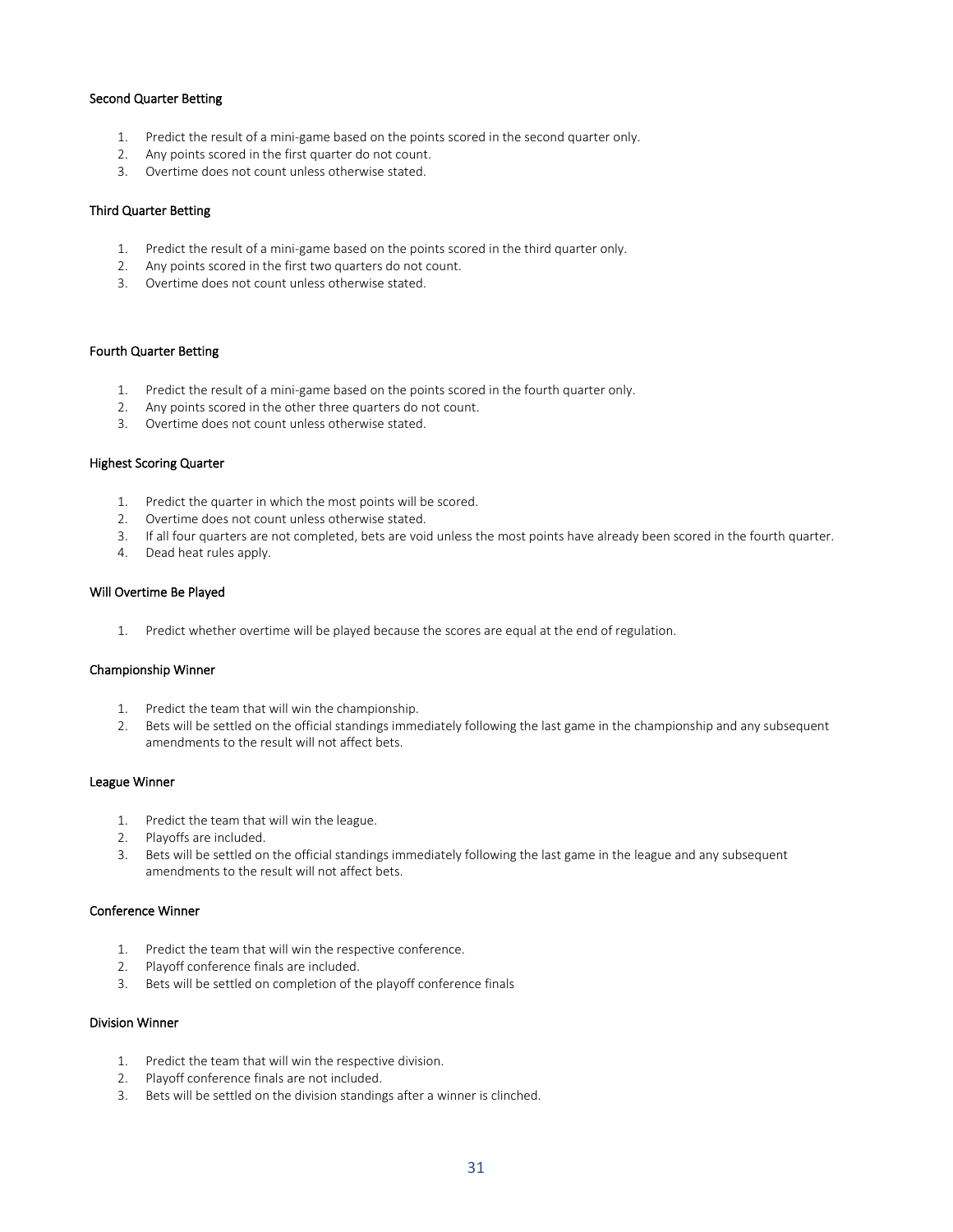### Second Quarter Betting

1. Predict the result of a mini-game based on the points scored in the second quarter only.
2. Any points scored in the first quarter do not count.
3. Overtime does not count unless otherwise stated.

### Third Quarter Betting

1. Predict the result of a mini-game based on the points scored in the third quarter only.
2. Any points scored in the first two quarters do not count.
3. Overtime does not count unless otherwise stated.

### Fourth Quarter Betting

1. Predict the result of a mini-game based on the points scored in the fourth quarter only.
2. Any points scored in the other three quarters do not count.
3. Overtime does not count unless otherwise stated.

### Highest Scoring Quarter

1. Predict the quarter in which the most points will be scored.
2. Overtime does not count unless otherwise stated.
3. If all four quarters are not completed, bets are void unless the most points have already been scored in the fourth quarter.
4. Dead heat rules apply.

### Will Overtime Be Played

1. Predict whether overtime will be played because the scores are equal at the end of regulation.

### Championship Winner

1. Predict the team that will win the championship.
2. Bets will be settled on the official standings immediately following the last game in the championship and any subsequent amendments to the result will not affect bets.

### League Winner

1. Predict the team that will win the league.
2. Playoffs are included.
3. Bets will be settled on the official standings immediately following the last game in the league and any subsequent amendments to the result will not affect bets.

### Conference Winner

1. Predict the team that will win the respective conference.
2. Playoff conference finals are included.
3. Bets will be settled on completion of the playoff conference finals

### Division Winner

1. Predict the team that will win the respective division.
2. Playoff conference finals are not included.
3. Bets will be settled on the division standings after a winner is clinched.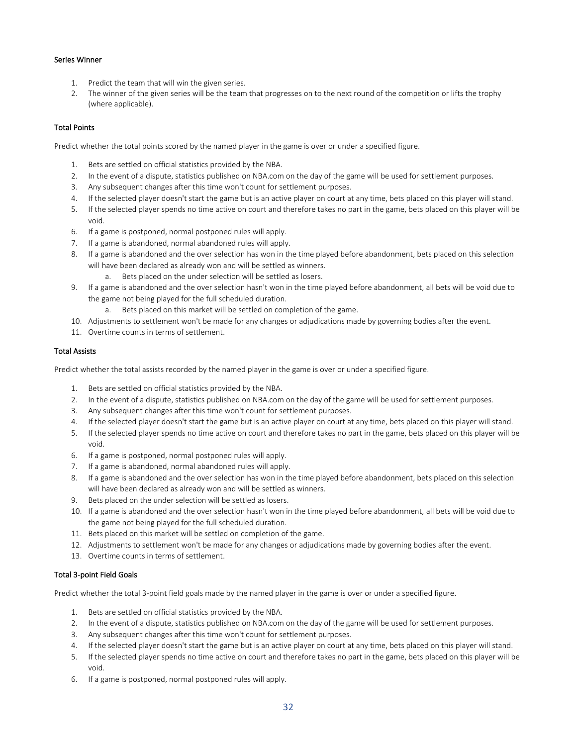### Series Winner

1. Predict the team that will win the given series.
2. The winner of the given series will be the team that progresses on to the next round of the competition or lifts the trophy (where applicable).

### Total Points

Predict whether the total points scored by the named player in the game is over or under a specified figure.

1. Bets are settled on official statistics provided by the NBA.
2. In the event of a dispute, statistics published on NBA.com on the day of the game will be used for settlement purposes.
3. Any subsequent changes after this time won't count for settlement purposes.
4. If the selected player doesn't start the game but is an active player on court at any time, bets placed on this player will stand.
5. If the selected player spends no time active on court and therefore takes no part in the game, bets placed on this player will be void.
6. If a game is postponed, normal postponed rules will apply.
7. If a game is abandoned, normal abandoned rules will apply.
8. If a game is abandoned and the over selection has won in the time played before abandonment, bets placed on this selection will have been declared as already won and will be settled as winners.
    a. Bets placed on the under selection will be settled as losers.
9. If a game is abandoned and the over selection hasn't won in the time played before abandonment, all bets will be void due to the game not being played for the full scheduled duration.
    a. Bets placed on this market will be settled on completion of the game.
10. Adjustments to settlement won't be made for any changes or adjudications made by governing bodies after the event.
11. Overtime counts in terms of settlement.

### Total Assists

Predict whether the total assists recorded by the named player in the game is over or under a specified figure.

1. Bets are settled on official statistics provided by the NBA.
2. In the event of a dispute, statistics published on NBA.com on the day of the game will be used for settlement purposes.
3. Any subsequent changes after this time won't count for settlement purposes.
4. If the selected player doesn't start the game but is an active player on court at any time, bets placed on this player will stand.
5. If the selected player spends no time active on court and therefore takes no part in the game, bets placed on this player will be void.
6. If a game is postponed, normal postponed rules will apply.
7. If a game is abandoned, normal abandoned rules will apply.
8. If a game is abandoned and the over selection has won in the time played before abandonment, bets placed on this selection will have been declared as already won and will be settled as winners.
9. Bets placed on the under selection will be settled as losers.
10. If a game is abandoned and the over selection hasn't won in the time played before abandonment, all bets will be void due to the game not being played for the full scheduled duration.
11. Bets placed on this market will be settled on completion of the game.
12. Adjustments to settlement won't be made for any changes or adjudications made by governing bodies after the event.
13. Overtime counts in terms of settlement.

### Total 3-point Field Goals

Predict whether the total 3-point field goals made by the named player in the game is over or under a specified figure.

1. Bets are settled on official statistics provided by the NBA.
2. In the event of a dispute, statistics published on NBA.com on the day of the game will be used for settlement purposes.
3. Any subsequent changes after this time won't count for settlement purposes.
4. If the selected player doesn't start the game but is an active player on court at any time, bets placed on this player will stand.
5. If the selected player spends no time active on court and therefore takes no part in the game, bets placed on this player will be void.
6. If a game is postponed, normal postponed rules will apply.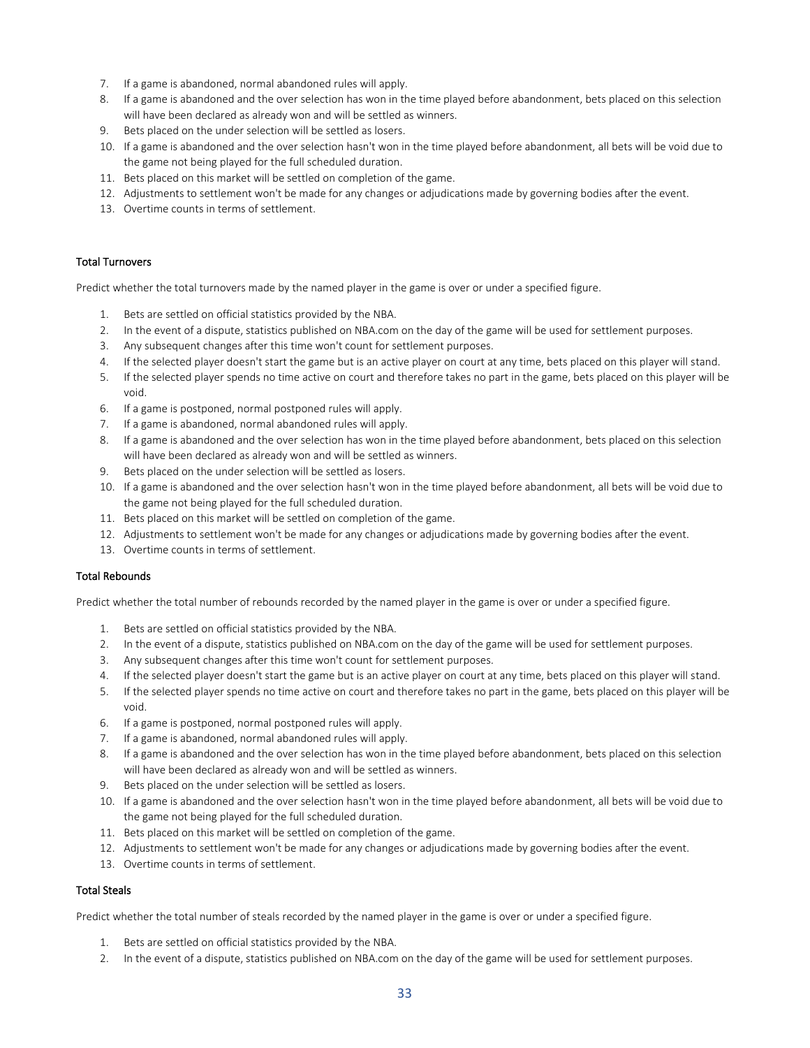7. If a game is abandoned, normal abandoned rules will apply.
8. If a game is abandoned and the over selection has won in the time played before abandonment, bets placed on this selection will have been declared as already won and will be settled as winners.
9. Bets placed on the under selection will be settled as losers.
10. If a game is abandoned and the over selection hasn't won in the time played before abandonment, all bets will be void due to the game not being played for the full scheduled duration.
11. Bets placed on this market will be settled on completion of the game.
12. Adjustments to settlement won't be made for any changes or adjudications made by governing bodies after the event.
13. Overtime counts in terms of settlement.

#### Total Turnovers

Predict whether the total turnovers made by the named player in the game is over or under a specified figure.

1. Bets are settled on official statistics provided by the NBA.
2. In the event of a dispute, statistics published on NBA.com on the day of the game will be used for settlement purposes.
3. Any subsequent changes after this time won't count for settlement purposes.
4. If the selected player doesn't start the game but is an active player on court at any time, bets placed on this player will stand.
5. If the selected player spends no time active on court and therefore takes no part in the game, bets placed on this player will be void.
6. If a game is postponed, normal postponed rules will apply.
7. If a game is abandoned, normal abandoned rules will apply.
8. If a game is abandoned and the over selection has won in the time played before abandonment, bets placed on this selection will have been declared as already won and will be settled as winners.
9. Bets placed on the under selection will be settled as losers.
10. If a game is abandoned and the over selection hasn't won in the time played before abandonment, all bets will be void due to the game not being played for the full scheduled duration.
11. Bets placed on this market will be settled on completion of the game.
12. Adjustments to settlement won't be made for any changes or adjudications made by governing bodies after the event.
13. Overtime counts in terms of settlement.

#### Total Rebounds

Predict whether the total number of rebounds recorded by the named player in the game is over or under a specified figure.

1. Bets are settled on official statistics provided by the NBA.
2. In the event of a dispute, statistics published on NBA.com on the day of the game will be used for settlement purposes.
3. Any subsequent changes after this time won't count for settlement purposes.
4. If the selected player doesn't start the game but is an active player on court at any time, bets placed on this player will stand.
5. If the selected player spends no time active on court and therefore takes no part in the game, bets placed on this player will be void.
6. If a game is postponed, normal postponed rules will apply.
7. If a game is abandoned, normal abandoned rules will apply.
8. If a game is abandoned and the over selection has won in the time played before abandonment, bets placed on this selection will have been declared as already won and will be settled as winners.
9. Bets placed on the under selection will be settled as losers.
10. If a game is abandoned and the over selection hasn't won in the time played before abandonment, all bets will be void due to the game not being played for the full scheduled duration.
11. Bets placed on this market will be settled on completion of the game.
12. Adjustments to settlement won't be made for any changes or adjudications made by governing bodies after the event.
13. Overtime counts in terms of settlement.

#### Total Steals

Predict whether the total number of steals recorded by the named player in the game is over or under a specified figure.

1. Bets are settled on official statistics provided by the NBA.
2. In the event of a dispute, statistics published on NBA.com on the day of the game will be used for settlement purposes.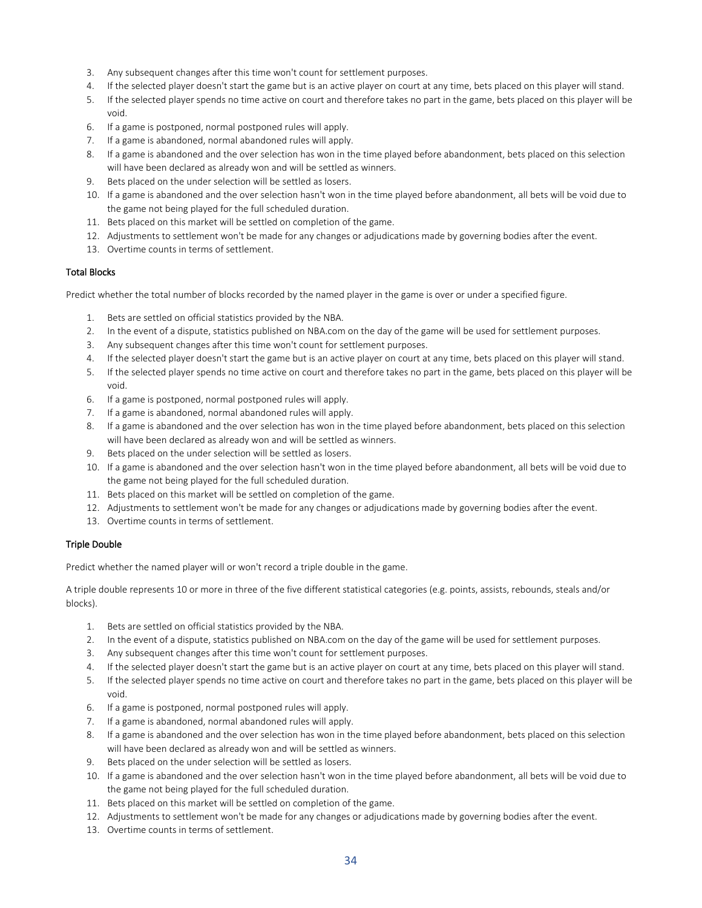3. Any subsequent changes after this time won't count for settlement purposes.
4. If the selected player doesn't start the game but is an active player on court at any time, bets placed on this player will stand.
5. If the selected player spends no time active on court and therefore takes no part in the game, bets placed on this player will be void.
6. If a game is postponed, normal postponed rules will apply.
7. If a game is abandoned, normal abandoned rules will apply.
8. If a game is abandoned and the over selection has won in the time played before abandonment, bets placed on this selection will have been declared as already won and will be settled as winners.
9. Bets placed on the under selection will be settled as losers.
10. If a game is abandoned and the over selection hasn't won in the time played before abandonment, all bets will be void due to the game not being played for the full scheduled duration.
11. Bets placed on this market will be settled on completion of the game.
12. Adjustments to settlement won't be made for any changes or adjudications made by governing bodies after the event.
13. Overtime counts in terms of settlement.

### Total Blocks

Predict whether the total number of blocks recorded by the named player in the game is over or under a specified figure.

1. Bets are settled on official statistics provided by the NBA.
2. In the event of a dispute, statistics published on NBA.com on the day of the game will be used for settlement purposes.
3. Any subsequent changes after this time won't count for settlement purposes.
4. If the selected player doesn't start the game but is an active player on court at any time, bets placed on this player will stand.
5. If the selected player spends no time active on court and therefore takes no part in the game, bets placed on this player will be void.
6. If a game is postponed, normal postponed rules will apply.
7. If a game is abandoned, normal abandoned rules will apply.
8. If a game is abandoned and the over selection has won in the time played before abandonment, bets placed on this selection will have been declared as already won and will be settled as winners.
9. Bets placed on the under selection will be settled as losers.
10. If a game is abandoned and the over selection hasn't won in the time played before abandonment, all bets will be void due to the game not being played for the full scheduled duration.
11. Bets placed on this market will be settled on completion of the game.
12. Adjustments to settlement won't be made for any changes or adjudications made by governing bodies after the event.
13. Overtime counts in terms of settlement.

### Triple Double

Predict whether the named player will or won't record a triple double in the game.

A triple double represents 10 or more in three of the five different statistical categories (e.g. points, assists, rebounds, steals and/or blocks).

1. Bets are settled on official statistics provided by the NBA.
2. In the event of a dispute, statistics published on NBA.com on the day of the game will be used for settlement purposes.
3. Any subsequent changes after this time won't count for settlement purposes.
4. If the selected player doesn't start the game but is an active player on court at any time, bets placed on this player will stand.
5. If the selected player spends no time active on court and therefore takes no part in the game, bets placed on this player will be void.
6. If a game is postponed, normal postponed rules will apply.
7. If a game is abandoned, normal abandoned rules will apply.
8. If a game is abandoned and the over selection has won in the time played before abandonment, bets placed on this selection will have been declared as already won and will be settled as winners.
9. Bets placed on the under selection will be settled as losers.
10. If a game is abandoned and the over selection hasn't won in the time played before abandonment, all bets will be void due to the game not being played for the full scheduled duration.
11. Bets placed on this market will be settled on completion of the game.
12. Adjustments to settlement won't be made for any changes or adjudications made by governing bodies after the event.
13. Overtime counts in terms of settlement.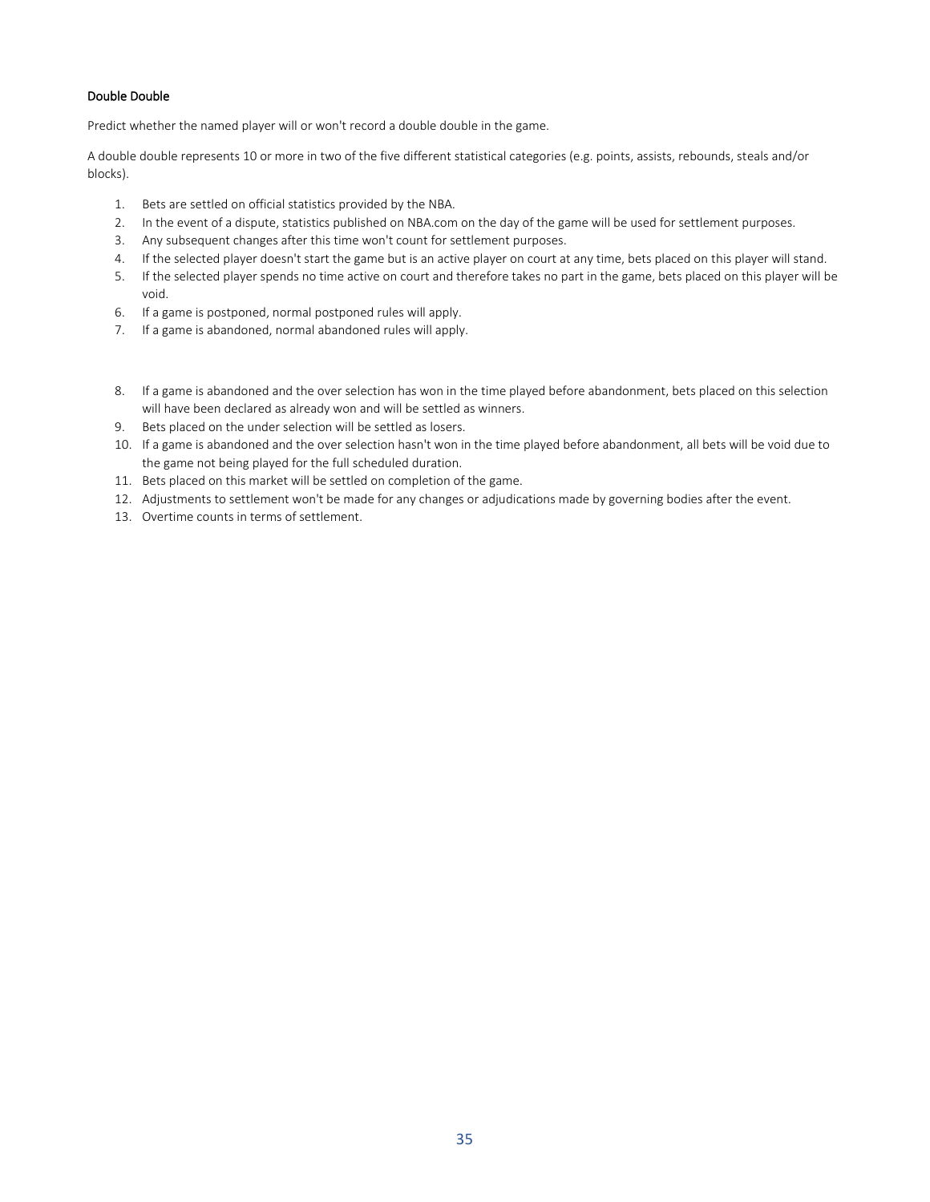### Double Double

Predict whether the named player will or won't record a double double in the game.

A double double represents 10 or more in two of the five different statistical categories (e.g. points, assists, rebounds, steals and/or blocks).

1. Bets are settled on official statistics provided by the NBA.
2. In the event of a dispute, statistics published on NBA.com on the day of the game will be used for settlement purposes.
3. Any subsequent changes after this time won't count for settlement purposes.
4. If the selected player doesn't start the game but is an active player on court at any time, bets placed on this player will stand.
5. If the selected player spends no time active on court and therefore takes no part in the game, bets placed on this player will be void.
6. If a game is postponed, normal postponed rules will apply.
7. If a game is abandoned, normal abandoned rules will apply.
8. If a game is abandoned and the over selection has won in the time played before abandonment, bets placed on this selection will have been declared as already won and will be settled as winners.
9. Bets placed on the under selection will be settled as losers.
10. If a game is abandoned and the over selection hasn't won in the time played before abandonment, all bets will be void due to the game not being played for the full scheduled duration.
11. Bets placed on this market will be settled on completion of the game.
12. Adjustments to settlement won't be made for any changes or adjudications made by governing bodies after the event.
13. Overtime counts in terms of settlement.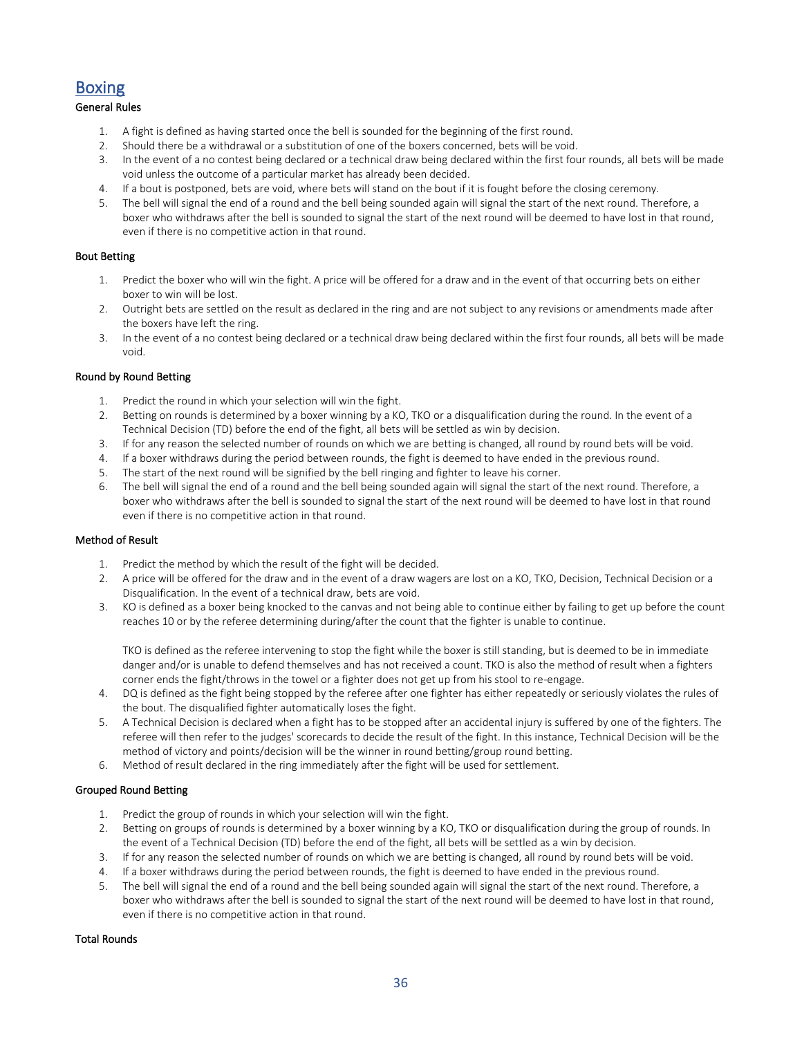# Boxing

### General Rules

1. A fight is defined as having started once the bell is sounded for the beginning of the first round.
2. Should there be a withdrawal or a substitution of one of the boxers concerned, bets will be void.
3. In the event of a no contest being declared or a technical draw being declared within the first four rounds, all bets will be made void unless the outcome of a particular market has already been decided.
4. If a bout is postponed, bets are void, where bets will stand on the bout if it is fought before the closing ceremony.
5. The bell will signal the end of a round and the bell being sounded again will signal the start of the next round. Therefore, a boxer who withdraws after the bell is sounded to signal the start of the next round will be deemed to have lost in that round, even if there is no competitive action in that round.

### Bout Betting

1. Predict the boxer who will win the fight. A price will be offered for a draw and in the event of that occurring bets on either boxer to win will be lost.
2. Outright bets are settled on the result as declared in the ring and are not subject to any revisions or amendments made after the boxers have left the ring.
3. In the event of a no contest being declared or a technical draw being declared within the first four rounds, all bets will be made void.

### Round by Round Betting

1. Predict the round in which your selection will win the fight.
2. Betting on rounds is determined by a boxer winning by a KO, TKO or a disqualification during the round. In the event of a Technical Decision (TD) before the end of the fight, all bets will be settled as win by decision.
3. If for any reason the selected number of rounds on which we are betting is changed, all round by round bets will be void.
4. If a boxer withdraws during the period between rounds, the fight is deemed to have ended in the previous round.
5. The start of the next round will be signified by the bell ringing and fighter to leave his corner.
6. The bell will signal the end of a round and the bell being sounded again will signal the start of the next round. Therefore, a boxer who withdraws after the bell is sounded to signal the start of the next round will be deemed to have lost in that round even if there is no competitive action in that round.

### Method of Result

1. Predict the method by which the result of the fight will be decided.
2. A price will be offered for the draw and in the event of a draw wagers are lost on a KO, TKO, Decision, Technical Decision or a Disqualification. In the event of a technical draw, bets are void.
3. KO is defined as a boxer being knocked to the canvas and not being able to continue either by failing to get up before the count reaches 10 or by the referee determining during/after the count that the fighter is unable to continue.

   TKO is defined as the referee intervening to stop the fight while the boxer is still standing, but is deemed to be in immediate danger and/or is unable to defend themselves and has not received a count. TKO is also the method of result when a fighters corner ends the fight/throws in the towel or a fighter does not get up from his stool to re-engage.
4. DQ is defined as the fight being stopped by the referee after one fighter has either repeatedly or seriously violates the rules of the bout. The disqualified fighter automatically loses the fight.
5. A Technical Decision is declared when a fight has to be stopped after an accidental injury is suffered by one of the fighters. The referee will then refer to the judges' scorecards to decide the result of the fight. In this instance, Technical Decision will be the method of victory and points/decision will be the winner in round betting/group round betting.
6. Method of result declared in the ring immediately after the fight will be used for settlement.

### Grouped Round Betting

1. Predict the group of rounds in which your selection will win the fight.
2. Betting on groups of rounds is determined by a boxer winning by a KO, TKO or disqualification during the group of rounds. In the event of a Technical Decision (TD) before the end of the fight, all bets will be settled as a win by decision.
3. If for any reason the selected number of rounds on which we are betting is changed, all round by round bets will be void.
4. If a boxer withdraws during the period between rounds, the fight is deemed to have ended in the previous round.
5. The bell will signal the end of a round and the bell being sounded again will signal the start of the next round. Therefore, a boxer who withdraws after the bell is sounded to signal the start of the next round will be deemed to have lost in that round, even if there is no competitive action in that round.

### Total Rounds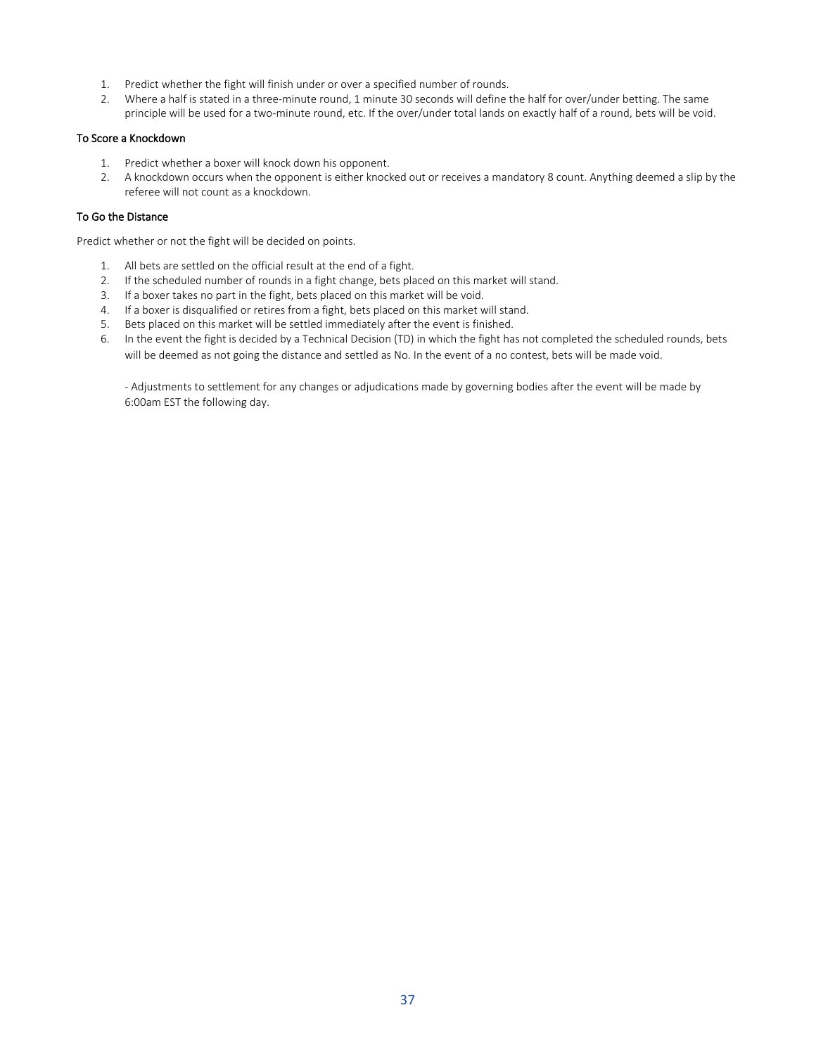1. Predict whether the fight will finish under or over a specified number of rounds.
2. Where a half is stated in a three-minute round, 1 minute 30 seconds will define the half for over/under betting. The same principle will be used for a two-minute round, etc. If the over/under total lands on exactly half of a round, bets will be void.

### To Score a Knockdown

1. Predict whether a boxer will knock down his opponent.
2. A knockdown occurs when the opponent is either knocked out or receives a mandatory 8 count. Anything deemed a slip by the referee will not count as a knockdown.

### To Go the Distance

Predict whether or not the fight will be decided on points.

1. All bets are settled on the official result at the end of a fight.
2. If the scheduled number of rounds in a fight change, bets placed on this market will stand.
3. If a boxer takes no part in the fight, bets placed on this market will be void.
4. If a boxer is disqualified or retires from a fight, bets placed on this market will stand.
5. Bets placed on this market will be settled immediately after the event is finished.
6. In the event the fight is decided by a Technical Decision (TD) in which the fight has not completed the scheduled rounds, bets will be deemed as not going the distance and settled as No. In the event of a no contest, bets will be made void.

   - Adjustments to settlement for any changes or adjudications made by governing bodies after the event will be made by 6:00am EST the following day.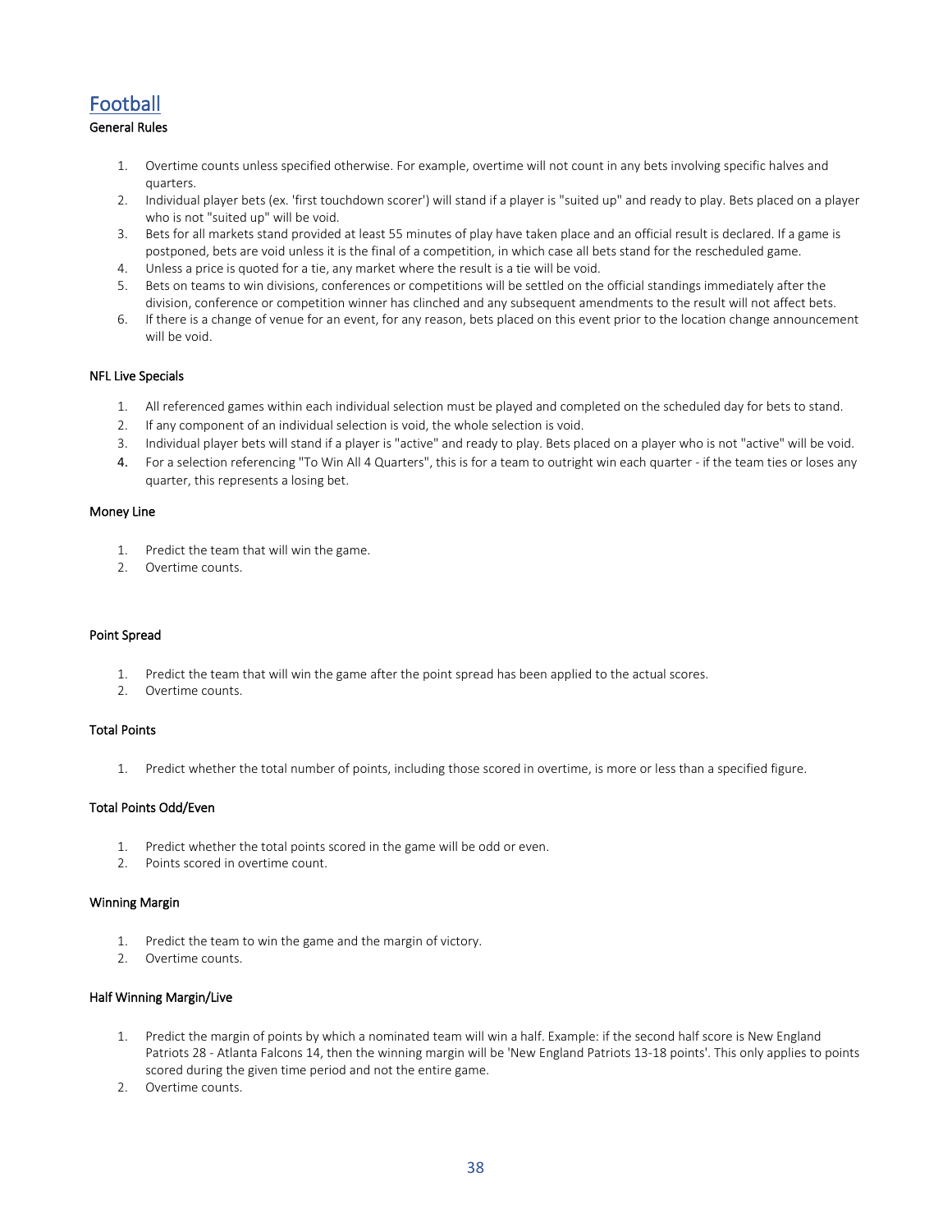# Football

### General Rules

1. Overtime counts unless specified otherwise. For example, overtime will not count in any bets involving specific halves and quarters.
2. Individual player bets (ex. 'first touchdown scorer') will stand if a player is "suited up" and ready to play. Bets placed on a player who is not "suited up" will be void.
3. Bets for all markets stand provided at least 55 minutes of play have taken place and an official result is declared. If a game is postponed, bets are void unless it is the final of a competition, in which case all bets stand for the rescheduled game.
4. Unless a price is quoted for a tie, any market where the result is a tie will be void.
5. Bets on teams to win divisions, conferences or competitions will be settled on the official standings immediately after the division, conference or competition winner has clinched and any subsequent amendments to the result will not affect bets.
6. If there is a change of venue for an event, for any reason, bets placed on this event prior to the location change announcement will be void.

### NFL Live Specials

1. All referenced games within each individual selection must be played and completed on the scheduled day for bets to stand.
2. If any component of an individual selection is void, the whole selection is void.
3. Individual player bets will stand if a player is "active" and ready to play. Bets placed on a player who is not "active" will be void.
4. For a selection referencing "To Win All 4 Quarters", this is for a team to outright win each quarter - if the team ties or loses any quarter, this represents a losing bet.

### Money Line

1. Predict the team that will win the game.
2. Overtime counts.

### Point Spread

1. Predict the team that will win the game after the point spread has been applied to the actual scores.
2. Overtime counts.

### Total Points

1. Predict whether the total number of points, including those scored in overtime, is more or less than a specified figure.

### Total Points Odd/Even

1. Predict whether the total points scored in the game will be odd or even.
2. Points scored in overtime count.

### Winning Margin

1. Predict the team to win the game and the margin of victory.
2. Overtime counts.

### Half Winning Margin/Live

1. Predict the margin of points by which a nominated team will win a half. Example: if the second half score is New England Patriots 28 - Atlanta Falcons 14, then the winning margin will be 'New England Patriots 13-18 points'. This only applies to points scored during the given time period and not the entire game.
2. Overtime counts.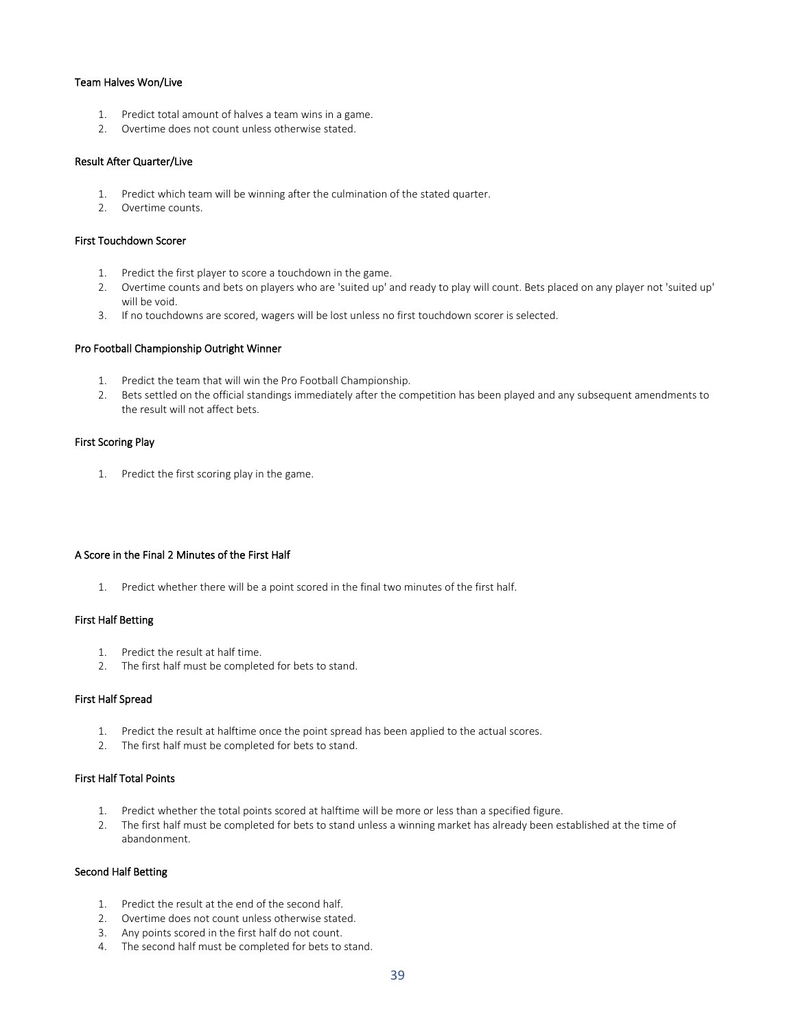### Team Halves Won/Live

1. Predict total amount of halves a team wins in a game.
2. Overtime does not count unless otherwise stated.

### Result After Quarter/Live

1. Predict which team will be winning after the culmination of the stated quarter.
2. Overtime counts.

### First Touchdown Scorer

1. Predict the first player to score a touchdown in the game.
2. Overtime counts and bets on players who are 'suited up' and ready to play will count. Bets placed on any player not 'suited up' will be void.
3. If no touchdowns are scored, wagers will be lost unless no first touchdown scorer is selected.

### Pro Football Championship Outright Winner

1. Predict the team that will win the Pro Football Championship.
2. Bets settled on the official standings immediately after the competition has been played and any subsequent amendments to the result will not affect bets.

### First Scoring Play

1. Predict the first scoring play in the game.

### A Score in the Final 2 Minutes of the First Half

1. Predict whether there will be a point scored in the final two minutes of the first half.

### First Half Betting

1. Predict the result at half time.
2. The first half must be completed for bets to stand.

### First Half Spread

1. Predict the result at halftime once the point spread has been applied to the actual scores.
2. The first half must be completed for bets to stand.

### First Half Total Points

1. Predict whether the total points scored at halftime will be more or less than a specified figure.
2. The first half must be completed for bets to stand unless a winning market has already been established at the time of abandonment.

### Second Half Betting

1. Predict the result at the end of the second half.
2. Overtime does not count unless otherwise stated.
3. Any points scored in the first half do not count.
4. The second half must be completed for bets to stand.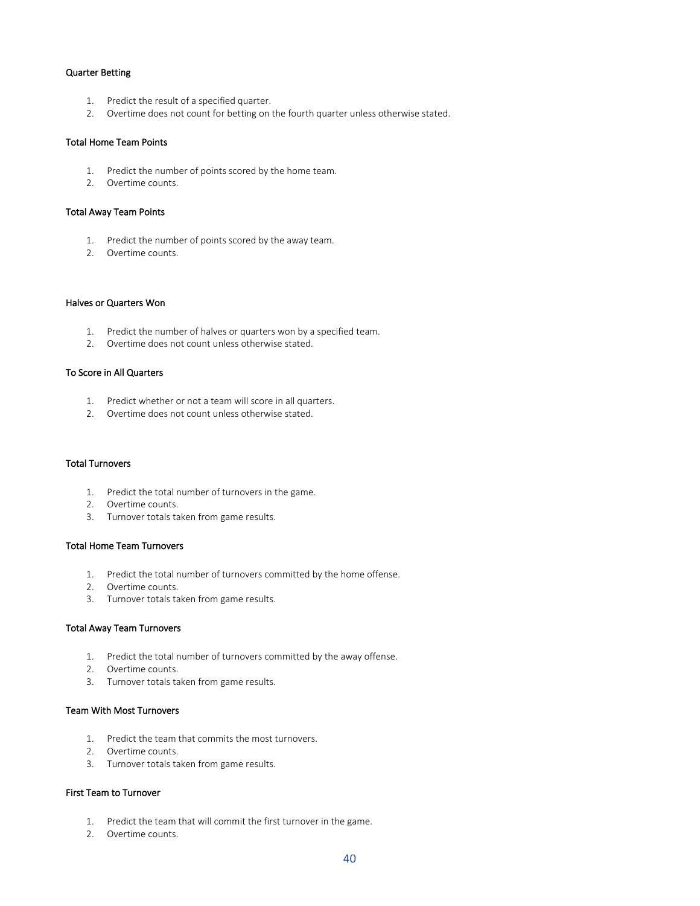### Quarter Betting

1. Predict the result of a specified quarter.
2. Overtime does not count for betting on the fourth quarter unless otherwise stated.

### Total Home Team Points

1. Predict the number of points scored by the home team.
2. Overtime counts.

### Total Away Team Points

1. Predict the number of points scored by the away team.
2. Overtime counts.

### Halves or Quarters Won

1. Predict the number of halves or quarters won by a specified team.
2. Overtime does not count unless otherwise stated.

### To Score in All Quarters

1. Predict whether or not a team will score in all quarters.
2. Overtime does not count unless otherwise stated.

### Total Turnovers

1. Predict the total number of turnovers in the game.
2. Overtime counts.
3. Turnover totals taken from game results.

### Total Home Team Turnovers

1. Predict the total number of turnovers committed by the home offense.
2. Overtime counts.
3. Turnover totals taken from game results.

### Total Away Team Turnovers

1. Predict the total number of turnovers committed by the away offense.
2. Overtime counts.
3. Turnover totals taken from game results.

### Team With Most Turnovers

1. Predict the team that commits the most turnovers.
2. Overtime counts.
3. Turnover totals taken from game results.

### First Team to Turnover

1. Predict the team that will commit the first turnover in the game.
2. Overtime counts.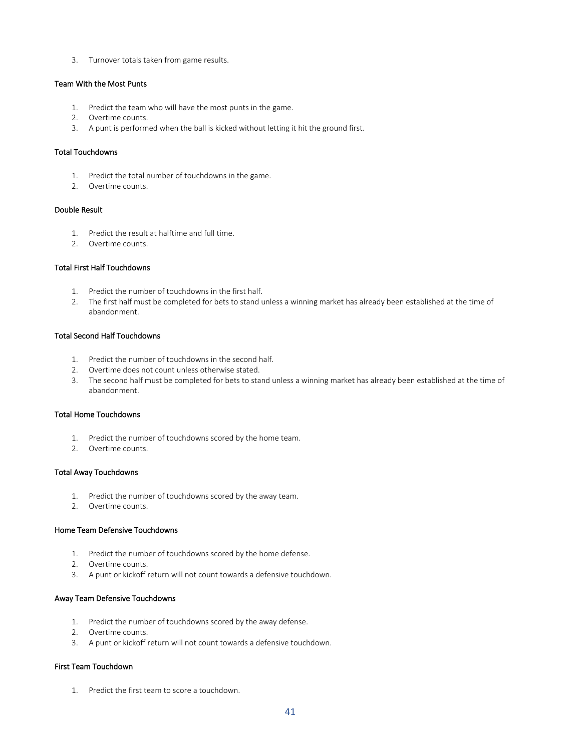3. Turnover totals taken from game results.

### Team With the Most Punts

1. Predict the team who will have the most punts in the game.
2. Overtime counts.
3. A punt is performed when the ball is kicked without letting it hit the ground first.

### Total Touchdowns

1. Predict the total number of touchdowns in the game.
2. Overtime counts.

### Double Result

1. Predict the result at halftime and full time.
2. Overtime counts.

### Total First Half Touchdowns

1. Predict the number of touchdowns in the first half.
2. The first half must be completed for bets to stand unless a winning market has already been established at the time of abandonment.

### Total Second Half Touchdowns

1. Predict the number of touchdowns in the second half.
2. Overtime does not count unless otherwise stated.
3. The second half must be completed for bets to stand unless a winning market has already been established at the time of abandonment.

### Total Home Touchdowns

1. Predict the number of touchdowns scored by the home team.
2. Overtime counts.

### Total Away Touchdowns

1. Predict the number of touchdowns scored by the away team.
2. Overtime counts.

### Home Team Defensive Touchdowns

1. Predict the number of touchdowns scored by the home defense.
2. Overtime counts.
3. A punt or kickoff return will not count towards a defensive touchdown.

### Away Team Defensive Touchdowns

1. Predict the number of touchdowns scored by the away defense.
2. Overtime counts.
3. A punt or kickoff return will not count towards a defensive touchdown.

### First Team Touchdown

1. Predict the first team to score a touchdown.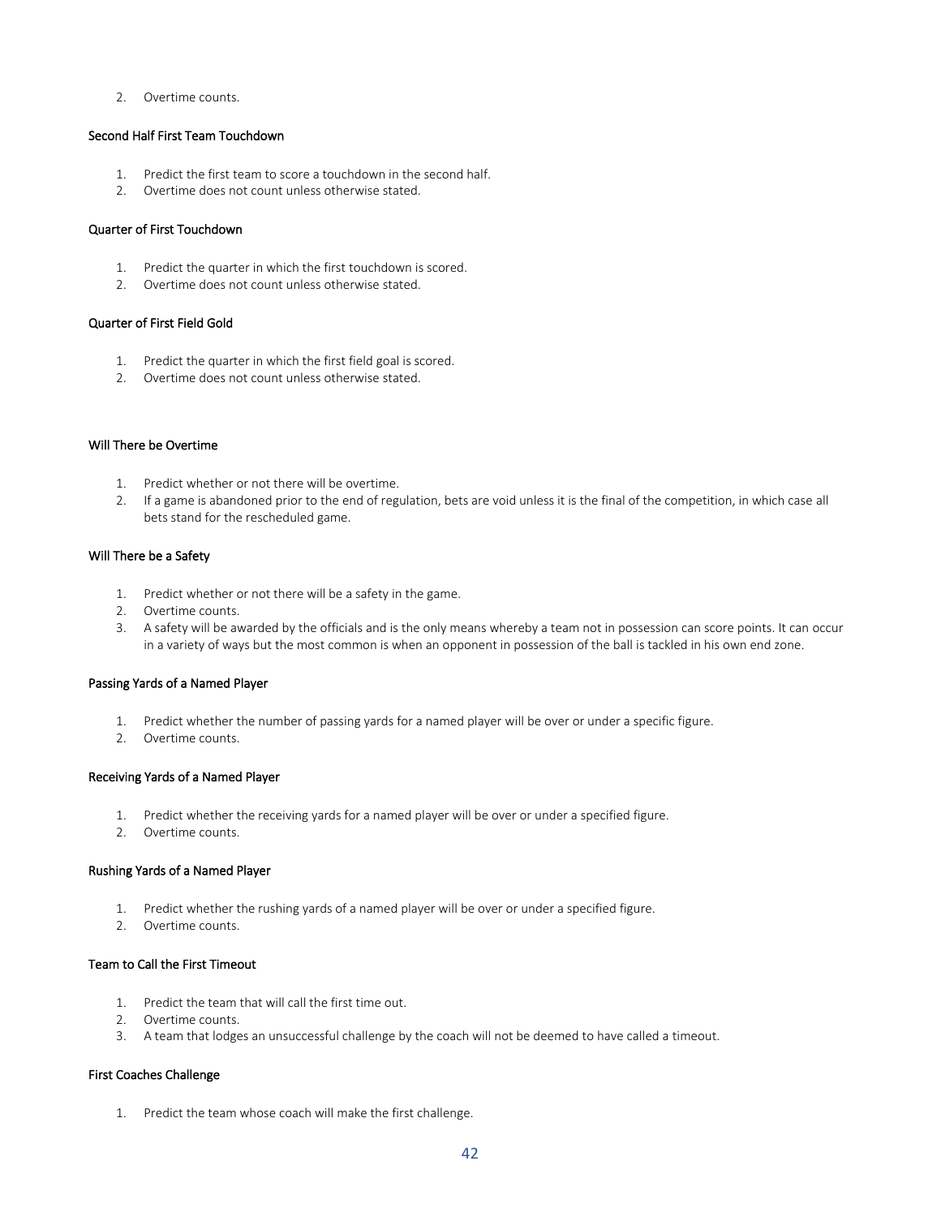2. Overtime counts.

#### Second Half First Team Touchdown

1. Predict the first team to score a touchdown in the second half.
2. Overtime does not count unless otherwise stated.

#### Quarter of First Touchdown

1. Predict the quarter in which the first touchdown is scored.
2. Overtime does not count unless otherwise stated.

#### Quarter of First Field Gold

1. Predict the quarter in which the first field goal is scored.
2. Overtime does not count unless otherwise stated.

#### Will There be Overtime

1. Predict whether or not there will be overtime.
2. If a game is abandoned prior to the end of regulation, bets are void unless it is the final of the competition, in which case all bets stand for the rescheduled game.

#### Will There be a Safety

1. Predict whether or not there will be a safety in the game.
2. Overtime counts.
3. A safety will be awarded by the officials and is the only means whereby a team not in possession can score points. It can occur in a variety of ways but the most common is when an opponent in possession of the ball is tackled in his own end zone.

#### Passing Yards of a Named Player

1. Predict whether the number of passing yards for a named player will be over or under a specific figure.
2. Overtime counts.

#### Receiving Yards of a Named Player

1. Predict whether the receiving yards for a named player will be over or under a specified figure.
2. Overtime counts.

#### Rushing Yards of a Named Player

1. Predict whether the rushing yards of a named player will be over or under a specified figure.
2. Overtime counts.

#### Team to Call the First Timeout

1. Predict the team that will call the first time out.
2. Overtime counts.
3. A team that lodges an unsuccessful challenge by the coach will not be deemed to have called a timeout.

#### First Coaches Challenge

1. Predict the team whose coach will make the first challenge.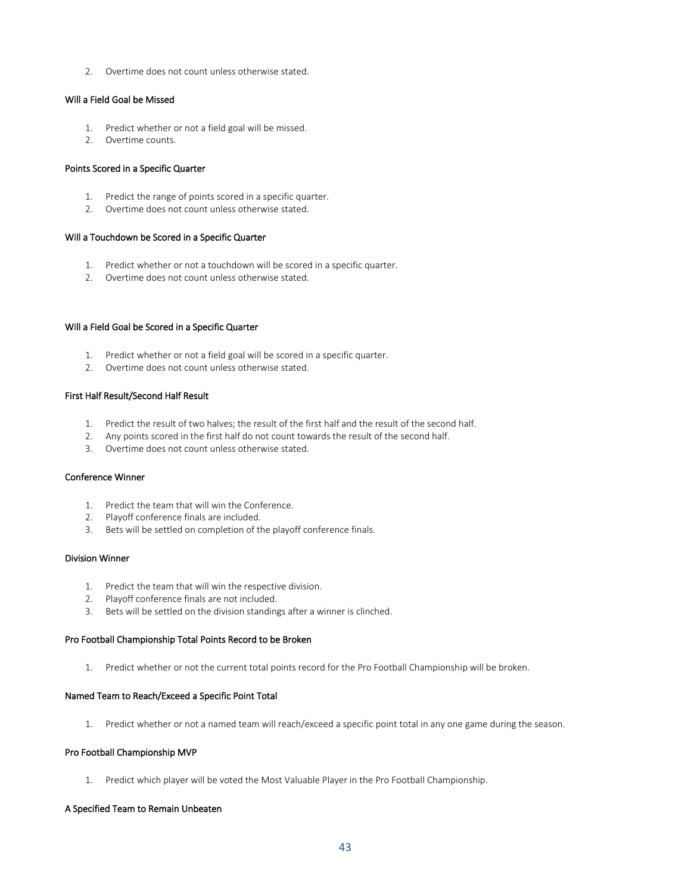2. Overtime does not count unless otherwise stated.

#### Will a Field Goal be Missed

1. Predict whether or not a field goal will be missed.
2. Overtime counts.

#### Points Scored in a Specific Quarter

1. Predict the range of points scored in a specific quarter.
2. Overtime does not count unless otherwise stated.

#### Will a Touchdown be Scored in a Specific Quarter

1. Predict whether or not a touchdown will be scored in a specific quarter.
2. Overtime does not count unless otherwise stated.

#### Will a Field Goal be Scored in a Specific Quarter

1. Predict whether or not a field goal will be scored in a specific quarter.
2. Overtime does not count unless otherwise stated.

#### First Half Result/Second Half Result

1. Predict the result of two halves; the result of the first half and the result of the second half.
2. Any points scored in the first half do not count towards the result of the second half.
3. Overtime does not count unless otherwise stated.

#### Conference Winner

1. Predict the team that will win the Conference.
2. Playoff conference finals are included.
3. Bets will be settled on completion of the playoff conference finals.

#### Division Winner

1. Predict the team that will win the respective division.
2. Playoff conference finals are not included.
3. Bets will be settled on the division standings after a winner is clinched.

#### Pro Football Championship Total Points Record to be Broken

1. Predict whether or not the current total points record for the Pro Football Championship will be broken.

#### Named Team to Reach/Exceed a Specific Point Total

1. Predict whether or not a named team will reach/exceed a specific point total in any one game during the season.

#### Pro Football Championship MVP

1. Predict which player will be voted the Most Valuable Player in the Pro Football Championship.

#### A Specified Team to Remain Unbeaten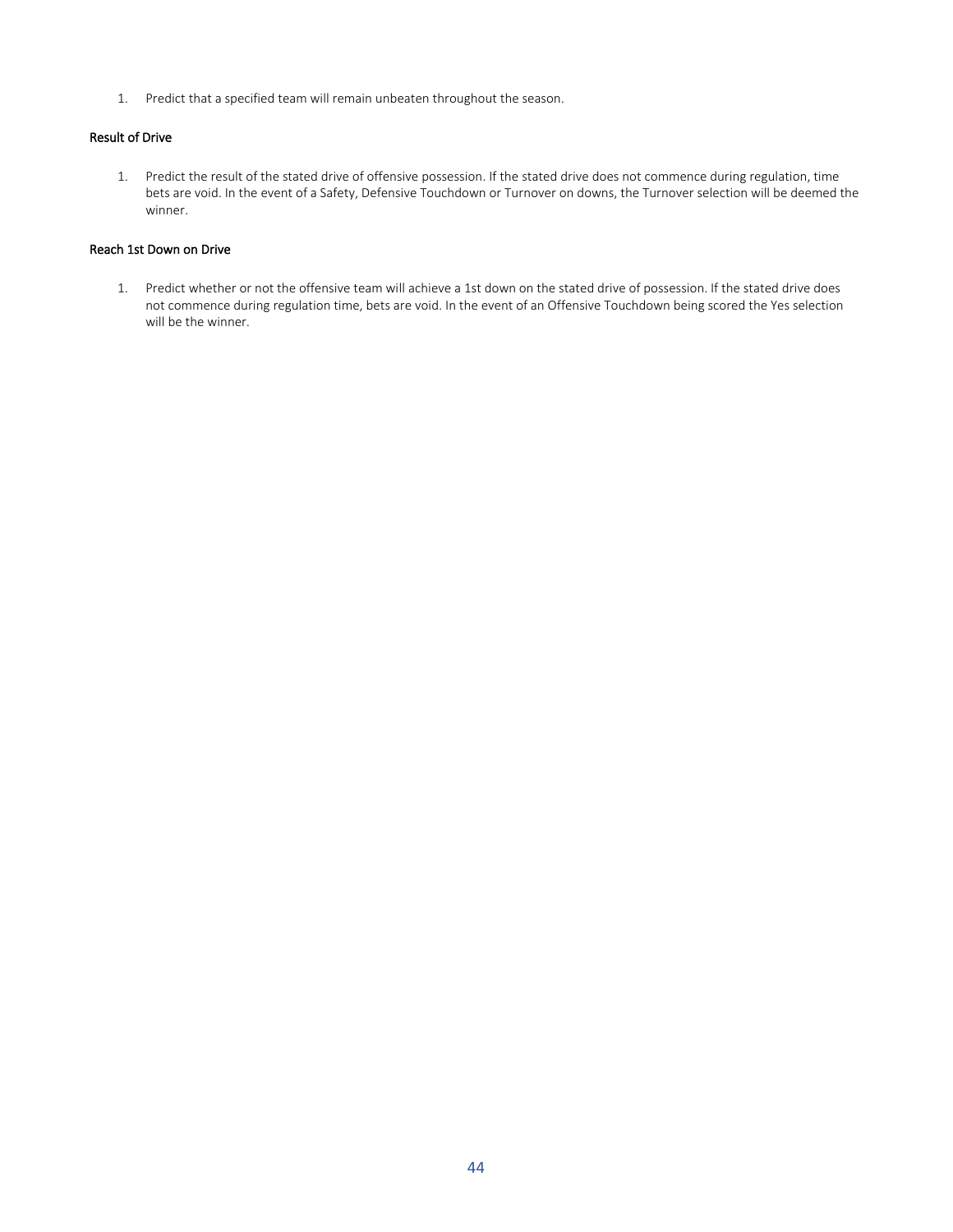1. Predict that a specified team will remain unbeaten throughout the season.

### Result of Drive

1. Predict the result of the stated drive of offensive possession. If the stated drive does not commence during regulation, time bets are void. In the event of a Safety, Defensive Touchdown or Turnover on downs, the Turnover selection will be deemed the winner.

### Reach 1st Down on Drive

1. Predict whether or not the offensive team will achieve a 1st down on the stated drive of possession. If the stated drive does not commence during regulation time, bets are void. In the event of an Offensive Touchdown being scored the Yes selection will be the winner.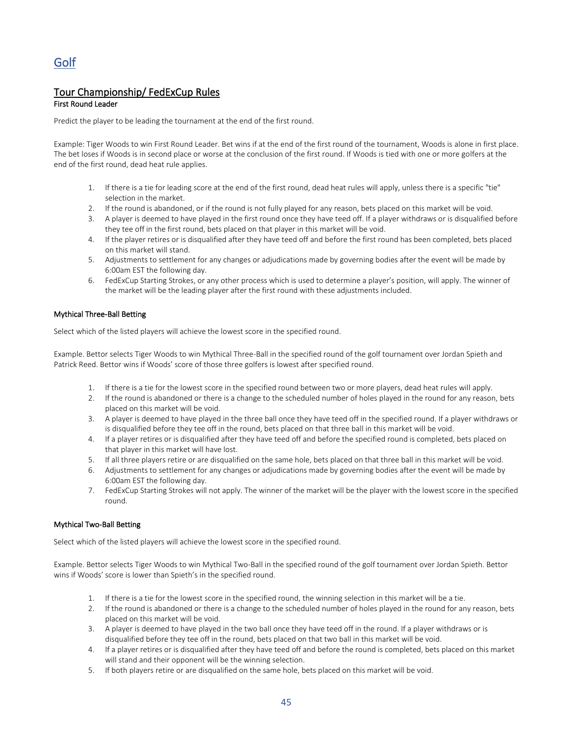# Golf

## Tour Championship/ FedExCup Rules

### First Round Leader

Predict the player to be leading the tournament at the end of the first round.

Example: Tiger Woods to win First Round Leader. Bet wins if at the end of the first round of the tournament, Woods is alone in first place. The bet loses if Woods is in second place or worse at the conclusion of the first round. If Woods is tied with one or more golfers at the end of the first round, dead heat rule applies.

1. If there is a tie for leading score at the end of the first round, dead heat rules will apply, unless there is a specific "tie" selection in the market.
2. If the round is abandoned, or if the round is not fully played for any reason, bets placed on this market will be void.
3. A player is deemed to have played in the first round once they have teed off. If a player withdraws or is disqualified before they tee off in the first round, bets placed on that player in this market will be void.
4. If the player retires or is disqualified after they have teed off and before the first round has been completed, bets placed on this market will stand.
5. Adjustments to settlement for any changes or adjudications made by governing bodies after the event will be made by 6:00am EST the following day.
6. FedExCup Starting Strokes, or any other process which is used to determine a player's position, will apply. The winner of the market will be the leading player after the first round with these adjustments included.

### Mythical Three-Ball Betting

Select which of the listed players will achieve the lowest score in the specified round.

Example. Bettor selects Tiger Woods to win Mythical Three-Ball in the specified round of the golf tournament over Jordan Spieth and Patrick Reed. Bettor wins if Woods' score of those three golfers is lowest after specified round.

1. If there is a tie for the lowest score in the specified round between two or more players, dead heat rules will apply.
2. If the round is abandoned or there is a change to the scheduled number of holes played in the round for any reason, bets placed on this market will be void.
3. A player is deemed to have played in the three ball once they have teed off in the specified round. If a player withdraws or is disqualified before they tee off in the round, bets placed on that three ball in this market will be void.
4. If a player retires or is disqualified after they have teed off and before the specified round is completed, bets placed on that player in this market will have lost.
5. If all three players retire or are disqualified on the same hole, bets placed on that three ball in this market will be void.
6. Adjustments to settlement for any changes or adjudications made by governing bodies after the event will be made by 6:00am EST the following day.
7. FedExCup Starting Strokes will not apply. The winner of the market will be the player with the lowest score in the specified round.

### Mythical Two-Ball Betting

Select which of the listed players will achieve the lowest score in the specified round.

Example. Bettor selects Tiger Woods to win Mythical Two-Ball in the specified round of the golf tournament over Jordan Spieth. Bettor wins if Woods' score is lower than Spieth's in the specified round.

1. If there is a tie for the lowest score in the specified round, the winning selection in this market will be a tie.
2. If the round is abandoned or there is a change to the scheduled number of holes played in the round for any reason, bets placed on this market will be void.
3. A player is deemed to have played in the two ball once they have teed off in the round. If a player withdraws or is disqualified before they tee off in the round, bets placed on that two ball in this market will be void.
4. If a player retires or is disqualified after they have teed off and before the round is completed, bets placed on this market will stand and their opponent will be the winning selection.
5. If both players retire or are disqualified on the same hole, bets placed on this market will be void.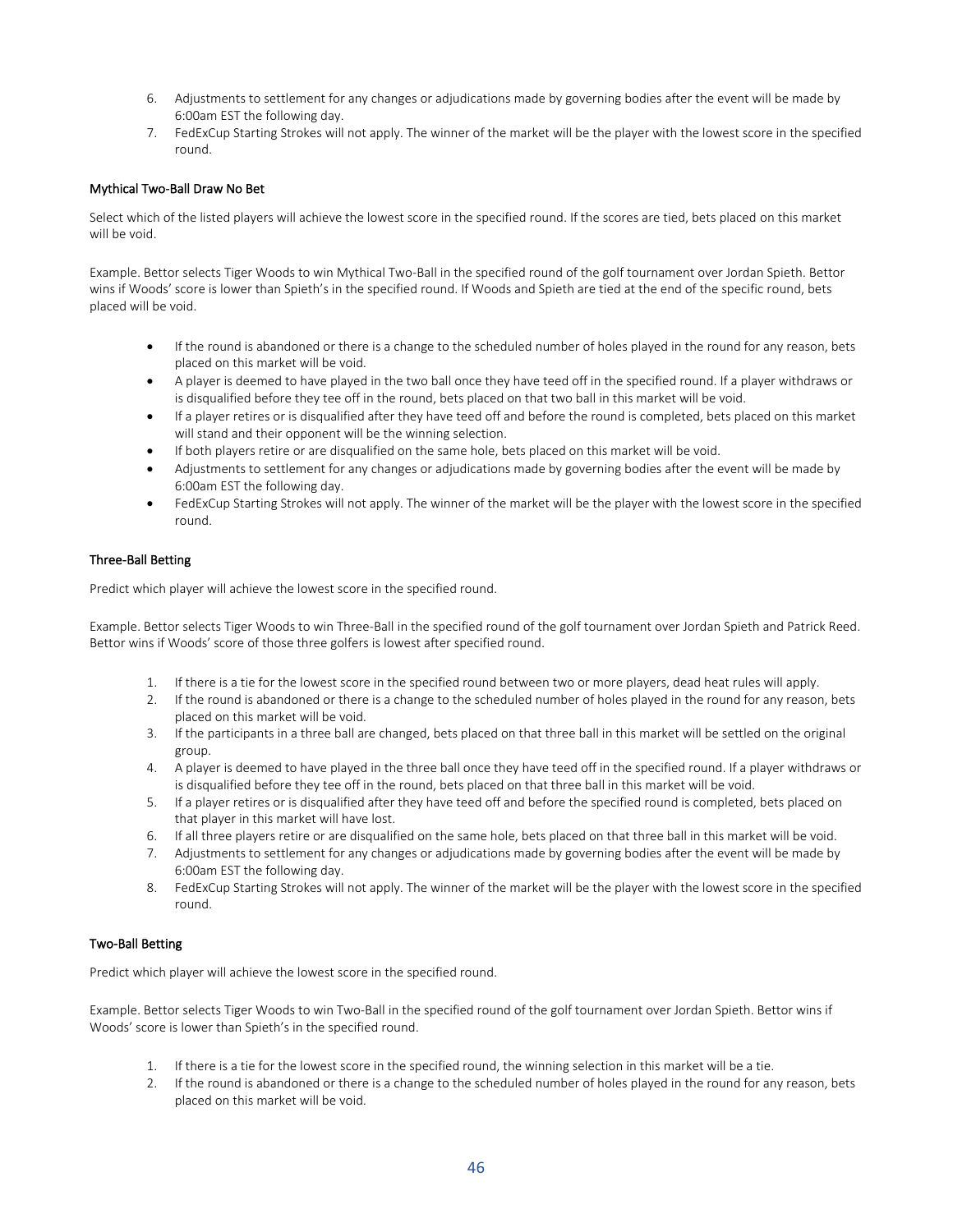6. Adjustments to settlement for any changes or adjudications made by governing bodies after the event will be made by 6:00am EST the following day.
7. FedExCup Starting Strokes will not apply. The winner of the market will be the player with the lowest score in the specified round.

### Mythical Two-Ball Draw No Bet

Select which of the listed players will achieve the lowest score in the specified round. If the scores are tied, bets placed on this market will be void.

Example. Bettor selects Tiger Woods to win Mythical Two-Ball in the specified round of the golf tournament over Jordan Spieth. Bettor wins if Woods' score is lower than Spieth's in the specified round. If Woods and Spieth are tied at the end of the specific round, bets placed will be void.

- If the round is abandoned or there is a change to the scheduled number of holes played in the round for any reason, bets placed on this market will be void.
- A player is deemed to have played in the two ball once they have teed off in the specified round. If a player withdraws or is disqualified before they tee off in the round, bets placed on that two ball in this market will be void.
- If a player retires or is disqualified after they have teed off and before the round is completed, bets placed on this market will stand and their opponent will be the winning selection.
- If both players retire or are disqualified on the same hole, bets placed on this market will be void.
- Adjustments to settlement for any changes or adjudications made by governing bodies after the event will be made by 6:00am EST the following day.
- FedExCup Starting Strokes will not apply. The winner of the market will be the player with the lowest score in the specified round.

### Three-Ball Betting

Predict which player will achieve the lowest score in the specified round.

Example. Bettor selects Tiger Woods to win Three-Ball in the specified round of the golf tournament over Jordan Spieth and Patrick Reed. Bettor wins if Woods' score of those three golfers is lowest after specified round.

1. If there is a tie for the lowest score in the specified round between two or more players, dead heat rules will apply.
2. If the round is abandoned or there is a change to the scheduled number of holes played in the round for any reason, bets placed on this market will be void.
3. If the participants in a three ball are changed, bets placed on that three ball in this market will be settled on the original group.
4. A player is deemed to have played in the three ball once they have teed off in the specified round. If a player withdraws or is disqualified before they tee off in the round, bets placed on that three ball in this market will be void.
5. If a player retires or is disqualified after they have teed off and before the specified round is completed, bets placed on that player in this market will have lost.
6. If all three players retire or are disqualified on the same hole, bets placed on that three ball in this market will be void.
7. Adjustments to settlement for any changes or adjudications made by governing bodies after the event will be made by 6:00am EST the following day.
8. FedExCup Starting Strokes will not apply. The winner of the market will be the player with the lowest score in the specified round.

### Two-Ball Betting

Predict which player will achieve the lowest score in the specified round.

Example. Bettor selects Tiger Woods to win Two-Ball in the specified round of the golf tournament over Jordan Spieth. Bettor wins if Woods' score is lower than Spieth's in the specified round.

1. If there is a tie for the lowest score in the specified round, the winning selection in this market will be a tie.
2. If the round is abandoned or there is a change to the scheduled number of holes played in the round for any reason, bets placed on this market will be void.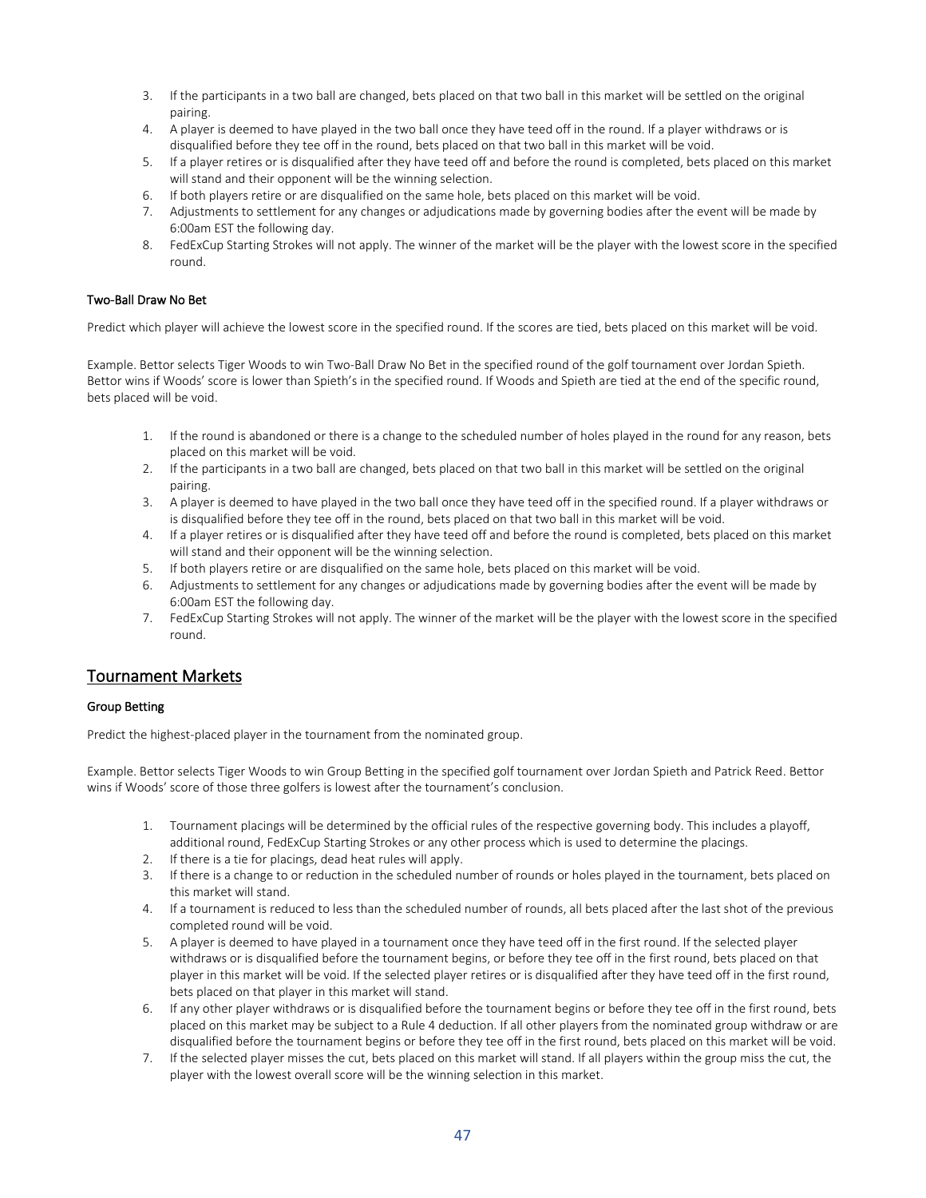3. If the participants in a two ball are changed, bets placed on that two ball in this market will be settled on the original pairing.
4. A player is deemed to have played in the two ball once they have teed off in the round. If a player withdraws or is disqualified before they tee off in the round, bets placed on that two ball in this market will be void.
5. If a player retires or is disqualified after they have teed off and before the round is completed, bets placed on this market will stand and their opponent will be the winning selection.
6. If both players retire or are disqualified on the same hole, bets placed on this market will be void.
7. Adjustments to settlement for any changes or adjudications made by governing bodies after the event will be made by 6:00am EST the following day.
8. FedExCup Starting Strokes will not apply. The winner of the market will be the player with the lowest score in the specified round.

### Two-Ball Draw No Bet

Predict which player will achieve the lowest score in the specified round. If the scores are tied, bets placed on this market will be void.

Example. Bettor selects Tiger Woods to win Two-Ball Draw No Bet in the specified round of the golf tournament over Jordan Spieth. Bettor wins if Woods' score is lower than Spieth's in the specified round. If Woods and Spieth are tied at the end of the specific round, bets placed will be void.

1. If the round is abandoned or there is a change to the scheduled number of holes played in the round for any reason, bets placed on this market will be void.
2. If the participants in a two ball are changed, bets placed on that two ball in this market will be settled on the original pairing.
3. A player is deemed to have played in the two ball once they have teed off in the specified round. If a player withdraws or is disqualified before they tee off in the round, bets placed on that two ball in this market will be void.
4. If a player retires or is disqualified after they have teed off and before the round is completed, bets placed on this market will stand and their opponent will be the winning selection.
5. If both players retire or are disqualified on the same hole, bets placed on this market will be void.
6. Adjustments to settlement for any changes or adjudications made by governing bodies after the event will be made by 6:00am EST the following day.
7. FedExCup Starting Strokes will not apply. The winner of the market will be the player with the lowest score in the specified round.

## Tournament Markets

### Group Betting

Predict the highest-placed player in the tournament from the nominated group.

Example. Bettor selects Tiger Woods to win Group Betting in the specified golf tournament over Jordan Spieth and Patrick Reed. Bettor wins if Woods' score of those three golfers is lowest after the tournament's conclusion.

1. Tournament placings will be determined by the official rules of the respective governing body. This includes a playoff, additional round, FedExCup Starting Strokes or any other process which is used to determine the placings.
2. If there is a tie for placings, dead heat rules will apply.
3. If there is a change to or reduction in the scheduled number of rounds or holes played in the tournament, bets placed on this market will stand.
4. If a tournament is reduced to less than the scheduled number of rounds, all bets placed after the last shot of the previous completed round will be void.
5. A player is deemed to have played in a tournament once they have teed off in the first round. If the selected player withdraws or is disqualified before the tournament begins, or before they tee off in the first round, bets placed on that player in this market will be void. If the selected player retires or is disqualified after they have teed off in the first round, bets placed on that player in this market will stand.
6. If any other player withdraws or is disqualified before the tournament begins or before they tee off in the first round, bets placed on this market may be subject to a Rule 4 deduction. If all other players from the nominated group withdraw or are disqualified before the tournament begins or before they tee off in the first round, bets placed on this market will be void.
7. If the selected player misses the cut, bets placed on this market will stand. If all players within the group miss the cut, the player with the lowest overall score will be the winning selection in this market.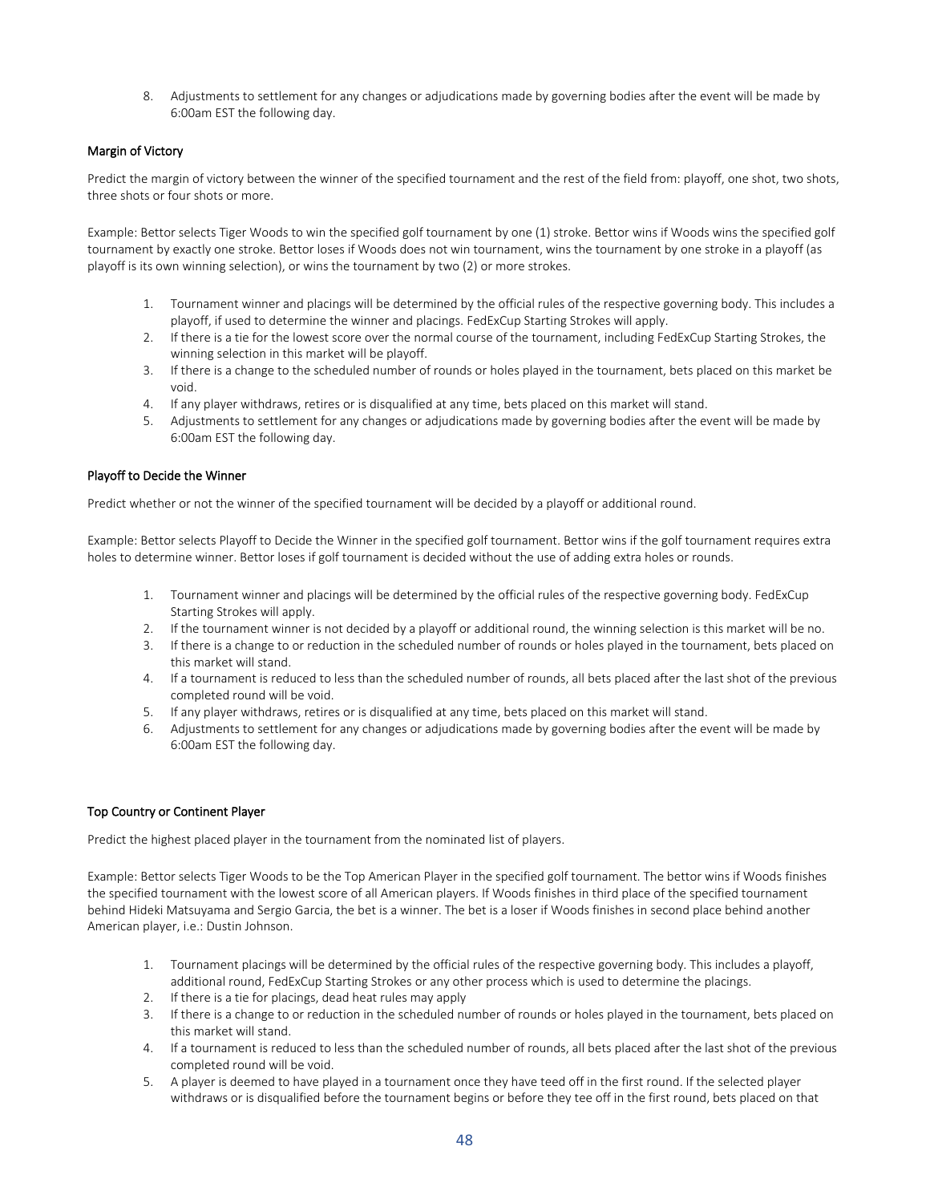8. Adjustments to settlement for any changes or adjudications made by governing bodies after the event will be made by 6:00am EST the following day.

### Margin of Victory

Predict the margin of victory between the winner of the specified tournament and the rest of the field from: playoff, one shot, two shots, three shots or four shots or more.

Example: Bettor selects Tiger Woods to win the specified golf tournament by one (1) stroke. Bettor wins if Woods wins the specified golf tournament by exactly one stroke. Bettor loses if Woods does not win tournament, wins the tournament by one stroke in a playoff (as playoff is its own winning selection), or wins the tournament by two (2) or more strokes.

1. Tournament winner and placings will be determined by the official rules of the respective governing body. This includes a playoff, if used to determine the winner and placings. FedExCup Starting Strokes will apply.
2. If there is a tie for the lowest score over the normal course of the tournament, including FedExCup Starting Strokes, the winning selection in this market will be playoff.
3. If there is a change to the scheduled number of rounds or holes played in the tournament, bets placed on this market be void.
4. If any player withdraws, retires or is disqualified at any time, bets placed on this market will stand.
5. Adjustments to settlement for any changes or adjudications made by governing bodies after the event will be made by 6:00am EST the following day.

### Playoff to Decide the Winner

Predict whether or not the winner of the specified tournament will be decided by a playoff or additional round.

Example: Bettor selects Playoff to Decide the Winner in the specified golf tournament. Bettor wins if the golf tournament requires extra holes to determine winner. Bettor loses if golf tournament is decided without the use of adding extra holes or rounds.

1. Tournament winner and placings will be determined by the official rules of the respective governing body. FedExCup Starting Strokes will apply.
2. If the tournament winner is not decided by a playoff or additional round, the winning selection is this market will be no.
3. If there is a change to or reduction in the scheduled number of rounds or holes played in the tournament, bets placed on this market will stand.
4. If a tournament is reduced to less than the scheduled number of rounds, all bets placed after the last shot of the previous completed round will be void.
5. If any player withdraws, retires or is disqualified at any time, bets placed on this market will stand.
6. Adjustments to settlement for any changes or adjudications made by governing bodies after the event will be made by 6:00am EST the following day.

### Top Country or Continent Player

Predict the highest placed player in the tournament from the nominated list of players.

Example: Bettor selects Tiger Woods to be the Top American Player in the specified golf tournament. The bettor wins if Woods finishes the specified tournament with the lowest score of all American players. If Woods finishes in third place of the specified tournament behind Hideki Matsuyama and Sergio Garcia, the bet is a winner. The bet is a loser if Woods finishes in second place behind another American player, i.e.: Dustin Johnson.

1. Tournament placings will be determined by the official rules of the respective governing body. This includes a playoff, additional round, FedExCup Starting Strokes or any other process which is used to determine the placings.
2. If there is a tie for placings, dead heat rules may apply
3. If there is a change to or reduction in the scheduled number of rounds or holes played in the tournament, bets placed on this market will stand.
4. If a tournament is reduced to less than the scheduled number of rounds, all bets placed after the last shot of the previous completed round will be void.
5. A player is deemed to have played in a tournament once they have teed off in the first round. If the selected player withdraws or is disqualified before the tournament begins or before they tee off in the first round, bets placed on that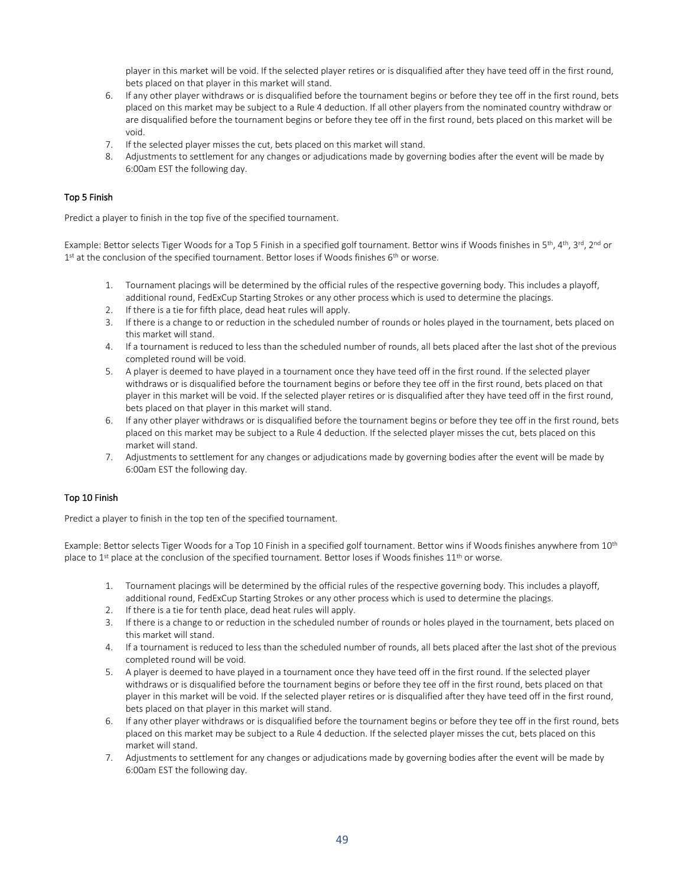player in this market will be void. If the selected player retires or is disqualified after they have teed off in the first round, bets placed on that player in this market will stand.

6. If any other player withdraws or is disqualified before the tournament begins or before they tee off in the first round, bets placed on this market may be subject to a Rule 4 deduction. If all other players from the nominated country withdraw or are disqualified before the tournament begins or before they tee off in the first round, bets placed on this market will be void.
7. If the selected player misses the cut, bets placed on this market will stand.
8. Adjustments to settlement for any changes or adjudications made by governing bodies after the event will be made by 6:00am EST the following day.

### Top 5 Finish

Predict a player to finish in the top five of the specified tournament.

Example: Bettor selects Tiger Woods for a Top 5 Finish in a specified golf tournament. Bettor wins if Woods finishes in 5th, 4th, 3rd, 2nd or 1st at the conclusion of the specified tournament. Bettor loses if Woods finishes 6th or worse.

1. Tournament placings will be determined by the official rules of the respective governing body. This includes a playoff, additional round, FedExCup Starting Strokes or any other process which is used to determine the placings.
2. If there is a tie for fifth place, dead heat rules will apply.
3. If there is a change to or reduction in the scheduled number of rounds or holes played in the tournament, bets placed on this market will stand.
4. If a tournament is reduced to less than the scheduled number of rounds, all bets placed after the last shot of the previous completed round will be void.
5. A player is deemed to have played in a tournament once they have teed off in the first round. If the selected player withdraws or is disqualified before the tournament begins or before they tee off in the first round, bets placed on that player in this market will be void. If the selected player retires or is disqualified after they have teed off in the first round, bets placed on that player in this market will stand.
6. If any other player withdraws or is disqualified before the tournament begins or before they tee off in the first round, bets placed on this market may be subject to a Rule 4 deduction. If the selected player misses the cut, bets placed on this market will stand.
7. Adjustments to settlement for any changes or adjudications made by governing bodies after the event will be made by 6:00am EST the following day.

### Top 10 Finish

Predict a player to finish in the top ten of the specified tournament.

Example: Bettor selects Tiger Woods for a Top 10 Finish in a specified golf tournament. Bettor wins if Woods finishes anywhere from 10th place to 1st place at the conclusion of the specified tournament. Bettor loses if Woods finishes 11th or worse.

1. Tournament placings will be determined by the official rules of the respective governing body. This includes a playoff, additional round, FedExCup Starting Strokes or any other process which is used to determine the placings.
2. If there is a tie for tenth place, dead heat rules will apply.
3. If there is a change to or reduction in the scheduled number of rounds or holes played in the tournament, bets placed on this market will stand.
4. If a tournament is reduced to less than the scheduled number of rounds, all bets placed after the last shot of the previous completed round will be void.
5. A player is deemed to have played in a tournament once they have teed off in the first round. If the selected player withdraws or is disqualified before the tournament begins or before they tee off in the first round, bets placed on that player in this market will be void. If the selected player retires or is disqualified after they have teed off in the first round, bets placed on that player in this market will stand.
6. If any other player withdraws or is disqualified before the tournament begins or before they tee off in the first round, bets placed on this market may be subject to a Rule 4 deduction. If the selected player misses the cut, bets placed on this market will stand.
7. Adjustments to settlement for any changes or adjudications made by governing bodies after the event will be made by 6:00am EST the following day.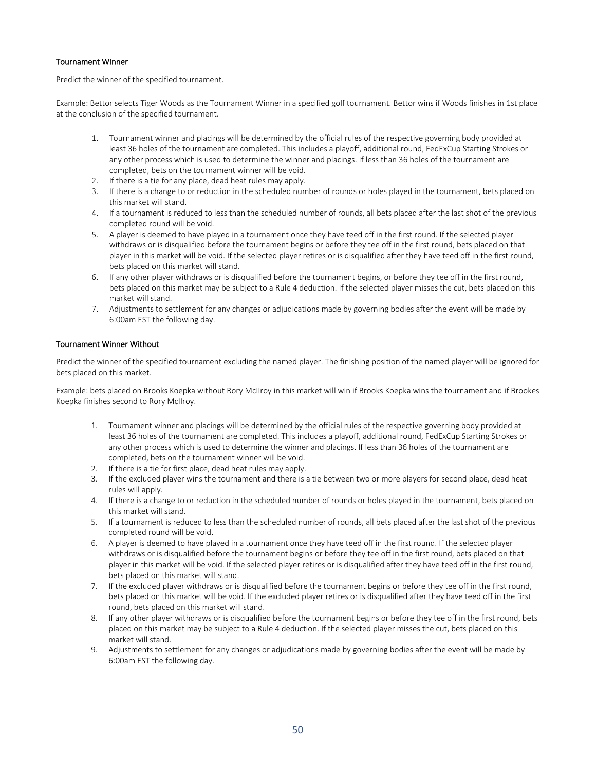### Tournament Winner

Predict the winner of the specified tournament.

Example: Bettor selects Tiger Woods as the Tournament Winner in a specified golf tournament. Bettor wins if Woods finishes in 1st place at the conclusion of the specified tournament.

1. Tournament winner and placings will be determined by the official rules of the respective governing body provided at least 36 holes of the tournament are completed. This includes a playoff, additional round, FedExCup Starting Strokes or any other process which is used to determine the winner and placings. If less than 36 holes of the tournament are completed, bets on the tournament winner will be void.
2. If there is a tie for any place, dead heat rules may apply.
3. If there is a change to or reduction in the scheduled number of rounds or holes played in the tournament, bets placed on this market will stand.
4. If a tournament is reduced to less than the scheduled number of rounds, all bets placed after the last shot of the previous completed round will be void.
5. A player is deemed to have played in a tournament once they have teed off in the first round. If the selected player withdraws or is disqualified before the tournament begins or before they tee off in the first round, bets placed on that player in this market will be void. If the selected player retires or is disqualified after they have teed off in the first round, bets placed on this market will stand.
6. If any other player withdraws or is disqualified before the tournament begins, or before they tee off in the first round, bets placed on this market may be subject to a Rule 4 deduction. If the selected player misses the cut, bets placed on this market will stand.
7. Adjustments to settlement for any changes or adjudications made by governing bodies after the event will be made by 6:00am EST the following day.

### Tournament Winner Without

Predict the winner of the specified tournament excluding the named player. The finishing position of the named player will be ignored for bets placed on this market.

Example: bets placed on Brooks Koepka without Rory McIlroy in this market will win if Brooks Koepka wins the tournament and if Brookes Koepka finishes second to Rory McIlroy.

1. Tournament winner and placings will be determined by the official rules of the respective governing body provided at least 36 holes of the tournament are completed. This includes a playoff, additional round, FedExCup Starting Strokes or any other process which is used to determine the winner and placings. If less than 36 holes of the tournament are completed, bets on the tournament winner will be void.
2. If there is a tie for first place, dead heat rules may apply.
3. If the excluded player wins the tournament and there is a tie between two or more players for second place, dead heat rules will apply.
4. If there is a change to or reduction in the scheduled number of rounds or holes played in the tournament, bets placed on this market will stand.
5. If a tournament is reduced to less than the scheduled number of rounds, all bets placed after the last shot of the previous completed round will be void.
6. A player is deemed to have played in a tournament once they have teed off in the first round. If the selected player withdraws or is disqualified before the tournament begins or before they tee off in the first round, bets placed on that player in this market will be void. If the selected player retires or is disqualified after they have teed off in the first round, bets placed on this market will stand.
7. If the excluded player withdraws or is disqualified before the tournament begins or before they tee off in the first round, bets placed on this market will be void. If the excluded player retires or is disqualified after they have teed off in the first round, bets placed on this market will stand.
8. If any other player withdraws or is disqualified before the tournament begins or before they tee off in the first round, bets placed on this market may be subject to a Rule 4 deduction. If the selected player misses the cut, bets placed on this market will stand.
9. Adjustments to settlement for any changes or adjudications made by governing bodies after the event will be made by 6:00am EST the following day.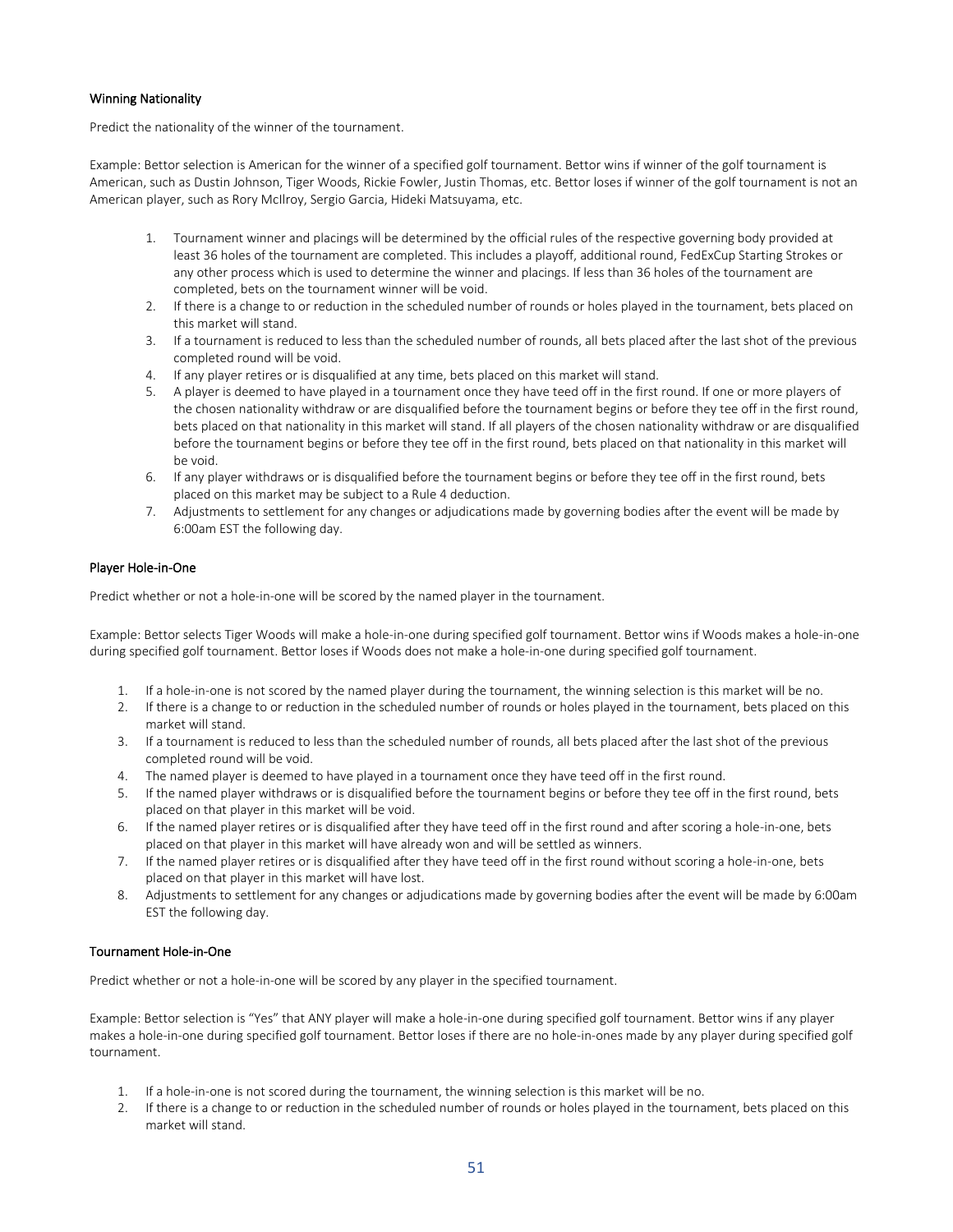### Winning Nationality

Predict the nationality of the winner of the tournament.

Example: Bettor selection is American for the winner of a specified golf tournament. Bettor wins if winner of the golf tournament is American, such as Dustin Johnson, Tiger Woods, Rickie Fowler, Justin Thomas, etc. Bettor loses if winner of the golf tournament is not an American player, such as Rory McIlroy, Sergio Garcia, Hideki Matsuyama, etc.

1. Tournament winner and placings will be determined by the official rules of the respective governing body provided at least 36 holes of the tournament are completed. This includes a playoff, additional round, FedExCup Starting Strokes or any other process which is used to determine the winner and placings. If less than 36 holes of the tournament are completed, bets on the tournament winner will be void.
2. If there is a change to or reduction in the scheduled number of rounds or holes played in the tournament, bets placed on this market will stand.
3. If a tournament is reduced to less than the scheduled number of rounds, all bets placed after the last shot of the previous completed round will be void.
4. If any player retires or is disqualified at any time, bets placed on this market will stand.
5. A player is deemed to have played in a tournament once they have teed off in the first round. If one or more players of the chosen nationality withdraw or are disqualified before the tournament begins or before they tee off in the first round, bets placed on that nationality in this market will stand. If all players of the chosen nationality withdraw or are disqualified before the tournament begins or before they tee off in the first round, bets placed on that nationality in this market will be void.
6. If any player withdraws or is disqualified before the tournament begins or before they tee off in the first round, bets placed on this market may be subject to a Rule 4 deduction.
7. Adjustments to settlement for any changes or adjudications made by governing bodies after the event will be made by 6:00am EST the following day.

### Player Hole-in-One

Predict whether or not a hole-in-one will be scored by the named player in the tournament.

Example: Bettor selects Tiger Woods will make a hole-in-one during specified golf tournament. Bettor wins if Woods makes a hole-in-one during specified golf tournament. Bettor loses if Woods does not make a hole-in-one during specified golf tournament.

1. If a hole-in-one is not scored by the named player during the tournament, the winning selection is this market will be no.
2. If there is a change to or reduction in the scheduled number of rounds or holes played in the tournament, bets placed on this market will stand.
3. If a tournament is reduced to less than the scheduled number of rounds, all bets placed after the last shot of the previous completed round will be void.
4. The named player is deemed to have played in a tournament once they have teed off in the first round.
5. If the named player withdraws or is disqualified before the tournament begins or before they tee off in the first round, bets placed on that player in this market will be void.
6. If the named player retires or is disqualified after they have teed off in the first round and after scoring a hole-in-one, bets placed on that player in this market will have already won and will be settled as winners.
7. If the named player retires or is disqualified after they have teed off in the first round without scoring a hole-in-one, bets placed on that player in this market will have lost.
8. Adjustments to settlement for any changes or adjudications made by governing bodies after the event will be made by 6:00am EST the following day.

### Tournament Hole-in-One

Predict whether or not a hole-in-one will be scored by any player in the specified tournament.

Example: Bettor selection is "Yes" that ANY player will make a hole-in-one during specified golf tournament. Bettor wins if any player makes a hole-in-one during specified golf tournament. Bettor loses if there are no hole-in-ones made by any player during specified golf tournament.

1. If a hole-in-one is not scored during the tournament, the winning selection is this market will be no.
2. If there is a change to or reduction in the scheduled number of rounds or holes played in the tournament, bets placed on this market will stand.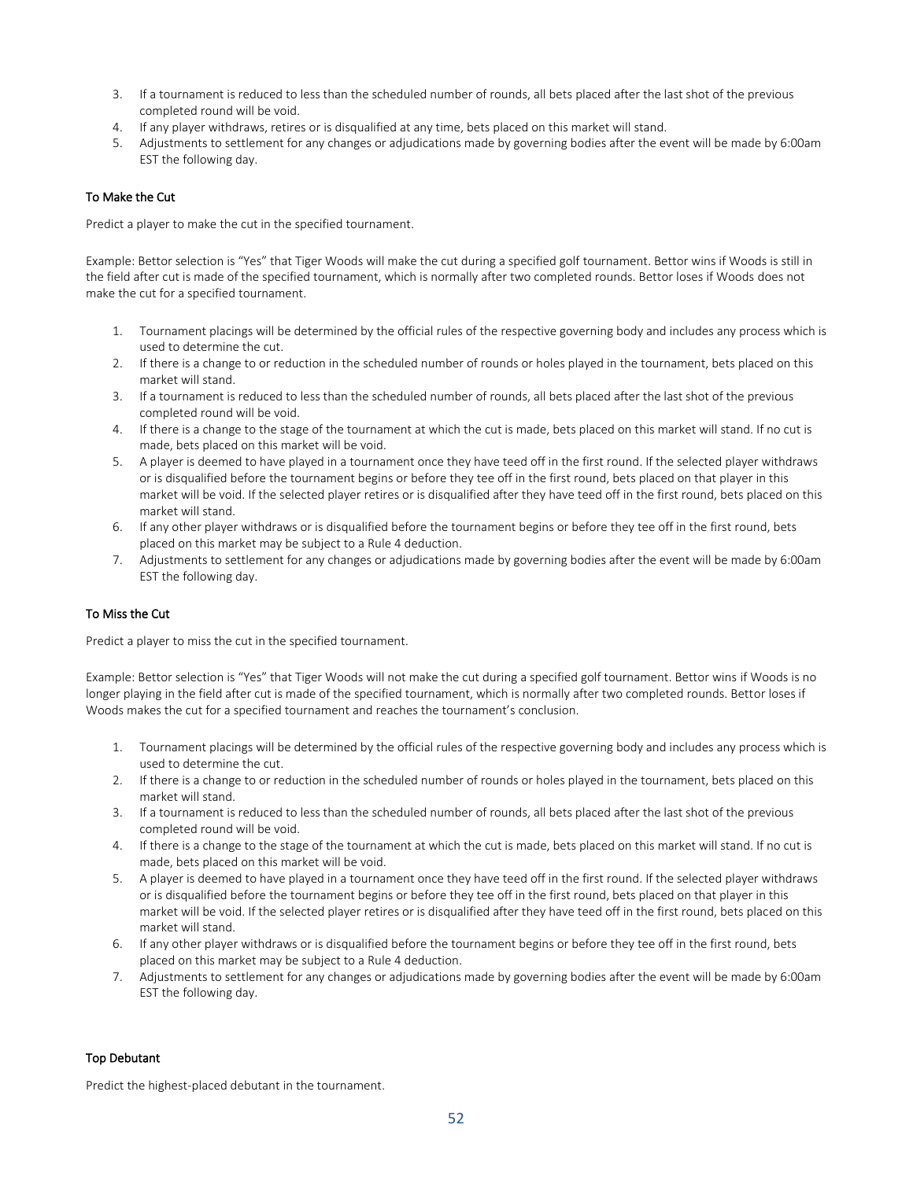3. If a tournament is reduced to less than the scheduled number of rounds, all bets placed after the last shot of the previous completed round will be void.
4. If any player withdraws, retires or is disqualified at any time, bets placed on this market will stand.
5. Adjustments to settlement for any changes or adjudications made by governing bodies after the event will be made by 6:00am EST the following day.

### To Make the Cut

Predict a player to make the cut in the specified tournament.

Example: Bettor selection is "Yes" that Tiger Woods will make the cut during a specified golf tournament. Bettor wins if Woods is still in the field after cut is made of the specified tournament, which is normally after two completed rounds. Bettor loses if Woods does not make the cut for a specified tournament.

1. Tournament placings will be determined by the official rules of the respective governing body and includes any process which is used to determine the cut.
2. If there is a change to or reduction in the scheduled number of rounds or holes played in the tournament, bets placed on this market will stand.
3. If a tournament is reduced to less than the scheduled number of rounds, all bets placed after the last shot of the previous completed round will be void.
4. If there is a change to the stage of the tournament at which the cut is made, bets placed on this market will stand. If no cut is made, bets placed on this market will be void.
5. A player is deemed to have played in a tournament once they have teed off in the first round. If the selected player withdraws or is disqualified before the tournament begins or before they tee off in the first round, bets placed on that player in this market will be void. If the selected player retires or is disqualified after they have teed off in the first round, bets placed on this market will stand.
6. If any other player withdraws or is disqualified before the tournament begins or before they tee off in the first round, bets placed on this market may be subject to a Rule 4 deduction.
7. Adjustments to settlement for any changes or adjudications made by governing bodies after the event will be made by 6:00am EST the following day.

### To Miss the Cut

Predict a player to miss the cut in the specified tournament.

Example: Bettor selection is "Yes" that Tiger Woods will not make the cut during a specified golf tournament. Bettor wins if Woods is no longer playing in the field after cut is made of the specified tournament, which is normally after two completed rounds. Bettor loses if Woods makes the cut for a specified tournament and reaches the tournament's conclusion.

1. Tournament placings will be determined by the official rules of the respective governing body and includes any process which is used to determine the cut.
2. If there is a change to or reduction in the scheduled number of rounds or holes played in the tournament, bets placed on this market will stand.
3. If a tournament is reduced to less than the scheduled number of rounds, all bets placed after the last shot of the previous completed round will be void.
4. If there is a change to the stage of the tournament at which the cut is made, bets placed on this market will stand. If no cut is made, bets placed on this market will be void.
5. A player is deemed to have played in a tournament once they have teed off in the first round. If the selected player withdraws or is disqualified before the tournament begins or before they tee off in the first round, bets placed on that player in this market will be void. If the selected player retires or is disqualified after they have teed off in the first round, bets placed on this market will stand.
6. If any other player withdraws or is disqualified before the tournament begins or before they tee off in the first round, bets placed on this market may be subject to a Rule 4 deduction.
7. Adjustments to settlement for any changes or adjudications made by governing bodies after the event will be made by 6:00am EST the following day.

### Top Debutant

Predict the highest-placed debutant in the tournament.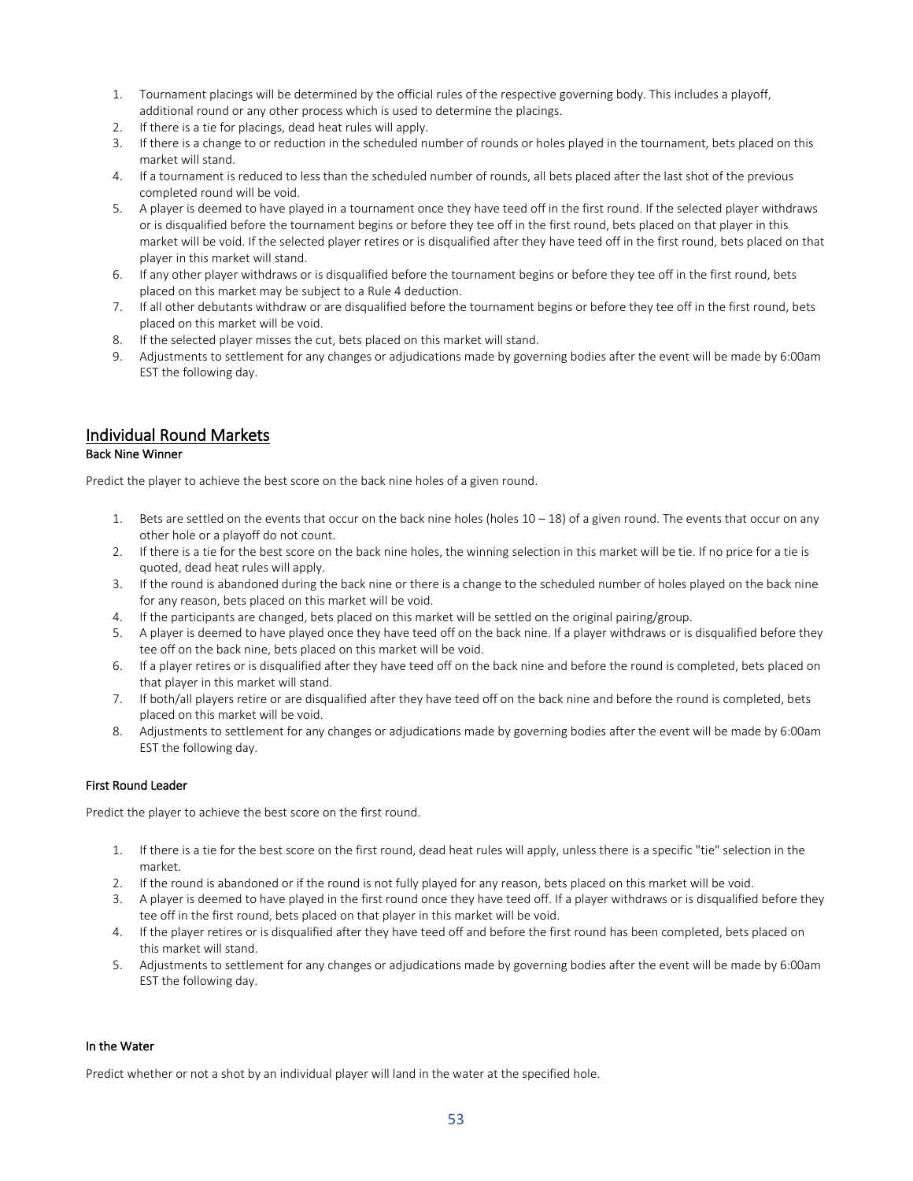1. Tournament placings will be determined by the official rules of the respective governing body. This includes a playoff, additional round or any other process which is used to determine the placings.
2. If there is a tie for placings, dead heat rules will apply.
3. If there is a change to or reduction in the scheduled number of rounds or holes played in the tournament, bets placed on this market will stand.
4. If a tournament is reduced to less than the scheduled number of rounds, all bets placed after the last shot of the previous completed round will be void.
5. A player is deemed to have played in a tournament once they have teed off in the first round. If the selected player withdraws or is disqualified before the tournament begins or before they tee off in the first round, bets placed on that player in this market will be void. If the selected player retires or is disqualified after they have teed off in the first round, bets placed on that player in this market will stand.
6. If any other player withdraws or is disqualified before the tournament begins or before they tee off in the first round, bets placed on this market may be subject to a Rule 4 deduction.
7. If all other debutants withdraw or are disqualified before the tournament begins or before they tee off in the first round, bets placed on this market will be void.
8. If the selected player misses the cut, bets placed on this market will stand.
9. Adjustments to settlement for any changes or adjudications made by governing bodies after the event will be made by 6:00am EST the following day.

## Individual Round Markets

### Back Nine Winner

Predict the player to achieve the best score on the back nine holes of a given round.

1. Bets are settled on the events that occur on the back nine holes (holes 10 – 18) of a given round. The events that occur on any other hole or a playoff do not count.
2. If there is a tie for the best score on the back nine holes, the winning selection in this market will be tie. If no price for a tie is quoted, dead heat rules will apply.
3. If the round is abandoned during the back nine or there is a change to the scheduled number of holes played on the back nine for any reason, bets placed on this market will be void.
4. If the participants are changed, bets placed on this market will be settled on the original pairing/group.
5. A player is deemed to have played once they have teed off on the back nine. If a player withdraws or is disqualified before they tee off on the back nine, bets placed on this market will be void.
6. If a player retires or is disqualified after they have teed off on the back nine and before the round is completed, bets placed on that player in this market will stand.
7. If both/all players retire or are disqualified after they have teed off on the back nine and before the round is completed, bets placed on this market will be void.
8. Adjustments to settlement for any changes or adjudications made by governing bodies after the event will be made by 6:00am EST the following day.

### First Round Leader

Predict the player to achieve the best score on the first round.

1. If there is a tie for the best score on the first round, dead heat rules will apply, unless there is a specific "tie" selection in the market.
2. If the round is abandoned or if the round is not fully played for any reason, bets placed on this market will be void.
3. A player is deemed to have played in the first round once they have teed off. If a player withdraws or is disqualified before they tee off in the first round, bets placed on that player in this market will be void.
4. If the player retires or is disqualified after they have teed off and before the first round has been completed, bets placed on this market will stand.
5. Adjustments to settlement for any changes or adjudications made by governing bodies after the event will be made by 6:00am EST the following day.

### In the Water

Predict whether or not a shot by an individual player will land in the water at the specified hole.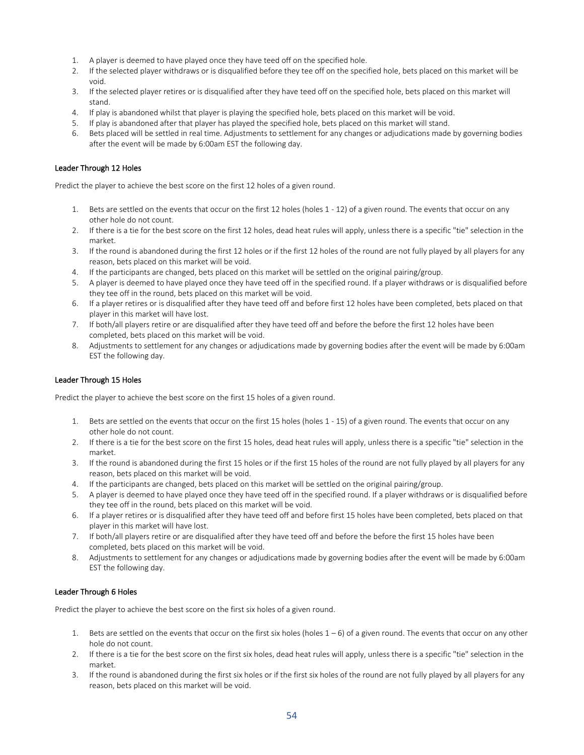1. A player is deemed to have played once they have teed off on the specified hole.
2. If the selected player withdraws or is disqualified before they tee off on the specified hole, bets placed on this market will be void.
3. If the selected player retires or is disqualified after they have teed off on the specified hole, bets placed on this market will stand.
4. If play is abandoned whilst that player is playing the specified hole, bets placed on this market will be void.
5. If play is abandoned after that player has played the specified hole, bets placed on this market will stand.
6. Bets placed will be settled in real time. Adjustments to settlement for any changes or adjudications made by governing bodies after the event will be made by 6:00am EST the following day.

### Leader Through 12 Holes

Predict the player to achieve the best score on the first 12 holes of a given round.

1. Bets are settled on the events that occur on the first 12 holes (holes 1 - 12) of a given round. The events that occur on any other hole do not count.
2. If there is a tie for the best score on the first 12 holes, dead heat rules will apply, unless there is a specific "tie" selection in the market.
3. If the round is abandoned during the first 12 holes or if the first 12 holes of the round are not fully played by all players for any reason, bets placed on this market will be void.
4. If the participants are changed, bets placed on this market will be settled on the original pairing/group.
5. A player is deemed to have played once they have teed off in the specified round. If a player withdraws or is disqualified before they tee off in the round, bets placed on this market will be void.
6. If a player retires or is disqualified after they have teed off and before first 12 holes have been completed, bets placed on that player in this market will have lost.
7. If both/all players retire or are disqualified after they have teed off and before the before the first 12 holes have been completed, bets placed on this market will be void.
8. Adjustments to settlement for any changes or adjudications made by governing bodies after the event will be made by 6:00am EST the following day.

### Leader Through 15 Holes

Predict the player to achieve the best score on the first 15 holes of a given round.

1. Bets are settled on the events that occur on the first 15 holes (holes 1 - 15) of a given round. The events that occur on any other hole do not count.
2. If there is a tie for the best score on the first 15 holes, dead heat rules will apply, unless there is a specific "tie" selection in the market.
3. If the round is abandoned during the first 15 holes or if the first 15 holes of the round are not fully played by all players for any reason, bets placed on this market will be void.
4. If the participants are changed, bets placed on this market will be settled on the original pairing/group.
5. A player is deemed to have played once they have teed off in the specified round. If a player withdraws or is disqualified before they tee off in the round, bets placed on this market will be void.
6. If a player retires or is disqualified after they have teed off and before first 15 holes have been completed, bets placed on that player in this market will have lost.
7. If both/all players retire or are disqualified after they have teed off and before the before the first 15 holes have been completed, bets placed on this market will be void.
8. Adjustments to settlement for any changes or adjudications made by governing bodies after the event will be made by 6:00am EST the following day.

### Leader Through 6 Holes

Predict the player to achieve the best score on the first six holes of a given round.

1. Bets are settled on the events that occur on the first six holes (holes 1 – 6) of a given round. The events that occur on any other hole do not count.
2. If there is a tie for the best score on the first six holes, dead heat rules will apply, unless there is a specific "tie" selection in the market.
3. If the round is abandoned during the first six holes or if the first six holes of the round are not fully played by all players for any reason, bets placed on this market will be void.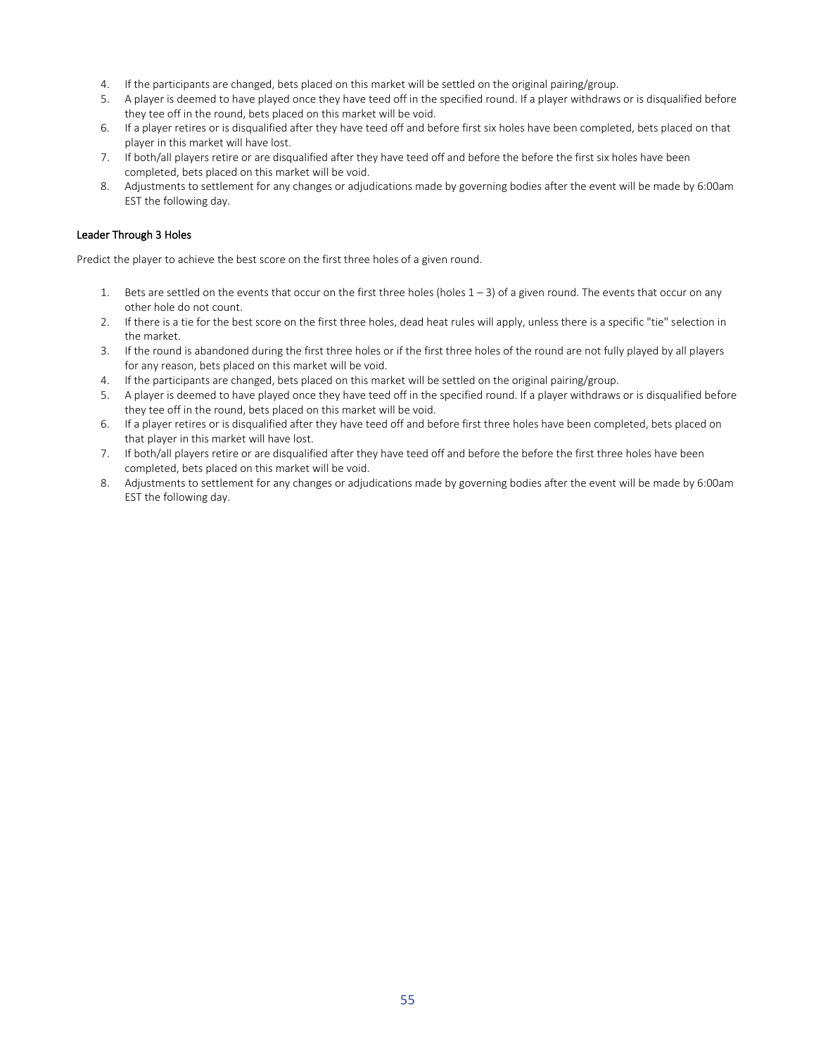4. If the participants are changed, bets placed on this market will be settled on the original pairing/group.
5. A player is deemed to have played once they have teed off in the specified round. If a player withdraws or is disqualified before they tee off in the round, bets placed on this market will be void.
6. If a player retires or is disqualified after they have teed off and before first six holes have been completed, bets placed on that player in this market will have lost.
7. If both/all players retire or are disqualified after they have teed off and before the before the first six holes have been completed, bets placed on this market will be void.
8. Adjustments to settlement for any changes or adjudications made by governing bodies after the event will be made by 6:00am EST the following day.

### Leader Through 3 Holes

Predict the player to achieve the best score on the first three holes of a given round.

1. Bets are settled on the events that occur on the first three holes (holes 1 – 3) of a given round. The events that occur on any other hole do not count.
2. If there is a tie for the best score on the first three holes, dead heat rules will apply, unless there is a specific "tie" selection in the market.
3. If the round is abandoned during the first three holes or if the first three holes of the round are not fully played by all players for any reason, bets placed on this market will be void.
4. If the participants are changed, bets placed on this market will be settled on the original pairing/group.
5. A player is deemed to have played once they have teed off in the specified round. If a player withdraws or is disqualified before they tee off in the round, bets placed on this market will be void.
6. If a player retires or is disqualified after they have teed off and before first three holes have been completed, bets placed on that player in this market will have lost.
7. If both/all players retire or are disqualified after they have teed off and before the before the first three holes have been completed, bets placed on this market will be void.
8. Adjustments to settlement for any changes or adjudications made by governing bodies after the event will be made by 6:00am EST the following day.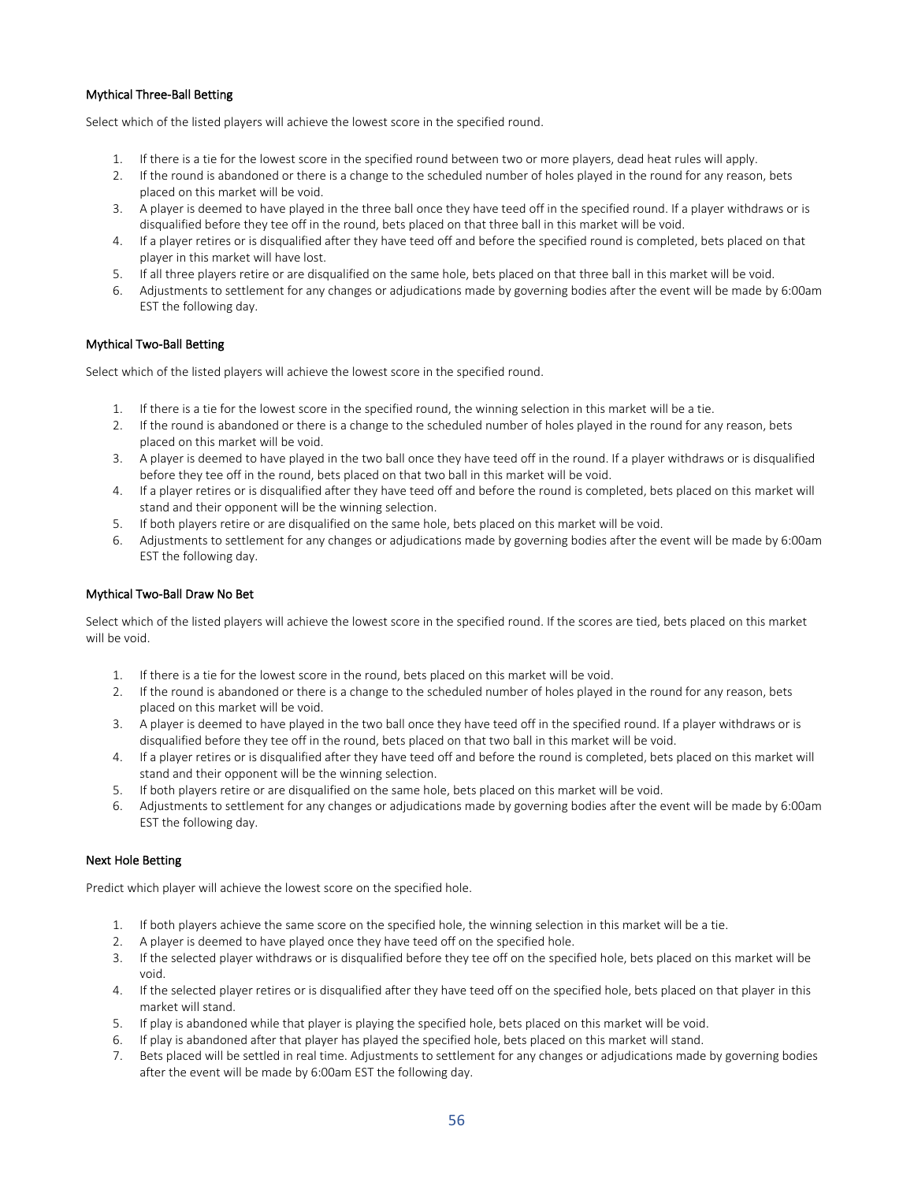### Mythical Three-Ball Betting

Select which of the listed players will achieve the lowest score in the specified round.

1. If there is a tie for the lowest score in the specified round between two or more players, dead heat rules will apply.
2. If the round is abandoned or there is a change to the scheduled number of holes played in the round for any reason, bets placed on this market will be void.
3. A player is deemed to have played in the three ball once they have teed off in the specified round. If a player withdraws or is disqualified before they tee off in the round, bets placed on that three ball in this market will be void.
4. If a player retires or is disqualified after they have teed off and before the specified round is completed, bets placed on that player in this market will have lost.
5. If all three players retire or are disqualified on the same hole, bets placed on that three ball in this market will be void.
6. Adjustments to settlement for any changes or adjudications made by governing bodies after the event will be made by 6:00am EST the following day.

### Mythical Two-Ball Betting

Select which of the listed players will achieve the lowest score in the specified round.

1. If there is a tie for the lowest score in the specified round, the winning selection in this market will be a tie.
2. If the round is abandoned or there is a change to the scheduled number of holes played in the round for any reason, bets placed on this market will be void.
3. A player is deemed to have played in the two ball once they have teed off in the round. If a player withdraws or is disqualified before they tee off in the round, bets placed on that two ball in this market will be void.
4. If a player retires or is disqualified after they have teed off and before the round is completed, bets placed on this market will stand and their opponent will be the winning selection.
5. If both players retire or are disqualified on the same hole, bets placed on this market will be void.
6. Adjustments to settlement for any changes or adjudications made by governing bodies after the event will be made by 6:00am EST the following day.

### Mythical Two-Ball Draw No Bet

Select which of the listed players will achieve the lowest score in the specified round. If the scores are tied, bets placed on this market will be void.

1. If there is a tie for the lowest score in the round, bets placed on this market will be void.
2. If the round is abandoned or there is a change to the scheduled number of holes played in the round for any reason, bets placed on this market will be void.
3. A player is deemed to have played in the two ball once they have teed off in the specified round. If a player withdraws or is disqualified before they tee off in the round, bets placed on that two ball in this market will be void.
4. If a player retires or is disqualified after they have teed off and before the round is completed, bets placed on this market will stand and their opponent will be the winning selection.
5. If both players retire or are disqualified on the same hole, bets placed on this market will be void.
6. Adjustments to settlement for any changes or adjudications made by governing bodies after the event will be made by 6:00am EST the following day.

### Next Hole Betting

Predict which player will achieve the lowest score on the specified hole.

1. If both players achieve the same score on the specified hole, the winning selection in this market will be a tie.
2. A player is deemed to have played once they have teed off on the specified hole.
3. If the selected player withdraws or is disqualified before they tee off on the specified hole, bets placed on this market will be void.
4. If the selected player retires or is disqualified after they have teed off on the specified hole, bets placed on that player in this market will stand.
5. If play is abandoned while that player is playing the specified hole, bets placed on this market will be void.
6. If play is abandoned after that player has played the specified hole, bets placed on this market will stand.
7. Bets placed will be settled in real time. Adjustments to settlement for any changes or adjudications made by governing bodies after the event will be made by 6:00am EST the following day.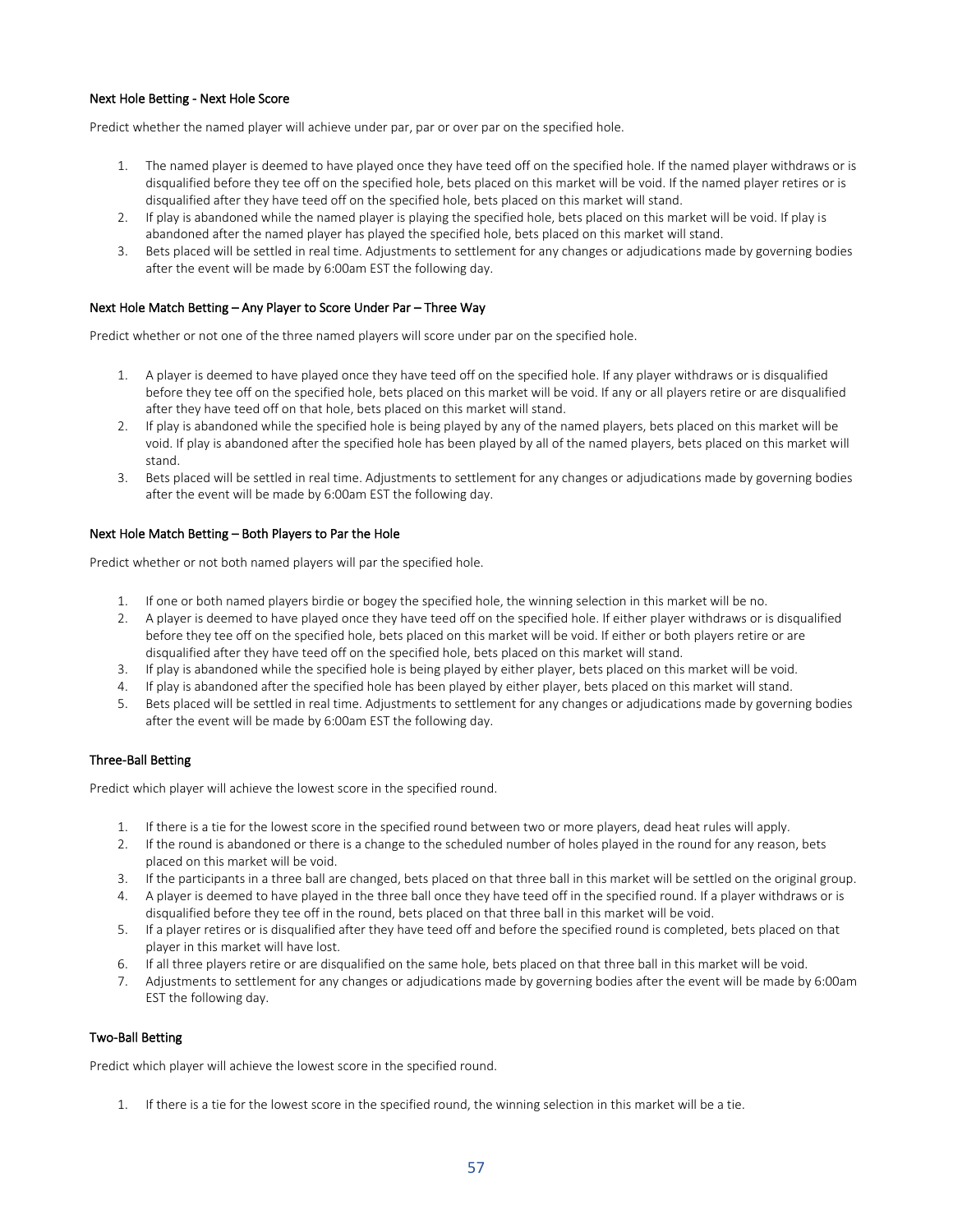### Next Hole Betting - Next Hole Score

Predict whether the named player will achieve under par, par or over par on the specified hole.

1. The named player is deemed to have played once they have teed off on the specified hole. If the named player withdraws or is disqualified before they tee off on the specified hole, bets placed on this market will be void. If the named player retires or is disqualified after they have teed off on the specified hole, bets placed on this market will stand.
2. If play is abandoned while the named player is playing the specified hole, bets placed on this market will be void. If play is abandoned after the named player has played the specified hole, bets placed on this market will stand.
3. Bets placed will be settled in real time. Adjustments to settlement for any changes or adjudications made by governing bodies after the event will be made by 6:00am EST the following day.

### Next Hole Match Betting – Any Player to Score Under Par – Three Way

Predict whether or not one of the three named players will score under par on the specified hole.

1. A player is deemed to have played once they have teed off on the specified hole. If any player withdraws or is disqualified before they tee off on the specified hole, bets placed on this market will be void. If any or all players retire or are disqualified after they have teed off on that hole, bets placed on this market will stand.
2. If play is abandoned while the specified hole is being played by any of the named players, bets placed on this market will be void. If play is abandoned after the specified hole has been played by all of the named players, bets placed on this market will stand.
3. Bets placed will be settled in real time. Adjustments to settlement for any changes or adjudications made by governing bodies after the event will be made by 6:00am EST the following day.

### Next Hole Match Betting – Both Players to Par the Hole

Predict whether or not both named players will par the specified hole.

1. If one or both named players birdie or bogey the specified hole, the winning selection in this market will be no.
2. A player is deemed to have played once they have teed off on the specified hole. If either player withdraws or is disqualified before they tee off on the specified hole, bets placed on this market will be void. If either or both players retire or are disqualified after they have teed off on the specified hole, bets placed on this market will stand.
3. If play is abandoned while the specified hole is being played by either player, bets placed on this market will be void.
4. If play is abandoned after the specified hole has been played by either player, bets placed on this market will stand.
5. Bets placed will be settled in real time. Adjustments to settlement for any changes or adjudications made by governing bodies after the event will be made by 6:00am EST the following day.

### Three-Ball Betting

Predict which player will achieve the lowest score in the specified round.

1. If there is a tie for the lowest score in the specified round between two or more players, dead heat rules will apply.
2. If the round is abandoned or there is a change to the scheduled number of holes played in the round for any reason, bets placed on this market will be void.
3. If the participants in a three ball are changed, bets placed on that three ball in this market will be settled on the original group.
4. A player is deemed to have played in the three ball once they have teed off in the specified round. If a player withdraws or is disqualified before they tee off in the round, bets placed on that three ball in this market will be void.
5. If a player retires or is disqualified after they have teed off and before the specified round is completed, bets placed on that player in this market will have lost.
6. If all three players retire or are disqualified on the same hole, bets placed on that three ball in this market will be void.
7. Adjustments to settlement for any changes or adjudications made by governing bodies after the event will be made by 6:00am EST the following day.

### Two-Ball Betting

Predict which player will achieve the lowest score in the specified round.

1. If there is a tie for the lowest score in the specified round, the winning selection in this market will be a tie.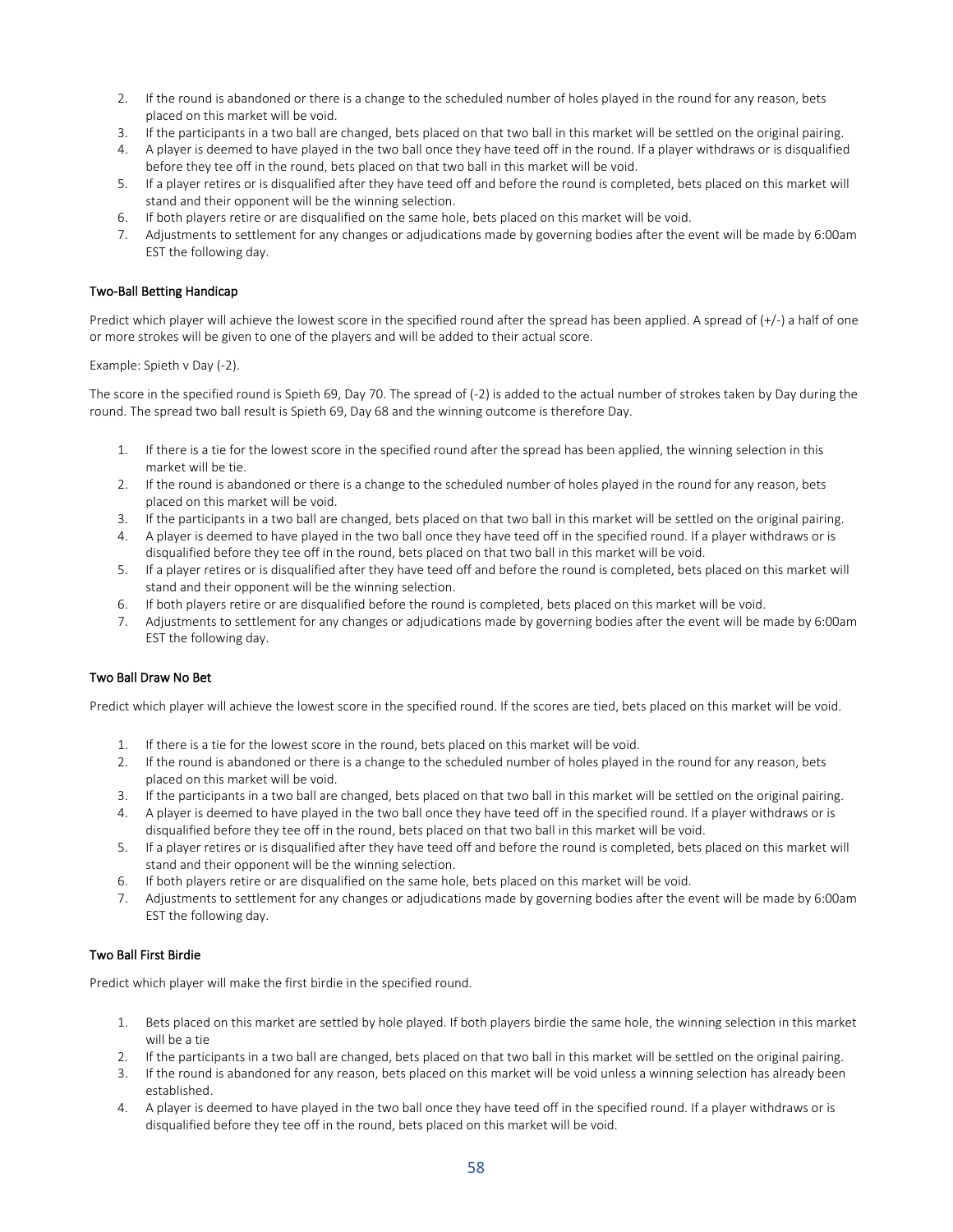2. If the round is abandoned or there is a change to the scheduled number of holes played in the round for any reason, bets placed on this market will be void.
3. If the participants in a two ball are changed, bets placed on that two ball in this market will be settled on the original pairing.
4. A player is deemed to have played in the two ball once they have teed off in the round. If a player withdraws or is disqualified before they tee off in the round, bets placed on that two ball in this market will be void.
5. If a player retires or is disqualified after they have teed off and before the round is completed, bets placed on this market will stand and their opponent will be the winning selection.
6. If both players retire or are disqualified on the same hole, bets placed on this market will be void.
7. Adjustments to settlement for any changes or adjudications made by governing bodies after the event will be made by 6:00am EST the following day.

### Two-Ball Betting Handicap

Predict which player will achieve the lowest score in the specified round after the spread has been applied. A spread of (+/-) a half of one or more strokes will be given to one of the players and will be added to their actual score.

Example: Spieth v Day (-2).

The score in the specified round is Spieth 69, Day 70. The spread of (-2) is added to the actual number of strokes taken by Day during the round. The spread two ball result is Spieth 69, Day 68 and the winning outcome is therefore Day.

1. If there is a tie for the lowest score in the specified round after the spread has been applied, the winning selection in this market will be tie.
2. If the round is abandoned or there is a change to the scheduled number of holes played in the round for any reason, bets placed on this market will be void.
3. If the participants in a two ball are changed, bets placed on that two ball in this market will be settled on the original pairing.
4. A player is deemed to have played in the two ball once they have teed off in the specified round. If a player withdraws or is disqualified before they tee off in the round, bets placed on that two ball in this market will be void.
5. If a player retires or is disqualified after they have teed off and before the round is completed, bets placed on this market will stand and their opponent will be the winning selection.
6. If both players retire or are disqualified before the round is completed, bets placed on this market will be void.
7. Adjustments to settlement for any changes or adjudications made by governing bodies after the event will be made by 6:00am EST the following day.

### Two Ball Draw No Bet

Predict which player will achieve the lowest score in the specified round. If the scores are tied, bets placed on this market will be void.

1. If there is a tie for the lowest score in the round, bets placed on this market will be void.
2. If the round is abandoned or there is a change to the scheduled number of holes played in the round for any reason, bets placed on this market will be void.
3. If the participants in a two ball are changed, bets placed on that two ball in this market will be settled on the original pairing.
4. A player is deemed to have played in the two ball once they have teed off in the specified round. If a player withdraws or is disqualified before they tee off in the round, bets placed on that two ball in this market will be void.
5. If a player retires or is disqualified after they have teed off and before the round is completed, bets placed on this market will stand and their opponent will be the winning selection.
6. If both players retire or are disqualified on the same hole, bets placed on this market will be void.
7. Adjustments to settlement for any changes or adjudications made by governing bodies after the event will be made by 6:00am EST the following day.

### Two Ball First Birdie

Predict which player will make the first birdie in the specified round.

1. Bets placed on this market are settled by hole played. If both players birdie the same hole, the winning selection in this market will be a tie
2. If the participants in a two ball are changed, bets placed on that two ball in this market will be settled on the original pairing.
3. If the round is abandoned for any reason, bets placed on this market will be void unless a winning selection has already been established.
4. A player is deemed to have played in the two ball once they have teed off in the specified round. If a player withdraws or is disqualified before they tee off in the round, bets placed on this market will be void.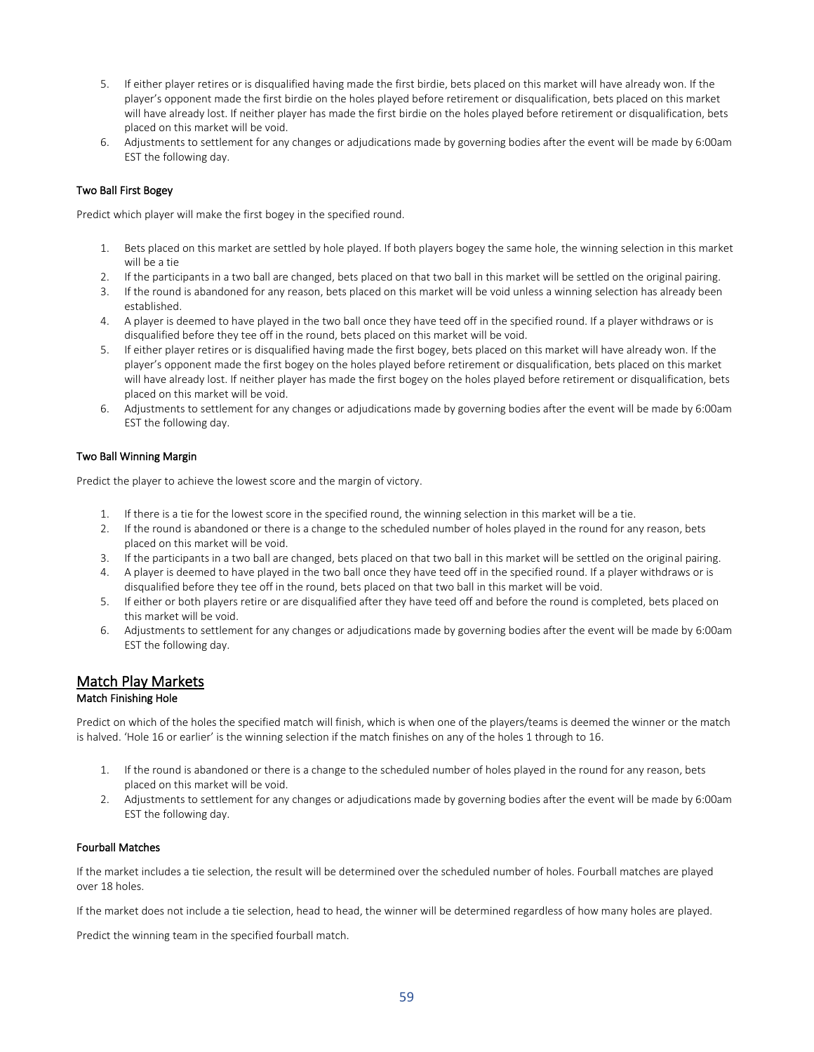5. If either player retires or is disqualified having made the first birdie, bets placed on this market will have already won. If the player's opponent made the first birdie on the holes played before retirement or disqualification, bets placed on this market will have already lost. If neither player has made the first birdie on the holes played before retirement or disqualification, bets placed on this market will be void.
6. Adjustments to settlement for any changes or adjudications made by governing bodies after the event will be made by 6:00am EST the following day.

### Two Ball First Bogey

Predict which player will make the first bogey in the specified round.

1. Bets placed on this market are settled by hole played. If both players bogey the same hole, the winning selection in this market will be a tie
2. If the participants in a two ball are changed, bets placed on that two ball in this market will be settled on the original pairing.
3. If the round is abandoned for any reason, bets placed on this market will be void unless a winning selection has already been established.
4. A player is deemed to have played in the two ball once they have teed off in the specified round. If a player withdraws or is disqualified before they tee off in the round, bets placed on this market will be void.
5. If either player retires or is disqualified having made the first bogey, bets placed on this market will have already won. If the player's opponent made the first bogey on the holes played before retirement or disqualification, bets placed on this market will have already lost. If neither player has made the first bogey on the holes played before retirement or disqualification, bets placed on this market will be void.
6. Adjustments to settlement for any changes or adjudications made by governing bodies after the event will be made by 6:00am EST the following day.

### Two Ball Winning Margin

Predict the player to achieve the lowest score and the margin of victory.

1. If there is a tie for the lowest score in the specified round, the winning selection in this market will be a tie.
2. If the round is abandoned or there is a change to the scheduled number of holes played in the round for any reason, bets placed on this market will be void.
3. If the participants in a two ball are changed, bets placed on that two ball in this market will be settled on the original pairing.
4. A player is deemed to have played in the two ball once they have teed off in the specified round. If a player withdraws or is disqualified before they tee off in the round, bets placed on that two ball in this market will be void.
5. If either or both players retire or are disqualified after they have teed off and before the round is completed, bets placed on this market will be void.
6. Adjustments to settlement for any changes or adjudications made by governing bodies after the event will be made by 6:00am EST the following day.

## Match Play Markets

### Match Finishing Hole

Predict on which of the holes the specified match will finish, which is when one of the players/teams is deemed the winner or the match is halved. 'Hole 16 or earlier' is the winning selection if the match finishes on any of the holes 1 through to 16.

1. If the round is abandoned or there is a change to the scheduled number of holes played in the round for any reason, bets placed on this market will be void.
2. Adjustments to settlement for any changes or adjudications made by governing bodies after the event will be made by 6:00am EST the following day.

### Fourball Matches

If the market includes a tie selection, the result will be determined over the scheduled number of holes. Fourball matches are played over 18 holes.

If the market does not include a tie selection, head to head, the winner will be determined regardless of how many holes are played.

Predict the winning team in the specified fourball match.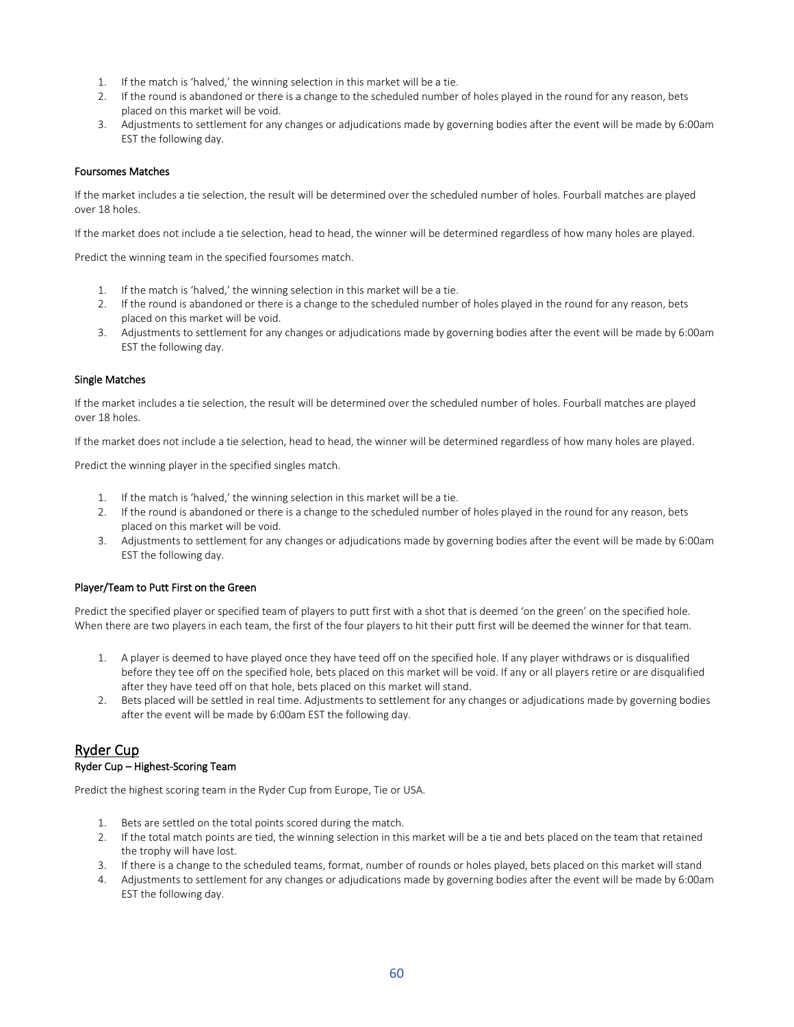1. If the match is 'halved,' the winning selection in this market will be a tie.
2. If the round is abandoned or there is a change to the scheduled number of holes played in the round for any reason, bets placed on this market will be void.
3. Adjustments to settlement for any changes or adjudications made by governing bodies after the event will be made by 6:00am EST the following day.

#### Foursomes Matches

If the market includes a tie selection, the result will be determined over the scheduled number of holes. Fourball matches are played over 18 holes.

If the market does not include a tie selection, head to head, the winner will be determined regardless of how many holes are played.

Predict the winning team in the specified foursomes match.

1. If the match is 'halved,' the winning selection in this market will be a tie.
2. If the round is abandoned or there is a change to the scheduled number of holes played in the round for any reason, bets placed on this market will be void.
3. Adjustments to settlement for any changes or adjudications made by governing bodies after the event will be made by 6:00am EST the following day.

#### Single Matches

If the market includes a tie selection, the result will be determined over the scheduled number of holes. Fourball matches are played over 18 holes.

If the market does not include a tie selection, head to head, the winner will be determined regardless of how many holes are played.

Predict the winning player in the specified singles match.

1. If the match is 'halved,' the winning selection in this market will be a tie.
2. If the round is abandoned or there is a change to the scheduled number of holes played in the round for any reason, bets placed on this market will be void.
3. Adjustments to settlement for any changes or adjudications made by governing bodies after the event will be made by 6:00am EST the following day.

#### Player/Team to Putt First on the Green

Predict the specified player or specified team of players to putt first with a shot that is deemed 'on the green' on the specified hole. When there are two players in each team, the first of the four players to hit their putt first will be deemed the winner for that team.

1. A player is deemed to have played once they have teed off on the specified hole. If any player withdraws or is disqualified before they tee off on the specified hole, bets placed on this market will be void. If any or all players retire or are disqualified after they have teed off on that hole, bets placed on this market will stand.
2. Bets placed will be settled in real time. Adjustments to settlement for any changes or adjudications made by governing bodies after the event will be made by 6:00am EST the following day.

## Ryder Cup

#### Ryder Cup – Highest-Scoring Team

Predict the highest scoring team in the Ryder Cup from Europe, Tie or USA.

1. Bets are settled on the total points scored during the match.
2. If the total match points are tied, the winning selection in this market will be a tie and bets placed on the team that retained the trophy will have lost.
3. If there is a change to the scheduled teams, format, number of rounds or holes played, bets placed on this market will stand
4. Adjustments to settlement for any changes or adjudications made by governing bodies after the event will be made by 6:00am EST the following day.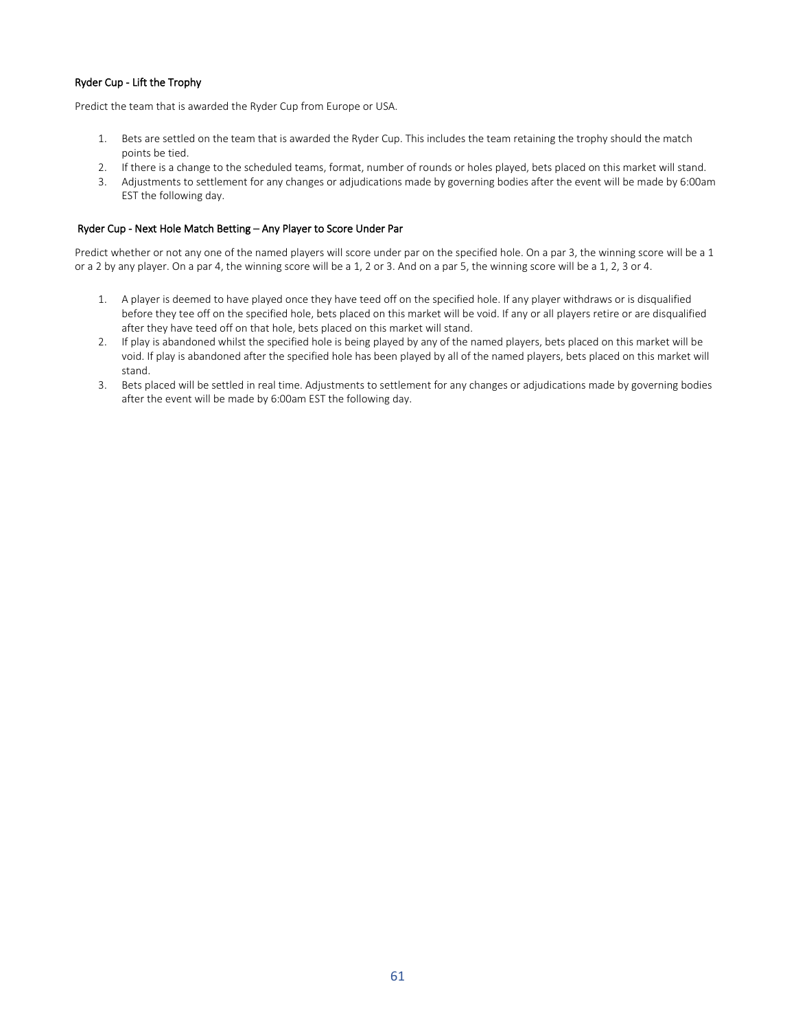### Ryder Cup - Lift the Trophy

Predict the team that is awarded the Ryder Cup from Europe or USA.

1. Bets are settled on the team that is awarded the Ryder Cup. This includes the team retaining the trophy should the match points be tied.
2. If there is a change to the scheduled teams, format, number of rounds or holes played, bets placed on this market will stand.
3. Adjustments to settlement for any changes or adjudications made by governing bodies after the event will be made by 6:00am EST the following day.

### Ryder Cup - Next Hole Match Betting – Any Player to Score Under Par

Predict whether or not any one of the named players will score under par on the specified hole. On a par 3, the winning score will be a 1 or a 2 by any player. On a par 4, the winning score will be a 1, 2 or 3. And on a par 5, the winning score will be a 1, 2, 3 or 4.

1. A player is deemed to have played once they have teed off on the specified hole. If any player withdraws or is disqualified before they tee off on the specified hole, bets placed on this market will be void. If any or all players retire or are disqualified after they have teed off on that hole, bets placed on this market will stand.
2. If play is abandoned whilst the specified hole is being played by any of the named players, bets placed on this market will be void. If play is abandoned after the specified hole has been played by all of the named players, bets placed on this market will stand.
3. Bets placed will be settled in real time. Adjustments to settlement for any changes or adjudications made by governing bodies after the event will be made by 6:00am EST the following day.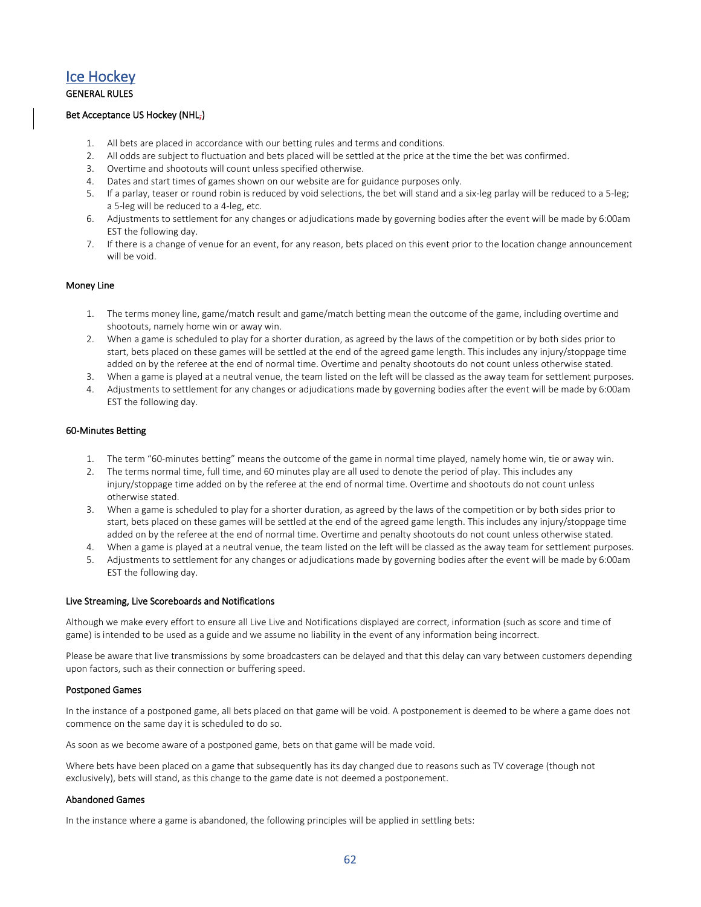# Ice Hockey

## GENERAL RULES

### Bet Acceptance US Hockey (NHL;)

1. All bets are placed in accordance with our betting rules and terms and conditions.
2. All odds are subject to fluctuation and bets placed will be settled at the price at the time the bet was confirmed.
3. Overtime and shootouts will count unless specified otherwise.
4. Dates and start times of games shown on our website are for guidance purposes only.
5. If a parlay, teaser or round robin is reduced by void selections, the bet will stand and a six-leg parlay will be reduced to a 5-leg; a 5-leg will be reduced to a 4-leg, etc.
6. Adjustments to settlement for any changes or adjudications made by governing bodies after the event will be made by 6:00am EST the following day.
7. If there is a change of venue for an event, for any reason, bets placed on this event prior to the location change announcement will be void.

### Money Line

1. The terms money line, game/match result and game/match betting mean the outcome of the game, including overtime and shootouts, namely home win or away win.
2. When a game is scheduled to play for a shorter duration, as agreed by the laws of the competition or by both sides prior to start, bets placed on these games will be settled at the end of the agreed game length. This includes any injury/stoppage time added on by the referee at the end of normal time. Overtime and penalty shootouts do not count unless otherwise stated.
3. When a game is played at a neutral venue, the team listed on the left will be classed as the away team for settlement purposes.
4. Adjustments to settlement for any changes or adjudications made by governing bodies after the event will be made by 6:00am EST the following day.

### 60-Minutes Betting

1. The term "60-minutes betting" means the outcome of the game in normal time played, namely home win, tie or away win.
2. The terms normal time, full time, and 60 minutes play are all used to denote the period of play. This includes any injury/stoppage time added on by the referee at the end of normal time. Overtime and shootouts do not count unless otherwise stated.
3. When a game is scheduled to play for a shorter duration, as agreed by the laws of the competition or by both sides prior to start, bets placed on these games will be settled at the end of the agreed game length. This includes any injury/stoppage time added on by the referee at the end of normal time. Overtime and penalty shootouts do not count unless otherwise stated.
4. When a game is played at a neutral venue, the team listed on the left will be classed as the away team for settlement purposes.
5. Adjustments to settlement for any changes or adjudications made by governing bodies after the event will be made by 6:00am EST the following day.

### Live Streaming, Live Scoreboards and Notifications

Although we make every effort to ensure all Live Live and Notifications displayed are correct, information (such as score and time of game) is intended to be used as a guide and we assume no liability in the event of any information being incorrect.

Please be aware that live transmissions by some broadcasters can be delayed and that this delay can vary between customers depending upon factors, such as their connection or buffering speed.

### Postponed Games

In the instance of a postponed game, all bets placed on that game will be void. A postponement is deemed to be where a game does not commence on the same day it is scheduled to do so.

As soon as we become aware of a postponed game, bets on that game will be made void.

Where bets have been placed on a game that subsequently has its day changed due to reasons such as TV coverage (though not exclusively), bets will stand, as this change to the game date is not deemed a postponement.

### Abandoned Games

In the instance where a game is abandoned, the following principles will be applied in settling bets: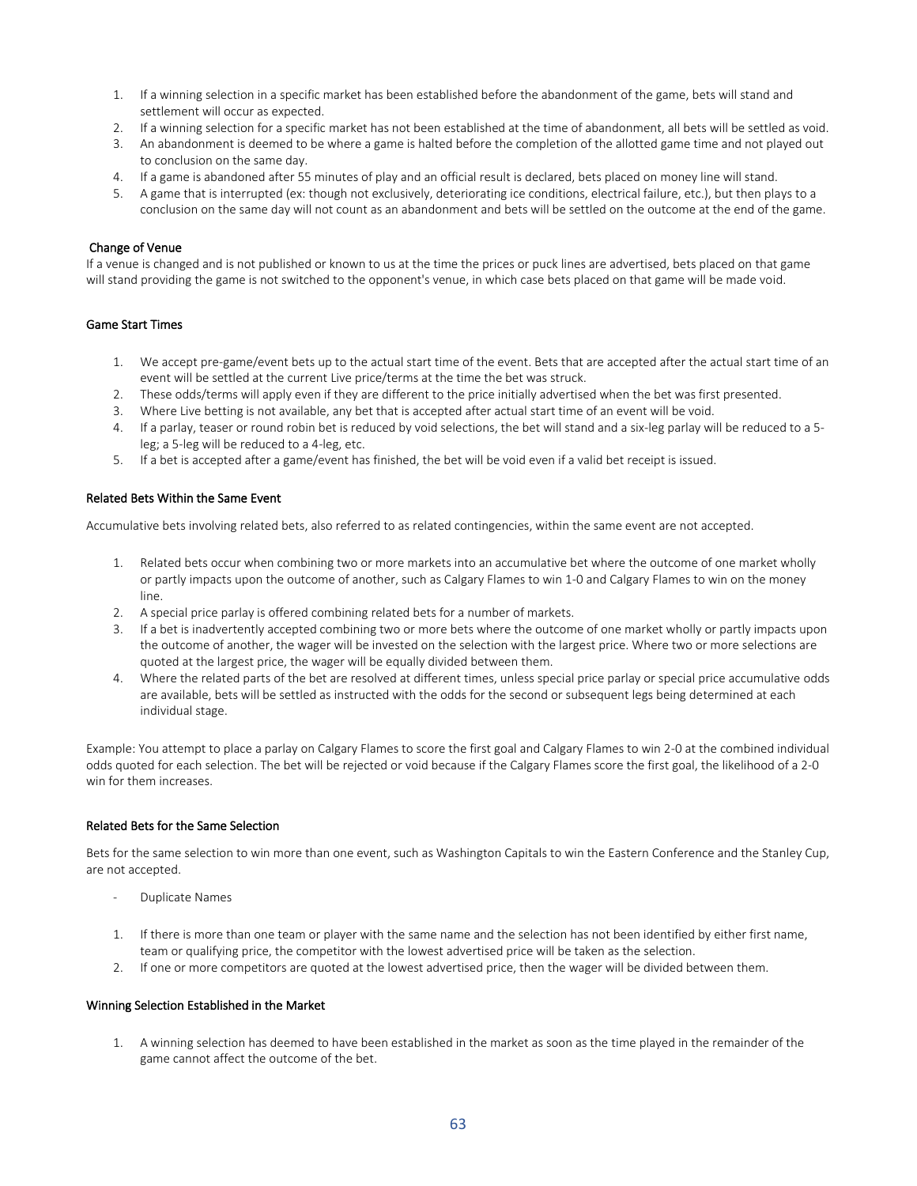1. If a winning selection in a specific market has been established before the abandonment of the game, bets will stand and settlement will occur as expected.
2. If a winning selection for a specific market has not been established at the time of abandonment, all bets will be settled as void.
3. An abandonment is deemed to be where a game is halted before the completion of the allotted game time and not played out to conclusion on the same day.
4. If a game is abandoned after 55 minutes of play and an official result is declared, bets placed on money line will stand.
5. A game that is interrupted (ex: though not exclusively, deteriorating ice conditions, electrical failure, etc.), but then plays to a conclusion on the same day will not count as an abandonment and bets will be settled on the outcome at the end of the game.

### Change of Venue

If a venue is changed and is not published or known to us at the time the prices or puck lines are advertised, bets placed on that game will stand providing the game is not switched to the opponent's venue, in which case bets placed on that game will be made void.

### Game Start Times

1. We accept pre-game/event bets up to the actual start time of the event. Bets that are accepted after the actual start time of an event will be settled at the current Live price/terms at the time the bet was struck.
2. These odds/terms will apply even if they are different to the price initially advertised when the bet was first presented.
3. Where Live betting is not available, any bet that is accepted after actual start time of an event will be void.
4. If a parlay, teaser or round robin bet is reduced by void selections, the bet will stand and a six-leg parlay will be reduced to a 5-leg; a 5-leg will be reduced to a 4-leg, etc.
5. If a bet is accepted after a game/event has finished, the bet will be void even if a valid bet receipt is issued.

### Related Bets Within the Same Event

Accumulative bets involving related bets, also referred to as related contingencies, within the same event are not accepted.

1. Related bets occur when combining two or more markets into an accumulative bet where the outcome of one market wholly or partly impacts upon the outcome of another, such as Calgary Flames to win 1-0 and Calgary Flames to win on the money line.
2. A special price parlay is offered combining related bets for a number of markets.
3. If a bet is inadvertently accepted combining two or more bets where the outcome of one market wholly or partly impacts upon the outcome of another, the wager will be invested on the selection with the largest price. Where two or more selections are quoted at the largest price, the wager will be equally divided between them.
4. Where the related parts of the bet are resolved at different times, unless special price parlay or special price accumulative odds are available, bets will be settled as instructed with the odds for the second or subsequent legs being determined at each individual stage.

Example: You attempt to place a parlay on Calgary Flames to score the first goal and Calgary Flames to win 2-0 at the combined individual odds quoted for each selection. The bet will be rejected or void because if the Calgary Flames score the first goal, the likelihood of a 2-0 win for them increases.

### Related Bets for the Same Selection

Bets for the same selection to win more than one event, such as Washington Capitals to win the Eastern Conference and the Stanley Cup, are not accepted.

- Duplicate Names

1. If there is more than one team or player with the same name and the selection has not been identified by either first name, team or qualifying price, the competitor with the lowest advertised price will be taken as the selection.
2. If one or more competitors are quoted at the lowest advertised price, then the wager will be divided between them.

### Winning Selection Established in the Market

1. A winning selection has deemed to have been established in the market as soon as the time played in the remainder of the game cannot affect the outcome of the bet.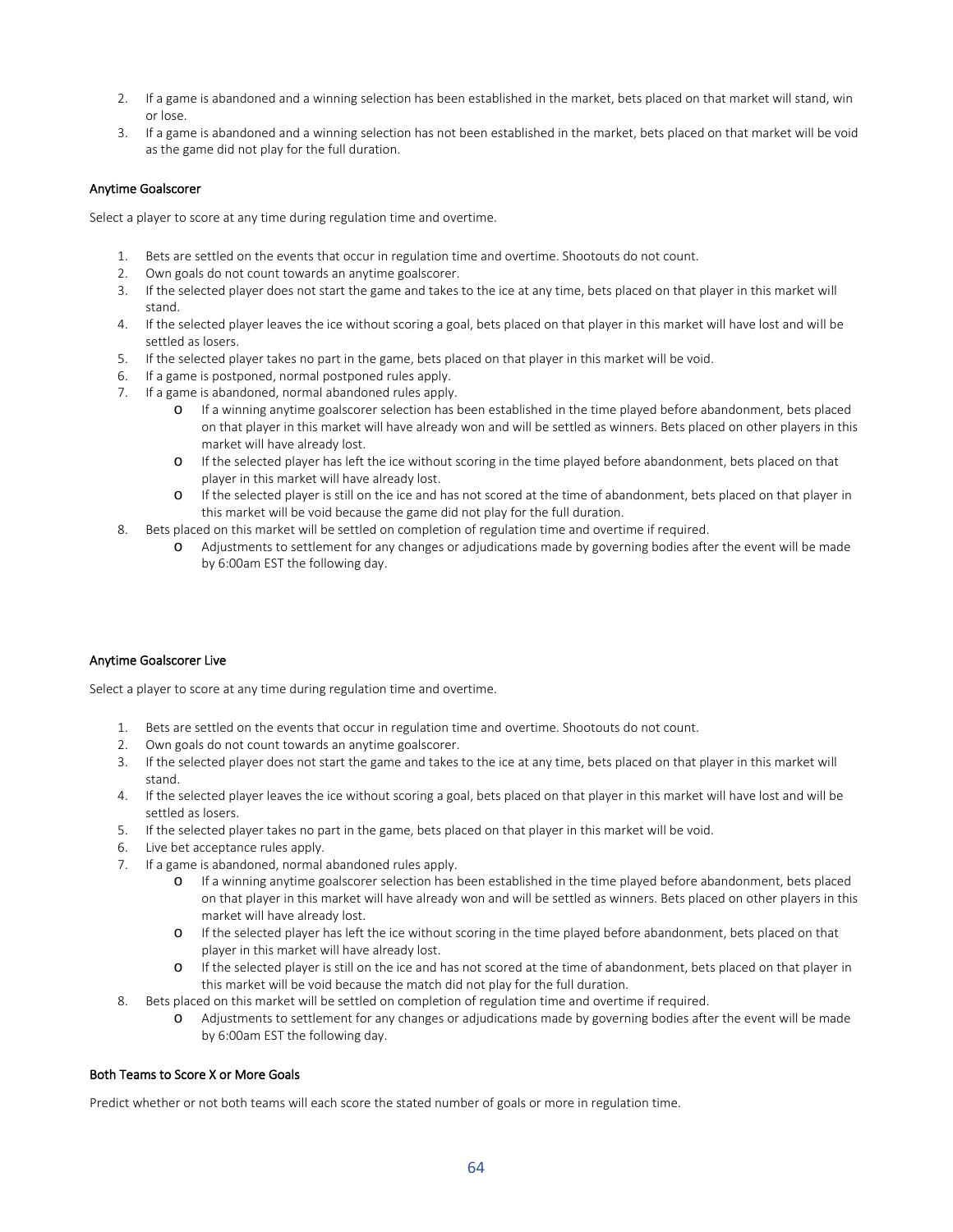2. If a game is abandoned and a winning selection has been established in the market, bets placed on that market will stand, win or lose.
3. If a game is abandoned and a winning selection has not been established in the market, bets placed on that market will be void as the game did not play for the full duration.

### Anytime Goalscorer

Select a player to score at any time during regulation time and overtime.

1. Bets are settled on the events that occur in regulation time and overtime. Shootouts do not count.
2. Own goals do not count towards an anytime goalscorer.
3. If the selected player does not start the game and takes to the ice at any time, bets placed on that player in this market will stand.
4. If the selected player leaves the ice without scoring a goal, bets placed on that player in this market will have lost and will be settled as losers.
5. If the selected player takes no part in the game, bets placed on that player in this market will be void.
6. If a game is postponed, normal postponed rules apply.
7. If a game is abandoned, normal abandoned rules apply.
   - If a winning anytime goalscorer selection has been established in the time played before abandonment, bets placed on that player in this market will have already won and will be settled as winners. Bets placed on other players in this market will have already lost.
   - If the selected player has left the ice without scoring in the time played before abandonment, bets placed on that player in this market will have already lost.
   - If the selected player is still on the ice and has not scored at the time of abandonment, bets placed on that player in this market will be void because the game did not play for the full duration.
8. Bets placed on this market will be settled on completion of regulation time and overtime if required.
   - Adjustments to settlement for any changes or adjudications made by governing bodies after the event will be made by 6:00am EST the following day.

### Anytime Goalscorer Live

Select a player to score at any time during regulation time and overtime.

1. Bets are settled on the events that occur in regulation time and overtime. Shootouts do not count.
2. Own goals do not count towards an anytime goalscorer.
3. If the selected player does not start the game and takes to the ice at any time, bets placed on that player in this market will stand.
4. If the selected player leaves the ice without scoring a goal, bets placed on that player in this market will have lost and will be settled as losers.
5. If the selected player takes no part in the game, bets placed on that player in this market will be void.
6. Live bet acceptance rules apply.
7. If a game is abandoned, normal abandoned rules apply.
   - If a winning anytime goalscorer selection has been established in the time played before abandonment, bets placed on that player in this market will have already won and will be settled as winners. Bets placed on other players in this market will have already lost.
   - If the selected player has left the ice without scoring in the time played before abandonment, bets placed on that player in this market will have already lost.
   - If the selected player is still on the ice and has not scored at the time of abandonment, bets placed on that player in this market will be void because the match did not play for the full duration.
8. Bets placed on this market will be settled on completion of regulation time and overtime if required.
   - Adjustments to settlement for any changes or adjudications made by governing bodies after the event will be made by 6:00am EST the following day.

### Both Teams to Score X or More Goals

Predict whether or not both teams will each score the stated number of goals or more in regulation time.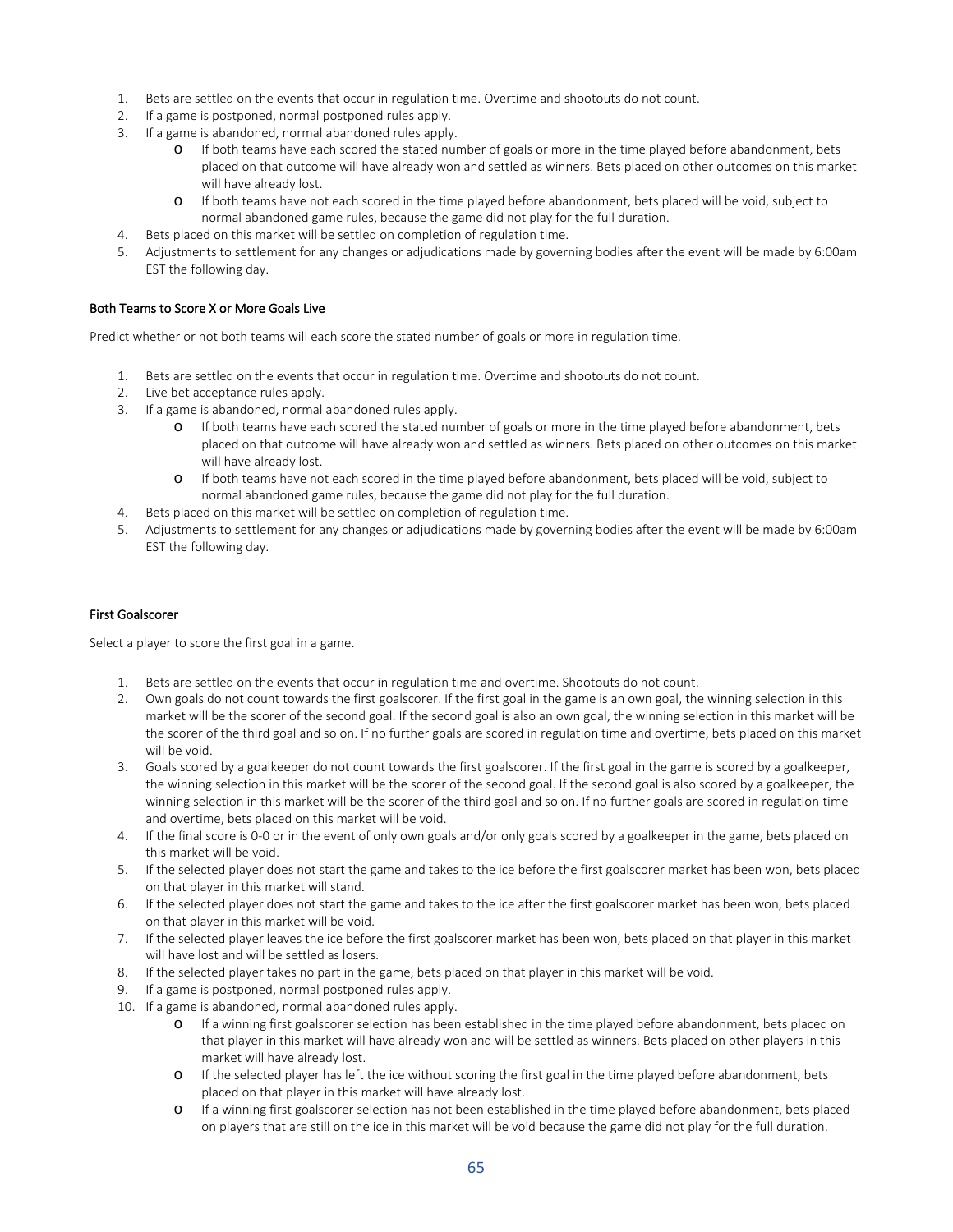1. Bets are settled on the events that occur in regulation time. Overtime and shootouts do not count.
2. If a game is postponed, normal postponed rules apply.
3. If a game is abandoned, normal abandoned rules apply.
    - If both teams have each scored the stated number of goals or more in the time played before abandonment, bets placed on that outcome will have already won and settled as winners. Bets placed on other outcomes on this market will have already lost.
    - If both teams have not each scored in the time played before abandonment, bets placed will be void, subject to normal abandoned game rules, because the game did not play for the full duration.
4. Bets placed on this market will be settled on completion of regulation time.
5. Adjustments to settlement for any changes or adjudications made by governing bodies after the event will be made by 6:00am EST the following day.

### Both Teams to Score X or More Goals Live

Predict whether or not both teams will each score the stated number of goals or more in regulation time.

1. Bets are settled on the events that occur in regulation time. Overtime and shootouts do not count.
2. Live bet acceptance rules apply.
3. If a game is abandoned, normal abandoned rules apply.
    - If both teams have each scored the stated number of goals or more in the time played before abandonment, bets placed on that outcome will have already won and settled as winners. Bets placed on other outcomes on this market will have already lost.
    - If both teams have not each scored in the time played before abandonment, bets placed will be void, subject to normal abandoned game rules, because the game did not play for the full duration.
4. Bets placed on this market will be settled on completion of regulation time.
5. Adjustments to settlement for any changes or adjudications made by governing bodies after the event will be made by 6:00am EST the following day.

### First Goalscorer

Select a player to score the first goal in a game.

1. Bets are settled on the events that occur in regulation time and overtime. Shootouts do not count.
2. Own goals do not count towards the first goalscorer. If the first goal in the game is an own goal, the winning selection in this market will be the scorer of the second goal. If the second goal is also an own goal, the winning selection in this market will be the scorer of the third goal and so on. If no further goals are scored in regulation time and overtime, bets placed on this market will be void.
3. Goals scored by a goalkeeper do not count towards the first goalscorer. If the first goal in the game is scored by a goalkeeper, the winning selection in this market will be the scorer of the second goal. If the second goal is also scored by a goalkeeper, the winning selection in this market will be the scorer of the third goal and so on. If no further goals are scored in regulation time and overtime, bets placed on this market will be void.
4. If the final score is 0-0 or in the event of only own goals and/or only goals scored by a goalkeeper in the game, bets placed on this market will be void.
5. If the selected player does not start the game and takes to the ice before the first goalscorer market has been won, bets placed on that player in this market will stand.
6. If the selected player does not start the game and takes to the ice after the first goalscorer market has been won, bets placed on that player in this market will be void.
7. If the selected player leaves the ice before the first goalscorer market has been won, bets placed on that player in this market will have lost and will be settled as losers.
8. If the selected player takes no part in the game, bets placed on that player in this market will be void.
9. If a game is postponed, normal postponed rules apply.
10. If a game is abandoned, normal abandoned rules apply.
    - If a winning first goalscorer selection has been established in the time played before abandonment, bets placed on that player in this market will have already won and will be settled as winners. Bets placed on other players in this market will have already lost.
    - If the selected player has left the ice without scoring the first goal in the time played before abandonment, bets placed on that player in this market will have already lost.
    - If a winning first goalscorer selection has not been established in the time played before abandonment, bets placed on players that are still on the ice in this market will be void because the game did not play for the full duration.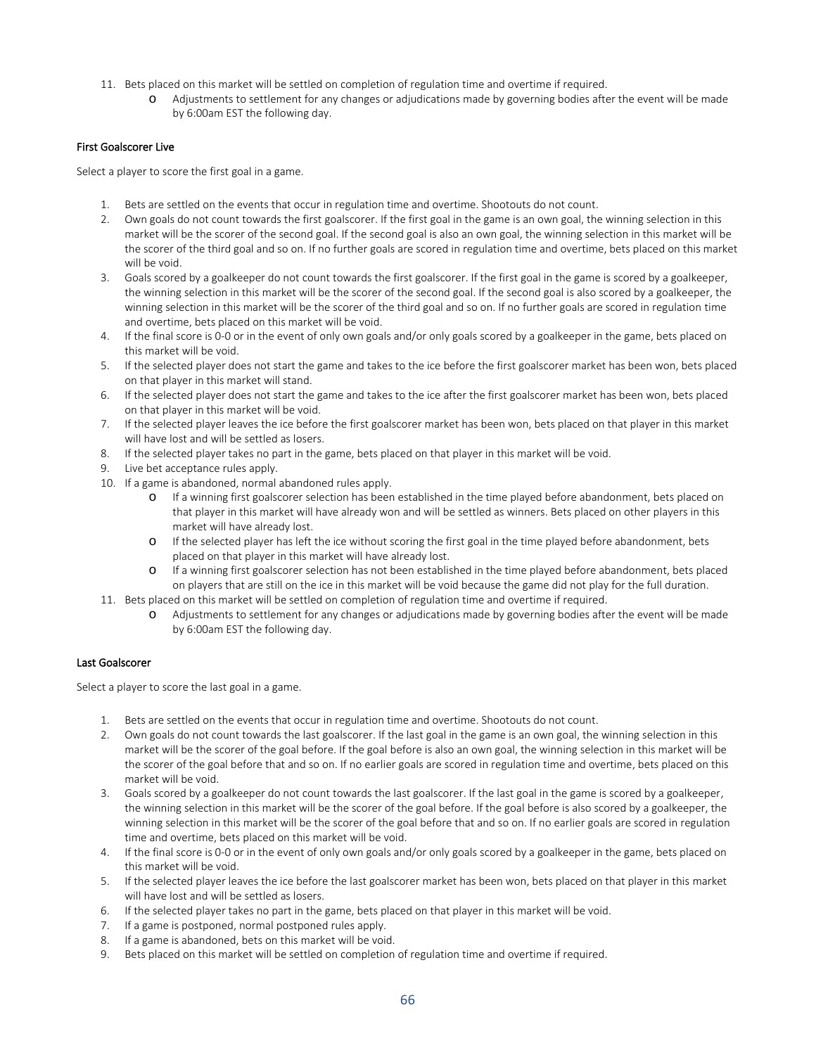11. Bets placed on this market will be settled on completion of regulation time and overtime if required.
    - Adjustments to settlement for any changes or adjudications made by governing bodies after the event will be made by 6:00am EST the following day.

#### First Goalscorer Live

Select a player to score the first goal in a game.

1. Bets are settled on the events that occur in regulation time and overtime. Shootouts do not count.
2. Own goals do not count towards the first goalscorer. If the first goal in the game is an own goal, the winning selection in this market will be the scorer of the second goal. If the second goal is also an own goal, the winning selection in this market will be the scorer of the third goal and so on. If no further goals are scored in regulation time and overtime, bets placed on this market will be void.
3. Goals scored by a goalkeeper do not count towards the first goalscorer. If the first goal in the game is scored by a goalkeeper, the winning selection in this market will be the scorer of the second goal. If the second goal is also scored by a goalkeeper, the winning selection in this market will be the scorer of the third goal and so on. If no further goals are scored in regulation time and overtime, bets placed on this market will be void.
4. If the final score is 0-0 or in the event of only own goals and/or only goals scored by a goalkeeper in the game, bets placed on this market will be void.
5. If the selected player does not start the game and takes to the ice before the first goalscorer market has been won, bets placed on that player in this market will stand.
6. If the selected player does not start the game and takes to the ice after the first goalscorer market has been won, bets placed on that player in this market will be void.
7. If the selected player leaves the ice before the first goalscorer market has been won, bets placed on that player in this market will have lost and will be settled as losers.
8. If the selected player takes no part in the game, bets placed on that player in this market will be void.
9. Live bet acceptance rules apply.
10. If a game is abandoned, normal abandoned rules apply.
    - If a winning first goalscorer selection has been established in the time played before abandonment, bets placed on that player in this market will have already won and will be settled as winners. Bets placed on other players in this market will have already lost.
    - If the selected player has left the ice without scoring the first goal in the time played before abandonment, bets placed on that player in this market will have already lost.
    - If a winning first goalscorer selection has not been established in the time played before abandonment, bets placed on players that are still on the ice in this market will be void because the game did not play for the full duration.
11. Bets placed on this market will be settled on completion of regulation time and overtime if required.
    - Adjustments to settlement for any changes or adjudications made by governing bodies after the event will be made by 6:00am EST the following day.

#### Last Goalscorer

Select a player to score the last goal in a game.

1. Bets are settled on the events that occur in regulation time and overtime. Shootouts do not count.
2. Own goals do not count towards the last goalscorer. If the last goal in the game is an own goal, the winning selection in this market will be the scorer of the goal before. If the goal before is also an own goal, the winning selection in this market will be the scorer of the goal before that and so on. If no earlier goals are scored in regulation time and overtime, bets placed on this market will be void.
3. Goals scored by a goalkeeper do not count towards the last goalscorer. If the last goal in the game is scored by a goalkeeper, the winning selection in this market will be the scorer of the goal before. If the goal before is also scored by a goalkeeper, the winning selection in this market will be the scorer of the goal before that and so on. If no earlier goals are scored in regulation time and overtime, bets placed on this market will be void.
4. If the final score is 0-0 or in the event of only own goals and/or only goals scored by a goalkeeper in the game, bets placed on this market will be void.
5. If the selected player leaves the ice before the last goalscorer market has been won, bets placed on that player in this market will have lost and will be settled as losers.
6. If the selected player takes no part in the game, bets placed on that player in this market will be void.
7. If a game is postponed, normal postponed rules apply.
8. If a game is abandoned, bets on this market will be void.
9. Bets placed on this market will be settled on completion of regulation time and overtime if required.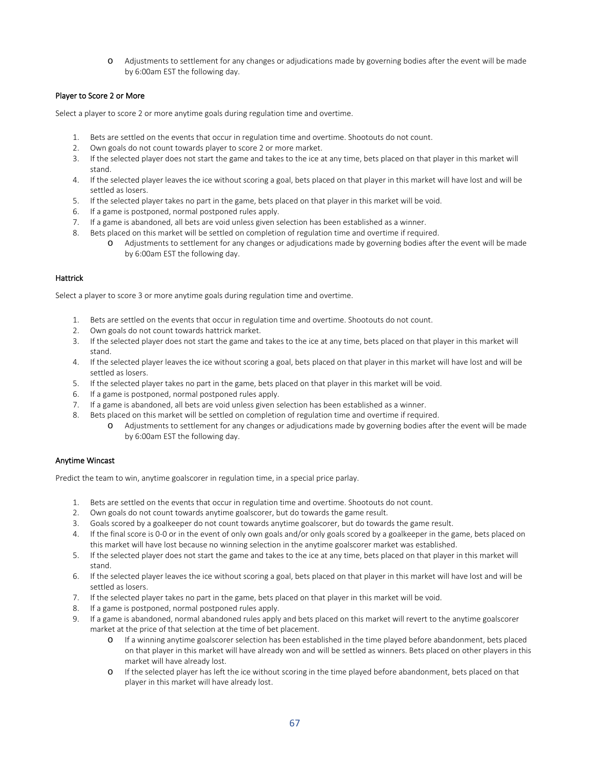- Adjustments to settlement for any changes or adjudications made by governing bodies after the event will be made by 6:00am EST the following day.

### Player to Score 2 or More

Select a player to score 2 or more anytime goals during regulation time and overtime.

1. Bets are settled on the events that occur in regulation time and overtime. Shootouts do not count.
2. Own goals do not count towards player to score 2 or more market.
3. If the selected player does not start the game and takes to the ice at any time, bets placed on that player in this market will stand.
4. If the selected player leaves the ice without scoring a goal, bets placed on that player in this market will have lost and will be settled as losers.
5. If the selected player takes no part in the game, bets placed on that player in this market will be void.
6. If a game is postponed, normal postponed rules apply.
7. If a game is abandoned, all bets are void unless given selection has been established as a winner.
8. Bets placed on this market will be settled on completion of regulation time and overtime if required.
   - Adjustments to settlement for any changes or adjudications made by governing bodies after the event will be made by 6:00am EST the following day.

### Hattrick

Select a player to score 3 or more anytime goals during regulation time and overtime.

1. Bets are settled on the events that occur in regulation time and overtime. Shootouts do not count.
2. Own goals do not count towards hattrick market.
3. If the selected player does not start the game and takes to the ice at any time, bets placed on that player in this market will stand.
4. If the selected player leaves the ice without scoring a goal, bets placed on that player in this market will have lost and will be settled as losers.
5. If the selected player takes no part in the game, bets placed on that player in this market will be void.
6. If a game is postponed, normal postponed rules apply.
7. If a game is abandoned, all bets are void unless given selection has been established as a winner.
8. Bets placed on this market will be settled on completion of regulation time and overtime if required.
   - Adjustments to settlement for any changes or adjudications made by governing bodies after the event will be made by 6:00am EST the following day.

### Anytime Wincast

Predict the team to win, anytime goalscorer in regulation time, in a special price parlay.

1. Bets are settled on the events that occur in regulation time and overtime. Shootouts do not count.
2. Own goals do not count towards anytime goalscorer, but do towards the game result.
3. Goals scored by a goalkeeper do not count towards anytime goalscorer, but do towards the game result.
4. If the final score is 0-0 or in the event of only own goals and/or only goals scored by a goalkeeper in the game, bets placed on this market will have lost because no winning selection in the anytime goalscorer market was established.
5. If the selected player does not start the game and takes to the ice at any time, bets placed on that player in this market will stand.
6. If the selected player leaves the ice without scoring a goal, bets placed on that player in this market will have lost and will be settled as losers.
7. If the selected player takes no part in the game, bets placed on that player in this market will be void.
8. If a game is postponed, normal postponed rules apply.
9. If a game is abandoned, normal abandoned rules apply and bets placed on this market will revert to the anytime goalscorer market at the price of that selection at the time of bet placement.
   - If a winning anytime goalscorer selection has been established in the time played before abandonment, bets placed on that player in this market will have already won and will be settled as winners. Bets placed on other players in this market will have already lost.
   - If the selected player has left the ice without scoring in the time played before abandonment, bets placed on that player in this market will have already lost.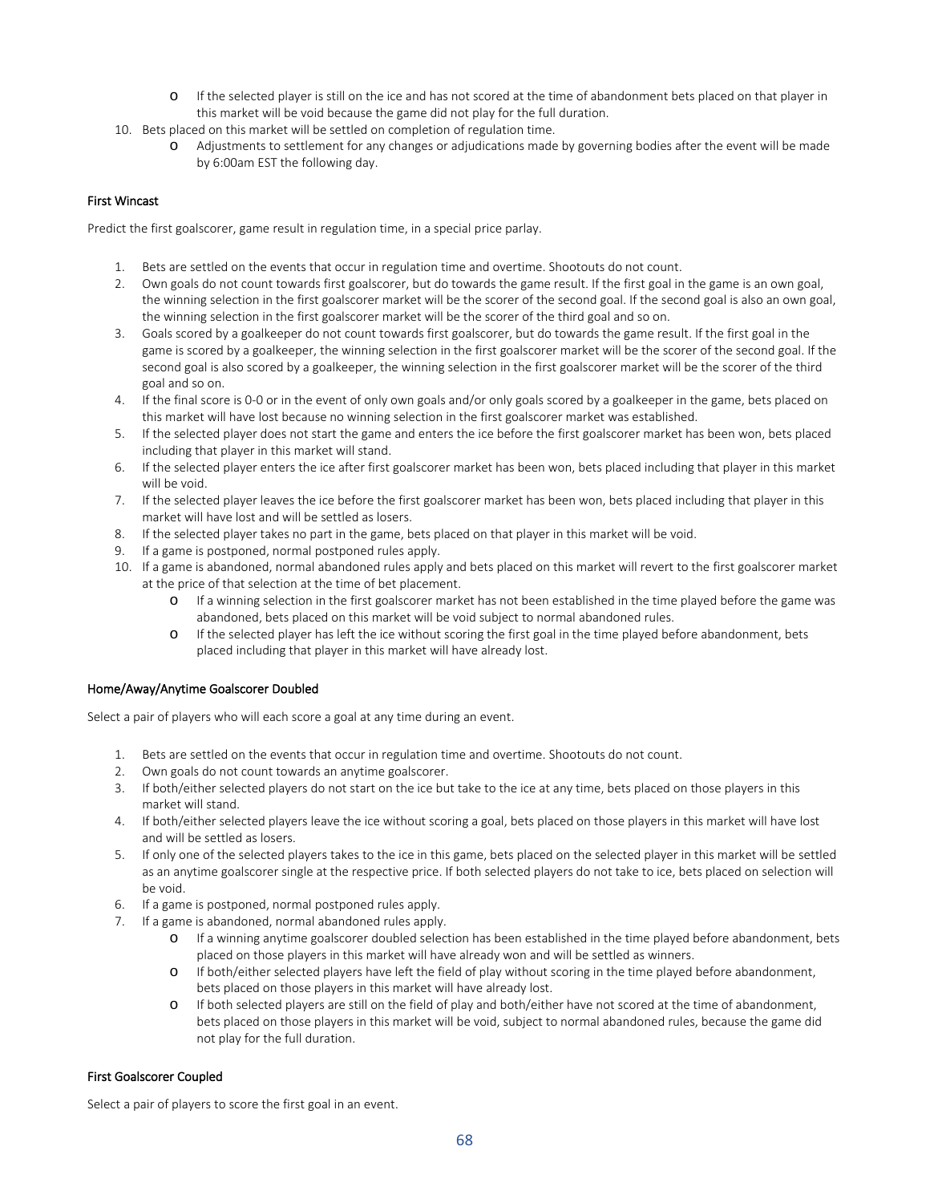- If the selected player is still on the ice and has not scored at the time of abandonment bets placed on that player in this market will be void because the game did not play for the full duration.

10. Bets placed on this market will be settled on completion of regulation time.
    - Adjustments to settlement for any changes or adjudications made by governing bodies after the event will be made by 6:00am EST the following day.

#### First Wincast

Predict the first goalscorer, game result in regulation time, in a special price parlay.

1. Bets are settled on the events that occur in regulation time and overtime. Shootouts do not count.
2. Own goals do not count towards first goalscorer, but do towards the game result. If the first goal in the game is an own goal, the winning selection in the first goalscorer market will be the scorer of the second goal. If the second goal is also an own goal, the winning selection in the first goalscorer market will be the scorer of the third goal and so on.
3. Goals scored by a goalkeeper do not count towards first goalscorer, but do towards the game result. If the first goal in the game is scored by a goalkeeper, the winning selection in the first goalscorer market will be the scorer of the second goal. If the second goal is also scored by a goalkeeper, the winning selection in the first goalscorer market will be the scorer of the third goal and so on.
4. If the final score is 0-0 or in the event of only own goals and/or only goals scored by a goalkeeper in the game, bets placed on this market will have lost because no winning selection in the first goalscorer market was established.
5. If the selected player does not start the game and enters the ice before the first goalscorer market has been won, bets placed including that player in this market will stand.
6. If the selected player enters the ice after first goalscorer market has been won, bets placed including that player in this market will be void.
7. If the selected player leaves the ice before the first goalscorer market has been won, bets placed including that player in this market will have lost and will be settled as losers.
8. If the selected player takes no part in the game, bets placed on that player in this market will be void.
9. If a game is postponed, normal postponed rules apply.
10. If a game is abandoned, normal abandoned rules apply and bets placed on this market will revert to the first goalscorer market at the price of that selection at the time of bet placement.
    - If a winning selection in the first goalscorer market has not been established in the time played before the game was abandoned, bets placed on this market will be void subject to normal abandoned rules.
    - If the selected player has left the ice without scoring the first goal in the time played before abandonment, bets placed including that player in this market will have already lost.

#### Home/Away/Anytime Goalscorer Doubled

Select a pair of players who will each score a goal at any time during an event.

1. Bets are settled on the events that occur in regulation time and overtime. Shootouts do not count.
2. Own goals do not count towards an anytime goalscorer.
3. If both/either selected players do not start on the ice but take to the ice at any time, bets placed on those players in this market will stand.
4. If both/either selected players leave the ice without scoring a goal, bets placed on those players in this market will have lost and will be settled as losers.
5. If only one of the selected players takes to the ice in this game, bets placed on the selected player in this market will be settled as an anytime goalscorer single at the respective price. If both selected players do not take to ice, bets placed on selection will be void.
6. If a game is postponed, normal postponed rules apply.
7. If a game is abandoned, normal abandoned rules apply.
    - If a winning anytime goalscorer doubled selection has been established in the time played before abandonment, bets placed on those players in this market will have already won and will be settled as winners.
    - If both/either selected players have left the field of play without scoring in the time played before abandonment, bets placed on those players in this market will have already lost.
    - If both selected players are still on the field of play and both/either have not scored at the time of abandonment, bets placed on those players in this market will be void, subject to normal abandoned rules, because the game did not play for the full duration.

#### First Goalscorer Coupled

Select a pair of players to score the first goal in an event.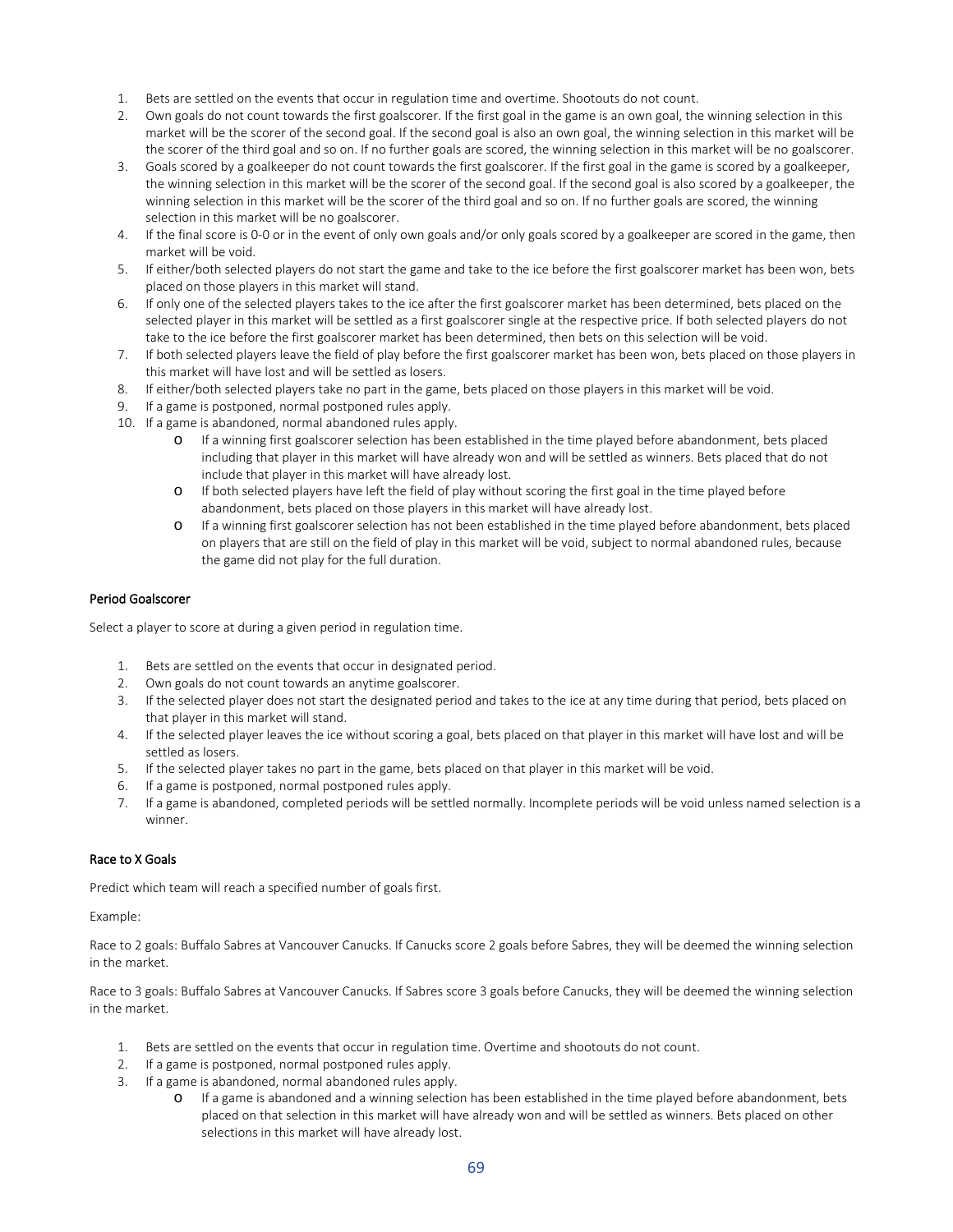1. Bets are settled on the events that occur in regulation time and overtime. Shootouts do not count.
2. Own goals do not count towards the first goalscorer. If the first goal in the game is an own goal, the winning selection in this market will be the scorer of the second goal. If the second goal is also an own goal, the winning selection in this market will be the scorer of the third goal and so on. If no further goals are scored, the winning selection in this market will be no goalscorer.
3. Goals scored by a goalkeeper do not count towards the first goalscorer. If the first goal in the game is scored by a goalkeeper, the winning selection in this market will be the scorer of the second goal. If the second goal is also scored by a goalkeeper, the winning selection in this market will be the scorer of the third goal and so on. If no further goals are scored, the winning selection in this market will be no goalscorer.
4. If the final score is 0-0 or in the event of only own goals and/or only goals scored by a goalkeeper are scored in the game, then market will be void.
5. If either/both selected players do not start the game and take to the ice before the first goalscorer market has been won, bets placed on those players in this market will stand.
6. If only one of the selected players takes to the ice after the first goalscorer market has been determined, bets placed on the selected player in this market will be settled as a first goalscorer single at the respective price. If both selected players do not take to the ice before the first goalscorer market has been determined, then bets on this selection will be void.
7. If both selected players leave the field of play before the first goalscorer market has been won, bets placed on those players in this market will have lost and will be settled as losers.
8. If either/both selected players take no part in the game, bets placed on those players in this market will be void.
9. If a game is postponed, normal postponed rules apply.
10. If a game is abandoned, normal abandoned rules apply.
    - If a winning first goalscorer selection has been established in the time played before abandonment, bets placed including that player in this market will have already won and will be settled as winners. Bets placed that do not include that player in this market will have already lost.
    - If both selected players have left the field of play without scoring the first goal in the time played before abandonment, bets placed on those players in this market will have already lost.
    - If a winning first goalscorer selection has not been established in the time played before abandonment, bets placed on players that are still on the field of play in this market will be void, subject to normal abandoned rules, because the game did not play for the full duration.

### Period Goalscorer

Select a player to score at during a given period in regulation time.

1. Bets are settled on the events that occur in designated period.
2. Own goals do not count towards an anytime goalscorer.
3. If the selected player does not start the designated period and takes to the ice at any time during that period, bets placed on that player in this market will stand.
4. If the selected player leaves the ice without scoring a goal, bets placed on that player in this market will have lost and will be settled as losers.
5. If the selected player takes no part in the game, bets placed on that player in this market will be void.
6. If a game is postponed, normal postponed rules apply.
7. If a game is abandoned, completed periods will be settled normally. Incomplete periods will be void unless named selection is a winner.

### Race to X Goals

Predict which team will reach a specified number of goals first.

Example:

Race to 2 goals: Buffalo Sabres at Vancouver Canucks. If Canucks score 2 goals before Sabres, they will be deemed the winning selection in the market.

Race to 3 goals: Buffalo Sabres at Vancouver Canucks. If Sabres score 3 goals before Canucks, they will be deemed the winning selection in the market.

1. Bets are settled on the events that occur in regulation time. Overtime and shootouts do not count.
2. If a game is postponed, normal postponed rules apply.
3. If a game is abandoned, normal abandoned rules apply.
    - If a game is abandoned and a winning selection has been established in the time played before abandonment, bets placed on that selection in this market will have already won and will be settled as winners. Bets placed on other selections in this market will have already lost.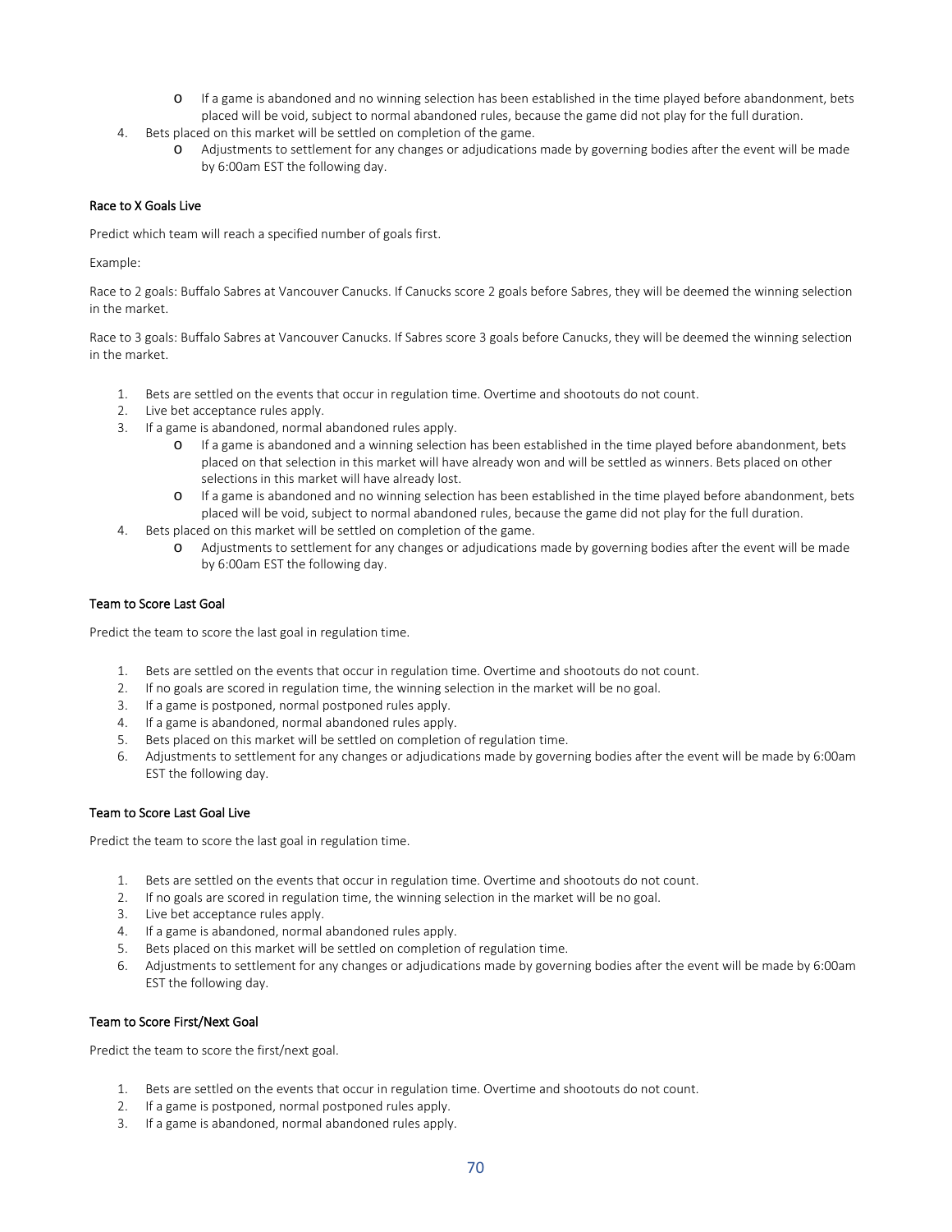- If a game is abandoned and no winning selection has been established in the time played before abandonment, bets placed will be void, subject to normal abandoned rules, because the game did not play for the full duration.

4. Bets placed on this market will be settled on completion of the game.
   - Adjustments to settlement for any changes or adjudications made by governing bodies after the event will be made by 6:00am EST the following day.

#### Race to X Goals Live

Predict which team will reach a specified number of goals first.

Example:

Race to 2 goals: Buffalo Sabres at Vancouver Canucks. If Canucks score 2 goals before Sabres, they will be deemed the winning selection in the market.

Race to 3 goals: Buffalo Sabres at Vancouver Canucks. If Sabres score 3 goals before Canucks, they will be deemed the winning selection in the market.

1. Bets are settled on the events that occur in regulation time. Overtime and shootouts do not count.
2. Live bet acceptance rules apply.
3. If a game is abandoned, normal abandoned rules apply.
   - If a game is abandoned and a winning selection has been established in the time played before abandonment, bets placed on that selection in this market will have already won and will be settled as winners. Bets placed on other selections in this market will have already lost.
   - If a game is abandoned and no winning selection has been established in the time played before abandonment, bets placed will be void, subject to normal abandoned rules, because the game did not play for the full duration.
4. Bets placed on this market will be settled on completion of the game.
   - Adjustments to settlement for any changes or adjudications made by governing bodies after the event will be made by 6:00am EST the following day.

#### Team to Score Last Goal

Predict the team to score the last goal in regulation time.

1. Bets are settled on the events that occur in regulation time. Overtime and shootouts do not count.
2. If no goals are scored in regulation time, the winning selection in the market will be no goal.
3. If a game is postponed, normal postponed rules apply.
4. If a game is abandoned, normal abandoned rules apply.
5. Bets placed on this market will be settled on completion of regulation time.
6. Adjustments to settlement for any changes or adjudications made by governing bodies after the event will be made by 6:00am EST the following day.

#### Team to Score Last Goal Live

Predict the team to score the last goal in regulation time.

1. Bets are settled on the events that occur in regulation time. Overtime and shootouts do not count.
2. If no goals are scored in regulation time, the winning selection in the market will be no goal.
3. Live bet acceptance rules apply.
4. If a game is abandoned, normal abandoned rules apply.
5. Bets placed on this market will be settled on completion of regulation time.
6. Adjustments to settlement for any changes or adjudications made by governing bodies after the event will be made by 6:00am EST the following day.

#### Team to Score First/Next Goal

Predict the team to score the first/next goal.

1. Bets are settled on the events that occur in regulation time. Overtime and shootouts do not count.
2. If a game is postponed, normal postponed rules apply.
3. If a game is abandoned, normal abandoned rules apply.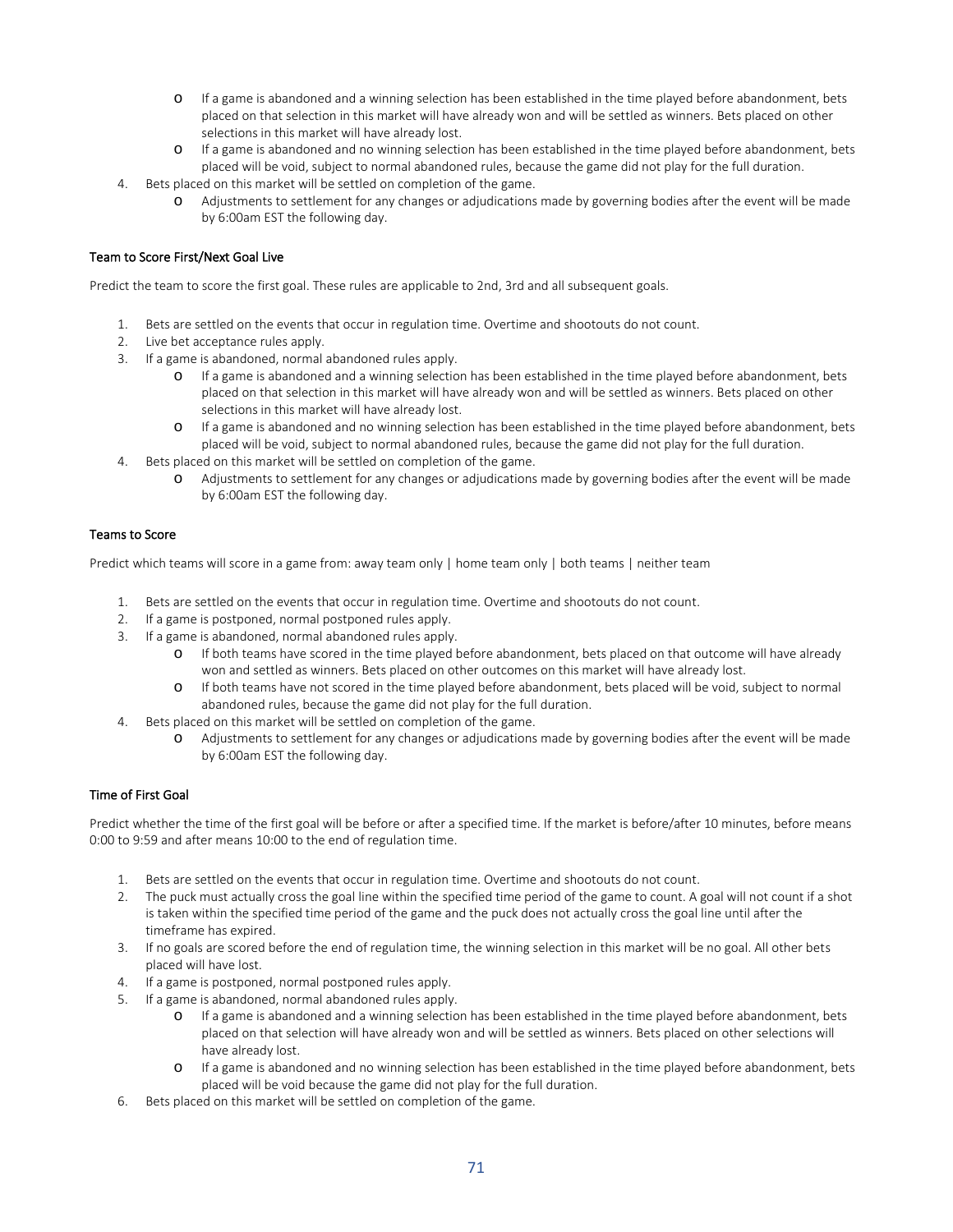- If a game is abandoned and a winning selection has been established in the time played before abandonment, bets placed on that selection in this market will have already won and will be settled as winners. Bets placed on other selections in this market will have already lost.
   - If a game is abandoned and no winning selection has been established in the time played before abandonment, bets placed will be void, subject to normal abandoned rules, because the game did not play for the full duration.
4. Bets placed on this market will be settled on completion of the game.
   - Adjustments to settlement for any changes or adjudications made by governing bodies after the event will be made by 6:00am EST the following day.

### Team to Score First/Next Goal Live

Predict the team to score the first goal. These rules are applicable to 2nd, 3rd and all subsequent goals.

1. Bets are settled on the events that occur in regulation time. Overtime and shootouts do not count.
2. Live bet acceptance rules apply.
3. If a game is abandoned, normal abandoned rules apply.
   - If a game is abandoned and a winning selection has been established in the time played before abandonment, bets placed on that selection in this market will have already won and will be settled as winners. Bets placed on other selections in this market will have already lost.
   - If a game is abandoned and no winning selection has been established in the time played before abandonment, bets placed will be void, subject to normal abandoned rules, because the game did not play for the full duration.
4. Bets placed on this market will be settled on completion of the game.
   - Adjustments to settlement for any changes or adjudications made by governing bodies after the event will be made by 6:00am EST the following day.

### Teams to Score

Predict which teams will score in a game from: away team only | home team only | both teams | neither team

1. Bets are settled on the events that occur in regulation time. Overtime and shootouts do not count.
2. If a game is postponed, normal postponed rules apply.
3. If a game is abandoned, normal abandoned rules apply.
   - If both teams have scored in the time played before abandonment, bets placed on that outcome will have already won and settled as winners. Bets placed on other outcomes on this market will have already lost.
   - If both teams have not scored in the time played before abandonment, bets placed will be void, subject to normal abandoned rules, because the game did not play for the full duration.
4. Bets placed on this market will be settled on completion of the game.
   - Adjustments to settlement for any changes or adjudications made by governing bodies after the event will be made by 6:00am EST the following day.

### Time of First Goal

Predict whether the time of the first goal will be before or after a specified time. If the market is before/after 10 minutes, before means 0:00 to 9:59 and after means 10:00 to the end of regulation time.

1. Bets are settled on the events that occur in regulation time. Overtime and shootouts do not count.
2. The puck must actually cross the goal line within the specified time period of the game to count. A goal will not count if a shot is taken within the specified time period of the game and the puck does not actually cross the goal line until after the timeframe has expired.
3. If no goals are scored before the end of regulation time, the winning selection in this market will be no goal. All other bets placed will have lost.
4. If a game is postponed, normal postponed rules apply.
5. If a game is abandoned, normal abandoned rules apply.
   - If a game is abandoned and a winning selection has been established in the time played before abandonment, bets placed on that selection will have already won and will be settled as winners. Bets placed on other selections will have already lost.
   - If a game is abandoned and no winning selection has been established in the time played before abandonment, bets placed will be void because the game did not play for the full duration.
6. Bets placed on this market will be settled on completion of the game.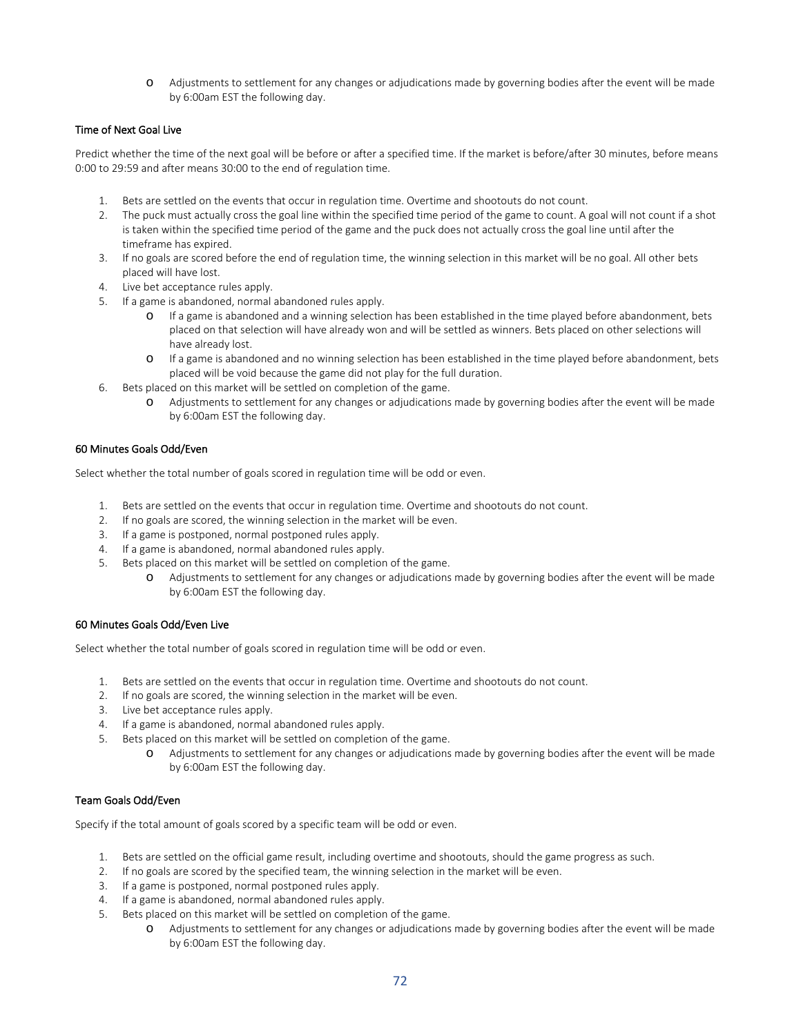- Adjustments to settlement for any changes or adjudications made by governing bodies after the event will be made by 6:00am EST the following day.

### Time of Next Goal Live

Predict whether the time of the next goal will be before or after a specified time. If the market is before/after 30 minutes, before means 0:00 to 29:59 and after means 30:00 to the end of regulation time.

1. Bets are settled on the events that occur in regulation time. Overtime and shootouts do not count.
2. The puck must actually cross the goal line within the specified time period of the game to count. A goal will not count if a shot is taken within the specified time period of the game and the puck does not actually cross the goal line until after the timeframe has expired.
3. If no goals are scored before the end of regulation time, the winning selection in this market will be no goal. All other bets placed will have lost.
4. Live bet acceptance rules apply.
5. If a game is abandoned, normal abandoned rules apply.
   - If a game is abandoned and a winning selection has been established in the time played before abandonment, bets placed on that selection will have already won and will be settled as winners. Bets placed on other selections will have already lost.
   - If a game is abandoned and no winning selection has been established in the time played before abandonment, bets placed will be void because the game did not play for the full duration.
6. Bets placed on this market will be settled on completion of the game.
   - Adjustments to settlement for any changes or adjudications made by governing bodies after the event will be made by 6:00am EST the following day.

### 60 Minutes Goals Odd/Even

Select whether the total number of goals scored in regulation time will be odd or even.

1. Bets are settled on the events that occur in regulation time. Overtime and shootouts do not count.
2. If no goals are scored, the winning selection in the market will be even.
3. If a game is postponed, normal postponed rules apply.
4. If a game is abandoned, normal abandoned rules apply.
5. Bets placed on this market will be settled on completion of the game.
   - Adjustments to settlement for any changes or adjudications made by governing bodies after the event will be made by 6:00am EST the following day.

### 60 Minutes Goals Odd/Even Live

Select whether the total number of goals scored in regulation time will be odd or even.

1. Bets are settled on the events that occur in regulation time. Overtime and shootouts do not count.
2. If no goals are scored, the winning selection in the market will be even.
3. Live bet acceptance rules apply.
4. If a game is abandoned, normal abandoned rules apply.
5. Bets placed on this market will be settled on completion of the game.
   - Adjustments to settlement for any changes or adjudications made by governing bodies after the event will be made by 6:00am EST the following day.

### Team Goals Odd/Even

Specify if the total amount of goals scored by a specific team will be odd or even.

1. Bets are settled on the official game result, including overtime and shootouts, should the game progress as such.
2. If no goals are scored by the specified team, the winning selection in the market will be even.
3. If a game is postponed, normal postponed rules apply.
4. If a game is abandoned, normal abandoned rules apply.
5. Bets placed on this market will be settled on completion of the game.
   - Adjustments to settlement for any changes or adjudications made by governing bodies after the event will be made by 6:00am EST the following day.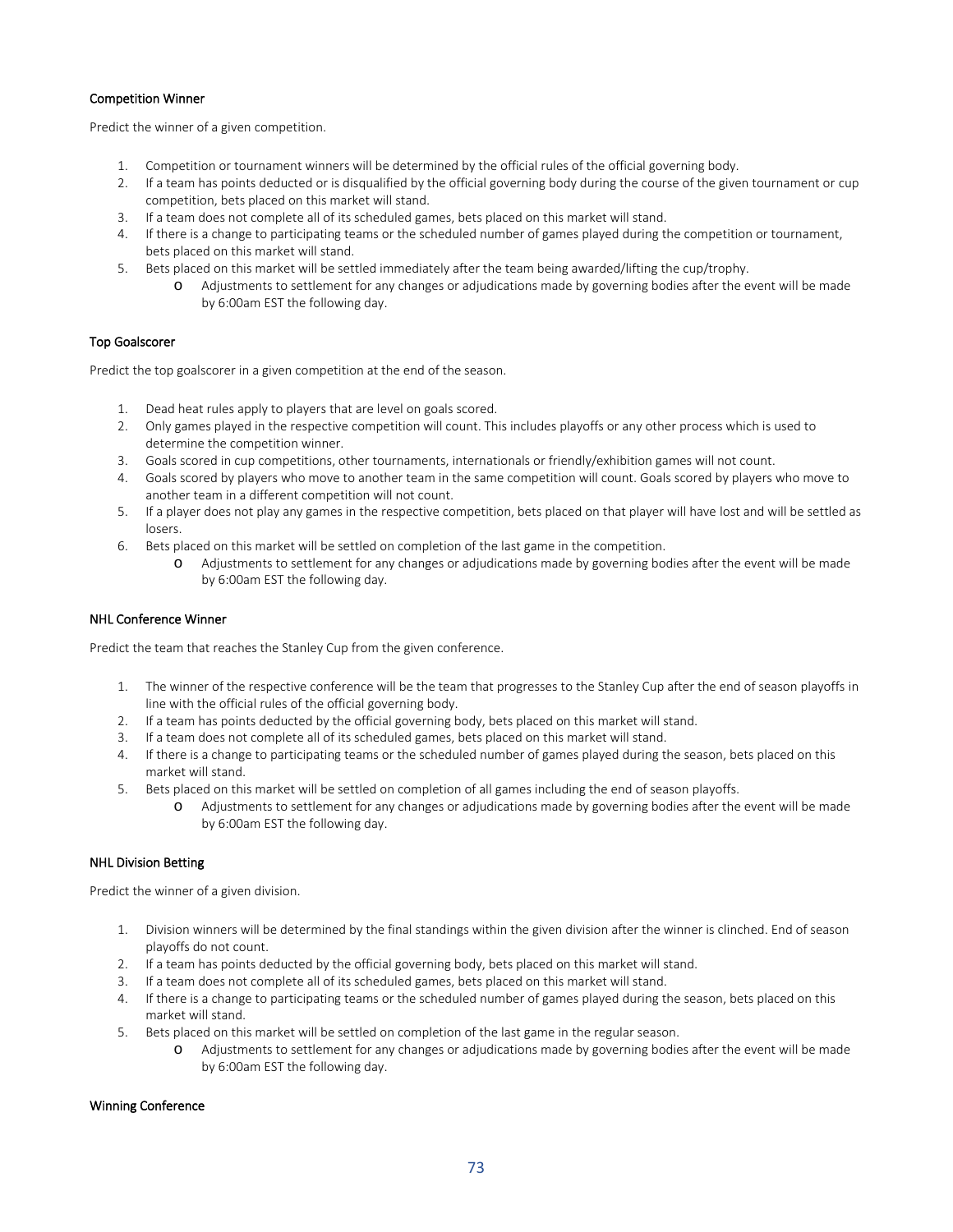### Competition Winner

Predict the winner of a given competition.

1. Competition or tournament winners will be determined by the official rules of the official governing body.
2. If a team has points deducted or is disqualified by the official governing body during the course of the given tournament or cup competition, bets placed on this market will stand.
3. If a team does not complete all of its scheduled games, bets placed on this market will stand.
4. If there is a change to participating teams or the scheduled number of games played during the competition or tournament, bets placed on this market will stand.
5. Bets placed on this market will be settled immediately after the team being awarded/lifting the cup/trophy.
    - Adjustments to settlement for any changes or adjudications made by governing bodies after the event will be made by 6:00am EST the following day.

### Top Goalscorer

Predict the top goalscorer in a given competition at the end of the season.

1. Dead heat rules apply to players that are level on goals scored.
2. Only games played in the respective competition will count. This includes playoffs or any other process which is used to determine the competition winner.
3. Goals scored in cup competitions, other tournaments, internationals or friendly/exhibition games will not count.
4. Goals scored by players who move to another team in the same competition will count. Goals scored by players who move to another team in a different competition will not count.
5. If a player does not play any games in the respective competition, bets placed on that player will have lost and will be settled as losers.
6. Bets placed on this market will be settled on completion of the last game in the competition.
    - Adjustments to settlement for any changes or adjudications made by governing bodies after the event will be made by 6:00am EST the following day.

### NHL Conference Winner

Predict the team that reaches the Stanley Cup from the given conference.

1. The winner of the respective conference will be the team that progresses to the Stanley Cup after the end of season playoffs in line with the official rules of the official governing body.
2. If a team has points deducted by the official governing body, bets placed on this market will stand.
3. If a team does not complete all of its scheduled games, bets placed on this market will stand.
4. If there is a change to participating teams or the scheduled number of games played during the season, bets placed on this market will stand.
5. Bets placed on this market will be settled on completion of all games including the end of season playoffs.
    - Adjustments to settlement for any changes or adjudications made by governing bodies after the event will be made by 6:00am EST the following day.

### NHL Division Betting

Predict the winner of a given division.

1. Division winners will be determined by the final standings within the given division after the winner is clinched. End of season playoffs do not count.
2. If a team has points deducted by the official governing body, bets placed on this market will stand.
3. If a team does not complete all of its scheduled games, bets placed on this market will stand.
4. If there is a change to participating teams or the scheduled number of games played during the season, bets placed on this market will stand.
5. Bets placed on this market will be settled on completion of the last game in the regular season.
    - Adjustments to settlement for any changes or adjudications made by governing bodies after the event will be made by 6:00am EST the following day.

### Winning Conference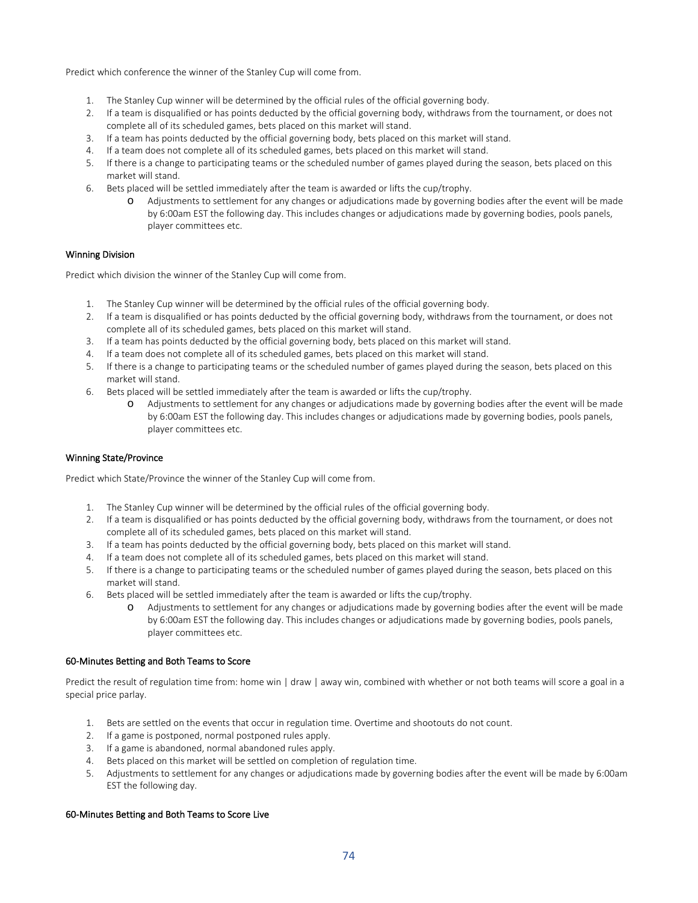Predict which conference the winner of the Stanley Cup will come from.

1. The Stanley Cup winner will be determined by the official rules of the official governing body.
2. If a team is disqualified or has points deducted by the official governing body, withdraws from the tournament, or does not complete all of its scheduled games, bets placed on this market will stand.
3. If a team has points deducted by the official governing body, bets placed on this market will stand.
4. If a team does not complete all of its scheduled games, bets placed on this market will stand.
5. If there is a change to participating teams or the scheduled number of games played during the season, bets placed on this market will stand.
6. Bets placed will be settled immediately after the team is awarded or lifts the cup/trophy.
   - Adjustments to settlement for any changes or adjudications made by governing bodies after the event will be made by 6:00am EST the following day. This includes changes or adjudications made by governing bodies, pools panels, player committees etc.

#### Winning Division

Predict which division the winner of the Stanley Cup will come from.

1. The Stanley Cup winner will be determined by the official rules of the official governing body.
2. If a team is disqualified or has points deducted by the official governing body, withdraws from the tournament, or does not complete all of its scheduled games, bets placed on this market will stand.
3. If a team has points deducted by the official governing body, bets placed on this market will stand.
4. If a team does not complete all of its scheduled games, bets placed on this market will stand.
5. If there is a change to participating teams or the scheduled number of games played during the season, bets placed on this market will stand.
6. Bets placed will be settled immediately after the team is awarded or lifts the cup/trophy.
   - Adjustments to settlement for any changes or adjudications made by governing bodies after the event will be made by 6:00am EST the following day. This includes changes or adjudications made by governing bodies, pools panels, player committees etc.

#### Winning State/Province

Predict which State/Province the winner of the Stanley Cup will come from.

1. The Stanley Cup winner will be determined by the official rules of the official governing body.
2. If a team is disqualified or has points deducted by the official governing body, withdraws from the tournament, or does not complete all of its scheduled games, bets placed on this market will stand.
3. If a team has points deducted by the official governing body, bets placed on this market will stand.
4. If a team does not complete all of its scheduled games, bets placed on this market will stand.
5. If there is a change to participating teams or the scheduled number of games played during the season, bets placed on this market will stand.
6. Bets placed will be settled immediately after the team is awarded or lifts the cup/trophy.
   - Adjustments to settlement for any changes or adjudications made by governing bodies after the event will be made by 6:00am EST the following day. This includes changes or adjudications made by governing bodies, pools panels, player committees etc.

#### 60-Minutes Betting and Both Teams to Score

Predict the result of regulation time from: home win | draw | away win, combined with whether or not both teams will score a goal in a special price parlay.

1. Bets are settled on the events that occur in regulation time. Overtime and shootouts do not count.
2. If a game is postponed, normal postponed rules apply.
3. If a game is abandoned, normal abandoned rules apply.
4. Bets placed on this market will be settled on completion of regulation time.
5. Adjustments to settlement for any changes or adjudications made by governing bodies after the event will be made by 6:00am EST the following day.

#### 60-Minutes Betting and Both Teams to Score Live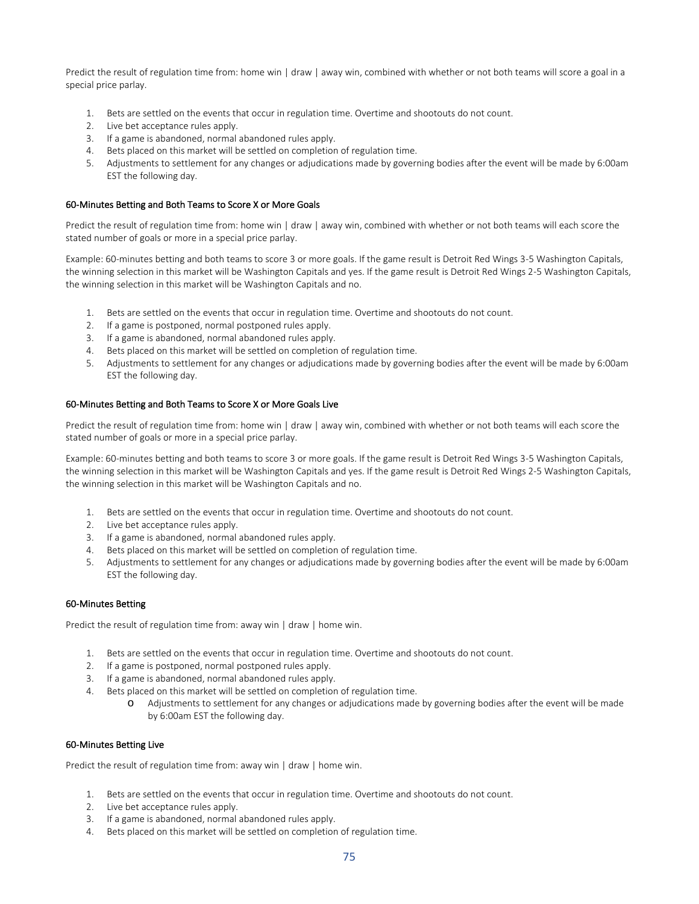Predict the result of regulation time from: home win | draw | away win, combined with whether or not both teams will score a goal in a special price parlay.

1. Bets are settled on the events that occur in regulation time. Overtime and shootouts do not count.
2. Live bet acceptance rules apply.
3. If a game is abandoned, normal abandoned rules apply.
4. Bets placed on this market will be settled on completion of regulation time.
5. Adjustments to settlement for any changes or adjudications made by governing bodies after the event will be made by 6:00am EST the following day.

#### 60-Minutes Betting and Both Teams to Score X or More Goals

Predict the result of regulation time from: home win | draw | away win, combined with whether or not both teams will each score the stated number of goals or more in a special price parlay.

Example: 60-minutes betting and both teams to score 3 or more goals. If the game result is Detroit Red Wings 3-5 Washington Capitals, the winning selection in this market will be Washington Capitals and yes. If the game result is Detroit Red Wings 2-5 Washington Capitals, the winning selection in this market will be Washington Capitals and no.

1. Bets are settled on the events that occur in regulation time. Overtime and shootouts do not count.
2. If a game is postponed, normal postponed rules apply.
3. If a game is abandoned, normal abandoned rules apply.
4. Bets placed on this market will be settled on completion of regulation time.
5. Adjustments to settlement for any changes or adjudications made by governing bodies after the event will be made by 6:00am EST the following day.

#### 60-Minutes Betting and Both Teams to Score X or More Goals Live

Predict the result of regulation time from: home win | draw | away win, combined with whether or not both teams will each score the stated number of goals or more in a special price parlay.

Example: 60-minutes betting and both teams to score 3 or more goals. If the game result is Detroit Red Wings 3-5 Washington Capitals, the winning selection in this market will be Washington Capitals and yes. If the game result is Detroit Red Wings 2-5 Washington Capitals, the winning selection in this market will be Washington Capitals and no.

1. Bets are settled on the events that occur in regulation time. Overtime and shootouts do not count.
2. Live bet acceptance rules apply.
3. If a game is abandoned, normal abandoned rules apply.
4. Bets placed on this market will be settled on completion of regulation time.
5. Adjustments to settlement for any changes or adjudications made by governing bodies after the event will be made by 6:00am EST the following day.

#### 60-Minutes Betting

Predict the result of regulation time from: away win | draw | home win.

1. Bets are settled on the events that occur in regulation time. Overtime and shootouts do not count.
2. If a game is postponed, normal postponed rules apply.
3. If a game is abandoned, normal abandoned rules apply.
4. Bets placed on this market will be settled on completion of regulation time.
    - Adjustments to settlement for any changes or adjudications made by governing bodies after the event will be made by 6:00am EST the following day.

#### 60-Minutes Betting Live

Predict the result of regulation time from: away win | draw | home win.

1. Bets are settled on the events that occur in regulation time. Overtime and shootouts do not count.
2. Live bet acceptance rules apply.
3. If a game is abandoned, normal abandoned rules apply.
4. Bets placed on this market will be settled on completion of regulation time.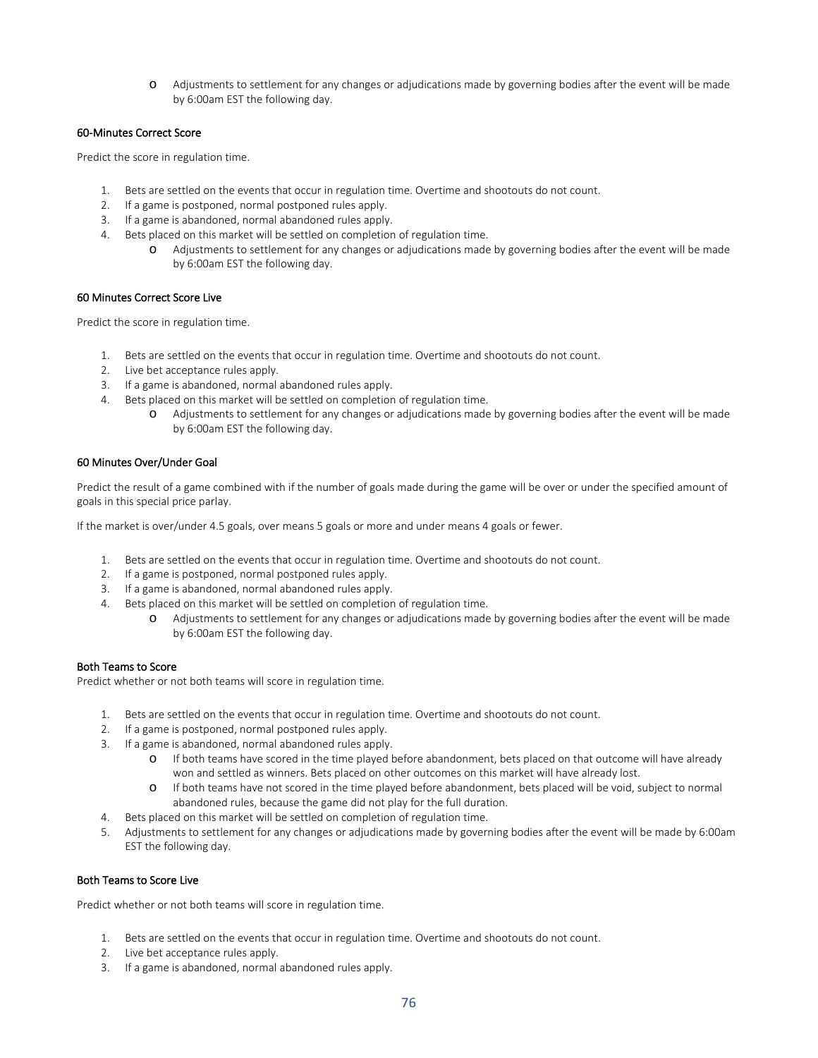- Adjustments to settlement for any changes or adjudications made by governing bodies after the event will be made by 6:00am EST the following day.

### 60-Minutes Correct Score

Predict the score in regulation time.

1. Bets are settled on the events that occur in regulation time. Overtime and shootouts do not count.
2. If a game is postponed, normal postponed rules apply.
3. If a game is abandoned, normal abandoned rules apply.
4. Bets placed on this market will be settled on completion of regulation time.
   - Adjustments to settlement for any changes or adjudications made by governing bodies after the event will be made by 6:00am EST the following day.

### 60 Minutes Correct Score Live

Predict the score in regulation time.

1. Bets are settled on the events that occur in regulation time. Overtime and shootouts do not count.
2. Live bet acceptance rules apply.
3. If a game is abandoned, normal abandoned rules apply.
4. Bets placed on this market will be settled on completion of regulation time.
   - Adjustments to settlement for any changes or adjudications made by governing bodies after the event will be made by 6:00am EST the following day.

### 60 Minutes Over/Under Goal

Predict the result of a game combined with if the number of goals made during the game will be over or under the specified amount of goals in this special price parlay.

If the market is over/under 4.5 goals, over means 5 goals or more and under means 4 goals or fewer.

1. Bets are settled on the events that occur in regulation time. Overtime and shootouts do not count.
2. If a game is postponed, normal postponed rules apply.
3. If a game is abandoned, normal abandoned rules apply.
4. Bets placed on this market will be settled on completion of regulation time.
   - Adjustments to settlement for any changes or adjudications made by governing bodies after the event will be made by 6:00am EST the following day.

### Both Teams to Score

Predict whether or not both teams will score in regulation time.

1. Bets are settled on the events that occur in regulation time. Overtime and shootouts do not count.
2. If a game is postponed, normal postponed rules apply.
3. If a game is abandoned, normal abandoned rules apply.
   - If both teams have scored in the time played before abandonment, bets placed on that outcome will have already won and settled as winners. Bets placed on other outcomes on this market will have already lost.
   - If both teams have not scored in the time played before abandonment, bets placed will be void, subject to normal abandoned rules, because the game did not play for the full duration.
4. Bets placed on this market will be settled on completion of regulation time.
5. Adjustments to settlement for any changes or adjudications made by governing bodies after the event will be made by 6:00am EST the following day.

### Both Teams to Score Live

Predict whether or not both teams will score in regulation time.

1. Bets are settled on the events that occur in regulation time. Overtime and shootouts do not count.
2. Live bet acceptance rules apply.
3. If a game is abandoned, normal abandoned rules apply.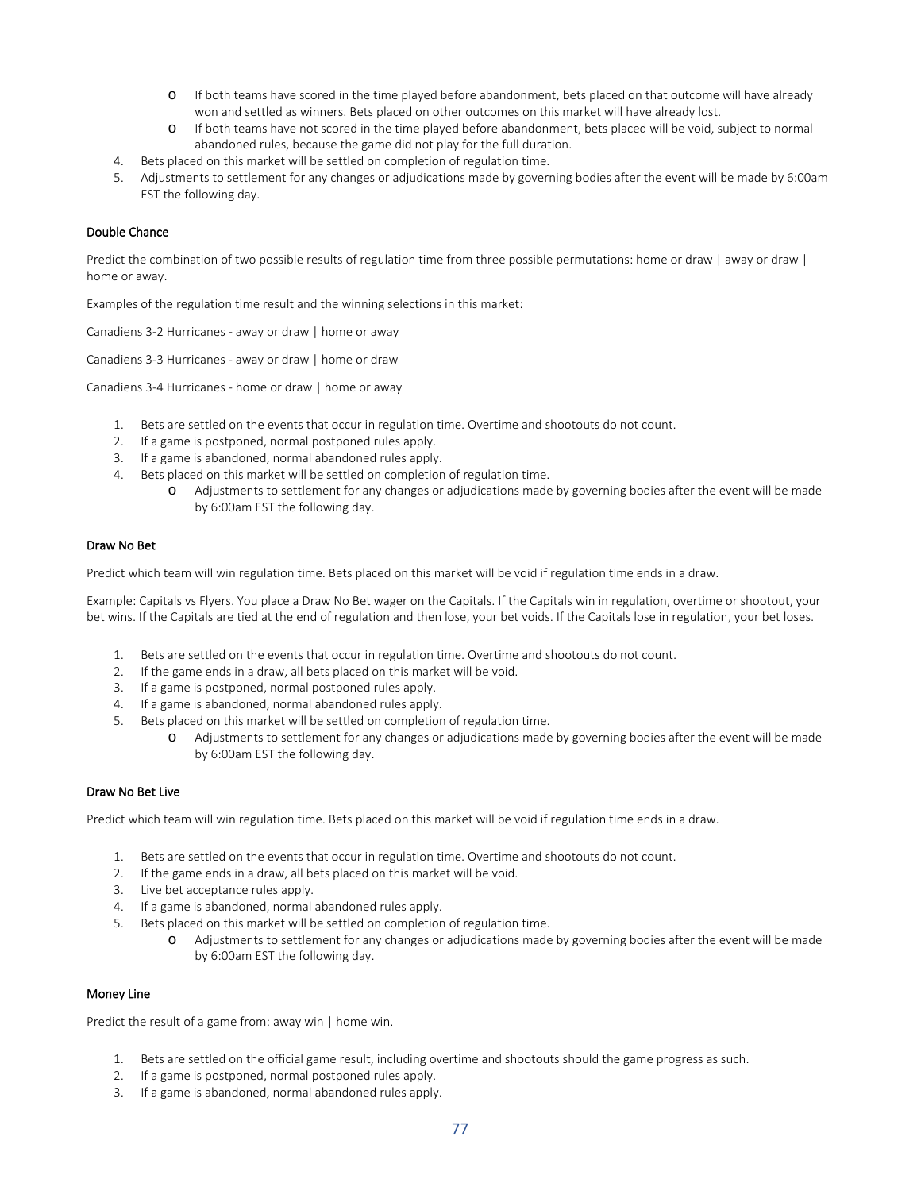- If both teams have scored in the time played before abandonment, bets placed on that outcome will have already won and settled as winners. Bets placed on other outcomes on this market will have already lost.
   - If both teams have not scored in the time played before abandonment, bets placed will be void, subject to normal abandoned rules, because the game did not play for the full duration.
4. Bets placed on this market will be settled on completion of regulation time.
5. Adjustments to settlement for any changes or adjudications made by governing bodies after the event will be made by 6:00am EST the following day.

### Double Chance

Predict the combination of two possible results of regulation time from three possible permutations: home or draw | away or draw | home or away.

Examples of the regulation time result and the winning selections in this market:

Canadiens 3-2 Hurricanes - away or draw | home or away

Canadiens 3-3 Hurricanes - away or draw | home or draw

Canadiens 3-4 Hurricanes - home or draw | home or away

1. Bets are settled on the events that occur in regulation time. Overtime and shootouts do not count.
2. If a game is postponed, normal postponed rules apply.
3. If a game is abandoned, normal abandoned rules apply.
4. Bets placed on this market will be settled on completion of regulation time.
   - Adjustments to settlement for any changes or adjudications made by governing bodies after the event will be made by 6:00am EST the following day.

### Draw No Bet

Predict which team will win regulation time. Bets placed on this market will be void if regulation time ends in a draw.

Example: Capitals vs Flyers. You place a Draw No Bet wager on the Capitals. If the Capitals win in regulation, overtime or shootout, your bet wins. If the Capitals are tied at the end of regulation and then lose, your bet voids. If the Capitals lose in regulation, your bet loses.

1. Bets are settled on the events that occur in regulation time. Overtime and shootouts do not count.
2. If the game ends in a draw, all bets placed on this market will be void.
3. If a game is postponed, normal postponed rules apply.
4. If a game is abandoned, normal abandoned rules apply.
5. Bets placed on this market will be settled on completion of regulation time.
   - Adjustments to settlement for any changes or adjudications made by governing bodies after the event will be made by 6:00am EST the following day.

### Draw No Bet Live

Predict which team will win regulation time. Bets placed on this market will be void if regulation time ends in a draw.

1. Bets are settled on the events that occur in regulation time. Overtime and shootouts do not count.
2. If the game ends in a draw, all bets placed on this market will be void.
3. Live bet acceptance rules apply.
4. If a game is abandoned, normal abandoned rules apply.
5. Bets placed on this market will be settled on completion of regulation time.
   - Adjustments to settlement for any changes or adjudications made by governing bodies after the event will be made by 6:00am EST the following day.

### Money Line

Predict the result of a game from: away win | home win.

1. Bets are settled on the official game result, including overtime and shootouts should the game progress as such.
2. If a game is postponed, normal postponed rules apply.
3. If a game is abandoned, normal abandoned rules apply.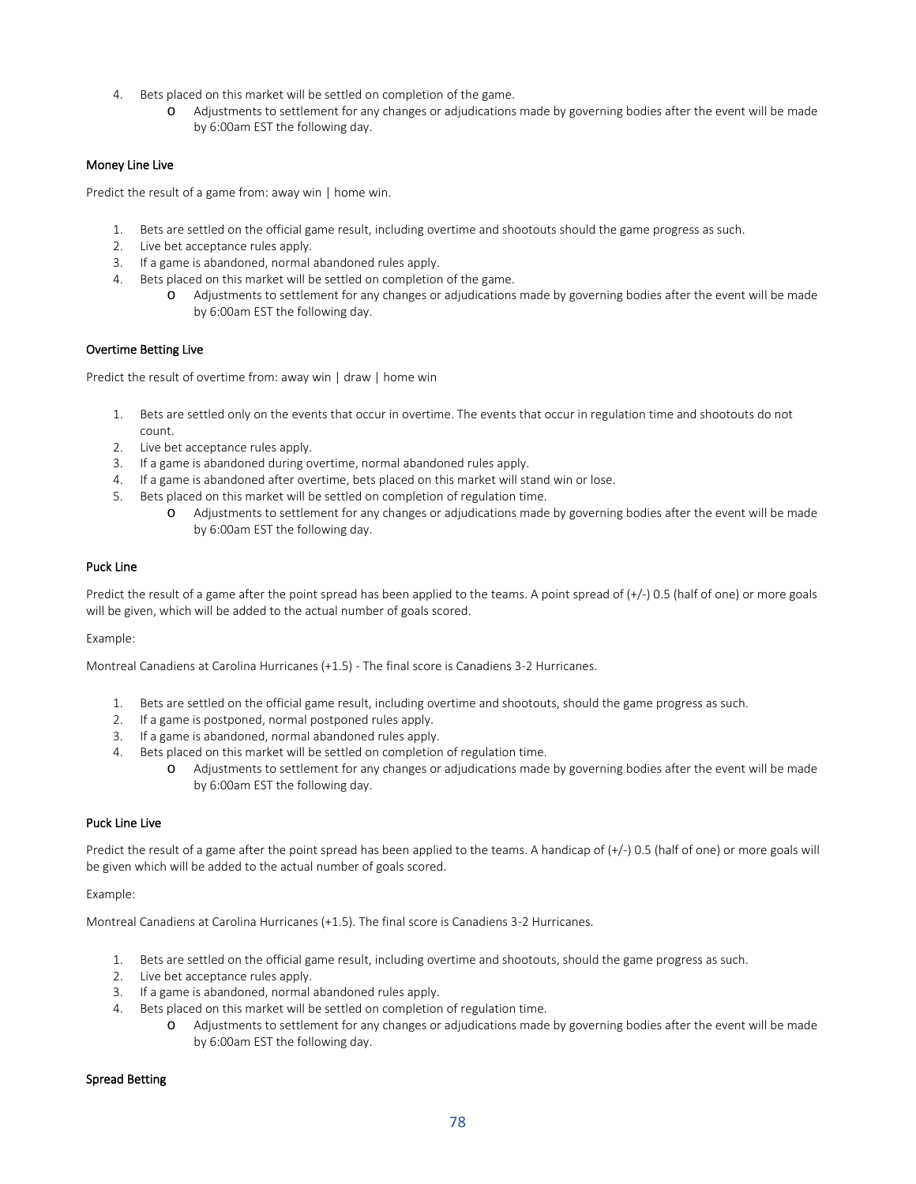4. Bets placed on this market will be settled on completion of the game.
   - Adjustments to settlement for any changes or adjudications made by governing bodies after the event will be made by 6:00am EST the following day.

### Money Line Live

Predict the result of a game from: away win | home win.

1. Bets are settled on the official game result, including overtime and shootouts should the game progress as such.
2. Live bet acceptance rules apply.
3. If a game is abandoned, normal abandoned rules apply.
4. Bets placed on this market will be settled on completion of the game.
   - Adjustments to settlement for any changes or adjudications made by governing bodies after the event will be made by 6:00am EST the following day.

### Overtime Betting Live

Predict the result of overtime from: away win | draw | home win

1. Bets are settled only on the events that occur in overtime. The events that occur in regulation time and shootouts do not count.
2. Live bet acceptance rules apply.
3. If a game is abandoned during overtime, normal abandoned rules apply.
4. If a game is abandoned after overtime, bets placed on this market will stand win or lose.
5. Bets placed on this market will be settled on completion of regulation time.
   - Adjustments to settlement for any changes or adjudications made by governing bodies after the event will be made by 6:00am EST the following day.

### Puck Line

Predict the result of a game after the point spread has been applied to the teams. A point spread of (+/-) 0.5 (half of one) or more goals will be given, which will be added to the actual number of goals scored.

Example:

Montreal Canadiens at Carolina Hurricanes (+1.5) - The final score is Canadiens 3-2 Hurricanes.

1. Bets are settled on the official game result, including overtime and shootouts, should the game progress as such.
2. If a game is postponed, normal postponed rules apply.
3. If a game is abandoned, normal abandoned rules apply.
4. Bets placed on this market will be settled on completion of regulation time.
   - Adjustments to settlement for any changes or adjudications made by governing bodies after the event will be made by 6:00am EST the following day.

### Puck Line Live

Predict the result of a game after the point spread has been applied to the teams. A handicap of (+/-) 0.5 (half of one) or more goals will be given which will be added to the actual number of goals scored.

Example:

Montreal Canadiens at Carolina Hurricanes (+1.5). The final score is Canadiens 3-2 Hurricanes.

1. Bets are settled on the official game result, including overtime and shootouts, should the game progress as such.
2. Live bet acceptance rules apply.
3. If a game is abandoned, normal abandoned rules apply.
4. Bets placed on this market will be settled on completion of regulation time.
   - Adjustments to settlement for any changes or adjudications made by governing bodies after the event will be made by 6:00am EST the following day.

### Spread Betting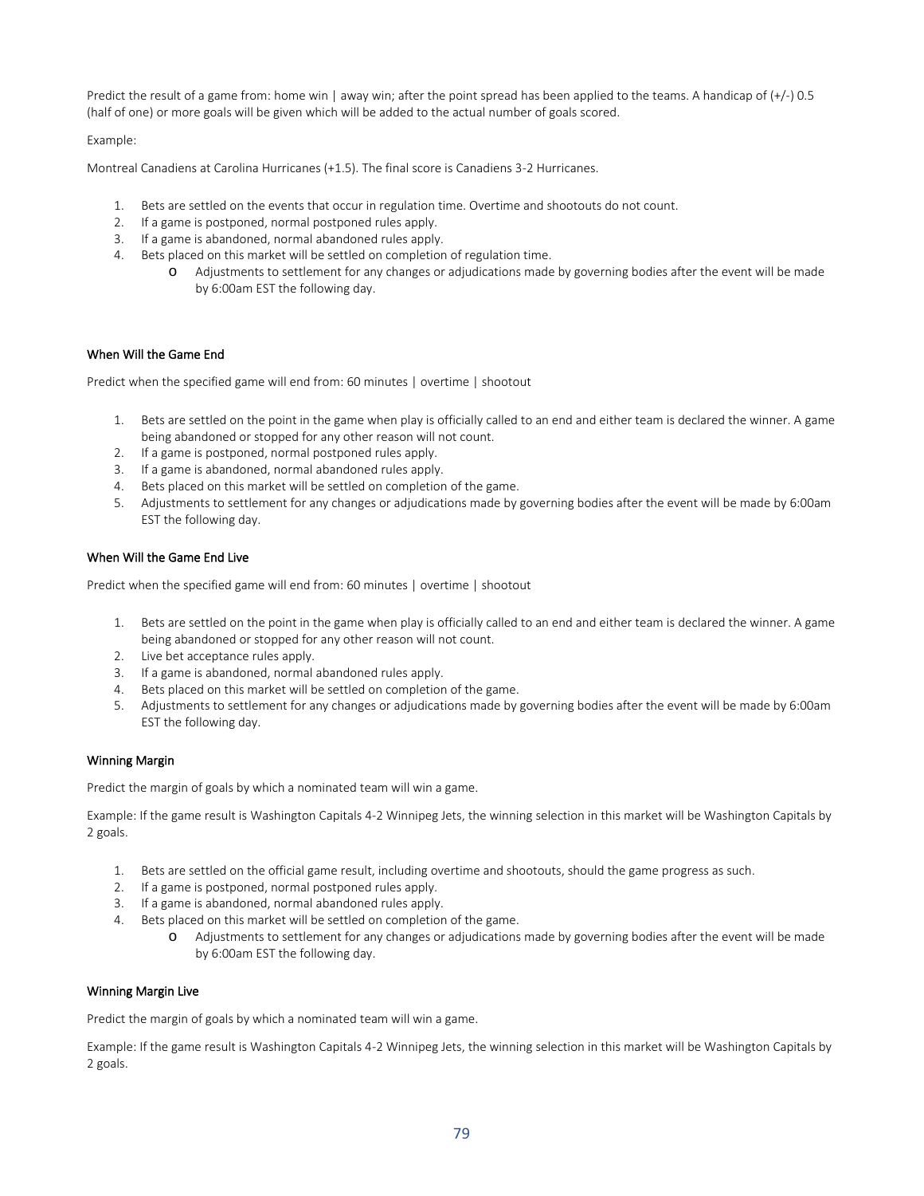Predict the result of a game from: home win | away win; after the point spread has been applied to the teams. A handicap of (+/-) 0.5 (half of one) or more goals will be given which will be added to the actual number of goals scored.

Example:

Montreal Canadiens at Carolina Hurricanes (+1.5). The final score is Canadiens 3-2 Hurricanes.

1. Bets are settled on the events that occur in regulation time. Overtime and shootouts do not count.
2. If a game is postponed, normal postponed rules apply.
3. If a game is abandoned, normal abandoned rules apply.
4. Bets placed on this market will be settled on completion of regulation time.
    - Adjustments to settlement for any changes or adjudications made by governing bodies after the event will be made by 6:00am EST the following day.

### When Will the Game End

Predict when the specified game will end from: 60 minutes | overtime | shootout

1. Bets are settled on the point in the game when play is officially called to an end and either team is declared the winner. A game being abandoned or stopped for any other reason will not count.
2. If a game is postponed, normal postponed rules apply.
3. If a game is abandoned, normal abandoned rules apply.
4. Bets placed on this market will be settled on completion of the game.
5. Adjustments to settlement for any changes or adjudications made by governing bodies after the event will be made by 6:00am EST the following day.

### When Will the Game End Live

Predict when the specified game will end from: 60 minutes | overtime | shootout

1. Bets are settled on the point in the game when play is officially called to an end and either team is declared the winner. A game being abandoned or stopped for any other reason will not count.
2. Live bet acceptance rules apply.
3. If a game is abandoned, normal abandoned rules apply.
4. Bets placed on this market will be settled on completion of the game.
5. Adjustments to settlement for any changes or adjudications made by governing bodies after the event will be made by 6:00am EST the following day.

### Winning Margin

Predict the margin of goals by which a nominated team will win a game.

Example: If the game result is Washington Capitals 4-2 Winnipeg Jets, the winning selection in this market will be Washington Capitals by 2 goals.

1. Bets are settled on the official game result, including overtime and shootouts, should the game progress as such.
2. If a game is postponed, normal postponed rules apply.
3. If a game is abandoned, normal abandoned rules apply.
4. Bets placed on this market will be settled on completion of the game.
    - Adjustments to settlement for any changes or adjudications made by governing bodies after the event will be made by 6:00am EST the following day.

### Winning Margin Live

Predict the margin of goals by which a nominated team will win a game.

Example: If the game result is Washington Capitals 4-2 Winnipeg Jets, the winning selection in this market will be Washington Capitals by 2 goals.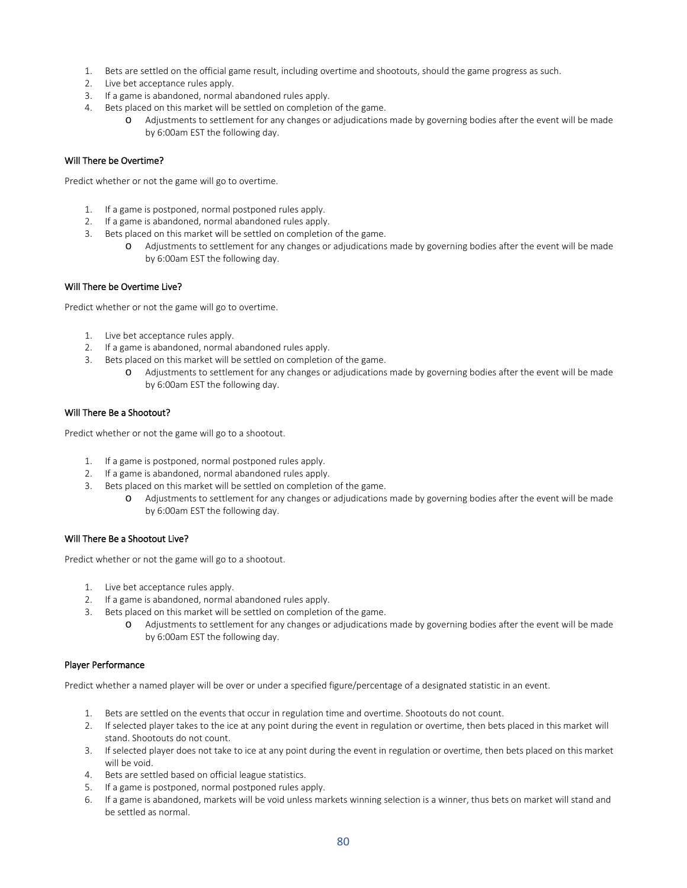1. Bets are settled on the official game result, including overtime and shootouts, should the game progress as such.
2. Live bet acceptance rules apply.
3. If a game is abandoned, normal abandoned rules apply.
4. Bets placed on this market will be settled on completion of the game.
   - Adjustments to settlement for any changes or adjudications made by governing bodies after the event will be made by 6:00am EST the following day.

### Will There be Overtime?

Predict whether or not the game will go to overtime.

1. If a game is postponed, normal postponed rules apply.
2. If a game is abandoned, normal abandoned rules apply.
3. Bets placed on this market will be settled on completion of the game.
   - Adjustments to settlement for any changes or adjudications made by governing bodies after the event will be made by 6:00am EST the following day.

### Will There be Overtime Live?

Predict whether or not the game will go to overtime.

1. Live bet acceptance rules apply.
2. If a game is abandoned, normal abandoned rules apply.
3. Bets placed on this market will be settled on completion of the game.
   - Adjustments to settlement for any changes or adjudications made by governing bodies after the event will be made by 6:00am EST the following day.

### Will There Be a Shootout?

Predict whether or not the game will go to a shootout.

1. If a game is postponed, normal postponed rules apply.
2. If a game is abandoned, normal abandoned rules apply.
3. Bets placed on this market will be settled on completion of the game.
   - Adjustments to settlement for any changes or adjudications made by governing bodies after the event will be made by 6:00am EST the following day.

### Will There Be a Shootout Live?

Predict whether or not the game will go to a shootout.

1. Live bet acceptance rules apply.
2. If a game is abandoned, normal abandoned rules apply.
3. Bets placed on this market will be settled on completion of the game.
   - Adjustments to settlement for any changes or adjudications made by governing bodies after the event will be made by 6:00am EST the following day.

### Player Performance

Predict whether a named player will be over or under a specified figure/percentage of a designated statistic in an event.

1. Bets are settled on the events that occur in regulation time and overtime. Shootouts do not count.
2. If selected player takes to the ice at any point during the event in regulation or overtime, then bets placed in this market will stand. Shootouts do not count.
3. If selected player does not take to ice at any point during the event in regulation or overtime, then bets placed on this market will be void.
4. Bets are settled based on official league statistics.
5. If a game is postponed, normal postponed rules apply.
6. If a game is abandoned, markets will be void unless markets winning selection is a winner, thus bets on market will stand and be settled as normal.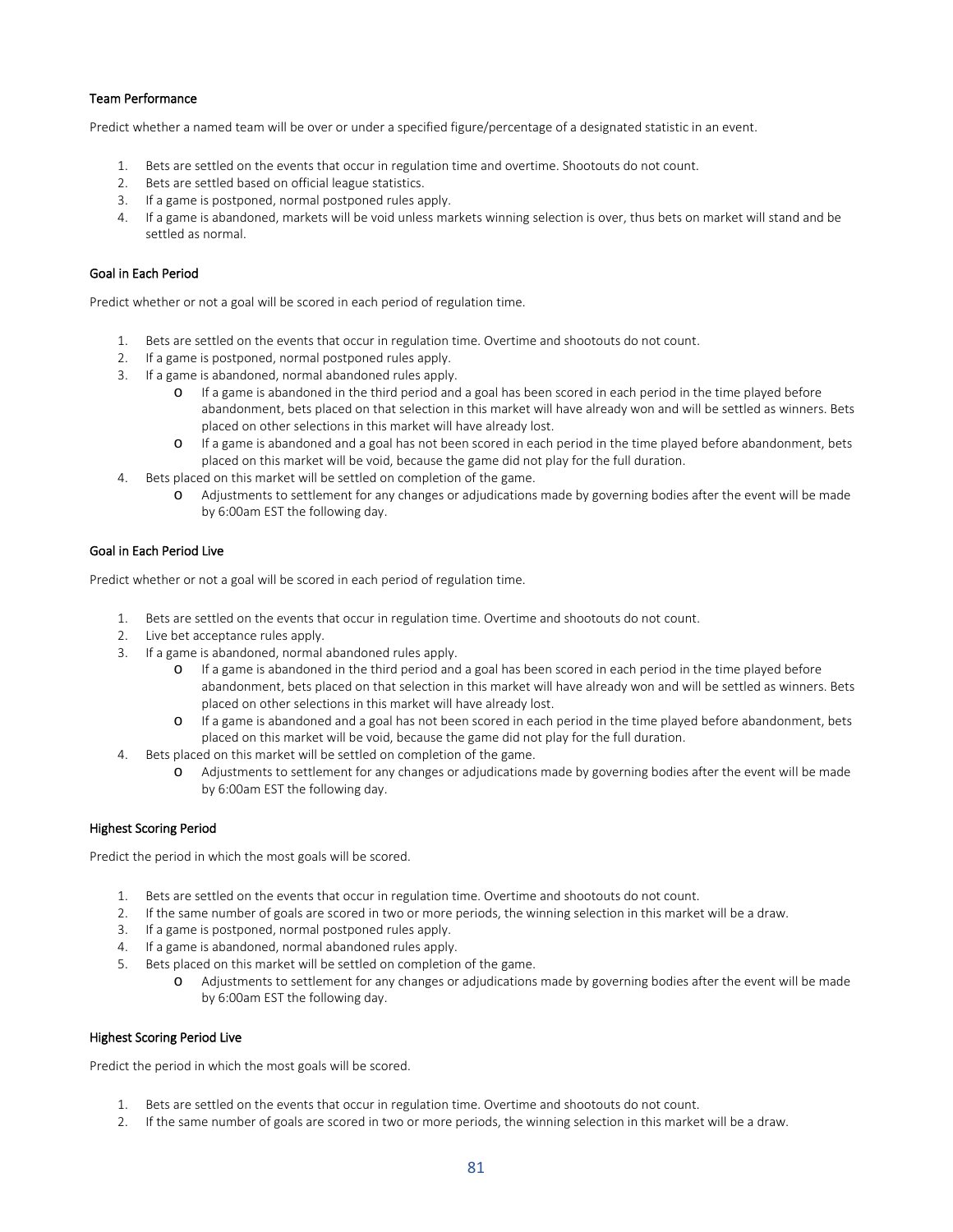#### Team Performance

Predict whether a named team will be over or under a specified figure/percentage of a designated statistic in an event.

1. Bets are settled on the events that occur in regulation time and overtime. Shootouts do not count.
2. Bets are settled based on official league statistics.
3. If a game is postponed, normal postponed rules apply.
4. If a game is abandoned, markets will be void unless markets winning selection is over, thus bets on market will stand and be settled as normal.

#### Goal in Each Period

Predict whether or not a goal will be scored in each period of regulation time.

1. Bets are settled on the events that occur in regulation time. Overtime and shootouts do not count.
2. If a game is postponed, normal postponed rules apply.
3. If a game is abandoned, normal abandoned rules apply.
   - If a game is abandoned in the third period and a goal has been scored in each period in the time played before abandonment, bets placed on that selection in this market will have already won and will be settled as winners. Bets placed on other selections in this market will have already lost.
   - If a game is abandoned and a goal has not been scored in each period in the time played before abandonment, bets placed on this market will be void, because the game did not play for the full duration.
4. Bets placed on this market will be settled on completion of the game.
   - Adjustments to settlement for any changes or adjudications made by governing bodies after the event will be made by 6:00am EST the following day.

#### Goal in Each Period Live

Predict whether or not a goal will be scored in each period of regulation time.

1. Bets are settled on the events that occur in regulation time. Overtime and shootouts do not count.
2. Live bet acceptance rules apply.
3. If a game is abandoned, normal abandoned rules apply.
   - If a game is abandoned in the third period and a goal has been scored in each period in the time played before abandonment, bets placed on that selection in this market will have already won and will be settled as winners. Bets placed on other selections in this market will have already lost.
   - If a game is abandoned and a goal has not been scored in each period in the time played before abandonment, bets placed on this market will be void, because the game did not play for the full duration.
4. Bets placed on this market will be settled on completion of the game.
   - Adjustments to settlement for any changes or adjudications made by governing bodies after the event will be made by 6:00am EST the following day.

#### Highest Scoring Period

Predict the period in which the most goals will be scored.

1. Bets are settled on the events that occur in regulation time. Overtime and shootouts do not count.
2. If the same number of goals are scored in two or more periods, the winning selection in this market will be a draw.
3. If a game is postponed, normal postponed rules apply.
4. If a game is abandoned, normal abandoned rules apply.
5. Bets placed on this market will be settled on completion of the game.
   - Adjustments to settlement for any changes or adjudications made by governing bodies after the event will be made by 6:00am EST the following day.

#### Highest Scoring Period Live

Predict the period in which the most goals will be scored.

1. Bets are settled on the events that occur in regulation time. Overtime and shootouts do not count.
2. If the same number of goals are scored in two or more periods, the winning selection in this market will be a draw.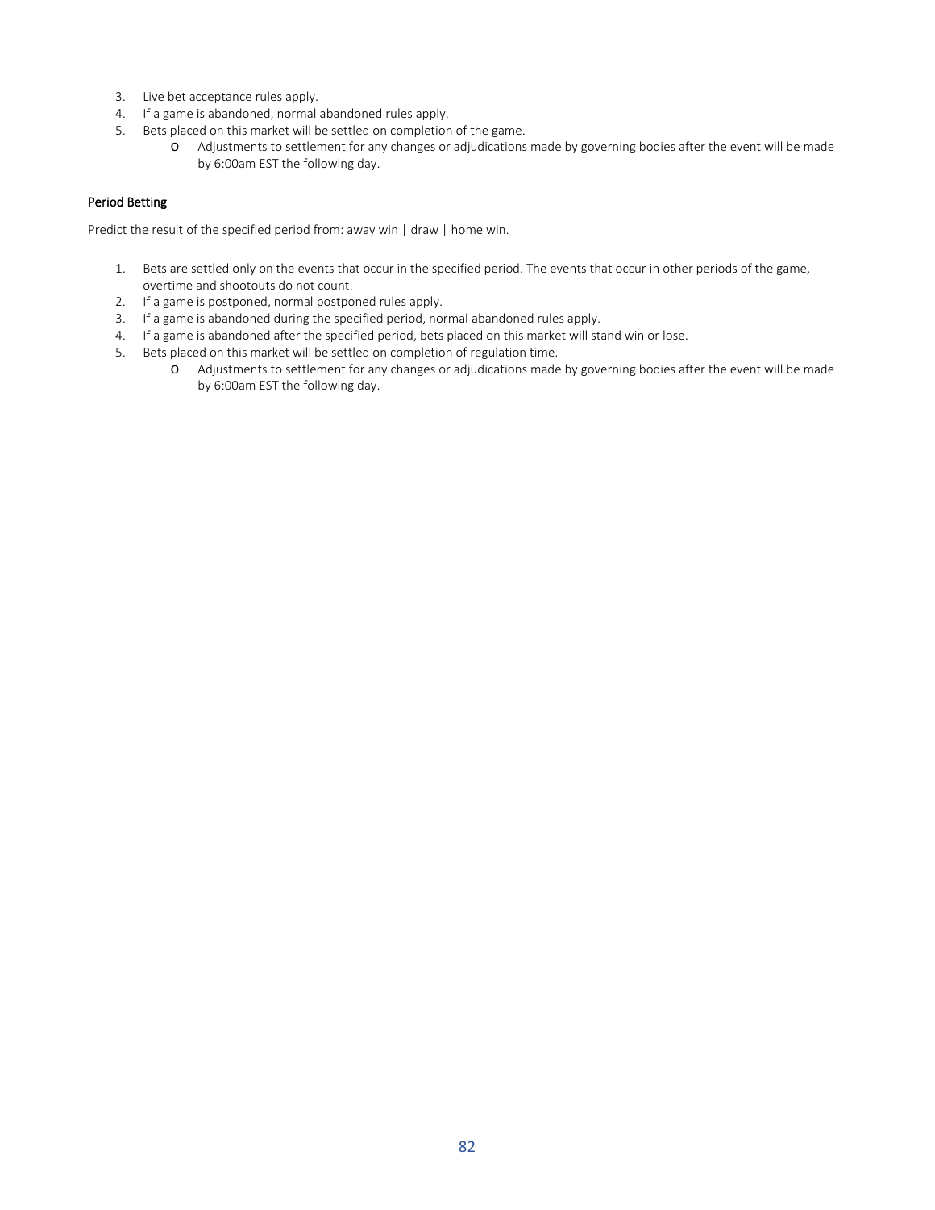3. Live bet acceptance rules apply.
4. If a game is abandoned, normal abandoned rules apply.
5. Bets placed on this market will be settled on completion of the game.
    - Adjustments to settlement for any changes or adjudications made by governing bodies after the event will be made by 6:00am EST the following day.

#### Period Betting

Predict the result of the specified period from: away win | draw | home win.

1. Bets are settled only on the events that occur in the specified period. The events that occur in other periods of the game, overtime and shootouts do not count.
2. If a game is postponed, normal postponed rules apply.
3. If a game is abandoned during the specified period, normal abandoned rules apply.
4. If a game is abandoned after the specified period, bets placed on this market will stand win or lose.
5. Bets placed on this market will be settled on completion of regulation time.
    - Adjustments to settlement for any changes or adjudications made by governing bodies after the event will be made by 6:00am EST the following day.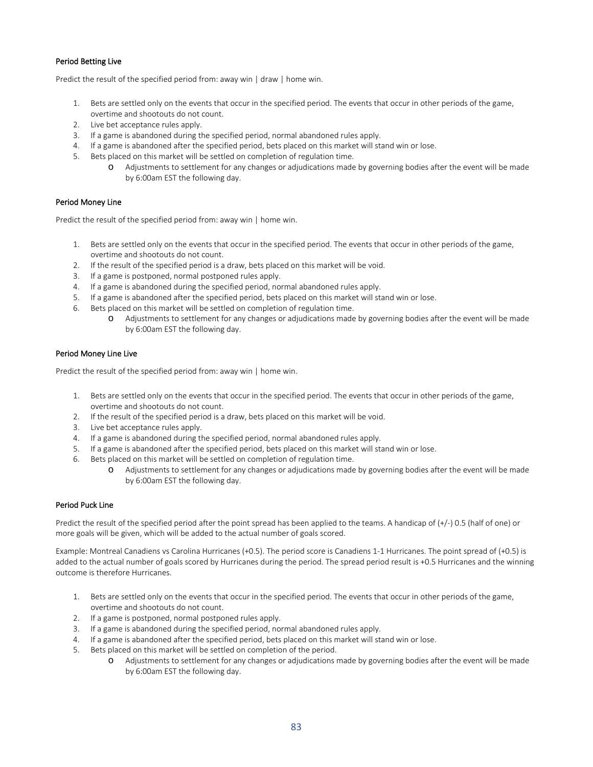### Period Betting Live

Predict the result of the specified period from: away win | draw | home win.

1. Bets are settled only on the events that occur in the specified period. The events that occur in other periods of the game, overtime and shootouts do not count.
2. Live bet acceptance rules apply.
3. If a game is abandoned during the specified period, normal abandoned rules apply.
4. If a game is abandoned after the specified period, bets placed on this market will stand win or lose.
5. Bets placed on this market will be settled on completion of regulation time.
   - Adjustments to settlement for any changes or adjudications made by governing bodies after the event will be made by 6:00am EST the following day.

### Period Money Line

Predict the result of the specified period from: away win | home win.

1. Bets are settled only on the events that occur in the specified period. The events that occur in other periods of the game, overtime and shootouts do not count.
2. If the result of the specified period is a draw, bets placed on this market will be void.
3. If a game is postponed, normal postponed rules apply.
4. If a game is abandoned during the specified period, normal abandoned rules apply.
5. If a game is abandoned after the specified period, bets placed on this market will stand win or lose.
6. Bets placed on this market will be settled on completion of regulation time.
   - Adjustments to settlement for any changes or adjudications made by governing bodies after the event will be made by 6:00am EST the following day.

### Period Money Line Live

Predict the result of the specified period from: away win | home win.

1. Bets are settled only on the events that occur in the specified period. The events that occur in other periods of the game, overtime and shootouts do not count.
2. If the result of the specified period is a draw, bets placed on this market will be void.
3. Live bet acceptance rules apply.
4. If a game is abandoned during the specified period, normal abandoned rules apply.
5. If a game is abandoned after the specified period, bets placed on this market will stand win or lose.
6. Bets placed on this market will be settled on completion of regulation time.
   - Adjustments to settlement for any changes or adjudications made by governing bodies after the event will be made by 6:00am EST the following day.

### Period Puck Line

Predict the result of the specified period after the point spread has been applied to the teams. A handicap of (+/-) 0.5 (half of one) or more goals will be given, which will be added to the actual number of goals scored.

Example: Montreal Canadiens vs Carolina Hurricanes (+0.5). The period score is Canadiens 1-1 Hurricanes. The point spread of (+0.5) is added to the actual number of goals scored by Hurricanes during the period. The spread period result is +0.5 Hurricanes and the winning outcome is therefore Hurricanes.

1. Bets are settled only on the events that occur in the specified period. The events that occur in other periods of the game, overtime and shootouts do not count.
2. If a game is postponed, normal postponed rules apply.
3. If a game is abandoned during the specified period, normal abandoned rules apply.
4. If a game is abandoned after the specified period, bets placed on this market will stand win or lose.
5. Bets placed on this market will be settled on completion of the period.
   - Adjustments to settlement for any changes or adjudications made by governing bodies after the event will be made by 6:00am EST the following day.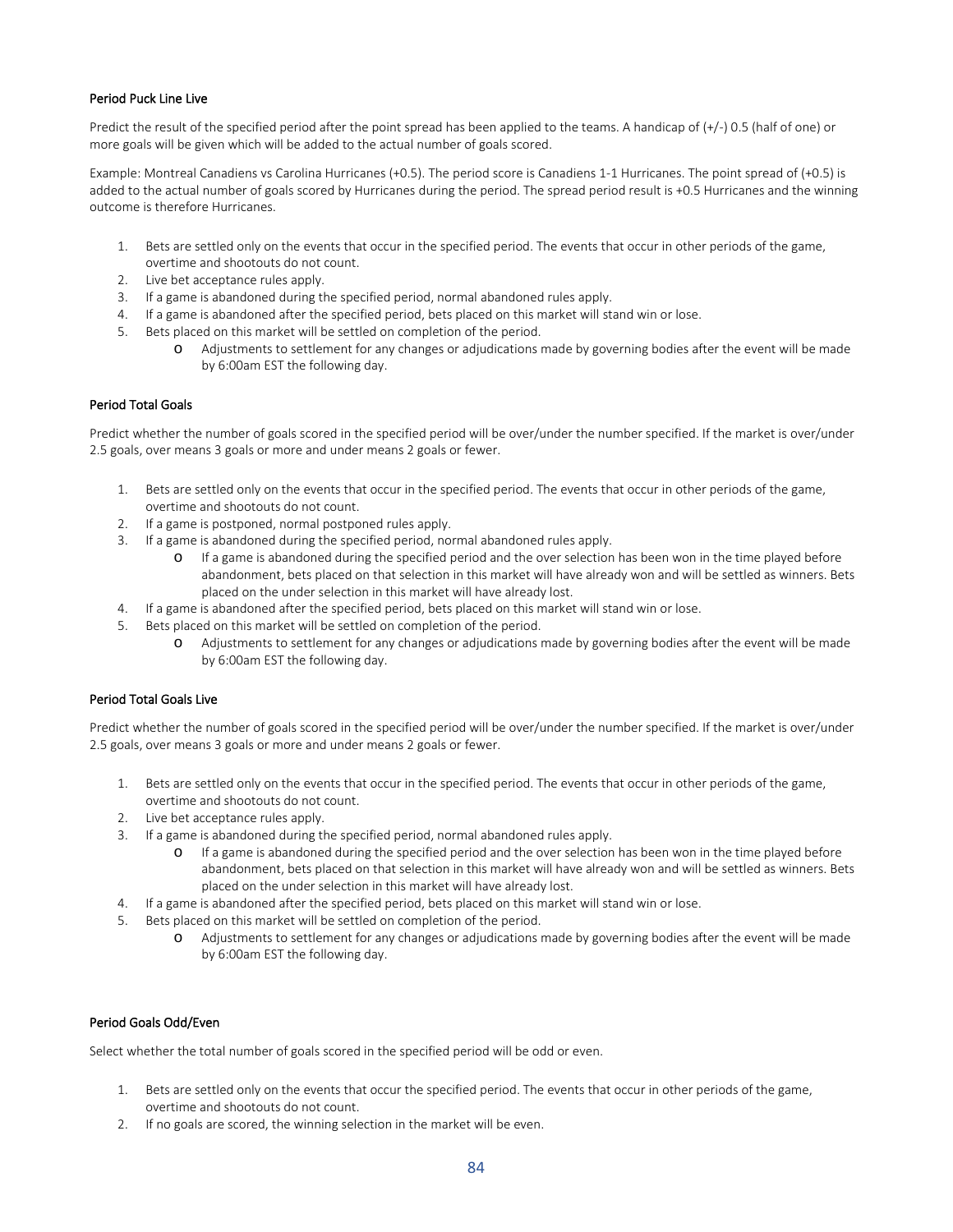### Period Puck Line Live

Predict the result of the specified period after the point spread has been applied to the teams. A handicap of (+/-) 0.5 (half of one) or more goals will be given which will be added to the actual number of goals scored.

Example: Montreal Canadiens vs Carolina Hurricanes (+0.5). The period score is Canadiens 1-1 Hurricanes. The point spread of (+0.5) is added to the actual number of goals scored by Hurricanes during the period. The spread period result is +0.5 Hurricanes and the winning outcome is therefore Hurricanes.

1. Bets are settled only on the events that occur in the specified period. The events that occur in other periods of the game, overtime and shootouts do not count.
2. Live bet acceptance rules apply.
3. If a game is abandoned during the specified period, normal abandoned rules apply.
4. If a game is abandoned after the specified period, bets placed on this market will stand win or lose.
5. Bets placed on this market will be settled on completion of the period.
   - Adjustments to settlement for any changes or adjudications made by governing bodies after the event will be made by 6:00am EST the following day.

### Period Total Goals

Predict whether the number of goals scored in the specified period will be over/under the number specified. If the market is over/under 2.5 goals, over means 3 goals or more and under means 2 goals or fewer.

1. Bets are settled only on the events that occur in the specified period. The events that occur in other periods of the game, overtime and shootouts do not count.
2. If a game is postponed, normal postponed rules apply.
3. If a game is abandoned during the specified period, normal abandoned rules apply.
   - If a game is abandoned during the specified period and the over selection has been won in the time played before abandonment, bets placed on that selection in this market will have already won and will be settled as winners. Bets placed on the under selection in this market will have already lost.
4. If a game is abandoned after the specified period, bets placed on this market will stand win or lose.
5. Bets placed on this market will be settled on completion of the period.
   - Adjustments to settlement for any changes or adjudications made by governing bodies after the event will be made by 6:00am EST the following day.

### Period Total Goals Live

Predict whether the number of goals scored in the specified period will be over/under the number specified. If the market is over/under 2.5 goals, over means 3 goals or more and under means 2 goals or fewer.

1. Bets are settled only on the events that occur in the specified period. The events that occur in other periods of the game, overtime and shootouts do not count.
2. Live bet acceptance rules apply.
3. If a game is abandoned during the specified period, normal abandoned rules apply.
   - If a game is abandoned during the specified period and the over selection has been won in the time played before abandonment, bets placed on that selection in this market will have already won and will be settled as winners. Bets placed on the under selection in this market will have already lost.
4. If a game is abandoned after the specified period, bets placed on this market will stand win or lose.
5. Bets placed on this market will be settled on completion of the period.
   - Adjustments to settlement for any changes or adjudications made by governing bodies after the event will be made by 6:00am EST the following day.

### Period Goals Odd/Even

Select whether the total number of goals scored in the specified period will be odd or even.

1. Bets are settled only on the events that occur the specified period. The events that occur in other periods of the game, overtime and shootouts do not count.
2. If no goals are scored, the winning selection in the market will be even.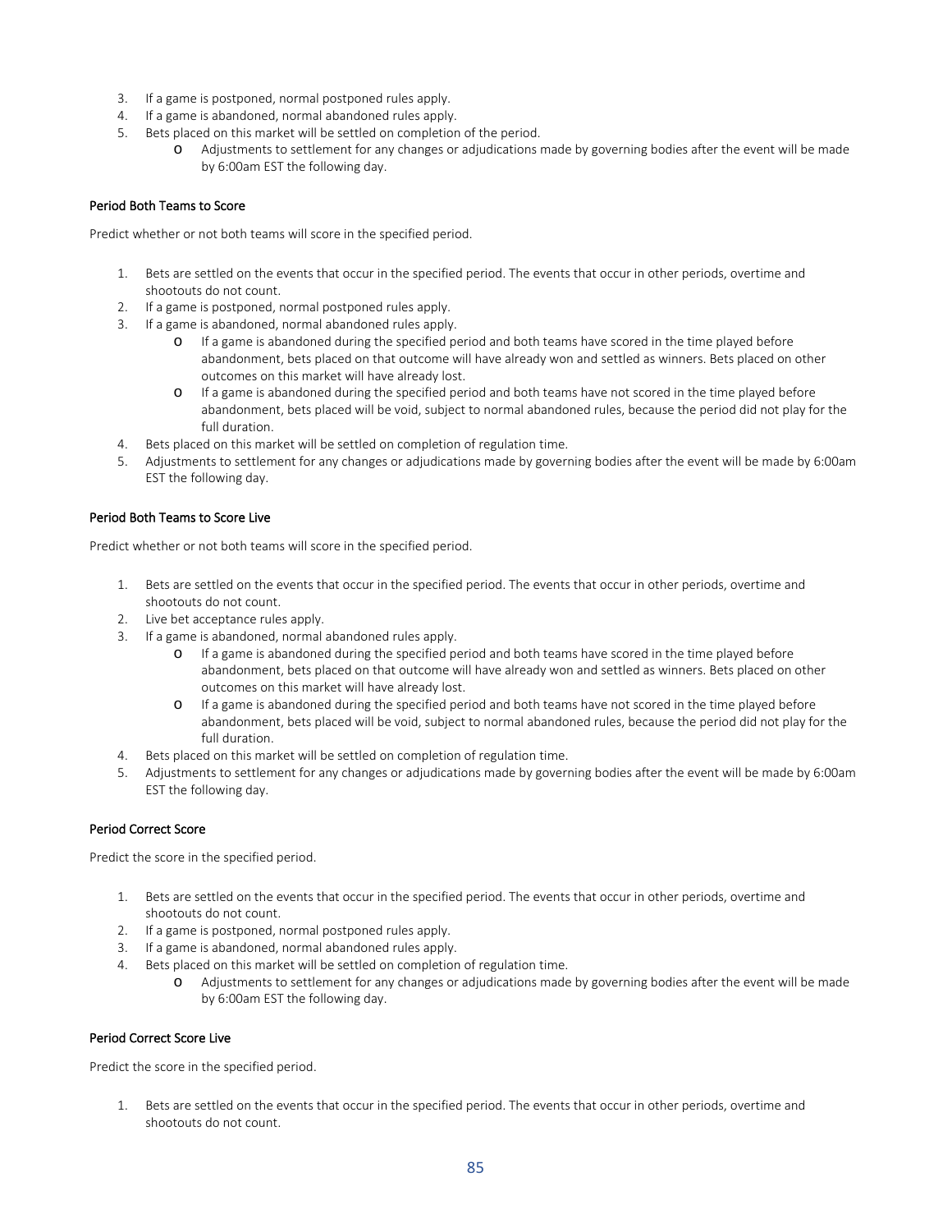3. If a game is postponed, normal postponed rules apply.
4. If a game is abandoned, normal abandoned rules apply.
5. Bets placed on this market will be settled on completion of the period.
   - Adjustments to settlement for any changes or adjudications made by governing bodies after the event will be made by 6:00am EST the following day.

#### Period Both Teams to Score

Predict whether or not both teams will score in the specified period.

1. Bets are settled on the events that occur in the specified period. The events that occur in other periods, overtime and shootouts do not count.
2. If a game is postponed, normal postponed rules apply.
3. If a game is abandoned, normal abandoned rules apply.
   - If a game is abandoned during the specified period and both teams have scored in the time played before abandonment, bets placed on that outcome will have already won and settled as winners. Bets placed on other outcomes on this market will have already lost.
   - If a game is abandoned during the specified period and both teams have not scored in the time played before abandonment, bets placed will be void, subject to normal abandoned rules, because the period did not play for the full duration.
4. Bets placed on this market will be settled on completion of regulation time.
5. Adjustments to settlement for any changes or adjudications made by governing bodies after the event will be made by 6:00am EST the following day.

#### Period Both Teams to Score Live

Predict whether or not both teams will score in the specified period.

1. Bets are settled on the events that occur in the specified period. The events that occur in other periods, overtime and shootouts do not count.
2. Live bet acceptance rules apply.
3. If a game is abandoned, normal abandoned rules apply.
   - If a game is abandoned during the specified period and both teams have scored in the time played before abandonment, bets placed on that outcome will have already won and settled as winners. Bets placed on other outcomes on this market will have already lost.
   - If a game is abandoned during the specified period and both teams have not scored in the time played before abandonment, bets placed will be void, subject to normal abandoned rules, because the period did not play for the full duration.
4. Bets placed on this market will be settled on completion of regulation time.
5. Adjustments to settlement for any changes or adjudications made by governing bodies after the event will be made by 6:00am EST the following day.

#### Period Correct Score

Predict the score in the specified period.

1. Bets are settled on the events that occur in the specified period. The events that occur in other periods, overtime and shootouts do not count.
2. If a game is postponed, normal postponed rules apply.
3. If a game is abandoned, normal abandoned rules apply.
4. Bets placed on this market will be settled on completion of regulation time.
   - Adjustments to settlement for any changes or adjudications made by governing bodies after the event will be made by 6:00am EST the following day.

#### Period Correct Score Live

Predict the score in the specified period.

1. Bets are settled on the events that occur in the specified period. The events that occur in other periods, overtime and shootouts do not count.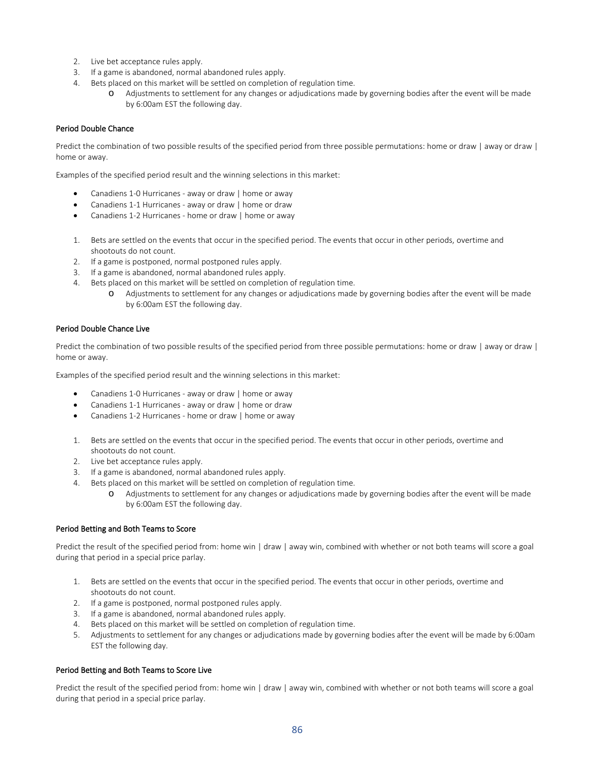2. Live bet acceptance rules apply.
3. If a game is abandoned, normal abandoned rules apply.
4. Bets placed on this market will be settled on completion of regulation time.
    - Adjustments to settlement for any changes or adjudications made by governing bodies after the event will be made by 6:00am EST the following day.

### Period Double Chance

Predict the combination of two possible results of the specified period from three possible permutations: home or draw | away or draw | home or away.

Examples of the specified period result and the winning selections in this market:

- Canadiens 1-0 Hurricanes - away or draw | home or away
- Canadiens 1-1 Hurricanes - away or draw | home or draw
- Canadiens 1-2 Hurricanes - home or draw | home or away

1. Bets are settled on the events that occur in the specified period. The events that occur in other periods, overtime and shootouts do not count.
2. If a game is postponed, normal postponed rules apply.
3. If a game is abandoned, normal abandoned rules apply.
4. Bets placed on this market will be settled on completion of regulation time.
    - Adjustments to settlement for any changes or adjudications made by governing bodies after the event will be made by 6:00am EST the following day.

### Period Double Chance Live

Predict the combination of two possible results of the specified period from three possible permutations: home or draw | away or draw | home or away.

Examples of the specified period result and the winning selections in this market:

- Canadiens 1-0 Hurricanes - away or draw | home or away
- Canadiens 1-1 Hurricanes - away or draw | home or draw
- Canadiens 1-2 Hurricanes - home or draw | home or away

1. Bets are settled on the events that occur in the specified period. The events that occur in other periods, overtime and shootouts do not count.
2. Live bet acceptance rules apply.
3. If a game is abandoned, normal abandoned rules apply.
4. Bets placed on this market will be settled on completion of regulation time.
    - Adjustments to settlement for any changes or adjudications made by governing bodies after the event will be made by 6:00am EST the following day.

### Period Betting and Both Teams to Score

Predict the result of the specified period from: home win | draw | away win, combined with whether or not both teams will score a goal during that period in a special price parlay.

1. Bets are settled on the events that occur in the specified period. The events that occur in other periods, overtime and shootouts do not count.
2. If a game is postponed, normal postponed rules apply.
3. If a game is abandoned, normal abandoned rules apply.
4. Bets placed on this market will be settled on completion of regulation time.
5. Adjustments to settlement for any changes or adjudications made by governing bodies after the event will be made by 6:00am EST the following day.

### Period Betting and Both Teams to Score Live

Predict the result of the specified period from: home win | draw | away win, combined with whether or not both teams will score a goal during that period in a special price parlay.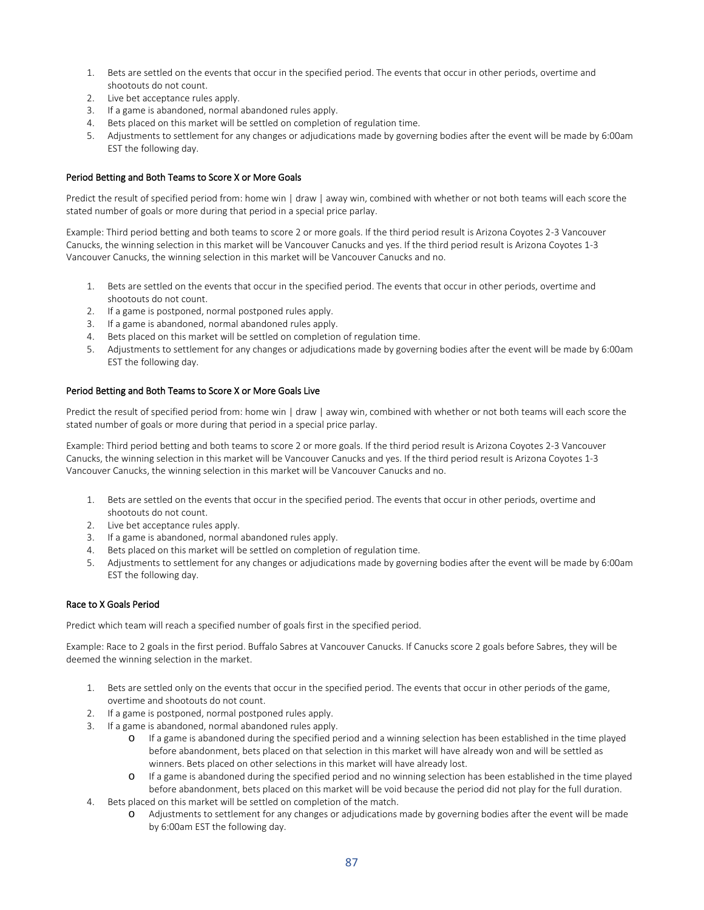1. Bets are settled on the events that occur in the specified period. The events that occur in other periods, overtime and shootouts do not count.
2. Live bet acceptance rules apply.
3. If a game is abandoned, normal abandoned rules apply.
4. Bets placed on this market will be settled on completion of regulation time.
5. Adjustments to settlement for any changes or adjudications made by governing bodies after the event will be made by 6:00am EST the following day.

#### Period Betting and Both Teams to Score X or More Goals

Predict the result of specified period from: home win | draw | away win, combined with whether or not both teams will each score the stated number of goals or more during that period in a special price parlay.

Example: Third period betting and both teams to score 2 or more goals. If the third period result is Arizona Coyotes 2-3 Vancouver Canucks, the winning selection in this market will be Vancouver Canucks and yes. If the third period result is Arizona Coyotes 1-3 Vancouver Canucks, the winning selection in this market will be Vancouver Canucks and no.

1. Bets are settled on the events that occur in the specified period. The events that occur in other periods, overtime and shootouts do not count.
2. If a game is postponed, normal postponed rules apply.
3. If a game is abandoned, normal abandoned rules apply.
4. Bets placed on this market will be settled on completion of regulation time.
5. Adjustments to settlement for any changes or adjudications made by governing bodies after the event will be made by 6:00am EST the following day.

#### Period Betting and Both Teams to Score X or More Goals Live

Predict the result of specified period from: home win | draw | away win, combined with whether or not both teams will each score the stated number of goals or more during that period in a special price parlay.

Example: Third period betting and both teams to score 2 or more goals. If the third period result is Arizona Coyotes 2-3 Vancouver Canucks, the winning selection in this market will be Vancouver Canucks and yes. If the third period result is Arizona Coyotes 1-3 Vancouver Canucks, the winning selection in this market will be Vancouver Canucks and no.

1. Bets are settled on the events that occur in the specified period. The events that occur in other periods, overtime and shootouts do not count.
2. Live bet acceptance rules apply.
3. If a game is abandoned, normal abandoned rules apply.
4. Bets placed on this market will be settled on completion of regulation time.
5. Adjustments to settlement for any changes or adjudications made by governing bodies after the event will be made by 6:00am EST the following day.

#### Race to X Goals Period

Predict which team will reach a specified number of goals first in the specified period.

Example: Race to 2 goals in the first period. Buffalo Sabres at Vancouver Canucks. If Canucks score 2 goals before Sabres, they will be deemed the winning selection in the market.

1. Bets are settled only on the events that occur in the specified period. The events that occur in other periods of the game, overtime and shootouts do not count.
2. If a game is postponed, normal postponed rules apply.
3. If a game is abandoned, normal abandoned rules apply.
   - If a game is abandoned during the specified period and a winning selection has been established in the time played before abandonment, bets placed on that selection in this market will have already won and will be settled as winners. Bets placed on other selections in this market will have already lost.
   - If a game is abandoned during the specified period and no winning selection has been established in the time played before abandonment, bets placed on this market will be void because the period did not play for the full duration.
4. Bets placed on this market will be settled on completion of the match.
   - Adjustments to settlement for any changes or adjudications made by governing bodies after the event will be made by 6:00am EST the following day.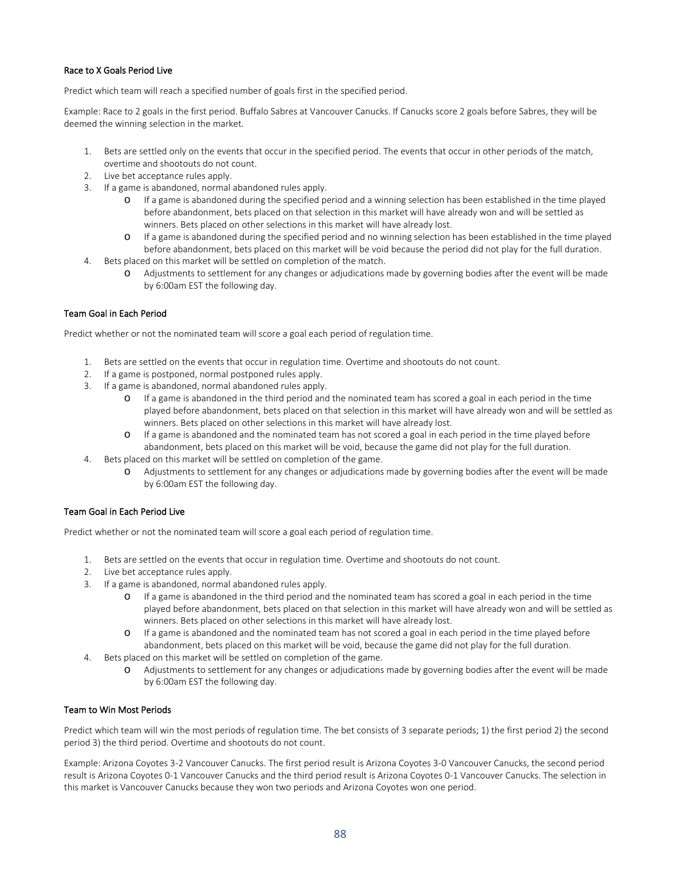### Race to X Goals Period Live

Predict which team will reach a specified number of goals first in the specified period.

Example: Race to 2 goals in the first period. Buffalo Sabres at Vancouver Canucks. If Canucks score 2 goals before Sabres, they will be deemed the winning selection in the market.

1. Bets are settled only on the events that occur in the specified period. The events that occur in other periods of the match, overtime and shootouts do not count.
2. Live bet acceptance rules apply.
3. If a game is abandoned, normal abandoned rules apply.
   - If a game is abandoned during the specified period and a winning selection has been established in the time played before abandonment, bets placed on that selection in this market will have already won and will be settled as winners. Bets placed on other selections in this market will have already lost.
   - If a game is abandoned during the specified period and no winning selection has been established in the time played before abandonment, bets placed on this market will be void because the period did not play for the full duration.
4. Bets placed on this market will be settled on completion of the match.
   - Adjustments to settlement for any changes or adjudications made by governing bodies after the event will be made by 6:00am EST the following day.

### Team Goal in Each Period

Predict whether or not the nominated team will score a goal each period of regulation time.

1. Bets are settled on the events that occur in regulation time. Overtime and shootouts do not count.
2. If a game is postponed, normal postponed rules apply.
3. If a game is abandoned, normal abandoned rules apply.
   - If a game is abandoned in the third period and the nominated team has scored a goal in each period in the time played before abandonment, bets placed on that selection in this market will have already won and will be settled as winners. Bets placed on other selections in this market will have already lost.
   - If a game is abandoned and the nominated team has not scored a goal in each period in the time played before abandonment, bets placed on this market will be void, because the game did not play for the full duration.
4. Bets placed on this market will be settled on completion of the game.
   - Adjustments to settlement for any changes or adjudications made by governing bodies after the event will be made by 6:00am EST the following day.

### Team Goal in Each Period Live

Predict whether or not the nominated team will score a goal each period of regulation time.

1. Bets are settled on the events that occur in regulation time. Overtime and shootouts do not count.
2. Live bet acceptance rules apply.
3. If a game is abandoned, normal abandoned rules apply.
   - If a game is abandoned in the third period and the nominated team has scored a goal in each period in the time played before abandonment, bets placed on that selection in this market will have already won and will be settled as winners. Bets placed on other selections in this market will have already lost.
   - If a game is abandoned and the nominated team has not scored a goal in each period in the time played before abandonment, bets placed on this market will be void, because the game did not play for the full duration.
4. Bets placed on this market will be settled on completion of the game.
   - Adjustments to settlement for any changes or adjudications made by governing bodies after the event will be made by 6:00am EST the following day.

### Team to Win Most Periods

Predict which team will win the most periods of regulation time. The bet consists of 3 separate periods; 1) the first period 2) the second period 3) the third period. Overtime and shootouts do not count.

Example: Arizona Coyotes 3-2 Vancouver Canucks. The first period result is Arizona Coyotes 3-0 Vancouver Canucks, the second period result is Arizona Coyotes 0-1 Vancouver Canucks and the third period result is Arizona Coyotes 0-1 Vancouver Canucks. The selection in this market is Vancouver Canucks because they won two periods and Arizona Coyotes won one period.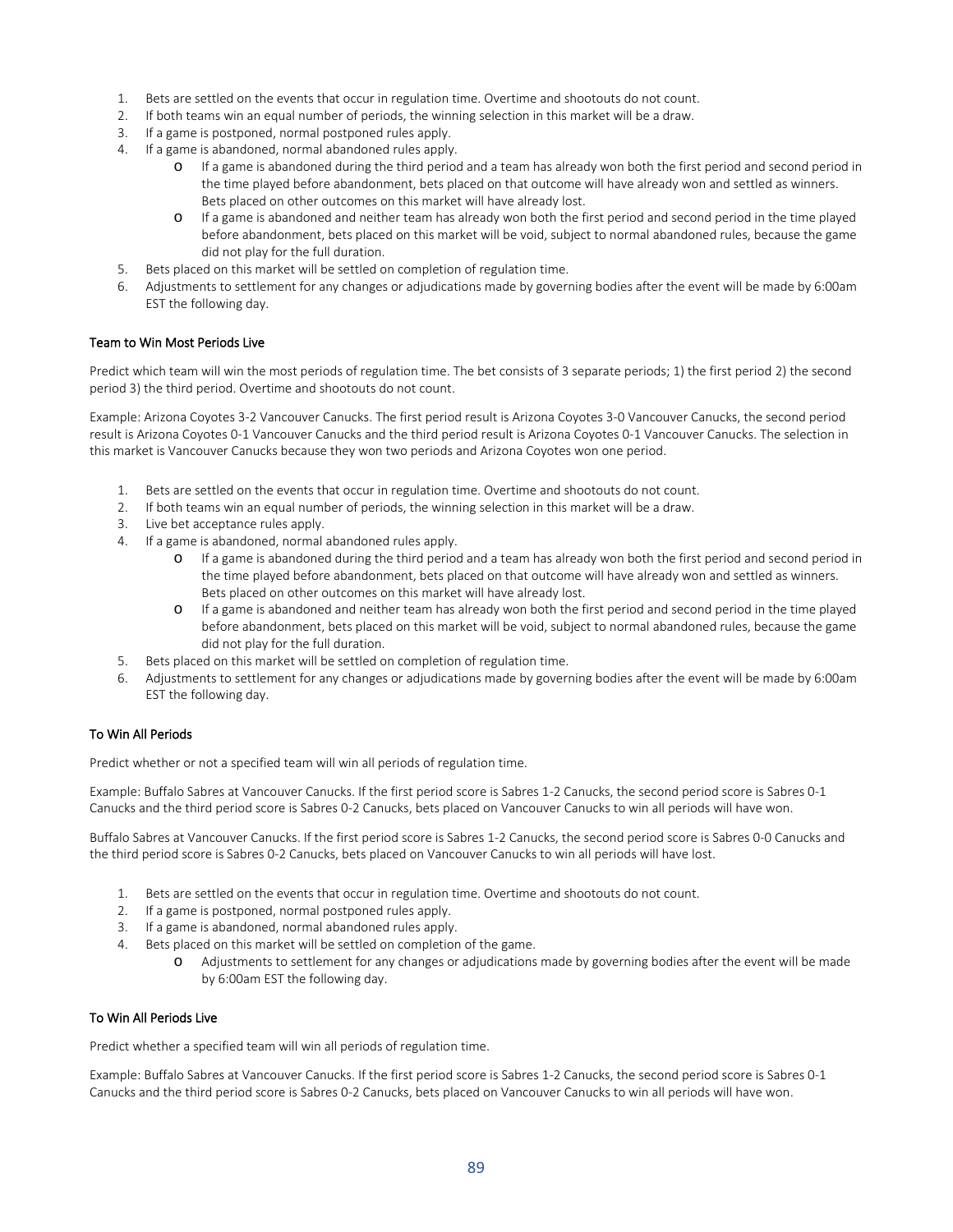1. Bets are settled on the events that occur in regulation time. Overtime and shootouts do not count.
2. If both teams win an equal number of periods, the winning selection in this market will be a draw.
3. If a game is postponed, normal postponed rules apply.
4. If a game is abandoned, normal abandoned rules apply.
   - If a game is abandoned during the third period and a team has already won both the first period and second period in the time played before abandonment, bets placed on that outcome will have already won and settled as winners. Bets placed on other outcomes on this market will have already lost.
   - If a game is abandoned and neither team has already won both the first period and second period in the time played before abandonment, bets placed on this market will be void, subject to normal abandoned rules, because the game did not play for the full duration.
5. Bets placed on this market will be settled on completion of regulation time.
6. Adjustments to settlement for any changes or adjudications made by governing bodies after the event will be made by 6:00am EST the following day.

#### Team to Win Most Periods Live

Predict which team will win the most periods of regulation time. The bet consists of 3 separate periods; 1) the first period 2) the second period 3) the third period. Overtime and shootouts do not count.

Example: Arizona Coyotes 3-2 Vancouver Canucks. The first period result is Arizona Coyotes 3-0 Vancouver Canucks, the second period result is Arizona Coyotes 0-1 Vancouver Canucks and the third period result is Arizona Coyotes 0-1 Vancouver Canucks. The selection in this market is Vancouver Canucks because they won two periods and Arizona Coyotes won one period.

1. Bets are settled on the events that occur in regulation time. Overtime and shootouts do not count.
2. If both teams win an equal number of periods, the winning selection in this market will be a draw.
3. Live bet acceptance rules apply.
4. If a game is abandoned, normal abandoned rules apply.
   - If a game is abandoned during the third period and a team has already won both the first period and second period in the time played before abandonment, bets placed on that outcome will have already won and settled as winners. Bets placed on other outcomes on this market will have already lost.
   - If a game is abandoned and neither team has already won both the first period and second period in the time played before abandonment, bets placed on this market will be void, subject to normal abandoned rules, because the game did not play for the full duration.
5. Bets placed on this market will be settled on completion of regulation time.
6. Adjustments to settlement for any changes or adjudications made by governing bodies after the event will be made by 6:00am EST the following day.

#### To Win All Periods

Predict whether or not a specified team will win all periods of regulation time.

Example: Buffalo Sabres at Vancouver Canucks. If the first period score is Sabres 1-2 Canucks, the second period score is Sabres 0-1 Canucks and the third period score is Sabres 0-2 Canucks, bets placed on Vancouver Canucks to win all periods will have won.

Buffalo Sabres at Vancouver Canucks. If the first period score is Sabres 1-2 Canucks, the second period score is Sabres 0-0 Canucks and the third period score is Sabres 0-2 Canucks, bets placed on Vancouver Canucks to win all periods will have lost.

1. Bets are settled on the events that occur in regulation time. Overtime and shootouts do not count.
2. If a game is postponed, normal postponed rules apply.
3. If a game is abandoned, normal abandoned rules apply.
4. Bets placed on this market will be settled on completion of the game.
   - Adjustments to settlement for any changes or adjudications made by governing bodies after the event will be made by 6:00am EST the following day.

#### To Win All Periods Live

Predict whether a specified team will win all periods of regulation time.

Example: Buffalo Sabres at Vancouver Canucks. If the first period score is Sabres 1-2 Canucks, the second period score is Sabres 0-1 Canucks and the third period score is Sabres 0-2 Canucks, bets placed on Vancouver Canucks to win all periods will have won.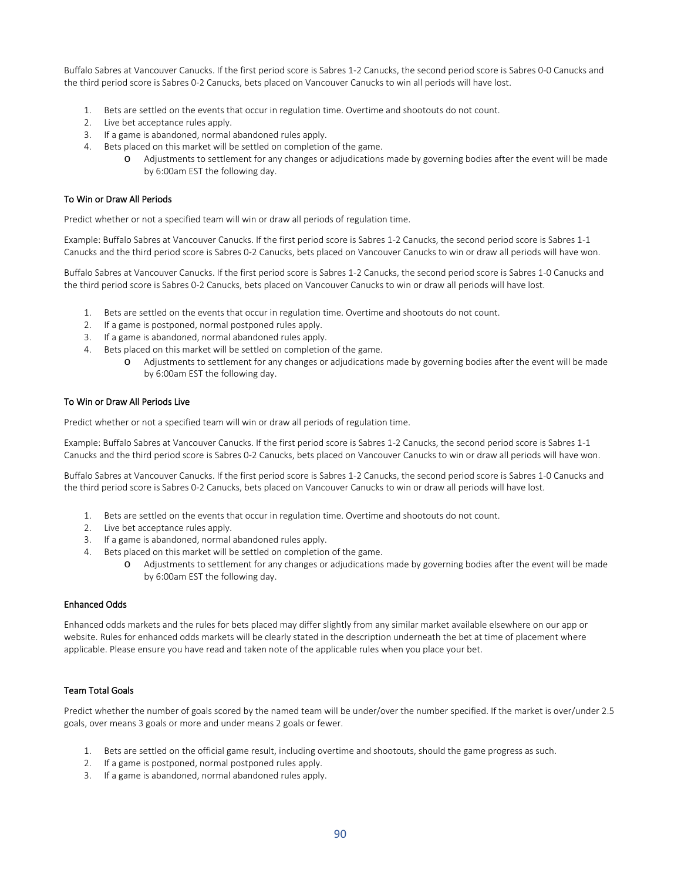Buffalo Sabres at Vancouver Canucks. If the first period score is Sabres 1-2 Canucks, the second period score is Sabres 0-0 Canucks and the third period score is Sabres 0-2 Canucks, bets placed on Vancouver Canucks to win all periods will have lost.

1. Bets are settled on the events that occur in regulation time. Overtime and shootouts do not count.
2. Live bet acceptance rules apply.
3. If a game is abandoned, normal abandoned rules apply.
4. Bets placed on this market will be settled on completion of the game.
   - Adjustments to settlement for any changes or adjudications made by governing bodies after the event will be made by 6:00am EST the following day.

#### To Win or Draw All Periods

Predict whether or not a specified team will win or draw all periods of regulation time.

Example: Buffalo Sabres at Vancouver Canucks. If the first period score is Sabres 1-2 Canucks, the second period score is Sabres 1-1 Canucks and the third period score is Sabres 0-2 Canucks, bets placed on Vancouver Canucks to win or draw all periods will have won.

Buffalo Sabres at Vancouver Canucks. If the first period score is Sabres 1-2 Canucks, the second period score is Sabres 1-0 Canucks and the third period score is Sabres 0-2 Canucks, bets placed on Vancouver Canucks to win or draw all periods will have lost.

1. Bets are settled on the events that occur in regulation time. Overtime and shootouts do not count.
2. If a game is postponed, normal postponed rules apply.
3. If a game is abandoned, normal abandoned rules apply.
4. Bets placed on this market will be settled on completion of the game.
   - Adjustments to settlement for any changes or adjudications made by governing bodies after the event will be made by 6:00am EST the following day.

#### To Win or Draw All Periods Live

Predict whether or not a specified team will win or draw all periods of regulation time.

Example: Buffalo Sabres at Vancouver Canucks. If the first period score is Sabres 1-2 Canucks, the second period score is Sabres 1-1 Canucks and the third period score is Sabres 0-2 Canucks, bets placed on Vancouver Canucks to win or draw all periods will have won.

Buffalo Sabres at Vancouver Canucks. If the first period score is Sabres 1-2 Canucks, the second period score is Sabres 1-0 Canucks and the third period score is Sabres 0-2 Canucks, bets placed on Vancouver Canucks to win or draw all periods will have lost.

1. Bets are settled on the events that occur in regulation time. Overtime and shootouts do not count.
2. Live bet acceptance rules apply.
3. If a game is abandoned, normal abandoned rules apply.
4. Bets placed on this market will be settled on completion of the game.
   - Adjustments to settlement for any changes or adjudications made by governing bodies after the event will be made by 6:00am EST the following day.

#### Enhanced Odds

Enhanced odds markets and the rules for bets placed may differ slightly from any similar market available elsewhere on our app or website. Rules for enhanced odds markets will be clearly stated in the description underneath the bet at time of placement where applicable. Please ensure you have read and taken note of the applicable rules when you place your bet.

#### Team Total Goals

Predict whether the number of goals scored by the named team will be under/over the number specified. If the market is over/under 2.5 goals, over means 3 goals or more and under means 2 goals or fewer.

1. Bets are settled on the official game result, including overtime and shootouts, should the game progress as such.
2. If a game is postponed, normal postponed rules apply.
3. If a game is abandoned, normal abandoned rules apply.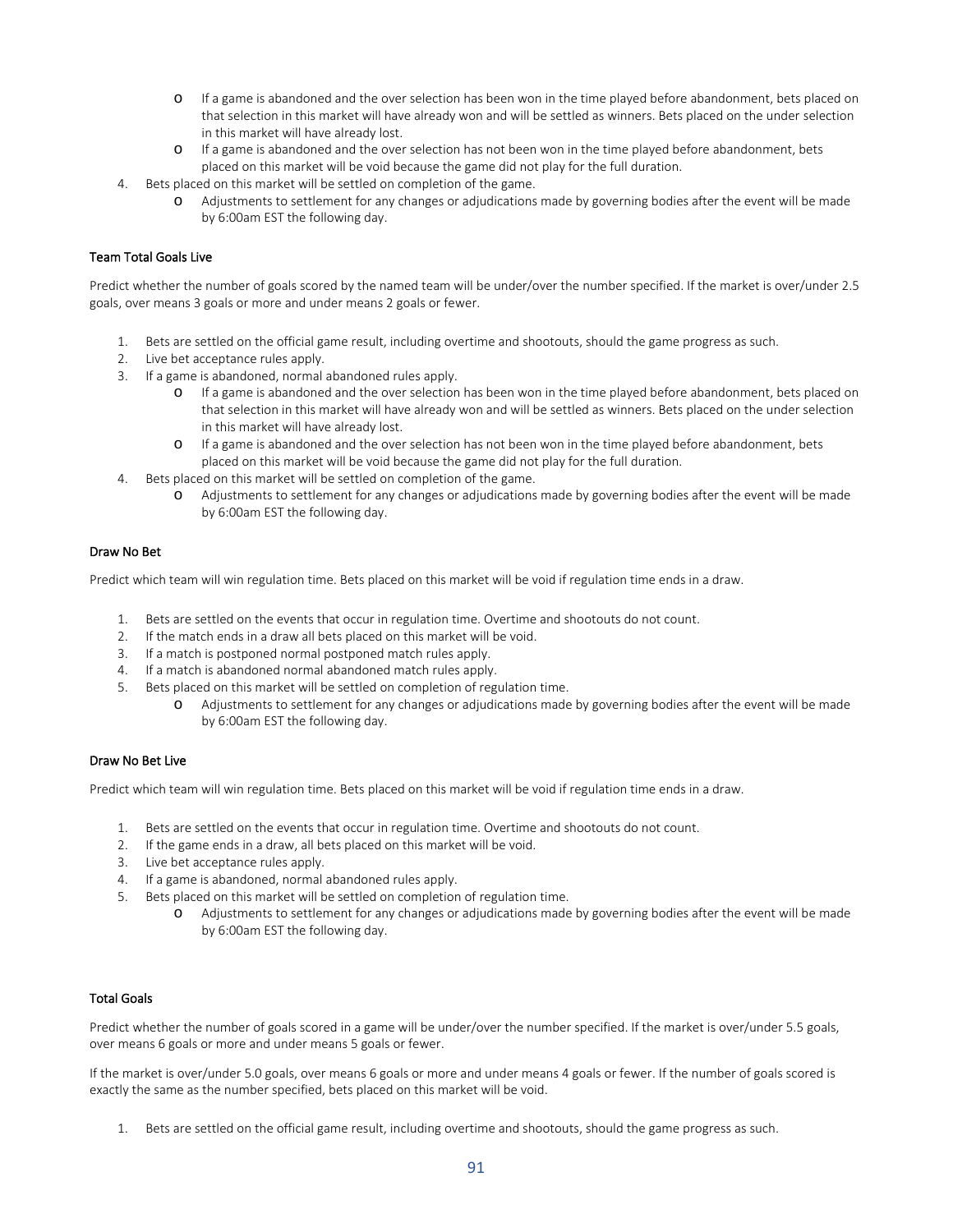- If a game is abandoned and the over selection has been won in the time played before abandonment, bets placed on that selection in this market will have already won and will be settled as winners. Bets placed on the under selection in this market will have already lost.
- If a game is abandoned and the over selection has not been won in the time played before abandonment, bets placed on this market will be void because the game did not play for the full duration.

4. Bets placed on this market will be settled on completion of the game.
   - Adjustments to settlement for any changes or adjudications made by governing bodies after the event will be made by 6:00am EST the following day.

### Team Total Goals Live

Predict whether the number of goals scored by the named team will be under/over the number specified. If the market is over/under 2.5 goals, over means 3 goals or more and under means 2 goals or fewer.

1. Bets are settled on the official game result, including overtime and shootouts, should the game progress as such.
2. Live bet acceptance rules apply.
3. If a game is abandoned, normal abandoned rules apply.
   - If a game is abandoned and the over selection has been won in the time played before abandonment, bets placed on that selection in this market will have already won and will be settled as winners. Bets placed on the under selection in this market will have already lost.
   - If a game is abandoned and the over selection has not been won in the time played before abandonment, bets placed on this market will be void because the game did not play for the full duration.
4. Bets placed on this market will be settled on completion of the game.
   - Adjustments to settlement for any changes or adjudications made by governing bodies after the event will be made by 6:00am EST the following day.

### Draw No Bet

Predict which team will win regulation time. Bets placed on this market will be void if regulation time ends in a draw.

1. Bets are settled on the events that occur in regulation time. Overtime and shootouts do not count.
2. If the match ends in a draw all bets placed on this market will be void.
3. If a match is postponed normal postponed match rules apply.
4. If a match is abandoned normal abandoned match rules apply.
5. Bets placed on this market will be settled on completion of regulation time.
   - Adjustments to settlement for any changes or adjudications made by governing bodies after the event will be made by 6:00am EST the following day.

### Draw No Bet Live

Predict which team will win regulation time. Bets placed on this market will be void if regulation time ends in a draw.

1. Bets are settled on the events that occur in regulation time. Overtime and shootouts do not count.
2. If the game ends in a draw, all bets placed on this market will be void.
3. Live bet acceptance rules apply.
4. If a game is abandoned, normal abandoned rules apply.
5. Bets placed on this market will be settled on completion of regulation time.
   - Adjustments to settlement for any changes or adjudications made by governing bodies after the event will be made by 6:00am EST the following day.

### Total Goals

Predict whether the number of goals scored in a game will be under/over the number specified. If the market is over/under 5.5 goals, over means 6 goals or more and under means 5 goals or fewer.

If the market is over/under 5.0 goals, over means 6 goals or more and under means 4 goals or fewer. If the number of goals scored is exactly the same as the number specified, bets placed on this market will be void.

1. Bets are settled on the official game result, including overtime and shootouts, should the game progress as such.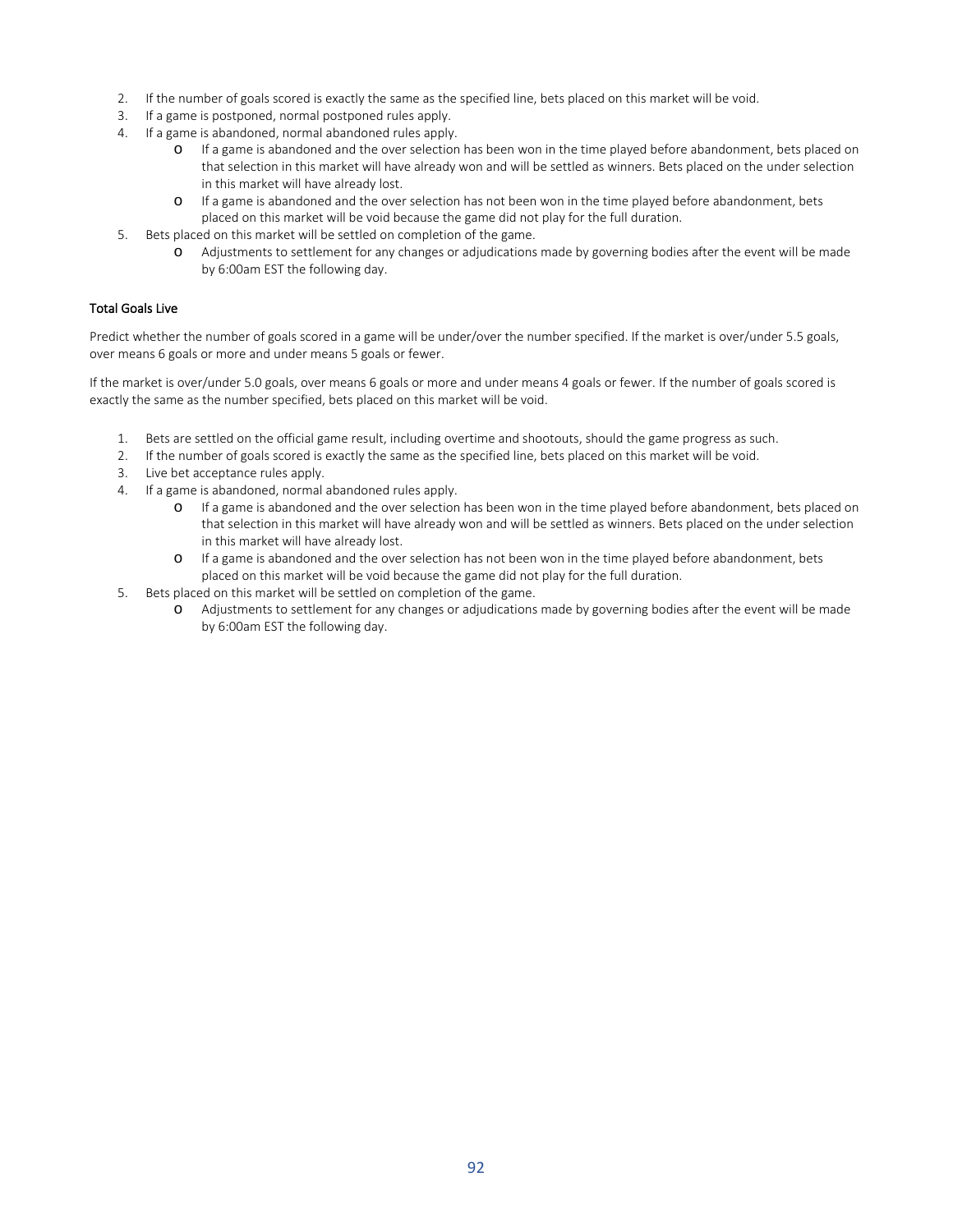2. If the number of goals scored is exactly the same as the specified line, bets placed on this market will be void.
3. If a game is postponed, normal postponed rules apply.
4. If a game is abandoned, normal abandoned rules apply.
    - If a game is abandoned and the over selection has been won in the time played before abandonment, bets placed on that selection in this market will have already won and will be settled as winners. Bets placed on the under selection in this market will have already lost.
    - If a game is abandoned and the over selection has not been won in the time played before abandonment, bets placed on this market will be void because the game did not play for the full duration.
5. Bets placed on this market will be settled on completion of the game.
    - Adjustments to settlement for any changes or adjudications made by governing bodies after the event will be made by 6:00am EST the following day.

### Total Goals Live

Predict whether the number of goals scored in a game will be under/over the number specified. If the market is over/under 5.5 goals, over means 6 goals or more and under means 5 goals or fewer.

If the market is over/under 5.0 goals, over means 6 goals or more and under means 4 goals or fewer. If the number of goals scored is exactly the same as the number specified, bets placed on this market will be void.

1. Bets are settled on the official game result, including overtime and shootouts, should the game progress as such.
2. If the number of goals scored is exactly the same as the specified line, bets placed on this market will be void.
3. Live bet acceptance rules apply.
4. If a game is abandoned, normal abandoned rules apply.
    - If a game is abandoned and the over selection has been won in the time played before abandonment, bets placed on that selection in this market will have already won and will be settled as winners. Bets placed on the under selection in this market will have already lost.
    - If a game is abandoned and the over selection has not been won in the time played before abandonment, bets placed on this market will be void because the game did not play for the full duration.
5. Bets placed on this market will be settled on completion of the game.
    - Adjustments to settlement for any changes or adjudications made by governing bodies after the event will be made by 6:00am EST the following day.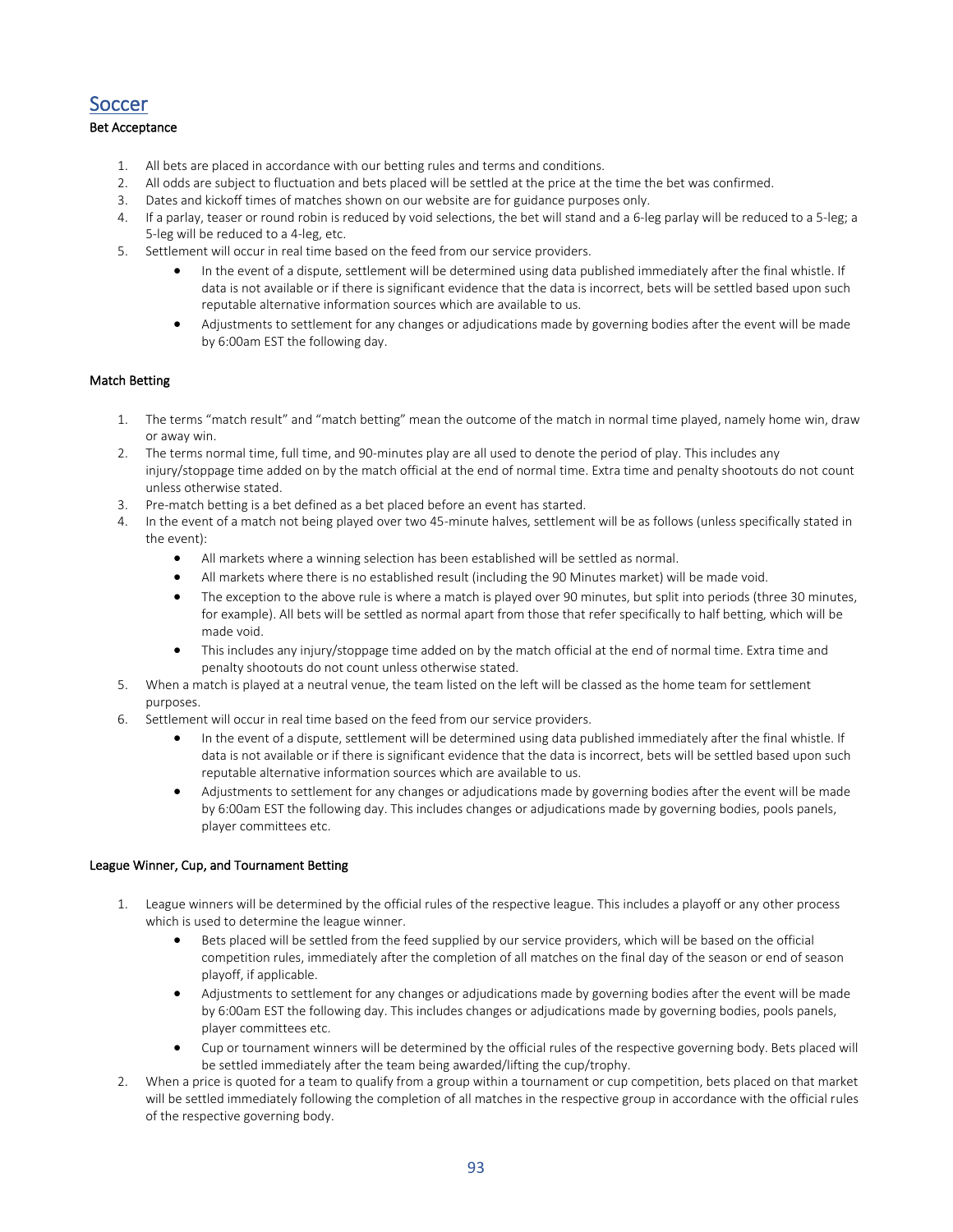## Soccer

### Bet Acceptance

1. All bets are placed in accordance with our betting rules and terms and conditions.
2. All odds are subject to fluctuation and bets placed will be settled at the price at the time the bet was confirmed.
3. Dates and kickoff times of matches shown on our website are for guidance purposes only.
4. If a parlay, teaser or round robin is reduced by void selections, the bet will stand and a 6-leg parlay will be reduced to a 5-leg; a 5-leg will be reduced to a 4-leg, etc.
5. Settlement will occur in real time based on the feed from our service providers.
   - In the event of a dispute, settlement will be determined using data published immediately after the final whistle. If data is not available or if there is significant evidence that the data is incorrect, bets will be settled based upon such reputable alternative information sources which are available to us.
   - Adjustments to settlement for any changes or adjudications made by governing bodies after the event will be made by 6:00am EST the following day.

### Match Betting

1. The terms "match result" and "match betting" mean the outcome of the match in normal time played, namely home win, draw or away win.
2. The terms normal time, full time, and 90-minutes play are all used to denote the period of play. This includes any injury/stoppage time added on by the match official at the end of normal time. Extra time and penalty shootouts do not count unless otherwise stated.
3. Pre-match betting is a bet defined as a bet placed before an event has started.
4. In the event of a match not being played over two 45-minute halves, settlement will be as follows (unless specifically stated in the event):
   - All markets where a winning selection has been established will be settled as normal.
   - All markets where there is no established result (including the 90 Minutes market) will be made void.
   - The exception to the above rule is where a match is played over 90 minutes, but split into periods (three 30 minutes, for example). All bets will be settled as normal apart from those that refer specifically to half betting, which will be made void.
   - This includes any injury/stoppage time added on by the match official at the end of normal time. Extra time and penalty shootouts do not count unless otherwise stated.
5. When a match is played at a neutral venue, the team listed on the left will be classed as the home team for settlement purposes.
6. Settlement will occur in real time based on the feed from our service providers.
   - In the event of a dispute, settlement will be determined using data published immediately after the final whistle. If data is not available or if there is significant evidence that the data is incorrect, bets will be settled based upon such reputable alternative information sources which are available to us.
   - Adjustments to settlement for any changes or adjudications made by governing bodies after the event will be made by 6:00am EST the following day. This includes changes or adjudications made by governing bodies, pools panels, player committees etc.

### League Winner, Cup, and Tournament Betting

1. League winners will be determined by the official rules of the respective league. This includes a playoff or any other process which is used to determine the league winner.
   - Bets placed will be settled from the feed supplied by our service providers, which will be based on the official competition rules, immediately after the completion of all matches on the final day of the season or end of season playoff, if applicable.
   - Adjustments to settlement for any changes or adjudications made by governing bodies after the event will be made by 6:00am EST the following day. This includes changes or adjudications made by governing bodies, pools panels, player committees etc.
   - Cup or tournament winners will be determined by the official rules of the respective governing body. Bets placed will be settled immediately after the team being awarded/lifting the cup/trophy.
2. When a price is quoted for a team to qualify from a group within a tournament or cup competition, bets placed on that market will be settled immediately following the completion of all matches in the respective group in accordance with the official rules of the respective governing body.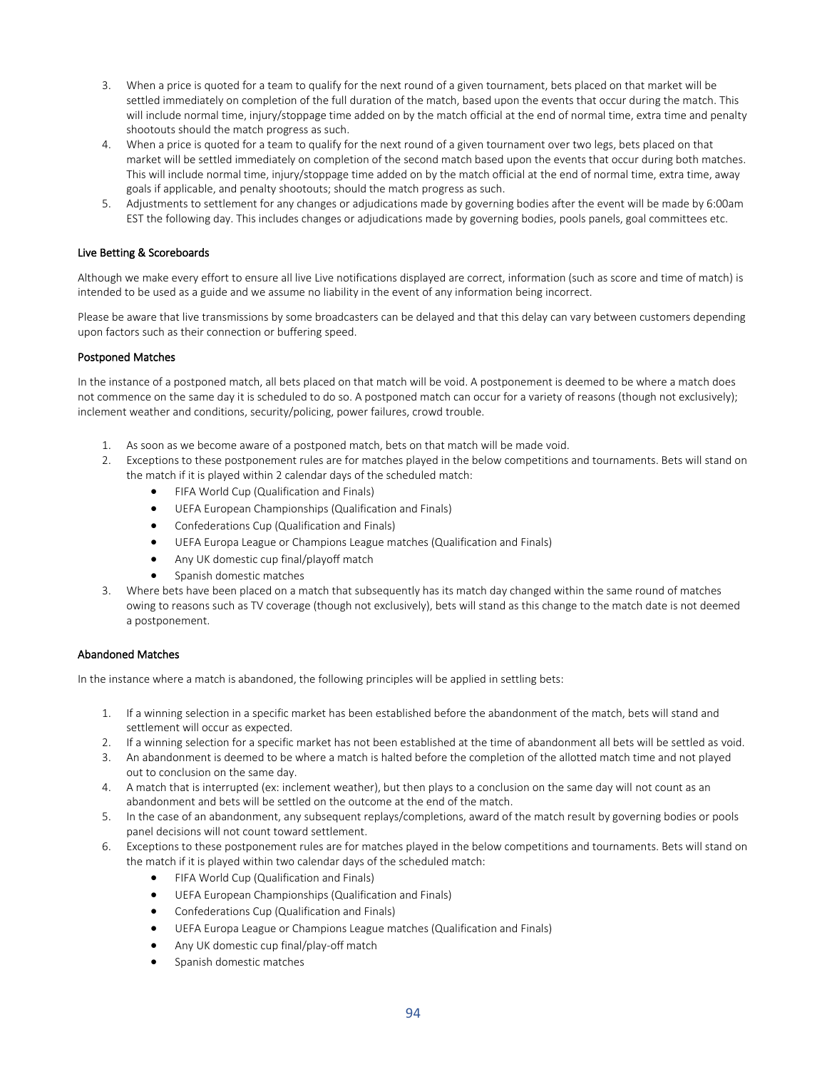3. When a price is quoted for a team to qualify for the next round of a given tournament, bets placed on that market will be settled immediately on completion of the full duration of the match, based upon the events that occur during the match. This will include normal time, injury/stoppage time added on by the match official at the end of normal time, extra time and penalty shootouts should the match progress as such.
4. When a price is quoted for a team to qualify for the next round of a given tournament over two legs, bets placed on that market will be settled immediately on completion of the second match based upon the events that occur during both matches. This will include normal time, injury/stoppage time added on by the match official at the end of normal time, extra time, away goals if applicable, and penalty shootouts; should the match progress as such.
5. Adjustments to settlement for any changes or adjudications made by governing bodies after the event will be made by 6:00am EST the following day. This includes changes or adjudications made by governing bodies, pools panels, goal committees etc.

#### Live Betting & Scoreboards

Although we make every effort to ensure all live Live notifications displayed are correct, information (such as score and time of match) is intended to be used as a guide and we assume no liability in the event of any information being incorrect.

Please be aware that live transmissions by some broadcasters can be delayed and that this delay can vary between customers depending upon factors such as their connection or buffering speed.

#### Postponed Matches

In the instance of a postponed match, all bets placed on that match will be void. A postponement is deemed to be where a match does not commence on the same day it is scheduled to do so. A postponed match can occur for a variety of reasons (though not exclusively); inclement weather and conditions, security/policing, power failures, crowd trouble.

1. As soon as we become aware of a postponed match, bets on that match will be made void.
2. Exceptions to these postponement rules are for matches played in the below competitions and tournaments. Bets will stand on the match if it is played within 2 calendar days of the scheduled match:
   - FIFA World Cup (Qualification and Finals)
   - UEFA European Championships (Qualification and Finals)
   - Confederations Cup (Qualification and Finals)
   - UEFA Europa League or Champions League matches (Qualification and Finals)
   - Any UK domestic cup final/playoff match
   - Spanish domestic matches
3. Where bets have been placed on a match that subsequently has its match day changed within the same round of matches owing to reasons such as TV coverage (though not exclusively), bets will stand as this change to the match date is not deemed a postponement.

#### Abandoned Matches

In the instance where a match is abandoned, the following principles will be applied in settling bets:

1. If a winning selection in a specific market has been established before the abandonment of the match, bets will stand and settlement will occur as expected.
2. If a winning selection for a specific market has not been established at the time of abandonment all bets will be settled as void.
3. An abandonment is deemed to be where a match is halted before the completion of the allotted match time and not played out to conclusion on the same day.
4. A match that is interrupted (ex: inclement weather), but then plays to a conclusion on the same day will not count as an abandonment and bets will be settled on the outcome at the end of the match.
5. In the case of an abandonment, any subsequent replays/completions, award of the match result by governing bodies or pools panel decisions will not count toward settlement.
6. Exceptions to these postponement rules are for matches played in the below competitions and tournaments. Bets will stand on the match if it is played within two calendar days of the scheduled match:
   - FIFA World Cup (Qualification and Finals)
   - UEFA European Championships (Qualification and Finals)
   - Confederations Cup (Qualification and Finals)
   - UEFA Europa League or Champions League matches (Qualification and Finals)
   - Any UK domestic cup final/play-off match
   - Spanish domestic matches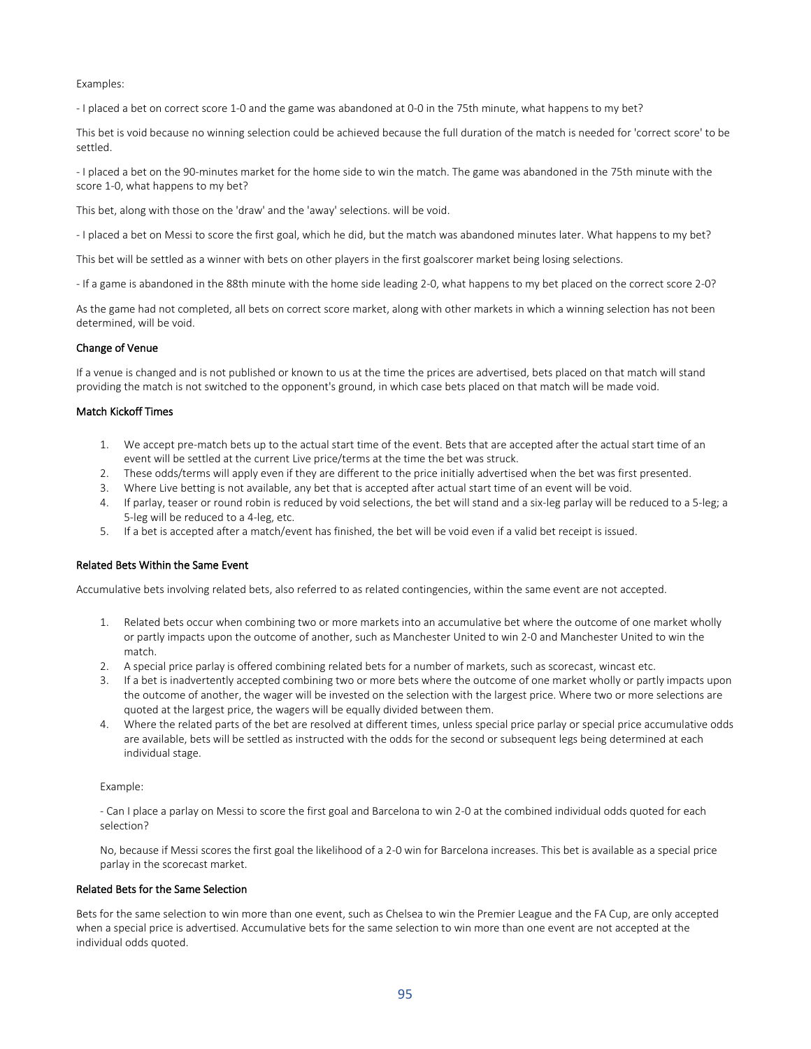Examples:

- I placed a bet on correct score 1-0 and the game was abandoned at 0-0 in the 75th minute, what happens to my bet?

This bet is void because no winning selection could be achieved because the full duration of the match is needed for 'correct score' to be settled.

- I placed a bet on the 90-minutes market for the home side to win the match. The game was abandoned in the 75th minute with the score 1-0, what happens to my bet?

This bet, along with those on the 'draw' and the 'away' selections. will be void.

- I placed a bet on Messi to score the first goal, which he did, but the match was abandoned minutes later. What happens to my bet?

This bet will be settled as a winner with bets on other players in the first goalscorer market being losing selections.

- If a game is abandoned in the 88th minute with the home side leading 2-0, what happens to my bet placed on the correct score 2-0?

As the game had not completed, all bets on correct score market, along with other markets in which a winning selection has not been determined, will be void.

#### Change of Venue

If a venue is changed and is not published or known to us at the time the prices are advertised, bets placed on that match will stand providing the match is not switched to the opponent's ground, in which case bets placed on that match will be made void.

#### Match Kickoff Times

1. We accept pre-match bets up to the actual start time of the event. Bets that are accepted after the actual start time of an event will be settled at the current Live price/terms at the time the bet was struck.
2. These odds/terms will apply even if they are different to the price initially advertised when the bet was first presented.
3. Where Live betting is not available, any bet that is accepted after actual start time of an event will be void.
4. If parlay, teaser or round robin is reduced by void selections, the bet will stand and a six-leg parlay will be reduced to a 5-leg; a 5-leg will be reduced to a 4-leg, etc.
5. If a bet is accepted after a match/event has finished, the bet will be void even if a valid bet receipt is issued.

#### Related Bets Within the Same Event

Accumulative bets involving related bets, also referred to as related contingencies, within the same event are not accepted.

1. Related bets occur when combining two or more markets into an accumulative bet where the outcome of one market wholly or partly impacts upon the outcome of another, such as Manchester United to win 2-0 and Manchester United to win the match.
2. A special price parlay is offered combining related bets for a number of markets, such as scorecast, wincast etc.
3. If a bet is inadvertently accepted combining two or more bets where the outcome of one market wholly or partly impacts upon the outcome of another, the wager will be invested on the selection with the largest price. Where two or more selections are quoted at the largest price, the wagers will be equally divided between them.
4. Where the related parts of the bet are resolved at different times, unless special price parlay or special price accumulative odds are available, bets will be settled as instructed with the odds for the second or subsequent legs being determined at each individual stage.

Example:

- Can I place a parlay on Messi to score the first goal and Barcelona to win 2-0 at the combined individual odds quoted for each selection?

No, because if Messi scores the first goal the likelihood of a 2-0 win for Barcelona increases. This bet is available as a special price parlay in the scorecast market.

#### Related Bets for the Same Selection

Bets for the same selection to win more than one event, such as Chelsea to win the Premier League and the FA Cup, are only accepted when a special price is advertised. Accumulative bets for the same selection to win more than one event are not accepted at the individual odds quoted.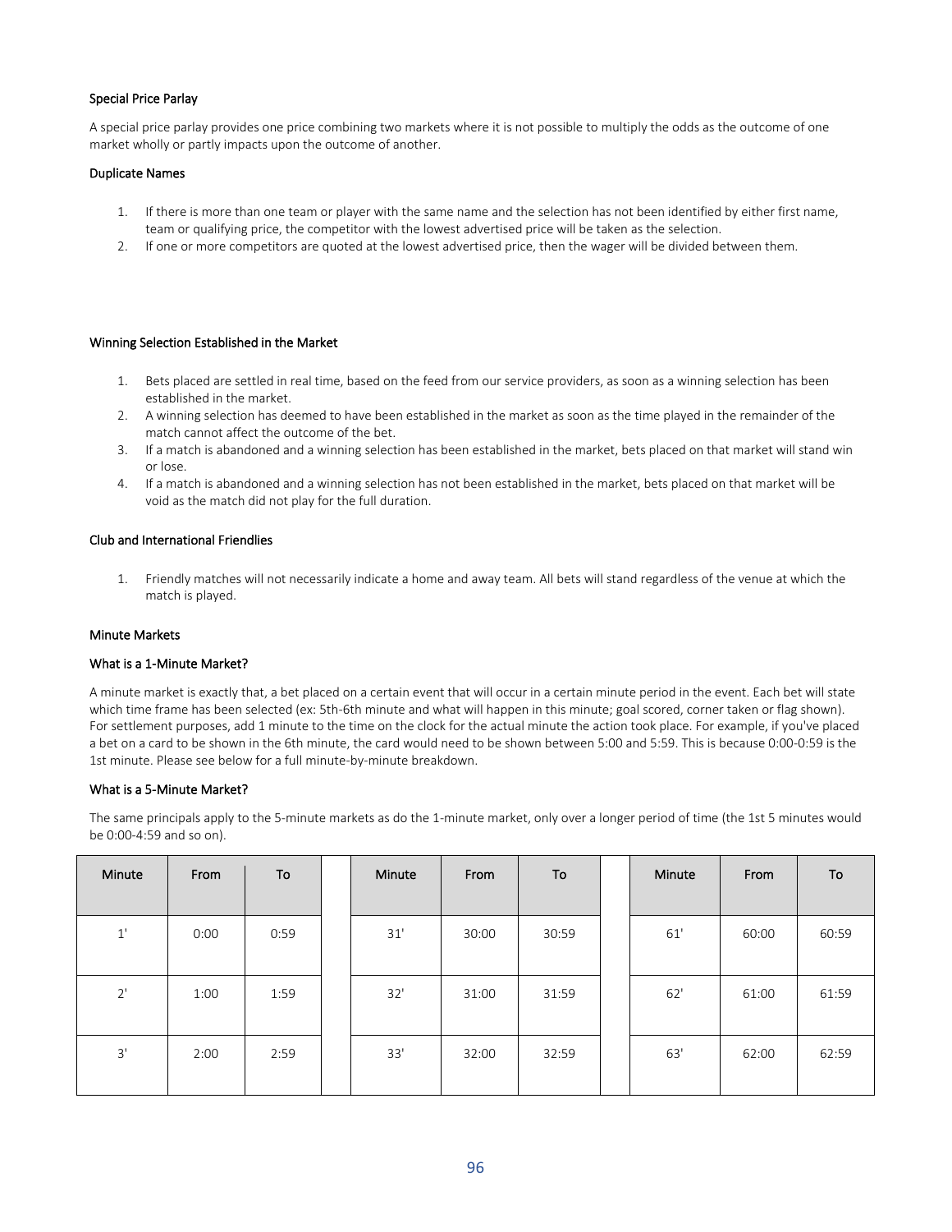### Special Price Parlay

A special price parlay provides one price combining two markets where it is not possible to multiply the odds as the outcome of one market wholly or partly impacts upon the outcome of another.

### Duplicate Names

1. If there is more than one team or player with the same name and the selection has not been identified by either first name, team or qualifying price, the competitor with the lowest advertised price will be taken as the selection.
2. If one or more competitors are quoted at the lowest advertised price, then the wager will be divided between them.

### Winning Selection Established in the Market

1. Bets placed are settled in real time, based on the feed from our service providers, as soon as a winning selection has been established in the market.
2. A winning selection has deemed to have been established in the market as soon as the time played in the remainder of the match cannot affect the outcome of the bet.
3. If a match is abandoned and a winning selection has been established in the market, bets placed on that market will stand win or lose.
4. If a match is abandoned and a winning selection has not been established in the market, bets placed on that market will be void as the match did not play for the full duration.

### Club and International Friendlies

1. Friendly matches will not necessarily indicate a home and away team. All bets will stand regardless of the venue at which the match is played.

### Minute Markets

### What is a 1-Minute Market?

A minute market is exactly that, a bet placed on a certain event that will occur in a certain minute period in the event. Each bet will state which time frame has been selected (ex: 5th-6th minute and what will happen in this minute; goal scored, corner taken or flag shown). For settlement purposes, add 1 minute to the time on the clock for the actual minute the action took place. For example, if you've placed a bet on a card to be shown in the 6th minute, the card would need to be shown between 5:00 and 5:59. This is because 0:00-0:59 is the 1st minute. Please see below for a full minute-by-minute breakdown.

### What is a 5-Minute Market?

The same principals apply to the 5-minute markets as do the 1-minute market, only over a longer period of time (the 1st 5 minutes would be 0:00-4:59 and so on).

| Minute | From | To | | Minute | From | To | | Minute | From | To |
|---|---|---|---|---|---|---|---|---|---|---|
| 1' | 0:00 | 0:59 | | 31' | 30:00 | 30:59 | | 61' | 60:00 | 60:59 |
| 2' | 1:00 | 1:59 | | 32' | 31:00 | 31:59 | | 62' | 61:00 | 61:59 |
| 3' | 2:00 | 2:59 | | 33' | 32:00 | 32:59 | | 63' | 62:00 | 62:59 |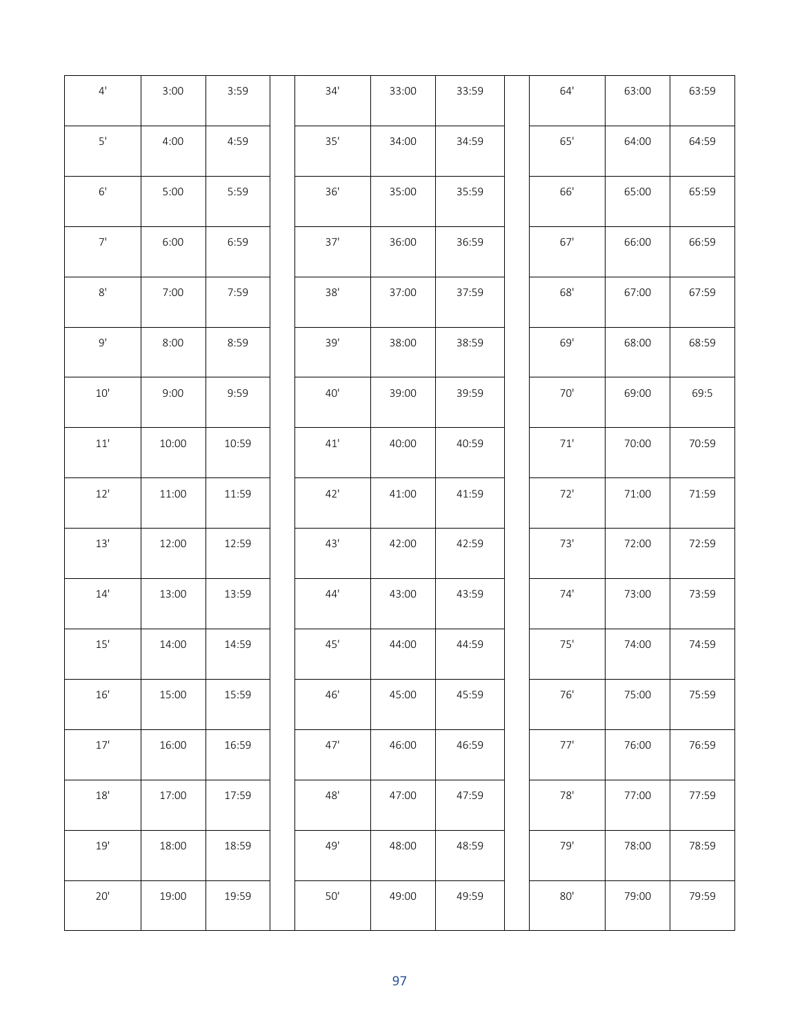| 4' | 3:00 | 3:59 | | 34' | 33:00 | 33:59 | | 64' | 63:00 | 63:59 |
|---|---|---|---|---|---|---|---|---|---|---|
| 5' | 4:00 | 4:59 | | 35' | 34:00 | 34:59 | | 65' | 64:00 | 64:59 |
| 6' | 5:00 | 5:59 | | 36' | 35:00 | 35:59 | | 66' | 65:00 | 65:59 |
| 7' | 6:00 | 6:59 | | 37' | 36:00 | 36:59 | | 67' | 66:00 | 66:59 |
| 8' | 7:00 | 7:59 | | 38' | 37:00 | 37:59 | | 68' | 67:00 | 67:59 |
| 9' | 8:00 | 8:59 | | 39' | 38:00 | 38:59 | | 69' | 68:00 | 68:59 |
| 10' | 9:00 | 9:59 | | 40' | 39:00 | 39:59 | | 70' | 69:00 | 69:5 |
| 11' | 10:00 | 10:59 | | 41' | 40:00 | 40:59 | | 71' | 70:00 | 70:59 |
| 12' | 11:00 | 11:59 | | 42' | 41:00 | 41:59 | | 72' | 71:00 | 71:59 |
| 13' | 12:00 | 12:59 | | 43' | 42:00 | 42:59 | | 73' | 72:00 | 72:59 |
| 14' | 13:00 | 13:59 | | 44' | 43:00 | 43:59 | | 74' | 73:00 | 73:59 |
| 15' | 14:00 | 14:59 | | 45' | 44:00 | 44:59 | | 75' | 74:00 | 74:59 |
| 16' | 15:00 | 15:59 | | 46' | 45:00 | 45:59 | | 76' | 75:00 | 75:59 |
| 17' | 16:00 | 16:59 | | 47' | 46:00 | 46:59 | | 77' | 76:00 | 76:59 |
| 18' | 17:00 | 17:59 | | 48' | 47:00 | 47:59 | | 78' | 77:00 | 77:59 |
| 19' | 18:00 | 18:59 | | 49' | 48:00 | 48:59 | | 79' | 78:00 | 78:59 |
| 20' | 19:00 | 19:59 | | 50' | 49:00 | 49:59 | | 80' | 79:00 | 79:59 |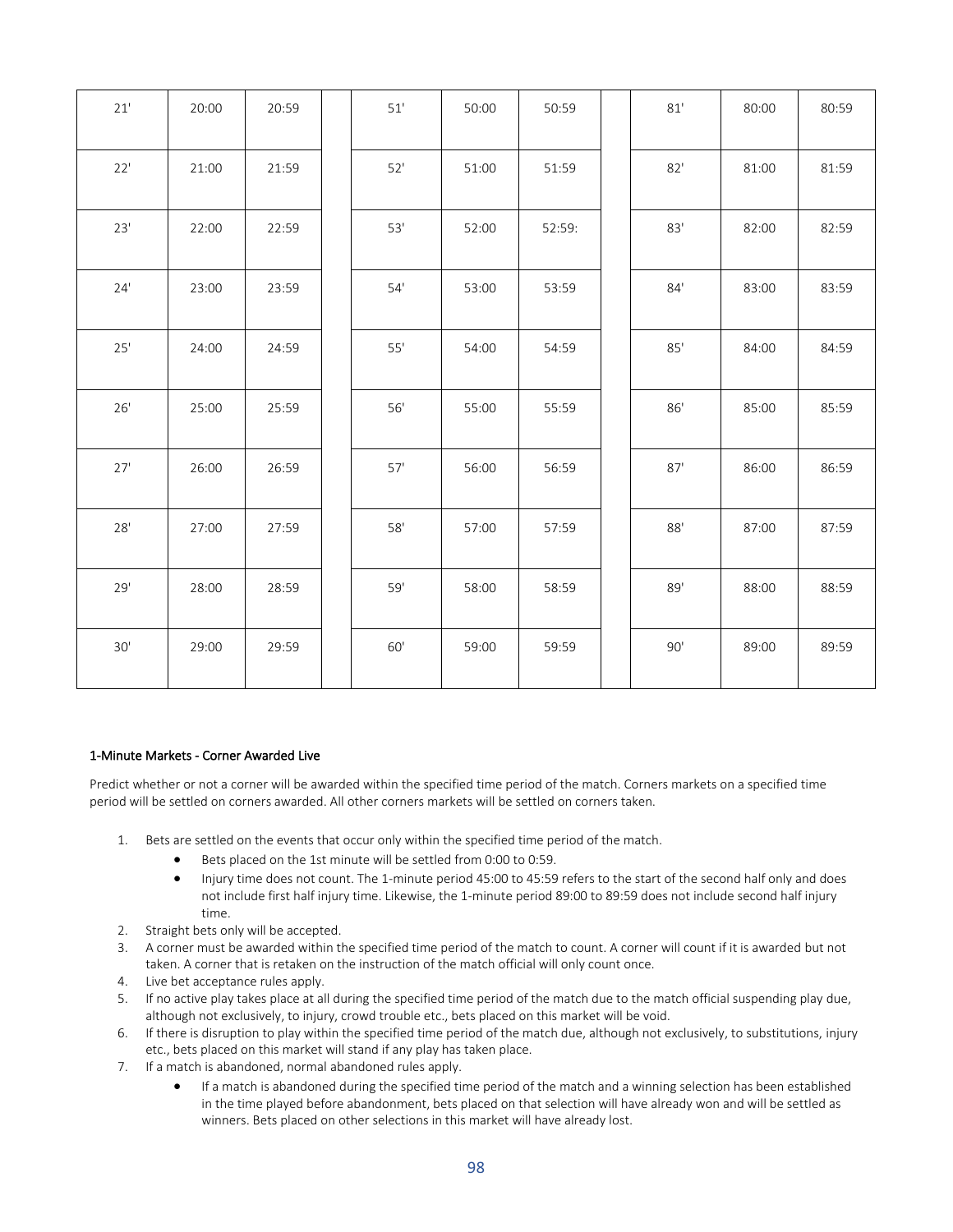| 21' | 20:00 | 20:59 | | 51' | 50:00 | 50:59 | | 81' | 80:00 | 80:59 |
|---|---|---|---|---|---|---|---|---|---|---|
| 22' | 21:00 | 21:59 | | 52' | 51:00 | 51:59 | | 82' | 81:00 | 81:59 |
| 23' | 22:00 | 22:59 | | 53' | 52:00 | 52:59: | | 83' | 82:00 | 82:59 |
| 24' | 23:00 | 23:59 | | 54' | 53:00 | 53:59 | | 84' | 83:00 | 83:59 |
| 25' | 24:00 | 24:59 | | 55' | 54:00 | 54:59 | | 85' | 84:00 | 84:59 |
| 26' | 25:00 | 25:59 | | 56' | 55:00 | 55:59 | | 86' | 85:00 | 85:59 |
| 27' | 26:00 | 26:59 | | 57' | 56:00 | 56:59 | | 87' | 86:00 | 86:59 |
| 28' | 27:00 | 27:59 | | 58' | 57:00 | 57:59 | | 88' | 87:00 | 87:59 |
| 29' | 28:00 | 28:59 | | 59' | 58:00 | 58:59 | | 89' | 88:00 | 88:59 |
| 30' | 29:00 | 29:59 | | 60' | 59:00 | 59:59 | | 90' | 89:00 | 89:59 |

#### 1-Minute Markets - Corner Awarded Live

Predict whether or not a corner will be awarded within the specified time period of the match. Corners markets on a specified time period will be settled on corners awarded. All other corners markets will be settled on corners taken.

1. Bets are settled on the events that occur only within the specified time period of the match.
    - Bets placed on the 1st minute will be settled from 0:00 to 0:59.
    - Injury time does not count. The 1-minute period 45:00 to 45:59 refers to the start of the second half only and does not include first half injury time. Likewise, the 1-minute period 89:00 to 89:59 does not include second half injury time.
2. Straight bets only will be accepted.
3. A corner must be awarded within the specified time period of the match to count. A corner will count if it is awarded but not taken. A corner that is retaken on the instruction of the match official will only count once.
4. Live bet acceptance rules apply.
5. If no active play takes place at all during the specified time period of the match due to the match official suspending play due, although not exclusively, to injury, crowd trouble etc., bets placed on this market will be void.
6. If there is disruption to play within the specified time period of the match due, although not exclusively, to substitutions, injury etc., bets placed on this market will stand if any play has taken place.
7. If a match is abandoned, normal abandoned rules apply.
    - If a match is abandoned during the specified time period of the match and a winning selection has been established in the time played before abandonment, bets placed on that selection will have already won and will be settled as winners. Bets placed on other selections in this market will have already lost.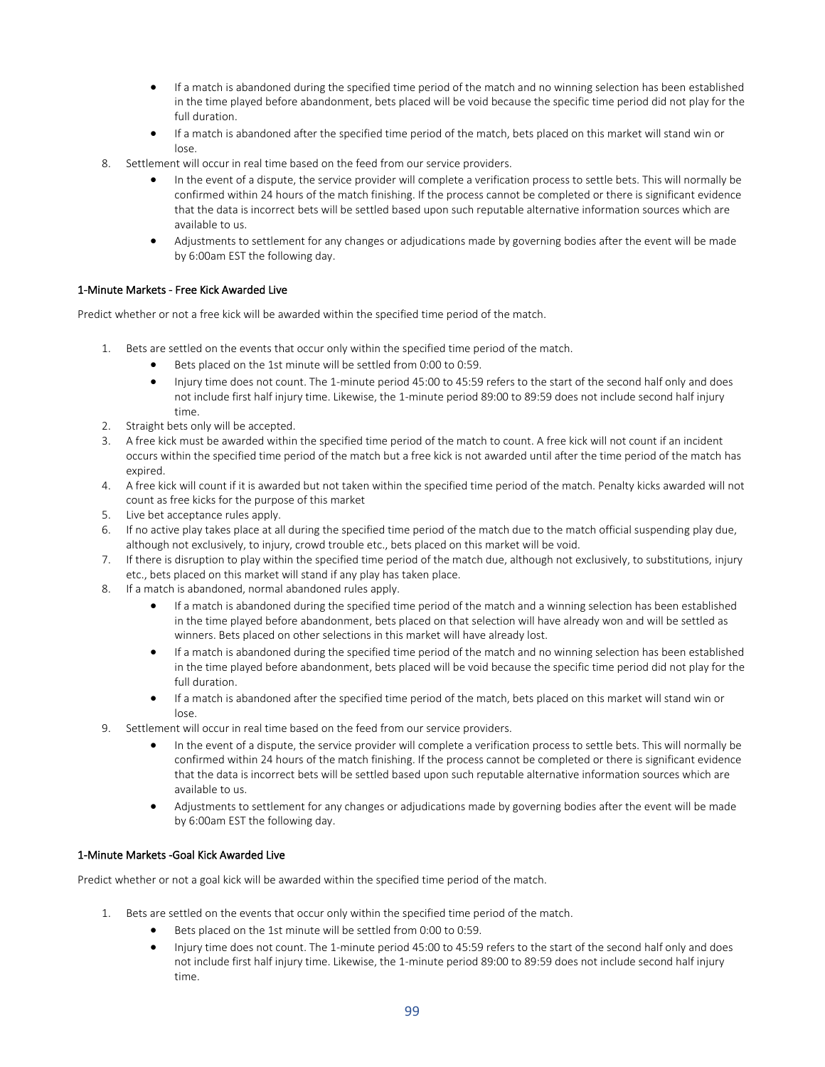- If a match is abandoned during the specified time period of the match and no winning selection has been established in the time played before abandonment, bets placed will be void because the specific time period did not play for the full duration.
- If a match is abandoned after the specified time period of the match, bets placed on this market will stand win or lose.

8. Settlement will occur in real time based on the feed from our service providers.
   - In the event of a dispute, the service provider will complete a verification process to settle bets. This will normally be confirmed within 24 hours of the match finishing. If the process cannot be completed or there is significant evidence that the data is incorrect bets will be settled based upon such reputable alternative information sources which are available to us.
   - Adjustments to settlement for any changes or adjudications made by governing bodies after the event will be made by 6:00am EST the following day.

1-Minute Markets - Free Kick Awarded Live

Predict whether or not a free kick will be awarded within the specified time period of the match.

1. Bets are settled on the events that occur only within the specified time period of the match.
   - Bets placed on the 1st minute will be settled from 0:00 to 0:59.
   - Injury time does not count. The 1-minute period 45:00 to 45:59 refers to the start of the second half only and does not include first half injury time. Likewise, the 1-minute period 89:00 to 89:59 does not include second half injury time.
2. Straight bets only will be accepted.
3. A free kick must be awarded within the specified time period of the match to count. A free kick will not count if an incident occurs within the specified time period of the match but a free kick is not awarded until after the time period of the match has expired.
4. A free kick will count if it is awarded but not taken within the specified time period of the match. Penalty kicks awarded will not count as free kicks for the purpose of this market
5. Live bet acceptance rules apply.
6. If no active play takes place at all during the specified time period of the match due to the match official suspending play due, although not exclusively, to injury, crowd trouble etc., bets placed on this market will be void.
7. If there is disruption to play within the specified time period of the match due, although not exclusively, to substitutions, injury etc., bets placed on this market will stand if any play has taken place.
8. If a match is abandoned, normal abandoned rules apply.
   - If a match is abandoned during the specified time period of the match and a winning selection has been established in the time played before abandonment, bets placed on that selection will have already won and will be settled as winners. Bets placed on other selections in this market will have already lost.
   - If a match is abandoned during the specified time period of the match and no winning selection has been established in the time played before abandonment, bets placed will be void because the specific time period did not play for the full duration.
   - If a match is abandoned after the specified time period of the match, bets placed on this market will stand win or lose.
9. Settlement will occur in real time based on the feed from our service providers.
   - In the event of a dispute, the service provider will complete a verification process to settle bets. This will normally be confirmed within 24 hours of the match finishing. If the process cannot be completed or there is significant evidence that the data is incorrect bets will be settled based upon such reputable alternative information sources which are available to us.
   - Adjustments to settlement for any changes or adjudications made by governing bodies after the event will be made by 6:00am EST the following day.

1-Minute Markets -Goal Kick Awarded Live

Predict whether or not a goal kick will be awarded within the specified time period of the match.

1. Bets are settled on the events that occur only within the specified time period of the match.
   - Bets placed on the 1st minute will be settled from 0:00 to 0:59.
   - Injury time does not count. The 1-minute period 45:00 to 45:59 refers to the start of the second half only and does not include first half injury time. Likewise, the 1-minute period 89:00 to 89:59 does not include second half injury time.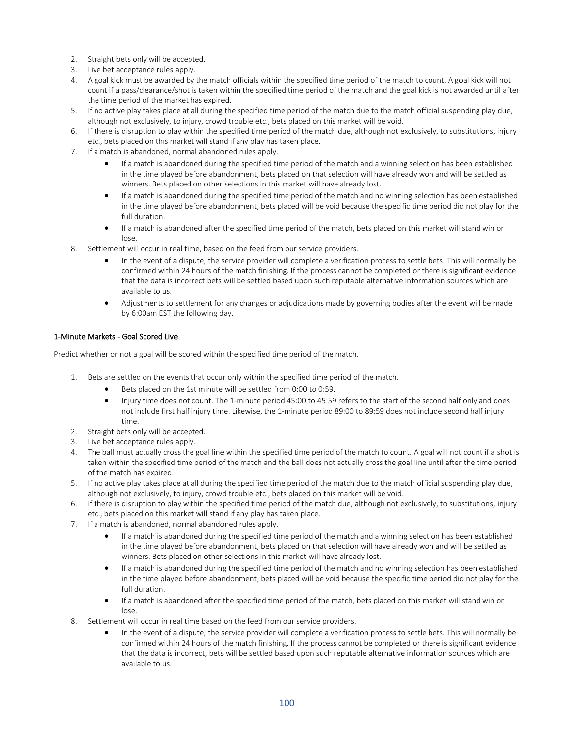2. Straight bets only will be accepted.
3. Live bet acceptance rules apply.
4. A goal kick must be awarded by the match officials within the specified time period of the match to count. A goal kick will not count if a pass/clearance/shot is taken within the specified time period of the match and the goal kick is not awarded until after the time period of the market has expired.
5. If no active play takes place at all during the specified time period of the match due to the match official suspending play due, although not exclusively, to injury, crowd trouble etc., bets placed on this market will be void.
6. If there is disruption to play within the specified time period of the match due, although not exclusively, to substitutions, injury etc., bets placed on this market will stand if any play has taken place.
7. If a match is abandoned, normal abandoned rules apply.
    - If a match is abandoned during the specified time period of the match and a winning selection has been established in the time played before abandonment, bets placed on that selection will have already won and will be settled as winners. Bets placed on other selections in this market will have already lost.
    - If a match is abandoned during the specified time period of the match and no winning selection has been established in the time played before abandonment, bets placed will be void because the specific time period did not play for the full duration.
    - If a match is abandoned after the specified time period of the match, bets placed on this market will stand win or lose.
8. Settlement will occur in real time, based on the feed from our service providers.
    - In the event of a dispute, the service provider will complete a verification process to settle bets. This will normally be confirmed within 24 hours of the match finishing. If the process cannot be completed or there is significant evidence that the data is incorrect bets will be settled based upon such reputable alternative information sources which are available to us.
    - Adjustments to settlement for any changes or adjudications made by governing bodies after the event will be made by 6:00am EST the following day.

### 1-Minute Markets - Goal Scored Live

Predict whether or not a goal will be scored within the specified time period of the match.

1. Bets are settled on the events that occur only within the specified time period of the match.
    - Bets placed on the 1st minute will be settled from 0:00 to 0:59.
    - Injury time does not count. The 1-minute period 45:00 to 45:59 refers to the start of the second half only and does not include first half injury time. Likewise, the 1-minute period 89:00 to 89:59 does not include second half injury time.
2. Straight bets only will be accepted.
3. Live bet acceptance rules apply.
4. The ball must actually cross the goal line within the specified time period of the match to count. A goal will not count if a shot is taken within the specified time period of the match and the ball does not actually cross the goal line until after the time period of the match has expired.
5. If no active play takes place at all during the specified time period of the match due to the match official suspending play due, although not exclusively, to injury, crowd trouble etc., bets placed on this market will be void.
6. If there is disruption to play within the specified time period of the match due, although not exclusively, to substitutions, injury etc., bets placed on this market will stand if any play has taken place.
7. If a match is abandoned, normal abandoned rules apply.
    - If a match is abandoned during the specified time period of the match and a winning selection has been established in the time played before abandonment, bets placed on that selection will have already won and will be settled as winners. Bets placed on other selections in this market will have already lost.
    - If a match is abandoned during the specified time period of the match and no winning selection has been established in the time played before abandonment, bets placed will be void because the specific time period did not play for the full duration.
    - If a match is abandoned after the specified time period of the match, bets placed on this market will stand win or lose.
8. Settlement will occur in real time based on the feed from our service providers.
    - In the event of a dispute, the service provider will complete a verification process to settle bets. This will normally be confirmed within 24 hours of the match finishing. If the process cannot be completed or there is significant evidence that the data is incorrect, bets will be settled based upon such reputable alternative information sources which are available to us.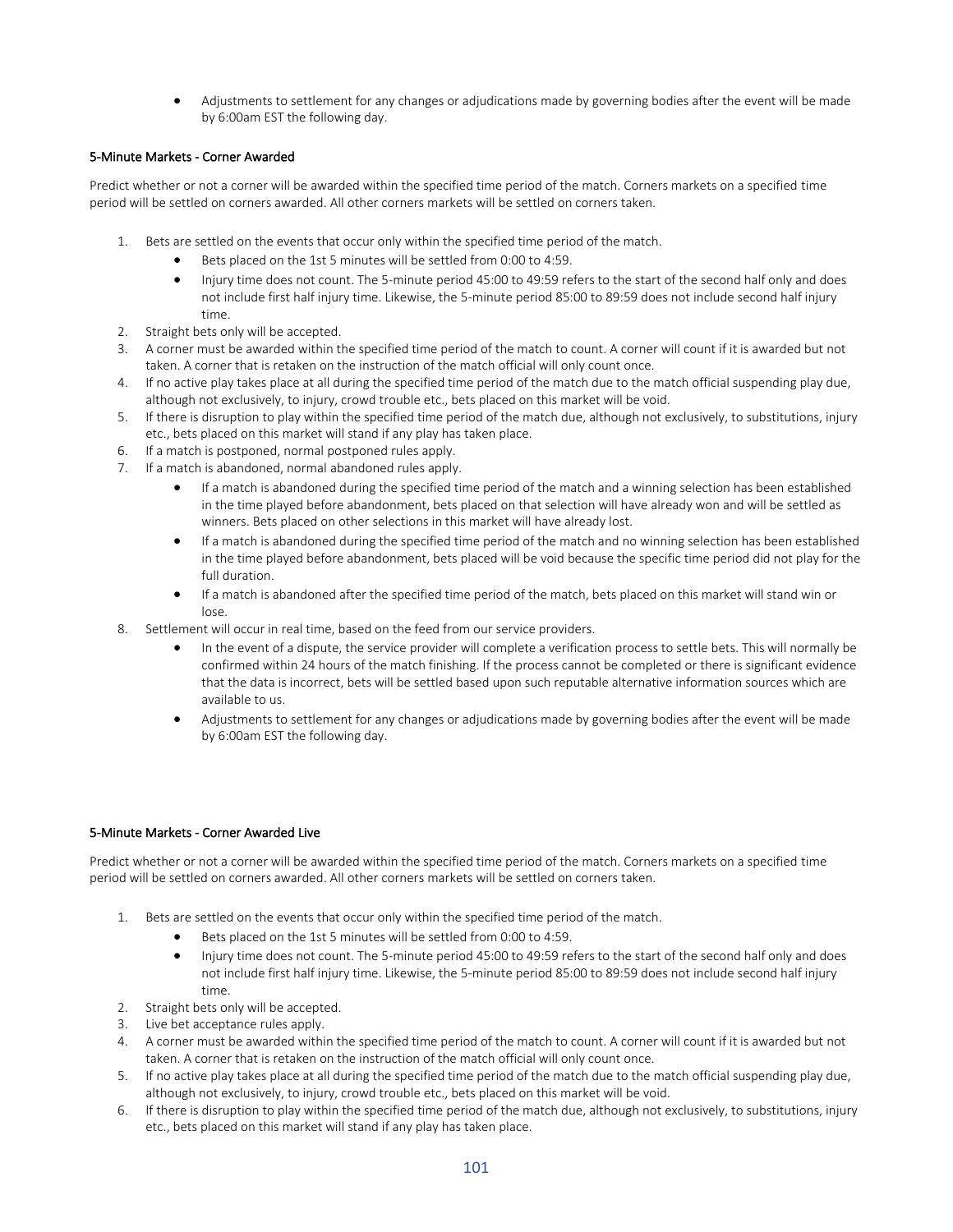- Adjustments to settlement for any changes or adjudications made by governing bodies after the event will be made by 6:00am EST the following day.

### 5-Minute Markets - Corner Awarded

Predict whether or not a corner will be awarded within the specified time period of the match. Corners markets on a specified time period will be settled on corners awarded. All other corners markets will be settled on corners taken.

1. Bets are settled on the events that occur only within the specified time period of the match.
   - Bets placed on the 1st 5 minutes will be settled from 0:00 to 4:59.
   - Injury time does not count. The 5-minute period 45:00 to 49:59 refers to the start of the second half only and does not include first half injury time. Likewise, the 5-minute period 85:00 to 89:59 does not include second half injury time.
2. Straight bets only will be accepted.
3. A corner must be awarded within the specified time period of the match to count. A corner will count if it is awarded but not taken. A corner that is retaken on the instruction of the match official will only count once.
4. If no active play takes place at all during the specified time period of the match due to the match official suspending play due, although not exclusively, to injury, crowd trouble etc., bets placed on this market will be void.
5. If there is disruption to play within the specified time period of the match due, although not exclusively, to substitutions, injury etc., bets placed on this market will stand if any play has taken place.
6. If a match is postponed, normal postponed rules apply.
7. If a match is abandoned, normal abandoned rules apply.
   - If a match is abandoned during the specified time period of the match and a winning selection has been established in the time played before abandonment, bets placed on that selection will have already won and will be settled as winners. Bets placed on other selections in this market will have already lost.
   - If a match is abandoned during the specified time period of the match and no winning selection has been established in the time played before abandonment, bets placed will be void because the specific time period did not play for the full duration.
   - If a match is abandoned after the specified time period of the match, bets placed on this market will stand win or lose.
8. Settlement will occur in real time, based on the feed from our service providers.
   - In the event of a dispute, the service provider will complete a verification process to settle bets. This will normally be confirmed within 24 hours of the match finishing. If the process cannot be completed or there is significant evidence that the data is incorrect, bets will be settled based upon such reputable alternative information sources which are available to us.
   - Adjustments to settlement for any changes or adjudications made by governing bodies after the event will be made by 6:00am EST the following day.

### 5-Minute Markets - Corner Awarded Live

Predict whether or not a corner will be awarded within the specified time period of the match. Corners markets on a specified time period will be settled on corners awarded. All other corners markets will be settled on corners taken.

1. Bets are settled on the events that occur only within the specified time period of the match.
   - Bets placed on the 1st 5 minutes will be settled from 0:00 to 4:59.
   - Injury time does not count. The 5-minute period 45:00 to 49:59 refers to the start of the second half only and does not include first half injury time. Likewise, the 5-minute period 85:00 to 89:59 does not include second half injury time.
2. Straight bets only will be accepted.
3. Live bet acceptance rules apply.
4. A corner must be awarded within the specified time period of the match to count. A corner will count if it is awarded but not taken. A corner that is retaken on the instruction of the match official will only count once.
5. If no active play takes place at all during the specified time period of the match due to the match official suspending play due, although not exclusively, to injury, crowd trouble etc., bets placed on this market will be void.
6. If there is disruption to play within the specified time period of the match due, although not exclusively, to substitutions, injury etc., bets placed on this market will stand if any play has taken place.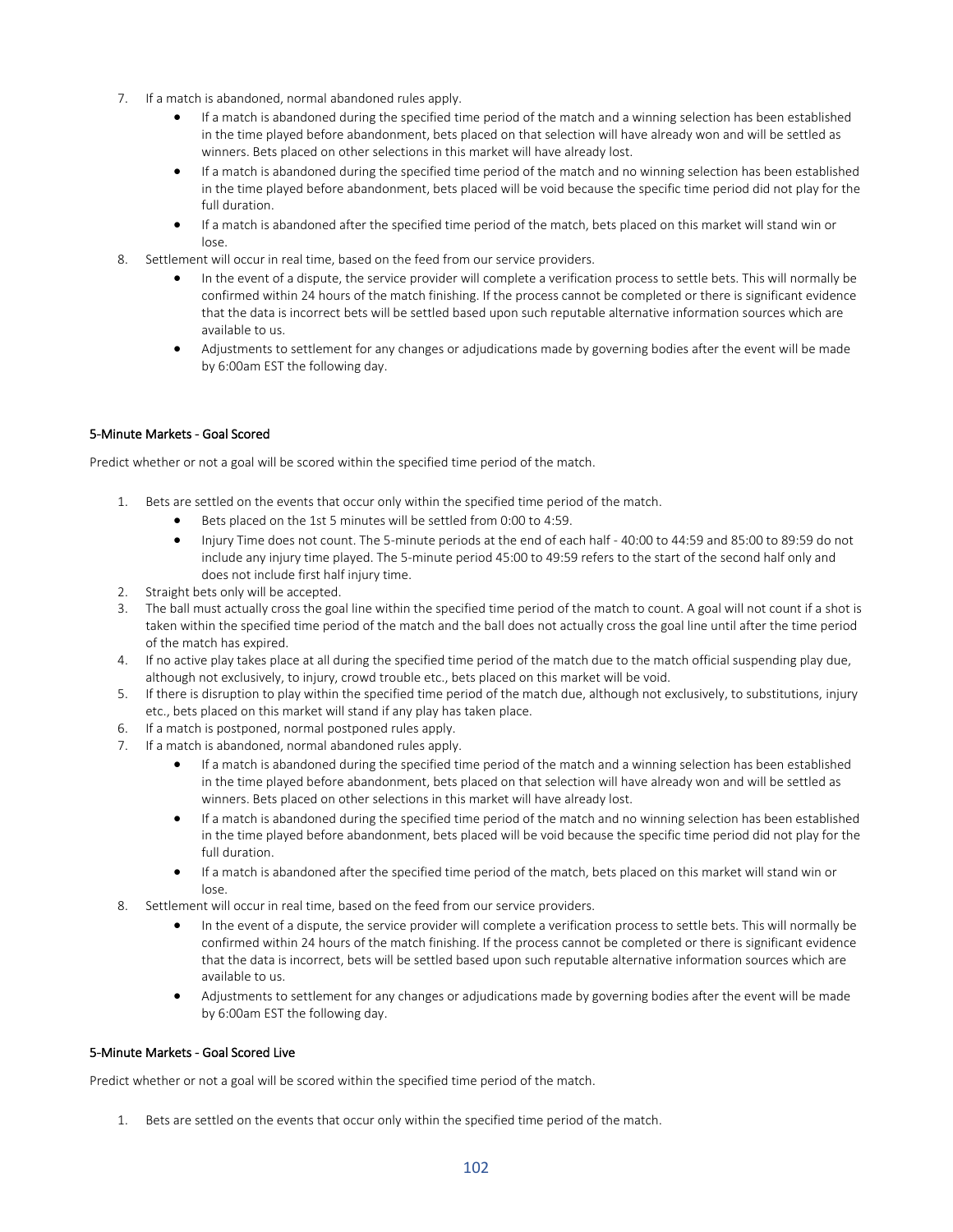7. If a match is abandoned, normal abandoned rules apply.
    - If a match is abandoned during the specified time period of the match and a winning selection has been established in the time played before abandonment, bets placed on that selection will have already won and will be settled as winners. Bets placed on other selections in this market will have already lost.
    - If a match is abandoned during the specified time period of the match and no winning selection has been established in the time played before abandonment, bets placed will be void because the specific time period did not play for the full duration.
    - If a match is abandoned after the specified time period of the match, bets placed on this market will stand win or lose.
8. Settlement will occur in real time, based on the feed from our service providers.
    - In the event of a dispute, the service provider will complete a verification process to settle bets. This will normally be confirmed within 24 hours of the match finishing. If the process cannot be completed or there is significant evidence that the data is incorrect bets will be settled based upon such reputable alternative information sources which are available to us.
    - Adjustments to settlement for any changes or adjudications made by governing bodies after the event will be made by 6:00am EST the following day.

#### 5-Minute Markets - Goal Scored

Predict whether or not a goal will be scored within the specified time period of the match.

1. Bets are settled on the events that occur only within the specified time period of the match.
    - Bets placed on the 1st 5 minutes will be settled from 0:00 to 4:59.
    - Injury Time does not count. The 5-minute periods at the end of each half - 40:00 to 44:59 and 85:00 to 89:59 do not include any injury time played. The 5-minute period 45:00 to 49:59 refers to the start of the second half only and does not include first half injury time.
2. Straight bets only will be accepted.
3. The ball must actually cross the goal line within the specified time period of the match to count. A goal will not count if a shot is taken within the specified time period of the match and the ball does not actually cross the goal line until after the time period of the match has expired.
4. If no active play takes place at all during the specified time period of the match due to the match official suspending play due, although not exclusively, to injury, crowd trouble etc., bets placed on this market will be void.
5. If there is disruption to play within the specified time period of the match due, although not exclusively, to substitutions, injury etc., bets placed on this market will stand if any play has taken place.
6. If a match is postponed, normal postponed rules apply.
7. If a match is abandoned, normal abandoned rules apply.
    - If a match is abandoned during the specified time period of the match and a winning selection has been established in the time played before abandonment, bets placed on that selection will have already won and will be settled as winners. Bets placed on other selections in this market will have already lost.
    - If a match is abandoned during the specified time period of the match and no winning selection has been established in the time played before abandonment, bets placed will be void because the specific time period did not play for the full duration.
    - If a match is abandoned after the specified time period of the match, bets placed on this market will stand win or lose.
8. Settlement will occur in real time, based on the feed from our service providers.
    - In the event of a dispute, the service provider will complete a verification process to settle bets. This will normally be confirmed within 24 hours of the match finishing. If the process cannot be completed or there is significant evidence that the data is incorrect, bets will be settled based upon such reputable alternative information sources which are available to us.
    - Adjustments to settlement for any changes or adjudications made by governing bodies after the event will be made by 6:00am EST the following day.

#### 5-Minute Markets - Goal Scored Live

Predict whether or not a goal will be scored within the specified time period of the match.

1. Bets are settled on the events that occur only within the specified time period of the match.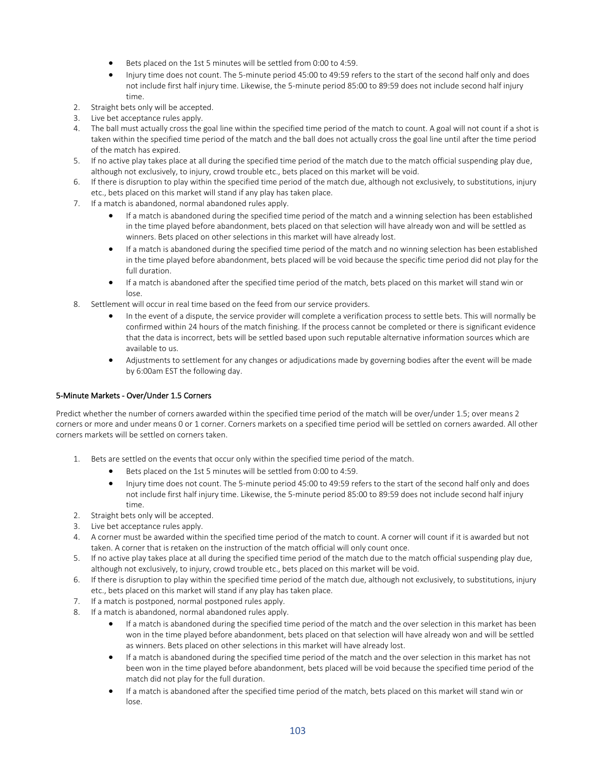- Bets placed on the 1st 5 minutes will be settled from 0:00 to 4:59.
- Injury time does not count. The 5-minute period 45:00 to 49:59 refers to the start of the second half only and does not include first half injury time. Likewise, the 5-minute period 85:00 to 89:59 does not include second half injury time.

2. Straight bets only will be accepted.
3. Live bet acceptance rules apply.
4. The ball must actually cross the goal line within the specified time period of the match to count. A goal will not count if a shot is taken within the specified time period of the match and the ball does not actually cross the goal line until after the time period of the match has expired.
5. If no active play takes place at all during the specified time period of the match due to the match official suspending play due, although not exclusively, to injury, crowd trouble etc., bets placed on this market will be void.
6. If there is disruption to play within the specified time period of the match due, although not exclusively, to substitutions, injury etc., bets placed on this market will stand if any play has taken place.
7. If a match is abandoned, normal abandoned rules apply.
   - If a match is abandoned during the specified time period of the match and a winning selection has been established in the time played before abandonment, bets placed on that selection will have already won and will be settled as winners. Bets placed on other selections in this market will have already lost.
   - If a match is abandoned during the specified time period of the match and no winning selection has been established in the time played before abandonment, bets placed will be void because the specific time period did not play for the full duration.
   - If a match is abandoned after the specified time period of the match, bets placed on this market will stand win or lose.
8. Settlement will occur in real time based on the feed from our service providers.
   - In the event of a dispute, the service provider will complete a verification process to settle bets. This will normally be confirmed within 24 hours of the match finishing. If the process cannot be completed or there is significant evidence that the data is incorrect, bets will be settled based upon such reputable alternative information sources which are available to us.
   - Adjustments to settlement for any changes or adjudications made by governing bodies after the event will be made by 6:00am EST the following day.

### 5-Minute Markets - Over/Under 1.5 Corners

Predict whether the number of corners awarded within the specified time period of the match will be over/under 1.5; over means 2 corners or more and under means 0 or 1 corner. Corners markets on a specified time period will be settled on corners awarded. All other corners markets will be settled on corners taken.

1. Bets are settled on the events that occur only within the specified time period of the match.
   - Bets placed on the 1st 5 minutes will be settled from 0:00 to 4:59.
   - Injury time does not count. The 5-minute period 45:00 to 49:59 refers to the start of the second half only and does not include first half injury time. Likewise, the 5-minute period 85:00 to 89:59 does not include second half injury time.
2. Straight bets only will be accepted.
3. Live bet acceptance rules apply.
4. A corner must be awarded within the specified time period of the match to count. A corner will count if it is awarded but not taken. A corner that is retaken on the instruction of the match official will only count once.
5. If no active play takes place at all during the specified time period of the match due to the match official suspending play due, although not exclusively, to injury, crowd trouble etc., bets placed on this market will be void.
6. If there is disruption to play within the specified time period of the match due, although not exclusively, to substitutions, injury etc., bets placed on this market will stand if any play has taken place.
7. If a match is postponed, normal postponed rules apply.
8. If a match is abandoned, normal abandoned rules apply.
   - If a match is abandoned during the specified time period of the match and the over selection in this market has been won in the time played before abandonment, bets placed on that selection will have already won and will be settled as winners. Bets placed on other selections in this market will have already lost.
   - If a match is abandoned during the specified time period of the match and the over selection in this market has not been won in the time played before abandonment, bets placed will be void because the specified time period of the match did not play for the full duration.
   - If a match is abandoned after the specified time period of the match, bets placed on this market will stand win or lose.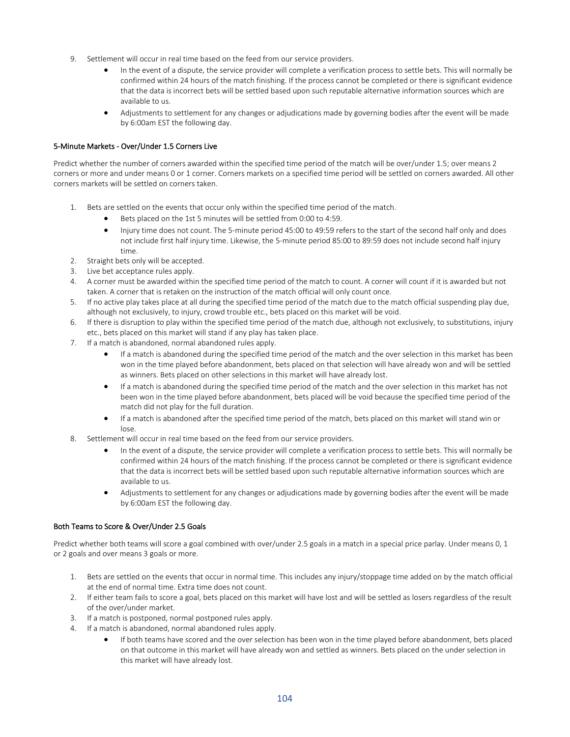9. Settlement will occur in real time based on the feed from our service providers.
    - In the event of a dispute, the service provider will complete a verification process to settle bets. This will normally be confirmed within 24 hours of the match finishing. If the process cannot be completed or there is significant evidence that the data is incorrect bets will be settled based upon such reputable alternative information sources which are available to us.
    - Adjustments to settlement for any changes or adjudications made by governing bodies after the event will be made by 6:00am EST the following day.

### 5-Minute Markets - Over/Under 1.5 Corners Live

Predict whether the number of corners awarded within the specified time period of the match will be over/under 1.5; over means 2 corners or more and under means 0 or 1 corner. Corners markets on a specified time period will be settled on corners awarded. All other corners markets will be settled on corners taken.

1. Bets are settled on the events that occur only within the specified time period of the match.
    - Bets placed on the 1st 5 minutes will be settled from 0:00 to 4:59.
    - Injury time does not count. The 5-minute period 45:00 to 49:59 refers to the start of the second half only and does not include first half injury time. Likewise, the 5-minute period 85:00 to 89:59 does not include second half injury time.
2. Straight bets only will be accepted.
3. Live bet acceptance rules apply.
4. A corner must be awarded within the specified time period of the match to count. A corner will count if it is awarded but not taken. A corner that is retaken on the instruction of the match official will only count once.
5. If no active play takes place at all during the specified time period of the match due to the match official suspending play due, although not exclusively, to injury, crowd trouble etc., bets placed on this market will be void.
6. If there is disruption to play within the specified time period of the match due, although not exclusively, to substitutions, injury etc., bets placed on this market will stand if any play has taken place.
7. If a match is abandoned, normal abandoned rules apply.
    - If a match is abandoned during the specified time period of the match and the over selection in this market has been won in the time played before abandonment, bets placed on that selection will have already won and will be settled as winners. Bets placed on other selections in this market will have already lost.
    - If a match is abandoned during the specified time period of the match and the over selection in this market has not been won in the time played before abandonment, bets placed will be void because the specified time period of the match did not play for the full duration.
    - If a match is abandoned after the specified time period of the match, bets placed on this market will stand win or lose.
8. Settlement will occur in real time based on the feed from our service providers.
    - In the event of a dispute, the service provider will complete a verification process to settle bets. This will normally be confirmed within 24 hours of the match finishing. If the process cannot be completed or there is significant evidence that the data is incorrect bets will be settled based upon such reputable alternative information sources which are available to us.
    - Adjustments to settlement for any changes or adjudications made by governing bodies after the event will be made by 6:00am EST the following day.

### Both Teams to Score & Over/Under 2.5 Goals

Predict whether both teams will score a goal combined with over/under 2.5 goals in a match in a special price parlay. Under means 0, 1 or 2 goals and over means 3 goals or more.

1. Bets are settled on the events that occur in normal time. This includes any injury/stoppage time added on by the match official at the end of normal time. Extra time does not count.
2. If either team fails to score a goal, bets placed on this market will have lost and will be settled as losers regardless of the result of the over/under market.
3. If a match is postponed, normal postponed rules apply.
4. If a match is abandoned, normal abandoned rules apply.
    - If both teams have scored and the over selection has been won in the time played before abandonment, bets placed on that outcome in this market will have already won and settled as winners. Bets placed on the under selection in this market will have already lost.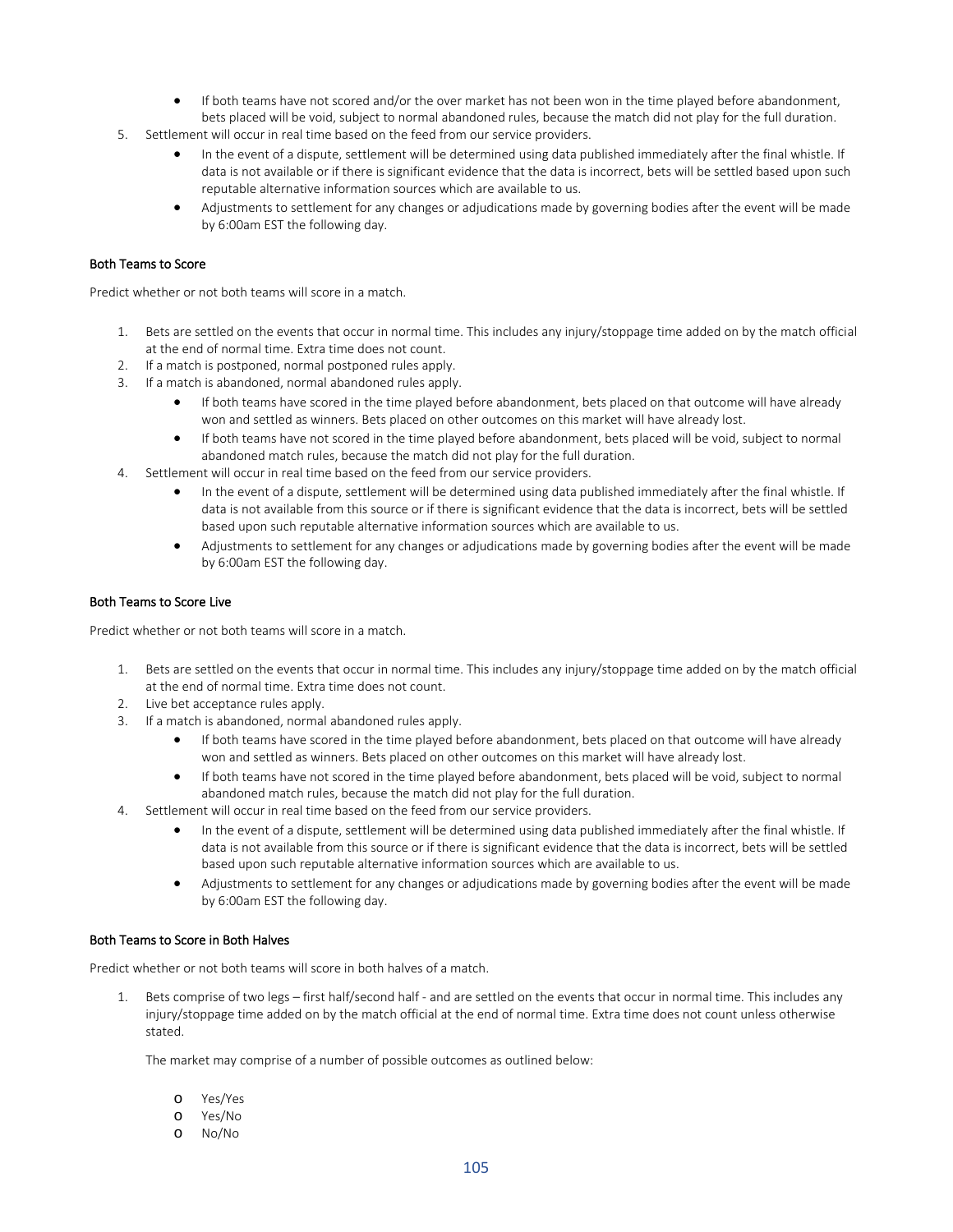- If both teams have not scored and/or the over market has not been won in the time played before abandonment, bets placed will be void, subject to normal abandoned rules, because the match did not play for the full duration.
5. Settlement will occur in real time based on the feed from our service providers.
   - In the event of a dispute, settlement will be determined using data published immediately after the final whistle. If data is not available or if there is significant evidence that the data is incorrect, bets will be settled based upon such reputable alternative information sources which are available to us.
   - Adjustments to settlement for any changes or adjudications made by governing bodies after the event will be made by 6:00am EST the following day.

#### Both Teams to Score

Predict whether or not both teams will score in a match.

1. Bets are settled on the events that occur in normal time. This includes any injury/stoppage time added on by the match official at the end of normal time. Extra time does not count.
2. If a match is postponed, normal postponed rules apply.
3. If a match is abandoned, normal abandoned rules apply.
   - If both teams have scored in the time played before abandonment, bets placed on that outcome will have already won and settled as winners. Bets placed on other outcomes on this market will have already lost.
   - If both teams have not scored in the time played before abandonment, bets placed will be void, subject to normal abandoned match rules, because the match did not play for the full duration.
4. Settlement will occur in real time based on the feed from our service providers.
   - In the event of a dispute, settlement will be determined using data published immediately after the final whistle. If data is not available from this source or if there is significant evidence that the data is incorrect, bets will be settled based upon such reputable alternative information sources which are available to us.
   - Adjustments to settlement for any changes or adjudications made by governing bodies after the event will be made by 6:00am EST the following day.

#### Both Teams to Score Live

Predict whether or not both teams will score in a match.

1. Bets are settled on the events that occur in normal time. This includes any injury/stoppage time added on by the match official at the end of normal time. Extra time does not count.
2. Live bet acceptance rules apply.
3. If a match is abandoned, normal abandoned rules apply.
   - If both teams have scored in the time played before abandonment, bets placed on that outcome will have already won and settled as winners. Bets placed on other outcomes on this market will have already lost.
   - If both teams have not scored in the time played before abandonment, bets placed will be void, subject to normal abandoned match rules, because the match did not play for the full duration.
4. Settlement will occur in real time based on the feed from our service providers.
   - In the event of a dispute, settlement will be determined using data published immediately after the final whistle. If data is not available from this source or if there is significant evidence that the data is incorrect, bets will be settled based upon such reputable alternative information sources which are available to us.
   - Adjustments to settlement for any changes or adjudications made by governing bodies after the event will be made by 6:00am EST the following day.

#### Both Teams to Score in Both Halves

Predict whether or not both teams will score in both halves of a match.

1. Bets comprise of two legs – first half/second half - and are settled on the events that occur in normal time. This includes any injury/stoppage time added on by the match official at the end of normal time. Extra time does not count unless otherwise stated.

   The market may comprise of a number of possible outcomes as outlined below:

   - Yes/Yes
   - Yes/No
   - No/No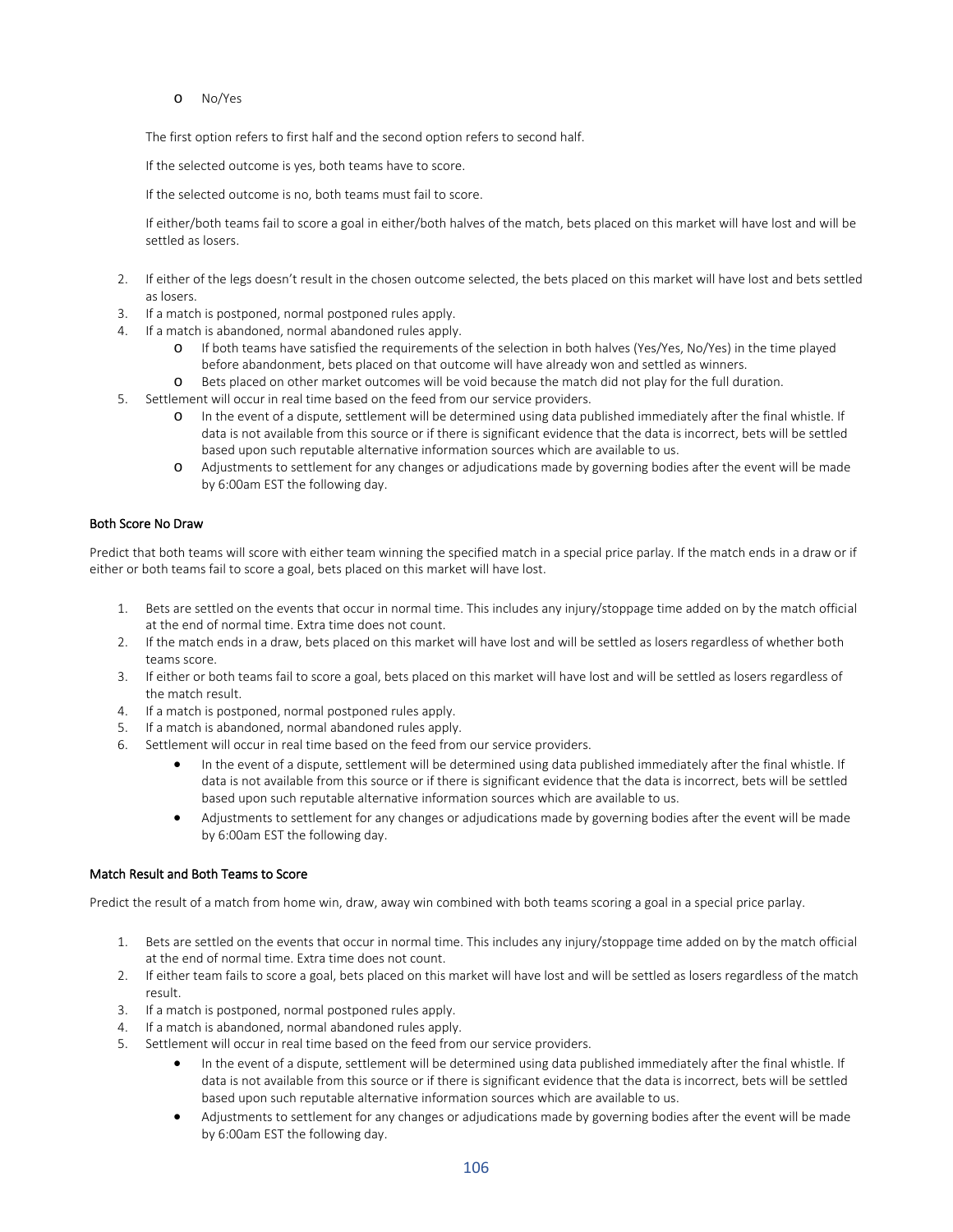- No/Yes

The first option refers to first half and the second option refers to second half.

If the selected outcome is yes, both teams have to score.

If the selected outcome is no, both teams must fail to score.

If either/both teams fail to score a goal in either/both halves of the match, bets placed on this market will have lost and will be settled as losers.

2. If either of the legs doesn't result in the chosen outcome selected, the bets placed on this market will have lost and bets settled as losers.
3. If a match is postponed, normal postponed rules apply.
4. If a match is abandoned, normal abandoned rules apply.
   - If both teams have satisfied the requirements of the selection in both halves (Yes/Yes, No/Yes) in the time played before abandonment, bets placed on that outcome will have already won and settled as winners.
   - Bets placed on other market outcomes will be void because the match did not play for the full duration.
5. Settlement will occur in real time based on the feed from our service providers.
   - In the event of a dispute, settlement will be determined using data published immediately after the final whistle. If data is not available from this source or if there is significant evidence that the data is incorrect, bets will be settled based upon such reputable alternative information sources which are available to us.
   - Adjustments to settlement for any changes or adjudications made by governing bodies after the event will be made by 6:00am EST the following day.

### Both Score No Draw

Predict that both teams will score with either team winning the specified match in a special price parlay. If the match ends in a draw or if either or both teams fail to score a goal, bets placed on this market will have lost.

1. Bets are settled on the events that occur in normal time. This includes any injury/stoppage time added on by the match official at the end of normal time. Extra time does not count.
2. If the match ends in a draw, bets placed on this market will have lost and will be settled as losers regardless of whether both teams score.
3. If either or both teams fail to score a goal, bets placed on this market will have lost and will be settled as losers regardless of the match result.
4. If a match is postponed, normal postponed rules apply.
5. If a match is abandoned, normal abandoned rules apply.
6. Settlement will occur in real time based on the feed from our service providers.
   - In the event of a dispute, settlement will be determined using data published immediately after the final whistle. If data is not available from this source or if there is significant evidence that the data is incorrect, bets will be settled based upon such reputable alternative information sources which are available to us.
   - Adjustments to settlement for any changes or adjudications made by governing bodies after the event will be made by 6:00am EST the following day.

### Match Result and Both Teams to Score

Predict the result of a match from home win, draw, away win combined with both teams scoring a goal in a special price parlay.

1. Bets are settled on the events that occur in normal time. This includes any injury/stoppage time added on by the match official at the end of normal time. Extra time does not count.
2. If either team fails to score a goal, bets placed on this market will have lost and will be settled as losers regardless of the match result.
3. If a match is postponed, normal postponed rules apply.
4. If a match is abandoned, normal abandoned rules apply.
5. Settlement will occur in real time based on the feed from our service providers.
   - In the event of a dispute, settlement will be determined using data published immediately after the final whistle. If data is not available from this source or if there is significant evidence that the data is incorrect, bets will be settled based upon such reputable alternative information sources which are available to us.
   - Adjustments to settlement for any changes or adjudications made by governing bodies after the event will be made by 6:00am EST the following day.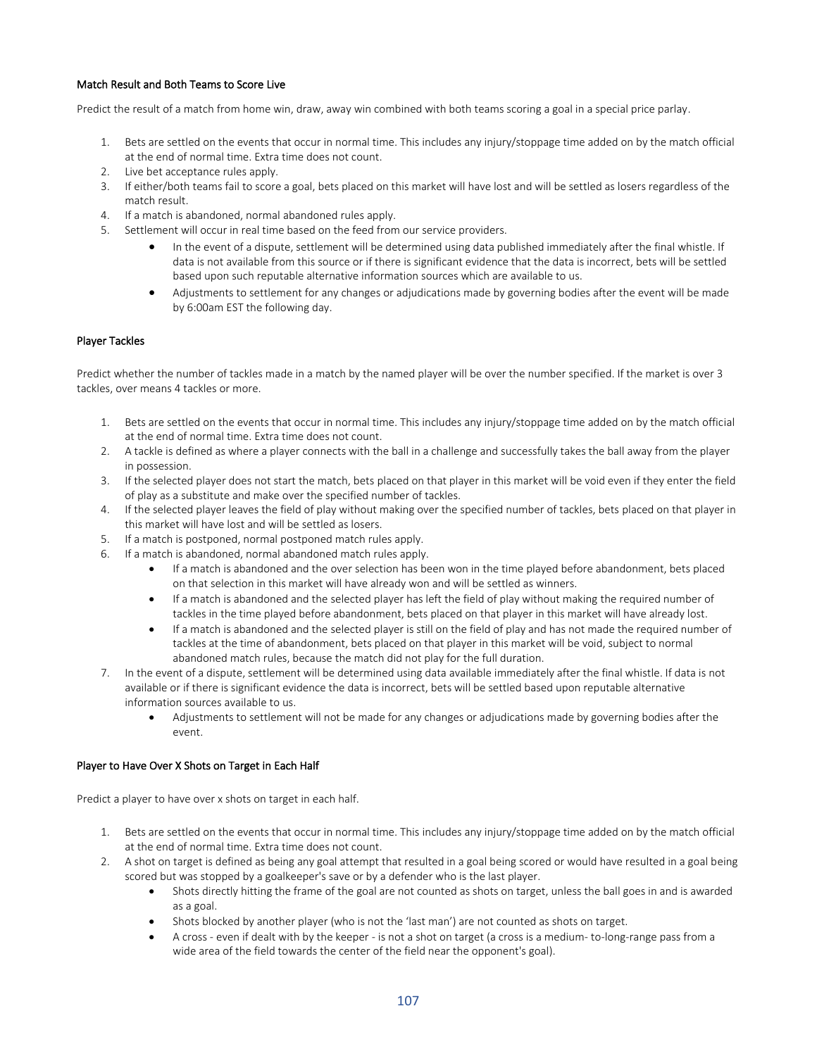### Match Result and Both Teams to Score Live

Predict the result of a match from home win, draw, away win combined with both teams scoring a goal in a special price parlay.

1. Bets are settled on the events that occur in normal time. This includes any injury/stoppage time added on by the match official at the end of normal time. Extra time does not count.
2. Live bet acceptance rules apply.
3. If either/both teams fail to score a goal, bets placed on this market will have lost and will be settled as losers regardless of the match result.
4. If a match is abandoned, normal abandoned rules apply.
5. Settlement will occur in real time based on the feed from our service providers.
    - In the event of a dispute, settlement will be determined using data published immediately after the final whistle. If data is not available from this source or if there is significant evidence that the data is incorrect, bets will be settled based upon such reputable alternative information sources which are available to us.
    - Adjustments to settlement for any changes or adjudications made by governing bodies after the event will be made by 6:00am EST the following day.

### Player Tackles

Predict whether the number of tackles made in a match by the named player will be over the number specified. If the market is over 3 tackles, over means 4 tackles or more.

1. Bets are settled on the events that occur in normal time. This includes any injury/stoppage time added on by the match official at the end of normal time. Extra time does not count.
2. A tackle is defined as where a player connects with the ball in a challenge and successfully takes the ball away from the player in possession.
3. If the selected player does not start the match, bets placed on that player in this market will be void even if they enter the field of play as a substitute and make over the specified number of tackles.
4. If the selected player leaves the field of play without making over the specified number of tackles, bets placed on that player in this market will have lost and will be settled as losers.
5. If a match is postponed, normal postponed match rules apply.
6. If a match is abandoned, normal abandoned match rules apply.
    - If a match is abandoned and the over selection has been won in the time played before abandonment, bets placed on that selection in this market will have already won and will be settled as winners.
    - If a match is abandoned and the selected player has left the field of play without making the required number of tackles in the time played before abandonment, bets placed on that player in this market will have already lost.
    - If a match is abandoned and the selected player is still on the field of play and has not made the required number of tackles at the time of abandonment, bets placed on that player in this market will be void, subject to normal abandoned match rules, because the match did not play for the full duration.
7. In the event of a dispute, settlement will be determined using data available immediately after the final whistle. If data is not available or if there is significant evidence the data is incorrect, bets will be settled based upon reputable alternative information sources available to us.
    - Adjustments to settlement will not be made for any changes or adjudications made by governing bodies after the event.

### Player to Have Over X Shots on Target in Each Half

Predict a player to have over x shots on target in each half.

1. Bets are settled on the events that occur in normal time. This includes any injury/stoppage time added on by the match official at the end of normal time. Extra time does not count.
2. A shot on target is defined as being any goal attempt that resulted in a goal being scored or would have resulted in a goal being scored but was stopped by a goalkeeper's save or by a defender who is the last player.
    - Shots directly hitting the frame of the goal are not counted as shots on target, unless the ball goes in and is awarded as a goal.
    - Shots blocked by another player (who is not the 'last man') are not counted as shots on target.
    - A cross - even if dealt with by the keeper - is not a shot on target (a cross is a medium- to-long-range pass from a wide area of the field towards the center of the field near the opponent's goal).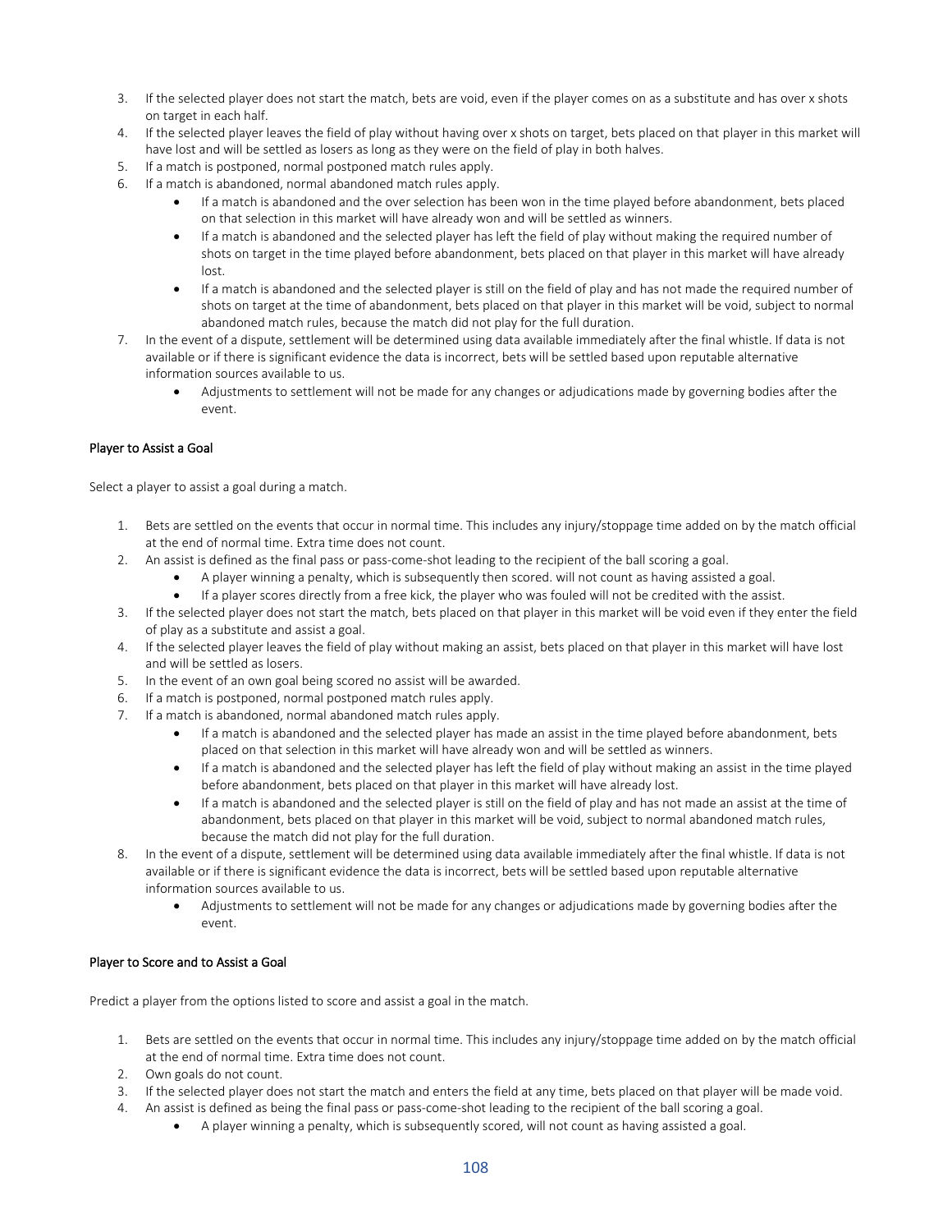3. If the selected player does not start the match, bets are void, even if the player comes on as a substitute and has over x shots on target in each half.
4. If the selected player leaves the field of play without having over x shots on target, bets placed on that player in this market will have lost and will be settled as losers as long as they were on the field of play in both halves.
5. If a match is postponed, normal postponed match rules apply.
6. If a match is abandoned, normal abandoned match rules apply.
    - If a match is abandoned and the over selection has been won in the time played before abandonment, bets placed on that selection in this market will have already won and will be settled as winners.
    - If a match is abandoned and the selected player has left the field of play without making the required number of shots on target in the time played before abandonment, bets placed on that player in this market will have already lost.
    - If a match is abandoned and the selected player is still on the field of play and has not made the required number of shots on target at the time of abandonment, bets placed on that player in this market will be void, subject to normal abandoned match rules, because the match did not play for the full duration.
7. In the event of a dispute, settlement will be determined using data available immediately after the final whistle. If data is not available or if there is significant evidence the data is incorrect, bets will be settled based upon reputable alternative information sources available to us.
    - Adjustments to settlement will not be made for any changes or adjudications made by governing bodies after the event.

### Player to Assist a Goal

Select a player to assist a goal during a match.

1. Bets are settled on the events that occur in normal time. This includes any injury/stoppage time added on by the match official at the end of normal time. Extra time does not count.
2. An assist is defined as the final pass or pass-come-shot leading to the recipient of the ball scoring a goal.
    - A player winning a penalty, which is subsequently then scored. will not count as having assisted a goal.
    - If a player scores directly from a free kick, the player who was fouled will not be credited with the assist.
3. If the selected player does not start the match, bets placed on that player in this market will be void even if they enter the field of play as a substitute and assist a goal.
4. If the selected player leaves the field of play without making an assist, bets placed on that player in this market will have lost and will be settled as losers.
5. In the event of an own goal being scored no assist will be awarded.
6. If a match is postponed, normal postponed match rules apply.
7. If a match is abandoned, normal abandoned match rules apply.
    - If a match is abandoned and the selected player has made an assist in the time played before abandonment, bets placed on that selection in this market will have already won and will be settled as winners.
    - If a match is abandoned and the selected player has left the field of play without making an assist in the time played before abandonment, bets placed on that player in this market will have already lost.
    - If a match is abandoned and the selected player is still on the field of play and has not made an assist at the time of abandonment, bets placed on that player in this market will be void, subject to normal abandoned match rules, because the match did not play for the full duration.
8. In the event of a dispute, settlement will be determined using data available immediately after the final whistle. If data is not available or if there is significant evidence the data is incorrect, bets will be settled based upon reputable alternative information sources available to us.
    - Adjustments to settlement will not be made for any changes or adjudications made by governing bodies after the event.

### Player to Score and to Assist a Goal

Predict a player from the options listed to score and assist a goal in the match.

1. Bets are settled on the events that occur in normal time. This includes any injury/stoppage time added on by the match official at the end of normal time. Extra time does not count.
2. Own goals do not count.
3. If the selected player does not start the match and enters the field at any time, bets placed on that player will be made void.
4. An assist is defined as being the final pass or pass-come-shot leading to the recipient of the ball scoring a goal.
    - A player winning a penalty, which is subsequently scored, will not count as having assisted a goal.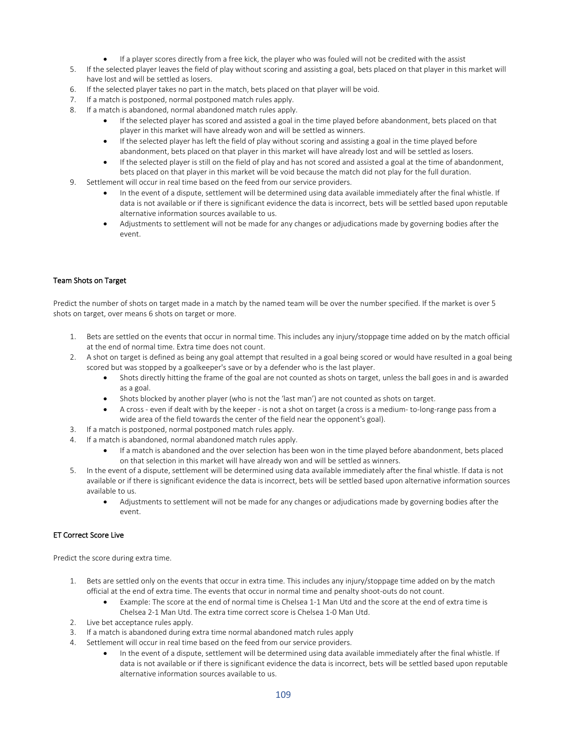- If a player scores directly from a free kick, the player who was fouled will not be credited with the assist

5. If the selected player leaves the field of play without scoring and assisting a goal, bets placed on that player in this market will have lost and will be settled as losers.
6. If the selected player takes no part in the match, bets placed on that player will be void.
7. If a match is postponed, normal postponed match rules apply.
8. If a match is abandoned, normal abandoned match rules apply.
    - If the selected player has scored and assisted a goal in the time played before abandonment, bets placed on that player in this market will have already won and will be settled as winners.
    - If the selected player has left the field of play without scoring and assisting a goal in the time played before abandonment, bets placed on that player in this market will have already lost and will be settled as losers.
    - If the selected player is still on the field of play and has not scored and assisted a goal at the time of abandonment, bets placed on that player in this market will be void because the match did not play for the full duration.
9. Settlement will occur in real time based on the feed from our service providers.
    - In the event of a dispute, settlement will be determined using data available immediately after the final whistle. If data is not available or if there is significant evidence the data is incorrect, bets will be settled based upon reputable alternative information sources available to us.
    - Adjustments to settlement will not be made for any changes or adjudications made by governing bodies after the event.

### Team Shots on Target

Predict the number of shots on target made in a match by the named team will be over the number specified. If the market is over 5 shots on target, over means 6 shots on target or more.

1. Bets are settled on the events that occur in normal time. This includes any injury/stoppage time added on by the match official at the end of normal time. Extra time does not count.
2. A shot on target is defined as being any goal attempt that resulted in a goal being scored or would have resulted in a goal being scored but was stopped by a goalkeeper's save or by a defender who is the last player.
    - Shots directly hitting the frame of the goal are not counted as shots on target, unless the ball goes in and is awarded as a goal.
    - Shots blocked by another player (who is not the 'last man') are not counted as shots on target.
    - A cross - even if dealt with by the keeper - is not a shot on target (a cross is a medium- to-long-range pass from a wide area of the field towards the center of the field near the opponent's goal).
3. If a match is postponed, normal postponed match rules apply.
4. If a match is abandoned, normal abandoned match rules apply.
    - If a match is abandoned and the over selection has been won in the time played before abandonment, bets placed on that selection in this market will have already won and will be settled as winners.
5. In the event of a dispute, settlement will be determined using data available immediately after the final whistle. If data is not available or if there is significant evidence the data is incorrect, bets will be settled based upon alternative information sources available to us.
    - Adjustments to settlement will not be made for any changes or adjudications made by governing bodies after the event.

### ET Correct Score Live

Predict the score during extra time.

1. Bets are settled only on the events that occur in extra time. This includes any injury/stoppage time added on by the match official at the end of extra time. The events that occur in normal time and penalty shoot-outs do not count.
    - Example: The score at the end of normal time is Chelsea 1-1 Man Utd and the score at the end of extra time is Chelsea 2-1 Man Utd. The extra time correct score is Chelsea 1-0 Man Utd.
2. Live bet acceptance rules apply.
3. If a match is abandoned during extra time normal abandoned match rules apply
4. Settlement will occur in real time based on the feed from our service providers.
    - In the event of a dispute, settlement will be determined using data available immediately after the final whistle. If data is not available or if there is significant evidence the data is incorrect, bets will be settled based upon reputable alternative information sources available to us.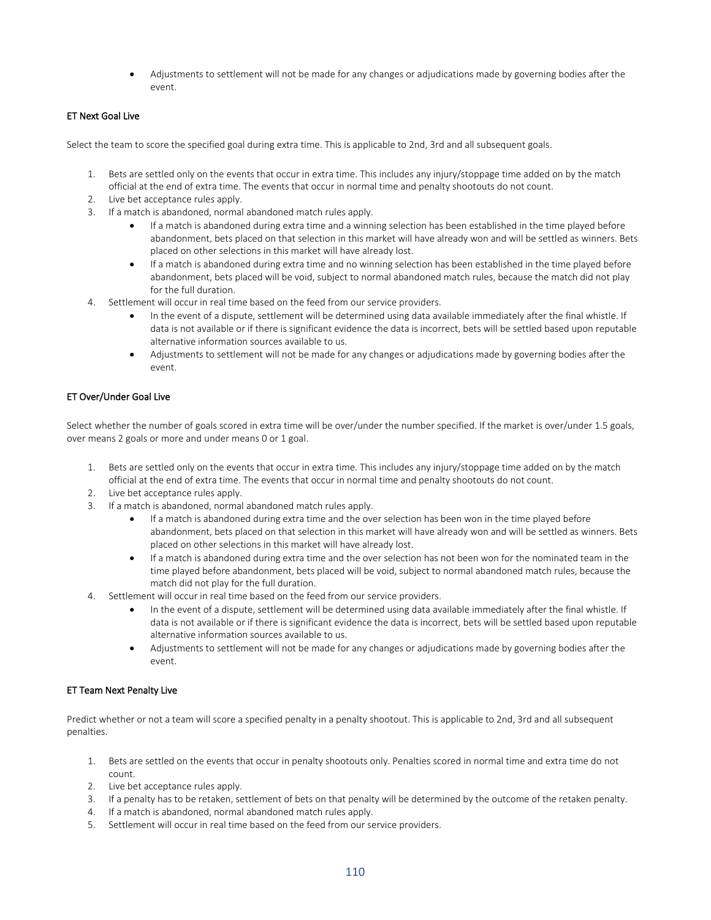- Adjustments to settlement will not be made for any changes or adjudications made by governing bodies after the event.

### ET Next Goal Live

Select the team to score the specified goal during extra time. This is applicable to 2nd, 3rd and all subsequent goals.

1. Bets are settled only on the events that occur in extra time. This includes any injury/stoppage time added on by the match official at the end of extra time. The events that occur in normal time and penalty shootouts do not count.
2. Live bet acceptance rules apply.
3. If a match is abandoned, normal abandoned match rules apply.
   - If a match is abandoned during extra time and a winning selection has been established in the time played before abandonment, bets placed on that selection in this market will have already won and will be settled as winners. Bets placed on other selections in this market will have already lost.
   - If a match is abandoned during extra time and no winning selection has been established in the time played before abandonment, bets placed will be void, subject to normal abandoned match rules, because the match did not play for the full duration.
4. Settlement will occur in real time based on the feed from our service providers.
   - In the event of a dispute, settlement will be determined using data available immediately after the final whistle. If data is not available or if there is significant evidence the data is incorrect, bets will be settled based upon reputable alternative information sources available to us.
   - Adjustments to settlement will not be made for any changes or adjudications made by governing bodies after the event.

### ET Over/Under Goal Live

Select whether the number of goals scored in extra time will be over/under the number specified. If the market is over/under 1.5 goals, over means 2 goals or more and under means 0 or 1 goal.

1. Bets are settled only on the events that occur in extra time. This includes any injury/stoppage time added on by the match official at the end of extra time. The events that occur in normal time and penalty shootouts do not count.
2. Live bet acceptance rules apply.
3. If a match is abandoned, normal abandoned match rules apply.
   - If a match is abandoned during extra time and the over selection has been won in the time played before abandonment, bets placed on that selection in this market will have already won and will be settled as winners. Bets placed on other selections in this market will have already lost.
   - If a match is abandoned during extra time and the over selection has not been won for the nominated team in the time played before abandonment, bets placed will be void, subject to normal abandoned match rules, because the match did not play for the full duration.
4. Settlement will occur in real time based on the feed from our service providers.
   - In the event of a dispute, settlement will be determined using data available immediately after the final whistle. If data is not available or if there is significant evidence the data is incorrect, bets will be settled based upon reputable alternative information sources available to us.
   - Adjustments to settlement will not be made for any changes or adjudications made by governing bodies after the event.

### ET Team Next Penalty Live

Predict whether or not a team will score a specified penalty in a penalty shootout. This is applicable to 2nd, 3rd and all subsequent penalties.

1. Bets are settled on the events that occur in penalty shootouts only. Penalties scored in normal time and extra time do not count.
2. Live bet acceptance rules apply.
3. If a penalty has to be retaken, settlement of bets on that penalty will be determined by the outcome of the retaken penalty.
4. If a match is abandoned, normal abandoned match rules apply.
5. Settlement will occur in real time based on the feed from our service providers.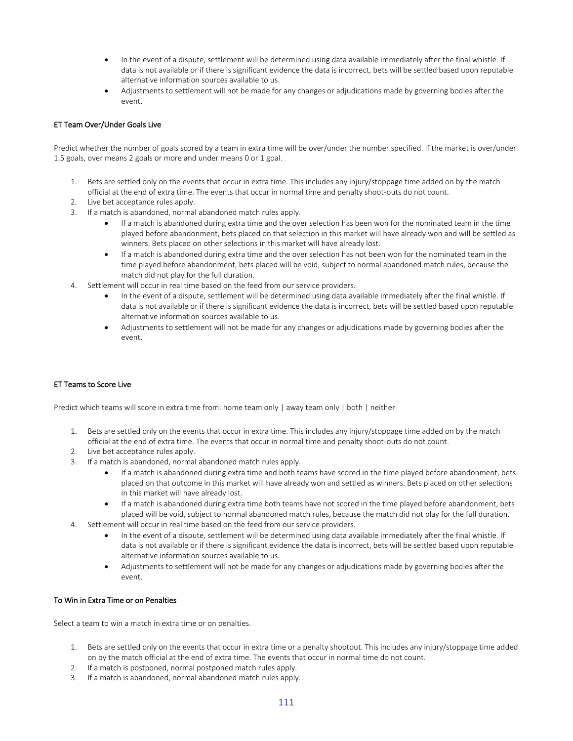- In the event of a dispute, settlement will be determined using data available immediately after the final whistle. If data is not available or if there is significant evidence the data is incorrect, bets will be settled based upon reputable alternative information sources available to us.
- Adjustments to settlement will not be made for any changes or adjudications made by governing bodies after the event.

### ET Team Over/Under Goals Live

Predict whether the number of goals scored by a team in extra time will be over/under the number specified. If the market is over/under 1.5 goals, over means 2 goals or more and under means 0 or 1 goal.

1. Bets are settled only on the events that occur in extra time. This includes any injury/stoppage time added on by the match official at the end of extra time. The events that occur in normal time and penalty shoot-outs do not count.
2. Live bet acceptance rules apply.
3. If a match is abandoned, normal abandoned match rules apply.
    - If a match is abandoned during extra time and the over selection has been won for the nominated team in the time played before abandonment, bets placed on that selection in this market will have already won and will be settled as winners. Bets placed on other selections in this market will have already lost.
    - If a match is abandoned during extra time and the over selection has not been won for the nominated team in the time played before abandonment, bets placed will be void, subject to normal abandoned match rules, because the match did not play for the full duration.
4. Settlement will occur in real time based on the feed from our service providers.
    - In the event of a dispute, settlement will be determined using data available immediately after the final whistle. If data is not available or if there is significant evidence the data is incorrect, bets will be settled based upon reputable alternative information sources available to us.
    - Adjustments to settlement will not be made for any changes or adjudications made by governing bodies after the event.

### ET Teams to Score Live

Predict which teams will score in extra time from: home team only | away team only | both | neither

1. Bets are settled only on the events that occur in extra time. This includes any injury/stoppage time added on by the match official at the end of extra time. The events that occur in normal time and penalty shoot-outs do not count.
2. Live bet acceptance rules apply.
3. If a match is abandoned, normal abandoned match rules apply.
    - If a match is abandoned during extra time and both teams have scored in the time played before abandonment, bets placed on that outcome in this market will have already won and settled as winners. Bets placed on other selections in this market will have already lost.
    - If a match is abandoned during extra time both teams have not scored in the time played before abandonment, bets placed will be void, subject to normal abandoned match rules, because the match did not play for the full duration.
4. Settlement will occur in real time based on the feed from our service providers.
    - In the event of a dispute, settlement will be determined using data available immediately after the final whistle. If data is not available or if there is significant evidence the data is incorrect, bets will be settled based upon reputable alternative information sources available to us.
    - Adjustments to settlement will not be made for any changes or adjudications made by governing bodies after the event.

### To Win in Extra Time or on Penalties

Select a team to win a match in extra time or on penalties.

1. Bets are settled only on the events that occur in extra time or a penalty shootout. This includes any injury/stoppage time added on by the match official at the end of extra time. The events that occur in normal time do not count.
2. If a match is postponed, normal postponed match rules apply.
3. If a match is abandoned, normal abandoned match rules apply.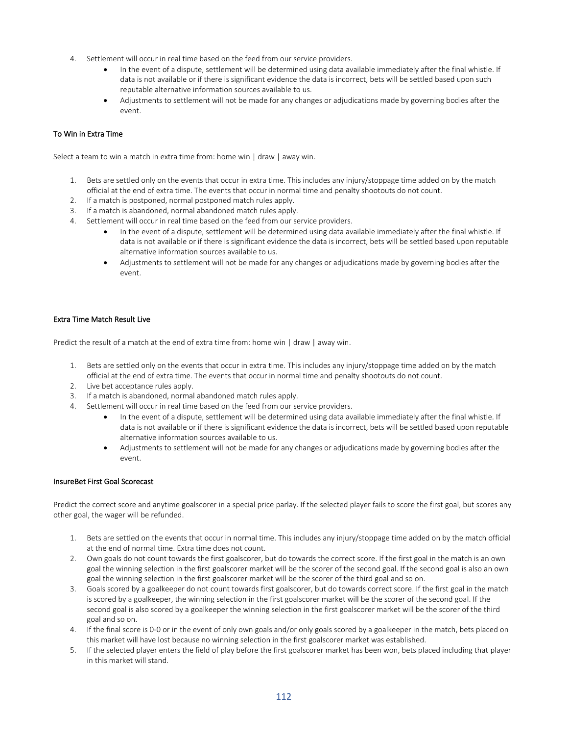4. Settlement will occur in real time based on the feed from our service providers.
    - In the event of a dispute, settlement will be determined using data available immediately after the final whistle. If data is not available or if there is significant evidence the data is incorrect, bets will be settled based upon such reputable alternative information sources available to us.
    - Adjustments to settlement will not be made for any changes or adjudications made by governing bodies after the event.

### To Win in Extra Time

Select a team to win a match in extra time from: home win | draw | away win.

1. Bets are settled only on the events that occur in extra time. This includes any injury/stoppage time added on by the match official at the end of extra time. The events that occur in normal time and penalty shootouts do not count.
2. If a match is postponed, normal postponed match rules apply.
3. If a match is abandoned, normal abandoned match rules apply.
4. Settlement will occur in real time based on the feed from our service providers.
    - In the event of a dispute, settlement will be determined using data available immediately after the final whistle. If data is not available or if there is significant evidence the data is incorrect, bets will be settled based upon reputable alternative information sources available to us.
    - Adjustments to settlement will not be made for any changes or adjudications made by governing bodies after the event.

### Extra Time Match Result Live

Predict the result of a match at the end of extra time from: home win | draw | away win.

1. Bets are settled only on the events that occur in extra time. This includes any injury/stoppage time added on by the match official at the end of extra time. The events that occur in normal time and penalty shootouts do not count.
2. Live bet acceptance rules apply.
3. If a match is abandoned, normal abandoned match rules apply.
4. Settlement will occur in real time based on the feed from our service providers.
    - In the event of a dispute, settlement will be determined using data available immediately after the final whistle. If data is not available or if there is significant evidence the data is incorrect, bets will be settled based upon reputable alternative information sources available to us.
    - Adjustments to settlement will not be made for any changes or adjudications made by governing bodies after the event.

### InsureBet First Goal Scorecast

Predict the correct score and anytime goalscorer in a special price parlay. If the selected player fails to score the first goal, but scores any other goal, the wager will be refunded.

1. Bets are settled on the events that occur in normal time. This includes any injury/stoppage time added on by the match official at the end of normal time. Extra time does not count.
2. Own goals do not count towards the first goalscorer, but do towards the correct score. If the first goal in the match is an own goal the winning selection in the first goalscorer market will be the scorer of the second goal. If the second goal is also an own goal the winning selection in the first goalscorer market will be the scorer of the third goal and so on.
3. Goals scored by a goalkeeper do not count towards first goalscorer, but do towards correct score. If the first goal in the match is scored by a goalkeeper, the winning selection in the first goalscorer market will be the scorer of the second goal. If the second goal is also scored by a goalkeeper the winning selection in the first goalscorer market will be the scorer of the third goal and so on.
4. If the final score is 0-0 or in the event of only own goals and/or only goals scored by a goalkeeper in the match, bets placed on this market will have lost because no winning selection in the first goalscorer market was established.
5. If the selected player enters the field of play before the first goalscorer market has been won, bets placed including that player in this market will stand.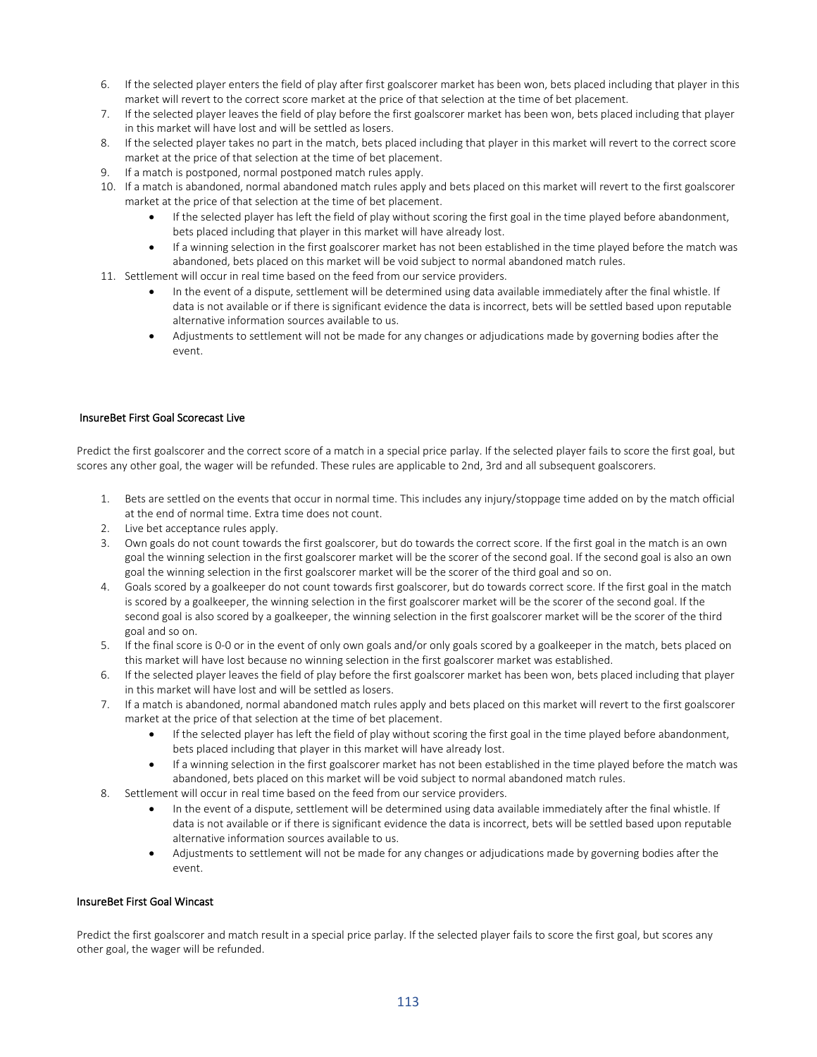6. If the selected player enters the field of play after first goalscorer market has been won, bets placed including that player in this market will revert to the correct score market at the price of that selection at the time of bet placement.
7. If the selected player leaves the field of play before the first goalscorer market has been won, bets placed including that player in this market will have lost and will be settled as losers.
8. If the selected player takes no part in the match, bets placed including that player in this market will revert to the correct score market at the price of that selection at the time of bet placement.
9. If a match is postponed, normal postponed match rules apply.
10. If a match is abandoned, normal abandoned match rules apply and bets placed on this market will revert to the first goalscorer market at the price of that selection at the time of bet placement.
    - If the selected player has left the field of play without scoring the first goal in the time played before abandonment, bets placed including that player in this market will have already lost.
    - If a winning selection in the first goalscorer market has not been established in the time played before the match was abandoned, bets placed on this market will be void subject to normal abandoned match rules.
11. Settlement will occur in real time based on the feed from our service providers.
    - In the event of a dispute, settlement will be determined using data available immediately after the final whistle. If data is not available or if there is significant evidence the data is incorrect, bets will be settled based upon reputable alternative information sources available to us.
    - Adjustments to settlement will not be made for any changes or adjudications made by governing bodies after the event.

### InsureBet First Goal Scorecast Live

Predict the first goalscorer and the correct score of a match in a special price parlay. If the selected player fails to score the first goal, but scores any other goal, the wager will be refunded. These rules are applicable to 2nd, 3rd and all subsequent goalscorers.

1. Bets are settled on the events that occur in normal time. This includes any injury/stoppage time added on by the match official at the end of normal time. Extra time does not count.
2. Live bet acceptance rules apply.
3. Own goals do not count towards the first goalscorer, but do towards the correct score. If the first goal in the match is an own goal the winning selection in the first goalscorer market will be the scorer of the second goal. If the second goal is also an own goal the winning selection in the first goalscorer market will be the scorer of the third goal and so on.
4. Goals scored by a goalkeeper do not count towards first goalscorer, but do towards correct score. If the first goal in the match is scored by a goalkeeper, the winning selection in the first goalscorer market will be the scorer of the second goal. If the second goal is also scored by a goalkeeper, the winning selection in the first goalscorer market will be the scorer of the third goal and so on.
5. If the final score is 0-0 or in the event of only own goals and/or only goals scored by a goalkeeper in the match, bets placed on this market will have lost because no winning selection in the first goalscorer market was established.
6. If the selected player leaves the field of play before the first goalscorer market has been won, bets placed including that player in this market will have lost and will be settled as losers.
7. If a match is abandoned, normal abandoned match rules apply and bets placed on this market will revert to the first goalscorer market at the price of that selection at the time of bet placement.
    - If the selected player has left the field of play without scoring the first goal in the time played before abandonment, bets placed including that player in this market will have already lost.
    - If a winning selection in the first goalscorer market has not been established in the time played before the match was abandoned, bets placed on this market will be void subject to normal abandoned match rules.
8. Settlement will occur in real time based on the feed from our service providers.
    - In the event of a dispute, settlement will be determined using data available immediately after the final whistle. If data is not available or if there is significant evidence the data is incorrect, bets will be settled based upon reputable alternative information sources available to us.
    - Adjustments to settlement will not be made for any changes or adjudications made by governing bodies after the event.

### InsureBet First Goal Wincast

Predict the first goalscorer and match result in a special price parlay. If the selected player fails to score the first goal, but scores any other goal, the wager will be refunded.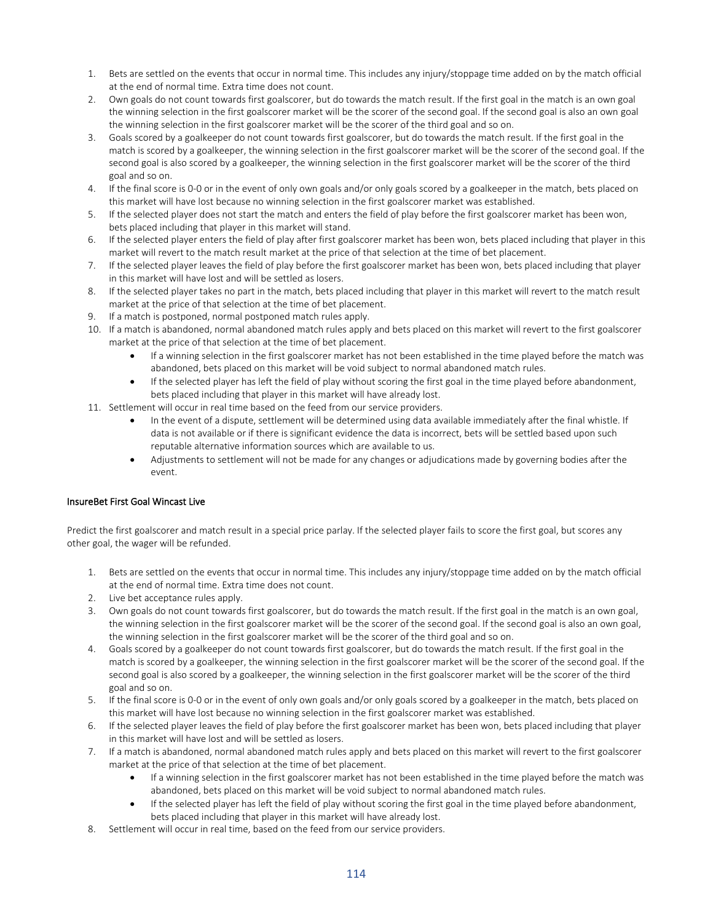1. Bets are settled on the events that occur in normal time. This includes any injury/stoppage time added on by the match official at the end of normal time. Extra time does not count.
2. Own goals do not count towards first goalscorer, but do towards the match result. If the first goal in the match is an own goal the winning selection in the first goalscorer market will be the scorer of the second goal. If the second goal is also an own goal the winning selection in the first goalscorer market will be the scorer of the third goal and so on.
3. Goals scored by a goalkeeper do not count towards first goalscorer, but do towards the match result. If the first goal in the match is scored by a goalkeeper, the winning selection in the first goalscorer market will be the scorer of the second goal. If the second goal is also scored by a goalkeeper, the winning selection in the first goalscorer market will be the scorer of the third goal and so on.
4. If the final score is 0-0 or in the event of only own goals and/or only goals scored by a goalkeeper in the match, bets placed on this market will have lost because no winning selection in the first goalscorer market was established.
5. If the selected player does not start the match and enters the field of play before the first goalscorer market has been won, bets placed including that player in this market will stand.
6. If the selected player enters the field of play after first goalscorer market has been won, bets placed including that player in this market will revert to the match result market at the price of that selection at the time of bet placement.
7. If the selected player leaves the field of play before the first goalscorer market has been won, bets placed including that player in this market will have lost and will be settled as losers.
8. If the selected player takes no part in the match, bets placed including that player in this market will revert to the match result market at the price of that selection at the time of bet placement.
9. If a match is postponed, normal postponed match rules apply.
10. If a match is abandoned, normal abandoned match rules apply and bets placed on this market will revert to the first goalscorer market at the price of that selection at the time of bet placement.
    - If a winning selection in the first goalscorer market has not been established in the time played before the match was abandoned, bets placed on this market will be void subject to normal abandoned match rules.
    - If the selected player has left the field of play without scoring the first goal in the time played before abandonment, bets placed including that player in this market will have already lost.
11. Settlement will occur in real time based on the feed from our service providers.
    - In the event of a dispute, settlement will be determined using data available immediately after the final whistle. If data is not available or if there is significant evidence the data is incorrect, bets will be settled based upon such reputable alternative information sources which are available to us.
    - Adjustments to settlement will not be made for any changes or adjudications made by governing bodies after the event.

### InsureBet First Goal Wincast Live

Predict the first goalscorer and match result in a special price parlay. If the selected player fails to score the first goal, but scores any other goal, the wager will be refunded.

1. Bets are settled on the events that occur in normal time. This includes any injury/stoppage time added on by the match official at the end of normal time. Extra time does not count.
2. Live bet acceptance rules apply.
3. Own goals do not count towards first goalscorer, but do towards the match result. If the first goal in the match is an own goal, the winning selection in the first goalscorer market will be the scorer of the second goal. If the second goal is also an own goal, the winning selection in the first goalscorer market will be the scorer of the third goal and so on.
4. Goals scored by a goalkeeper do not count towards first goalscorer, but do towards the match result. If the first goal in the match is scored by a goalkeeper, the winning selection in the first goalscorer market will be the scorer of the second goal. If the second goal is also scored by a goalkeeper, the winning selection in the first goalscorer market will be the scorer of the third goal and so on.
5. If the final score is 0-0 or in the event of only own goals and/or only goals scored by a goalkeeper in the match, bets placed on this market will have lost because no winning selection in the first goalscorer market was established.
6. If the selected player leaves the field of play before the first goalscorer market has been won, bets placed including that player in this market will have lost and will be settled as losers.
7. If a match is abandoned, normal abandoned match rules apply and bets placed on this market will revert to the first goalscorer market at the price of that selection at the time of bet placement.
    - If a winning selection in the first goalscorer market has not been established in the time played before the match was abandoned, bets placed on this market will be void subject to normal abandoned match rules.
    - If the selected player has left the field of play without scoring the first goal in the time played before abandonment, bets placed including that player in this market will have already lost.
8. Settlement will occur in real time, based on the feed from our service providers.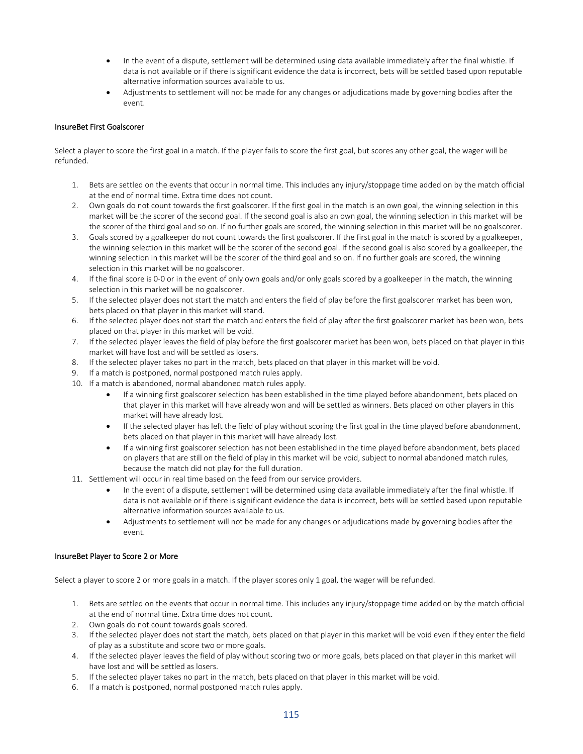- In the event of a dispute, settlement will be determined using data available immediately after the final whistle. If data is not available or if there is significant evidence the data is incorrect, bets will be settled based upon reputable alternative information sources available to us.
- Adjustments to settlement will not be made for any changes or adjudications made by governing bodies after the event.

### InsureBet First Goalscorer

Select a player to score the first goal in a match. If the player fails to score the first goal, but scores any other goal, the wager will be refunded.

1. Bets are settled on the events that occur in normal time. This includes any injury/stoppage time added on by the match official at the end of normal time. Extra time does not count.
2. Own goals do not count towards the first goalscorer. If the first goal in the match is an own goal, the winning selection in this market will be the scorer of the second goal. If the second goal is also an own goal, the winning selection in this market will be the scorer of the third goal and so on. If no further goals are scored, the winning selection in this market will be no goalscorer.
3. Goals scored by a goalkeeper do not count towards the first goalscorer. If the first goal in the match is scored by a goalkeeper, the winning selection in this market will be the scorer of the second goal. If the second goal is also scored by a goalkeeper, the winning selection in this market will be the scorer of the third goal and so on. If no further goals are scored, the winning selection in this market will be no goalscorer.
4. If the final score is 0-0 or in the event of only own goals and/or only goals scored by a goalkeeper in the match, the winning selection in this market will be no goalscorer.
5. If the selected player does not start the match and enters the field of play before the first goalscorer market has been won, bets placed on that player in this market will stand.
6. If the selected player does not start the match and enters the field of play after the first goalscorer market has been won, bets placed on that player in this market will be void.
7. If the selected player leaves the field of play before the first goalscorer market has been won, bets placed on that player in this market will have lost and will be settled as losers.
8. If the selected player takes no part in the match, bets placed on that player in this market will be void.
9. If a match is postponed, normal postponed match rules apply.
10. If a match is abandoned, normal abandoned match rules apply.
    - If a winning first goalscorer selection has been established in the time played before abandonment, bets placed on that player in this market will have already won and will be settled as winners. Bets placed on other players in this market will have already lost.
    - If the selected player has left the field of play without scoring the first goal in the time played before abandonment, bets placed on that player in this market will have already lost.
    - If a winning first goalscorer selection has not been established in the time played before abandonment, bets placed on players that are still on the field of play in this market will be void, subject to normal abandoned match rules, because the match did not play for the full duration.
11. Settlement will occur in real time based on the feed from our service providers.
    - In the event of a dispute, settlement will be determined using data available immediately after the final whistle. If data is not available or if there is significant evidence the data is incorrect, bets will be settled based upon reputable alternative information sources available to us.
    - Adjustments to settlement will not be made for any changes or adjudications made by governing bodies after the event.

### InsureBet Player to Score 2 or More

Select a player to score 2 or more goals in a match. If the player scores only 1 goal, the wager will be refunded.

1. Bets are settled on the events that occur in normal time. This includes any injury/stoppage time added on by the match official at the end of normal time. Extra time does not count.
2. Own goals do not count towards goals scored.
3. If the selected player does not start the match, bets placed on that player in this market will be void even if they enter the field of play as a substitute and score two or more goals.
4. If the selected player leaves the field of play without scoring two or more goals, bets placed on that player in this market will have lost and will be settled as losers.
5. If the selected player takes no part in the match, bets placed on that player in this market will be void.
6. If a match is postponed, normal postponed match rules apply.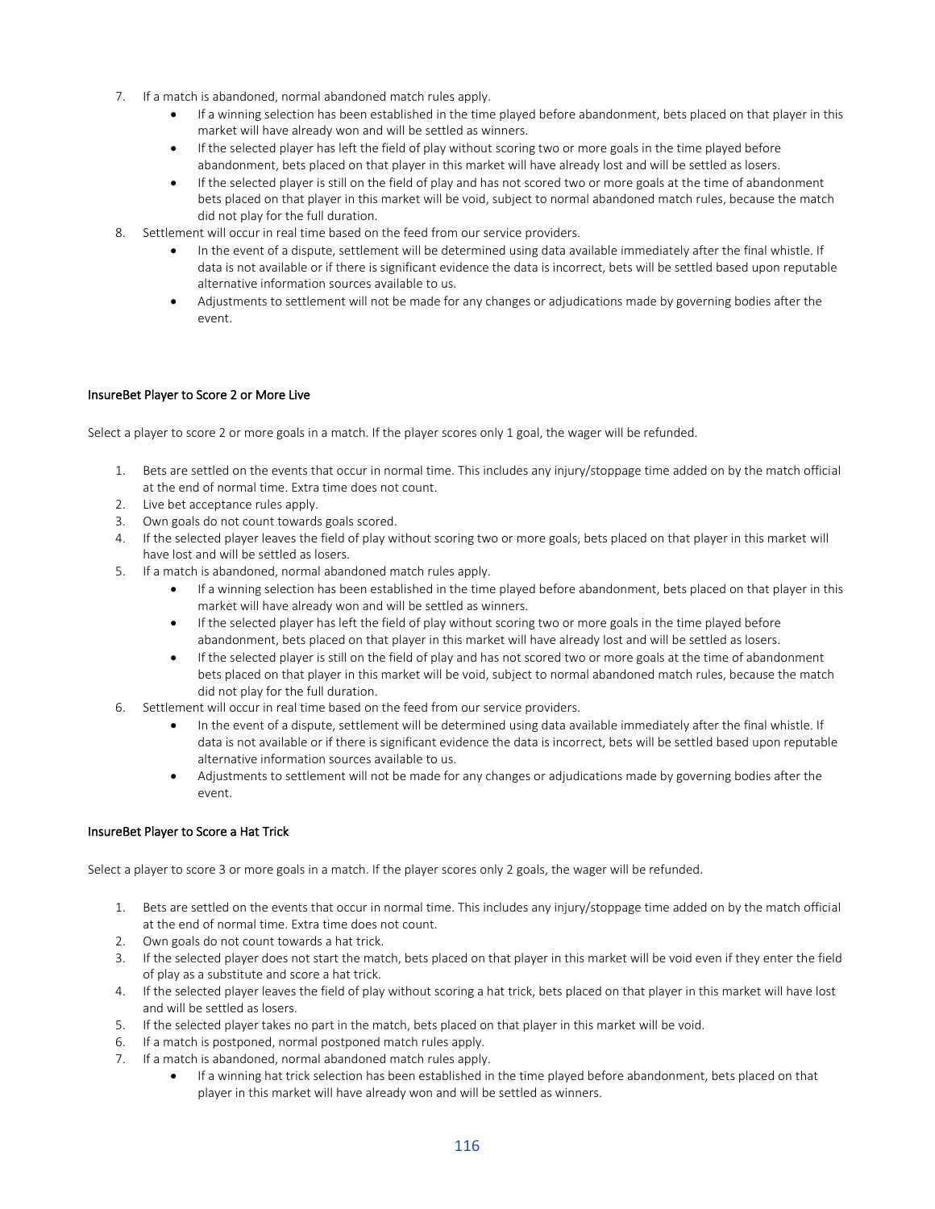7. If a match is abandoned, normal abandoned match rules apply.
    - If a winning selection has been established in the time played before abandonment, bets placed on that player in this market will have already won and will be settled as winners.
    - If the selected player has left the field of play without scoring two or more goals in the time played before abandonment, bets placed on that player in this market will have already lost and will be settled as losers.
    - If the selected player is still on the field of play and has not scored two or more goals at the time of abandonment bets placed on that player in this market will be void, subject to normal abandoned match rules, because the match did not play for the full duration.
8. Settlement will occur in real time based on the feed from our service providers.
    - In the event of a dispute, settlement will be determined using data available immediately after the final whistle. If data is not available or if there is significant evidence the data is incorrect, bets will be settled based upon reputable alternative information sources available to us.
    - Adjustments to settlement will not be made for any changes or adjudications made by governing bodies after the event.

### InsureBet Player to Score 2 or More Live

Select a player to score 2 or more goals in a match. If the player scores only 1 goal, the wager will be refunded.

1. Bets are settled on the events that occur in normal time. This includes any injury/stoppage time added on by the match official at the end of normal time. Extra time does not count.
2. Live bet acceptance rules apply.
3. Own goals do not count towards goals scored.
4. If the selected player leaves the field of play without scoring two or more goals, bets placed on that player in this market will have lost and will be settled as losers.
5. If a match is abandoned, normal abandoned match rules apply.
    - If a winning selection has been established in the time played before abandonment, bets placed on that player in this market will have already won and will be settled as winners.
    - If the selected player has left the field of play without scoring two or more goals in the time played before abandonment, bets placed on that player in this market will have already lost and will be settled as losers.
    - If the selected player is still on the field of play and has not scored two or more goals at the time of abandonment bets placed on that player in this market will be void, subject to normal abandoned match rules, because the match did not play for the full duration.
6. Settlement will occur in real time based on the feed from our service providers.
    - In the event of a dispute, settlement will be determined using data available immediately after the final whistle. If data is not available or if there is significant evidence the data is incorrect, bets will be settled based upon reputable alternative information sources available to us.
    - Adjustments to settlement will not be made for any changes or adjudications made by governing bodies after the event.

### InsureBet Player to Score a Hat Trick

Select a player to score 3 or more goals in a match. If the player scores only 2 goals, the wager will be refunded.

1. Bets are settled on the events that occur in normal time. This includes any injury/stoppage time added on by the match official at the end of normal time. Extra time does not count.
2. Own goals do not count towards a hat trick.
3. If the selected player does not start the match, bets placed on that player in this market will be void even if they enter the field of play as a substitute and score a hat trick.
4. If the selected player leaves the field of play without scoring a hat trick, bets placed on that player in this market will have lost and will be settled as losers.
5. If the selected player takes no part in the match, bets placed on that player in this market will be void.
6. If a match is postponed, normal postponed match rules apply.
7. If a match is abandoned, normal abandoned match rules apply.
    - If a winning hat trick selection has been established in the time played before abandonment, bets placed on that player in this market will have already won and will be settled as winners.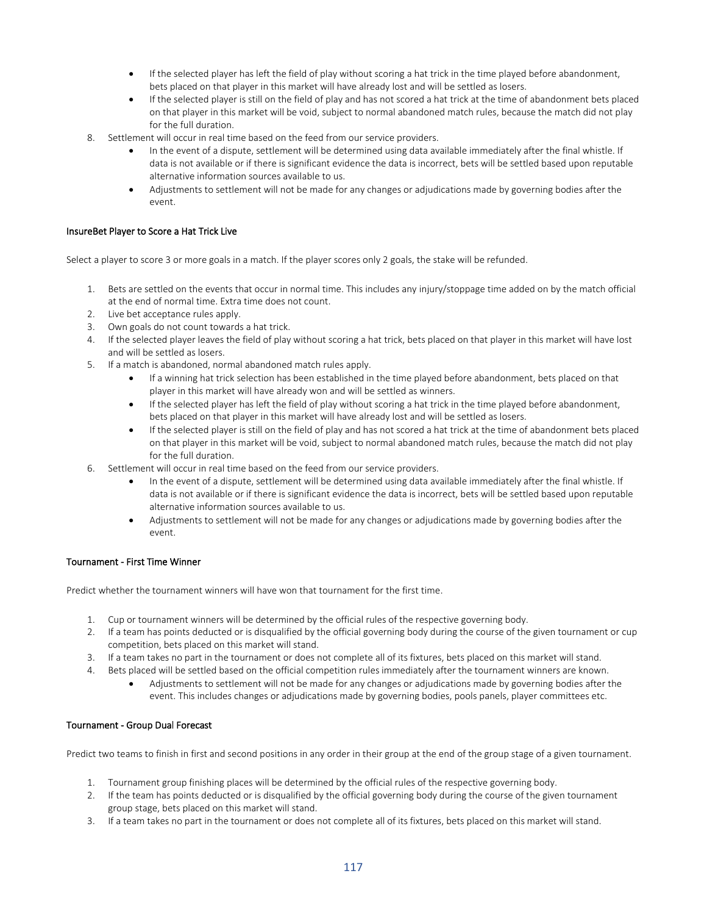- If the selected player has left the field of play without scoring a hat trick in the time played before abandonment, bets placed on that player in this market will have already lost and will be settled as losers.
- If the selected player is still on the field of play and has not scored a hat trick at the time of abandonment bets placed on that player in this market will be void, subject to normal abandoned match rules, because the match did not play for the full duration.

8. Settlement will occur in real time based on the feed from our service providers.
    - In the event of a dispute, settlement will be determined using data available immediately after the final whistle. If data is not available or if there is significant evidence the data is incorrect, bets will be settled based upon reputable alternative information sources available to us.
    - Adjustments to settlement will not be made for any changes or adjudications made by governing bodies after the event.

### InsureBet Player to Score a Hat Trick Live

Select a player to score 3 or more goals in a match. If the player scores only 2 goals, the stake will be refunded.

1. Bets are settled on the events that occur in normal time. This includes any injury/stoppage time added on by the match official at the end of normal time. Extra time does not count.
2. Live bet acceptance rules apply.
3. Own goals do not count towards a hat trick.
4. If the selected player leaves the field of play without scoring a hat trick, bets placed on that player in this market will have lost and will be settled as losers.
5. If a match is abandoned, normal abandoned match rules apply.
    - If a winning hat trick selection has been established in the time played before abandonment, bets placed on that player in this market will have already won and will be settled as winners.
    - If the selected player has left the field of play without scoring a hat trick in the time played before abandonment, bets placed on that player in this market will have already lost and will be settled as losers.
    - If the selected player is still on the field of play and has not scored a hat trick at the time of abandonment bets placed on that player in this market will be void, subject to normal abandoned match rules, because the match did not play for the full duration.
6. Settlement will occur in real time based on the feed from our service providers.
    - In the event of a dispute, settlement will be determined using data available immediately after the final whistle. If data is not available or if there is significant evidence the data is incorrect, bets will be settled based upon reputable alternative information sources available to us.
    - Adjustments to settlement will not be made for any changes or adjudications made by governing bodies after the event.

### Tournament - First Time Winner

Predict whether the tournament winners will have won that tournament for the first time.

1. Cup or tournament winners will be determined by the official rules of the respective governing body.
2. If a team has points deducted or is disqualified by the official governing body during the course of the given tournament or cup competition, bets placed on this market will stand.
3. If a team takes no part in the tournament or does not complete all of its fixtures, bets placed on this market will stand.
4. Bets placed will be settled based on the official competition rules immediately after the tournament winners are known.
    - Adjustments to settlement will not be made for any changes or adjudications made by governing bodies after the event. This includes changes or adjudications made by governing bodies, pools panels, player committees etc.

### Tournament - Group Dual Forecast

Predict two teams to finish in first and second positions in any order in their group at the end of the group stage of a given tournament.

1. Tournament group finishing places will be determined by the official rules of the respective governing body.
2. If the team has points deducted or is disqualified by the official governing body during the course of the given tournament group stage, bets placed on this market will stand.
3. If a team takes no part in the tournament or does not complete all of its fixtures, bets placed on this market will stand.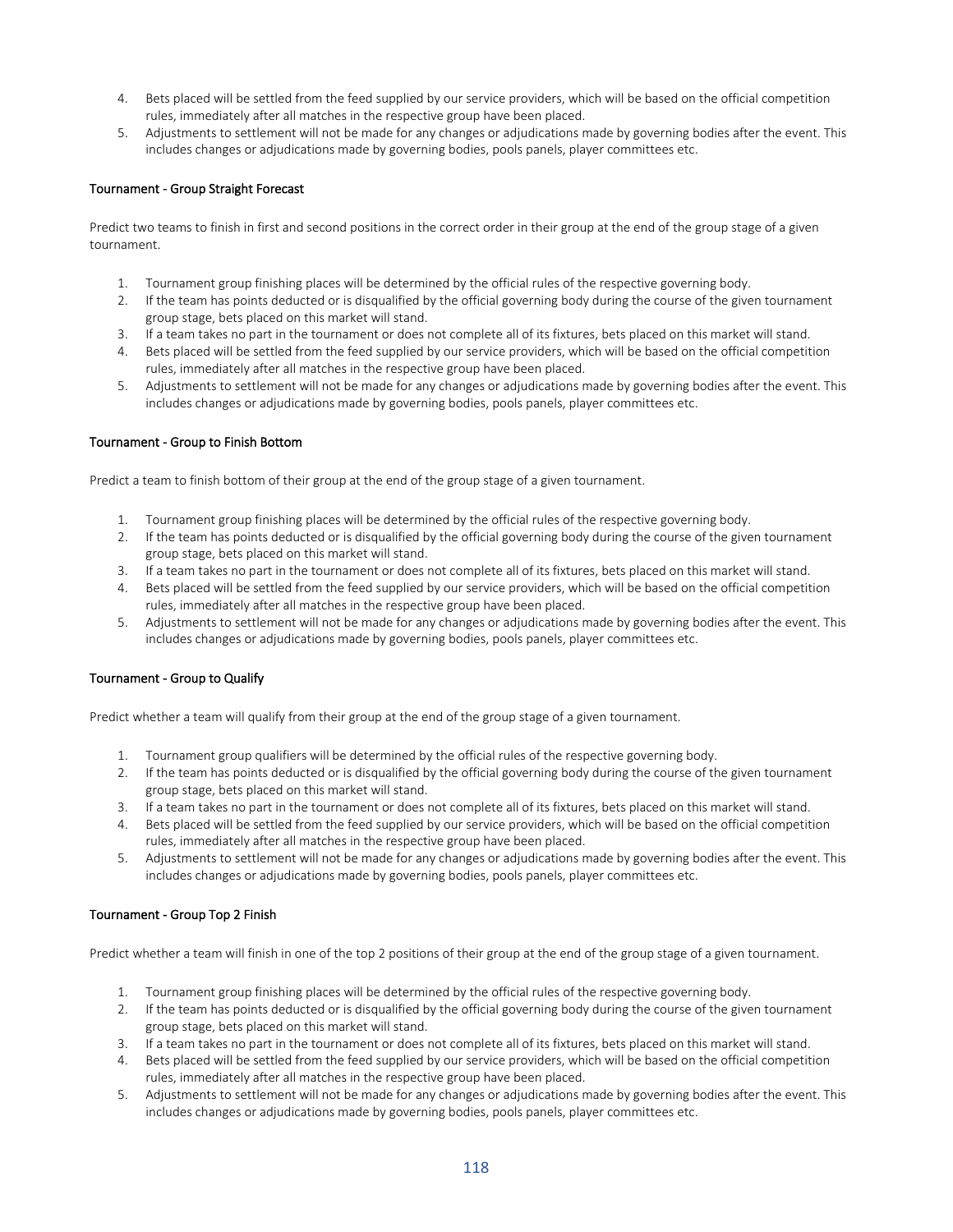4. Bets placed will be settled from the feed supplied by our service providers, which will be based on the official competition rules, immediately after all matches in the respective group have been placed.
5. Adjustments to settlement will not be made for any changes or adjudications made by governing bodies after the event. This includes changes or adjudications made by governing bodies, pools panels, player committees etc.

### Tournament - Group Straight Forecast

Predict two teams to finish in first and second positions in the correct order in their group at the end of the group stage of a given tournament.

1. Tournament group finishing places will be determined by the official rules of the respective governing body.
2. If the team has points deducted or is disqualified by the official governing body during the course of the given tournament group stage, bets placed on this market will stand.
3. If a team takes no part in the tournament or does not complete all of its fixtures, bets placed on this market will stand.
4. Bets placed will be settled from the feed supplied by our service providers, which will be based on the official competition rules, immediately after all matches in the respective group have been placed.
5. Adjustments to settlement will not be made for any changes or adjudications made by governing bodies after the event. This includes changes or adjudications made by governing bodies, pools panels, player committees etc.

### Tournament - Group to Finish Bottom

Predict a team to finish bottom of their group at the end of the group stage of a given tournament.

1. Tournament group finishing places will be determined by the official rules of the respective governing body.
2. If the team has points deducted or is disqualified by the official governing body during the course of the given tournament group stage, bets placed on this market will stand.
3. If a team takes no part in the tournament or does not complete all of its fixtures, bets placed on this market will stand.
4. Bets placed will be settled from the feed supplied by our service providers, which will be based on the official competition rules, immediately after all matches in the respective group have been placed.
5. Adjustments to settlement will not be made for any changes or adjudications made by governing bodies after the event. This includes changes or adjudications made by governing bodies, pools panels, player committees etc.

### Tournament - Group to Qualify

Predict whether a team will qualify from their group at the end of the group stage of a given tournament.

1. Tournament group qualifiers will be determined by the official rules of the respective governing body.
2. If the team has points deducted or is disqualified by the official governing body during the course of the given tournament group stage, bets placed on this market will stand.
3. If a team takes no part in the tournament or does not complete all of its fixtures, bets placed on this market will stand.
4. Bets placed will be settled from the feed supplied by our service providers, which will be based on the official competition rules, immediately after all matches in the respective group have been placed.
5. Adjustments to settlement will not be made for any changes or adjudications made by governing bodies after the event. This includes changes or adjudications made by governing bodies, pools panels, player committees etc.

### Tournament - Group Top 2 Finish

Predict whether a team will finish in one of the top 2 positions of their group at the end of the group stage of a given tournament.

1. Tournament group finishing places will be determined by the official rules of the respective governing body.
2. If the team has points deducted or is disqualified by the official governing body during the course of the given tournament group stage, bets placed on this market will stand.
3. If a team takes no part in the tournament or does not complete all of its fixtures, bets placed on this market will stand.
4. Bets placed will be settled from the feed supplied by our service providers, which will be based on the official competition rules, immediately after all matches in the respective group have been placed.
5. Adjustments to settlement will not be made for any changes or adjudications made by governing bodies after the event. This includes changes or adjudications made by governing bodies, pools panels, player committees etc.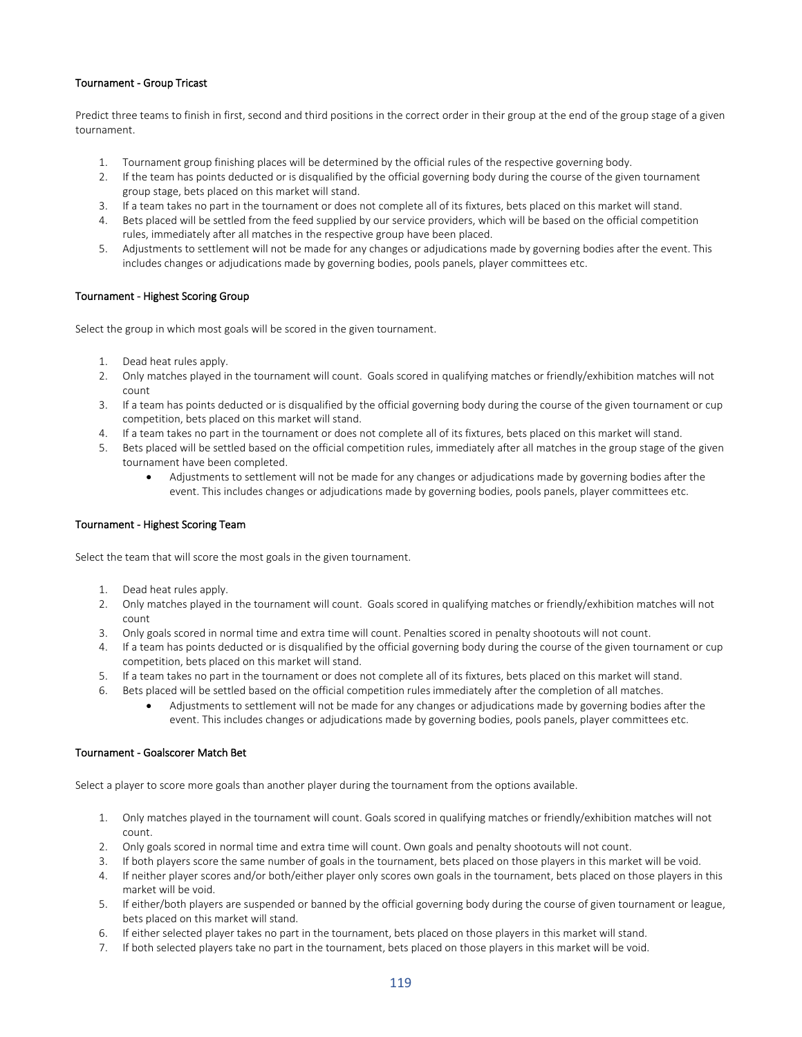### Tournament - Group Tricast

Predict three teams to finish in first, second and third positions in the correct order in their group at the end of the group stage of a given tournament.

1. Tournament group finishing places will be determined by the official rules of the respective governing body.
2. If the team has points deducted or is disqualified by the official governing body during the course of the given tournament group stage, bets placed on this market will stand.
3. If a team takes no part in the tournament or does not complete all of its fixtures, bets placed on this market will stand.
4. Bets placed will be settled from the feed supplied by our service providers, which will be based on the official competition rules, immediately after all matches in the respective group have been placed.
5. Adjustments to settlement will not be made for any changes or adjudications made by governing bodies after the event. This includes changes or adjudications made by governing bodies, pools panels, player committees etc.

### Tournament - Highest Scoring Group

Select the group in which most goals will be scored in the given tournament.

1. Dead heat rules apply.
2. Only matches played in the tournament will count. Goals scored in qualifying matches or friendly/exhibition matches will not count
3. If a team has points deducted or is disqualified by the official governing body during the course of the given tournament or cup competition, bets placed on this market will stand.
4. If a team takes no part in the tournament or does not complete all of its fixtures, bets placed on this market will stand.
5. Bets placed will be settled based on the official competition rules, immediately after all matches in the group stage of the given tournament have been completed.
   - Adjustments to settlement will not be made for any changes or adjudications made by governing bodies after the event. This includes changes or adjudications made by governing bodies, pools panels, player committees etc.

### Tournament - Highest Scoring Team

Select the team that will score the most goals in the given tournament.

1. Dead heat rules apply.
2. Only matches played in the tournament will count. Goals scored in qualifying matches or friendly/exhibition matches will not count
3. Only goals scored in normal time and extra time will count. Penalties scored in penalty shootouts will not count.
4. If a team has points deducted or is disqualified by the official governing body during the course of the given tournament or cup competition, bets placed on this market will stand.
5. If a team takes no part in the tournament or does not complete all of its fixtures, bets placed on this market will stand.
6. Bets placed will be settled based on the official competition rules immediately after the completion of all matches.
   - Adjustments to settlement will not be made for any changes or adjudications made by governing bodies after the event. This includes changes or adjudications made by governing bodies, pools panels, player committees etc.

### Tournament - Goalscorer Match Bet

Select a player to score more goals than another player during the tournament from the options available.

1. Only matches played in the tournament will count. Goals scored in qualifying matches or friendly/exhibition matches will not count.
2. Only goals scored in normal time and extra time will count. Own goals and penalty shootouts will not count.
3. If both players score the same number of goals in the tournament, bets placed on those players in this market will be void.
4. If neither player scores and/or both/either player only scores own goals in the tournament, bets placed on those players in this market will be void.
5. If either/both players are suspended or banned by the official governing body during the course of given tournament or league, bets placed on this market will stand.
6. If either selected player takes no part in the tournament, bets placed on those players in this market will stand.
7. If both selected players take no part in the tournament, bets placed on those players in this market will be void.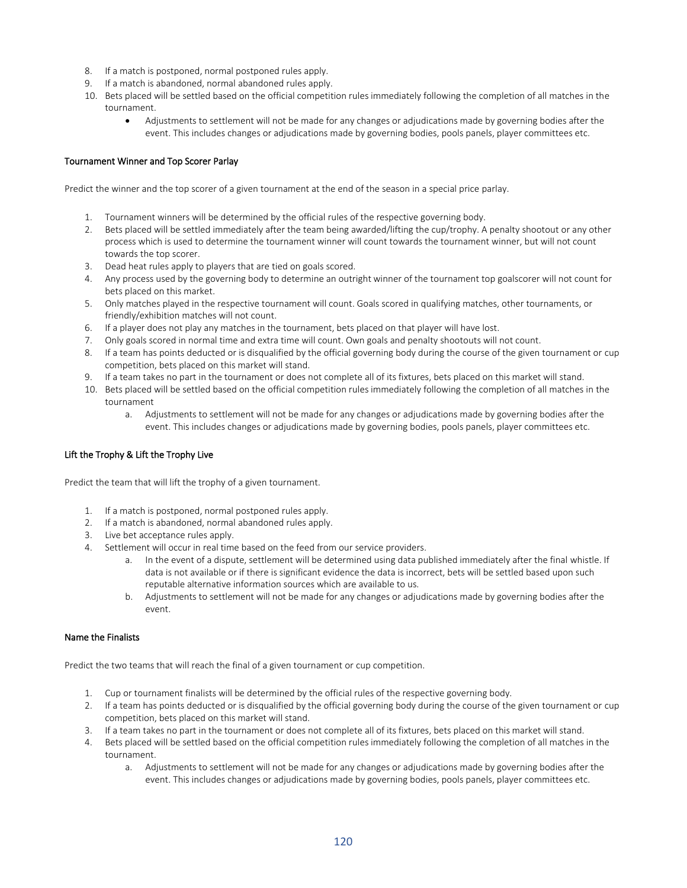8. If a match is postponed, normal postponed rules apply.
9. If a match is abandoned, normal abandoned rules apply.
10. Bets placed will be settled based on the official competition rules immediately following the completion of all matches in the tournament.
    - Adjustments to settlement will not be made for any changes or adjudications made by governing bodies after the event. This includes changes or adjudications made by governing bodies, pools panels, player committees etc.

### Tournament Winner and Top Scorer Parlay

Predict the winner and the top scorer of a given tournament at the end of the season in a special price parlay.

1. Tournament winners will be determined by the official rules of the respective governing body.
2. Bets placed will be settled immediately after the team being awarded/lifting the cup/trophy. A penalty shootout or any other process which is used to determine the tournament winner will count towards the tournament winner, but will not count towards the top scorer.
3. Dead heat rules apply to players that are tied on goals scored.
4. Any process used by the governing body to determine an outright winner of the tournament top goalscorer will not count for bets placed on this market.
5. Only matches played in the respective tournament will count. Goals scored in qualifying matches, other tournaments, or friendly/exhibition matches will not count.
6. If a player does not play any matches in the tournament, bets placed on that player will have lost.
7. Only goals scored in normal time and extra time will count. Own goals and penalty shootouts will not count.
8. If a team has points deducted or is disqualified by the official governing body during the course of the given tournament or cup competition, bets placed on this market will stand.
9. If a team takes no part in the tournament or does not complete all of its fixtures, bets placed on this market will stand.
10. Bets placed will be settled based on the official competition rules immediately following the completion of all matches in the tournament
    a. Adjustments to settlement will not be made for any changes or adjudications made by governing bodies after the event. This includes changes or adjudications made by governing bodies, pools panels, player committees etc.

### Lift the Trophy & Lift the Trophy Live

Predict the team that will lift the trophy of a given tournament.

1. If a match is postponed, normal postponed rules apply.
2. If a match is abandoned, normal abandoned rules apply.
3. Live bet acceptance rules apply.
4. Settlement will occur in real time based on the feed from our service providers.
    a. In the event of a dispute, settlement will be determined using data published immediately after the final whistle. If data is not available or if there is significant evidence the data is incorrect, bets will be settled based upon such reputable alternative information sources which are available to us.
    b. Adjustments to settlement will not be made for any changes or adjudications made by governing bodies after the event.

### Name the Finalists

Predict the two teams that will reach the final of a given tournament or cup competition.

1. Cup or tournament finalists will be determined by the official rules of the respective governing body.
2. If a team has points deducted or is disqualified by the official governing body during the course of the given tournament or cup competition, bets placed on this market will stand.
3. If a team takes no part in the tournament or does not complete all of its fixtures, bets placed on this market will stand.
4. Bets placed will be settled based on the official competition rules immediately following the completion of all matches in the tournament.
    a. Adjustments to settlement will not be made for any changes or adjudications made by governing bodies after the event. This includes changes or adjudications made by governing bodies, pools panels, player committees etc.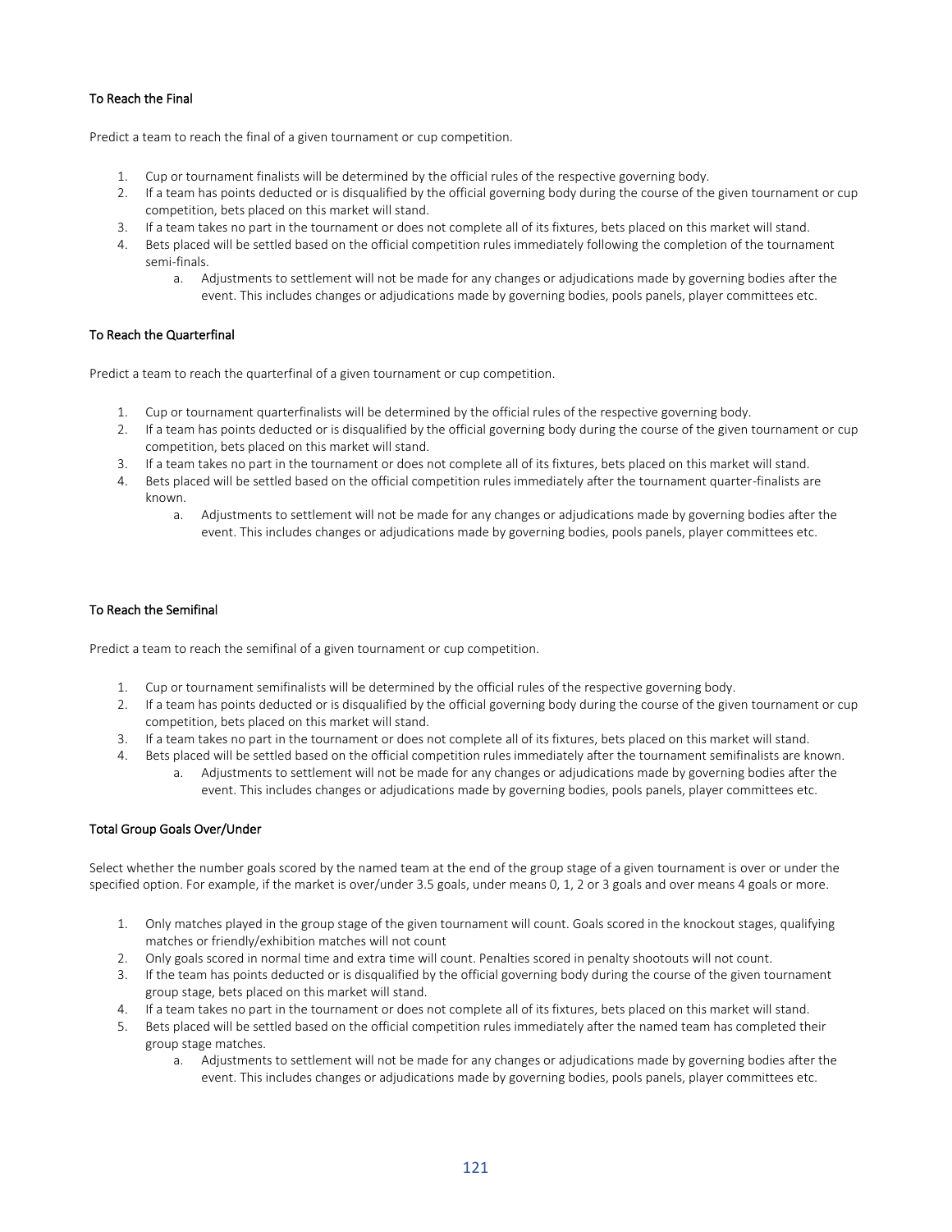### To Reach the Final

Predict a team to reach the final of a given tournament or cup competition.

1. Cup or tournament finalists will be determined by the official rules of the respective governing body.
2. If a team has points deducted or is disqualified by the official governing body during the course of the given tournament or cup competition, bets placed on this market will stand.
3. If a team takes no part in the tournament or does not complete all of its fixtures, bets placed on this market will stand.
4. Bets placed will be settled based on the official competition rules immediately following the completion of the tournament semi-finals.
    a. Adjustments to settlement will not be made for any changes or adjudications made by governing bodies after the event. This includes changes or adjudications made by governing bodies, pools panels, player committees etc.

### To Reach the Quarterfinal

Predict a team to reach the quarterfinal of a given tournament or cup competition.

1. Cup or tournament quarterfinalists will be determined by the official rules of the respective governing body.
2. If a team has points deducted or is disqualified by the official governing body during the course of the given tournament or cup competition, bets placed on this market will stand.
3. If a team takes no part in the tournament or does not complete all of its fixtures, bets placed on this market will stand.
4. Bets placed will be settled based on the official competition rules immediately after the tournament quarter-finalists are known.
    a. Adjustments to settlement will not be made for any changes or adjudications made by governing bodies after the event. This includes changes or adjudications made by governing bodies, pools panels, player committees etc.

### To Reach the Semifinal

Predict a team to reach the semifinal of a given tournament or cup competition.

1. Cup or tournament semifinalists will be determined by the official rules of the respective governing body.
2. If a team has points deducted or is disqualified by the official governing body during the course of the given tournament or cup competition, bets placed on this market will stand.
3. If a team takes no part in the tournament or does not complete all of its fixtures, bets placed on this market will stand.
4. Bets placed will be settled based on the official competition rules immediately after the tournament semifinalists are known.
    a. Adjustments to settlement will not be made for any changes or adjudications made by governing bodies after the event. This includes changes or adjudications made by governing bodies, pools panels, player committees etc.

### Total Group Goals Over/Under

Select whether the number goals scored by the named team at the end of the group stage of a given tournament is over or under the specified option. For example, if the market is over/under 3.5 goals, under means 0, 1, 2 or 3 goals and over means 4 goals or more.

1. Only matches played in the group stage of the given tournament will count. Goals scored in the knockout stages, qualifying matches or friendly/exhibition matches will not count
2. Only goals scored in normal time and extra time will count. Penalties scored in penalty shootouts will not count.
3. If the team has points deducted or is disqualified by the official governing body during the course of the given tournament group stage, bets placed on this market will stand.
4. If a team takes no part in the tournament or does not complete all of its fixtures, bets placed on this market will stand.
5. Bets placed will be settled based on the official competition rules immediately after the named team has completed their group stage matches.
    a. Adjustments to settlement will not be made for any changes or adjudications made by governing bodies after the event. This includes changes or adjudications made by governing bodies, pools panels, player committees etc.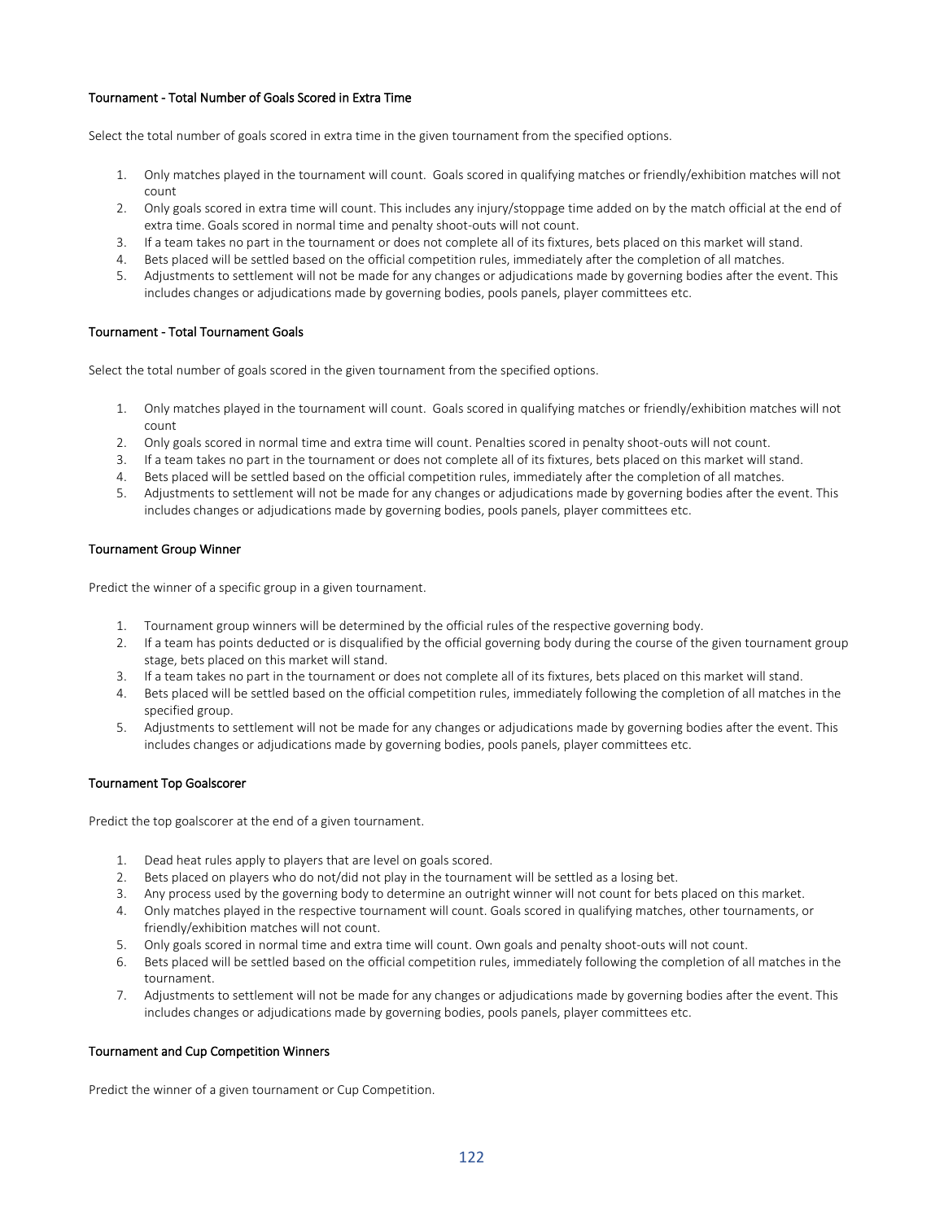### Tournament - Total Number of Goals Scored in Extra Time

Select the total number of goals scored in extra time in the given tournament from the specified options.

1. Only matches played in the tournament will count. Goals scored in qualifying matches or friendly/exhibition matches will not count
2. Only goals scored in extra time will count. This includes any injury/stoppage time added on by the match official at the end of extra time. Goals scored in normal time and penalty shoot-outs will not count.
3. If a team takes no part in the tournament or does not complete all of its fixtures, bets placed on this market will stand.
4. Bets placed will be settled based on the official competition rules, immediately after the completion of all matches.
5. Adjustments to settlement will not be made for any changes or adjudications made by governing bodies after the event. This includes changes or adjudications made by governing bodies, pools panels, player committees etc.

### Tournament - Total Tournament Goals

Select the total number of goals scored in the given tournament from the specified options.

1. Only matches played in the tournament will count. Goals scored in qualifying matches or friendly/exhibition matches will not count
2. Only goals scored in normal time and extra time will count. Penalties scored in penalty shoot-outs will not count.
3. If a team takes no part in the tournament or does not complete all of its fixtures, bets placed on this market will stand.
4. Bets placed will be settled based on the official competition rules, immediately after the completion of all matches.
5. Adjustments to settlement will not be made for any changes or adjudications made by governing bodies after the event. This includes changes or adjudications made by governing bodies, pools panels, player committees etc.

### Tournament Group Winner

Predict the winner of a specific group in a given tournament.

1. Tournament group winners will be determined by the official rules of the respective governing body.
2. If a team has points deducted or is disqualified by the official governing body during the course of the given tournament group stage, bets placed on this market will stand.
3. If a team takes no part in the tournament or does not complete all of its fixtures, bets placed on this market will stand.
4. Bets placed will be settled based on the official competition rules, immediately following the completion of all matches in the specified group.
5. Adjustments to settlement will not be made for any changes or adjudications made by governing bodies after the event. This includes changes or adjudications made by governing bodies, pools panels, player committees etc.

### Tournament Top Goalscorer

Predict the top goalscorer at the end of a given tournament.

1. Dead heat rules apply to players that are level on goals scored.
2. Bets placed on players who do not/did not play in the tournament will be settled as a losing bet.
3. Any process used by the governing body to determine an outright winner will not count for bets placed on this market.
4. Only matches played in the respective tournament will count. Goals scored in qualifying matches, other tournaments, or friendly/exhibition matches will not count.
5. Only goals scored in normal time and extra time will count. Own goals and penalty shoot-outs will not count.
6. Bets placed will be settled based on the official competition rules, immediately following the completion of all matches in the tournament.
7. Adjustments to settlement will not be made for any changes or adjudications made by governing bodies after the event. This includes changes or adjudications made by governing bodies, pools panels, player committees etc.

### Tournament and Cup Competition Winners

Predict the winner of a given tournament or Cup Competition.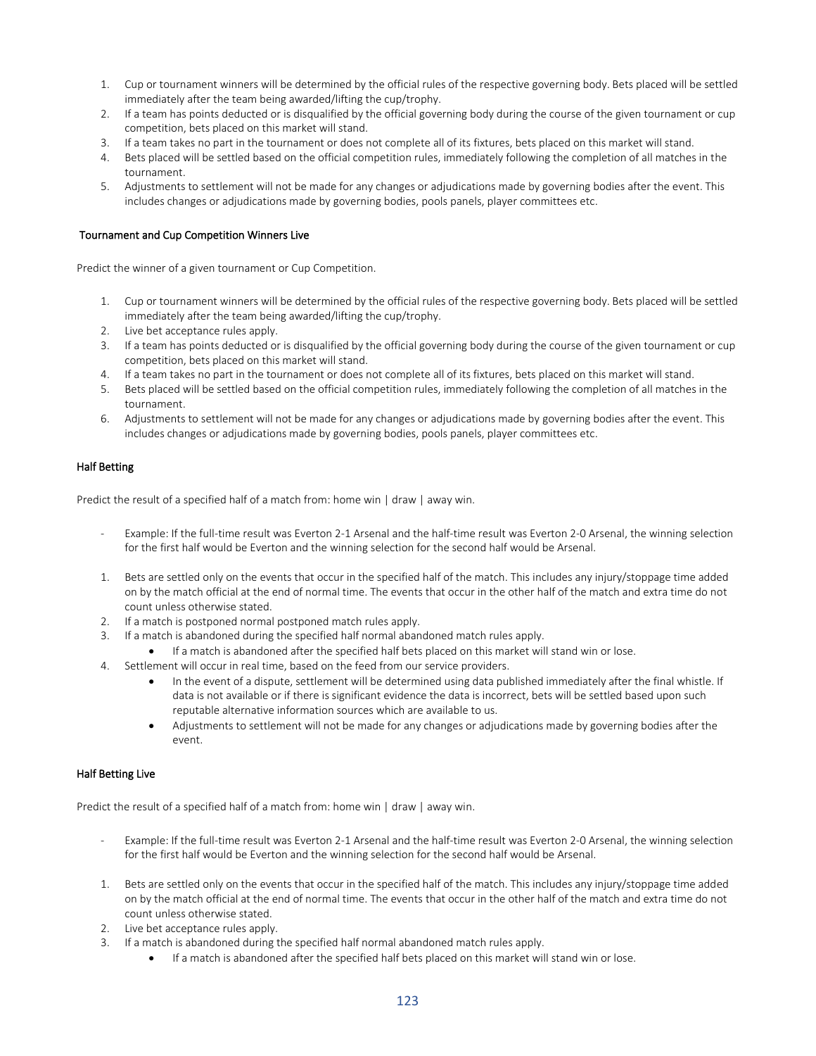1. Cup or tournament winners will be determined by the official rules of the respective governing body. Bets placed will be settled immediately after the team being awarded/lifting the cup/trophy.
2. If a team has points deducted or is disqualified by the official governing body during the course of the given tournament or cup competition, bets placed on this market will stand.
3. If a team takes no part in the tournament or does not complete all of its fixtures, bets placed on this market will stand.
4. Bets placed will be settled based on the official competition rules, immediately following the completion of all matches in the tournament.
5. Adjustments to settlement will not be made for any changes or adjudications made by governing bodies after the event. This includes changes or adjudications made by governing bodies, pools panels, player committees etc.

### Tournament and Cup Competition Winners Live

Predict the winner of a given tournament or Cup Competition.

1. Cup or tournament winners will be determined by the official rules of the respective governing body. Bets placed will be settled immediately after the team being awarded/lifting the cup/trophy.
2. Live bet acceptance rules apply.
3. If a team has points deducted or is disqualified by the official governing body during the course of the given tournament or cup competition, bets placed on this market will stand.
4. If a team takes no part in the tournament or does not complete all of its fixtures, bets placed on this market will stand.
5. Bets placed will be settled based on the official competition rules, immediately following the completion of all matches in the tournament.
6. Adjustments to settlement will not be made for any changes or adjudications made by governing bodies after the event. This includes changes or adjudications made by governing bodies, pools panels, player committees etc.

### Half Betting

Predict the result of a specified half of a match from: home win | draw | away win.

- Example: If the full-time result was Everton 2-1 Arsenal and the half-time result was Everton 2-0 Arsenal, the winning selection for the first half would be Everton and the winning selection for the second half would be Arsenal.

1. Bets are settled only on the events that occur in the specified half of the match. This includes any injury/stoppage time added on by the match official at the end of normal time. The events that occur in the other half of the match and extra time do not count unless otherwise stated.
2. If a match is postponed normal postponed match rules apply.
3. If a match is abandoned during the specified half normal abandoned match rules apply.
   - If a match is abandoned after the specified half bets placed on this market will stand win or lose.
4. Settlement will occur in real time, based on the feed from our service providers.
   - In the event of a dispute, settlement will be determined using data published immediately after the final whistle. If data is not available or if there is significant evidence the data is incorrect, bets will be settled based upon such reputable alternative information sources which are available to us.
   - Adjustments to settlement will not be made for any changes or adjudications made by governing bodies after the event.

### Half Betting Live

Predict the result of a specified half of a match from: home win | draw | away win.

- Example: If the full-time result was Everton 2-1 Arsenal and the half-time result was Everton 2-0 Arsenal, the winning selection for the first half would be Everton and the winning selection for the second half would be Arsenal.

1. Bets are settled only on the events that occur in the specified half of the match. This includes any injury/stoppage time added on by the match official at the end of normal time. The events that occur in the other half of the match and extra time do not count unless otherwise stated.
2. Live bet acceptance rules apply.
3. If a match is abandoned during the specified half normal abandoned match rules apply.
   - If a match is abandoned after the specified half bets placed on this market will stand win or lose.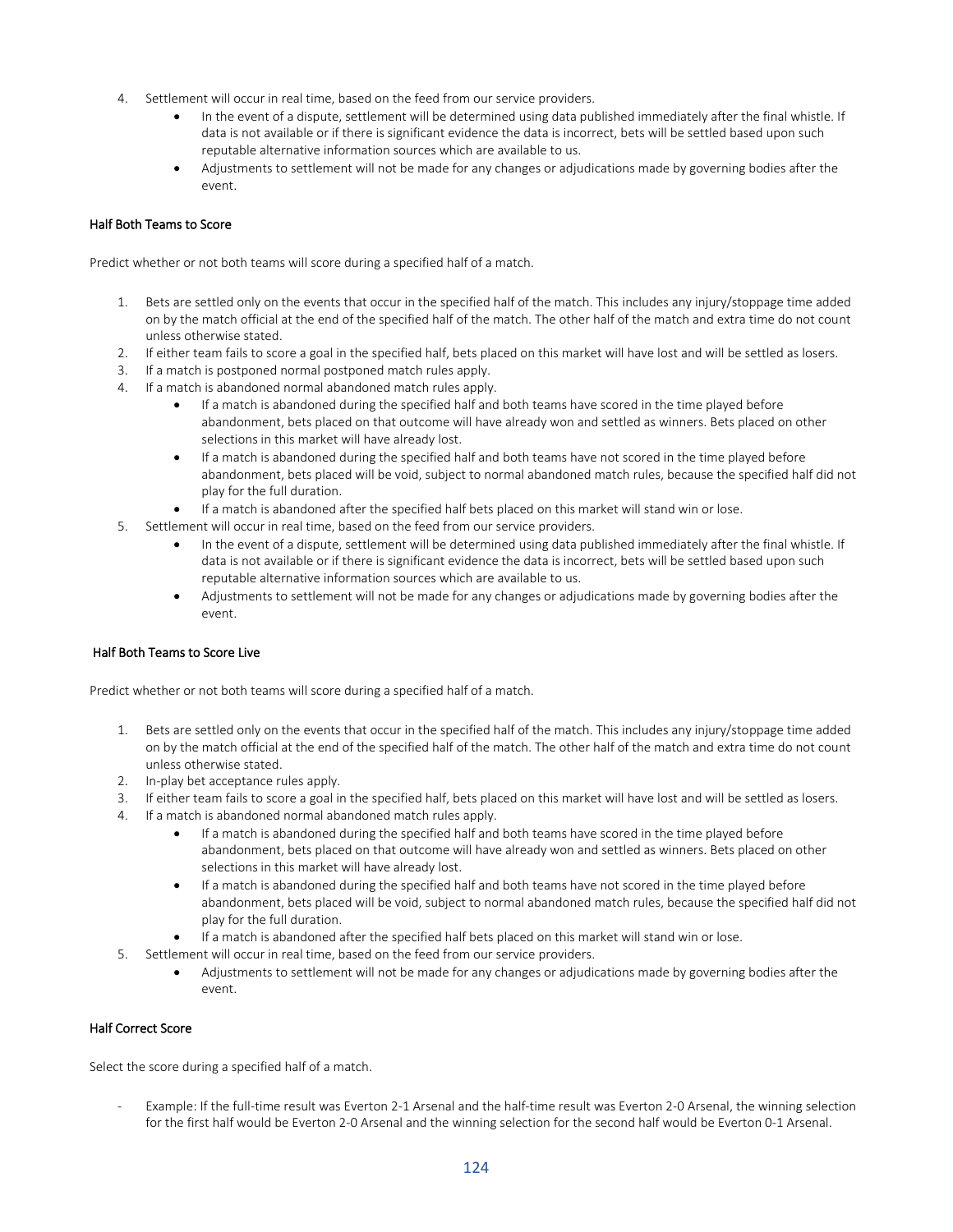4. Settlement will occur in real time, based on the feed from our service providers.
    - In the event of a dispute, settlement will be determined using data published immediately after the final whistle. If data is not available or if there is significant evidence the data is incorrect, bets will be settled based upon such reputable alternative information sources which are available to us.
    - Adjustments to settlement will not be made for any changes or adjudications made by governing bodies after the event.

### Half Both Teams to Score

Predict whether or not both teams will score during a specified half of a match.

1. Bets are settled only on the events that occur in the specified half of the match. This includes any injury/stoppage time added on by the match official at the end of the specified half of the match. The other half of the match and extra time do not count unless otherwise stated.
2. If either team fails to score a goal in the specified half, bets placed on this market will have lost and will be settled as losers.
3. If a match is postponed normal postponed match rules apply.
4. If a match is abandoned normal abandoned match rules apply.
    - If a match is abandoned during the specified half and both teams have scored in the time played before abandonment, bets placed on that outcome will have already won and settled as winners. Bets placed on other selections in this market will have already lost.
    - If a match is abandoned during the specified half and both teams have not scored in the time played before abandonment, bets placed will be void, subject to normal abandoned match rules, because the specified half did not play for the full duration.
    - If a match is abandoned after the specified half bets placed on this market will stand win or lose.
5. Settlement will occur in real time, based on the feed from our service providers.
    - In the event of a dispute, settlement will be determined using data published immediately after the final whistle. If data is not available or if there is significant evidence the data is incorrect, bets will be settled based upon such reputable alternative information sources which are available to us.
    - Adjustments to settlement will not be made for any changes or adjudications made by governing bodies after the event.

### Half Both Teams to Score Live

Predict whether or not both teams will score during a specified half of a match.

1. Bets are settled only on the events that occur in the specified half of the match. This includes any injury/stoppage time added on by the match official at the end of the specified half of the match. The other half of the match and extra time do not count unless otherwise stated.
2. In-play bet acceptance rules apply.
3. If either team fails to score a goal in the specified half, bets placed on this market will have lost and will be settled as losers.
4. If a match is abandoned normal abandoned match rules apply.
    - If a match is abandoned during the specified half and both teams have scored in the time played before abandonment, bets placed on that outcome will have already won and settled as winners. Bets placed on other selections in this market will have already lost.
    - If a match is abandoned during the specified half and both teams have not scored in the time played before abandonment, bets placed will be void, subject to normal abandoned match rules, because the specified half did not play for the full duration.
    - If a match is abandoned after the specified half bets placed on this market will stand win or lose.
5. Settlement will occur in real time, based on the feed from our service providers.
    - Adjustments to settlement will not be made for any changes or adjudications made by governing bodies after the event.

### Half Correct Score

Select the score during a specified half of a match.

- Example: If the full-time result was Everton 2-1 Arsenal and the half-time result was Everton 2-0 Arsenal, the winning selection for the first half would be Everton 2-0 Arsenal and the winning selection for the second half would be Everton 0-1 Arsenal.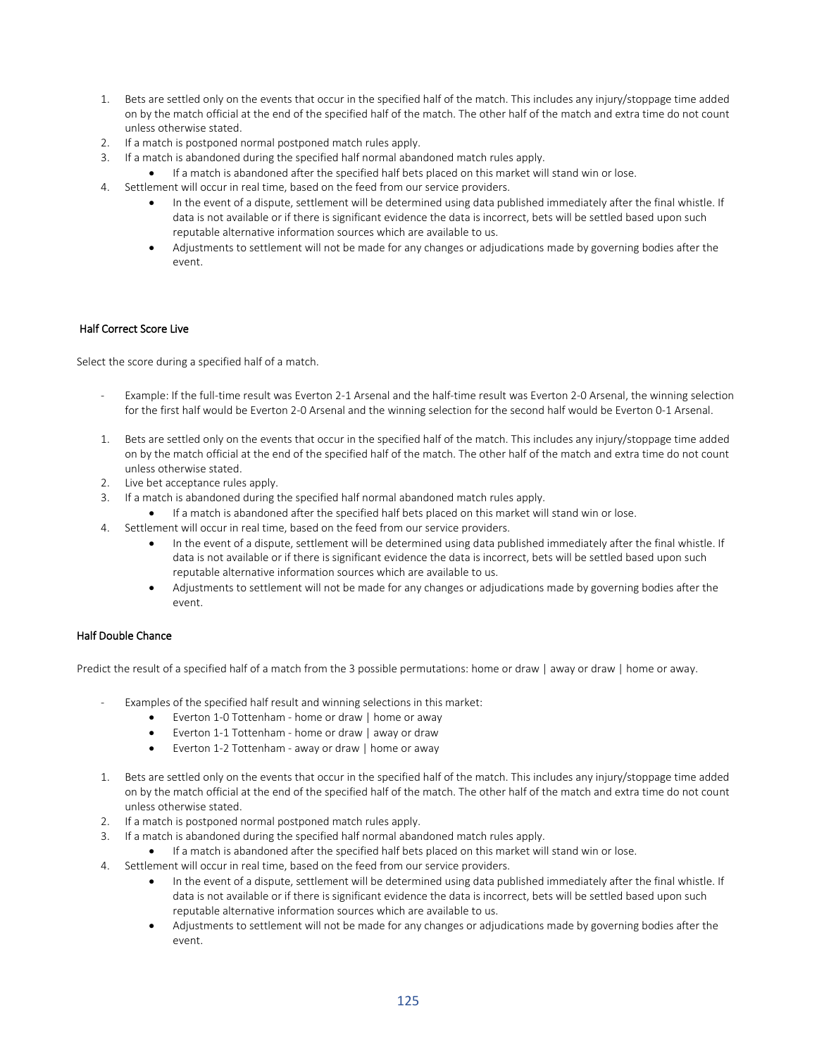1. Bets are settled only on the events that occur in the specified half of the match. This includes any injury/stoppage time added on by the match official at the end of the specified half of the match. The other half of the match and extra time do not count unless otherwise stated.
2. If a match is postponed normal postponed match rules apply.
3. If a match is abandoned during the specified half normal abandoned match rules apply.
    - If a match is abandoned after the specified half bets placed on this market will stand win or lose.
4. Settlement will occur in real time, based on the feed from our service providers.
    - In the event of a dispute, settlement will be determined using data published immediately after the final whistle. If data is not available or if there is significant evidence the data is incorrect, bets will be settled based upon such reputable alternative information sources which are available to us.
    - Adjustments to settlement will not be made for any changes or adjudications made by governing bodies after the event.

### Half Correct Score Live

Select the score during a specified half of a match.

- Example: If the full-time result was Everton 2-1 Arsenal and the half-time result was Everton 2-0 Arsenal, the winning selection for the first half would be Everton 2-0 Arsenal and the winning selection for the second half would be Everton 0-1 Arsenal.

1. Bets are settled only on the events that occur in the specified half of the match. This includes any injury/stoppage time added on by the match official at the end of the specified half of the match. The other half of the match and extra time do not count unless otherwise stated.
2. Live bet acceptance rules apply.
3. If a match is abandoned during the specified half normal abandoned match rules apply.
    - If a match is abandoned after the specified half bets placed on this market will stand win or lose.
4. Settlement will occur in real time, based on the feed from our service providers.
    - In the event of a dispute, settlement will be determined using data published immediately after the final whistle. If data is not available or if there is significant evidence the data is incorrect, bets will be settled based upon such reputable alternative information sources which are available to us.
    - Adjustments to settlement will not be made for any changes or adjudications made by governing bodies after the event.

### Half Double Chance

Predict the result of a specified half of a match from the 3 possible permutations: home or draw | away or draw | home or away.

- Examples of the specified half result and winning selections in this market:
    - Everton 1-0 Tottenham - home or draw | home or away
    - Everton 1-1 Tottenham - home or draw | away or draw
    - Everton 1-2 Tottenham - away or draw | home or away

1. Bets are settled only on the events that occur in the specified half of the match. This includes any injury/stoppage time added on by the match official at the end of the specified half of the match. The other half of the match and extra time do not count unless otherwise stated.
2. If a match is postponed normal postponed match rules apply.
3. If a match is abandoned during the specified half normal abandoned match rules apply.
    - If a match is abandoned after the specified half bets placed on this market will stand win or lose.
4. Settlement will occur in real time, based on the feed from our service providers.
    - In the event of a dispute, settlement will be determined using data published immediately after the final whistle. If data is not available or if there is significant evidence the data is incorrect, bets will be settled based upon such reputable alternative information sources which are available to us.
    - Adjustments to settlement will not be made for any changes or adjudications made by governing bodies after the event.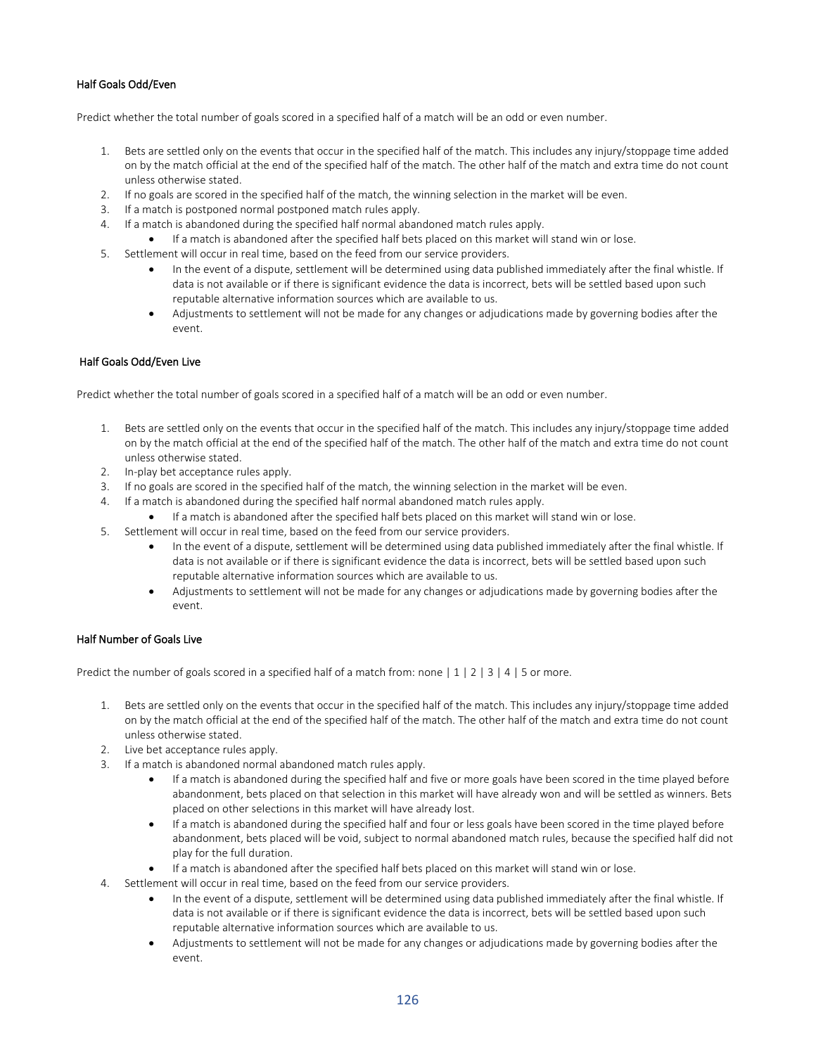### Half Goals Odd/Even

Predict whether the total number of goals scored in a specified half of a match will be an odd or even number.

1. Bets are settled only on the events that occur in the specified half of the match. This includes any injury/stoppage time added on by the match official at the end of the specified half of the match. The other half of the match and extra time do not count unless otherwise stated.
2. If no goals are scored in the specified half of the match, the winning selection in the market will be even.
3. If a match is postponed normal postponed match rules apply.
4. If a match is abandoned during the specified half normal abandoned match rules apply.
   - If a match is abandoned after the specified half bets placed on this market will stand win or lose.
5. Settlement will occur in real time, based on the feed from our service providers.
   - In the event of a dispute, settlement will be determined using data published immediately after the final whistle. If data is not available or if there is significant evidence the data is incorrect, bets will be settled based upon such reputable alternative information sources which are available to us.
   - Adjustments to settlement will not be made for any changes or adjudications made by governing bodies after the event.

### Half Goals Odd/Even Live

Predict whether the total number of goals scored in a specified half of a match will be an odd or even number.

1. Bets are settled only on the events that occur in the specified half of the match. This includes any injury/stoppage time added on by the match official at the end of the specified half of the match. The other half of the match and extra time do not count unless otherwise stated.
2. In-play bet acceptance rules apply.
3. If no goals are scored in the specified half of the match, the winning selection in the market will be even.
4. If a match is abandoned during the specified half normal abandoned match rules apply.
   - If a match is abandoned after the specified half bets placed on this market will stand win or lose.
5. Settlement will occur in real time, based on the feed from our service providers.
   - In the event of a dispute, settlement will be determined using data published immediately after the final whistle. If data is not available or if there is significant evidence the data is incorrect, bets will be settled based upon such reputable alternative information sources which are available to us.
   - Adjustments to settlement will not be made for any changes or adjudications made by governing bodies after the event.

### Half Number of Goals Live

Predict the number of goals scored in a specified half of a match from: none | 1 | 2 | 3 | 4 | 5 or more.

1. Bets are settled only on the events that occur in the specified half of the match. This includes any injury/stoppage time added on by the match official at the end of the specified half of the match. The other half of the match and extra time do not count unless otherwise stated.
2. Live bet acceptance rules apply.
3. If a match is abandoned normal abandoned match rules apply.
   - If a match is abandoned during the specified half and five or more goals have been scored in the time played before abandonment, bets placed on that selection in this market will have already won and will be settled as winners. Bets placed on other selections in this market will have already lost.
   - If a match is abandoned during the specified half and four or less goals have been scored in the time played before abandonment, bets placed will be void, subject to normal abandoned match rules, because the specified half did not play for the full duration.
   - If a match is abandoned after the specified half bets placed on this market will stand win or lose.
4. Settlement will occur in real time, based on the feed from our service providers.
   - In the event of a dispute, settlement will be determined using data published immediately after the final whistle. If data is not available or if there is significant evidence the data is incorrect, bets will be settled based upon such reputable alternative information sources which are available to us.
   - Adjustments to settlement will not be made for any changes or adjudications made by governing bodies after the event.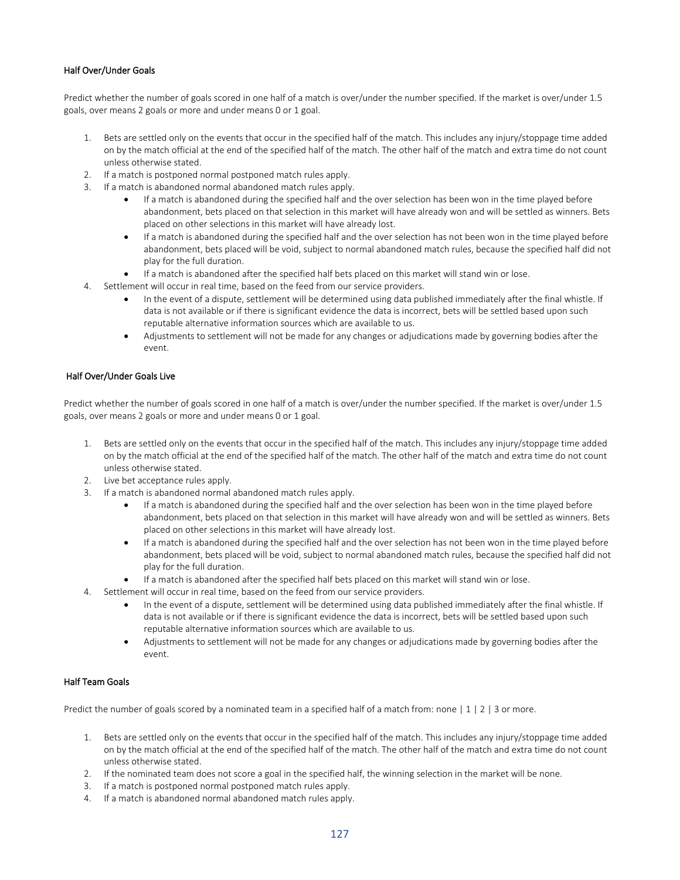### Half Over/Under Goals

Predict whether the number of goals scored in one half of a match is over/under the number specified. If the market is over/under 1.5 goals, over means 2 goals or more and under means 0 or 1 goal.

1. Bets are settled only on the events that occur in the specified half of the match. This includes any injury/stoppage time added on by the match official at the end of the specified half of the match. The other half of the match and extra time do not count unless otherwise stated.
2. If a match is postponed normal postponed match rules apply.
3. If a match is abandoned normal abandoned match rules apply.
    - If a match is abandoned during the specified half and the over selection has been won in the time played before abandonment, bets placed on that selection in this market will have already won and will be settled as winners. Bets placed on other selections in this market will have already lost.
    - If a match is abandoned during the specified half and the over selection has not been won in the time played before abandonment, bets placed will be void, subject to normal abandoned match rules, because the specified half did not play for the full duration.
    - If a match is abandoned after the specified half bets placed on this market will stand win or lose.
4. Settlement will occur in real time, based on the feed from our service providers.
    - In the event of a dispute, settlement will be determined using data published immediately after the final whistle. If data is not available or if there is significant evidence the data is incorrect, bets will be settled based upon such reputable alternative information sources which are available to us.
    - Adjustments to settlement will not be made for any changes or adjudications made by governing bodies after the event.

### Half Over/Under Goals Live

Predict whether the number of goals scored in one half of a match is over/under the number specified. If the market is over/under 1.5 goals, over means 2 goals or more and under means 0 or 1 goal.

1. Bets are settled only on the events that occur in the specified half of the match. This includes any injury/stoppage time added on by the match official at the end of the specified half of the match. The other half of the match and extra time do not count unless otherwise stated.
2. Live bet acceptance rules apply.
3. If a match is abandoned normal abandoned match rules apply.
    - If a match is abandoned during the specified half and the over selection has been won in the time played before abandonment, bets placed on that selection in this market will have already won and will be settled as winners. Bets placed on other selections in this market will have already lost.
    - If a match is abandoned during the specified half and the over selection has not been won in the time played before abandonment, bets placed will be void, subject to normal abandoned match rules, because the specified half did not play for the full duration.
    - If a match is abandoned after the specified half bets placed on this market will stand win or lose.
4. Settlement will occur in real time, based on the feed from our service providers.
    - In the event of a dispute, settlement will be determined using data published immediately after the final whistle. If data is not available or if there is significant evidence the data is incorrect, bets will be settled based upon such reputable alternative information sources which are available to us.
    - Adjustments to settlement will not be made for any changes or adjudications made by governing bodies after the event.

### Half Team Goals

Predict the number of goals scored by a nominated team in a specified half of a match from: none | 1 | 2 | 3 or more.

1. Bets are settled only on the events that occur in the specified half of the match. This includes any injury/stoppage time added on by the match official at the end of the specified half of the match. The other half of the match and extra time do not count unless otherwise stated.
2. If the nominated team does not score a goal in the specified half, the winning selection in the market will be none.
3. If a match is postponed normal postponed match rules apply.
4. If a match is abandoned normal abandoned match rules apply.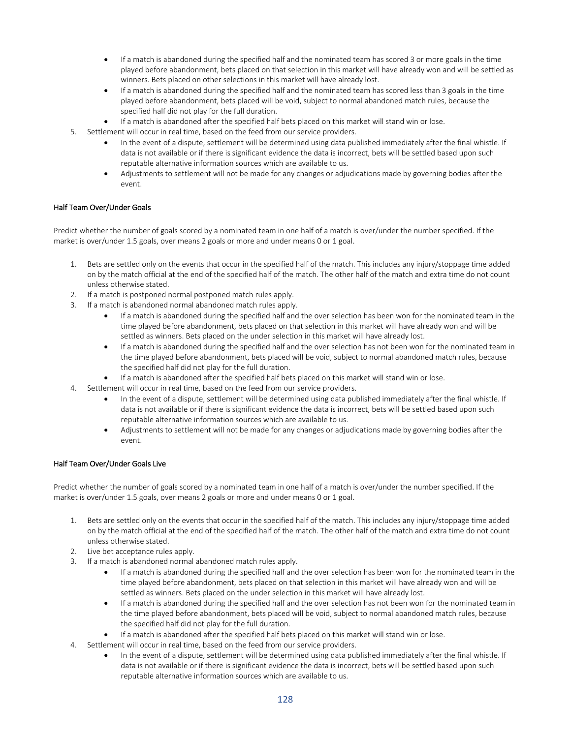- If a match is abandoned during the specified half and the nominated team has scored 3 or more goals in the time played before abandonment, bets placed on that selection in this market will have already won and will be settled as winners. Bets placed on other selections in this market will have already lost.
- If a match is abandoned during the specified half and the nominated team has scored less than 3 goals in the time played before abandonment, bets placed will be void, subject to normal abandoned match rules, because the specified half did not play for the full duration.
- If a match is abandoned after the specified half bets placed on this market will stand win or lose.

5. Settlement will occur in real time, based on the feed from our service providers.
    - In the event of a dispute, settlement will be determined using data published immediately after the final whistle. If data is not available or if there is significant evidence the data is incorrect, bets will be settled based upon such reputable alternative information sources which are available to us.
    - Adjustments to settlement will not be made for any changes or adjudications made by governing bodies after the event.

### Half Team Over/Under Goals

Predict whether the number of goals scored by a nominated team in one half of a match is over/under the number specified. If the market is over/under 1.5 goals, over means 2 goals or more and under means 0 or 1 goal.

1. Bets are settled only on the events that occur in the specified half of the match. This includes any injury/stoppage time added on by the match official at the end of the specified half of the match. The other half of the match and extra time do not count unless otherwise stated.
2. If a match is postponed normal postponed match rules apply.
3. If a match is abandoned normal abandoned match rules apply.
    - If a match is abandoned during the specified half and the over selection has been won for the nominated team in the time played before abandonment, bets placed on that selection in this market will have already won and will be settled as winners. Bets placed on the under selection in this market will have already lost.
    - If a match is abandoned during the specified half and the over selection has not been won for the nominated team in the time played before abandonment, bets placed will be void, subject to normal abandoned match rules, because the specified half did not play for the full duration.
    - If a match is abandoned after the specified half bets placed on this market will stand win or lose.
4. Settlement will occur in real time, based on the feed from our service providers.
    - In the event of a dispute, settlement will be determined using data published immediately after the final whistle. If data is not available or if there is significant evidence the data is incorrect, bets will be settled based upon such reputable alternative information sources which are available to us.
    - Adjustments to settlement will not be made for any changes or adjudications made by governing bodies after the event.

### Half Team Over/Under Goals Live

Predict whether the number of goals scored by a nominated team in one half of a match is over/under the number specified. If the market is over/under 1.5 goals, over means 2 goals or more and under means 0 or 1 goal.

1. Bets are settled only on the events that occur in the specified half of the match. This includes any injury/stoppage time added on by the match official at the end of the specified half of the match. The other half of the match and extra time do not count unless otherwise stated.
2. Live bet acceptance rules apply.
3. If a match is abandoned normal abandoned match rules apply.
    - If a match is abandoned during the specified half and the over selection has been won for the nominated team in the time played before abandonment, bets placed on that selection in this market will have already won and will be settled as winners. Bets placed on the under selection in this market will have already lost.
    - If a match is abandoned during the specified half and the over selection has not been won for the nominated team in the time played before abandonment, bets placed will be void, subject to normal abandoned match rules, because the specified half did not play for the full duration.
    - If a match is abandoned after the specified half bets placed on this market will stand win or lose.
4. Settlement will occur in real time, based on the feed from our service providers.
    - In the event of a dispute, settlement will be determined using data published immediately after the final whistle. If data is not available or if there is significant evidence the data is incorrect, bets will be settled based upon such reputable alternative information sources which are available to us.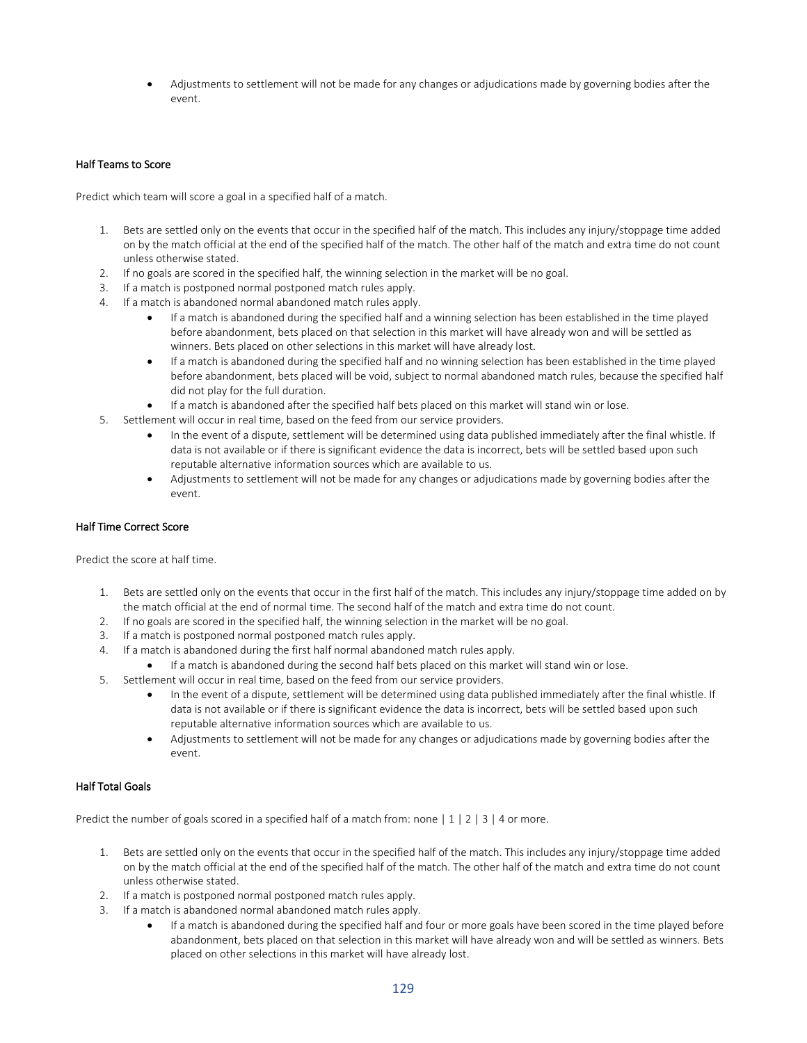- Adjustments to settlement will not be made for any changes or adjudications made by governing bodies after the event.

### Half Teams to Score

Predict which team will score a goal in a specified half of a match.

1. Bets are settled only on the events that occur in the specified half of the match. This includes any injury/stoppage time added on by the match official at the end of the specified half of the match. The other half of the match and extra time do not count unless otherwise stated.
2. If no goals are scored in the specified half, the winning selection in the market will be no goal.
3. If a match is postponed normal postponed match rules apply.
4. If a match is abandoned normal abandoned match rules apply.
    - If a match is abandoned during the specified half and a winning selection has been established in the time played before abandonment, bets placed on that selection in this market will have already won and will be settled as winners. Bets placed on other selections in this market will have already lost.
    - If a match is abandoned during the specified half and no winning selection has been established in the time played before abandonment, bets placed will be void, subject to normal abandoned match rules, because the specified half did not play for the full duration.
    - If a match is abandoned after the specified half bets placed on this market will stand win or lose.
5. Settlement will occur in real time, based on the feed from our service providers.
    - In the event of a dispute, settlement will be determined using data published immediately after the final whistle. If data is not available or if there is significant evidence the data is incorrect, bets will be settled based upon such reputable alternative information sources which are available to us.
    - Adjustments to settlement will not be made for any changes or adjudications made by governing bodies after the event.

### Half Time Correct Score

Predict the score at half time.

1. Bets are settled only on the events that occur in the first half of the match. This includes any injury/stoppage time added on by the match official at the end of normal time. The second half of the match and extra time do not count.
2. If no goals are scored in the specified half, the winning selection in the market will be no goal.
3. If a match is postponed normal postponed match rules apply.
4. If a match is abandoned during the first half normal abandoned match rules apply.
    - If a match is abandoned during the second half bets placed on this market will stand win or lose.
5. Settlement will occur in real time, based on the feed from our service providers.
    - In the event of a dispute, settlement will be determined using data published immediately after the final whistle. If data is not available or if there is significant evidence the data is incorrect, bets will be settled based upon such reputable alternative information sources which are available to us.
    - Adjustments to settlement will not be made for any changes or adjudications made by governing bodies after the event.

### Half Total Goals

Predict the number of goals scored in a specified half of a match from: none | 1 | 2 | 3 | 4 or more.

1. Bets are settled only on the events that occur in the specified half of the match. This includes any injury/stoppage time added on by the match official at the end of the specified half of the match. The other half of the match and extra time do not count unless otherwise stated.
2. If a match is postponed normal postponed match rules apply.
3. If a match is abandoned normal abandoned match rules apply.
    - If a match is abandoned during the specified half and four or more goals have been scored in the time played before abandonment, bets placed on that selection in this market will have already won and will be settled as winners. Bets placed on other selections in this market will have already lost.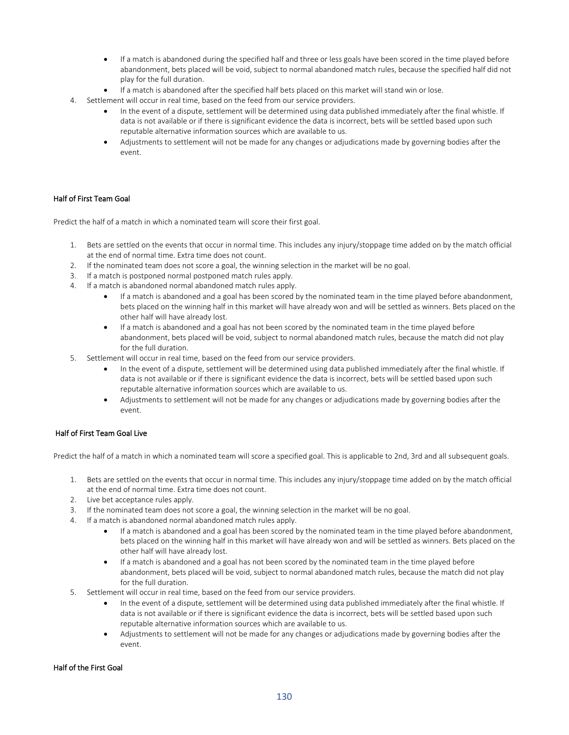- If a match is abandoned during the specified half and three or less goals have been scored in the time played before abandonment, bets placed will be void, subject to normal abandoned match rules, because the specified half did not play for the full duration.
- If a match is abandoned after the specified half bets placed on this market will stand win or lose.

4. Settlement will occur in real time, based on the feed from our service providers.
    - In the event of a dispute, settlement will be determined using data published immediately after the final whistle. If data is not available or if there is significant evidence the data is incorrect, bets will be settled based upon such reputable alternative information sources which are available to us.
    - Adjustments to settlement will not be made for any changes or adjudications made by governing bodies after the event.

### Half of First Team Goal

Predict the half of a match in which a nominated team will score their first goal.

1. Bets are settled on the events that occur in normal time. This includes any injury/stoppage time added on by the match official at the end of normal time. Extra time does not count.
2. If the nominated team does not score a goal, the winning selection in the market will be no goal.
3. If a match is postponed normal postponed match rules apply.
4. If a match is abandoned normal abandoned match rules apply.
    - If a match is abandoned and a goal has been scored by the nominated team in the time played before abandonment, bets placed on the winning half in this market will have already won and will be settled as winners. Bets placed on the other half will have already lost.
    - If a match is abandoned and a goal has not been scored by the nominated team in the time played before abandonment, bets placed will be void, subject to normal abandoned match rules, because the match did not play for the full duration.
5. Settlement will occur in real time, based on the feed from our service providers.
    - In the event of a dispute, settlement will be determined using data published immediately after the final whistle. If data is not available or if there is significant evidence the data is incorrect, bets will be settled based upon such reputable alternative information sources which are available to us.
    - Adjustments to settlement will not be made for any changes or adjudications made by governing bodies after the event.

### Half of First Team Goal Live

Predict the half of a match in which a nominated team will score a specified goal. This is applicable to 2nd, 3rd and all subsequent goals.

1. Bets are settled on the events that occur in normal time. This includes any injury/stoppage time added on by the match official at the end of normal time. Extra time does not count.
2. Live bet acceptance rules apply.
3. If the nominated team does not score a goal, the winning selection in the market will be no goal.
4. If a match is abandoned normal abandoned match rules apply.
    - If a match is abandoned and a goal has been scored by the nominated team in the time played before abandonment, bets placed on the winning half in this market will have already won and will be settled as winners. Bets placed on the other half will have already lost.
    - If a match is abandoned and a goal has not been scored by the nominated team in the time played before abandonment, bets placed will be void, subject to normal abandoned match rules, because the match did not play for the full duration.
5. Settlement will occur in real time, based on the feed from our service providers.
    - In the event of a dispute, settlement will be determined using data published immediately after the final whistle. If data is not available or if there is significant evidence the data is incorrect, bets will be settled based upon such reputable alternative information sources which are available to us.
    - Adjustments to settlement will not be made for any changes or adjudications made by governing bodies after the event.

### Half of the First Goal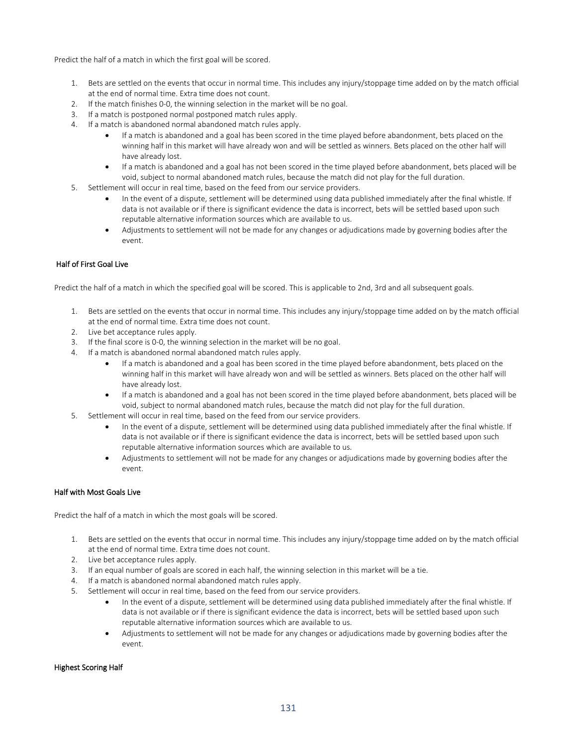Predict the half of a match in which the first goal will be scored.

1. Bets are settled on the events that occur in normal time. This includes any injury/stoppage time added on by the match official at the end of normal time. Extra time does not count.
2. If the match finishes 0-0, the winning selection in the market will be no goal.
3. If a match is postponed normal postponed match rules apply.
4. If a match is abandoned normal abandoned match rules apply.
    - If a match is abandoned and a goal has been scored in the time played before abandonment, bets placed on the winning half in this market will have already won and will be settled as winners. Bets placed on the other half will have already lost.
    - If a match is abandoned and a goal has not been scored in the time played before abandonment, bets placed will be void, subject to normal abandoned match rules, because the match did not play for the full duration.
5. Settlement will occur in real time, based on the feed from our service providers.
    - In the event of a dispute, settlement will be determined using data published immediately after the final whistle. If data is not available or if there is significant evidence the data is incorrect, bets will be settled based upon such reputable alternative information sources which are available to us.
    - Adjustments to settlement will not be made for any changes or adjudications made by governing bodies after the event.

### Half of First Goal Live

Predict the half of a match in which the specified goal will be scored. This is applicable to 2nd, 3rd and all subsequent goals.

1. Bets are settled on the events that occur in normal time. This includes any injury/stoppage time added on by the match official at the end of normal time. Extra time does not count.
2. Live bet acceptance rules apply.
3. If the final score is 0-0, the winning selection in the market will be no goal.
4. If a match is abandoned normal abandoned match rules apply.
    - If a match is abandoned and a goal has been scored in the time played before abandonment, bets placed on the winning half in this market will have already won and will be settled as winners. Bets placed on the other half will have already lost.
    - If a match is abandoned and a goal has not been scored in the time played before abandonment, bets placed will be void, subject to normal abandoned match rules, because the match did not play for the full duration.
5. Settlement will occur in real time, based on the feed from our service providers.
    - In the event of a dispute, settlement will be determined using data published immediately after the final whistle. If data is not available or if there is significant evidence the data is incorrect, bets will be settled based upon such reputable alternative information sources which are available to us.
    - Adjustments to settlement will not be made for any changes or adjudications made by governing bodies after the event.

### Half with Most Goals Live

Predict the half of a match in which the most goals will be scored.

1. Bets are settled on the events that occur in normal time. This includes any injury/stoppage time added on by the match official at the end of normal time. Extra time does not count.
2. Live bet acceptance rules apply.
3. If an equal number of goals are scored in each half, the winning selection in this market will be a tie.
4. If a match is abandoned normal abandoned match rules apply.
5. Settlement will occur in real time, based on the feed from our service providers.
    - In the event of a dispute, settlement will be determined using data published immediately after the final whistle. If data is not available or if there is significant evidence the data is incorrect, bets will be settled based upon such reputable alternative information sources which are available to us.
    - Adjustments to settlement will not be made for any changes or adjudications made by governing bodies after the event.

### Highest Scoring Half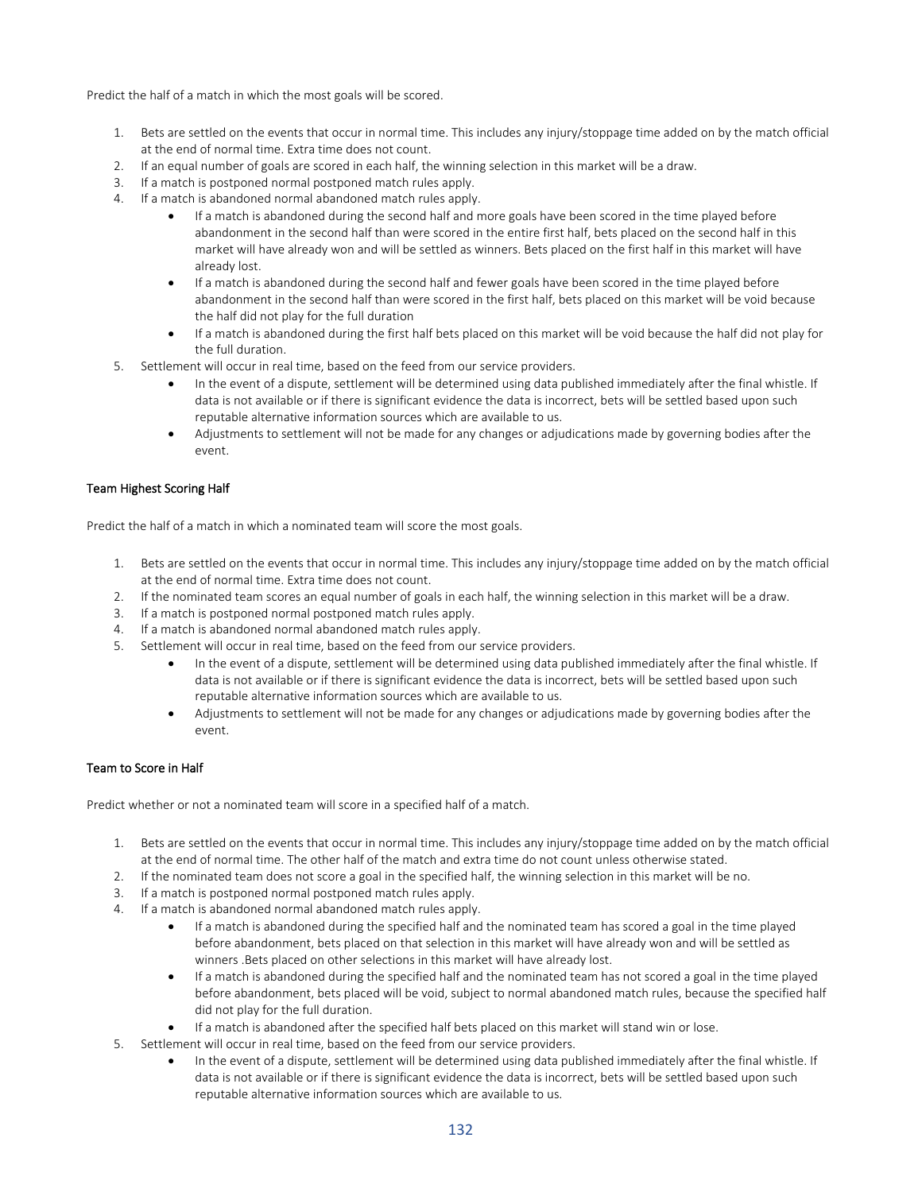Predict the half of a match in which the most goals will be scored.

1. Bets are settled on the events that occur in normal time. This includes any injury/stoppage time added on by the match official at the end of normal time. Extra time does not count.
2. If an equal number of goals are scored in each half, the winning selection in this market will be a draw.
3. If a match is postponed normal postponed match rules apply.
4. If a match is abandoned normal abandoned match rules apply.
    - If a match is abandoned during the second half and more goals have been scored in the time played before abandonment in the second half than were scored in the entire first half, bets placed on the second half in this market will have already won and will be settled as winners. Bets placed on the first half in this market will have already lost.
    - If a match is abandoned during the second half and fewer goals have been scored in the time played before abandonment in the second half than were scored in the first half, bets placed on this market will be void because the half did not play for the full duration
    - If a match is abandoned during the first half bets placed on this market will be void because the half did not play for the full duration.
5. Settlement will occur in real time, based on the feed from our service providers.
    - In the event of a dispute, settlement will be determined using data published immediately after the final whistle. If data is not available or if there is significant evidence the data is incorrect, bets will be settled based upon such reputable alternative information sources which are available to us.
    - Adjustments to settlement will not be made for any changes or adjudications made by governing bodies after the event.

### Team Highest Scoring Half

Predict the half of a match in which a nominated team will score the most goals.

1. Bets are settled on the events that occur in normal time. This includes any injury/stoppage time added on by the match official at the end of normal time. Extra time does not count.
2. If the nominated team scores an equal number of goals in each half, the winning selection in this market will be a draw.
3. If a match is postponed normal postponed match rules apply.
4. If a match is abandoned normal abandoned match rules apply.
5. Settlement will occur in real time, based on the feed from our service providers.
    - In the event of a dispute, settlement will be determined using data published immediately after the final whistle. If data is not available or if there is significant evidence the data is incorrect, bets will be settled based upon such reputable alternative information sources which are available to us.
    - Adjustments to settlement will not be made for any changes or adjudications made by governing bodies after the event.

### Team to Score in Half

Predict whether or not a nominated team will score in a specified half of a match.

1. Bets are settled on the events that occur in normal time. This includes any injury/stoppage time added on by the match official at the end of normal time. The other half of the match and extra time do not count unless otherwise stated.
2. If the nominated team does not score a goal in the specified half, the winning selection in this market will be no.
3. If a match is postponed normal postponed match rules apply.
4. If a match is abandoned normal abandoned match rules apply.
    - If a match is abandoned during the specified half and the nominated team has scored a goal in the time played before abandonment, bets placed on that selection in this market will have already won and will be settled as winners .Bets placed on other selections in this market will have already lost.
    - If a match is abandoned during the specified half and the nominated team has not scored a goal in the time played before abandonment, bets placed will be void, subject to normal abandoned match rules, because the specified half did not play for the full duration.
    - If a match is abandoned after the specified half bets placed on this market will stand win or lose.
5. Settlement will occur in real time, based on the feed from our service providers.
    - In the event of a dispute, settlement will be determined using data published immediately after the final whistle. If data is not available or if there is significant evidence the data is incorrect, bets will be settled based upon such reputable alternative information sources which are available to us.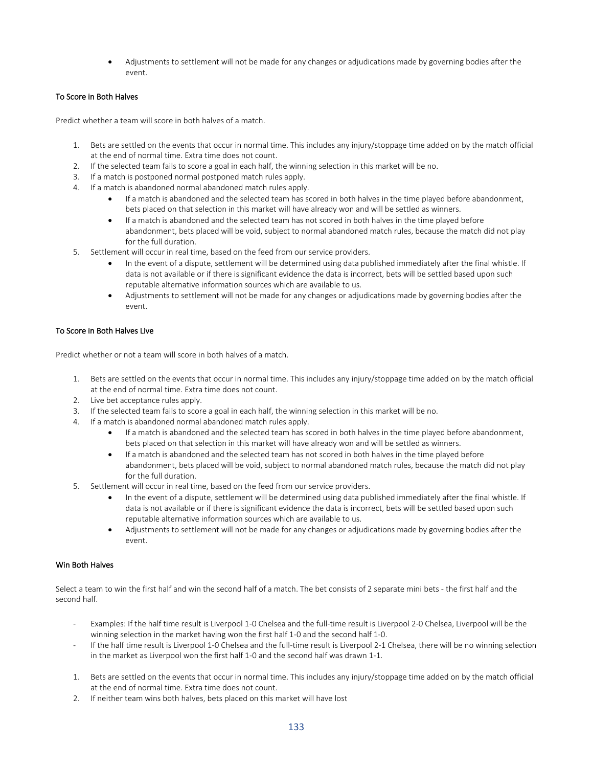- Adjustments to settlement will not be made for any changes or adjudications made by governing bodies after the event.

### To Score in Both Halves

Predict whether a team will score in both halves of a match.

1. Bets are settled on the events that occur in normal time. This includes any injury/stoppage time added on by the match official at the end of normal time. Extra time does not count.
2. If the selected team fails to score a goal in each half, the winning selection in this market will be no.
3. If a match is postponed normal postponed match rules apply.
4. If a match is abandoned normal abandoned match rules apply.
   - If a match is abandoned and the selected team has scored in both halves in the time played before abandonment, bets placed on that selection in this market will have already won and will be settled as winners.
   - If a match is abandoned and the selected team has not scored in both halves in the time played before abandonment, bets placed will be void, subject to normal abandoned match rules, because the match did not play for the full duration.
5. Settlement will occur in real time, based on the feed from our service providers.
   - In the event of a dispute, settlement will be determined using data published immediately after the final whistle. If data is not available or if there is significant evidence the data is incorrect, bets will be settled based upon such reputable alternative information sources which are available to us.
   - Adjustments to settlement will not be made for any changes or adjudications made by governing bodies after the event.

### To Score in Both Halves Live

Predict whether or not a team will score in both halves of a match.

1. Bets are settled on the events that occur in normal time. This includes any injury/stoppage time added on by the match official at the end of normal time. Extra time does not count.
2. Live bet acceptance rules apply.
3. If the selected team fails to score a goal in each half, the winning selection in this market will be no.
4. If a match is abandoned normal abandoned match rules apply.
   - If a match is abandoned and the selected team has scored in both halves in the time played before abandonment, bets placed on that selection in this market will have already won and will be settled as winners.
   - If a match is abandoned and the selected team has not scored in both halves in the time played before abandonment, bets placed will be void, subject to normal abandoned match rules, because the match did not play for the full duration.
5. Settlement will occur in real time, based on the feed from our service providers.
   - In the event of a dispute, settlement will be determined using data published immediately after the final whistle. If data is not available or if there is significant evidence the data is incorrect, bets will be settled based upon such reputable alternative information sources which are available to us.
   - Adjustments to settlement will not be made for any changes or adjudications made by governing bodies after the event.

### Win Both Halves

Select a team to win the first half and win the second half of a match. The bet consists of 2 separate mini bets - the first half and the second half.

- Examples: If the half time result is Liverpool 1-0 Chelsea and the full-time result is Liverpool 2-0 Chelsea, Liverpool will be the winning selection in the market having won the first half 1-0 and the second half 1-0.
- If the half time result is Liverpool 1-0 Chelsea and the full-time result is Liverpool 2-1 Chelsea, there will be no winning selection in the market as Liverpool won the first half 1-0 and the second half was drawn 1-1.

1. Bets are settled on the events that occur in normal time. This includes any injury/stoppage time added on by the match official at the end of normal time. Extra time does not count.
2. If neither team wins both halves, bets placed on this market will have lost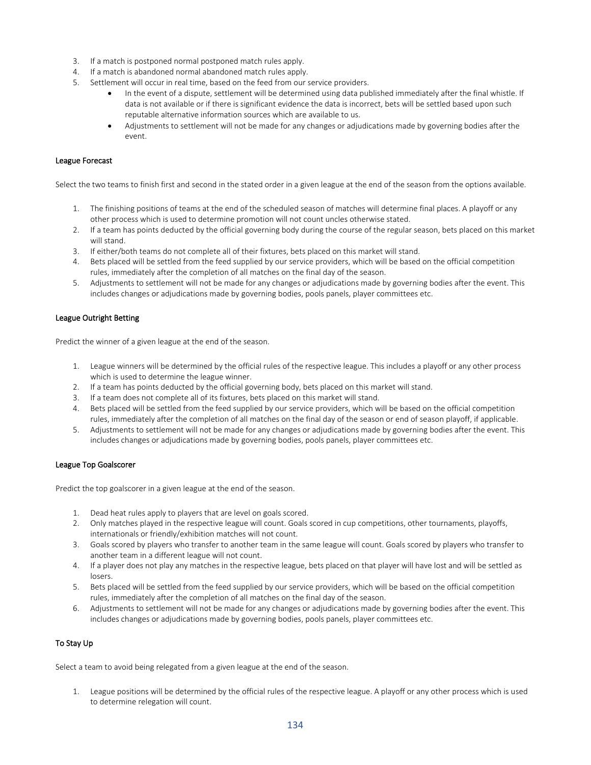3. If a match is postponed normal postponed match rules apply.
4. If a match is abandoned normal abandoned match rules apply.
5. Settlement will occur in real time, based on the feed from our service providers.
    - In the event of a dispute, settlement will be determined using data published immediately after the final whistle. If data is not available or if there is significant evidence the data is incorrect, bets will be settled based upon such reputable alternative information sources which are available to us.
    - Adjustments to settlement will not be made for any changes or adjudications made by governing bodies after the event.

### League Forecast

Select the two teams to finish first and second in the stated order in a given league at the end of the season from the options available.

1. The finishing positions of teams at the end of the scheduled season of matches will determine final places. A playoff or any other process which is used to determine promotion will not count uncles otherwise stated.
2. If a team has points deducted by the official governing body during the course of the regular season, bets placed on this market will stand.
3. If either/both teams do not complete all of their fixtures, bets placed on this market will stand.
4. Bets placed will be settled from the feed supplied by our service providers, which will be based on the official competition rules, immediately after the completion of all matches on the final day of the season.
5. Adjustments to settlement will not be made for any changes or adjudications made by governing bodies after the event. This includes changes or adjudications made by governing bodies, pools panels, player committees etc.

### League Outright Betting

Predict the winner of a given league at the end of the season.

1. League winners will be determined by the official rules of the respective league. This includes a playoff or any other process which is used to determine the league winner.
2. If a team has points deducted by the official governing body, bets placed on this market will stand.
3. If a team does not complete all of its fixtures, bets placed on this market will stand.
4. Bets placed will be settled from the feed supplied by our service providers, which will be based on the official competition rules, immediately after the completion of all matches on the final day of the season or end of season playoff, if applicable.
5. Adjustments to settlement will not be made for any changes or adjudications made by governing bodies after the event. This includes changes or adjudications made by governing bodies, pools panels, player committees etc.

### League Top Goalscorer

Predict the top goalscorer in a given league at the end of the season.

1. Dead heat rules apply to players that are level on goals scored.
2. Only matches played in the respective league will count. Goals scored in cup competitions, other tournaments, playoffs, internationals or friendly/exhibition matches will not count.
3. Goals scored by players who transfer to another team in the same league will count. Goals scored by players who transfer to another team in a different league will not count.
4. If a player does not play any matches in the respective league, bets placed on that player will have lost and will be settled as losers.
5. Bets placed will be settled from the feed supplied by our service providers, which will be based on the official competition rules, immediately after the completion of all matches on the final day of the season.
6. Adjustments to settlement will not be made for any changes or adjudications made by governing bodies after the event. This includes changes or adjudications made by governing bodies, pools panels, player committees etc.

### To Stay Up

Select a team to avoid being relegated from a given league at the end of the season.

1. League positions will be determined by the official rules of the respective league. A playoff or any other process which is used to determine relegation will count.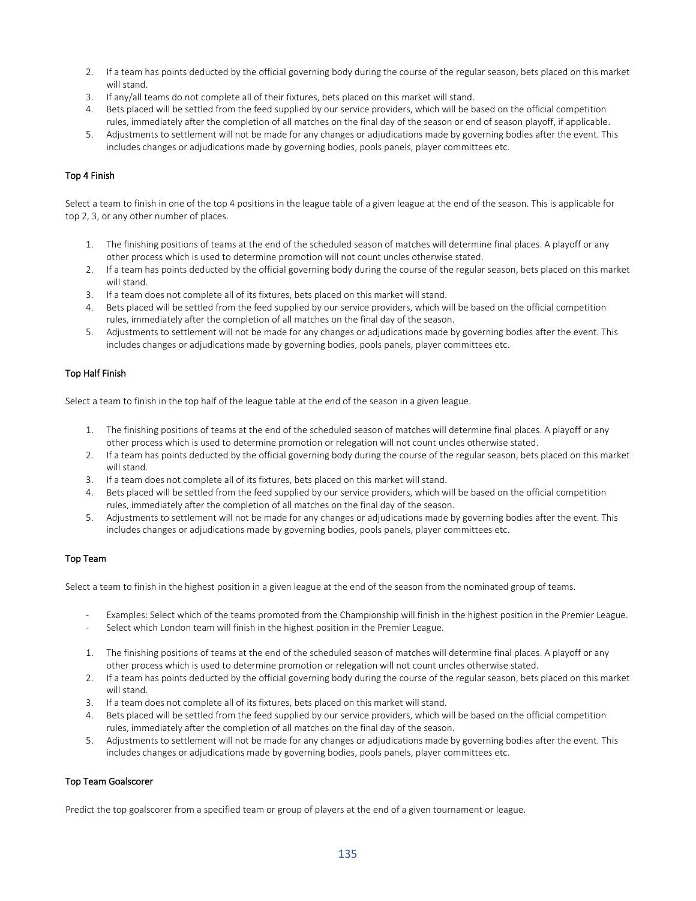2. If a team has points deducted by the official governing body during the course of the regular season, bets placed on this market will stand.
3. If any/all teams do not complete all of their fixtures, bets placed on this market will stand.
4. Bets placed will be settled from the feed supplied by our service providers, which will be based on the official competition rules, immediately after the completion of all matches on the final day of the season or end of season playoff, if applicable.
5. Adjustments to settlement will not be made for any changes or adjudications made by governing bodies after the event. This includes changes or adjudications made by governing bodies, pools panels, player committees etc.

### Top 4 Finish

Select a team to finish in one of the top 4 positions in the league table of a given league at the end of the season. This is applicable for top 2, 3, or any other number of places.

1. The finishing positions of teams at the end of the scheduled season of matches will determine final places. A playoff or any other process which is used to determine promotion will not count uncles otherwise stated.
2. If a team has points deducted by the official governing body during the course of the regular season, bets placed on this market will stand.
3. If a team does not complete all of its fixtures, bets placed on this market will stand.
4. Bets placed will be settled from the feed supplied by our service providers, which will be based on the official competition rules, immediately after the completion of all matches on the final day of the season.
5. Adjustments to settlement will not be made for any changes or adjudications made by governing bodies after the event. This includes changes or adjudications made by governing bodies, pools panels, player committees etc.

### Top Half Finish

Select a team to finish in the top half of the league table at the end of the season in a given league.

1. The finishing positions of teams at the end of the scheduled season of matches will determine final places. A playoff or any other process which is used to determine promotion or relegation will not count uncles otherwise stated.
2. If a team has points deducted by the official governing body during the course of the regular season, bets placed on this market will stand.
3. If a team does not complete all of its fixtures, bets placed on this market will stand.
4. Bets placed will be settled from the feed supplied by our service providers, which will be based on the official competition rules, immediately after the completion of all matches on the final day of the season.
5. Adjustments to settlement will not be made for any changes or adjudications made by governing bodies after the event. This includes changes or adjudications made by governing bodies, pools panels, player committees etc.

### Top Team

Select a team to finish in the highest position in a given league at the end of the season from the nominated group of teams.

- Examples: Select which of the teams promoted from the Championship will finish in the highest position in the Premier League.
- Select which London team will finish in the highest position in the Premier League.

1. The finishing positions of teams at the end of the scheduled season of matches will determine final places. A playoff or any other process which is used to determine promotion or relegation will not count uncles otherwise stated.
2. If a team has points deducted by the official governing body during the course of the regular season, bets placed on this market will stand.
3. If a team does not complete all of its fixtures, bets placed on this market will stand.
4. Bets placed will be settled from the feed supplied by our service providers, which will be based on the official competition rules, immediately after the completion of all matches on the final day of the season.
5. Adjustments to settlement will not be made for any changes or adjudications made by governing bodies after the event. This includes changes or adjudications made by governing bodies, pools panels, player committees etc.

### Top Team Goalscorer

Predict the top goalscorer from a specified team or group of players at the end of a given tournament or league.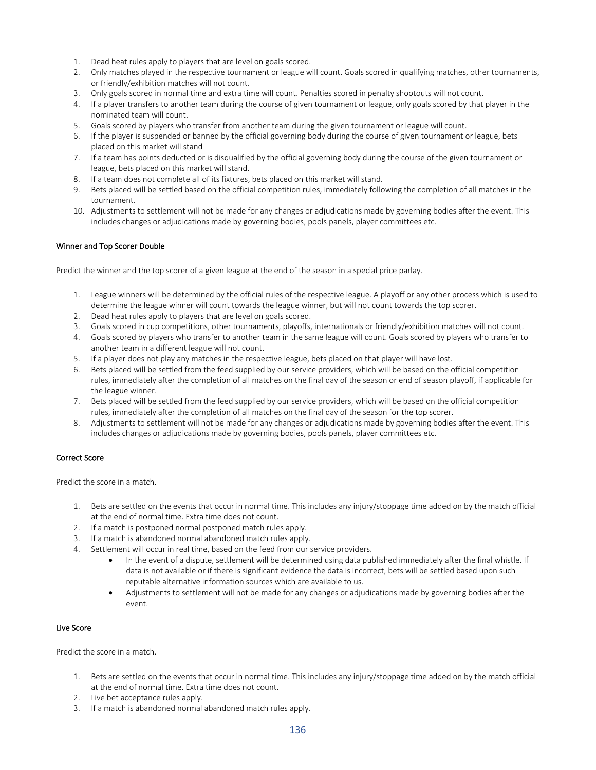1. Dead heat rules apply to players that are level on goals scored.
2. Only matches played in the respective tournament or league will count. Goals scored in qualifying matches, other tournaments, or friendly/exhibition matches will not count.
3. Only goals scored in normal time and extra time will count. Penalties scored in penalty shootouts will not count.
4. If a player transfers to another team during the course of given tournament or league, only goals scored by that player in the nominated team will count.
5. Goals scored by players who transfer from another team during the given tournament or league will count.
6. If the player is suspended or banned by the official governing body during the course of given tournament or league, bets placed on this market will stand
7. If a team has points deducted or is disqualified by the official governing body during the course of the given tournament or league, bets placed on this market will stand.
8. If a team does not complete all of its fixtures, bets placed on this market will stand.
9. Bets placed will be settled based on the official competition rules, immediately following the completion of all matches in the tournament.
10. Adjustments to settlement will not be made for any changes or adjudications made by governing bodies after the event. This includes changes or adjudications made by governing bodies, pools panels, player committees etc.

### Winner and Top Scorer Double

Predict the winner and the top scorer of a given league at the end of the season in a special price parlay.

1. League winners will be determined by the official rules of the respective league. A playoff or any other process which is used to determine the league winner will count towards the league winner, but will not count towards the top scorer.
2. Dead heat rules apply to players that are level on goals scored.
3. Goals scored in cup competitions, other tournaments, playoffs, internationals or friendly/exhibition matches will not count.
4. Goals scored by players who transfer to another team in the same league will count. Goals scored by players who transfer to another team in a different league will not count.
5. If a player does not play any matches in the respective league, bets placed on that player will have lost.
6. Bets placed will be settled from the feed supplied by our service providers, which will be based on the official competition rules, immediately after the completion of all matches on the final day of the season or end of season playoff, if applicable for the league winner.
7. Bets placed will be settled from the feed supplied by our service providers, which will be based on the official competition rules, immediately after the completion of all matches on the final day of the season for the top scorer.
8. Adjustments to settlement will not be made for any changes or adjudications made by governing bodies after the event. This includes changes or adjudications made by governing bodies, pools panels, player committees etc.

### Correct Score

Predict the score in a match.

1. Bets are settled on the events that occur in normal time. This includes any injury/stoppage time added on by the match official at the end of normal time. Extra time does not count.
2. If a match is postponed normal postponed match rules apply.
3. If a match is abandoned normal abandoned match rules apply.
4. Settlement will occur in real time, based on the feed from our service providers.
    - In the event of a dispute, settlement will be determined using data published immediately after the final whistle. If data is not available or if there is significant evidence the data is incorrect, bets will be settled based upon such reputable alternative information sources which are available to us.
    - Adjustments to settlement will not be made for any changes or adjudications made by governing bodies after the event.

### Live Score

Predict the score in a match.

1. Bets are settled on the events that occur in normal time. This includes any injury/stoppage time added on by the match official at the end of normal time. Extra time does not count.
2. Live bet acceptance rules apply.
3. If a match is abandoned normal abandoned match rules apply.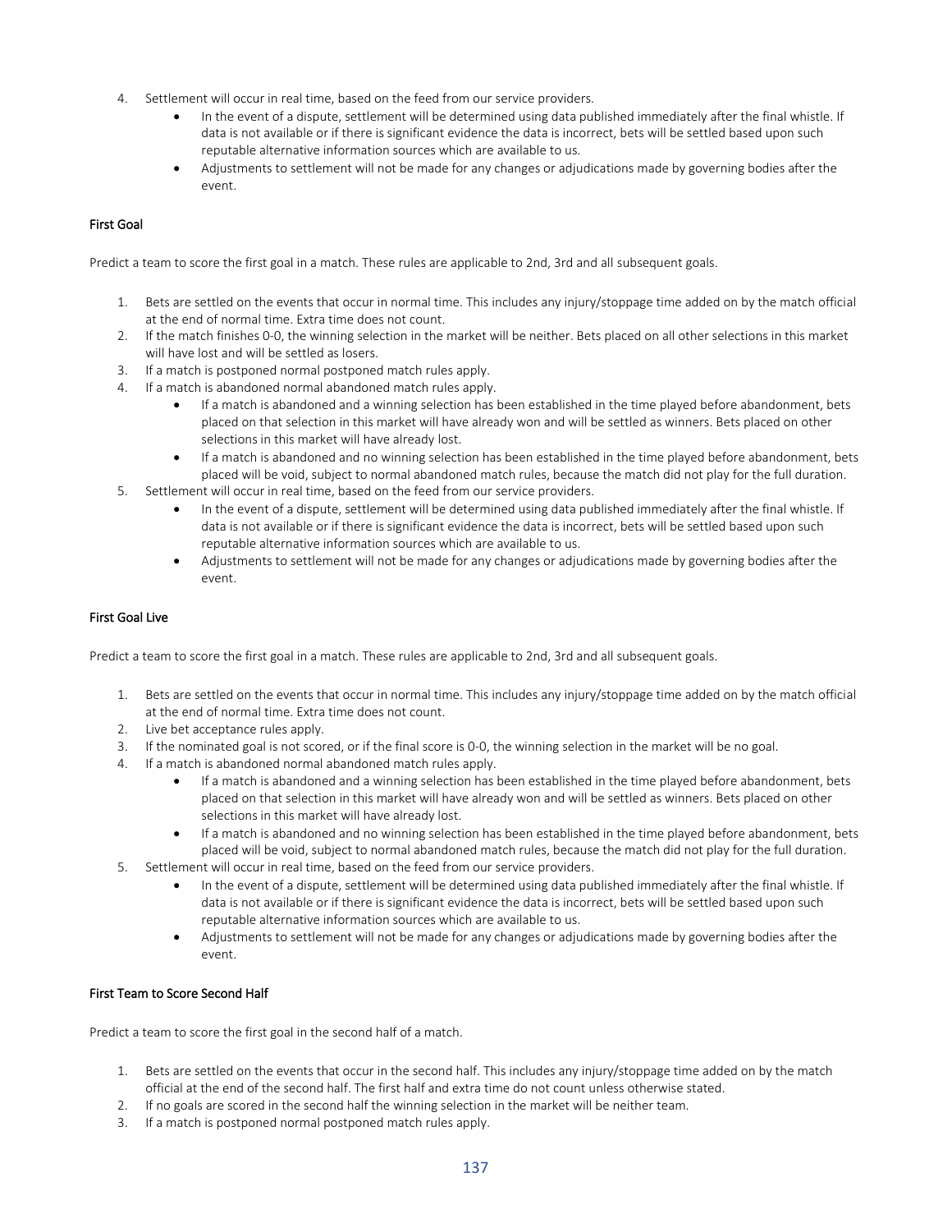4. Settlement will occur in real time, based on the feed from our service providers.
    - In the event of a dispute, settlement will be determined using data published immediately after the final whistle. If data is not available or if there is significant evidence the data is incorrect, bets will be settled based upon such reputable alternative information sources which are available to us.
    - Adjustments to settlement will not be made for any changes or adjudications made by governing bodies after the event.

### First Goal

Predict a team to score the first goal in a match. These rules are applicable to 2nd, 3rd and all subsequent goals.

1. Bets are settled on the events that occur in normal time. This includes any injury/stoppage time added on by the match official at the end of normal time. Extra time does not count.
2. If the match finishes 0-0, the winning selection in the market will be neither. Bets placed on all other selections in this market will have lost and will be settled as losers.
3. If a match is postponed normal postponed match rules apply.
4. If a match is abandoned normal abandoned match rules apply.
    - If a match is abandoned and a winning selection has been established in the time played before abandonment, bets placed on that selection in this market will have already won and will be settled as winners. Bets placed on other selections in this market will have already lost.
    - If a match is abandoned and no winning selection has been established in the time played before abandonment, bets placed will be void, subject to normal abandoned match rules, because the match did not play for the full duration.
5. Settlement will occur in real time, based on the feed from our service providers.
    - In the event of a dispute, settlement will be determined using data published immediately after the final whistle. If data is not available or if there is significant evidence the data is incorrect, bets will be settled based upon such reputable alternative information sources which are available to us.
    - Adjustments to settlement will not be made for any changes or adjudications made by governing bodies after the event.

### First Goal Live

Predict a team to score the first goal in a match. These rules are applicable to 2nd, 3rd and all subsequent goals.

1. Bets are settled on the events that occur in normal time. This includes any injury/stoppage time added on by the match official at the end of normal time. Extra time does not count.
2. Live bet acceptance rules apply.
3. If the nominated goal is not scored, or if the final score is 0-0, the winning selection in the market will be no goal.
4. If a match is abandoned normal abandoned match rules apply.
    - If a match is abandoned and a winning selection has been established in the time played before abandonment, bets placed on that selection in this market will have already won and will be settled as winners. Bets placed on other selections in this market will have already lost.
    - If a match is abandoned and no winning selection has been established in the time played before abandonment, bets placed will be void, subject to normal abandoned match rules, because the match did not play for the full duration.
5. Settlement will occur in real time, based on the feed from our service providers.
    - In the event of a dispute, settlement will be determined using data published immediately after the final whistle. If data is not available or if there is significant evidence the data is incorrect, bets will be settled based upon such reputable alternative information sources which are available to us.
    - Adjustments to settlement will not be made for any changes or adjudications made by governing bodies after the event.

### First Team to Score Second Half

Predict a team to score the first goal in the second half of a match.

1. Bets are settled on the events that occur in the second half. This includes any injury/stoppage time added on by the match official at the end of the second half. The first half and extra time do not count unless otherwise stated.
2. If no goals are scored in the second half the winning selection in the market will be neither team.
3. If a match is postponed normal postponed match rules apply.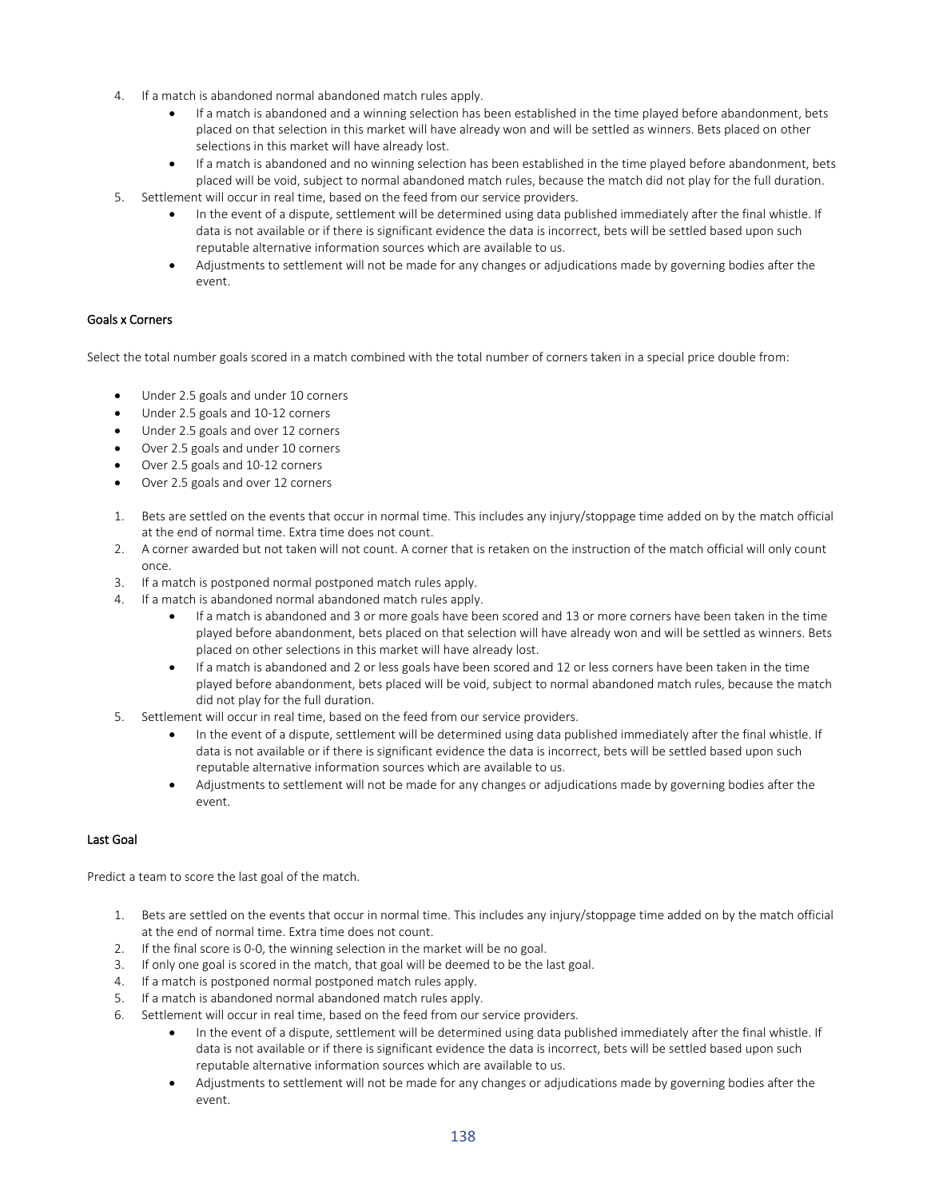4. If a match is abandoned normal abandoned match rules apply.
    - If a match is abandoned and a winning selection has been established in the time played before abandonment, bets placed on that selection in this market will have already won and will be settled as winners. Bets placed on other selections in this market will have already lost.
    - If a match is abandoned and no winning selection has been established in the time played before abandonment, bets placed will be void, subject to normal abandoned match rules, because the match did not play for the full duration.
5. Settlement will occur in real time, based on the feed from our service providers.
    - In the event of a dispute, settlement will be determined using data published immediately after the final whistle. If data is not available or if there is significant evidence the data is incorrect, bets will be settled based upon such reputable alternative information sources which are available to us.
    - Adjustments to settlement will not be made for any changes or adjudications made by governing bodies after the event.

#### Goals x Corners

Select the total number goals scored in a match combined with the total number of corners taken in a special price double from:

- Under 2.5 goals and under 10 corners
- Under 2.5 goals and 10-12 corners
- Under 2.5 goals and over 12 corners
- Over 2.5 goals and under 10 corners
- Over 2.5 goals and 10-12 corners
- Over 2.5 goals and over 12 corners

1. Bets are settled on the events that occur in normal time. This includes any injury/stoppage time added on by the match official at the end of normal time. Extra time does not count.
2. A corner awarded but not taken will not count. A corner that is retaken on the instruction of the match official will only count once.
3. If a match is postponed normal postponed match rules apply.
4. If a match is abandoned normal abandoned match rules apply.
    - If a match is abandoned and 3 or more goals have been scored and 13 or more corners have been taken in the time played before abandonment, bets placed on that selection will have already won and will be settled as winners. Bets placed on other selections in this market will have already lost.
    - If a match is abandoned and 2 or less goals have been scored and 12 or less corners have been taken in the time played before abandonment, bets placed will be void, subject to normal abandoned match rules, because the match did not play for the full duration.
5. Settlement will occur in real time, based on the feed from our service providers.
    - In the event of a dispute, settlement will be determined using data published immediately after the final whistle. If data is not available or if there is significant evidence the data is incorrect, bets will be settled based upon such reputable alternative information sources which are available to us.
    - Adjustments to settlement will not be made for any changes or adjudications made by governing bodies after the event.

#### Last Goal

Predict a team to score the last goal of the match.

1. Bets are settled on the events that occur in normal time. This includes any injury/stoppage time added on by the match official at the end of normal time. Extra time does not count.
2. If the final score is 0-0, the winning selection in the market will be no goal.
3. If only one goal is scored in the match, that goal will be deemed to be the last goal.
4. If a match is postponed normal postponed match rules apply.
5. If a match is abandoned normal abandoned match rules apply.
6. Settlement will occur in real time, based on the feed from our service providers.
    - In the event of a dispute, settlement will be determined using data published immediately after the final whistle. If data is not available or if there is significant evidence the data is incorrect, bets will be settled based upon such reputable alternative information sources which are available to us.
    - Adjustments to settlement will not be made for any changes or adjudications made by governing bodies after the event.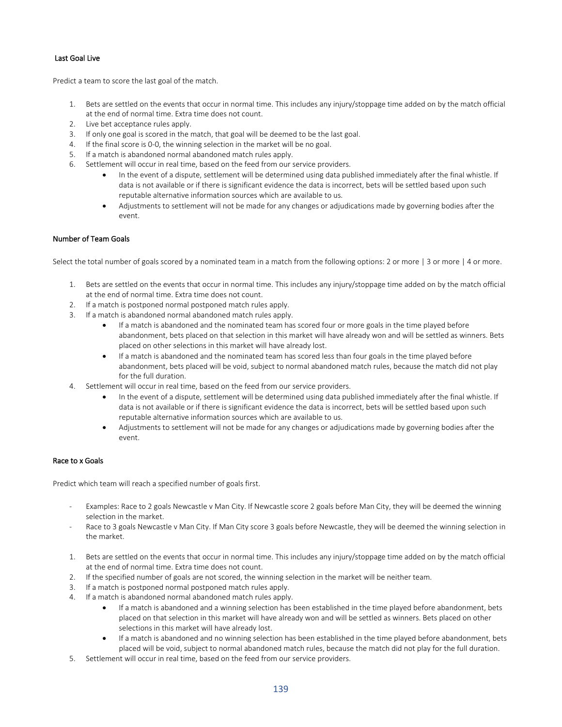### Last Goal Live

Predict a team to score the last goal of the match.

1. Bets are settled on the events that occur in normal time. This includes any injury/stoppage time added on by the match official at the end of normal time. Extra time does not count.
2. Live bet acceptance rules apply.
3. If only one goal is scored in the match, that goal will be deemed to be the last goal.
4. If the final score is 0-0, the winning selection in the market will be no goal.
5. If a match is abandoned normal abandoned match rules apply.
6. Settlement will occur in real time, based on the feed from our service providers.
    - In the event of a dispute, settlement will be determined using data published immediately after the final whistle. If data is not available or if there is significant evidence the data is incorrect, bets will be settled based upon such reputable alternative information sources which are available to us.
    - Adjustments to settlement will not be made for any changes or adjudications made by governing bodies after the event.

### Number of Team Goals

Select the total number of goals scored by a nominated team in a match from the following options: 2 or more | 3 or more | 4 or more.

1. Bets are settled on the events that occur in normal time. This includes any injury/stoppage time added on by the match official at the end of normal time. Extra time does not count.
2. If a match is postponed normal postponed match rules apply.
3. If a match is abandoned normal abandoned match rules apply.
    - If a match is abandoned and the nominated team has scored four or more goals in the time played before abandonment, bets placed on that selection in this market will have already won and will be settled as winners. Bets placed on other selections in this market will have already lost.
    - If a match is abandoned and the nominated team has scored less than four goals in the time played before abandonment, bets placed will be void, subject to normal abandoned match rules, because the match did not play for the full duration.
4. Settlement will occur in real time, based on the feed from our service providers.
    - In the event of a dispute, settlement will be determined using data published immediately after the final whistle. If data is not available or if there is significant evidence the data is incorrect, bets will be settled based upon such reputable alternative information sources which are available to us.
    - Adjustments to settlement will not be made for any changes or adjudications made by governing bodies after the event.

### Race to x Goals

Predict which team will reach a specified number of goals first.

- Examples: Race to 2 goals Newcastle v Man City. If Newcastle score 2 goals before Man City, they will be deemed the winning selection in the market.
- Race to 3 goals Newcastle v Man City. If Man City score 3 goals before Newcastle, they will be deemed the winning selection in the market.

1. Bets are settled on the events that occur in normal time. This includes any injury/stoppage time added on by the match official at the end of normal time. Extra time does not count.
2. If the specified number of goals are not scored, the winning selection in the market will be neither team.
3. If a match is postponed normal postponed match rules apply.
4. If a match is abandoned normal abandoned match rules apply.
    - If a match is abandoned and a winning selection has been established in the time played before abandonment, bets placed on that selection in this market will have already won and will be settled as winners. Bets placed on other selections in this market will have already lost.
    - If a match is abandoned and no winning selection has been established in the time played before abandonment, bets placed will be void, subject to normal abandoned match rules, because the match did not play for the full duration.
5. Settlement will occur in real time, based on the feed from our service providers.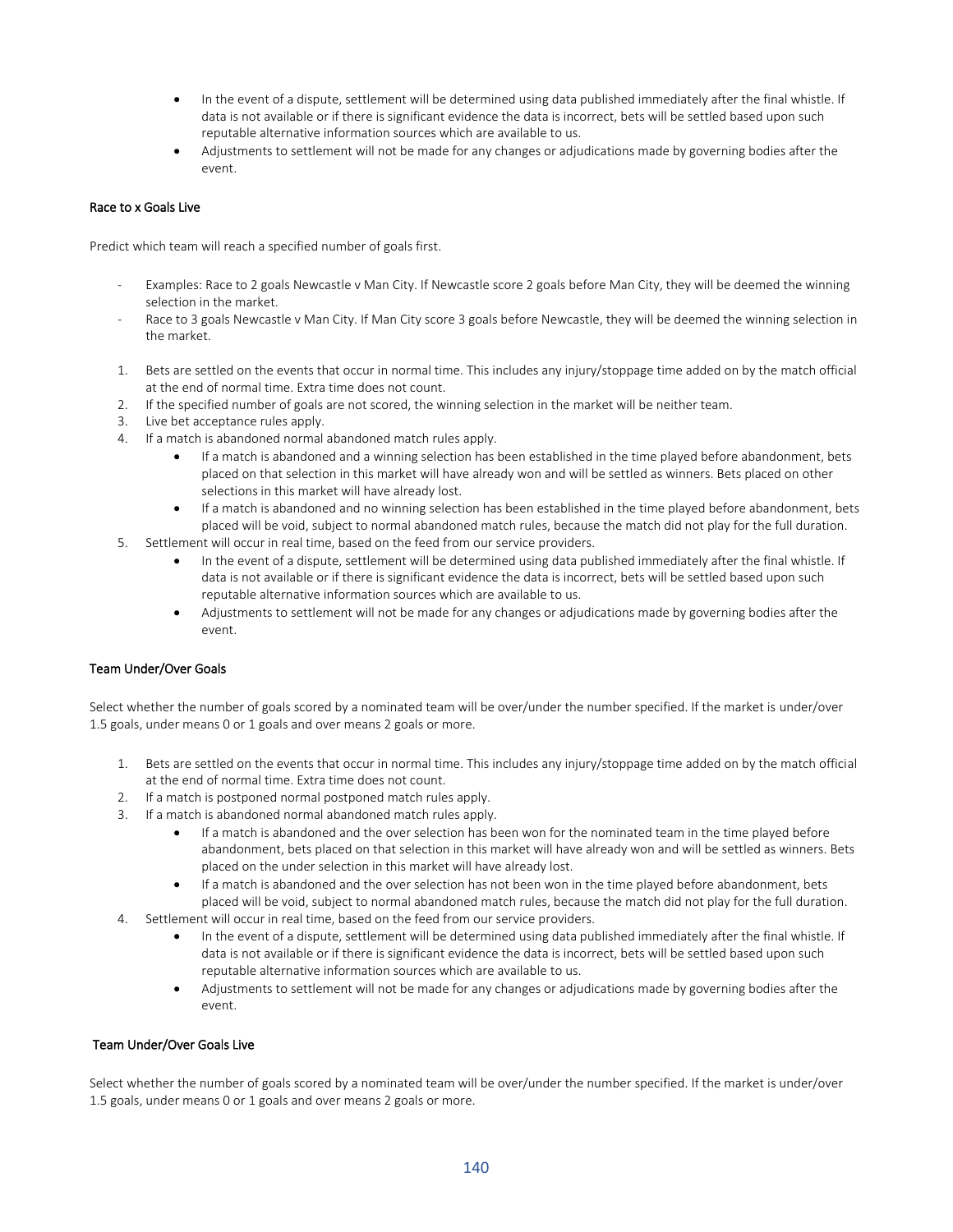- In the event of a dispute, settlement will be determined using data published immediately after the final whistle. If data is not available or if there is significant evidence the data is incorrect, bets will be settled based upon such reputable alternative information sources which are available to us.
- Adjustments to settlement will not be made for any changes or adjudications made by governing bodies after the event.

### Race to x Goals Live

Predict which team will reach a specified number of goals first.

- Examples: Race to 2 goals Newcastle v Man City. If Newcastle score 2 goals before Man City, they will be deemed the winning selection in the market.
- Race to 3 goals Newcastle v Man City. If Man City score 3 goals before Newcastle, they will be deemed the winning selection in the market.

1. Bets are settled on the events that occur in normal time. This includes any injury/stoppage time added on by the match official at the end of normal time. Extra time does not count.
2. If the specified number of goals are not scored, the winning selection in the market will be neither team.
3. Live bet acceptance rules apply.
4. If a match is abandoned normal abandoned match rules apply.
   - If a match is abandoned and a winning selection has been established in the time played before abandonment, bets placed on that selection in this market will have already won and will be settled as winners. Bets placed on other selections in this market will have already lost.
   - If a match is abandoned and no winning selection has been established in the time played before abandonment, bets placed will be void, subject to normal abandoned match rules, because the match did not play for the full duration.
5. Settlement will occur in real time, based on the feed from our service providers.
   - In the event of a dispute, settlement will be determined using data published immediately after the final whistle. If data is not available or if there is significant evidence the data is incorrect, bets will be settled based upon such reputable alternative information sources which are available to us.
   - Adjustments to settlement will not be made for any changes or adjudications made by governing bodies after the event.

### Team Under/Over Goals

Select whether the number of goals scored by a nominated team will be over/under the number specified. If the market is under/over 1.5 goals, under means 0 or 1 goals and over means 2 goals or more.

1. Bets are settled on the events that occur in normal time. This includes any injury/stoppage time added on by the match official at the end of normal time. Extra time does not count.
2. If a match is postponed normal postponed match rules apply.
3. If a match is abandoned normal abandoned match rules apply.
   - If a match is abandoned and the over selection has been won for the nominated team in the time played before abandonment, bets placed on that selection in this market will have already won and will be settled as winners. Bets placed on the under selection in this market will have already lost.
   - If a match is abandoned and the over selection has not been won in the time played before abandonment, bets placed will be void, subject to normal abandoned match rules, because the match did not play for the full duration.
4. Settlement will occur in real time, based on the feed from our service providers.
   - In the event of a dispute, settlement will be determined using data published immediately after the final whistle. If data is not available or if there is significant evidence the data is incorrect, bets will be settled based upon such reputable alternative information sources which are available to us.
   - Adjustments to settlement will not be made for any changes or adjudications made by governing bodies after the event.

### Team Under/Over Goals Live

Select whether the number of goals scored by a nominated team will be over/under the number specified. If the market is under/over 1.5 goals, under means 0 or 1 goals and over means 2 goals or more.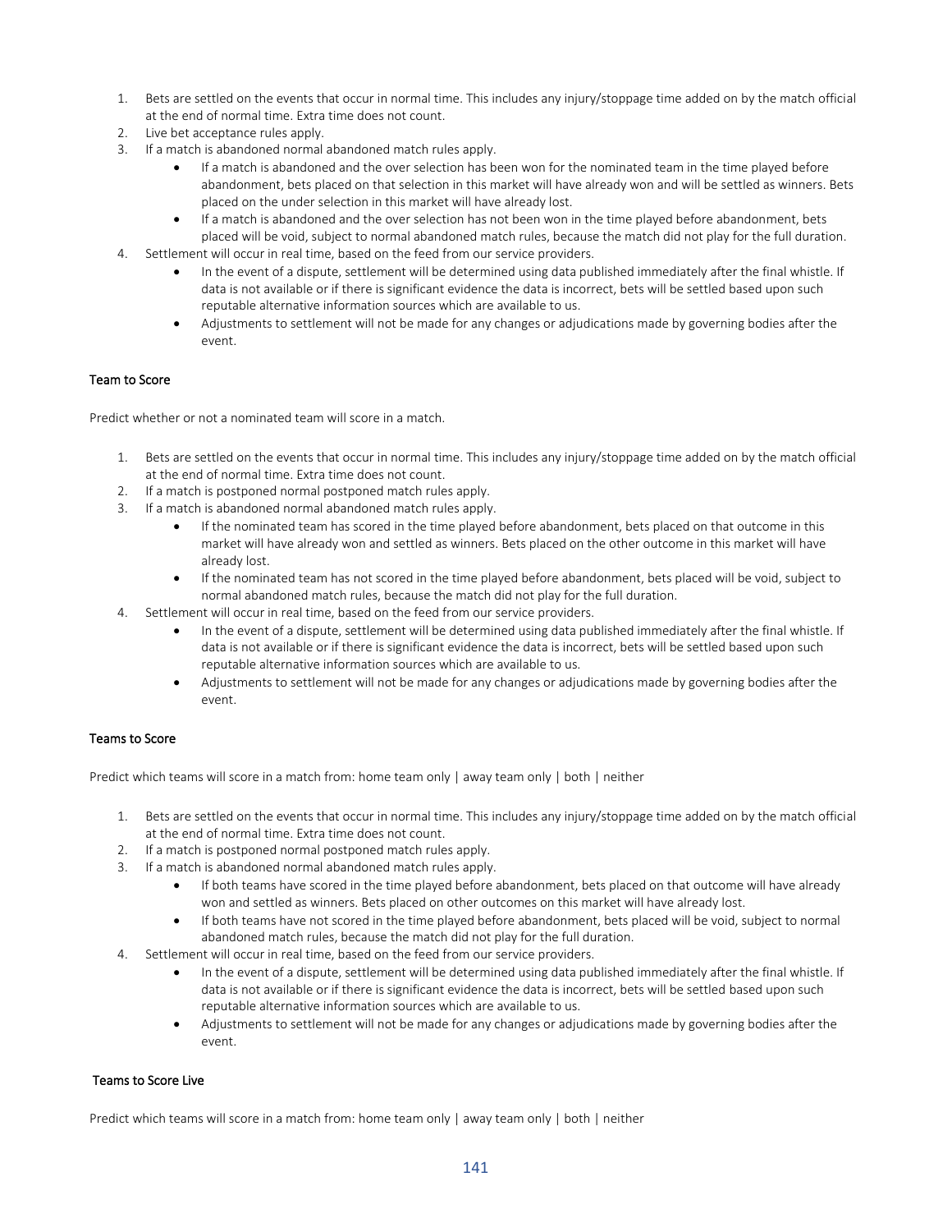1. Bets are settled on the events that occur in normal time. This includes any injury/stoppage time added on by the match official at the end of normal time. Extra time does not count.
2. Live bet acceptance rules apply.
3. If a match is abandoned normal abandoned match rules apply.
    - If a match is abandoned and the over selection has been won for the nominated team in the time played before abandonment, bets placed on that selection in this market will have already won and will be settled as winners. Bets placed on the under selection in this market will have already lost.
    - If a match is abandoned and the over selection has not been won in the time played before abandonment, bets placed will be void, subject to normal abandoned match rules, because the match did not play for the full duration.
4. Settlement will occur in real time, based on the feed from our service providers.
    - In the event of a dispute, settlement will be determined using data published immediately after the final whistle. If data is not available or if there is significant evidence the data is incorrect, bets will be settled based upon such reputable alternative information sources which are available to us.
    - Adjustments to settlement will not be made for any changes or adjudications made by governing bodies after the event.

#### Team to Score

Predict whether or not a nominated team will score in a match.

1. Bets are settled on the events that occur in normal time. This includes any injury/stoppage time added on by the match official at the end of normal time. Extra time does not count.
2. If a match is postponed normal postponed match rules apply.
3. If a match is abandoned normal abandoned match rules apply.
    - If the nominated team has scored in the time played before abandonment, bets placed on that outcome in this market will have already won and settled as winners. Bets placed on the other outcome in this market will have already lost.
    - If the nominated team has not scored in the time played before abandonment, bets placed will be void, subject to normal abandoned match rules, because the match did not play for the full duration.
4. Settlement will occur in real time, based on the feed from our service providers.
    - In the event of a dispute, settlement will be determined using data published immediately after the final whistle. If data is not available or if there is significant evidence the data is incorrect, bets will be settled based upon such reputable alternative information sources which are available to us.
    - Adjustments to settlement will not be made for any changes or adjudications made by governing bodies after the event.

#### Teams to Score

Predict which teams will score in a match from: home team only | away team only | both | neither

1. Bets are settled on the events that occur in normal time. This includes any injury/stoppage time added on by the match official at the end of normal time. Extra time does not count.
2. If a match is postponed normal postponed match rules apply.
3. If a match is abandoned normal abandoned match rules apply.
    - If both teams have scored in the time played before abandonment, bets placed on that outcome will have already won and settled as winners. Bets placed on other outcomes on this market will have already lost.
    - If both teams have not scored in the time played before abandonment, bets placed will be void, subject to normal abandoned match rules, because the match did not play for the full duration.
4. Settlement will occur in real time, based on the feed from our service providers.
    - In the event of a dispute, settlement will be determined using data published immediately after the final whistle. If data is not available or if there is significant evidence the data is incorrect, bets will be settled based upon such reputable alternative information sources which are available to us.
    - Adjustments to settlement will not be made for any changes or adjudications made by governing bodies after the event.

#### Teams to Score Live

Predict which teams will score in a match from: home team only | away team only | both | neither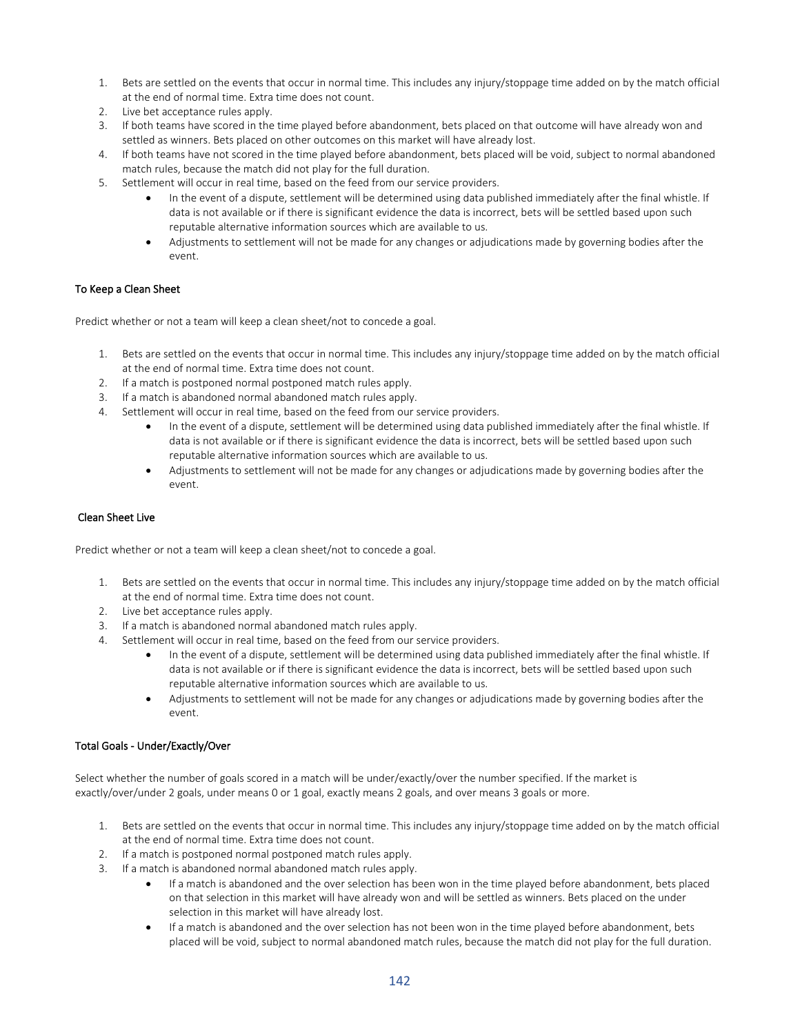1. Bets are settled on the events that occur in normal time. This includes any injury/stoppage time added on by the match official at the end of normal time. Extra time does not count.
2. Live bet acceptance rules apply.
3. If both teams have scored in the time played before abandonment, bets placed on that outcome will have already won and settled as winners. Bets placed on other outcomes on this market will have already lost.
4. If both teams have not scored in the time played before abandonment, bets placed will be void, subject to normal abandoned match rules, because the match did not play for the full duration.
5. Settlement will occur in real time, based on the feed from our service providers.
    - In the event of a dispute, settlement will be determined using data published immediately after the final whistle. If data is not available or if there is significant evidence the data is incorrect, bets will be settled based upon such reputable alternative information sources which are available to us.
    - Adjustments to settlement will not be made for any changes or adjudications made by governing bodies after the event.

### To Keep a Clean Sheet

Predict whether or not a team will keep a clean sheet/not to concede a goal.

1. Bets are settled on the events that occur in normal time. This includes any injury/stoppage time added on by the match official at the end of normal time. Extra time does not count.
2. If a match is postponed normal postponed match rules apply.
3. If a match is abandoned normal abandoned match rules apply.
4. Settlement will occur in real time, based on the feed from our service providers.
    - In the event of a dispute, settlement will be determined using data published immediately after the final whistle. If data is not available or if there is significant evidence the data is incorrect, bets will be settled based upon such reputable alternative information sources which are available to us.
    - Adjustments to settlement will not be made for any changes or adjudications made by governing bodies after the event.

### Clean Sheet Live

Predict whether or not a team will keep a clean sheet/not to concede a goal.

1. Bets are settled on the events that occur in normal time. This includes any injury/stoppage time added on by the match official at the end of normal time. Extra time does not count.
2. Live bet acceptance rules apply.
3. If a match is abandoned normal abandoned match rules apply.
4. Settlement will occur in real time, based on the feed from our service providers.
    - In the event of a dispute, settlement will be determined using data published immediately after the final whistle. If data is not available or if there is significant evidence the data is incorrect, bets will be settled based upon such reputable alternative information sources which are available to us.
    - Adjustments to settlement will not be made for any changes or adjudications made by governing bodies after the event.

### Total Goals - Under/Exactly/Over

Select whether the number of goals scored in a match will be under/exactly/over the number specified. If the market is exactly/over/under 2 goals, under means 0 or 1 goal, exactly means 2 goals, and over means 3 goals or more.

1. Bets are settled on the events that occur in normal time. This includes any injury/stoppage time added on by the match official at the end of normal time. Extra time does not count.
2. If a match is postponed normal postponed match rules apply.
3. If a match is abandoned normal abandoned match rules apply.
    - If a match is abandoned and the over selection has been won in the time played before abandonment, bets placed on that selection in this market will have already won and will be settled as winners. Bets placed on the under selection in this market will have already lost.
    - If a match is abandoned and the over selection has not been won in the time played before abandonment, bets placed will be void, subject to normal abandoned match rules, because the match did not play for the full duration.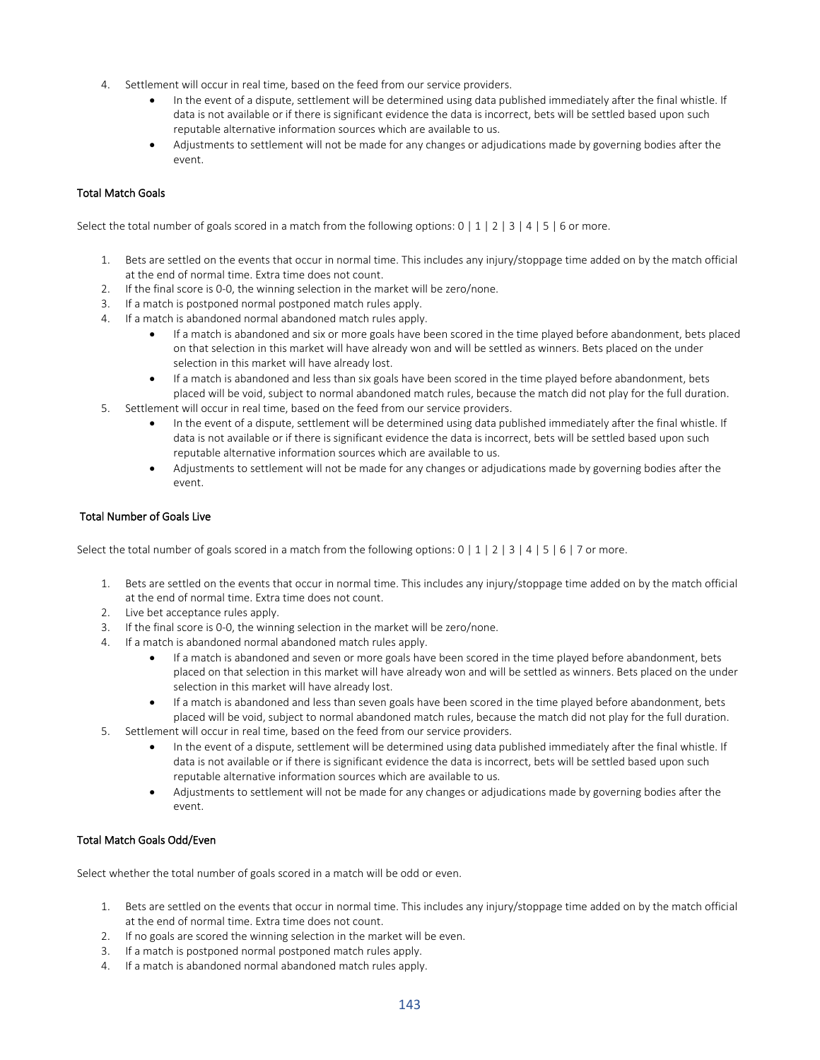4. Settlement will occur in real time, based on the feed from our service providers.
    - In the event of a dispute, settlement will be determined using data published immediately after the final whistle. If data is not available or if there is significant evidence the data is incorrect, bets will be settled based upon such reputable alternative information sources which are available to us.
    - Adjustments to settlement will not be made for any changes or adjudications made by governing bodies after the event.

### Total Match Goals

Select the total number of goals scored in a match from the following options: 0 | 1 | 2 | 3 | 4 | 5 | 6 or more.

1. Bets are settled on the events that occur in normal time. This includes any injury/stoppage time added on by the match official at the end of normal time. Extra time does not count.
2. If the final score is 0-0, the winning selection in the market will be zero/none.
3. If a match is postponed normal postponed match rules apply.
4. If a match is abandoned normal abandoned match rules apply.
    - If a match is abandoned and six or more goals have been scored in the time played before abandonment, bets placed on that selection in this market will have already won and will be settled as winners. Bets placed on the under selection in this market will have already lost.
    - If a match is abandoned and less than six goals have been scored in the time played before abandonment, bets placed will be void, subject to normal abandoned match rules, because the match did not play for the full duration.
5. Settlement will occur in real time, based on the feed from our service providers.
    - In the event of a dispute, settlement will be determined using data published immediately after the final whistle. If data is not available or if there is significant evidence the data is incorrect, bets will be settled based upon such reputable alternative information sources which are available to us.
    - Adjustments to settlement will not be made for any changes or adjudications made by governing bodies after the event.

### Total Number of Goals Live

Select the total number of goals scored in a match from the following options: 0 | 1 | 2 | 3 | 4 | 5 | 6 | 7 or more.

1. Bets are settled on the events that occur in normal time. This includes any injury/stoppage time added on by the match official at the end of normal time. Extra time does not count.
2. Live bet acceptance rules apply.
3. If the final score is 0-0, the winning selection in the market will be zero/none.
4. If a match is abandoned normal abandoned match rules apply.
    - If a match is abandoned and seven or more goals have been scored in the time played before abandonment, bets placed on that selection in this market will have already won and will be settled as winners. Bets placed on the under selection in this market will have already lost.
    - If a match is abandoned and less than seven goals have been scored in the time played before abandonment, bets placed will be void, subject to normal abandoned match rules, because the match did not play for the full duration.
5. Settlement will occur in real time, based on the feed from our service providers.
    - In the event of a dispute, settlement will be determined using data published immediately after the final whistle. If data is not available or if there is significant evidence the data is incorrect, bets will be settled based upon such reputable alternative information sources which are available to us.
    - Adjustments to settlement will not be made for any changes or adjudications made by governing bodies after the event.

### Total Match Goals Odd/Even

Select whether the total number of goals scored in a match will be odd or even.

1. Bets are settled on the events that occur in normal time. This includes any injury/stoppage time added on by the match official at the end of normal time. Extra time does not count.
2. If no goals are scored the winning selection in the market will be even.
3. If a match is postponed normal postponed match rules apply.
4. If a match is abandoned normal abandoned match rules apply.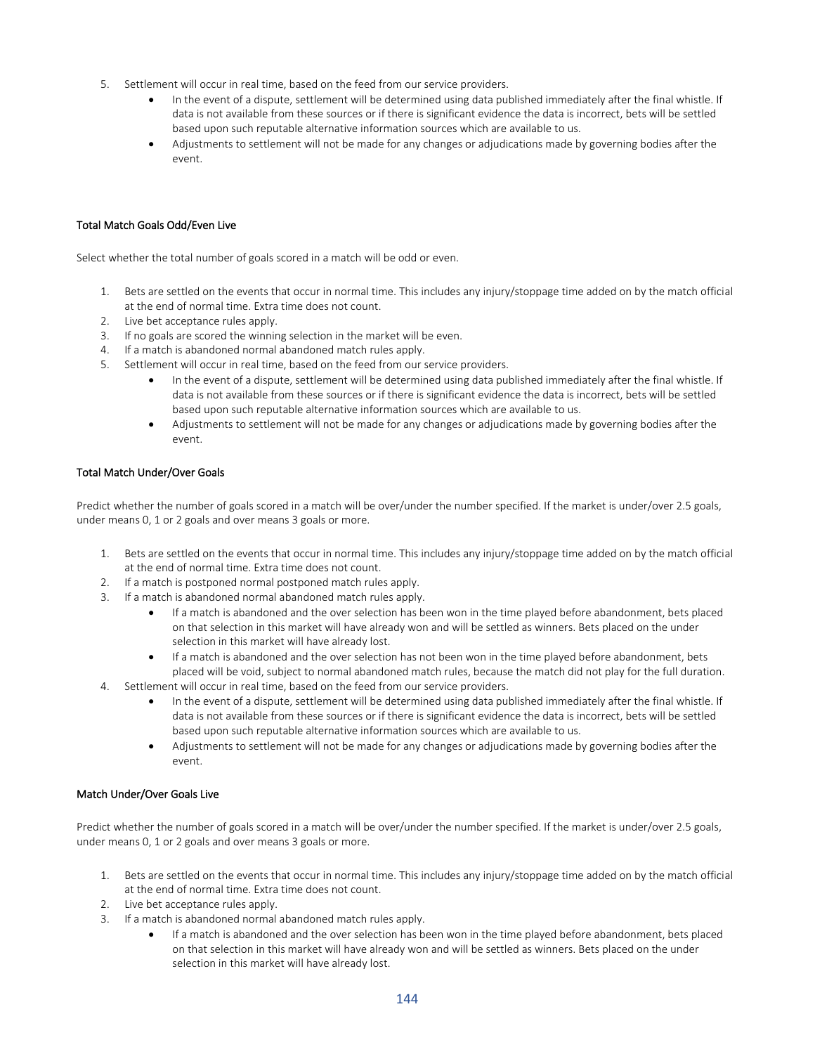5. Settlement will occur in real time, based on the feed from our service providers.
    - In the event of a dispute, settlement will be determined using data published immediately after the final whistle. If data is not available from these sources or if there is significant evidence the data is incorrect, bets will be settled based upon such reputable alternative information sources which are available to us.
    - Adjustments to settlement will not be made for any changes or adjudications made by governing bodies after the event.

#### Total Match Goals Odd/Even Live

Select whether the total number of goals scored in a match will be odd or even.

1. Bets are settled on the events that occur in normal time. This includes any injury/stoppage time added on by the match official at the end of normal time. Extra time does not count.
2. Live bet acceptance rules apply.
3. If no goals are scored the winning selection in the market will be even.
4. If a match is abandoned normal abandoned match rules apply.
5. Settlement will occur in real time, based on the feed from our service providers.
    - In the event of a dispute, settlement will be determined using data published immediately after the final whistle. If data is not available from these sources or if there is significant evidence the data is incorrect, bets will be settled based upon such reputable alternative information sources which are available to us.
    - Adjustments to settlement will not be made for any changes or adjudications made by governing bodies after the event.

#### Total Match Under/Over Goals

Predict whether the number of goals scored in a match will be over/under the number specified. If the market is under/over 2.5 goals, under means 0, 1 or 2 goals and over means 3 goals or more.

1. Bets are settled on the events that occur in normal time. This includes any injury/stoppage time added on by the match official at the end of normal time. Extra time does not count.
2. If a match is postponed normal postponed match rules apply.
3. If a match is abandoned normal abandoned match rules apply.
    - If a match is abandoned and the over selection has been won in the time played before abandonment, bets placed on that selection in this market will have already won and will be settled as winners. Bets placed on the under selection in this market will have already lost.
    - If a match is abandoned and the over selection has not been won in the time played before abandonment, bets placed will be void, subject to normal abandoned match rules, because the match did not play for the full duration.
4. Settlement will occur in real time, based on the feed from our service providers.
    - In the event of a dispute, settlement will be determined using data published immediately after the final whistle. If data is not available from these sources or if there is significant evidence the data is incorrect, bets will be settled based upon such reputable alternative information sources which are available to us.
    - Adjustments to settlement will not be made for any changes or adjudications made by governing bodies after the event.

#### Match Under/Over Goals Live

Predict whether the number of goals scored in a match will be over/under the number specified. If the market is under/over 2.5 goals, under means 0, 1 or 2 goals and over means 3 goals or more.

1. Bets are settled on the events that occur in normal time. This includes any injury/stoppage time added on by the match official at the end of normal time. Extra time does not count.
2. Live bet acceptance rules apply.
3. If a match is abandoned normal abandoned match rules apply.
    - If a match is abandoned and the over selection has been won in the time played before abandonment, bets placed on that selection in this market will have already won and will be settled as winners. Bets placed on the under selection in this market will have already lost.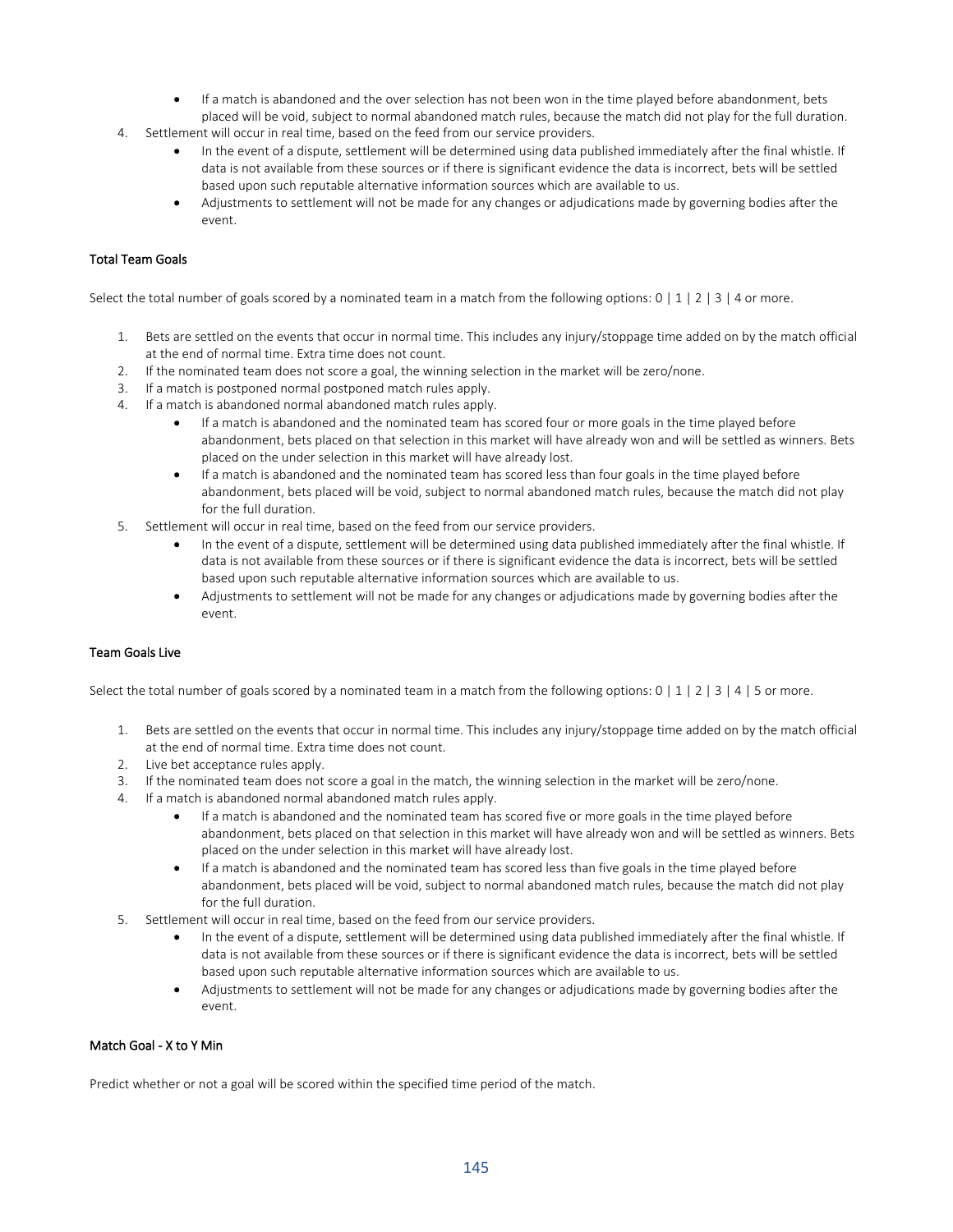- If a match is abandoned and the over selection has not been won in the time played before abandonment, bets placed will be void, subject to normal abandoned match rules, because the match did not play for the full duration.

4. Settlement will occur in real time, based on the feed from our service providers.
    - In the event of a dispute, settlement will be determined using data published immediately after the final whistle. If data is not available from these sources or if there is significant evidence the data is incorrect, bets will be settled based upon such reputable alternative information sources which are available to us.
    - Adjustments to settlement will not be made for any changes or adjudications made by governing bodies after the event.

### Total Team Goals

Select the total number of goals scored by a nominated team in a match from the following options: 0 | 1 | 2 | 3 | 4 or more.

1. Bets are settled on the events that occur in normal time. This includes any injury/stoppage time added on by the match official at the end of normal time. Extra time does not count.
2. If the nominated team does not score a goal, the winning selection in the market will be zero/none.
3. If a match is postponed normal postponed match rules apply.
4. If a match is abandoned normal abandoned match rules apply.
    - If a match is abandoned and the nominated team has scored four or more goals in the time played before abandonment, bets placed on that selection in this market will have already won and will be settled as winners. Bets placed on the under selection in this market will have already lost.
    - If a match is abandoned and the nominated team has scored less than four goals in the time played before abandonment, bets placed will be void, subject to normal abandoned match rules, because the match did not play for the full duration.
5. Settlement will occur in real time, based on the feed from our service providers.
    - In the event of a dispute, settlement will be determined using data published immediately after the final whistle. If data is not available from these sources or if there is significant evidence the data is incorrect, bets will be settled based upon such reputable alternative information sources which are available to us.
    - Adjustments to settlement will not be made for any changes or adjudications made by governing bodies after the event.

### Team Goals Live

Select the total number of goals scored by a nominated team in a match from the following options: 0 | 1 | 2 | 3 | 4 | 5 or more.

1. Bets are settled on the events that occur in normal time. This includes any injury/stoppage time added on by the match official at the end of normal time. Extra time does not count.
2. Live bet acceptance rules apply.
3. If the nominated team does not score a goal in the match, the winning selection in the market will be zero/none.
4. If a match is abandoned normal abandoned match rules apply.
    - If a match is abandoned and the nominated team has scored five or more goals in the time played before abandonment, bets placed on that selection in this market will have already won and will be settled as winners. Bets placed on the under selection in this market will have already lost.
    - If a match is abandoned and the nominated team has scored less than five goals in the time played before abandonment, bets placed will be void, subject to normal abandoned match rules, because the match did not play for the full duration.
5. Settlement will occur in real time, based on the feed from our service providers.
    - In the event of a dispute, settlement will be determined using data published immediately after the final whistle. If data is not available from these sources or if there is significant evidence the data is incorrect, bets will be settled based upon such reputable alternative information sources which are available to us.
    - Adjustments to settlement will not be made for any changes or adjudications made by governing bodies after the event.

### Match Goal - X to Y Min

Predict whether or not a goal will be scored within the specified time period of the match.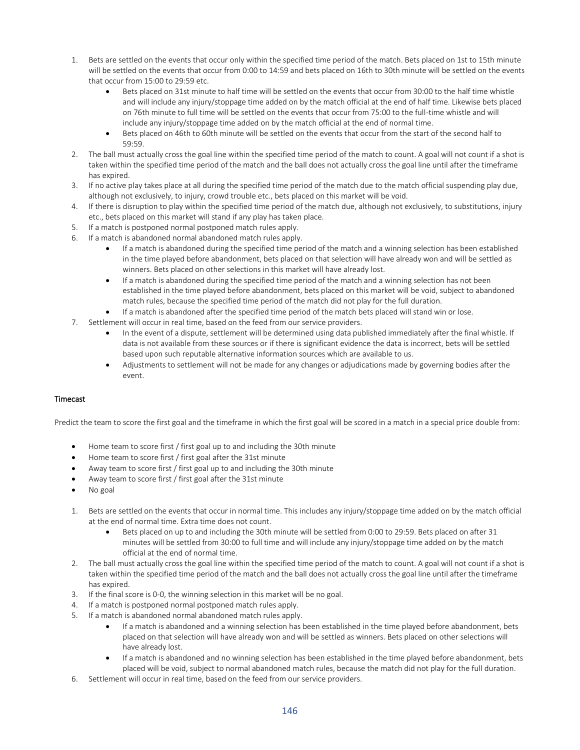1. Bets are settled on the events that occur only within the specified time period of the match. Bets placed on 1st to 15th minute will be settled on the events that occur from 0:00 to 14:59 and bets placed on 16th to 30th minute will be settled on the events that occur from 15:00 to 29:59 etc.
    - Bets placed on 31st minute to half time will be settled on the events that occur from 30:00 to the half time whistle and will include any injury/stoppage time added on by the match official at the end of half time. Likewise bets placed on 76th minute to full time will be settled on the events that occur from 75:00 to the full-time whistle and will include any injury/stoppage time added on by the match official at the end of normal time.
    - Bets placed on 46th to 60th minute will be settled on the events that occur from the start of the second half to 59:59.
2. The ball must actually cross the goal line within the specified time period of the match to count. A goal will not count if a shot is taken within the specified time period of the match and the ball does not actually cross the goal line until after the timeframe has expired.
3. If no active play takes place at all during the specified time period of the match due to the match official suspending play due, although not exclusively, to injury, crowd trouble etc., bets placed on this market will be void.
4. If there is disruption to play within the specified time period of the match due, although not exclusively, to substitutions, injury etc., bets placed on this market will stand if any play has taken place.
5. If a match is postponed normal postponed match rules apply.
6. If a match is abandoned normal abandoned match rules apply.
    - If a match is abandoned during the specified time period of the match and a winning selection has been established in the time played before abandonment, bets placed on that selection will have already won and will be settled as winners. Bets placed on other selections in this market will have already lost.
    - If a match is abandoned during the specified time period of the match and a winning selection has not been established in the time played before abandonment, bets placed on this market will be void, subject to abandoned match rules, because the specified time period of the match did not play for the full duration.
    - If a match is abandoned after the specified time period of the match bets placed will stand win or lose.
7. Settlement will occur in real time, based on the feed from our service providers.
    - In the event of a dispute, settlement will be determined using data published immediately after the final whistle. If data is not available from these sources or if there is significant evidence the data is incorrect, bets will be settled based upon such reputable alternative information sources which are available to us.
    - Adjustments to settlement will not be made for any changes or adjudications made by governing bodies after the event.

### Timecast

Predict the team to score the first goal and the timeframe in which the first goal will be scored in a match in a special price double from:

- Home team to score first / first goal up to and including the 30th minute
- Home team to score first / first goal after the 31st minute
- Away team to score first / first goal up to and including the 30th minute
- Away team to score first / first goal after the 31st minute
- No goal

1. Bets are settled on the events that occur in normal time. This includes any injury/stoppage time added on by the match official at the end of normal time. Extra time does not count.
    - Bets placed on up to and including the 30th minute will be settled from 0:00 to 29:59. Bets placed on after 31 minutes will be settled from 30:00 to full time and will include any injury/stoppage time added on by the match official at the end of normal time.
2. The ball must actually cross the goal line within the specified time period of the match to count. A goal will not count if a shot is taken within the specified time period of the match and the ball does not actually cross the goal line until after the timeframe has expired.
3. If the final score is 0-0, the winning selection in this market will be no goal.
4. If a match is postponed normal postponed match rules apply.
5. If a match is abandoned normal abandoned match rules apply.
    - If a match is abandoned and a winning selection has been established in the time played before abandonment, bets placed on that selection will have already won and will be settled as winners. Bets placed on other selections will have already lost.
    - If a match is abandoned and no winning selection has been established in the time played before abandonment, bets placed will be void, subject to normal abandoned match rules, because the match did not play for the full duration.
6. Settlement will occur in real time, based on the feed from our service providers.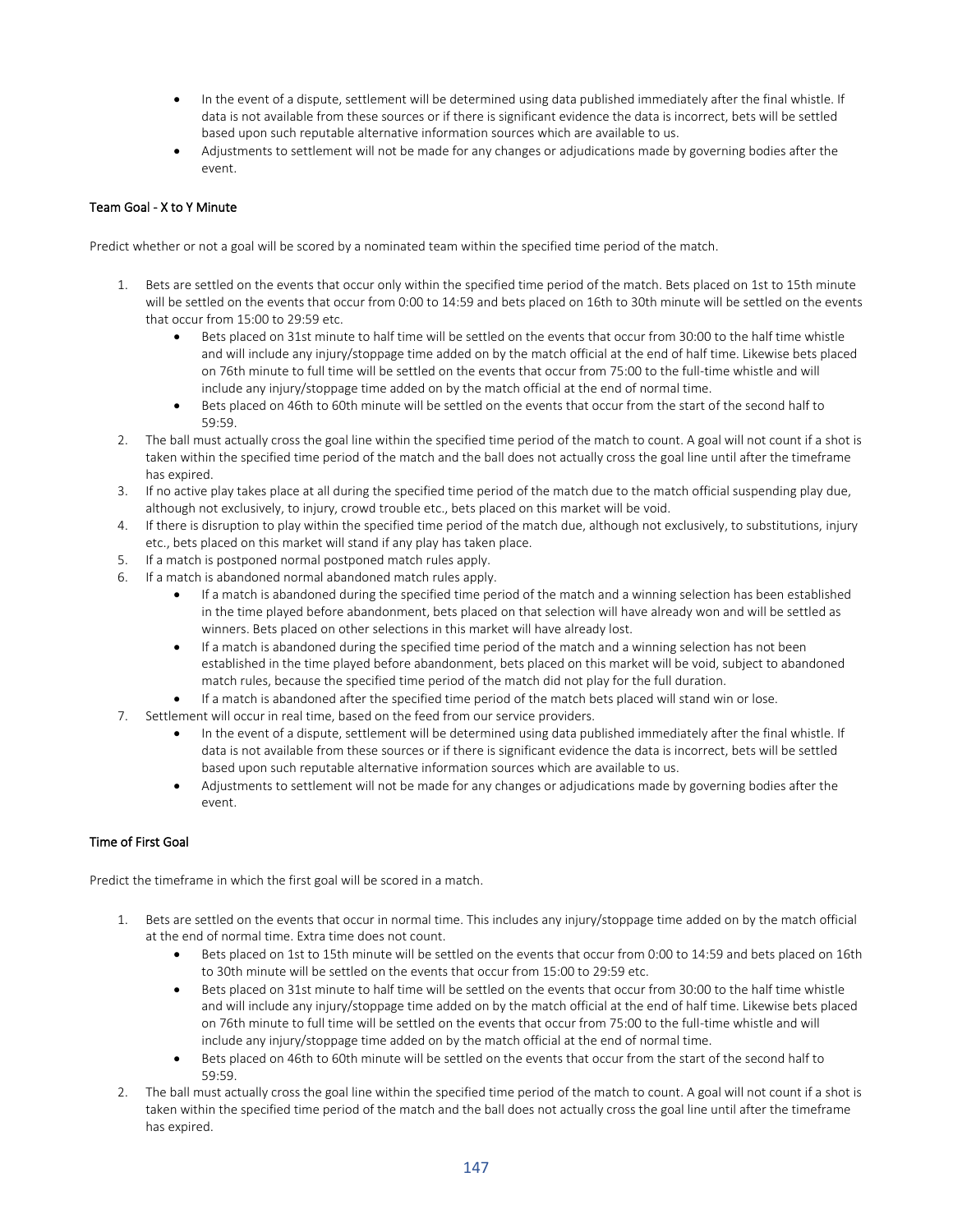- In the event of a dispute, settlement will be determined using data published immediately after the final whistle. If data is not available from these sources or if there is significant evidence the data is incorrect, bets will be settled based upon such reputable alternative information sources which are available to us.
- Adjustments to settlement will not be made for any changes or adjudications made by governing bodies after the event.

### Team Goal - X to Y Minute

Predict whether or not a goal will be scored by a nominated team within the specified time period of the match.

1. Bets are settled on the events that occur only within the specified time period of the match. Bets placed on 1st to 15th minute will be settled on the events that occur from 0:00 to 14:59 and bets placed on 16th to 30th minute will be settled on the events that occur from 15:00 to 29:59 etc.
   - Bets placed on 31st minute to half time will be settled on the events that occur from 30:00 to the half time whistle and will include any injury/stoppage time added on by the match official at the end of half time. Likewise bets placed on 76th minute to full time will be settled on the events that occur from 75:00 to the full-time whistle and will include any injury/stoppage time added on by the match official at the end of normal time.
   - Bets placed on 46th to 60th minute will be settled on the events that occur from the start of the second half to 59:59.
2. The ball must actually cross the goal line within the specified time period of the match to count. A goal will not count if a shot is taken within the specified time period of the match and the ball does not actually cross the goal line until after the timeframe has expired.
3. If no active play takes place at all during the specified time period of the match due to the match official suspending play due, although not exclusively, to injury, crowd trouble etc., bets placed on this market will be void.
4. If there is disruption to play within the specified time period of the match due, although not exclusively, to substitutions, injury etc., bets placed on this market will stand if any play has taken place.
5. If a match is postponed normal postponed match rules apply.
6. If a match is abandoned normal abandoned match rules apply.
   - If a match is abandoned during the specified time period of the match and a winning selection has been established in the time played before abandonment, bets placed on that selection will have already won and will be settled as winners. Bets placed on other selections in this market will have already lost.
   - If a match is abandoned during the specified time period of the match and a winning selection has not been established in the time played before abandonment, bets placed on this market will be void, subject to abandoned match rules, because the specified time period of the match did not play for the full duration.
   - If a match is abandoned after the specified time period of the match bets placed will stand win or lose.
7. Settlement will occur in real time, based on the feed from our service providers.
   - In the event of a dispute, settlement will be determined using data published immediately after the final whistle. If data is not available from these sources or if there is significant evidence the data is incorrect, bets will be settled based upon such reputable alternative information sources which are available to us.
   - Adjustments to settlement will not be made for any changes or adjudications made by governing bodies after the event.

### Time of First Goal

Predict the timeframe in which the first goal will be scored in a match.

1. Bets are settled on the events that occur in normal time. This includes any injury/stoppage time added on by the match official at the end of normal time. Extra time does not count.
   - Bets placed on 1st to 15th minute will be settled on the events that occur from 0:00 to 14:59 and bets placed on 16th to 30th minute will be settled on the events that occur from 15:00 to 29:59 etc.
   - Bets placed on 31st minute to half time will be settled on the events that occur from 30:00 to the half time whistle and will include any injury/stoppage time added on by the match official at the end of half time. Likewise bets placed on 76th minute to full time will be settled on the events that occur from 75:00 to the full-time whistle and will include any injury/stoppage time added on by the match official at the end of normal time.
   - Bets placed on 46th to 60th minute will be settled on the events that occur from the start of the second half to 59:59.
2. The ball must actually cross the goal line within the specified time period of the match to count. A goal will not count if a shot is taken within the specified time period of the match and the ball does not actually cross the goal line until after the timeframe has expired.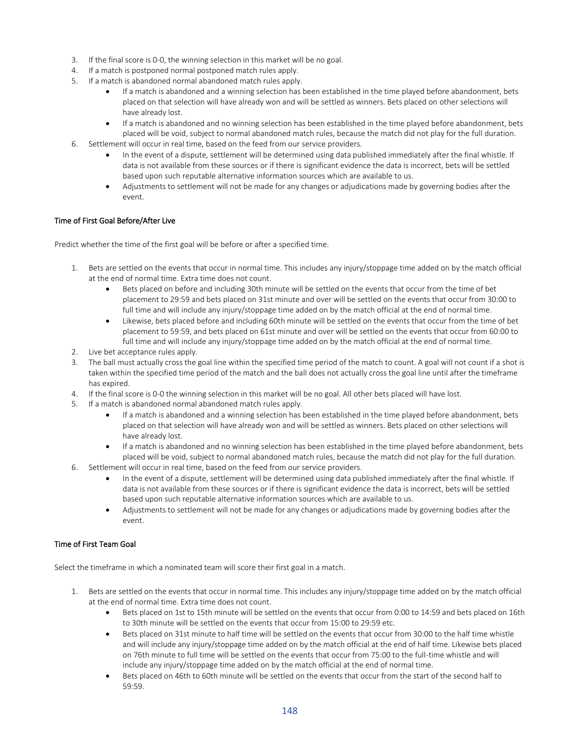3. If the final score is 0-0, the winning selection in this market will be no goal.
4. If a match is postponed normal postponed match rules apply.
5. If a match is abandoned normal abandoned match rules apply.
    - If a match is abandoned and a winning selection has been established in the time played before abandonment, bets placed on that selection will have already won and will be settled as winners. Bets placed on other selections will have already lost.
    - If a match is abandoned and no winning selection has been established in the time played before abandonment, bets placed will be void, subject to normal abandoned match rules, because the match did not play for the full duration.
6. Settlement will occur in real time, based on the feed from our service providers.
    - In the event of a dispute, settlement will be determined using data published immediately after the final whistle. If data is not available from these sources or if there is significant evidence the data is incorrect, bets will be settled based upon such reputable alternative information sources which are available to us.
    - Adjustments to settlement will not be made for any changes or adjudications made by governing bodies after the event.

### Time of First Goal Before/After Live

Predict whether the time of the first goal will be before or after a specified time.

1. Bets are settled on the events that occur in normal time. This includes any injury/stoppage time added on by the match official at the end of normal time. Extra time does not count.
    - Bets placed on before and including 30th minute will be settled on the events that occur from the time of bet placement to 29:59 and bets placed on 31st minute and over will be settled on the events that occur from 30:00 to full time and will include any injury/stoppage time added on by the match official at the end of normal time.
    - Likewise, bets placed before and including 60th minute will be settled on the events that occur from the time of bet placement to 59:59, and bets placed on 61st minute and over will be settled on the events that occur from 60:00 to full time and will include any injury/stoppage time added on by the match official at the end of normal time.
2. Live bet acceptance rules apply.
3. The ball must actually cross the goal line within the specified time period of the match to count. A goal will not count if a shot is taken within the specified time period of the match and the ball does not actually cross the goal line until after the timeframe has expired.
4. If the final score is 0-0 the winning selection in this market will be no goal. All other bets placed will have lost.
5. If a match is abandoned normal abandoned match rules apply.
    - If a match is abandoned and a winning selection has been established in the time played before abandonment, bets placed on that selection will have already won and will be settled as winners. Bets placed on other selections will have already lost.
    - If a match is abandoned and no winning selection has been established in the time played before abandonment, bets placed will be void, subject to normal abandoned match rules, because the match did not play for the full duration.
6. Settlement will occur in real time, based on the feed from our service providers.
    - In the event of a dispute, settlement will be determined using data published immediately after the final whistle. If data is not available from these sources or if there is significant evidence the data is incorrect, bets will be settled based upon such reputable alternative information sources which are available to us.
    - Adjustments to settlement will not be made for any changes or adjudications made by governing bodies after the event.

### Time of First Team Goal

Select the timeframe in which a nominated team will score their first goal in a match.

1. Bets are settled on the events that occur in normal time. This includes any injury/stoppage time added on by the match official at the end of normal time. Extra time does not count.
    - Bets placed on 1st to 15th minute will be settled on the events that occur from 0:00 to 14:59 and bets placed on 16th to 30th minute will be settled on the events that occur from 15:00 to 29:59 etc.
    - Bets placed on 31st minute to half time will be settled on the events that occur from 30:00 to the half time whistle and will include any injury/stoppage time added on by the match official at the end of half time. Likewise bets placed on 76th minute to full time will be settled on the events that occur from 75:00 to the full-time whistle and will include any injury/stoppage time added on by the match official at the end of normal time.
    - Bets placed on 46th to 60th minute will be settled on the events that occur from the start of the second half to 59:59.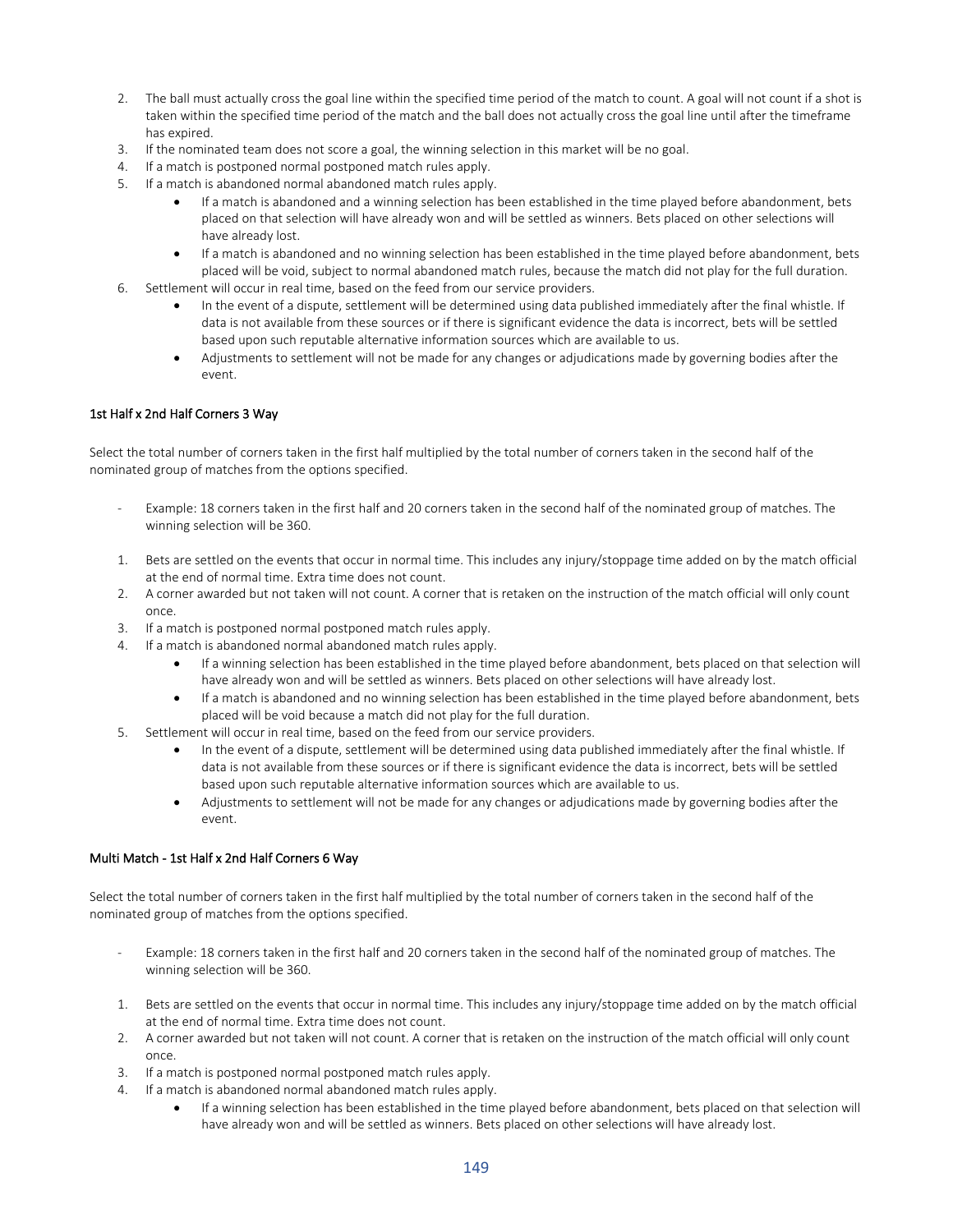2. The ball must actually cross the goal line within the specified time period of the match to count. A goal will not count if a shot is taken within the specified time period of the match and the ball does not actually cross the goal line until after the timeframe has expired.
3. If the nominated team does not score a goal, the winning selection in this market will be no goal.
4. If a match is postponed normal postponed match rules apply.
5. If a match is abandoned normal abandoned match rules apply.
    - If a match is abandoned and a winning selection has been established in the time played before abandonment, bets placed on that selection will have already won and will be settled as winners. Bets placed on other selections will have already lost.
    - If a match is abandoned and no winning selection has been established in the time played before abandonment, bets placed will be void, subject to normal abandoned match rules, because the match did not play for the full duration.
6. Settlement will occur in real time, based on the feed from our service providers.
    - In the event of a dispute, settlement will be determined using data published immediately after the final whistle. If data is not available from these sources or if there is significant evidence the data is incorrect, bets will be settled based upon such reputable alternative information sources which are available to us.
    - Adjustments to settlement will not be made for any changes or adjudications made by governing bodies after the event.

### 1st Half x 2nd Half Corners 3 Way

Select the total number of corners taken in the first half multiplied by the total number of corners taken in the second half of the nominated group of matches from the options specified.

- Example: 18 corners taken in the first half and 20 corners taken in the second half of the nominated group of matches. The winning selection will be 360.

1. Bets are settled on the events that occur in normal time. This includes any injury/stoppage time added on by the match official at the end of normal time. Extra time does not count.
2. A corner awarded but not taken will not count. A corner that is retaken on the instruction of the match official will only count once.
3. If a match is postponed normal postponed match rules apply.
4. If a match is abandoned normal abandoned match rules apply.
    - If a winning selection has been established in the time played before abandonment, bets placed on that selection will have already won and will be settled as winners. Bets placed on other selections will have already lost.
    - If a match is abandoned and no winning selection has been established in the time played before abandonment, bets placed will be void because a match did not play for the full duration.
5. Settlement will occur in real time, based on the feed from our service providers.
    - In the event of a dispute, settlement will be determined using data published immediately after the final whistle. If data is not available from these sources or if there is significant evidence the data is incorrect, bets will be settled based upon such reputable alternative information sources which are available to us.
    - Adjustments to settlement will not be made for any changes or adjudications made by governing bodies after the event.

### Multi Match - 1st Half x 2nd Half Corners 6 Way

Select the total number of corners taken in the first half multiplied by the total number of corners taken in the second half of the nominated group of matches from the options specified.

- Example: 18 corners taken in the first half and 20 corners taken in the second half of the nominated group of matches. The winning selection will be 360.

1. Bets are settled on the events that occur in normal time. This includes any injury/stoppage time added on by the match official at the end of normal time. Extra time does not count.
2. A corner awarded but not taken will not count. A corner that is retaken on the instruction of the match official will only count once.
3. If a match is postponed normal postponed match rules apply.
4. If a match is abandoned normal abandoned match rules apply.
    - If a winning selection has been established in the time played before abandonment, bets placed on that selection will have already won and will be settled as winners. Bets placed on other selections will have already lost.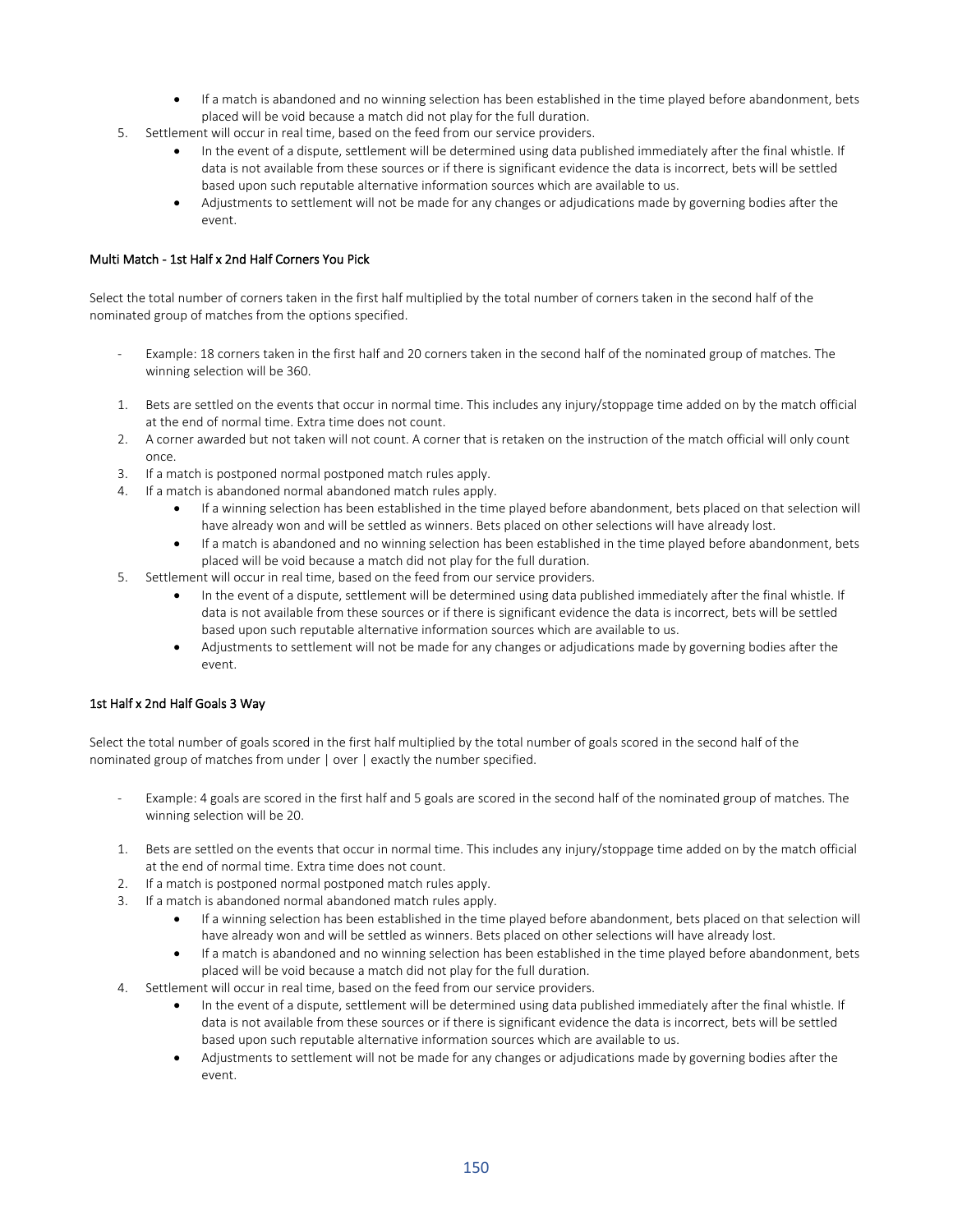- If a match is abandoned and no winning selection has been established in the time played before abandonment, bets placed will be void because a match did not play for the full duration.

5. Settlement will occur in real time, based on the feed from our service providers.
    - In the event of a dispute, settlement will be determined using data published immediately after the final whistle. If data is not available from these sources or if there is significant evidence the data is incorrect, bets will be settled based upon such reputable alternative information sources which are available to us.
    - Adjustments to settlement will not be made for any changes or adjudications made by governing bodies after the event.

#### Multi Match - 1st Half x 2nd Half Corners You Pick

Select the total number of corners taken in the first half multiplied by the total number of corners taken in the second half of the nominated group of matches from the options specified.

- Example: 18 corners taken in the first half and 20 corners taken in the second half of the nominated group of matches. The winning selection will be 360.

1. Bets are settled on the events that occur in normal time. This includes any injury/stoppage time added on by the match official at the end of normal time. Extra time does not count.
2. A corner awarded but not taken will not count. A corner that is retaken on the instruction of the match official will only count once.
3. If a match is postponed normal postponed match rules apply.
4. If a match is abandoned normal abandoned match rules apply.
    - If a winning selection has been established in the time played before abandonment, bets placed on that selection will have already won and will be settled as winners. Bets placed on other selections will have already lost.
    - If a match is abandoned and no winning selection has been established in the time played before abandonment, bets placed will be void because a match did not play for the full duration.
5. Settlement will occur in real time, based on the feed from our service providers.
    - In the event of a dispute, settlement will be determined using data published immediately after the final whistle. If data is not available from these sources or if there is significant evidence the data is incorrect, bets will be settled based upon such reputable alternative information sources which are available to us.
    - Adjustments to settlement will not be made for any changes or adjudications made by governing bodies after the event.

#### 1st Half x 2nd Half Goals 3 Way

Select the total number of goals scored in the first half multiplied by the total number of goals scored in the second half of the nominated group of matches from under | over | exactly the number specified.

- Example: 4 goals are scored in the first half and 5 goals are scored in the second half of the nominated group of matches. The winning selection will be 20.

1. Bets are settled on the events that occur in normal time. This includes any injury/stoppage time added on by the match official at the end of normal time. Extra time does not count.
2. If a match is postponed normal postponed match rules apply.
3. If a match is abandoned normal abandoned match rules apply.
    - If a winning selection has been established in the time played before abandonment, bets placed on that selection will have already won and will be settled as winners. Bets placed on other selections will have already lost.
    - If a match is abandoned and no winning selection has been established in the time played before abandonment, bets placed will be void because a match did not play for the full duration.
4. Settlement will occur in real time, based on the feed from our service providers.
    - In the event of a dispute, settlement will be determined using data published immediately after the final whistle. If data is not available from these sources or if there is significant evidence the data is incorrect, bets will be settled based upon such reputable alternative information sources which are available to us.
    - Adjustments to settlement will not be made for any changes or adjudications made by governing bodies after the event.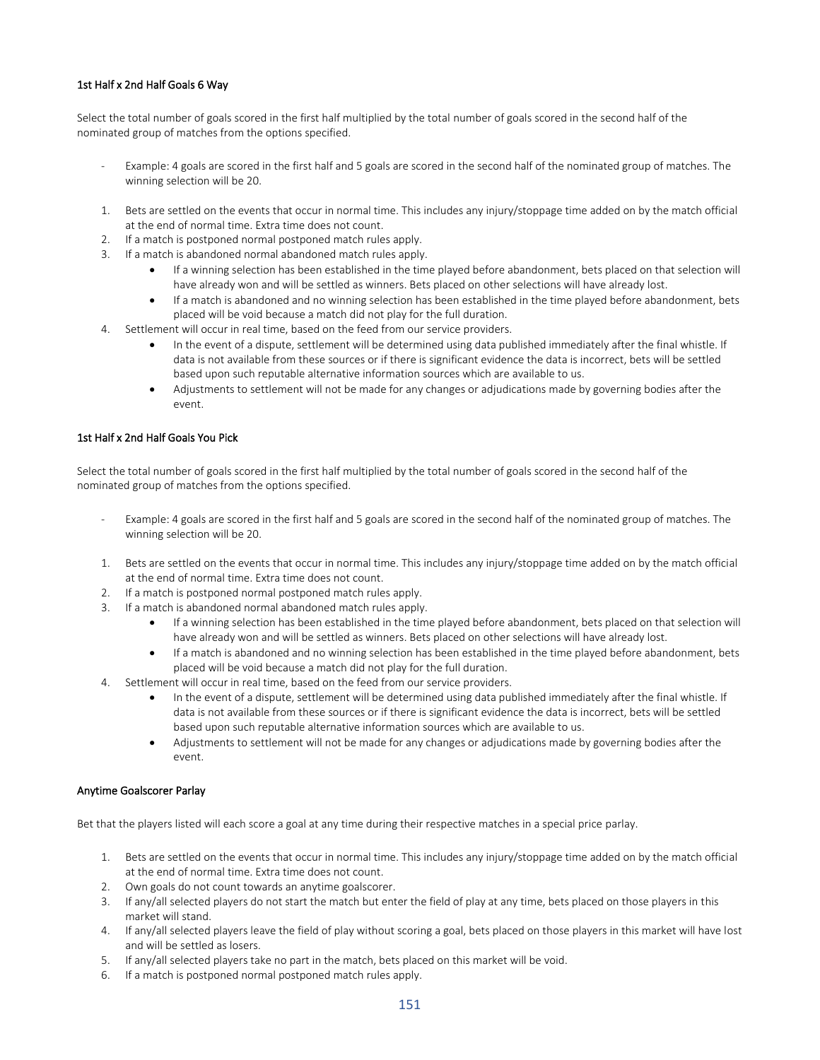### 1st Half x 2nd Half Goals 6 Way

Select the total number of goals scored in the first half multiplied by the total number of goals scored in the second half of the nominated group of matches from the options specified.

- Example: 4 goals are scored in the first half and 5 goals are scored in the second half of the nominated group of matches. The winning selection will be 20.

1. Bets are settled on the events that occur in normal time. This includes any injury/stoppage time added on by the match official at the end of normal time. Extra time does not count.
2. If a match is postponed normal postponed match rules apply.
3. If a match is abandoned normal abandoned match rules apply.
    - If a winning selection has been established in the time played before abandonment, bets placed on that selection will have already won and will be settled as winners. Bets placed on other selections will have already lost.
    - If a match is abandoned and no winning selection has been established in the time played before abandonment, bets placed will be void because a match did not play for the full duration.
4. Settlement will occur in real time, based on the feed from our service providers.
    - In the event of a dispute, settlement will be determined using data published immediately after the final whistle. If data is not available from these sources or if there is significant evidence the data is incorrect, bets will be settled based upon such reputable alternative information sources which are available to us.
    - Adjustments to settlement will not be made for any changes or adjudications made by governing bodies after the event.

### 1st Half x 2nd Half Goals You Pick

Select the total number of goals scored in the first half multiplied by the total number of goals scored in the second half of the nominated group of matches from the options specified.

- Example: 4 goals are scored in the first half and 5 goals are scored in the second half of the nominated group of matches. The winning selection will be 20.

1. Bets are settled on the events that occur in normal time. This includes any injury/stoppage time added on by the match official at the end of normal time. Extra time does not count.
2. If a match is postponed normal postponed match rules apply.
3. If a match is abandoned normal abandoned match rules apply.
    - If a winning selection has been established in the time played before abandonment, bets placed on that selection will have already won and will be settled as winners. Bets placed on other selections will have already lost.
    - If a match is abandoned and no winning selection has been established in the time played before abandonment, bets placed will be void because a match did not play for the full duration.
4. Settlement will occur in real time, based on the feed from our service providers.
    - In the event of a dispute, settlement will be determined using data published immediately after the final whistle. If data is not available from these sources or if there is significant evidence the data is incorrect, bets will be settled based upon such reputable alternative information sources which are available to us.
    - Adjustments to settlement will not be made for any changes or adjudications made by governing bodies after the event.

### Anytime Goalscorer Parlay

Bet that the players listed will each score a goal at any time during their respective matches in a special price parlay.

1. Bets are settled on the events that occur in normal time. This includes any injury/stoppage time added on by the match official at the end of normal time. Extra time does not count.
2. Own goals do not count towards an anytime goalscorer.
3. If any/all selected players do not start the match but enter the field of play at any time, bets placed on those players in this market will stand.
4. If any/all selected players leave the field of play without scoring a goal, bets placed on those players in this market will have lost and will be settled as losers.
5. If any/all selected players take no part in the match, bets placed on this market will be void.
6. If a match is postponed normal postponed match rules apply.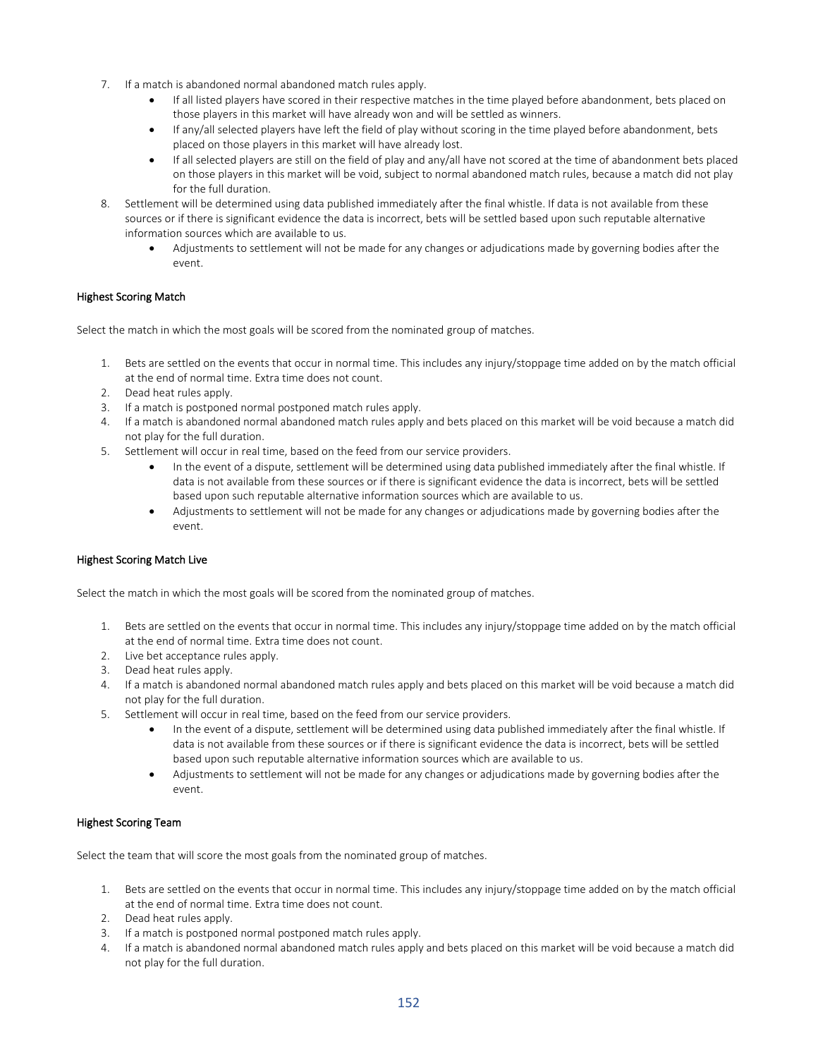7. If a match is abandoned normal abandoned match rules apply.
   - If all listed players have scored in their respective matches in the time played before abandonment, bets placed on those players in this market will have already won and will be settled as winners.
   - If any/all selected players have left the field of play without scoring in the time played before abandonment, bets placed on those players in this market will have already lost.
   - If all selected players are still on the field of play and any/all have not scored at the time of abandonment bets placed on those players in this market will be void, subject to normal abandoned match rules, because a match did not play for the full duration.
8. Settlement will be determined using data published immediately after the final whistle. If data is not available from these sources or if there is significant evidence the data is incorrect, bets will be settled based upon such reputable alternative information sources which are available to us.
   - Adjustments to settlement will not be made for any changes or adjudications made by governing bodies after the event.

### Highest Scoring Match

Select the match in which the most goals will be scored from the nominated group of matches.

1. Bets are settled on the events that occur in normal time. This includes any injury/stoppage time added on by the match official at the end of normal time. Extra time does not count.
2. Dead heat rules apply.
3. If a match is postponed normal postponed match rules apply.
4. If a match is abandoned normal abandoned match rules apply and bets placed on this market will be void because a match did not play for the full duration.
5. Settlement will occur in real time, based on the feed from our service providers.
   - In the event of a dispute, settlement will be determined using data published immediately after the final whistle. If data is not available from these sources or if there is significant evidence the data is incorrect, bets will be settled based upon such reputable alternative information sources which are available to us.
   - Adjustments to settlement will not be made for any changes or adjudications made by governing bodies after the event.

### Highest Scoring Match Live

Select the match in which the most goals will be scored from the nominated group of matches.

1. Bets are settled on the events that occur in normal time. This includes any injury/stoppage time added on by the match official at the end of normal time. Extra time does not count.
2. Live bet acceptance rules apply.
3. Dead heat rules apply.
4. If a match is abandoned normal abandoned match rules apply and bets placed on this market will be void because a match did not play for the full duration.
5. Settlement will occur in real time, based on the feed from our service providers.
   - In the event of a dispute, settlement will be determined using data published immediately after the final whistle. If data is not available from these sources or if there is significant evidence the data is incorrect, bets will be settled based upon such reputable alternative information sources which are available to us.
   - Adjustments to settlement will not be made for any changes or adjudications made by governing bodies after the event.

### Highest Scoring Team

Select the team that will score the most goals from the nominated group of matches.

1. Bets are settled on the events that occur in normal time. This includes any injury/stoppage time added on by the match official at the end of normal time. Extra time does not count.
2. Dead heat rules apply.
3. If a match is postponed normal postponed match rules apply.
4. If a match is abandoned normal abandoned match rules apply and bets placed on this market will be void because a match did not play for the full duration.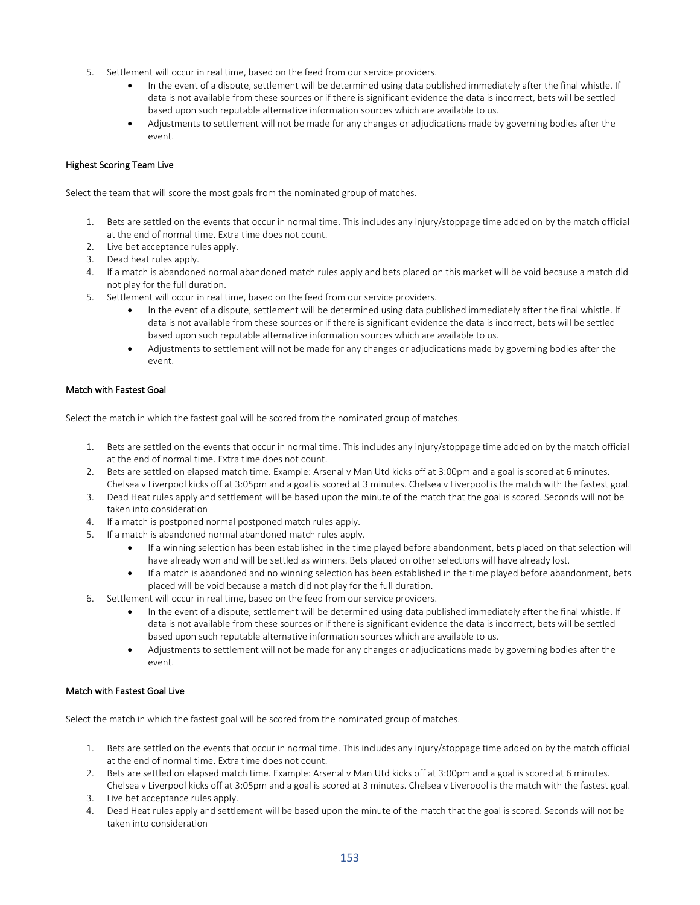5. Settlement will occur in real time, based on the feed from our service providers.
    - In the event of a dispute, settlement will be determined using data published immediately after the final whistle. If data is not available from these sources or if there is significant evidence the data is incorrect, bets will be settled based upon such reputable alternative information sources which are available to us.
    - Adjustments to settlement will not be made for any changes or adjudications made by governing bodies after the event.

### Highest Scoring Team Live

Select the team that will score the most goals from the nominated group of matches.

1. Bets are settled on the events that occur in normal time. This includes any injury/stoppage time added on by the match official at the end of normal time. Extra time does not count.
2. Live bet acceptance rules apply.
3. Dead heat rules apply.
4. If a match is abandoned normal abandoned match rules apply and bets placed on this market will be void because a match did not play for the full duration.
5. Settlement will occur in real time, based on the feed from our service providers.
    - In the event of a dispute, settlement will be determined using data published immediately after the final whistle. If data is not available from these sources or if there is significant evidence the data is incorrect, bets will be settled based upon such reputable alternative information sources which are available to us.
    - Adjustments to settlement will not be made for any changes or adjudications made by governing bodies after the event.

### Match with Fastest Goal

Select the match in which the fastest goal will be scored from the nominated group of matches.

1. Bets are settled on the events that occur in normal time. This includes any injury/stoppage time added on by the match official at the end of normal time. Extra time does not count.
2. Bets are settled on elapsed match time. Example: Arsenal v Man Utd kicks off at 3:00pm and a goal is scored at 6 minutes. Chelsea v Liverpool kicks off at 3:05pm and a goal is scored at 3 minutes. Chelsea v Liverpool is the match with the fastest goal.
3. Dead Heat rules apply and settlement will be based upon the minute of the match that the goal is scored. Seconds will not be taken into consideration
4. If a match is postponed normal postponed match rules apply.
5. If a match is abandoned normal abandoned match rules apply.
    - If a winning selection has been established in the time played before abandonment, bets placed on that selection will have already won and will be settled as winners. Bets placed on other selections will have already lost.
    - If a match is abandoned and no winning selection has been established in the time played before abandonment, bets placed will be void because a match did not play for the full duration.
6. Settlement will occur in real time, based on the feed from our service providers.
    - In the event of a dispute, settlement will be determined using data published immediately after the final whistle. If data is not available from these sources or if there is significant evidence the data is incorrect, bets will be settled based upon such reputable alternative information sources which are available to us.
    - Adjustments to settlement will not be made for any changes or adjudications made by governing bodies after the event.

### Match with Fastest Goal Live

Select the match in which the fastest goal will be scored from the nominated group of matches.

1. Bets are settled on the events that occur in normal time. This includes any injury/stoppage time added on by the match official at the end of normal time. Extra time does not count.
2. Bets are settled on elapsed match time. Example: Arsenal v Man Utd kicks off at 3:00pm and a goal is scored at 6 minutes. Chelsea v Liverpool kicks off at 3:05pm and a goal is scored at 3 minutes. Chelsea v Liverpool is the match with the fastest goal.
3. Live bet acceptance rules apply.
4. Dead Heat rules apply and settlement will be based upon the minute of the match that the goal is scored. Seconds will not be taken into consideration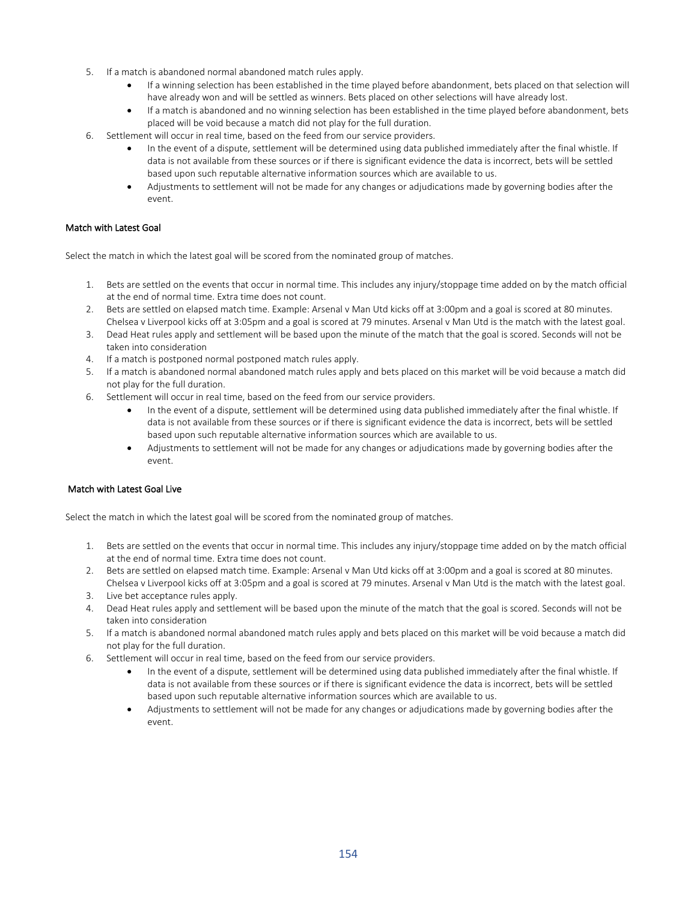5. If a match is abandoned normal abandoned match rules apply.
    - If a winning selection has been established in the time played before abandonment, bets placed on that selection will have already won and will be settled as winners. Bets placed on other selections will have already lost.
    - If a match is abandoned and no winning selection has been established in the time played before abandonment, bets placed will be void because a match did not play for the full duration.
6. Settlement will occur in real time, based on the feed from our service providers.
    - In the event of a dispute, settlement will be determined using data published immediately after the final whistle. If data is not available from these sources or if there is significant evidence the data is incorrect, bets will be settled based upon such reputable alternative information sources which are available to us.
    - Adjustments to settlement will not be made for any changes or adjudications made by governing bodies after the event.

### Match with Latest Goal

Select the match in which the latest goal will be scored from the nominated group of matches.

1. Bets are settled on the events that occur in normal time. This includes any injury/stoppage time added on by the match official at the end of normal time. Extra time does not count.
2. Bets are settled on elapsed match time. Example: Arsenal v Man Utd kicks off at 3:00pm and a goal is scored at 80 minutes. Chelsea v Liverpool kicks off at 3:05pm and a goal is scored at 79 minutes. Arsenal v Man Utd is the match with the latest goal.
3. Dead Heat rules apply and settlement will be based upon the minute of the match that the goal is scored. Seconds will not be taken into consideration
4. If a match is postponed normal postponed match rules apply.
5. If a match is abandoned normal abandoned match rules apply and bets placed on this market will be void because a match did not play for the full duration.
6. Settlement will occur in real time, based on the feed from our service providers.
    - In the event of a dispute, settlement will be determined using data published immediately after the final whistle. If data is not available from these sources or if there is significant evidence the data is incorrect, bets will be settled based upon such reputable alternative information sources which are available to us.
    - Adjustments to settlement will not be made for any changes or adjudications made by governing bodies after the event.

### Match with Latest Goal Live

Select the match in which the latest goal will be scored from the nominated group of matches.

1. Bets are settled on the events that occur in normal time. This includes any injury/stoppage time added on by the match official at the end of normal time. Extra time does not count.
2. Bets are settled on elapsed match time. Example: Arsenal v Man Utd kicks off at 3:00pm and a goal is scored at 80 minutes. Chelsea v Liverpool kicks off at 3:05pm and a goal is scored at 79 minutes. Arsenal v Man Utd is the match with the latest goal.
3. Live bet acceptance rules apply.
4. Dead Heat rules apply and settlement will be based upon the minute of the match that the goal is scored. Seconds will not be taken into consideration
5. If a match is abandoned normal abandoned match rules apply and bets placed on this market will be void because a match did not play for the full duration.
6. Settlement will occur in real time, based on the feed from our service providers.
    - In the event of a dispute, settlement will be determined using data published immediately after the final whistle. If data is not available from these sources or if there is significant evidence the data is incorrect, bets will be settled based upon such reputable alternative information sources which are available to us.
    - Adjustments to settlement will not be made for any changes or adjudications made by governing bodies after the event.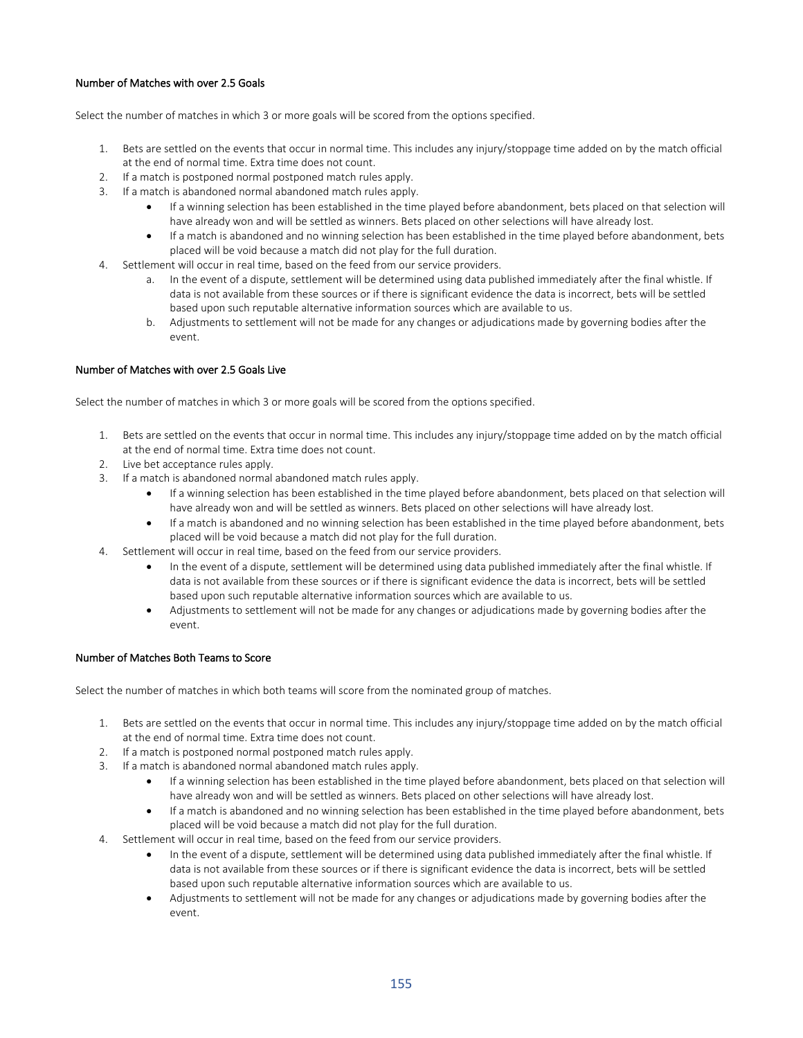### Number of Matches with over 2.5 Goals

Select the number of matches in which 3 or more goals will be scored from the options specified.

1. Bets are settled on the events that occur in normal time. This includes any injury/stoppage time added on by the match official at the end of normal time. Extra time does not count.
2. If a match is postponed normal postponed match rules apply.
3. If a match is abandoned normal abandoned match rules apply.
    - If a winning selection has been established in the time played before abandonment, bets placed on that selection will have already won and will be settled as winners. Bets placed on other selections will have already lost.
    - If a match is abandoned and no winning selection has been established in the time played before abandonment, bets placed will be void because a match did not play for the full duration.
4. Settlement will occur in real time, based on the feed from our service providers.
    a. In the event of a dispute, settlement will be determined using data published immediately after the final whistle. If data is not available from these sources or if there is significant evidence the data is incorrect, bets will be settled based upon such reputable alternative information sources which are available to us.
    b. Adjustments to settlement will not be made for any changes or adjudications made by governing bodies after the event.

### Number of Matches with over 2.5 Goals Live

Select the number of matches in which 3 or more goals will be scored from the options specified.

1. Bets are settled on the events that occur in normal time. This includes any injury/stoppage time added on by the match official at the end of normal time. Extra time does not count.
2. Live bet acceptance rules apply.
3. If a match is abandoned normal abandoned match rules apply.
    - If a winning selection has been established in the time played before abandonment, bets placed on that selection will have already won and will be settled as winners. Bets placed on other selections will have already lost.
    - If a match is abandoned and no winning selection has been established in the time played before abandonment, bets placed will be void because a match did not play for the full duration.
4. Settlement will occur in real time, based on the feed from our service providers.
    - In the event of a dispute, settlement will be determined using data published immediately after the final whistle. If data is not available from these sources or if there is significant evidence the data is incorrect, bets will be settled based upon such reputable alternative information sources which are available to us.
    - Adjustments to settlement will not be made for any changes or adjudications made by governing bodies after the event.

### Number of Matches Both Teams to Score

Select the number of matches in which both teams will score from the nominated group of matches.

1. Bets are settled on the events that occur in normal time. This includes any injury/stoppage time added on by the match official at the end of normal time. Extra time does not count.
2. If a match is postponed normal postponed match rules apply.
3. If a match is abandoned normal abandoned match rules apply.
    - If a winning selection has been established in the time played before abandonment, bets placed on that selection will have already won and will be settled as winners. Bets placed on other selections will have already lost.
    - If a match is abandoned and no winning selection has been established in the time played before abandonment, bets placed will be void because a match did not play for the full duration.
4. Settlement will occur in real time, based on the feed from our service providers.
    - In the event of a dispute, settlement will be determined using data published immediately after the final whistle. If data is not available from these sources or if there is significant evidence the data is incorrect, bets will be settled based upon such reputable alternative information sources which are available to us.
    - Adjustments to settlement will not be made for any changes or adjudications made by governing bodies after the event.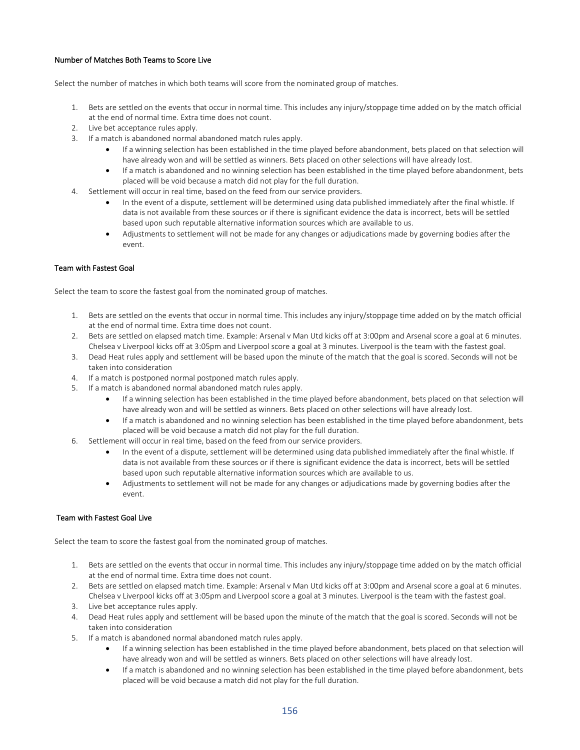### Number of Matches Both Teams to Score Live

Select the number of matches in which both teams will score from the nominated group of matches.

1. Bets are settled on the events that occur in normal time. This includes any injury/stoppage time added on by the match official at the end of normal time. Extra time does not count.
2. Live bet acceptance rules apply.
3. If a match is abandoned normal abandoned match rules apply.
    - If a winning selection has been established in the time played before abandonment, bets placed on that selection will have already won and will be settled as winners. Bets placed on other selections will have already lost.
    - If a match is abandoned and no winning selection has been established in the time played before abandonment, bets placed will be void because a match did not play for the full duration.
4. Settlement will occur in real time, based on the feed from our service providers.
    - In the event of a dispute, settlement will be determined using data published immediately after the final whistle. If data is not available from these sources or if there is significant evidence the data is incorrect, bets will be settled based upon such reputable alternative information sources which are available to us.
    - Adjustments to settlement will not be made for any changes or adjudications made by governing bodies after the event.

### Team with Fastest Goal

Select the team to score the fastest goal from the nominated group of matches.

1. Bets are settled on the events that occur in normal time. This includes any injury/stoppage time added on by the match official at the end of normal time. Extra time does not count.
2. Bets are settled on elapsed match time. Example: Arsenal v Man Utd kicks off at 3:00pm and Arsenal score a goal at 6 minutes. Chelsea v Liverpool kicks off at 3:05pm and Liverpool score a goal at 3 minutes. Liverpool is the team with the fastest goal.
3. Dead Heat rules apply and settlement will be based upon the minute of the match that the goal is scored. Seconds will not be taken into consideration
4. If a match is postponed normal postponed match rules apply.
5. If a match is abandoned normal abandoned match rules apply.
    - If a winning selection has been established in the time played before abandonment, bets placed on that selection will have already won and will be settled as winners. Bets placed on other selections will have already lost.
    - If a match is abandoned and no winning selection has been established in the time played before abandonment, bets placed will be void because a match did not play for the full duration.
6. Settlement will occur in real time, based on the feed from our service providers.
    - In the event of a dispute, settlement will be determined using data published immediately after the final whistle. If data is not available from these sources or if there is significant evidence the data is incorrect, bets will be settled based upon such reputable alternative information sources which are available to us.
    - Adjustments to settlement will not be made for any changes or adjudications made by governing bodies after the event.

### Team with Fastest Goal Live

Select the team to score the fastest goal from the nominated group of matches.

1. Bets are settled on the events that occur in normal time. This includes any injury/stoppage time added on by the match official at the end of normal time. Extra time does not count.
2. Bets are settled on elapsed match time. Example: Arsenal v Man Utd kicks off at 3:00pm and Arsenal score a goal at 6 minutes. Chelsea v Liverpool kicks off at 3:05pm and Liverpool score a goal at 3 minutes. Liverpool is the team with the fastest goal.
3. Live bet acceptance rules apply.
4. Dead Heat rules apply and settlement will be based upon the minute of the match that the goal is scored. Seconds will not be taken into consideration
5. If a match is abandoned normal abandoned match rules apply.
    - If a winning selection has been established in the time played before abandonment, bets placed on that selection will have already won and will be settled as winners. Bets placed on other selections will have already lost.
    - If a match is abandoned and no winning selection has been established in the time played before abandonment, bets placed will be void because a match did not play for the full duration.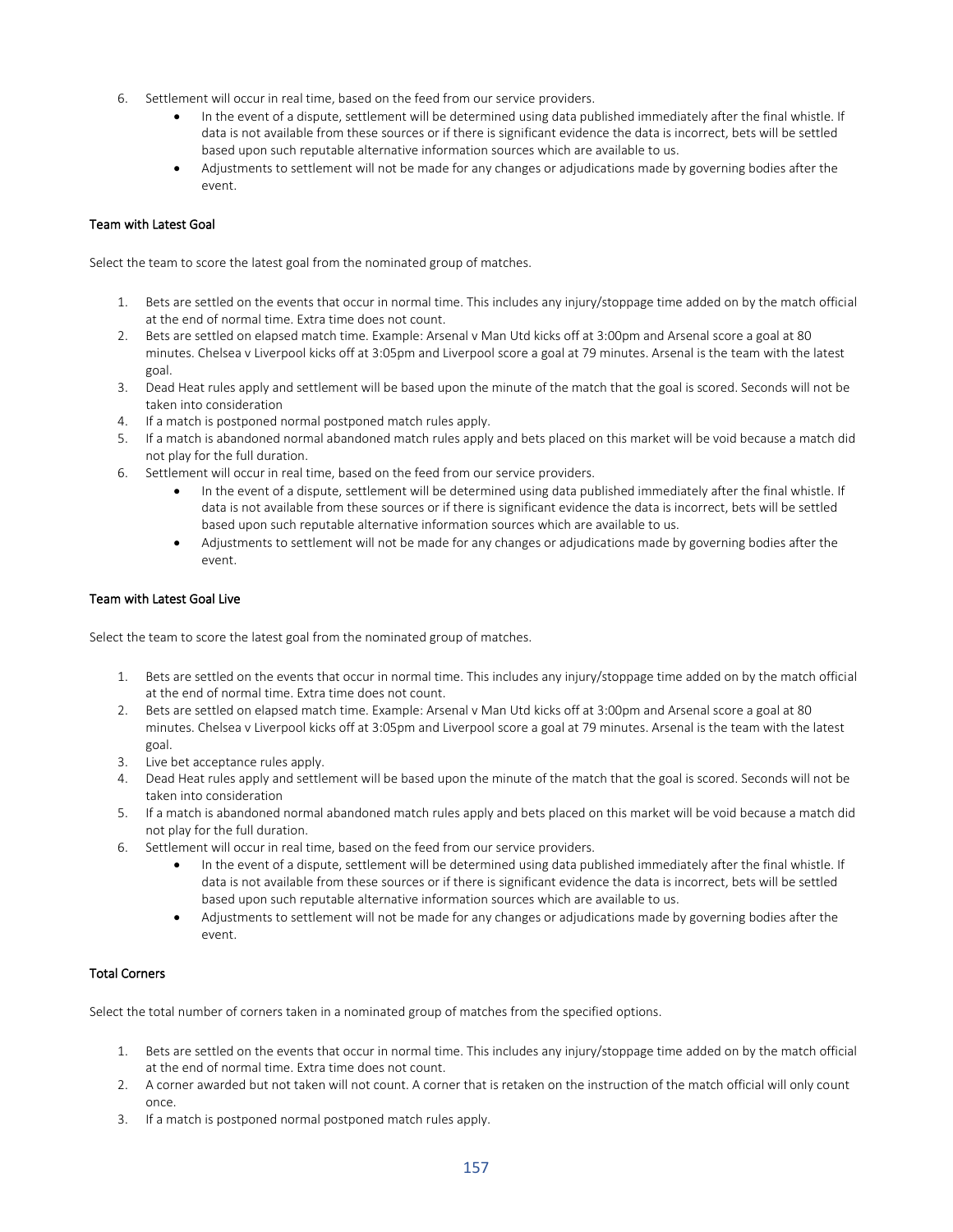6. Settlement will occur in real time, based on the feed from our service providers.
    - In the event of a dispute, settlement will be determined using data published immediately after the final whistle. If data is not available from these sources or if there is significant evidence the data is incorrect, bets will be settled based upon such reputable alternative information sources which are available to us.
    - Adjustments to settlement will not be made for any changes or adjudications made by governing bodies after the event.

### Team with Latest Goal

Select the team to score the latest goal from the nominated group of matches.

1. Bets are settled on the events that occur in normal time. This includes any injury/stoppage time added on by the match official at the end of normal time. Extra time does not count.
2. Bets are settled on elapsed match time. Example: Arsenal v Man Utd kicks off at 3:00pm and Arsenal score a goal at 80 minutes. Chelsea v Liverpool kicks off at 3:05pm and Liverpool score a goal at 79 minutes. Arsenal is the team with the latest goal.
3. Dead Heat rules apply and settlement will be based upon the minute of the match that the goal is scored. Seconds will not be taken into consideration
4. If a match is postponed normal postponed match rules apply.
5. If a match is abandoned normal abandoned match rules apply and bets placed on this market will be void because a match did not play for the full duration.
6. Settlement will occur in real time, based on the feed from our service providers.
    - In the event of a dispute, settlement will be determined using data published immediately after the final whistle. If data is not available from these sources or if there is significant evidence the data is incorrect, bets will be settled based upon such reputable alternative information sources which are available to us.
    - Adjustments to settlement will not be made for any changes or adjudications made by governing bodies after the event.

### Team with Latest Goal Live

Select the team to score the latest goal from the nominated group of matches.

1. Bets are settled on the events that occur in normal time. This includes any injury/stoppage time added on by the match official at the end of normal time. Extra time does not count.
2. Bets are settled on elapsed match time. Example: Arsenal v Man Utd kicks off at 3:00pm and Arsenal score a goal at 80 minutes. Chelsea v Liverpool kicks off at 3:05pm and Liverpool score a goal at 79 minutes. Arsenal is the team with the latest goal.
3. Live bet acceptance rules apply.
4. Dead Heat rules apply and settlement will be based upon the minute of the match that the goal is scored. Seconds will not be taken into consideration
5. If a match is abandoned normal abandoned match rules apply and bets placed on this market will be void because a match did not play for the full duration.
6. Settlement will occur in real time, based on the feed from our service providers.
    - In the event of a dispute, settlement will be determined using data published immediately after the final whistle. If data is not available from these sources or if there is significant evidence the data is incorrect, bets will be settled based upon such reputable alternative information sources which are available to us.
    - Adjustments to settlement will not be made for any changes or adjudications made by governing bodies after the event.

### Total Corners

Select the total number of corners taken in a nominated group of matches from the specified options.

1. Bets are settled on the events that occur in normal time. This includes any injury/stoppage time added on by the match official at the end of normal time. Extra time does not count.
2. A corner awarded but not taken will not count. A corner that is retaken on the instruction of the match official will only count once.
3. If a match is postponed normal postponed match rules apply.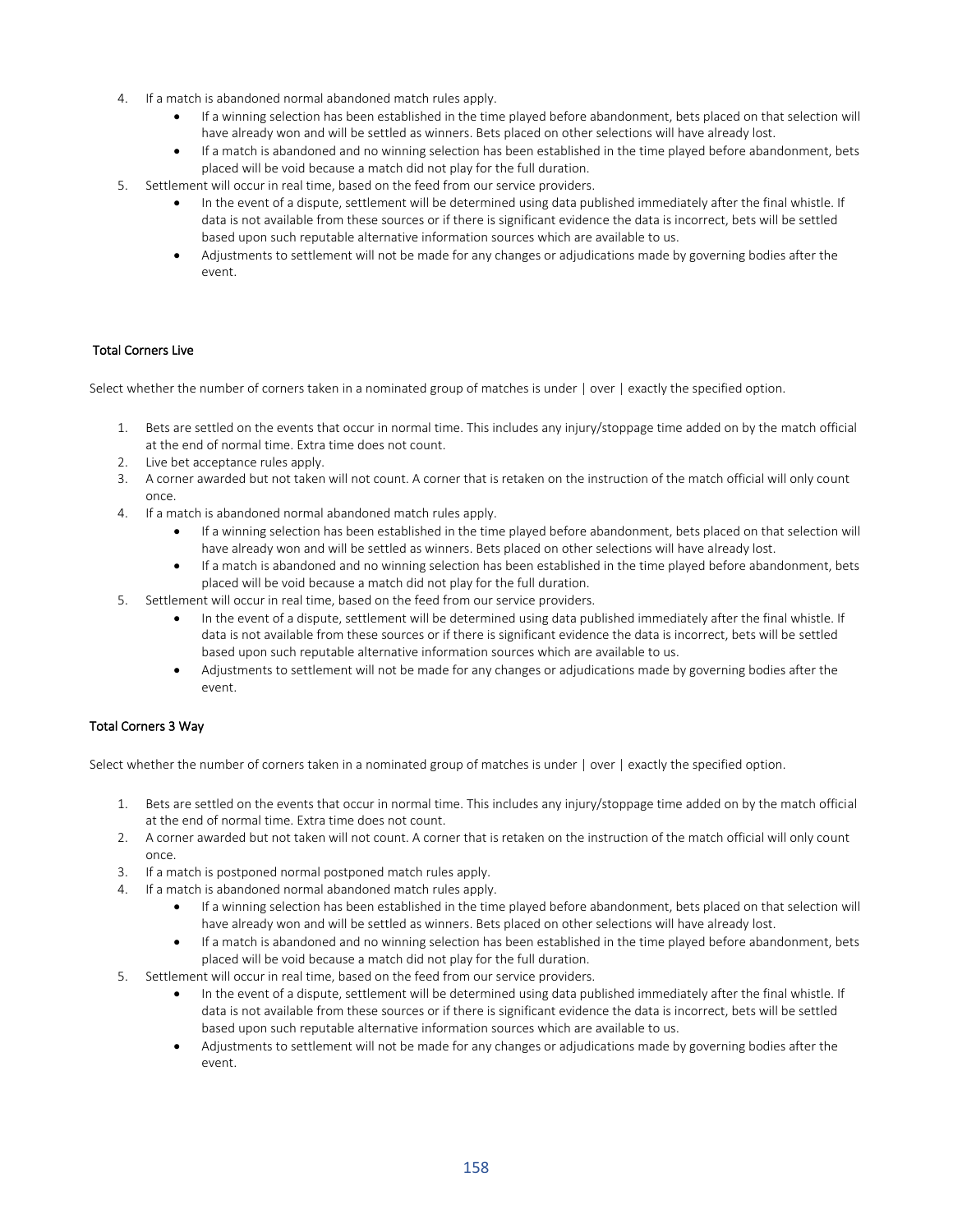4. If a match is abandoned normal abandoned match rules apply.
    - If a winning selection has been established in the time played before abandonment, bets placed on that selection will have already won and will be settled as winners. Bets placed on other selections will have already lost.
    - If a match is abandoned and no winning selection has been established in the time played before abandonment, bets placed will be void because a match did not play for the full duration.
5. Settlement will occur in real time, based on the feed from our service providers.
    - In the event of a dispute, settlement will be determined using data published immediately after the final whistle. If data is not available from these sources or if there is significant evidence the data is incorrect, bets will be settled based upon such reputable alternative information sources which are available to us.
    - Adjustments to settlement will not be made for any changes or adjudications made by governing bodies after the event.

### Total Corners Live

Select whether the number of corners taken in a nominated group of matches is under | over | exactly the specified option.

1. Bets are settled on the events that occur in normal time. This includes any injury/stoppage time added on by the match official at the end of normal time. Extra time does not count.
2. Live bet acceptance rules apply.
3. A corner awarded but not taken will not count. A corner that is retaken on the instruction of the match official will only count once.
4. If a match is abandoned normal abandoned match rules apply.
    - If a winning selection has been established in the time played before abandonment, bets placed on that selection will have already won and will be settled as winners. Bets placed on other selections will have already lost.
    - If a match is abandoned and no winning selection has been established in the time played before abandonment, bets placed will be void because a match did not play for the full duration.
5. Settlement will occur in real time, based on the feed from our service providers.
    - In the event of a dispute, settlement will be determined using data published immediately after the final whistle. If data is not available from these sources or if there is significant evidence the data is incorrect, bets will be settled based upon such reputable alternative information sources which are available to us.
    - Adjustments to settlement will not be made for any changes or adjudications made by governing bodies after the event.

### Total Corners 3 Way

Select whether the number of corners taken in a nominated group of matches is under | over | exactly the specified option.

1. Bets are settled on the events that occur in normal time. This includes any injury/stoppage time added on by the match official at the end of normal time. Extra time does not count.
2. A corner awarded but not taken will not count. A corner that is retaken on the instruction of the match official will only count once.
3. If a match is postponed normal postponed match rules apply.
4. If a match is abandoned normal abandoned match rules apply.
    - If a winning selection has been established in the time played before abandonment, bets placed on that selection will have already won and will be settled as winners. Bets placed on other selections will have already lost.
    - If a match is abandoned and no winning selection has been established in the time played before abandonment, bets placed will be void because a match did not play for the full duration.
5. Settlement will occur in real time, based on the feed from our service providers.
    - In the event of a dispute, settlement will be determined using data published immediately after the final whistle. If data is not available from these sources or if there is significant evidence the data is incorrect, bets will be settled based upon such reputable alternative information sources which are available to us.
    - Adjustments to settlement will not be made for any changes or adjudications made by governing bodies after the event.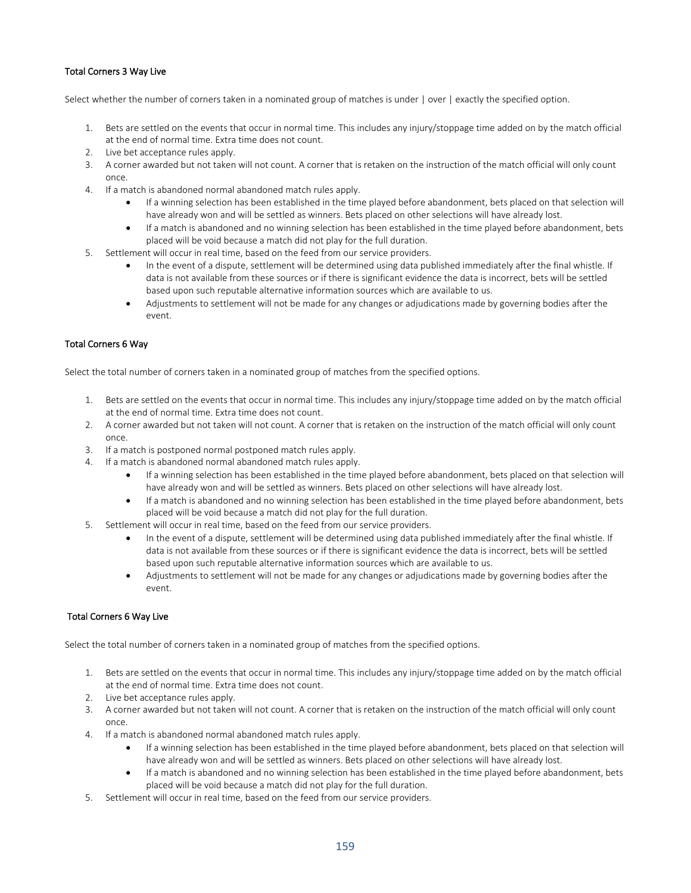### Total Corners 3 Way Live

Select whether the number of corners taken in a nominated group of matches is under | over | exactly the specified option.

1. Bets are settled on the events that occur in normal time. This includes any injury/stoppage time added on by the match official at the end of normal time. Extra time does not count.
2. Live bet acceptance rules apply.
3. A corner awarded but not taken will not count. A corner that is retaken on the instruction of the match official will only count once.
4. If a match is abandoned normal abandoned match rules apply.
   - If a winning selection has been established in the time played before abandonment, bets placed on that selection will have already won and will be settled as winners. Bets placed on other selections will have already lost.
   - If a match is abandoned and no winning selection has been established in the time played before abandonment, bets placed will be void because a match did not play for the full duration.
5. Settlement will occur in real time, based on the feed from our service providers.
   - In the event of a dispute, settlement will be determined using data published immediately after the final whistle. If data is not available from these sources or if there is significant evidence the data is incorrect, bets will be settled based upon such reputable alternative information sources which are available to us.
   - Adjustments to settlement will not be made for any changes or adjudications made by governing bodies after the event.

### Total Corners 6 Way

Select the total number of corners taken in a nominated group of matches from the specified options.

1. Bets are settled on the events that occur in normal time. This includes any injury/stoppage time added on by the match official at the end of normal time. Extra time does not count.
2. A corner awarded but not taken will not count. A corner that is retaken on the instruction of the match official will only count once.
3. If a match is postponed normal postponed match rules apply.
4. If a match is abandoned normal abandoned match rules apply.
   - If a winning selection has been established in the time played before abandonment, bets placed on that selection will have already won and will be settled as winners. Bets placed on other selections will have already lost.
   - If a match is abandoned and no winning selection has been established in the time played before abandonment, bets placed will be void because a match did not play for the full duration.
5. Settlement will occur in real time, based on the feed from our service providers.
   - In the event of a dispute, settlement will be determined using data published immediately after the final whistle. If data is not available from these sources or if there is significant evidence the data is incorrect, bets will be settled based upon such reputable alternative information sources which are available to us.
   - Adjustments to settlement will not be made for any changes or adjudications made by governing bodies after the event.

### Total Corners 6 Way Live

Select the total number of corners taken in a nominated group of matches from the specified options.

1. Bets are settled on the events that occur in normal time. This includes any injury/stoppage time added on by the match official at the end of normal time. Extra time does not count.
2. Live bet acceptance rules apply.
3. A corner awarded but not taken will not count. A corner that is retaken on the instruction of the match official will only count once.
4. If a match is abandoned normal abandoned match rules apply.
   - If a winning selection has been established in the time played before abandonment, bets placed on that selection will have already won and will be settled as winners. Bets placed on other selections will have already lost.
   - If a match is abandoned and no winning selection has been established in the time played before abandonment, bets placed will be void because a match did not play for the full duration.
5. Settlement will occur in real time, based on the feed from our service providers.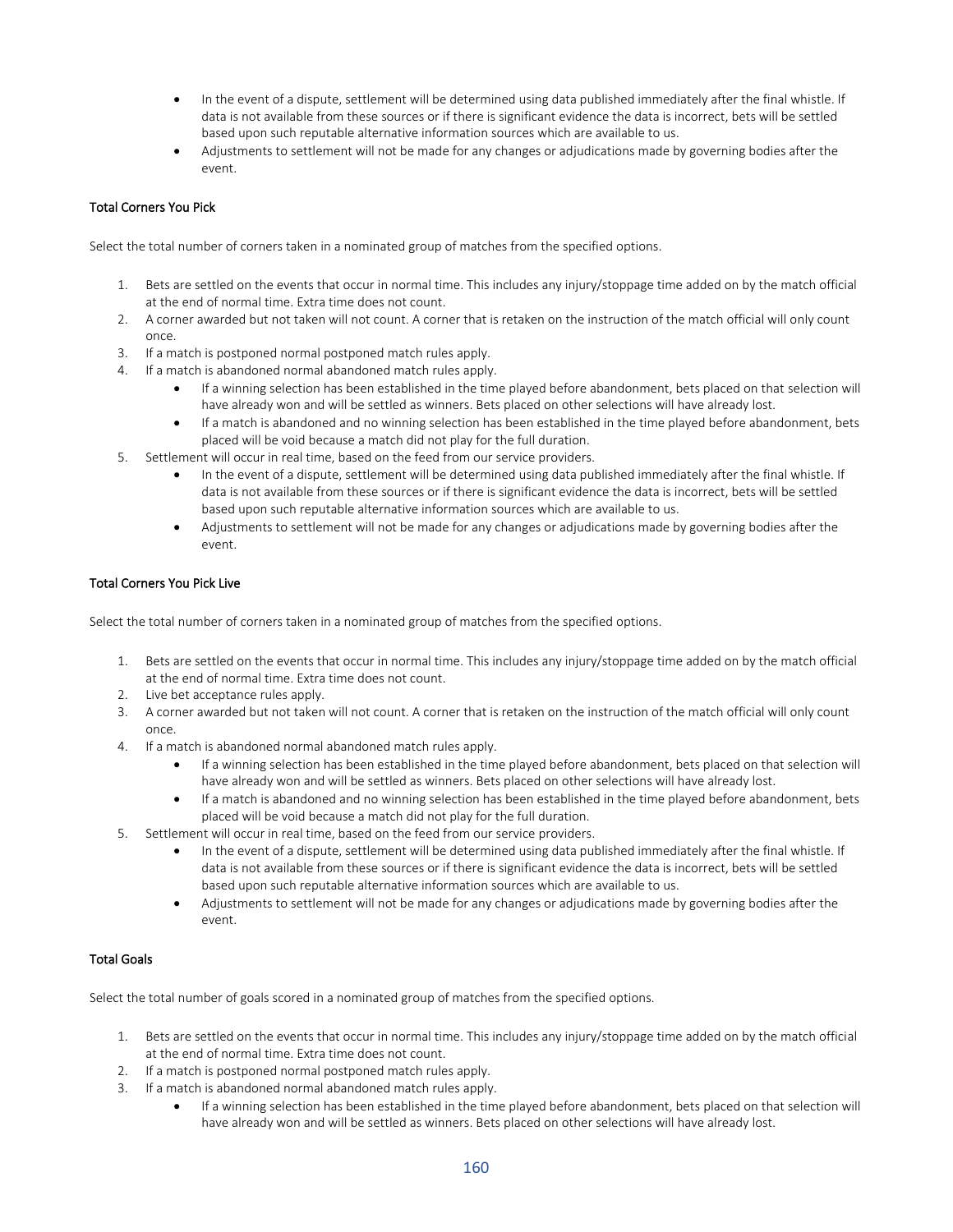- In the event of a dispute, settlement will be determined using data published immediately after the final whistle. If data is not available from these sources or if there is significant evidence the data is incorrect, bets will be settled based upon such reputable alternative information sources which are available to us.
- Adjustments to settlement will not be made for any changes or adjudications made by governing bodies after the event.

### Total Corners You Pick

Select the total number of corners taken in a nominated group of matches from the specified options.

1. Bets are settled on the events that occur in normal time. This includes any injury/stoppage time added on by the match official at the end of normal time. Extra time does not count.
2. A corner awarded but not taken will not count. A corner that is retaken on the instruction of the match official will only count once.
3. If a match is postponed normal postponed match rules apply.
4. If a match is abandoned normal abandoned match rules apply.
    - If a winning selection has been established in the time played before abandonment, bets placed on that selection will have already won and will be settled as winners. Bets placed on other selections will have already lost.
    - If a match is abandoned and no winning selection has been established in the time played before abandonment, bets placed will be void because a match did not play for the full duration.
5. Settlement will occur in real time, based on the feed from our service providers.
    - In the event of a dispute, settlement will be determined using data published immediately after the final whistle. If data is not available from these sources or if there is significant evidence the data is incorrect, bets will be settled based upon such reputable alternative information sources which are available to us.
    - Adjustments to settlement will not be made for any changes or adjudications made by governing bodies after the event.

### Total Corners You Pick Live

Select the total number of corners taken in a nominated group of matches from the specified options.

1. Bets are settled on the events that occur in normal time. This includes any injury/stoppage time added on by the match official at the end of normal time. Extra time does not count.
2. Live bet acceptance rules apply.
3. A corner awarded but not taken will not count. A corner that is retaken on the instruction of the match official will only count once.
4. If a match is abandoned normal abandoned match rules apply.
    - If a winning selection has been established in the time played before abandonment, bets placed on that selection will have already won and will be settled as winners. Bets placed on other selections will have already lost.
    - If a match is abandoned and no winning selection has been established in the time played before abandonment, bets placed will be void because a match did not play for the full duration.
5. Settlement will occur in real time, based on the feed from our service providers.
    - In the event of a dispute, settlement will be determined using data published immediately after the final whistle. If data is not available from these sources or if there is significant evidence the data is incorrect, bets will be settled based upon such reputable alternative information sources which are available to us.
    - Adjustments to settlement will not be made for any changes or adjudications made by governing bodies after the event.

### Total Goals

Select the total number of goals scored in a nominated group of matches from the specified options.

1. Bets are settled on the events that occur in normal time. This includes any injury/stoppage time added on by the match official at the end of normal time. Extra time does not count.
2. If a match is postponed normal postponed match rules apply.
3. If a match is abandoned normal abandoned match rules apply.
    - If a winning selection has been established in the time played before abandonment, bets placed on that selection will have already won and will be settled as winners. Bets placed on other selections will have already lost.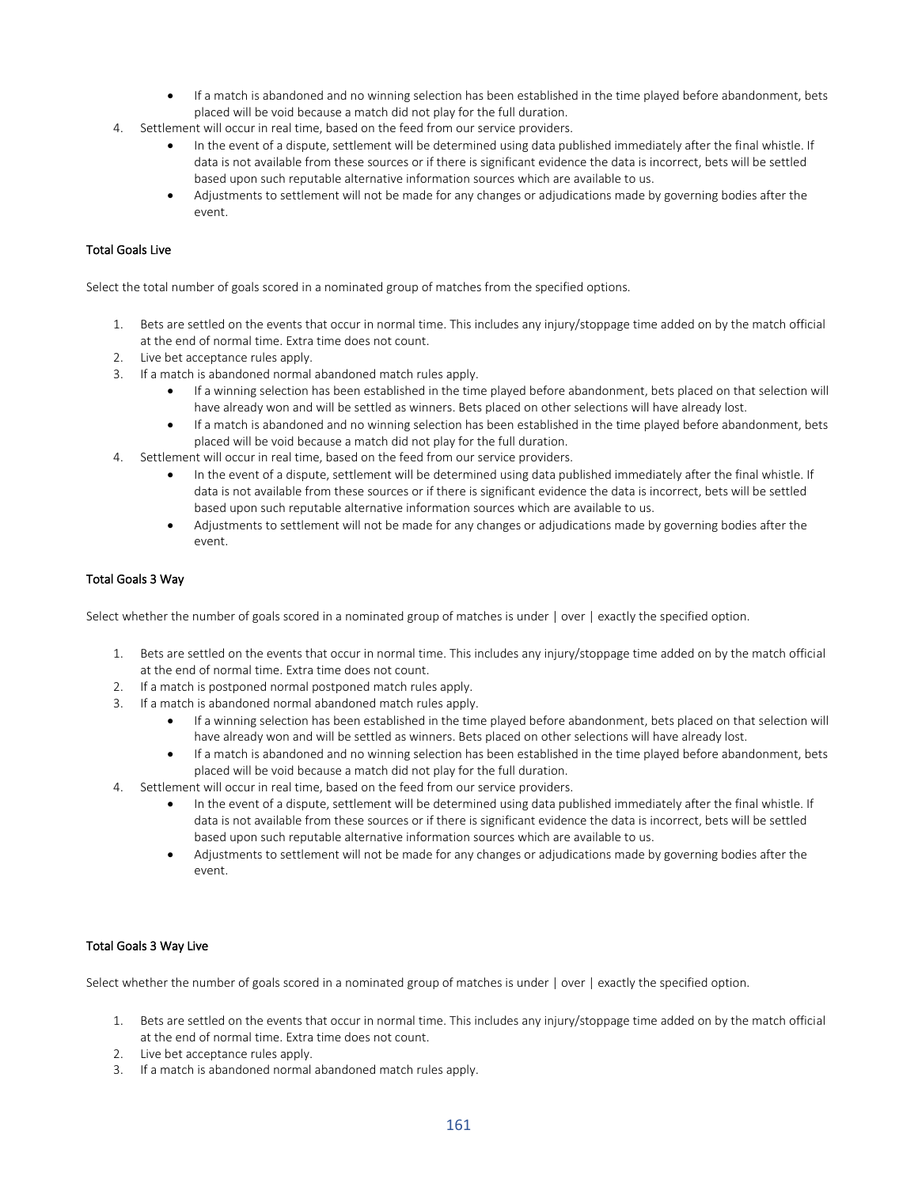- If a match is abandoned and no winning selection has been established in the time played before abandonment, bets placed will be void because a match did not play for the full duration.

4. Settlement will occur in real time, based on the feed from our service providers.
    - In the event of a dispute, settlement will be determined using data published immediately after the final whistle. If data is not available from these sources or if there is significant evidence the data is incorrect, bets will be settled based upon such reputable alternative information sources which are available to us.
    - Adjustments to settlement will not be made for any changes or adjudications made by governing bodies after the event.

### Total Goals Live

Select the total number of goals scored in a nominated group of matches from the specified options.

1. Bets are settled on the events that occur in normal time. This includes any injury/stoppage time added on by the match official at the end of normal time. Extra time does not count.
2. Live bet acceptance rules apply.
3. If a match is abandoned normal abandoned match rules apply.
    - If a winning selection has been established in the time played before abandonment, bets placed on that selection will have already won and will be settled as winners. Bets placed on other selections will have already lost.
    - If a match is abandoned and no winning selection has been established in the time played before abandonment, bets placed will be void because a match did not play for the full duration.
4. Settlement will occur in real time, based on the feed from our service providers.
    - In the event of a dispute, settlement will be determined using data published immediately after the final whistle. If data is not available from these sources or if there is significant evidence the data is incorrect, bets will be settled based upon such reputable alternative information sources which are available to us.
    - Adjustments to settlement will not be made for any changes or adjudications made by governing bodies after the event.

### Total Goals 3 Way

Select whether the number of goals scored in a nominated group of matches is under | over | exactly the specified option.

1. Bets are settled on the events that occur in normal time. This includes any injury/stoppage time added on by the match official at the end of normal time. Extra time does not count.
2. If a match is postponed normal postponed match rules apply.
3. If a match is abandoned normal abandoned match rules apply.
    - If a winning selection has been established in the time played before abandonment, bets placed on that selection will have already won and will be settled as winners. Bets placed on other selections will have already lost.
    - If a match is abandoned and no winning selection has been established in the time played before abandonment, bets placed will be void because a match did not play for the full duration.
4. Settlement will occur in real time, based on the feed from our service providers.
    - In the event of a dispute, settlement will be determined using data published immediately after the final whistle. If data is not available from these sources or if there is significant evidence the data is incorrect, bets will be settled based upon such reputable alternative information sources which are available to us.
    - Adjustments to settlement will not be made for any changes or adjudications made by governing bodies after the event.

### Total Goals 3 Way Live

Select whether the number of goals scored in a nominated group of matches is under | over | exactly the specified option.

1. Bets are settled on the events that occur in normal time. This includes any injury/stoppage time added on by the match official at the end of normal time. Extra time does not count.
2. Live bet acceptance rules apply.
3. If a match is abandoned normal abandoned match rules apply.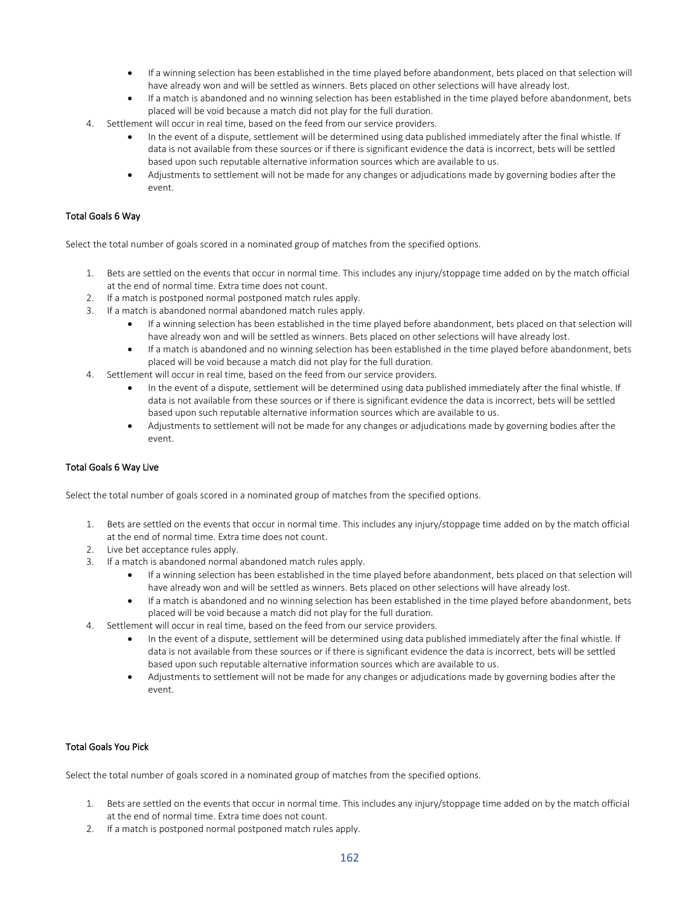- If a winning selection has been established in the time played before abandonment, bets placed on that selection will have already won and will be settled as winners. Bets placed on other selections will have already lost.
- If a match is abandoned and no winning selection has been established in the time played before abandonment, bets placed will be void because a match did not play for the full duration.

4. Settlement will occur in real time, based on the feed from our service providers.
    - In the event of a dispute, settlement will be determined using data published immediately after the final whistle. If data is not available from these sources or if there is significant evidence the data is incorrect, bets will be settled based upon such reputable alternative information sources which are available to us.
    - Adjustments to settlement will not be made for any changes or adjudications made by governing bodies after the event.

#### Total Goals 6 Way

Select the total number of goals scored in a nominated group of matches from the specified options.

1. Bets are settled on the events that occur in normal time. This includes any injury/stoppage time added on by the match official at the end of normal time. Extra time does not count.
2. If a match is postponed normal postponed match rules apply.
3. If a match is abandoned normal abandoned match rules apply.
    - If a winning selection has been established in the time played before abandonment, bets placed on that selection will have already won and will be settled as winners. Bets placed on other selections will have already lost.
    - If a match is abandoned and no winning selection has been established in the time played before abandonment, bets placed will be void because a match did not play for the full duration.
4. Settlement will occur in real time, based on the feed from our service providers.
    - In the event of a dispute, settlement will be determined using data published immediately after the final whistle. If data is not available from these sources or if there is significant evidence the data is incorrect, bets will be settled based upon such reputable alternative information sources which are available to us.
    - Adjustments to settlement will not be made for any changes or adjudications made by governing bodies after the event.

#### Total Goals 6 Way Live

Select the total number of goals scored in a nominated group of matches from the specified options.

1. Bets are settled on the events that occur in normal time. This includes any injury/stoppage time added on by the match official at the end of normal time. Extra time does not count.
2. Live bet acceptance rules apply.
3. If a match is abandoned normal abandoned match rules apply.
    - If a winning selection has been established in the time played before abandonment, bets placed on that selection will have already won and will be settled as winners. Bets placed on other selections will have already lost.
    - If a match is abandoned and no winning selection has been established in the time played before abandonment, bets placed will be void because a match did not play for the full duration.
4. Settlement will occur in real time, based on the feed from our service providers.
    - In the event of a dispute, settlement will be determined using data published immediately after the final whistle. If data is not available from these sources or if there is significant evidence the data is incorrect, bets will be settled based upon such reputable alternative information sources which are available to us.
    - Adjustments to settlement will not be made for any changes or adjudications made by governing bodies after the event.

#### Total Goals You Pick

Select the total number of goals scored in a nominated group of matches from the specified options.

1. Bets are settled on the events that occur in normal time. This includes any injury/stoppage time added on by the match official at the end of normal time. Extra time does not count.
2. If a match is postponed normal postponed match rules apply.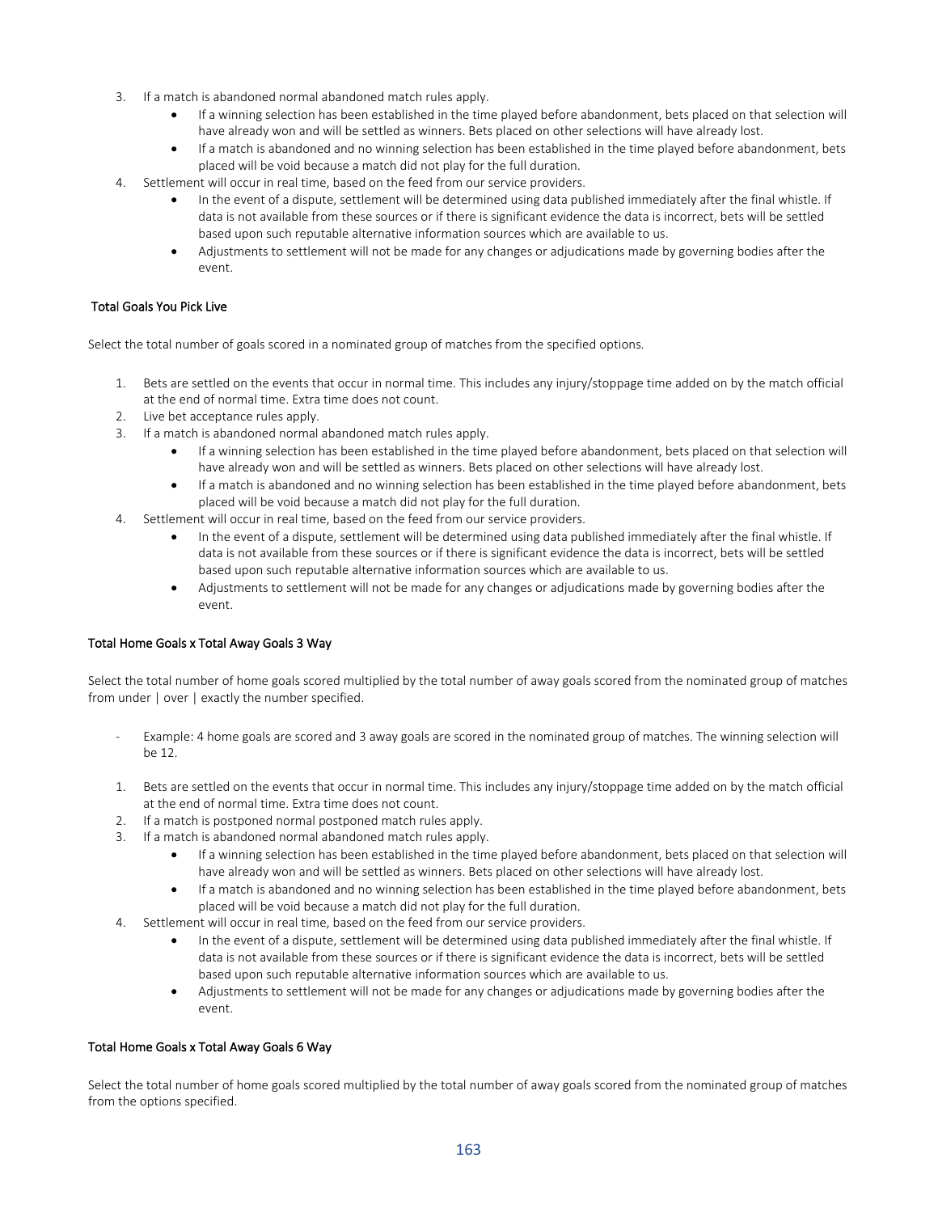3. If a match is abandoned normal abandoned match rules apply.
    - If a winning selection has been established in the time played before abandonment, bets placed on that selection will have already won and will be settled as winners. Bets placed on other selections will have already lost.
    - If a match is abandoned and no winning selection has been established in the time played before abandonment, bets placed will be void because a match did not play for the full duration.
4. Settlement will occur in real time, based on the feed from our service providers.
    - In the event of a dispute, settlement will be determined using data published immediately after the final whistle. If data is not available from these sources or if there is significant evidence the data is incorrect, bets will be settled based upon such reputable alternative information sources which are available to us.
    - Adjustments to settlement will not be made for any changes or adjudications made by governing bodies after the event.

#### Total Goals You Pick Live

Select the total number of goals scored in a nominated group of matches from the specified options.

1. Bets are settled on the events that occur in normal time. This includes any injury/stoppage time added on by the match official at the end of normal time. Extra time does not count.
2. Live bet acceptance rules apply.
3. If a match is abandoned normal abandoned match rules apply.
    - If a winning selection has been established in the time played before abandonment, bets placed on that selection will have already won and will be settled as winners. Bets placed on other selections will have already lost.
    - If a match is abandoned and no winning selection has been established in the time played before abandonment, bets placed will be void because a match did not play for the full duration.
4. Settlement will occur in real time, based on the feed from our service providers.
    - In the event of a dispute, settlement will be determined using data published immediately after the final whistle. If data is not available from these sources or if there is significant evidence the data is incorrect, bets will be settled based upon such reputable alternative information sources which are available to us.
    - Adjustments to settlement will not be made for any changes or adjudications made by governing bodies after the event.

#### Total Home Goals x Total Away Goals 3 Way

Select the total number of home goals scored multiplied by the total number of away goals scored from the nominated group of matches from under | over | exactly the number specified.

- Example: 4 home goals are scored and 3 away goals are scored in the nominated group of matches. The winning selection will be 12.

1. Bets are settled on the events that occur in normal time. This includes any injury/stoppage time added on by the match official at the end of normal time. Extra time does not count.
2. If a match is postponed normal postponed match rules apply.
3. If a match is abandoned normal abandoned match rules apply.
    - If a winning selection has been established in the time played before abandonment, bets placed on that selection will have already won and will be settled as winners. Bets placed on other selections will have already lost.
    - If a match is abandoned and no winning selection has been established in the time played before abandonment, bets placed will be void because a match did not play for the full duration.
4. Settlement will occur in real time, based on the feed from our service providers.
    - In the event of a dispute, settlement will be determined using data published immediately after the final whistle. If data is not available from these sources or if there is significant evidence the data is incorrect, bets will be settled based upon such reputable alternative information sources which are available to us.
    - Adjustments to settlement will not be made for any changes or adjudications made by governing bodies after the event.

#### Total Home Goals x Total Away Goals 6 Way

Select the total number of home goals scored multiplied by the total number of away goals scored from the nominated group of matches from the options specified.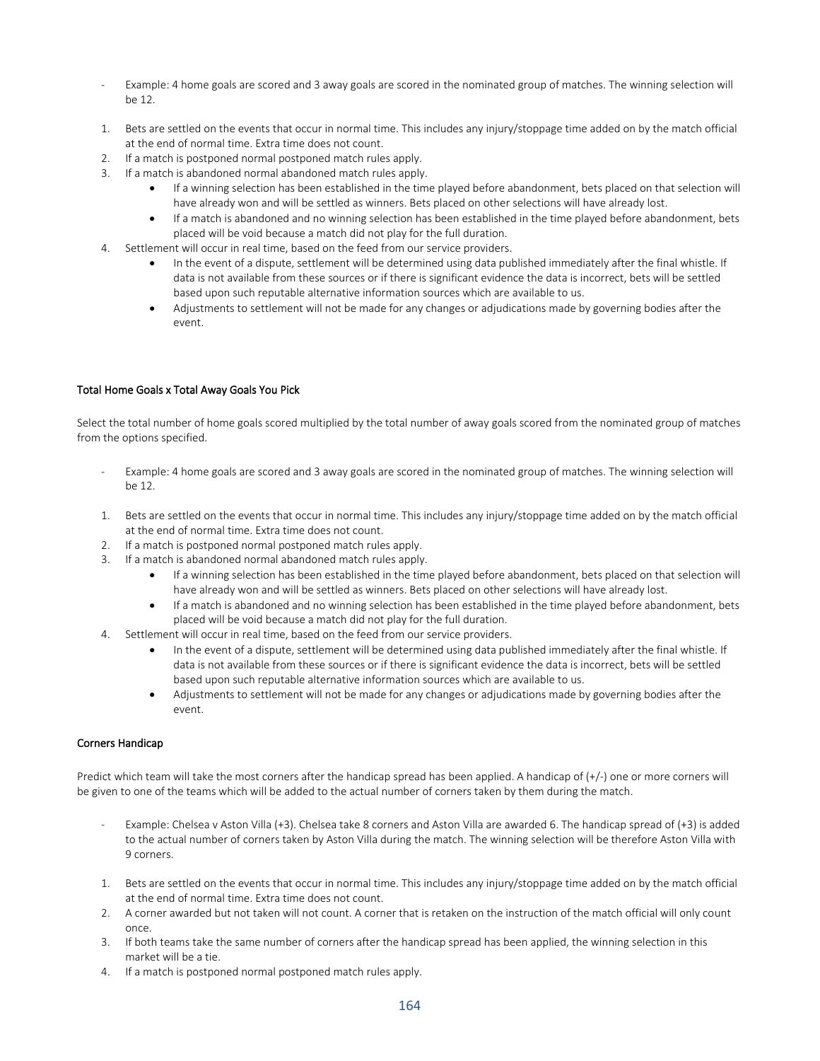- Example: 4 home goals are scored and 3 away goals are scored in the nominated group of matches. The winning selection will be 12.

1. Bets are settled on the events that occur in normal time. This includes any injury/stoppage time added on by the match official at the end of normal time. Extra time does not count.
2. If a match is postponed normal postponed match rules apply.
3. If a match is abandoned normal abandoned match rules apply.
    - If a winning selection has been established in the time played before abandonment, bets placed on that selection will have already won and will be settled as winners. Bets placed on other selections will have already lost.
    - If a match is abandoned and no winning selection has been established in the time played before abandonment, bets placed will be void because a match did not play for the full duration.
4. Settlement will occur in real time, based on the feed from our service providers.
    - In the event of a dispute, settlement will be determined using data published immediately after the final whistle. If data is not available from these sources or if there is significant evidence the data is incorrect, bets will be settled based upon such reputable alternative information sources which are available to us.
    - Adjustments to settlement will not be made for any changes or adjudications made by governing bodies after the event.

### Total Home Goals x Total Away Goals You Pick

Select the total number of home goals scored multiplied by the total number of away goals scored from the nominated group of matches from the options specified.

- Example: 4 home goals are scored and 3 away goals are scored in the nominated group of matches. The winning selection will be 12.

1. Bets are settled on the events that occur in normal time. This includes any injury/stoppage time added on by the match official at the end of normal time. Extra time does not count.
2. If a match is postponed normal postponed match rules apply.
3. If a match is abandoned normal abandoned match rules apply.
    - If a winning selection has been established in the time played before abandonment, bets placed on that selection will have already won and will be settled as winners. Bets placed on other selections will have already lost.
    - If a match is abandoned and no winning selection has been established in the time played before abandonment, bets placed will be void because a match did not play for the full duration.
4. Settlement will occur in real time, based on the feed from our service providers.
    - In the event of a dispute, settlement will be determined using data published immediately after the final whistle. If data is not available from these sources or if there is significant evidence the data is incorrect, bets will be settled based upon such reputable alternative information sources which are available to us.
    - Adjustments to settlement will not be made for any changes or adjudications made by governing bodies after the event.

### Corners Handicap

Predict which team will take the most corners after the handicap spread has been applied. A handicap of (+/-) one or more corners will be given to one of the teams which will be added to the actual number of corners taken by them during the match.

- Example: Chelsea v Aston Villa (+3). Chelsea take 8 corners and Aston Villa are awarded 6. The handicap spread of (+3) is added to the actual number of corners taken by Aston Villa during the match. The winning selection will be therefore Aston Villa with 9 corners.

1. Bets are settled on the events that occur in normal time. This includes any injury/stoppage time added on by the match official at the end of normal time. Extra time does not count.
2. A corner awarded but not taken will not count. A corner that is retaken on the instruction of the match official will only count once.
3. If both teams take the same number of corners after the handicap spread has been applied, the winning selection in this market will be a tie.
4. If a match is postponed normal postponed match rules apply.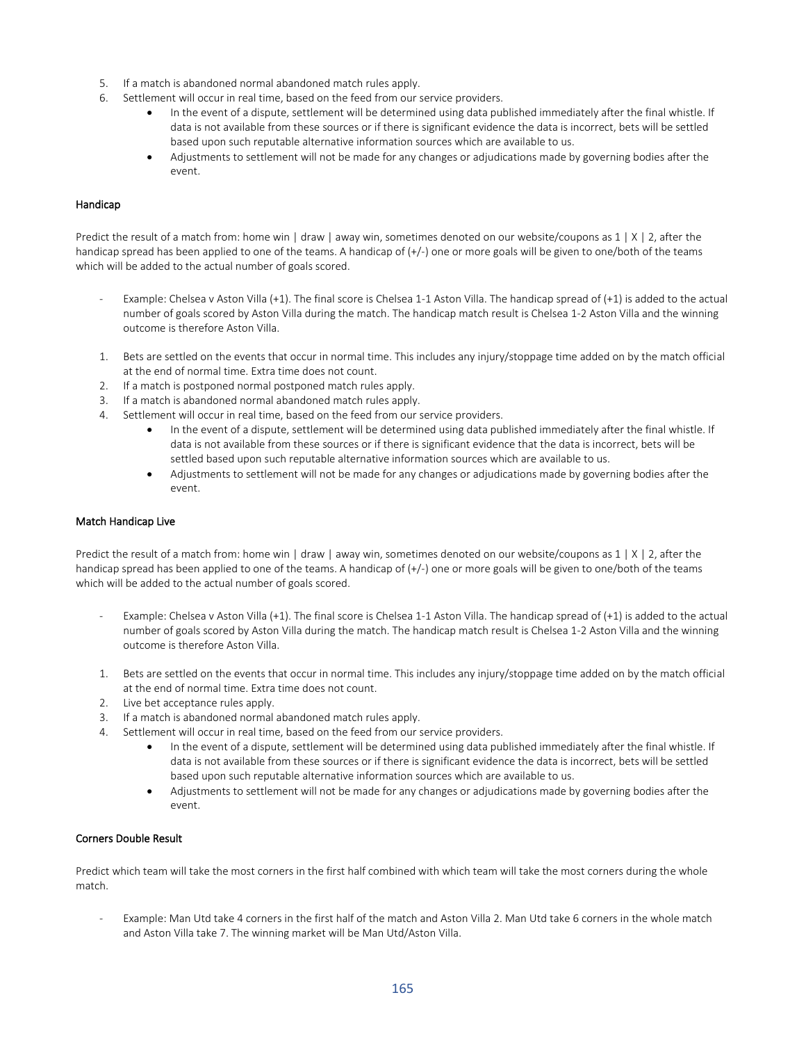5. If a match is abandoned normal abandoned match rules apply.
6. Settlement will occur in real time, based on the feed from our service providers.
    - In the event of a dispute, settlement will be determined using data published immediately after the final whistle. If data is not available from these sources or if there is significant evidence the data is incorrect, bets will be settled based upon such reputable alternative information sources which are available to us.
    - Adjustments to settlement will not be made for any changes or adjudications made by governing bodies after the event.

### Handicap

Predict the result of a match from: home win | draw | away win, sometimes denoted on our website/coupons as 1 | X | 2, after the handicap spread has been applied to one of the teams. A handicap of (+/-) one or more goals will be given to one/both of the teams which will be added to the actual number of goals scored.

- Example: Chelsea v Aston Villa (+1). The final score is Chelsea 1-1 Aston Villa. The handicap spread of (+1) is added to the actual number of goals scored by Aston Villa during the match. The handicap match result is Chelsea 1-2 Aston Villa and the winning outcome is therefore Aston Villa.

1. Bets are settled on the events that occur in normal time. This includes any injury/stoppage time added on by the match official at the end of normal time. Extra time does not count.
2. If a match is postponed normal postponed match rules apply.
3. If a match is abandoned normal abandoned match rules apply.
4. Settlement will occur in real time, based on the feed from our service providers.
    - In the event of a dispute, settlement will be determined using data published immediately after the final whistle. If data is not available from these sources or if there is significant evidence that the data is incorrect, bets will be settled based upon such reputable alternative information sources which are available to us.
    - Adjustments to settlement will not be made for any changes or adjudications made by governing bodies after the event.

### Match Handicap Live

Predict the result of a match from: home win | draw | away win, sometimes denoted on our website/coupons as 1 | X | 2, after the handicap spread has been applied to one of the teams. A handicap of (+/-) one or more goals will be given to one/both of the teams which will be added to the actual number of goals scored.

- Example: Chelsea v Aston Villa (+1). The final score is Chelsea 1-1 Aston Villa. The handicap spread of (+1) is added to the actual number of goals scored by Aston Villa during the match. The handicap match result is Chelsea 1-2 Aston Villa and the winning outcome is therefore Aston Villa.

1. Bets are settled on the events that occur in normal time. This includes any injury/stoppage time added on by the match official at the end of normal time. Extra time does not count.
2. Live bet acceptance rules apply.
3. If a match is abandoned normal abandoned match rules apply.
4. Settlement will occur in real time, based on the feed from our service providers.
    - In the event of a dispute, settlement will be determined using data published immediately after the final whistle. If data is not available from these sources or if there is significant evidence the data is incorrect, bets will be settled based upon such reputable alternative information sources which are available to us.
    - Adjustments to settlement will not be made for any changes or adjudications made by governing bodies after the event.

### Corners Double Result

Predict which team will take the most corners in the first half combined with which team will take the most corners during the whole match.

- Example: Man Utd take 4 corners in the first half of the match and Aston Villa 2. Man Utd take 6 corners in the whole match and Aston Villa take 7. The winning market will be Man Utd/Aston Villa.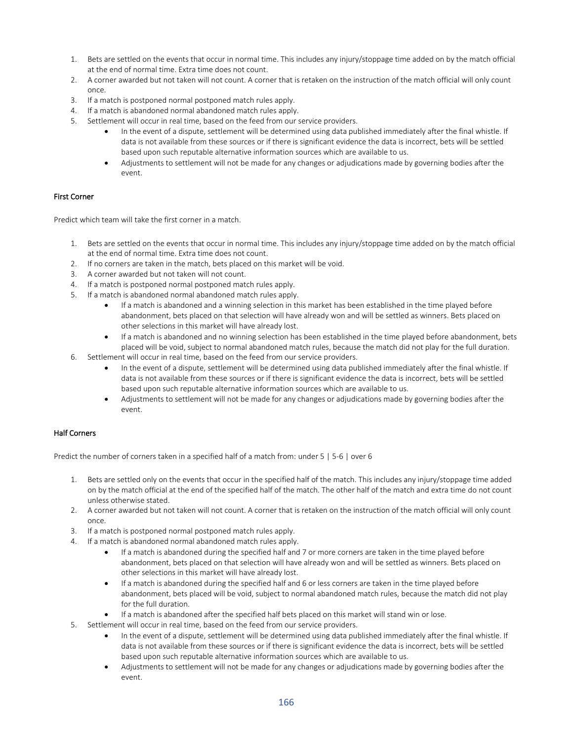1. Bets are settled on the events that occur in normal time. This includes any injury/stoppage time added on by the match official at the end of normal time. Extra time does not count.
2. A corner awarded but not taken will not count. A corner that is retaken on the instruction of the match official will only count once.
3. If a match is postponed normal postponed match rules apply.
4. If a match is abandoned normal abandoned match rules apply.
5. Settlement will occur in real time, based on the feed from our service providers.
    - In the event of a dispute, settlement will be determined using data published immediately after the final whistle. If data is not available from these sources or if there is significant evidence the data is incorrect, bets will be settled based upon such reputable alternative information sources which are available to us.
    - Adjustments to settlement will not be made for any changes or adjudications made by governing bodies after the event.

### First Corner

Predict which team will take the first corner in a match.

1. Bets are settled on the events that occur in normal time. This includes any injury/stoppage time added on by the match official at the end of normal time. Extra time does not count.
2. If no corners are taken in the match, bets placed on this market will be void.
3. A corner awarded but not taken will not count.
4. If a match is postponed normal postponed match rules apply.
5. If a match is abandoned normal abandoned match rules apply.
    - If a match is abandoned and a winning selection in this market has been established in the time played before abandonment, bets placed on that selection will have already won and will be settled as winners. Bets placed on other selections in this market will have already lost.
    - If a match is abandoned and no winning selection has been established in the time played before abandonment, bets placed will be void, subject to normal abandoned match rules, because the match did not play for the full duration.
6. Settlement will occur in real time, based on the feed from our service providers.
    - In the event of a dispute, settlement will be determined using data published immediately after the final whistle. If data is not available from these sources or if there is significant evidence the data is incorrect, bets will be settled based upon such reputable alternative information sources which are available to us.
    - Adjustments to settlement will not be made for any changes or adjudications made by governing bodies after the event.

### Half Corners

Predict the number of corners taken in a specified half of a match from: under 5 | 5-6 | over 6

1. Bets are settled only on the events that occur in the specified half of the match. This includes any injury/stoppage time added on by the match official at the end of the specified half of the match. The other half of the match and extra time do not count unless otherwise stated.
2. A corner awarded but not taken will not count. A corner that is retaken on the instruction of the match official will only count once.
3. If a match is postponed normal postponed match rules apply.
4. If a match is abandoned normal abandoned match rules apply.
    - If a match is abandoned during the specified half and 7 or more corners are taken in the time played before abandonment, bets placed on that selection will have already won and will be settled as winners. Bets placed on other selections in this market will have already lost.
    - If a match is abandoned during the specified half and 6 or less corners are taken in the time played before abandonment, bets placed will be void, subject to normal abandoned match rules, because the match did not play for the full duration.
    - If a match is abandoned after the specified half bets placed on this market will stand win or lose.
5. Settlement will occur in real time, based on the feed from our service providers.
    - In the event of a dispute, settlement will be determined using data published immediately after the final whistle. If data is not available from these sources or if there is significant evidence the data is incorrect, bets will be settled based upon such reputable alternative information sources which are available to us.
    - Adjustments to settlement will not be made for any changes or adjudications made by governing bodies after the event.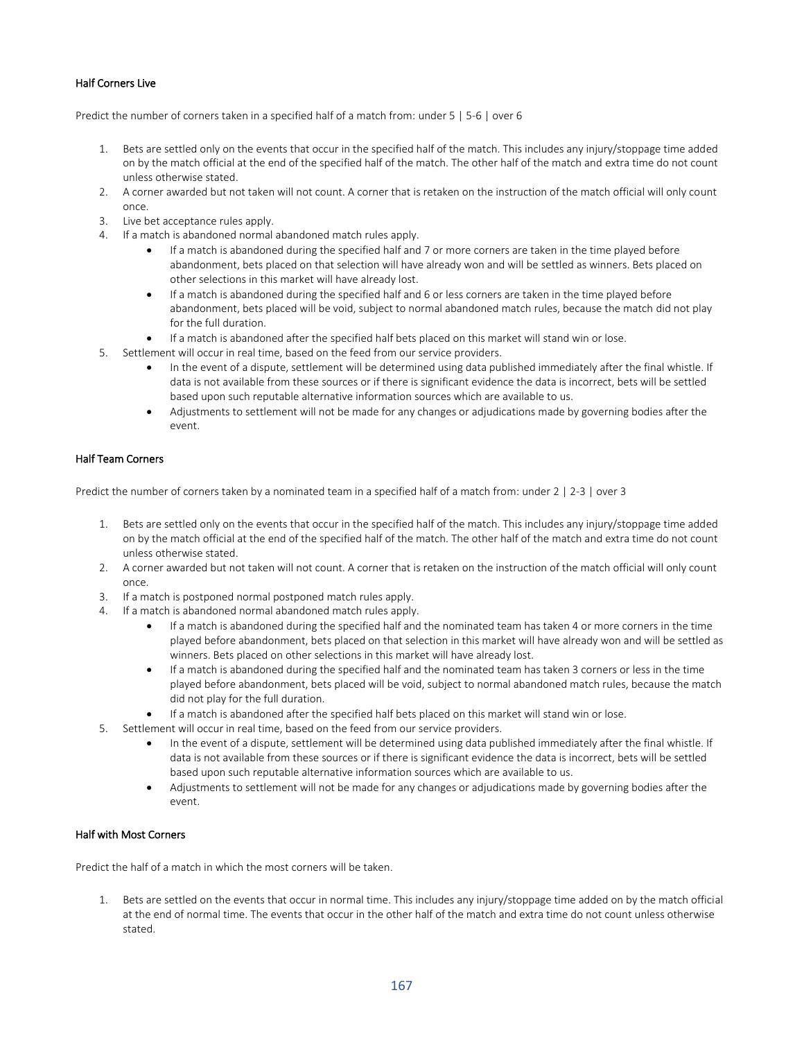### Half Corners Live

Predict the number of corners taken in a specified half of a match from: under 5 | 5-6 | over 6

1. Bets are settled only on the events that occur in the specified half of the match. This includes any injury/stoppage time added on by the match official at the end of the specified half of the match. The other half of the match and extra time do not count unless otherwise stated.
2. A corner awarded but not taken will not count. A corner that is retaken on the instruction of the match official will only count once.
3. Live bet acceptance rules apply.
4. If a match is abandoned normal abandoned match rules apply.
    - If a match is abandoned during the specified half and 7 or more corners are taken in the time played before abandonment, bets placed on that selection will have already won and will be settled as winners. Bets placed on other selections in this market will have already lost.
    - If a match is abandoned during the specified half and 6 or less corners are taken in the time played before abandonment, bets placed will be void, subject to normal abandoned match rules, because the match did not play for the full duration.
    - If a match is abandoned after the specified half bets placed on this market will stand win or lose.
5. Settlement will occur in real time, based on the feed from our service providers.
    - In the event of a dispute, settlement will be determined using data published immediately after the final whistle. If data is not available from these sources or if there is significant evidence the data is incorrect, bets will be settled based upon such reputable alternative information sources which are available to us.
    - Adjustments to settlement will not be made for any changes or adjudications made by governing bodies after the event.

### Half Team Corners

Predict the number of corners taken by a nominated team in a specified half of a match from: under 2 | 2-3 | over 3

1. Bets are settled only on the events that occur in the specified half of the match. This includes any injury/stoppage time added on by the match official at the end of the specified half of the match. The other half of the match and extra time do not count unless otherwise stated.
2. A corner awarded but not taken will not count. A corner that is retaken on the instruction of the match official will only count once.
3. If a match is postponed normal postponed match rules apply.
4. If a match is abandoned normal abandoned match rules apply.
    - If a match is abandoned during the specified half and the nominated team has taken 4 or more corners in the time played before abandonment, bets placed on that selection in this market will have already won and will be settled as winners. Bets placed on other selections in this market will have already lost.
    - If a match is abandoned during the specified half and the nominated team has taken 3 corners or less in the time played before abandonment, bets placed will be void, subject to normal abandoned match rules, because the match did not play for the full duration.
    - If a match is abandoned after the specified half bets placed on this market will stand win or lose.
5. Settlement will occur in real time, based on the feed from our service providers.
    - In the event of a dispute, settlement will be determined using data published immediately after the final whistle. If data is not available from these sources or if there is significant evidence the data is incorrect, bets will be settled based upon such reputable alternative information sources which are available to us.
    - Adjustments to settlement will not be made for any changes or adjudications made by governing bodies after the event.

### Half with Most Corners

Predict the half of a match in which the most corners will be taken.

1. Bets are settled on the events that occur in normal time. This includes any injury/stoppage time added on by the match official at the end of normal time. The events that occur in the other half of the match and extra time do not count unless otherwise stated.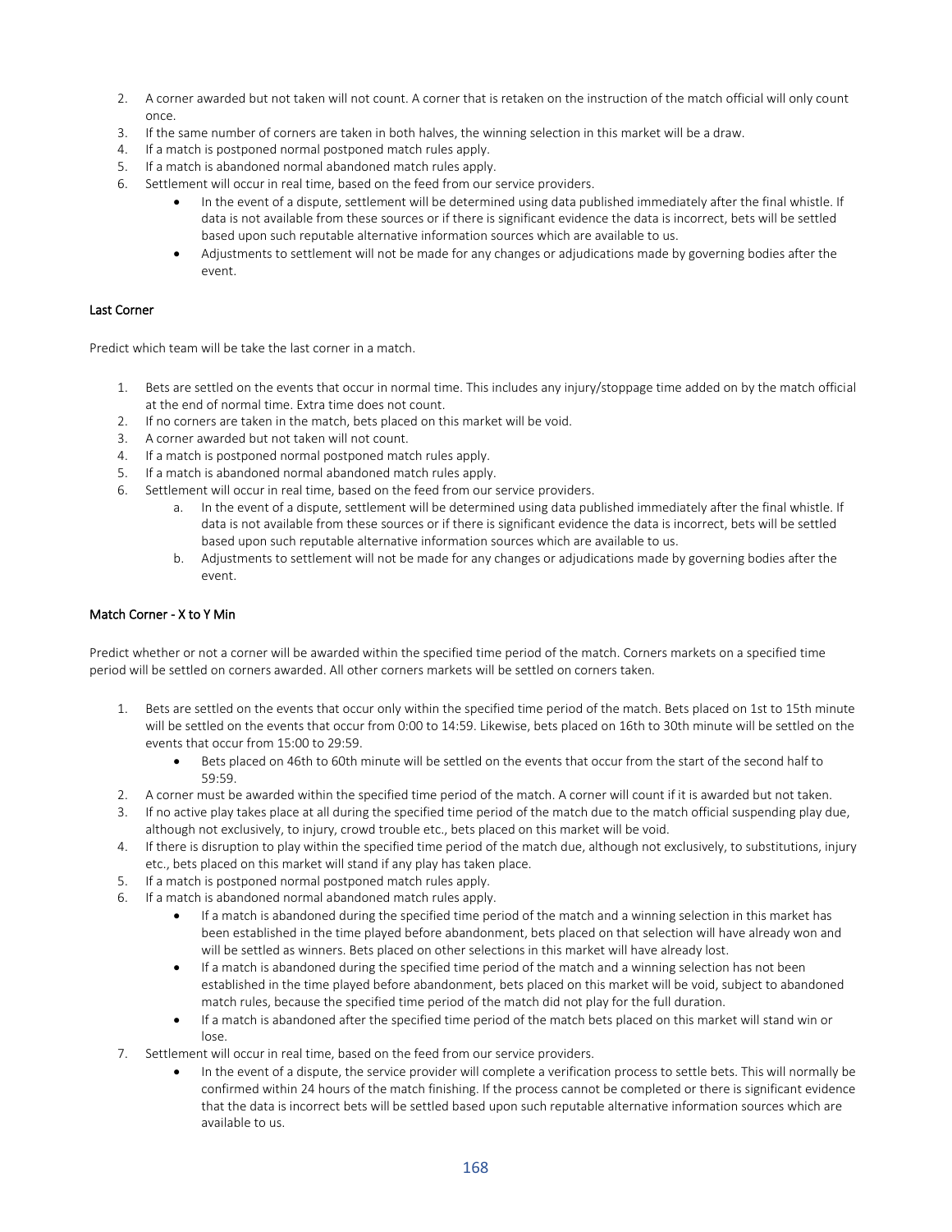2. A corner awarded but not taken will not count. A corner that is retaken on the instruction of the match official will only count once.
3. If the same number of corners are taken in both halves, the winning selection in this market will be a draw.
4. If a match is postponed normal postponed match rules apply.
5. If a match is abandoned normal abandoned match rules apply.
6. Settlement will occur in real time, based on the feed from our service providers.
    - In the event of a dispute, settlement will be determined using data published immediately after the final whistle. If data is not available from these sources or if there is significant evidence the data is incorrect, bets will be settled based upon such reputable alternative information sources which are available to us.
    - Adjustments to settlement will not be made for any changes or adjudications made by governing bodies after the event.

### Last Corner

Predict which team will be take the last corner in a match.

1. Bets are settled on the events that occur in normal time. This includes any injury/stoppage time added on by the match official at the end of normal time. Extra time does not count.
2. If no corners are taken in the match, bets placed on this market will be void.
3. A corner awarded but not taken will not count.
4. If a match is postponed normal postponed match rules apply.
5. If a match is abandoned normal abandoned match rules apply.
6. Settlement will occur in real time, based on the feed from our service providers.
    a. In the event of a dispute, settlement will be determined using data published immediately after the final whistle. If data is not available from these sources or if there is significant evidence the data is incorrect, bets will be settled based upon such reputable alternative information sources which are available to us.
    b. Adjustments to settlement will not be made for any changes or adjudications made by governing bodies after the event.

### Match Corner - X to Y Min

Predict whether or not a corner will be awarded within the specified time period of the match. Corners markets on a specified time period will be settled on corners awarded. All other corners markets will be settled on corners taken.

1. Bets are settled on the events that occur only within the specified time period of the match. Bets placed on 1st to 15th minute will be settled on the events that occur from 0:00 to 14:59. Likewise, bets placed on 16th to 30th minute will be settled on the events that occur from 15:00 to 29:59.
    - Bets placed on 46th to 60th minute will be settled on the events that occur from the start of the second half to 59:59.
2. A corner must be awarded within the specified time period of the match. A corner will count if it is awarded but not taken.
3. If no active play takes place at all during the specified time period of the match due to the match official suspending play due, although not exclusively, to injury, crowd trouble etc., bets placed on this market will be void.
4. If there is disruption to play within the specified time period of the match due, although not exclusively, to substitutions, injury etc., bets placed on this market will stand if any play has taken place.
5. If a match is postponed normal postponed match rules apply.
6. If a match is abandoned normal abandoned match rules apply.
    - If a match is abandoned during the specified time period of the match and a winning selection in this market has been established in the time played before abandonment, bets placed on that selection will have already won and will be settled as winners. Bets placed on other selections in this market will have already lost.
    - If a match is abandoned during the specified time period of the match and a winning selection has not been established in the time played before abandonment, bets placed on this market will be void, subject to abandoned match rules, because the specified time period of the match did not play for the full duration.
    - If a match is abandoned after the specified time period of the match bets placed on this market will stand win or lose.
7. Settlement will occur in real time, based on the feed from our service providers.
    - In the event of a dispute, the service provider will complete a verification process to settle bets. This will normally be confirmed within 24 hours of the match finishing. If the process cannot be completed or there is significant evidence that the data is incorrect bets will be settled based upon such reputable alternative information sources which are available to us.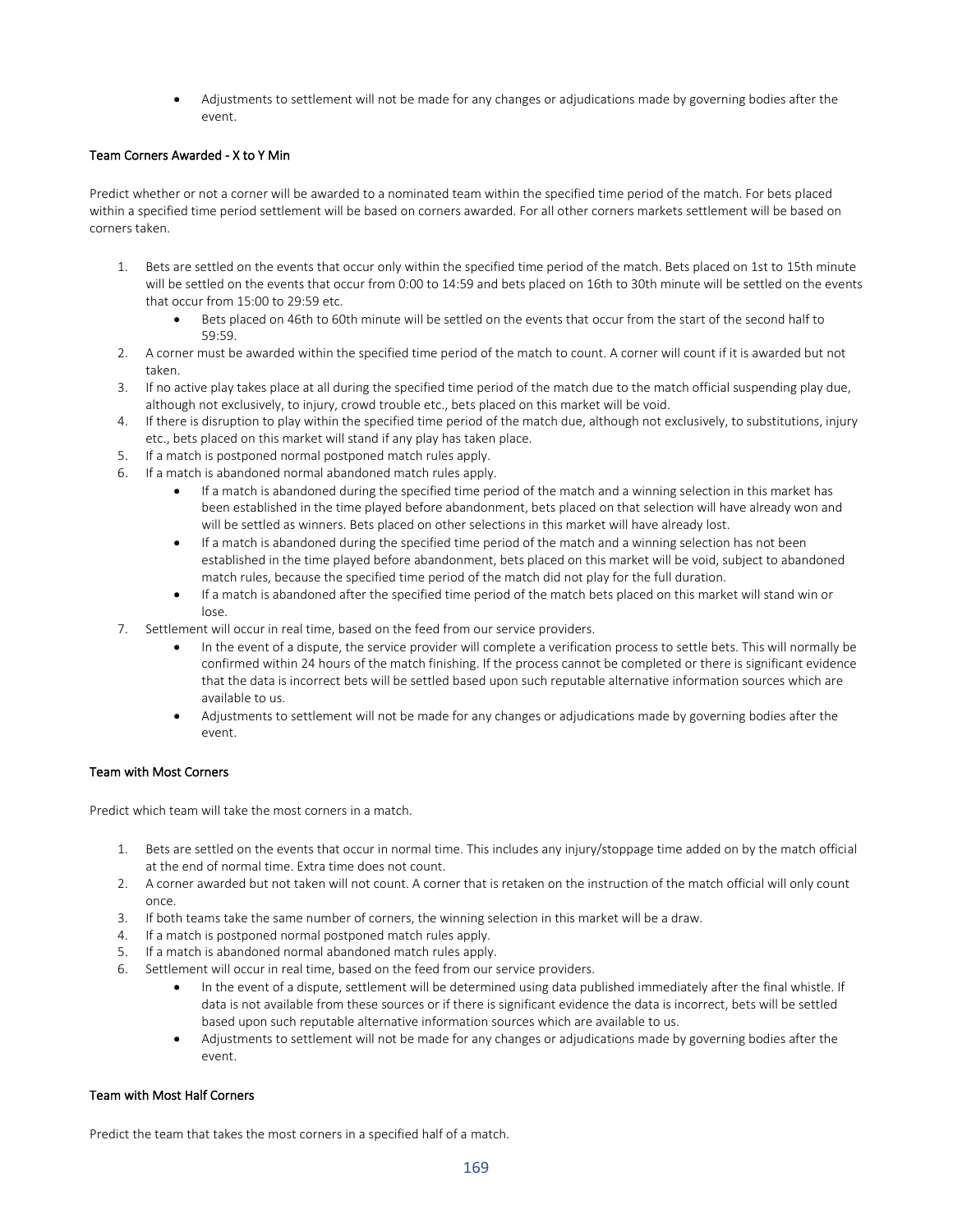- Adjustments to settlement will not be made for any changes or adjudications made by governing bodies after the event.

### Team Corners Awarded - X to Y Min

Predict whether or not a corner will be awarded to a nominated team within the specified time period of the match. For bets placed within a specified time period settlement will be based on corners awarded. For all other corners markets settlement will be based on corners taken.

1. Bets are settled on the events that occur only within the specified time period of the match. Bets placed on 1st to 15th minute will be settled on the events that occur from 0:00 to 14:59 and bets placed on 16th to 30th minute will be settled on the events that occur from 15:00 to 29:59 etc.
    - Bets placed on 46th to 60th minute will be settled on the events that occur from the start of the second half to 59:59.
2. A corner must be awarded within the specified time period of the match to count. A corner will count if it is awarded but not taken.
3. If no active play takes place at all during the specified time period of the match due to the match official suspending play due, although not exclusively, to injury, crowd trouble etc., bets placed on this market will be void.
4. If there is disruption to play within the specified time period of the match due, although not exclusively, to substitutions, injury etc., bets placed on this market will stand if any play has taken place.
5. If a match is postponed normal postponed match rules apply.
6. If a match is abandoned normal abandoned match rules apply.
    - If a match is abandoned during the specified time period of the match and a winning selection in this market has been established in the time played before abandonment, bets placed on that selection will have already won and will be settled as winners. Bets placed on other selections in this market will have already lost.
    - If a match is abandoned during the specified time period of the match and a winning selection has not been established in the time played before abandonment, bets placed on this market will be void, subject to abandoned match rules, because the specified time period of the match did not play for the full duration.
    - If a match is abandoned after the specified time period of the match bets placed on this market will stand win or lose.
7. Settlement will occur in real time, based on the feed from our service providers.
    - In the event of a dispute, the service provider will complete a verification process to settle bets. This will normally be confirmed within 24 hours of the match finishing. If the process cannot be completed or there is significant evidence that the data is incorrect bets will be settled based upon such reputable alternative information sources which are available to us.
    - Adjustments to settlement will not be made for any changes or adjudications made by governing bodies after the event.

### Team with Most Corners

Predict which team will take the most corners in a match.

1. Bets are settled on the events that occur in normal time. This includes any injury/stoppage time added on by the match official at the end of normal time. Extra time does not count.
2. A corner awarded but not taken will not count. A corner that is retaken on the instruction of the match official will only count once.
3. If both teams take the same number of corners, the winning selection in this market will be a draw.
4. If a match is postponed normal postponed match rules apply.
5. If a match is abandoned normal abandoned match rules apply.
6. Settlement will occur in real time, based on the feed from our service providers.
    - In the event of a dispute, settlement will be determined using data published immediately after the final whistle. If data is not available from these sources or if there is significant evidence the data is incorrect, bets will be settled based upon such reputable alternative information sources which are available to us.
    - Adjustments to settlement will not be made for any changes or adjudications made by governing bodies after the event.

### Team with Most Half Corners

Predict the team that takes the most corners in a specified half of a match.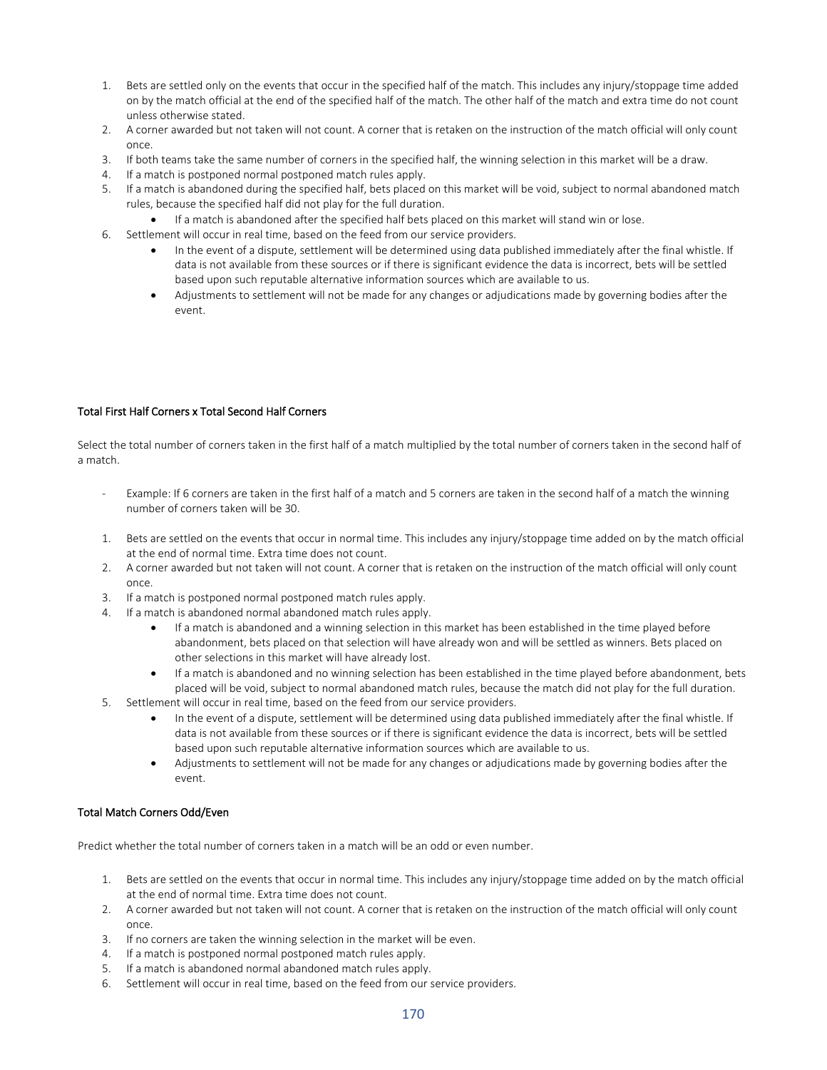1. Bets are settled only on the events that occur in the specified half of the match. This includes any injury/stoppage time added on by the match official at the end of the specified half of the match. The other half of the match and extra time do not count unless otherwise stated.
2. A corner awarded but not taken will not count. A corner that is retaken on the instruction of the match official will only count once.
3. If both teams take the same number of corners in the specified half, the winning selection in this market will be a draw.
4. If a match is postponed normal postponed match rules apply.
5. If a match is abandoned during the specified half, bets placed on this market will be void, subject to normal abandoned match rules, because the specified half did not play for the full duration.
   - If a match is abandoned after the specified half bets placed on this market will stand win or lose.
6. Settlement will occur in real time, based on the feed from our service providers.
   - In the event of a dispute, settlement will be determined using data published immediately after the final whistle. If data is not available from these sources or if there is significant evidence the data is incorrect, bets will be settled based upon such reputable alternative information sources which are available to us.
   - Adjustments to settlement will not be made for any changes or adjudications made by governing bodies after the event.

### Total First Half Corners x Total Second Half Corners

Select the total number of corners taken in the first half of a match multiplied by the total number of corners taken in the second half of a match.

- Example: If 6 corners are taken in the first half of a match and 5 corners are taken in the second half of a match the winning number of corners taken will be 30.

1. Bets are settled on the events that occur in normal time. This includes any injury/stoppage time added on by the match official at the end of normal time. Extra time does not count.
2. A corner awarded but not taken will not count. A corner that is retaken on the instruction of the match official will only count once.
3. If a match is postponed normal postponed match rules apply.
4. If a match is abandoned normal abandoned match rules apply.
   - If a match is abandoned and a winning selection in this market has been established in the time played before abandonment, bets placed on that selection will have already won and will be settled as winners. Bets placed on other selections in this market will have already lost.
   - If a match is abandoned and no winning selection has been established in the time played before abandonment, bets placed will be void, subject to normal abandoned match rules, because the match did not play for the full duration.
5. Settlement will occur in real time, based on the feed from our service providers.
   - In the event of a dispute, settlement will be determined using data published immediately after the final whistle. If data is not available from these sources or if there is significant evidence the data is incorrect, bets will be settled based upon such reputable alternative information sources which are available to us.
   - Adjustments to settlement will not be made for any changes or adjudications made by governing bodies after the event.

### Total Match Corners Odd/Even

Predict whether the total number of corners taken in a match will be an odd or even number.

1. Bets are settled on the events that occur in normal time. This includes any injury/stoppage time added on by the match official at the end of normal time. Extra time does not count.
2. A corner awarded but not taken will not count. A corner that is retaken on the instruction of the match official will only count once.
3. If no corners are taken the winning selection in the market will be even.
4. If a match is postponed normal postponed match rules apply.
5. If a match is abandoned normal abandoned match rules apply.
6. Settlement will occur in real time, based on the feed from our service providers.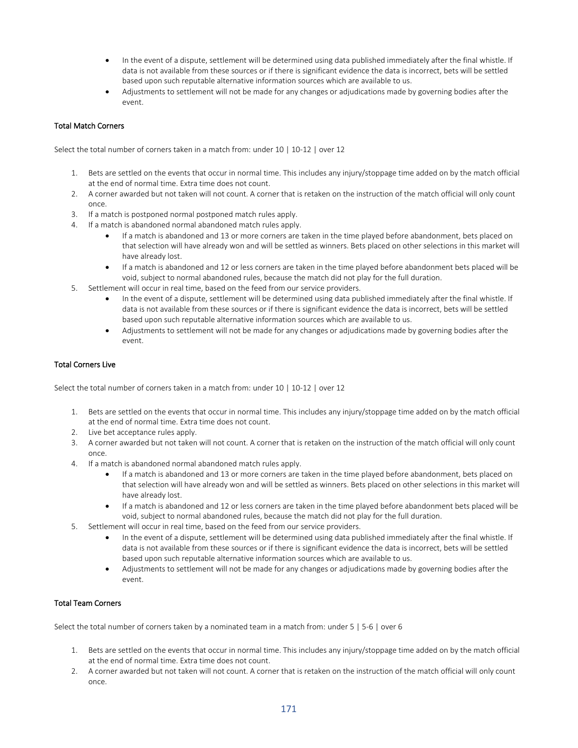- In the event of a dispute, settlement will be determined using data published immediately after the final whistle. If data is not available from these sources or if there is significant evidence the data is incorrect, bets will be settled based upon such reputable alternative information sources which are available to us.
- Adjustments to settlement will not be made for any changes or adjudications made by governing bodies after the event.

### Total Match Corners

Select the total number of corners taken in a match from: under 10 | 10-12 | over 12

1. Bets are settled on the events that occur in normal time. This includes any injury/stoppage time added on by the match official at the end of normal time. Extra time does not count.
2. A corner awarded but not taken will not count. A corner that is retaken on the instruction of the match official will only count once.
3. If a match is postponed normal postponed match rules apply.
4. If a match is abandoned normal abandoned match rules apply.
   - If a match is abandoned and 13 or more corners are taken in the time played before abandonment, bets placed on that selection will have already won and will be settled as winners. Bets placed on other selections in this market will have already lost.
   - If a match is abandoned and 12 or less corners are taken in the time played before abandonment bets placed will be void, subject to normal abandoned rules, because the match did not play for the full duration.
5. Settlement will occur in real time, based on the feed from our service providers.
   - In the event of a dispute, settlement will be determined using data published immediately after the final whistle. If data is not available from these sources or if there is significant evidence the data is incorrect, bets will be settled based upon such reputable alternative information sources which are available to us.
   - Adjustments to settlement will not be made for any changes or adjudications made by governing bodies after the event.

### Total Corners Live

Select the total number of corners taken in a match from: under 10 | 10-12 | over 12

1. Bets are settled on the events that occur in normal time. This includes any injury/stoppage time added on by the match official at the end of normal time. Extra time does not count.
2. Live bet acceptance rules apply.
3. A corner awarded but not taken will not count. A corner that is retaken on the instruction of the match official will only count once.
4. If a match is abandoned normal abandoned match rules apply.
   - If a match is abandoned and 13 or more corners are taken in the time played before abandonment, bets placed on that selection will have already won and will be settled as winners. Bets placed on other selections in this market will have already lost.
   - If a match is abandoned and 12 or less corners are taken in the time played before abandonment bets placed will be void, subject to normal abandoned rules, because the match did not play for the full duration.
5. Settlement will occur in real time, based on the feed from our service providers.
   - In the event of a dispute, settlement will be determined using data published immediately after the final whistle. If data is not available from these sources or if there is significant evidence the data is incorrect, bets will be settled based upon such reputable alternative information sources which are available to us.
   - Adjustments to settlement will not be made for any changes or adjudications made by governing bodies after the event.

### Total Team Corners

Select the total number of corners taken by a nominated team in a match from: under 5 | 5-6 | over 6

1. Bets are settled on the events that occur in normal time. This includes any injury/stoppage time added on by the match official at the end of normal time. Extra time does not count.
2. A corner awarded but not taken will not count. A corner that is retaken on the instruction of the match official will only count once.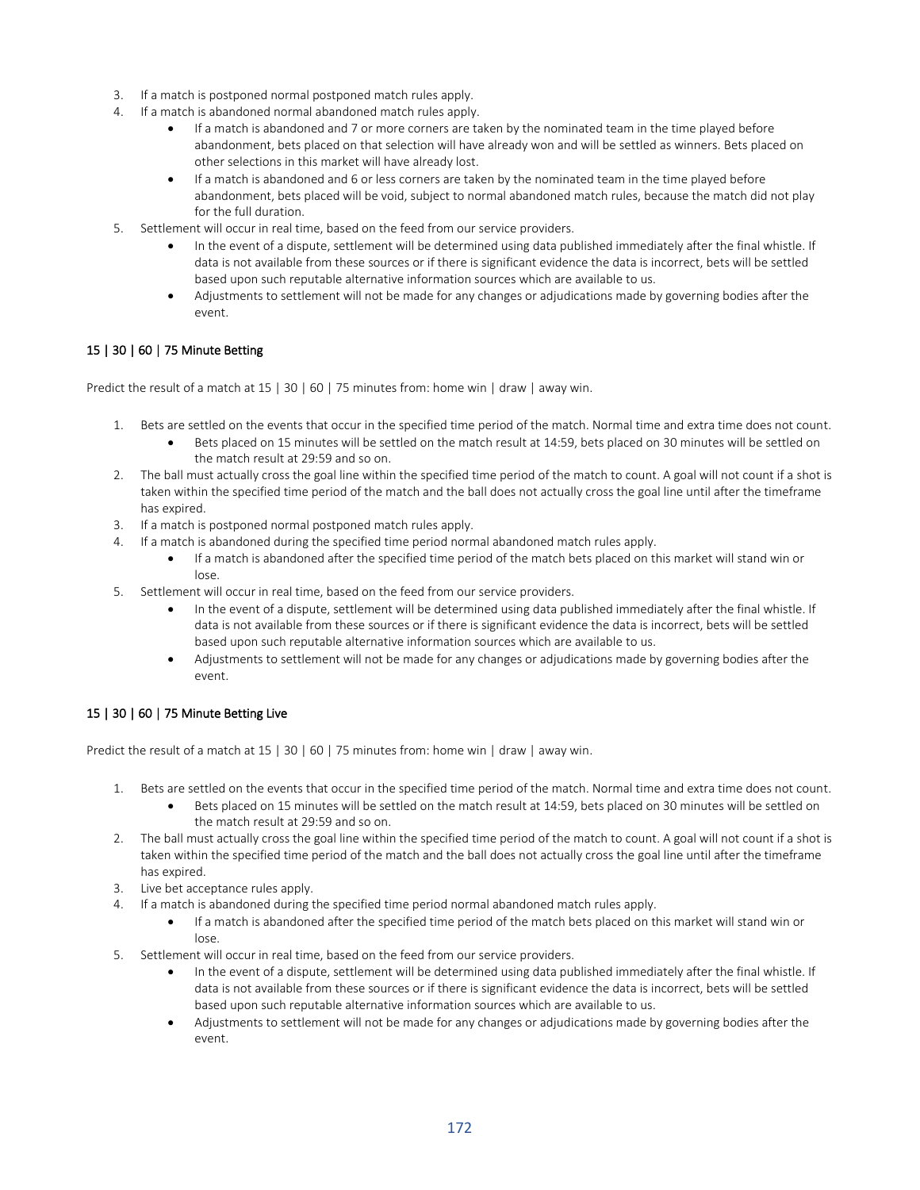3. If a match is postponed normal postponed match rules apply.
4. If a match is abandoned normal abandoned match rules apply.
   - If a match is abandoned and 7 or more corners are taken by the nominated team in the time played before abandonment, bets placed on that selection will have already won and will be settled as winners. Bets placed on other selections in this market will have already lost.
   - If a match is abandoned and 6 or less corners are taken by the nominated team in the time played before abandonment, bets placed will be void, subject to normal abandoned match rules, because the match did not play for the full duration.
5. Settlement will occur in real time, based on the feed from our service providers.
   - In the event of a dispute, settlement will be determined using data published immediately after the final whistle. If data is not available from these sources or if there is significant evidence the data is incorrect, bets will be settled based upon such reputable alternative information sources which are available to us.
   - Adjustments to settlement will not be made for any changes or adjudications made by governing bodies after the event.

### 15 | 30 | 60 | 75 Minute Betting

Predict the result of a match at 15 | 30 | 60 | 75 minutes from: home win | draw | away win.

1. Bets are settled on the events that occur in the specified time period of the match. Normal time and extra time does not count.
   - Bets placed on 15 minutes will be settled on the match result at 14:59, bets placed on 30 minutes will be settled on the match result at 29:59 and so on.
2. The ball must actually cross the goal line within the specified time period of the match to count. A goal will not count if a shot is taken within the specified time period of the match and the ball does not actually cross the goal line until after the timeframe has expired.
3. If a match is postponed normal postponed match rules apply.
4. If a match is abandoned during the specified time period normal abandoned match rules apply.
   - If a match is abandoned after the specified time period of the match bets placed on this market will stand win or lose.
5. Settlement will occur in real time, based on the feed from our service providers.
   - In the event of a dispute, settlement will be determined using data published immediately after the final whistle. If data is not available from these sources or if there is significant evidence the data is incorrect, bets will be settled based upon such reputable alternative information sources which are available to us.
   - Adjustments to settlement will not be made for any changes or adjudications made by governing bodies after the event.

### 15 | 30 | 60 | 75 Minute Betting Live

Predict the result of a match at 15 | 30 | 60 | 75 minutes from: home win | draw | away win.

1. Bets are settled on the events that occur in the specified time period of the match. Normal time and extra time does not count.
   - Bets placed on 15 minutes will be settled on the match result at 14:59, bets placed on 30 minutes will be settled on the match result at 29:59 and so on.
2. The ball must actually cross the goal line within the specified time period of the match to count. A goal will not count if a shot is taken within the specified time period of the match and the ball does not actually cross the goal line until after the timeframe has expired.
3. Live bet acceptance rules apply.
4. If a match is abandoned during the specified time period normal abandoned match rules apply.
   - If a match is abandoned after the specified time period of the match bets placed on this market will stand win or lose.
5. Settlement will occur in real time, based on the feed from our service providers.
   - In the event of a dispute, settlement will be determined using data published immediately after the final whistle. If data is not available from these sources or if there is significant evidence the data is incorrect, bets will be settled based upon such reputable alternative information sources which are available to us.
   - Adjustments to settlement will not be made for any changes or adjudications made by governing bodies after the event.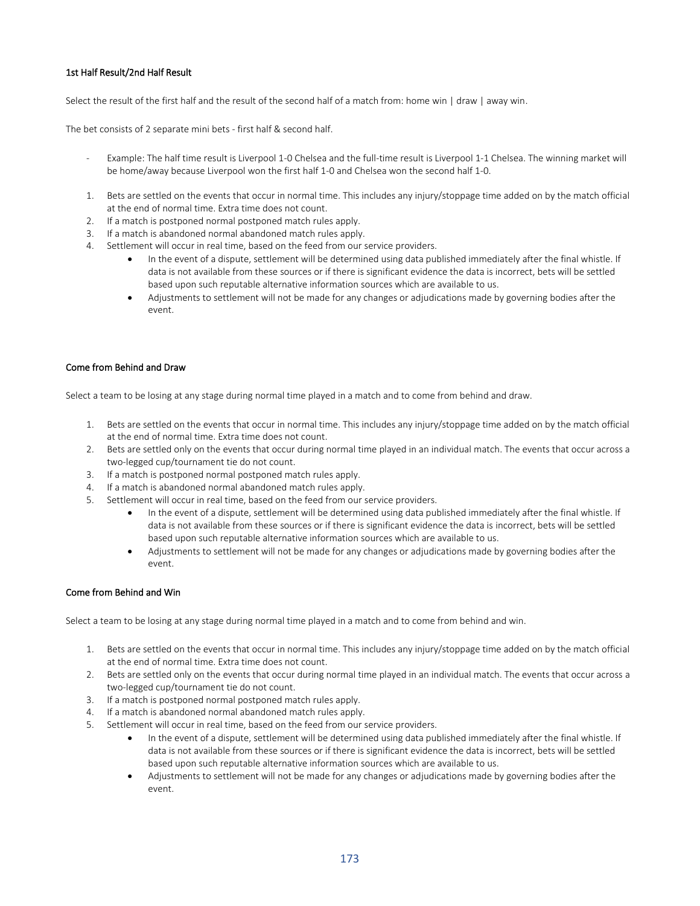### 1st Half Result/2nd Half Result

Select the result of the first half and the result of the second half of a match from: home win | draw | away win.

The bet consists of 2 separate mini bets - first half & second half.

- Example: The half time result is Liverpool 1-0 Chelsea and the full-time result is Liverpool 1-1 Chelsea. The winning market will be home/away because Liverpool won the first half 1-0 and Chelsea won the second half 1-0.

1. Bets are settled on the events that occur in normal time. This includes any injury/stoppage time added on by the match official at the end of normal time. Extra time does not count.
2. If a match is postponed normal postponed match rules apply.
3. If a match is abandoned normal abandoned match rules apply.
4. Settlement will occur in real time, based on the feed from our service providers.
   - In the event of a dispute, settlement will be determined using data published immediately after the final whistle. If data is not available from these sources or if there is significant evidence the data is incorrect, bets will be settled based upon such reputable alternative information sources which are available to us.
   - Adjustments to settlement will not be made for any changes or adjudications made by governing bodies after the event.

### Come from Behind and Draw

Select a team to be losing at any stage during normal time played in a match and to come from behind and draw.

1. Bets are settled on the events that occur in normal time. This includes any injury/stoppage time added on by the match official at the end of normal time. Extra time does not count.
2. Bets are settled only on the events that occur during normal time played in an individual match. The events that occur across a two-legged cup/tournament tie do not count.
3. If a match is postponed normal postponed match rules apply.
4. If a match is abandoned normal abandoned match rules apply.
5. Settlement will occur in real time, based on the feed from our service providers.
   - In the event of a dispute, settlement will be determined using data published immediately after the final whistle. If data is not available from these sources or if there is significant evidence the data is incorrect, bets will be settled based upon such reputable alternative information sources which are available to us.
   - Adjustments to settlement will not be made for any changes or adjudications made by governing bodies after the event.

### Come from Behind and Win

Select a team to be losing at any stage during normal time played in a match and to come from behind and win.

1. Bets are settled on the events that occur in normal time. This includes any injury/stoppage time added on by the match official at the end of normal time. Extra time does not count.
2. Bets are settled only on the events that occur during normal time played in an individual match. The events that occur across a two-legged cup/tournament tie do not count.
3. If a match is postponed normal postponed match rules apply.
4. If a match is abandoned normal abandoned match rules apply.
5. Settlement will occur in real time, based on the feed from our service providers.
   - In the event of a dispute, settlement will be determined using data published immediately after the final whistle. If data is not available from these sources or if there is significant evidence the data is incorrect, bets will be settled based upon such reputable alternative information sources which are available to us.
   - Adjustments to settlement will not be made for any changes or adjudications made by governing bodies after the event.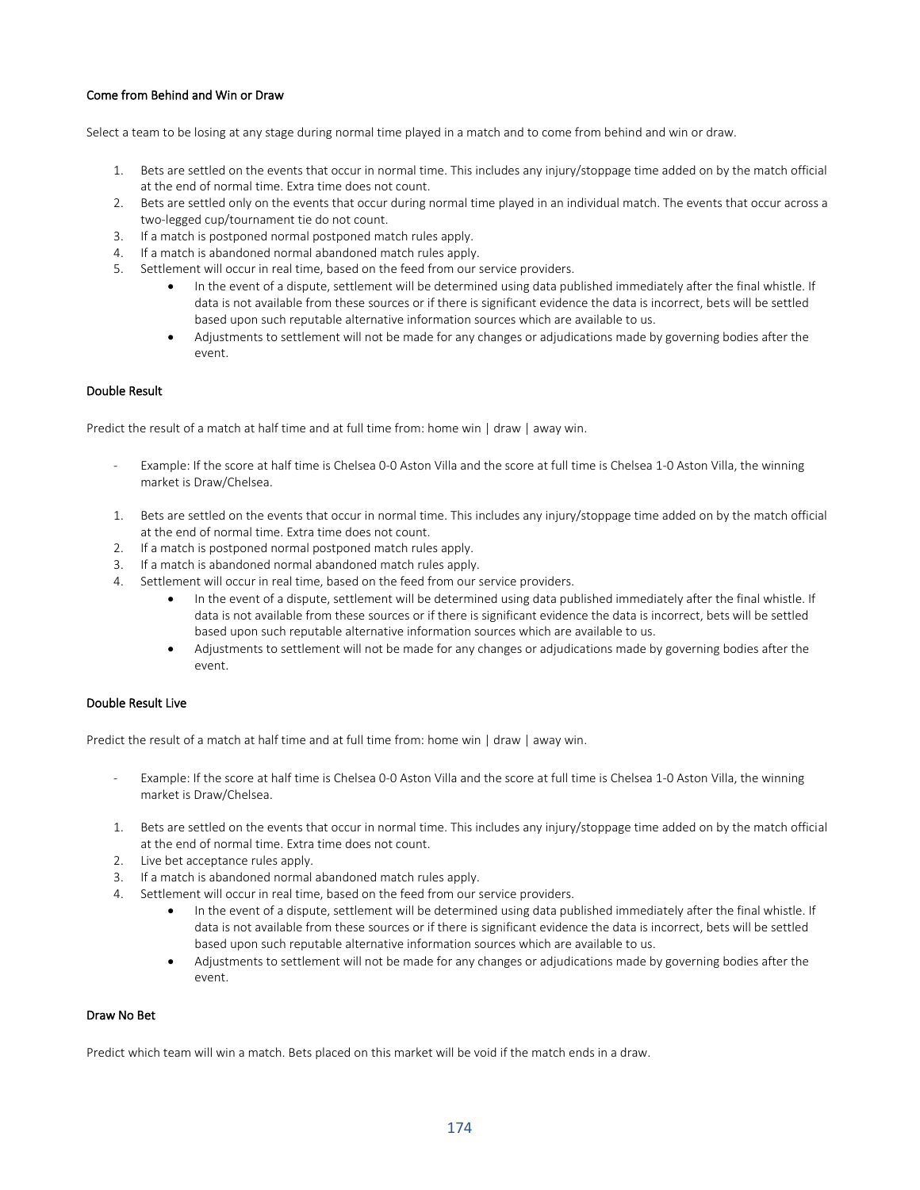### Come from Behind and Win or Draw

Select a team to be losing at any stage during normal time played in a match and to come from behind and win or draw.

1. Bets are settled on the events that occur in normal time. This includes any injury/stoppage time added on by the match official at the end of normal time. Extra time does not count.
2. Bets are settled only on the events that occur during normal time played in an individual match. The events that occur across a two-legged cup/tournament tie do not count.
3. If a match is postponed normal postponed match rules apply.
4. If a match is abandoned normal abandoned match rules apply.
5. Settlement will occur in real time, based on the feed from our service providers.
   - In the event of a dispute, settlement will be determined using data published immediately after the final whistle. If data is not available from these sources or if there is significant evidence the data is incorrect, bets will be settled based upon such reputable alternative information sources which are available to us.
   - Adjustments to settlement will not be made for any changes or adjudications made by governing bodies after the event.

### Double Result

Predict the result of a match at half time and at full time from: home win | draw | away win.

- Example: If the score at half time is Chelsea 0-0 Aston Villa and the score at full time is Chelsea 1-0 Aston Villa, the winning market is Draw/Chelsea.

1. Bets are settled on the events that occur in normal time. This includes any injury/stoppage time added on by the match official at the end of normal time. Extra time does not count.
2. If a match is postponed normal postponed match rules apply.
3. If a match is abandoned normal abandoned match rules apply.
4. Settlement will occur in real time, based on the feed from our service providers.
   - In the event of a dispute, settlement will be determined using data published immediately after the final whistle. If data is not available from these sources or if there is significant evidence the data is incorrect, bets will be settled based upon such reputable alternative information sources which are available to us.
   - Adjustments to settlement will not be made for any changes or adjudications made by governing bodies after the event.

### Double Result Live

Predict the result of a match at half time and at full time from: home win | draw | away win.

- Example: If the score at half time is Chelsea 0-0 Aston Villa and the score at full time is Chelsea 1-0 Aston Villa, the winning market is Draw/Chelsea.

1. Bets are settled on the events that occur in normal time. This includes any injury/stoppage time added on by the match official at the end of normal time. Extra time does not count.
2. Live bet acceptance rules apply.
3. If a match is abandoned normal abandoned match rules apply.
4. Settlement will occur in real time, based on the feed from our service providers.
   - In the event of a dispute, settlement will be determined using data published immediately after the final whistle. If data is not available from these sources or if there is significant evidence the data is incorrect, bets will be settled based upon such reputable alternative information sources which are available to us.
   - Adjustments to settlement will not be made for any changes or adjudications made by governing bodies after the event.

### Draw No Bet

Predict which team will win a match. Bets placed on this market will be void if the match ends in a draw.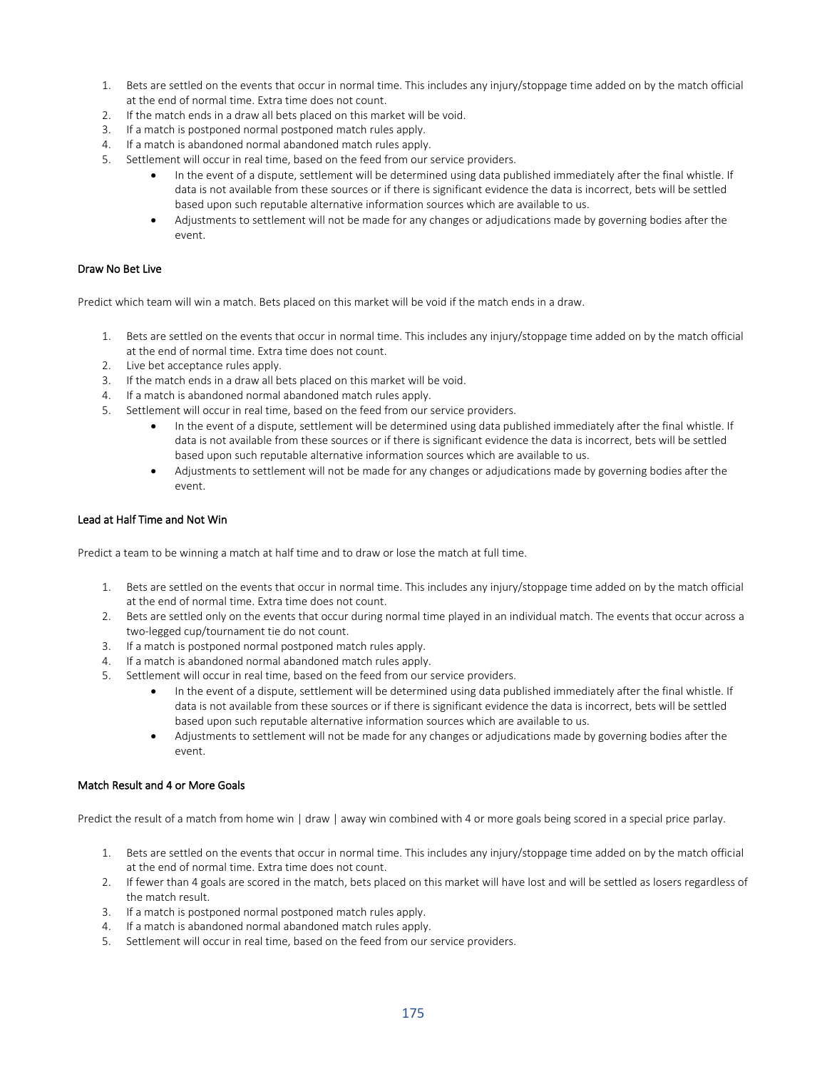1. Bets are settled on the events that occur in normal time. This includes any injury/stoppage time added on by the match official at the end of normal time. Extra time does not count.
2. If the match ends in a draw all bets placed on this market will be void.
3. If a match is postponed normal postponed match rules apply.
4. If a match is abandoned normal abandoned match rules apply.
5. Settlement will occur in real time, based on the feed from our service providers.
    - In the event of a dispute, settlement will be determined using data published immediately after the final whistle. If data is not available from these sources or if there is significant evidence the data is incorrect, bets will be settled based upon such reputable alternative information sources which are available to us.
    - Adjustments to settlement will not be made for any changes or adjudications made by governing bodies after the event.

### Draw No Bet Live

Predict which team will win a match. Bets placed on this market will be void if the match ends in a draw.

1. Bets are settled on the events that occur in normal time. This includes any injury/stoppage time added on by the match official at the end of normal time. Extra time does not count.
2. Live bet acceptance rules apply.
3. If the match ends in a draw all bets placed on this market will be void.
4. If a match is abandoned normal abandoned match rules apply.
5. Settlement will occur in real time, based on the feed from our service providers.
    - In the event of a dispute, settlement will be determined using data published immediately after the final whistle. If data is not available from these sources or if there is significant evidence the data is incorrect, bets will be settled based upon such reputable alternative information sources which are available to us.
    - Adjustments to settlement will not be made for any changes or adjudications made by governing bodies after the event.

### Lead at Half Time and Not Win

Predict a team to be winning a match at half time and to draw or lose the match at full time.

1. Bets are settled on the events that occur in normal time. This includes any injury/stoppage time added on by the match official at the end of normal time. Extra time does not count.
2. Bets are settled only on the events that occur during normal time played in an individual match. The events that occur across a two-legged cup/tournament tie do not count.
3. If a match is postponed normal postponed match rules apply.
4. If a match is abandoned normal abandoned match rules apply.
5. Settlement will occur in real time, based on the feed from our service providers.
    - In the event of a dispute, settlement will be determined using data published immediately after the final whistle. If data is not available from these sources or if there is significant evidence the data is incorrect, bets will be settled based upon such reputable alternative information sources which are available to us.
    - Adjustments to settlement will not be made for any changes or adjudications made by governing bodies after the event.

### Match Result and 4 or More Goals

Predict the result of a match from home win | draw | away win combined with 4 or more goals being scored in a special price parlay.

1. Bets are settled on the events that occur in normal time. This includes any injury/stoppage time added on by the match official at the end of normal time. Extra time does not count.
2. If fewer than 4 goals are scored in the match, bets placed on this market will have lost and will be settled as losers regardless of the match result.
3. If a match is postponed normal postponed match rules apply.
4. If a match is abandoned normal abandoned match rules apply.
5. Settlement will occur in real time, based on the feed from our service providers.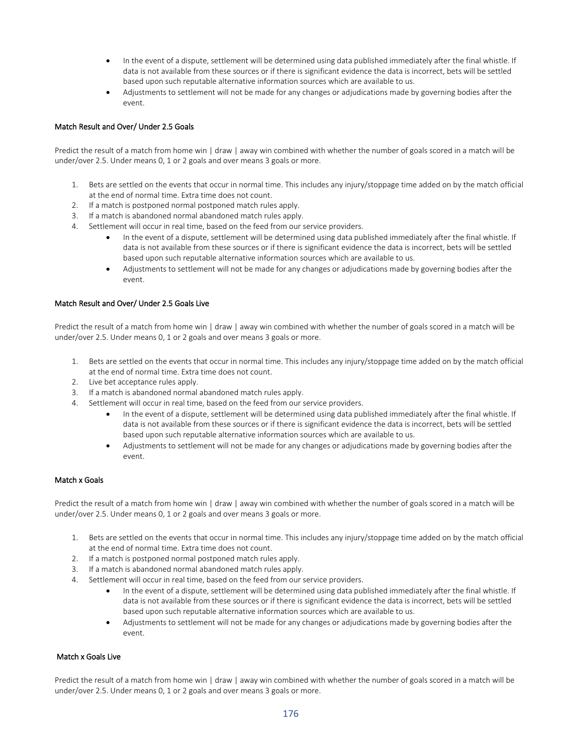- In the event of a dispute, settlement will be determined using data published immediately after the final whistle. If data is not available from these sources or if there is significant evidence the data is incorrect, bets will be settled based upon such reputable alternative information sources which are available to us.
- Adjustments to settlement will not be made for any changes or adjudications made by governing bodies after the event.

### Match Result and Over/ Under 2.5 Goals

Predict the result of a match from home win | draw | away win combined with whether the number of goals scored in a match will be under/over 2.5. Under means 0, 1 or 2 goals and over means 3 goals or more.

1. Bets are settled on the events that occur in normal time. This includes any injury/stoppage time added on by the match official at the end of normal time. Extra time does not count.
2. If a match is postponed normal postponed match rules apply.
3. If a match is abandoned normal abandoned match rules apply.
4. Settlement will occur in real time, based on the feed from our service providers.
   - In the event of a dispute, settlement will be determined using data published immediately after the final whistle. If data is not available from these sources or if there is significant evidence the data is incorrect, bets will be settled based upon such reputable alternative information sources which are available to us.
   - Adjustments to settlement will not be made for any changes or adjudications made by governing bodies after the event.

### Match Result and Over/ Under 2.5 Goals Live

Predict the result of a match from home win | draw | away win combined with whether the number of goals scored in a match will be under/over 2.5. Under means 0, 1 or 2 goals and over means 3 goals or more.

1. Bets are settled on the events that occur in normal time. This includes any injury/stoppage time added on by the match official at the end of normal time. Extra time does not count.
2. Live bet acceptance rules apply.
3. If a match is abandoned normal abandoned match rules apply.
4. Settlement will occur in real time, based on the feed from our service providers.
   - In the event of a dispute, settlement will be determined using data published immediately after the final whistle. If data is not available from these sources or if there is significant evidence the data is incorrect, bets will be settled based upon such reputable alternative information sources which are available to us.
   - Adjustments to settlement will not be made for any changes or adjudications made by governing bodies after the event.

### Match x Goals

Predict the result of a match from home win | draw | away win combined with whether the number of goals scored in a match will be under/over 2.5. Under means 0, 1 or 2 goals and over means 3 goals or more.

1. Bets are settled on the events that occur in normal time. This includes any injury/stoppage time added on by the match official at the end of normal time. Extra time does not count.
2. If a match is postponed normal postponed match rules apply.
3. If a match is abandoned normal abandoned match rules apply.
4. Settlement will occur in real time, based on the feed from our service providers.
   - In the event of a dispute, settlement will be determined using data published immediately after the final whistle. If data is not available from these sources or if there is significant evidence the data is incorrect, bets will be settled based upon such reputable alternative information sources which are available to us.
   - Adjustments to settlement will not be made for any changes or adjudications made by governing bodies after the event.

### Match x Goals Live

Predict the result of a match from home win | draw | away win combined with whether the number of goals scored in a match will be under/over 2.5. Under means 0, 1 or 2 goals and over means 3 goals or more.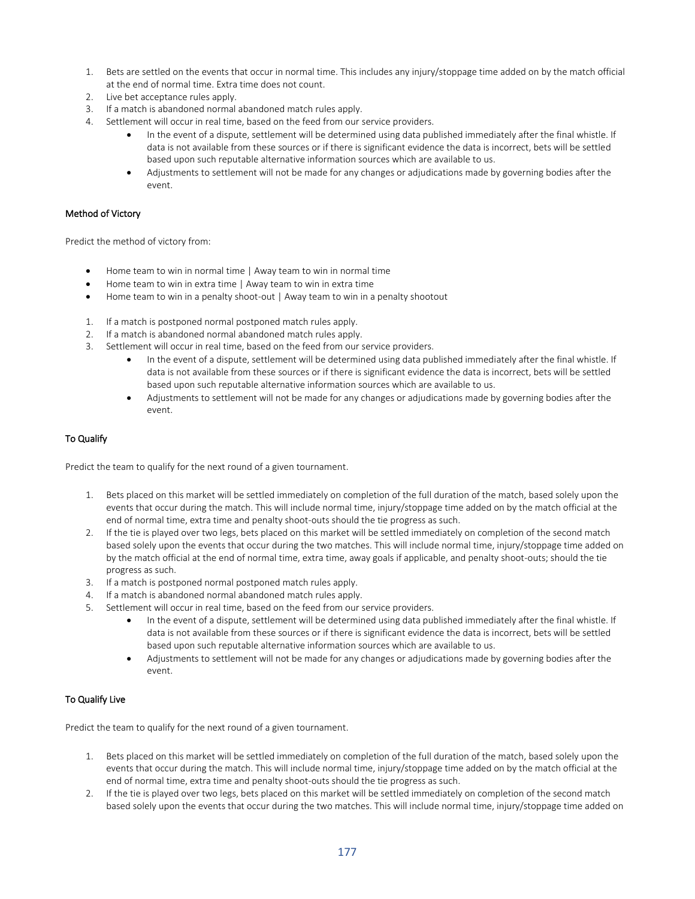1. Bets are settled on the events that occur in normal time. This includes any injury/stoppage time added on by the match official at the end of normal time. Extra time does not count.
2. Live bet acceptance rules apply.
3. If a match is abandoned normal abandoned match rules apply.
4. Settlement will occur in real time, based on the feed from our service providers.
    - In the event of a dispute, settlement will be determined using data published immediately after the final whistle. If data is not available from these sources or if there is significant evidence the data is incorrect, bets will be settled based upon such reputable alternative information sources which are available to us.
    - Adjustments to settlement will not be made for any changes or adjudications made by governing bodies after the event.

### Method of Victory

Predict the method of victory from:

- Home team to win in normal time | Away team to win in normal time
- Home team to win in extra time | Away team to win in extra time
- Home team to win in a penalty shoot-out | Away team to win in a penalty shootout

1. If a match is postponed normal postponed match rules apply.
2. If a match is abandoned normal abandoned match rules apply.
3. Settlement will occur in real time, based on the feed from our service providers.
    - In the event of a dispute, settlement will be determined using data published immediately after the final whistle. If data is not available from these sources or if there is significant evidence the data is incorrect, bets will be settled based upon such reputable alternative information sources which are available to us.
    - Adjustments to settlement will not be made for any changes or adjudications made by governing bodies after the event.

### To Qualify

Predict the team to qualify for the next round of a given tournament.

1. Bets placed on this market will be settled immediately on completion of the full duration of the match, based solely upon the events that occur during the match. This will include normal time, injury/stoppage time added on by the match official at the end of normal time, extra time and penalty shoot-outs should the tie progress as such.
2. If the tie is played over two legs, bets placed on this market will be settled immediately on completion of the second match based solely upon the events that occur during the two matches. This will include normal time, injury/stoppage time added on by the match official at the end of normal time, extra time, away goals if applicable, and penalty shoot-outs; should the tie progress as such.
3. If a match is postponed normal postponed match rules apply.
4. If a match is abandoned normal abandoned match rules apply.
5. Settlement will occur in real time, based on the feed from our service providers.
    - In the event of a dispute, settlement will be determined using data published immediately after the final whistle. If data is not available from these sources or if there is significant evidence the data is incorrect, bets will be settled based upon such reputable alternative information sources which are available to us.
    - Adjustments to settlement will not be made for any changes or adjudications made by governing bodies after the event.

### To Qualify Live

Predict the team to qualify for the next round of a given tournament.

1. Bets placed on this market will be settled immediately on completion of the full duration of the match, based solely upon the events that occur during the match. This will include normal time, injury/stoppage time added on by the match official at the end of normal time, extra time and penalty shoot-outs should the tie progress as such.
2. If the tie is played over two legs, bets placed on this market will be settled immediately on completion of the second match based solely upon the events that occur during the two matches. This will include normal time, injury/stoppage time added on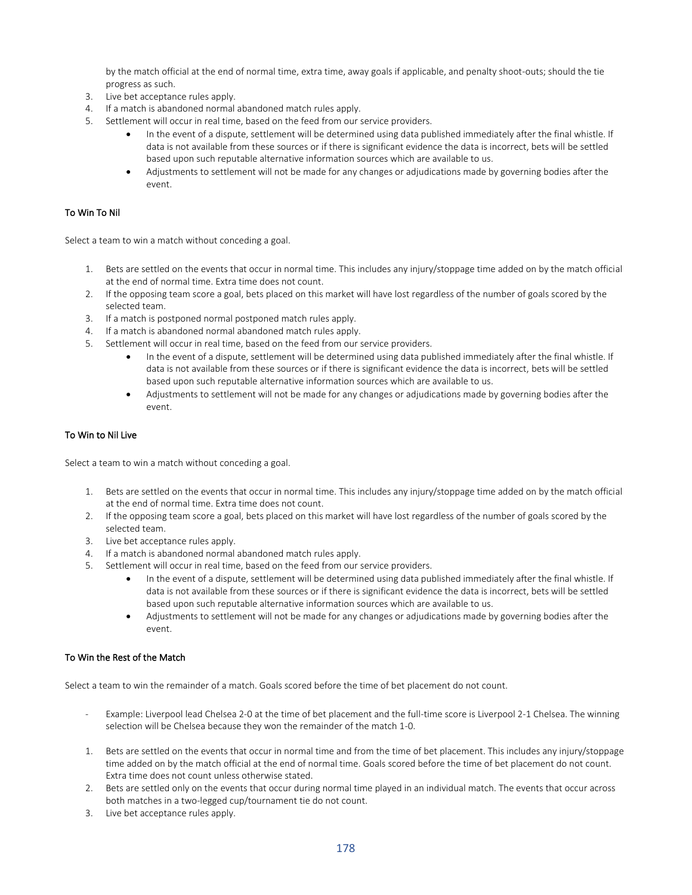by the match official at the end of normal time, extra time, away goals if applicable, and penalty shoot-outs; should the tie progress as such.

3. Live bet acceptance rules apply.
4. If a match is abandoned normal abandoned match rules apply.
5. Settlement will occur in real time, based on the feed from our service providers.
    - In the event of a dispute, settlement will be determined using data published immediately after the final whistle. If data is not available from these sources or if there is significant evidence the data is incorrect, bets will be settled based upon such reputable alternative information sources which are available to us.
    - Adjustments to settlement will not be made for any changes or adjudications made by governing bodies after the event.

### To Win To Nil

Select a team to win a match without conceding a goal.

1. Bets are settled on the events that occur in normal time. This includes any injury/stoppage time added on by the match official at the end of normal time. Extra time does not count.
2. If the opposing team score a goal, bets placed on this market will have lost regardless of the number of goals scored by the selected team.
3. If a match is postponed normal postponed match rules apply.
4. If a match is abandoned normal abandoned match rules apply.
5. Settlement will occur in real time, based on the feed from our service providers.
    - In the event of a dispute, settlement will be determined using data published immediately after the final whistle. If data is not available from these sources or if there is significant evidence the data is incorrect, bets will be settled based upon such reputable alternative information sources which are available to us.
    - Adjustments to settlement will not be made for any changes or adjudications made by governing bodies after the event.

### To Win to Nil Live

Select a team to win a match without conceding a goal.

1. Bets are settled on the events that occur in normal time. This includes any injury/stoppage time added on by the match official at the end of normal time. Extra time does not count.
2. If the opposing team score a goal, bets placed on this market will have lost regardless of the number of goals scored by the selected team.
3. Live bet acceptance rules apply.
4. If a match is abandoned normal abandoned match rules apply.
5. Settlement will occur in real time, based on the feed from our service providers.
    - In the event of a dispute, settlement will be determined using data published immediately after the final whistle. If data is not available from these sources or if there is significant evidence the data is incorrect, bets will be settled based upon such reputable alternative information sources which are available to us.
    - Adjustments to settlement will not be made for any changes or adjudications made by governing bodies after the event.

### To Win the Rest of the Match

Select a team to win the remainder of a match. Goals scored before the time of bet placement do not count.

- Example: Liverpool lead Chelsea 2-0 at the time of bet placement and the full-time score is Liverpool 2-1 Chelsea. The winning selection will be Chelsea because they won the remainder of the match 1-0.

1. Bets are settled on the events that occur in normal time and from the time of bet placement. This includes any injury/stoppage time added on by the match official at the end of normal time. Goals scored before the time of bet placement do not count. Extra time does not count unless otherwise stated.
2. Bets are settled only on the events that occur during normal time played in an individual match. The events that occur across both matches in a two-legged cup/tournament tie do not count.
3. Live bet acceptance rules apply.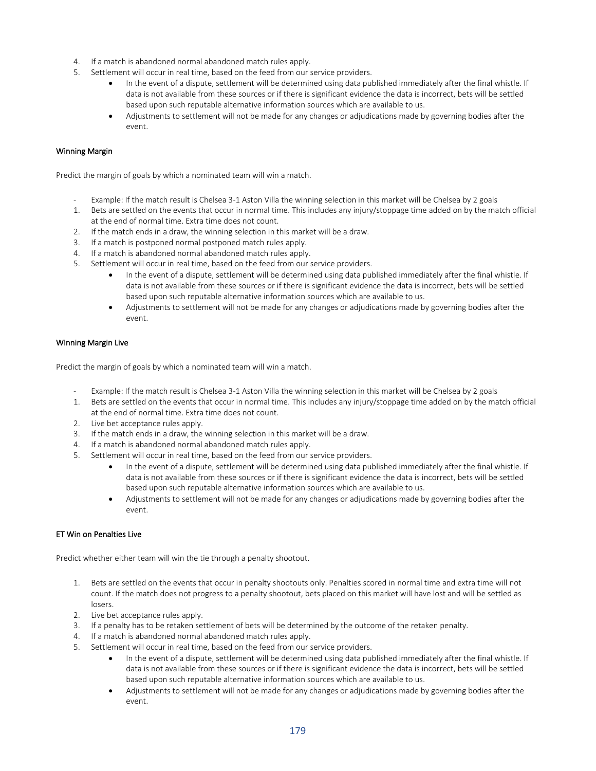4. If a match is abandoned normal abandoned match rules apply.
5. Settlement will occur in real time, based on the feed from our service providers.
    - In the event of a dispute, settlement will be determined using data published immediately after the final whistle. If data is not available from these sources or if there is significant evidence the data is incorrect, bets will be settled based upon such reputable alternative information sources which are available to us.
    - Adjustments to settlement will not be made for any changes or adjudications made by governing bodies after the event.

### Winning Margin

Predict the margin of goals by which a nominated team will win a match.

- Example: If the match result is Chelsea 3-1 Aston Villa the winning selection in this market will be Chelsea by 2 goals

1. Bets are settled on the events that occur in normal time. This includes any injury/stoppage time added on by the match official at the end of normal time. Extra time does not count.
2. If the match ends in a draw, the winning selection in this market will be a draw.
3. If a match is postponed normal postponed match rules apply.
4. If a match is abandoned normal abandoned match rules apply.
5. Settlement will occur in real time, based on the feed from our service providers.
    - In the event of a dispute, settlement will be determined using data published immediately after the final whistle. If data is not available from these sources or if there is significant evidence the data is incorrect, bets will be settled based upon such reputable alternative information sources which are available to us.
    - Adjustments to settlement will not be made for any changes or adjudications made by governing bodies after the event.

### Winning Margin Live

Predict the margin of goals by which a nominated team will win a match.

- Example: If the match result is Chelsea 3-1 Aston Villa the winning selection in this market will be Chelsea by 2 goals

1. Bets are settled on the events that occur in normal time. This includes any injury/stoppage time added on by the match official at the end of normal time. Extra time does not count.
2. Live bet acceptance rules apply.
3. If the match ends in a draw, the winning selection in this market will be a draw.
4. If a match is abandoned normal abandoned match rules apply.
5. Settlement will occur in real time, based on the feed from our service providers.
    - In the event of a dispute, settlement will be determined using data published immediately after the final whistle. If data is not available from these sources or if there is significant evidence the data is incorrect, bets will be settled based upon such reputable alternative information sources which are available to us.
    - Adjustments to settlement will not be made for any changes or adjudications made by governing bodies after the event.

### ET Win on Penalties Live

Predict whether either team will win the tie through a penalty shootout.

1. Bets are settled on the events that occur in penalty shootouts only. Penalties scored in normal time and extra time will not count. If the match does not progress to a penalty shootout, bets placed on this market will have lost and will be settled as losers.
2. Live bet acceptance rules apply.
3. If a penalty has to be retaken settlement of bets will be determined by the outcome of the retaken penalty.
4. If a match is abandoned normal abandoned match rules apply.
5. Settlement will occur in real time, based on the feed from our service providers.
    - In the event of a dispute, settlement will be determined using data published immediately after the final whistle. If data is not available from these sources or if there is significant evidence the data is incorrect, bets will be settled based upon such reputable alternative information sources which are available to us.
    - Adjustments to settlement will not be made for any changes or adjudications made by governing bodies after the event.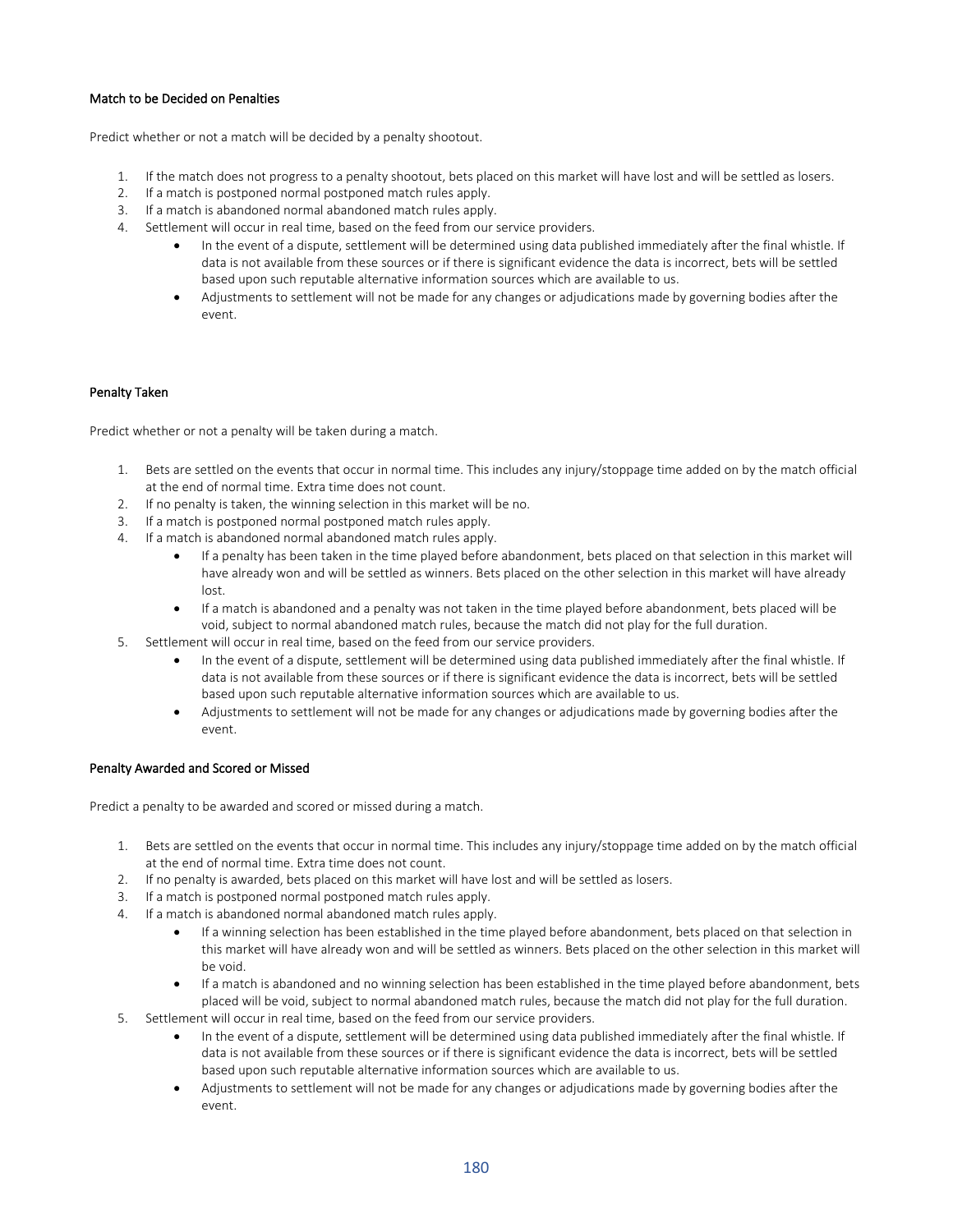### Match to be Decided on Penalties

Predict whether or not a match will be decided by a penalty shootout.

1. If the match does not progress to a penalty shootout, bets placed on this market will have lost and will be settled as losers.
2. If a match is postponed normal postponed match rules apply.
3. If a match is abandoned normal abandoned match rules apply.
4. Settlement will occur in real time, based on the feed from our service providers.
   - In the event of a dispute, settlement will be determined using data published immediately after the final whistle. If data is not available from these sources or if there is significant evidence the data is incorrect, bets will be settled based upon such reputable alternative information sources which are available to us.
   - Adjustments to settlement will not be made for any changes or adjudications made by governing bodies after the event.

### Penalty Taken

Predict whether or not a penalty will be taken during a match.

1. Bets are settled on the events that occur in normal time. This includes any injury/stoppage time added on by the match official at the end of normal time. Extra time does not count.
2. If no penalty is taken, the winning selection in this market will be no.
3. If a match is postponed normal postponed match rules apply.
4. If a match is abandoned normal abandoned match rules apply.
   - If a penalty has been taken in the time played before abandonment, bets placed on that selection in this market will have already won and will be settled as winners. Bets placed on the other selection in this market will have already lost.
   - If a match is abandoned and a penalty was not taken in the time played before abandonment, bets placed will be void, subject to normal abandoned match rules, because the match did not play for the full duration.
5. Settlement will occur in real time, based on the feed from our service providers.
   - In the event of a dispute, settlement will be determined using data published immediately after the final whistle. If data is not available from these sources or if there is significant evidence the data is incorrect, bets will be settled based upon such reputable alternative information sources which are available to us.
   - Adjustments to settlement will not be made for any changes or adjudications made by governing bodies after the event.

### Penalty Awarded and Scored or Missed

Predict a penalty to be awarded and scored or missed during a match.

1. Bets are settled on the events that occur in normal time. This includes any injury/stoppage time added on by the match official at the end of normal time. Extra time does not count.
2. If no penalty is awarded, bets placed on this market will have lost and will be settled as losers.
3. If a match is postponed normal postponed match rules apply.
4. If a match is abandoned normal abandoned match rules apply.
   - If a winning selection has been established in the time played before abandonment, bets placed on that selection in this market will have already won and will be settled as winners. Bets placed on the other selection in this market will be void.
   - If a match is abandoned and no winning selection has been established in the time played before abandonment, bets placed will be void, subject to normal abandoned match rules, because the match did not play for the full duration.
5. Settlement will occur in real time, based on the feed from our service providers.
   - In the event of a dispute, settlement will be determined using data published immediately after the final whistle. If data is not available from these sources or if there is significant evidence the data is incorrect, bets will be settled based upon such reputable alternative information sources which are available to us.
   - Adjustments to settlement will not be made for any changes or adjudications made by governing bodies after the event.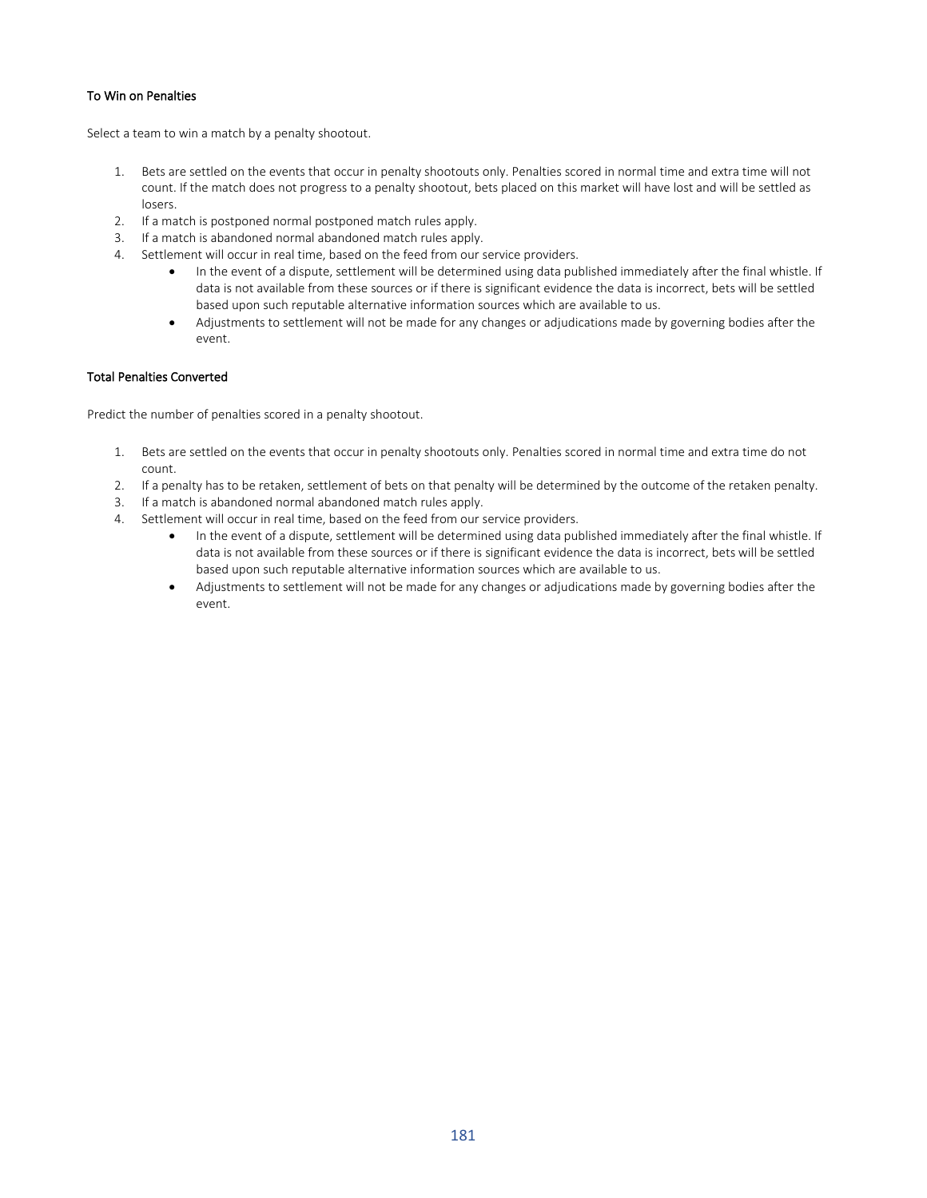### To Win on Penalties

Select a team to win a match by a penalty shootout.

1. Bets are settled on the events that occur in penalty shootouts only. Penalties scored in normal time and extra time will not count. If the match does not progress to a penalty shootout, bets placed on this market will have lost and will be settled as losers.
2. If a match is postponed normal postponed match rules apply.
3. If a match is abandoned normal abandoned match rules apply.
4. Settlement will occur in real time, based on the feed from our service providers.
   - In the event of a dispute, settlement will be determined using data published immediately after the final whistle. If data is not available from these sources or if there is significant evidence the data is incorrect, bets will be settled based upon such reputable alternative information sources which are available to us.
   - Adjustments to settlement will not be made for any changes or adjudications made by governing bodies after the event.

### Total Penalties Converted

Predict the number of penalties scored in a penalty shootout.

1. Bets are settled on the events that occur in penalty shootouts only. Penalties scored in normal time and extra time do not count.
2. If a penalty has to be retaken, settlement of bets on that penalty will be determined by the outcome of the retaken penalty.
3. If a match is abandoned normal abandoned match rules apply.
4. Settlement will occur in real time, based on the feed from our service providers.
   - In the event of a dispute, settlement will be determined using data published immediately after the final whistle. If data is not available from these sources or if there is significant evidence the data is incorrect, bets will be settled based upon such reputable alternative information sources which are available to us.
   - Adjustments to settlement will not be made for any changes or adjudications made by governing bodies after the event.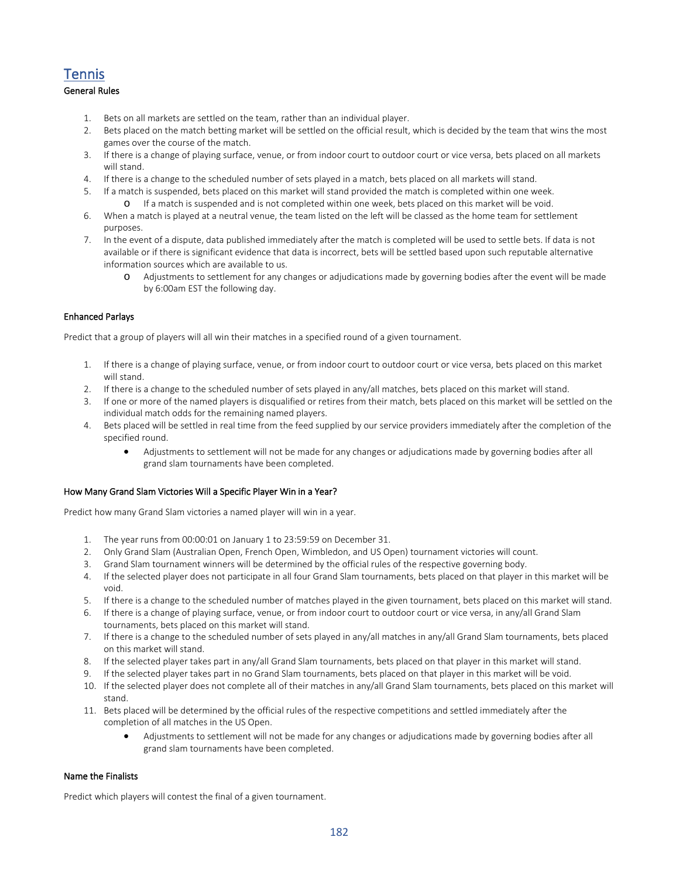## Tennis

### General Rules

1. Bets on all markets are settled on the team, rather than an individual player.
2. Bets placed on the match betting market will be settled on the official result, which is decided by the team that wins the most games over the course of the match.
3. If there is a change of playing surface, venue, or from indoor court to outdoor court or vice versa, bets placed on all markets will stand.
4. If there is a change to the scheduled number of sets played in a match, bets placed on all markets will stand.
5. If a match is suspended, bets placed on this market will stand provided the match is completed within one week.
   - If a match is suspended and is not completed within one week, bets placed on this market will be void.
6. When a match is played at a neutral venue, the team listed on the left will be classed as the home team for settlement purposes.
7. In the event of a dispute, data published immediately after the match is completed will be used to settle bets. If data is not available or if there is significant evidence that data is incorrect, bets will be settled based upon such reputable alternative information sources which are available to us.
   - Adjustments to settlement for any changes or adjudications made by governing bodies after the event will be made by 6:00am EST the following day.

### Enhanced Parlays

Predict that a group of players will all win their matches in a specified round of a given tournament.

1. If there is a change of playing surface, venue, or from indoor court to outdoor court or vice versa, bets placed on this market will stand.
2. If there is a change to the scheduled number of sets played in any/all matches, bets placed on this market will stand.
3. If one or more of the named players is disqualified or retires from their match, bets placed on this market will be settled on the individual match odds for the remaining named players.
4. Bets placed will be settled in real time from the feed supplied by our service providers immediately after the completion of the specified round.
   - Adjustments to settlement will not be made for any changes or adjudications made by governing bodies after all grand slam tournaments have been completed.

### How Many Grand Slam Victories Will a Specific Player Win in a Year?

Predict how many Grand Slam victories a named player will win in a year.

1. The year runs from 00:00:01 on January 1 to 23:59:59 on December 31.
2. Only Grand Slam (Australian Open, French Open, Wimbledon, and US Open) tournament victories will count.
3. Grand Slam tournament winners will be determined by the official rules of the respective governing body.
4. If the selected player does not participate in all four Grand Slam tournaments, bets placed on that player in this market will be void.
5. If there is a change to the scheduled number of matches played in the given tournament, bets placed on this market will stand.
6. If there is a change of playing surface, venue, or from indoor court to outdoor court or vice versa, in any/all Grand Slam tournaments, bets placed on this market will stand.
7. If there is a change to the scheduled number of sets played in any/all matches in any/all Grand Slam tournaments, bets placed on this market will stand.
8. If the selected player takes part in any/all Grand Slam tournaments, bets placed on that player in this market will stand.
9. If the selected player takes part in no Grand Slam tournaments, bets placed on that player in this market will be void.
10. If the selected player does not complete all of their matches in any/all Grand Slam tournaments, bets placed on this market will stand.
11. Bets placed will be determined by the official rules of the respective competitions and settled immediately after the completion of all matches in the US Open.
    - Adjustments to settlement will not be made for any changes or adjudications made by governing bodies after all grand slam tournaments have been completed.

### Name the Finalists

Predict which players will contest the final of a given tournament.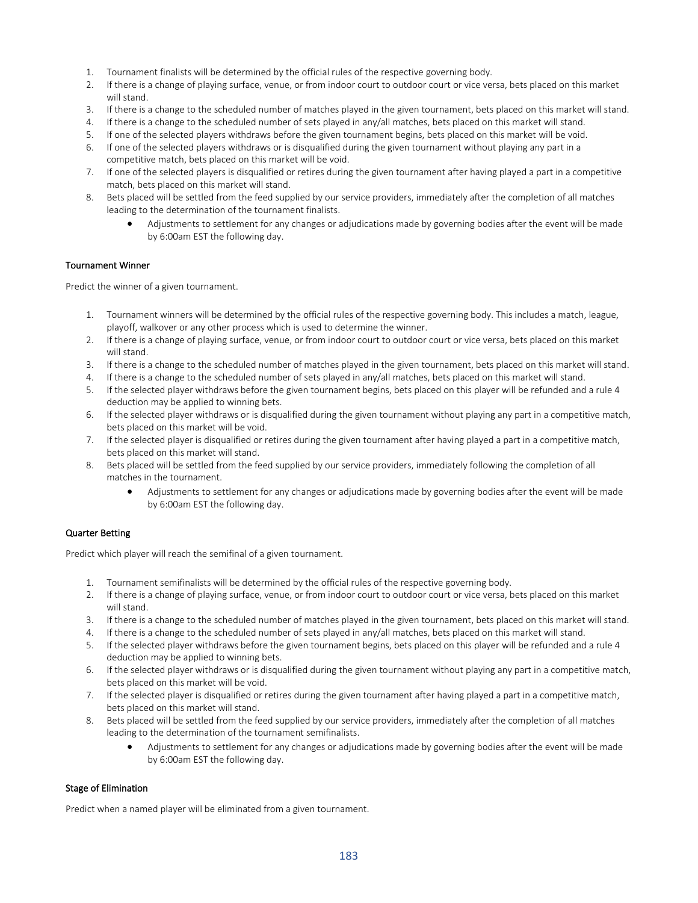1. Tournament finalists will be determined by the official rules of the respective governing body.
2. If there is a change of playing surface, venue, or from indoor court to outdoor court or vice versa, bets placed on this market will stand.
3. If there is a change to the scheduled number of matches played in the given tournament, bets placed on this market will stand.
4. If there is a change to the scheduled number of sets played in any/all matches, bets placed on this market will stand.
5. If one of the selected players withdraws before the given tournament begins, bets placed on this market will be void.
6. If one of the selected players withdraws or is disqualified during the given tournament without playing any part in a competitive match, bets placed on this market will be void.
7. If one of the selected players is disqualified or retires during the given tournament after having played a part in a competitive match, bets placed on this market will stand.
8. Bets placed will be settled from the feed supplied by our service providers, immediately after the completion of all matches leading to the determination of the tournament finalists.
    - Adjustments to settlement for any changes or adjudications made by governing bodies after the event will be made by 6:00am EST the following day.

#### Tournament Winner

Predict the winner of a given tournament.

1. Tournament winners will be determined by the official rules of the respective governing body. This includes a match, league, playoff, walkover or any other process which is used to determine the winner.
2. If there is a change of playing surface, venue, or from indoor court to outdoor court or vice versa, bets placed on this market will stand.
3. If there is a change to the scheduled number of matches played in the given tournament, bets placed on this market will stand.
4. If there is a change to the scheduled number of sets played in any/all matches, bets placed on this market will stand.
5. If the selected player withdraws before the given tournament begins, bets placed on this player will be refunded and a rule 4 deduction may be applied to winning bets.
6. If the selected player withdraws or is disqualified during the given tournament without playing any part in a competitive match, bets placed on this market will be void.
7. If the selected player is disqualified or retires during the given tournament after having played a part in a competitive match, bets placed on this market will stand.
8. Bets placed will be settled from the feed supplied by our service providers, immediately following the completion of all matches in the tournament.
    - Adjustments to settlement for any changes or adjudications made by governing bodies after the event will be made by 6:00am EST the following day.

#### Quarter Betting

Predict which player will reach the semifinal of a given tournament.

1. Tournament semifinalists will be determined by the official rules of the respective governing body.
2. If there is a change of playing surface, venue, or from indoor court to outdoor court or vice versa, bets placed on this market will stand.
3. If there is a change to the scheduled number of matches played in the given tournament, bets placed on this market will stand.
4. If there is a change to the scheduled number of sets played in any/all matches, bets placed on this market will stand.
5. If the selected player withdraws before the given tournament begins, bets placed on this player will be refunded and a rule 4 deduction may be applied to winning bets.
6. If the selected player withdraws or is disqualified during the given tournament without playing any part in a competitive match, bets placed on this market will be void.
7. If the selected player is disqualified or retires during the given tournament after having played a part in a competitive match, bets placed on this market will stand.
8. Bets placed will be settled from the feed supplied by our service providers, immediately after the completion of all matches leading to the determination of the tournament semifinalists.
    - Adjustments to settlement for any changes or adjudications made by governing bodies after the event will be made by 6:00am EST the following day.

#### Stage of Elimination

Predict when a named player will be eliminated from a given tournament.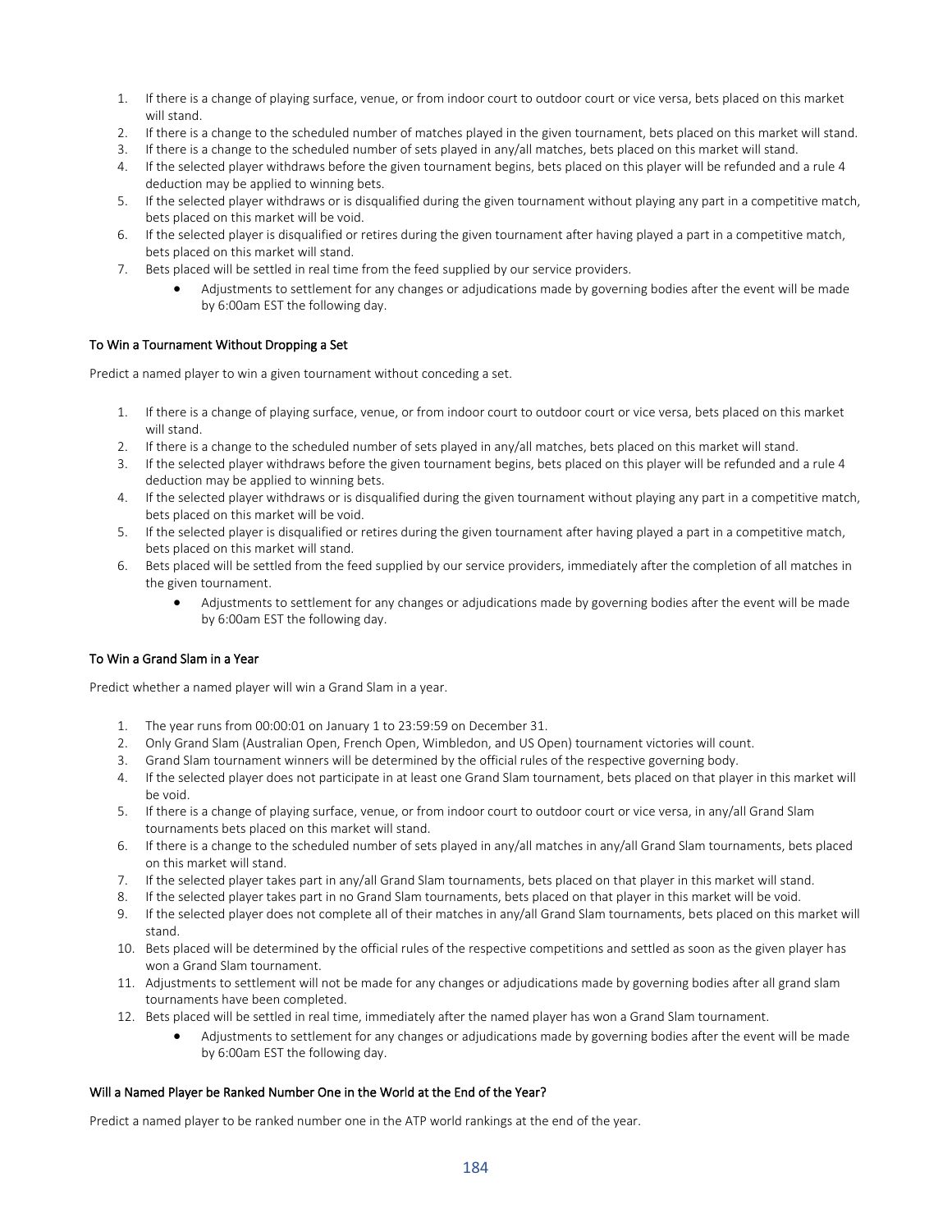1. If there is a change of playing surface, venue, or from indoor court to outdoor court or vice versa, bets placed on this market will stand.
2. If there is a change to the scheduled number of matches played in the given tournament, bets placed on this market will stand.
3. If there is a change to the scheduled number of sets played in any/all matches, bets placed on this market will stand.
4. If the selected player withdraws before the given tournament begins, bets placed on this player will be refunded and a rule 4 deduction may be applied to winning bets.
5. If the selected player withdraws or is disqualified during the given tournament without playing any part in a competitive match, bets placed on this market will be void.
6. If the selected player is disqualified or retires during the given tournament after having played a part in a competitive match, bets placed on this market will stand.
7. Bets placed will be settled in real time from the feed supplied by our service providers.
    - Adjustments to settlement for any changes or adjudications made by governing bodies after the event will be made by 6:00am EST the following day.

### To Win a Tournament Without Dropping a Set

Predict a named player to win a given tournament without conceding a set.

1. If there is a change of playing surface, venue, or from indoor court to outdoor court or vice versa, bets placed on this market will stand.
2. If there is a change to the scheduled number of sets played in any/all matches, bets placed on this market will stand.
3. If the selected player withdraws before the given tournament begins, bets placed on this player will be refunded and a rule 4 deduction may be applied to winning bets.
4. If the selected player withdraws or is disqualified during the given tournament without playing any part in a competitive match, bets placed on this market will be void.
5. If the selected player is disqualified or retires during the given tournament after having played a part in a competitive match, bets placed on this market will stand.
6. Bets placed will be settled from the feed supplied by our service providers, immediately after the completion of all matches in the given tournament.
    - Adjustments to settlement for any changes or adjudications made by governing bodies after the event will be made by 6:00am EST the following day.

### To Win a Grand Slam in a Year

Predict whether a named player will win a Grand Slam in a year.

1. The year runs from 00:00:01 on January 1 to 23:59:59 on December 31.
2. Only Grand Slam (Australian Open, French Open, Wimbledon, and US Open) tournament victories will count.
3. Grand Slam tournament winners will be determined by the official rules of the respective governing body.
4. If the selected player does not participate in at least one Grand Slam tournament, bets placed on that player in this market will be void.
5. If there is a change of playing surface, venue, or from indoor court to outdoor court or vice versa, in any/all Grand Slam tournaments bets placed on this market will stand.
6. If there is a change to the scheduled number of sets played in any/all matches in any/all Grand Slam tournaments, bets placed on this market will stand.
7. If the selected player takes part in any/all Grand Slam tournaments, bets placed on that player in this market will stand.
8. If the selected player takes part in no Grand Slam tournaments, bets placed on that player in this market will be void.
9. If the selected player does not complete all of their matches in any/all Grand Slam tournaments, bets placed on this market will stand.
10. Bets placed will be determined by the official rules of the respective competitions and settled as soon as the given player has won a Grand Slam tournament.
11. Adjustments to settlement will not be made for any changes or adjudications made by governing bodies after all grand slam tournaments have been completed.
12. Bets placed will be settled in real time, immediately after the named player has won a Grand Slam tournament.
    - Adjustments to settlement for any changes or adjudications made by governing bodies after the event will be made by 6:00am EST the following day.

### Will a Named Player be Ranked Number One in the World at the End of the Year?

Predict a named player to be ranked number one in the ATP world rankings at the end of the year.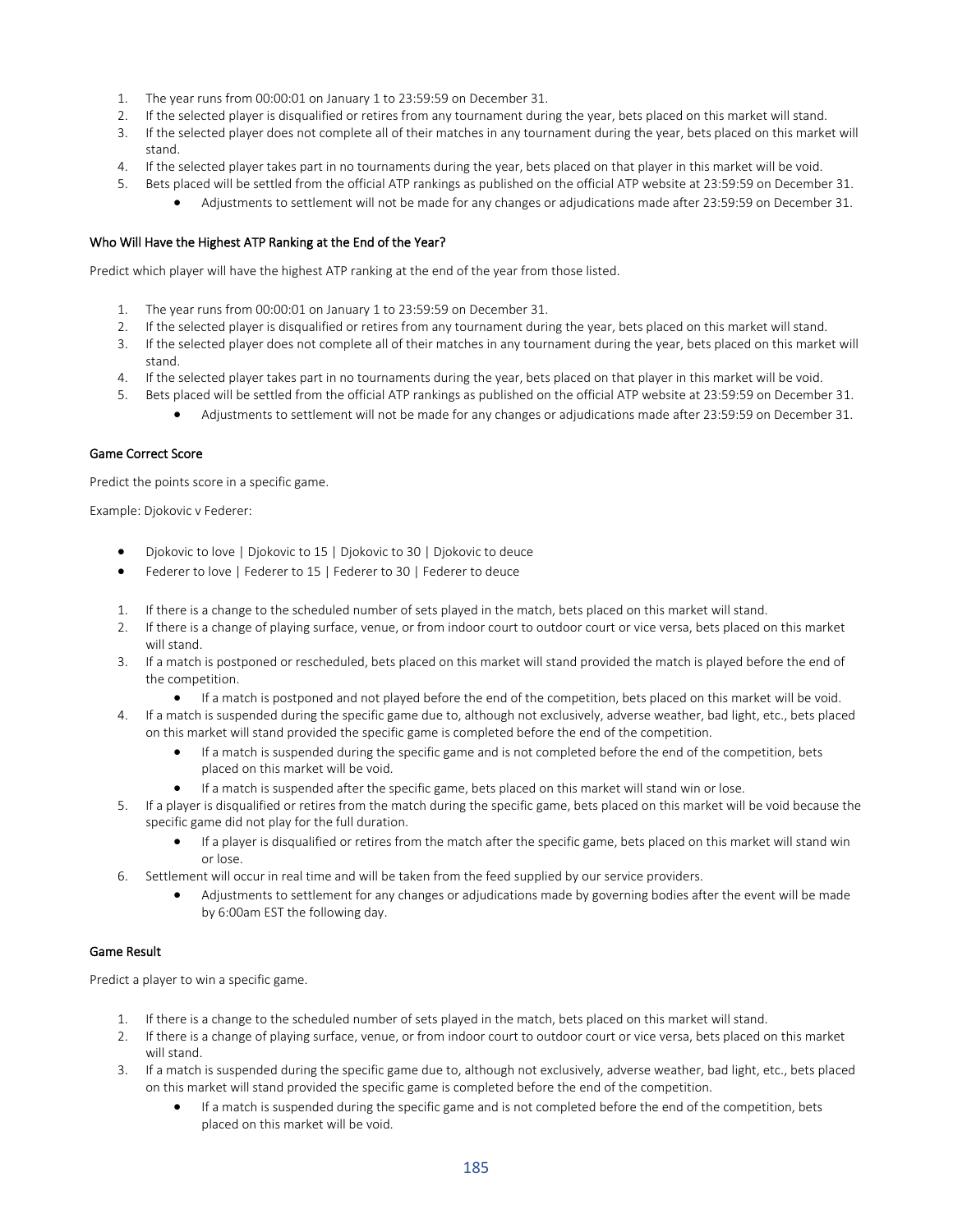1. The year runs from 00:00:01 on January 1 to 23:59:59 on December 31.
2. If the selected player is disqualified or retires from any tournament during the year, bets placed on this market will stand.
3. If the selected player does not complete all of their matches in any tournament during the year, bets placed on this market will stand.
4. If the selected player takes part in no tournaments during the year, bets placed on that player in this market will be void.
5. Bets placed will be settled from the official ATP rankings as published on the official ATP website at 23:59:59 on December 31.
    - Adjustments to settlement will not be made for any changes or adjudications made after 23:59:59 on December 31.

### Who Will Have the Highest ATP Ranking at the End of the Year?

Predict which player will have the highest ATP ranking at the end of the year from those listed.

1. The year runs from 00:00:01 on January 1 to 23:59:59 on December 31.
2. If the selected player is disqualified or retires from any tournament during the year, bets placed on this market will stand.
3. If the selected player does not complete all of their matches in any tournament during the year, bets placed on this market will stand.
4. If the selected player takes part in no tournaments during the year, bets placed on that player in this market will be void.
5. Bets placed will be settled from the official ATP rankings as published on the official ATP website at 23:59:59 on December 31.
    - Adjustments to settlement will not be made for any changes or adjudications made after 23:59:59 on December 31.

### Game Correct Score

Predict the points score in a specific game.

Example: Djokovic v Federer:

- Djokovic to love | Djokovic to 15 | Djokovic to 30 | Djokovic to deuce
- Federer to love | Federer to 15 | Federer to 30 | Federer to deuce

1. If there is a change to the scheduled number of sets played in the match, bets placed on this market will stand.
2. If there is a change of playing surface, venue, or from indoor court to outdoor court or vice versa, bets placed on this market will stand.
3. If a match is postponed or rescheduled, bets placed on this market will stand provided the match is played before the end of the competition.
    - If a match is postponed and not played before the end of the competition, bets placed on this market will be void.
4. If a match is suspended during the specific game due to, although not exclusively, adverse weather, bad light, etc., bets placed on this market will stand provided the specific game is completed before the end of the competition.
    - If a match is suspended during the specific game and is not completed before the end of the competition, bets placed on this market will be void.
    - If a match is suspended after the specific game, bets placed on this market will stand win or lose.
5. If a player is disqualified or retires from the match during the specific game, bets placed on this market will be void because the specific game did not play for the full duration.
    - If a player is disqualified or retires from the match after the specific game, bets placed on this market will stand win or lose.
6. Settlement will occur in real time and will be taken from the feed supplied by our service providers.
    - Adjustments to settlement for any changes or adjudications made by governing bodies after the event will be made by 6:00am EST the following day.

### Game Result

Predict a player to win a specific game.

1. If there is a change to the scheduled number of sets played in the match, bets placed on this market will stand.
2. If there is a change of playing surface, venue, or from indoor court to outdoor court or vice versa, bets placed on this market will stand.
3. If a match is suspended during the specific game due to, although not exclusively, adverse weather, bad light, etc., bets placed on this market will stand provided the specific game is completed before the end of the competition.
    - If a match is suspended during the specific game and is not completed before the end of the competition, bets placed on this market will be void.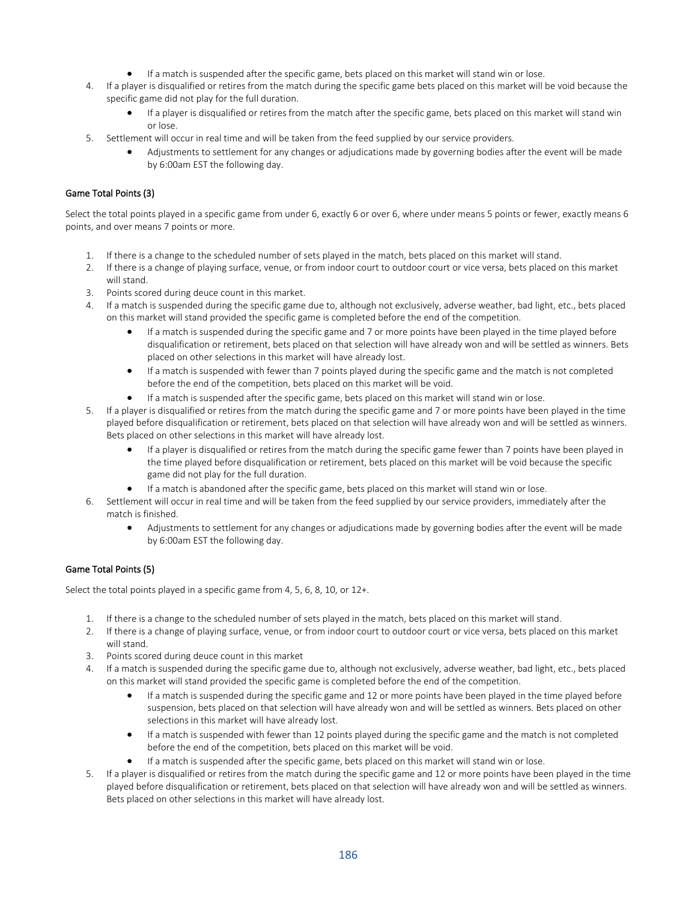- If a match is suspended after the specific game, bets placed on this market will stand win or lose.

4. If a player is disqualified or retires from the match during the specific game bets placed on this market will be void because the specific game did not play for the full duration.
   - If a player is disqualified or retires from the match after the specific game, bets placed on this market will stand win or lose.
5. Settlement will occur in real time and will be taken from the feed supplied by our service providers.
   - Adjustments to settlement for any changes or adjudications made by governing bodies after the event will be made by 6:00am EST the following day.

#### Game Total Points (3)

Select the total points played in a specific game from under 6, exactly 6 or over 6, where under means 5 points or fewer, exactly means 6 points, and over means 7 points or more.

1. If there is a change to the scheduled number of sets played in the match, bets placed on this market will stand.
2. If there is a change of playing surface, venue, or from indoor court to outdoor court or vice versa, bets placed on this market will stand.
3. Points scored during deuce count in this market.
4. If a match is suspended during the specific game due to, although not exclusively, adverse weather, bad light, etc., bets placed on this market will stand provided the specific game is completed before the end of the competition.
   - If a match is suspended during the specific game and 7 or more points have been played in the time played before disqualification or retirement, bets placed on that selection will have already won and will be settled as winners. Bets placed on other selections in this market will have already lost.
   - If a match is suspended with fewer than 7 points played during the specific game and the match is not completed before the end of the competition, bets placed on this market will be void.
   - If a match is suspended after the specific game, bets placed on this market will stand win or lose.
5. If a player is disqualified or retires from the match during the specific game and 7 or more points have been played in the time played before disqualification or retirement, bets placed on that selection will have already won and will be settled as winners. Bets placed on other selections in this market will have already lost.
   - If a player is disqualified or retires from the match during the specific game fewer than 7 points have been played in the time played before disqualification or retirement, bets placed on this market will be void because the specific game did not play for the full duration.
   - If a match is abandoned after the specific game, bets placed on this market will stand win or lose.
6. Settlement will occur in real time and will be taken from the feed supplied by our service providers, immediately after the match is finished.
   - Adjustments to settlement for any changes or adjudications made by governing bodies after the event will be made by 6:00am EST the following day.

#### Game Total Points (5)

Select the total points played in a specific game from 4, 5, 6, 8, 10, or 12+.

1. If there is a change to the scheduled number of sets played in the match, bets placed on this market will stand.
2. If there is a change of playing surface, venue, or from indoor court to outdoor court or vice versa, bets placed on this market will stand.
3. Points scored during deuce count in this market
4. If a match is suspended during the specific game due to, although not exclusively, adverse weather, bad light, etc., bets placed on this market will stand provided the specific game is completed before the end of the competition.
   - If a match is suspended during the specific game and 12 or more points have been played in the time played before suspension, bets placed on that selection will have already won and will be settled as winners. Bets placed on other selections in this market will have already lost.
   - If a match is suspended with fewer than 12 points played during the specific game and the match is not completed before the end of the competition, bets placed on this market will be void.
   - If a match is suspended after the specific game, bets placed on this market will stand win or lose.
5. If a player is disqualified or retires from the match during the specific game and 12 or more points have been played in the time played before disqualification or retirement, bets placed on that selection will have already won and will be settled as winners. Bets placed on other selections in this market will have already lost.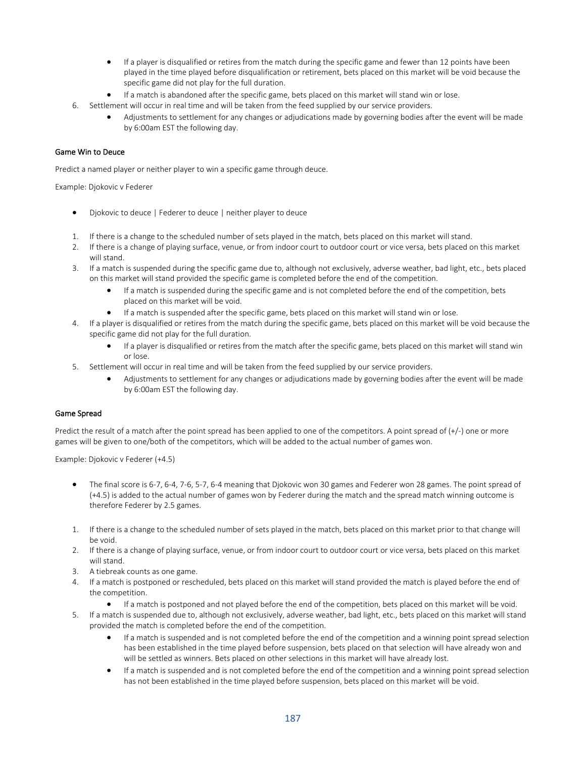- If a player is disqualified or retires from the match during the specific game and fewer than 12 points have been played in the time played before disqualification or retirement, bets placed on this market will be void because the specific game did not play for the full duration.
- If a match is abandoned after the specific game, bets placed on this market will stand win or lose.

6. Settlement will occur in real time and will be taken from the feed supplied by our service providers.
    - Adjustments to settlement for any changes or adjudications made by governing bodies after the event will be made by 6:00am EST the following day.

### Game Win to Deuce

Predict a named player or neither player to win a specific game through deuce.

Example: Djokovic v Federer

- Djokovic to deuce | Federer to deuce | neither player to deuce

1. If there is a change to the scheduled number of sets played in the match, bets placed on this market will stand.
2. If there is a change of playing surface, venue, or from indoor court to outdoor court or vice versa, bets placed on this market will stand.
3. If a match is suspended during the specific game due to, although not exclusively, adverse weather, bad light, etc., bets placed on this market will stand provided the specific game is completed before the end of the competition.
    - If a match is suspended during the specific game and is not completed before the end of the competition, bets placed on this market will be void.
    - If a match is suspended after the specific game, bets placed on this market will stand win or lose.
4. If a player is disqualified or retires from the match during the specific game, bets placed on this market will be void because the specific game did not play for the full duration.
    - If a player is disqualified or retires from the match after the specific game, bets placed on this market will stand win or lose.
5. Settlement will occur in real time and will be taken from the feed supplied by our service providers.
    - Adjustments to settlement for any changes or adjudications made by governing bodies after the event will be made by 6:00am EST the following day.

### Game Spread

Predict the result of a match after the point spread has been applied to one of the competitors. A point spread of (+/-) one or more games will be given to one/both of the competitors, which will be added to the actual number of games won.

Example: Djokovic v Federer (+4.5)

- The final score is 6-7, 6-4, 7-6, 5-7, 6-4 meaning that Djokovic won 30 games and Federer won 28 games. The point spread of (+4.5) is added to the actual number of games won by Federer during the match and the spread match winning outcome is therefore Federer by 2.5 games.

1. If there is a change to the scheduled number of sets played in the match, bets placed on this market prior to that change will be void.
2. If there is a change of playing surface, venue, or from indoor court to outdoor court or vice versa, bets placed on this market will stand.
3. A tiebreak counts as one game.
4. If a match is postponed or rescheduled, bets placed on this market will stand provided the match is played before the end of the competition.
    - If a match is postponed and not played before the end of the competition, bets placed on this market will be void.
5. If a match is suspended due to, although not exclusively, adverse weather, bad light, etc., bets placed on this market will stand provided the match is completed before the end of the competition.
    - If a match is suspended and is not completed before the end of the competition and a winning point spread selection has been established in the time played before suspension, bets placed on that selection will have already won and will be settled as winners. Bets placed on other selections in this market will have already lost.
    - If a match is suspended and is not completed before the end of the competition and a winning point spread selection has not been established in the time played before suspension, bets placed on this market will be void.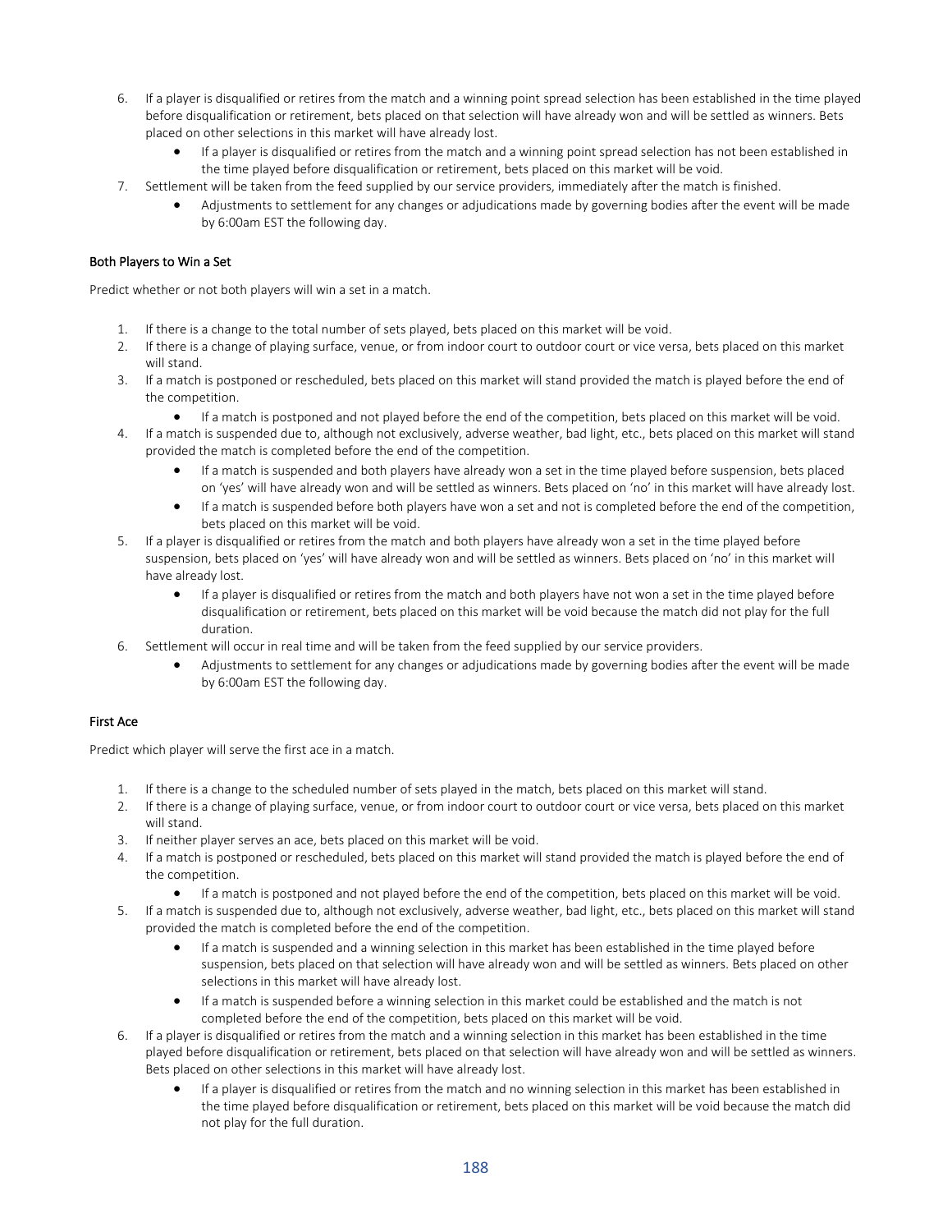6. If a player is disqualified or retires from the match and a winning point spread selection has been established in the time played before disqualification or retirement, bets placed on that selection will have already won and will be settled as winners. Bets placed on other selections in this market will have already lost.
    - If a player is disqualified or retires from the match and a winning point spread selection has not been established in the time played before disqualification or retirement, bets placed on this market will be void.
7. Settlement will be taken from the feed supplied by our service providers, immediately after the match is finished.
    - Adjustments to settlement for any changes or adjudications made by governing bodies after the event will be made by 6:00am EST the following day.

### Both Players to Win a Set

Predict whether or not both players will win a set in a match.

1. If there is a change to the total number of sets played, bets placed on this market will be void.
2. If there is a change of playing surface, venue, or from indoor court to outdoor court or vice versa, bets placed on this market will stand.
3. If a match is postponed or rescheduled, bets placed on this market will stand provided the match is played before the end of the competition.
    - If a match is postponed and not played before the end of the competition, bets placed on this market will be void.
4. If a match is suspended due to, although not exclusively, adverse weather, bad light, etc., bets placed on this market will stand provided the match is completed before the end of the competition.
    - If a match is suspended and both players have already won a set in the time played before suspension, bets placed on 'yes' will have already won and will be settled as winners. Bets placed on 'no' in this market will have already lost.
    - If a match is suspended before both players have won a set and not is completed before the end of the competition, bets placed on this market will be void.
5. If a player is disqualified or retires from the match and both players have already won a set in the time played before suspension, bets placed on 'yes' will have already won and will be settled as winners. Bets placed on 'no' in this market will have already lost.
    - If a player is disqualified or retires from the match and both players have not won a set in the time played before disqualification or retirement, bets placed on this market will be void because the match did not play for the full duration.
6. Settlement will occur in real time and will be taken from the feed supplied by our service providers.
    - Adjustments to settlement for any changes or adjudications made by governing bodies after the event will be made by 6:00am EST the following day.

### First Ace

Predict which player will serve the first ace in a match.

1. If there is a change to the scheduled number of sets played in the match, bets placed on this market will stand.
2. If there is a change of playing surface, venue, or from indoor court to outdoor court or vice versa, bets placed on this market will stand.
3. If neither player serves an ace, bets placed on this market will be void.
4. If a match is postponed or rescheduled, bets placed on this market will stand provided the match is played before the end of the competition.
    - If a match is postponed and not played before the end of the competition, bets placed on this market will be void.
5. If a match is suspended due to, although not exclusively, adverse weather, bad light, etc., bets placed on this market will stand provided the match is completed before the end of the competition.
    - If a match is suspended and a winning selection in this market has been established in the time played before suspension, bets placed on that selection will have already won and will be settled as winners. Bets placed on other selections in this market will have already lost.
    - If a match is suspended before a winning selection in this market could be established and the match is not completed before the end of the competition, bets placed on this market will be void.
6. If a player is disqualified or retires from the match and a winning selection in this market has been established in the time played before disqualification or retirement, bets placed on that selection will have already won and will be settled as winners. Bets placed on other selections in this market will have already lost.
    - If a player is disqualified or retires from the match and no winning selection in this market has been established in the time played before disqualification or retirement, bets placed on this market will be void because the match did not play for the full duration.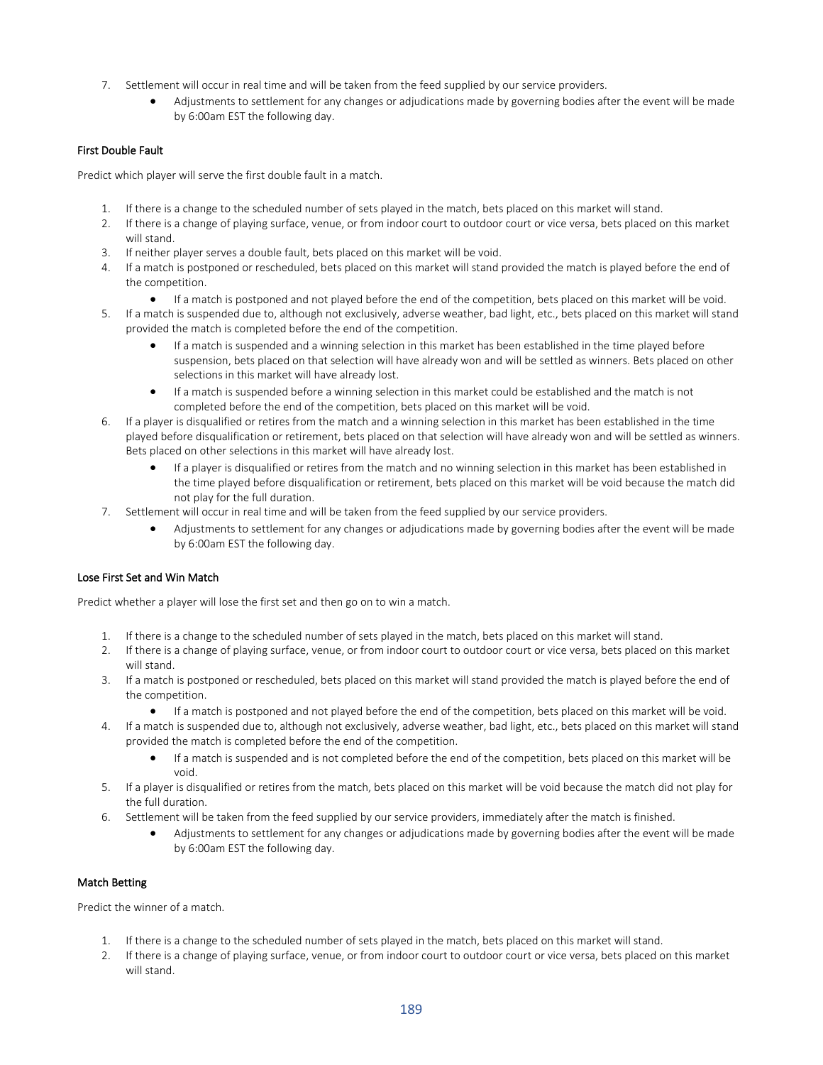7. Settlement will occur in real time and will be taken from the feed supplied by our service providers.
    - Adjustments to settlement for any changes or adjudications made by governing bodies after the event will be made by 6:00am EST the following day.

#### First Double Fault

Predict which player will serve the first double fault in a match.

1. If there is a change to the scheduled number of sets played in the match, bets placed on this market will stand.
2. If there is a change of playing surface, venue, or from indoor court to outdoor court or vice versa, bets placed on this market will stand.
3. If neither player serves a double fault, bets placed on this market will be void.
4. If a match is postponed or rescheduled, bets placed on this market will stand provided the match is played before the end of the competition.
    - If a match is postponed and not played before the end of the competition, bets placed on this market will be void.
5. If a match is suspended due to, although not exclusively, adverse weather, bad light, etc., bets placed on this market will stand provided the match is completed before the end of the competition.
    - If a match is suspended and a winning selection in this market has been established in the time played before suspension, bets placed on that selection will have already won and will be settled as winners. Bets placed on other selections in this market will have already lost.
    - If a match is suspended before a winning selection in this market could be established and the match is not completed before the end of the competition, bets placed on this market will be void.
6. If a player is disqualified or retires from the match and a winning selection in this market has been established in the time played before disqualification or retirement, bets placed on that selection will have already won and will be settled as winners. Bets placed on other selections in this market will have already lost.
    - If a player is disqualified or retires from the match and no winning selection in this market has been established in the time played before disqualification or retirement, bets placed on this market will be void because the match did not play for the full duration.
7. Settlement will occur in real time and will be taken from the feed supplied by our service providers.
    - Adjustments to settlement for any changes or adjudications made by governing bodies after the event will be made by 6:00am EST the following day.

#### Lose First Set and Win Match

Predict whether a player will lose the first set and then go on to win a match.

1. If there is a change to the scheduled number of sets played in the match, bets placed on this market will stand.
2. If there is a change of playing surface, venue, or from indoor court to outdoor court or vice versa, bets placed on this market will stand.
3. If a match is postponed or rescheduled, bets placed on this market will stand provided the match is played before the end of the competition.
    - If a match is postponed and not played before the end of the competition, bets placed on this market will be void.
4. If a match is suspended due to, although not exclusively, adverse weather, bad light, etc., bets placed on this market will stand provided the match is completed before the end of the competition.
    - If a match is suspended and is not completed before the end of the competition, bets placed on this market will be void.
5. If a player is disqualified or retires from the match, bets placed on this market will be void because the match did not play for the full duration.
6. Settlement will be taken from the feed supplied by our service providers, immediately after the match is finished.
    - Adjustments to settlement for any changes or adjudications made by governing bodies after the event will be made by 6:00am EST the following day.

#### Match Betting

Predict the winner of a match.

1. If there is a change to the scheduled number of sets played in the match, bets placed on this market will stand.
2. If there is a change of playing surface, venue, or from indoor court to outdoor court or vice versa, bets placed on this market will stand.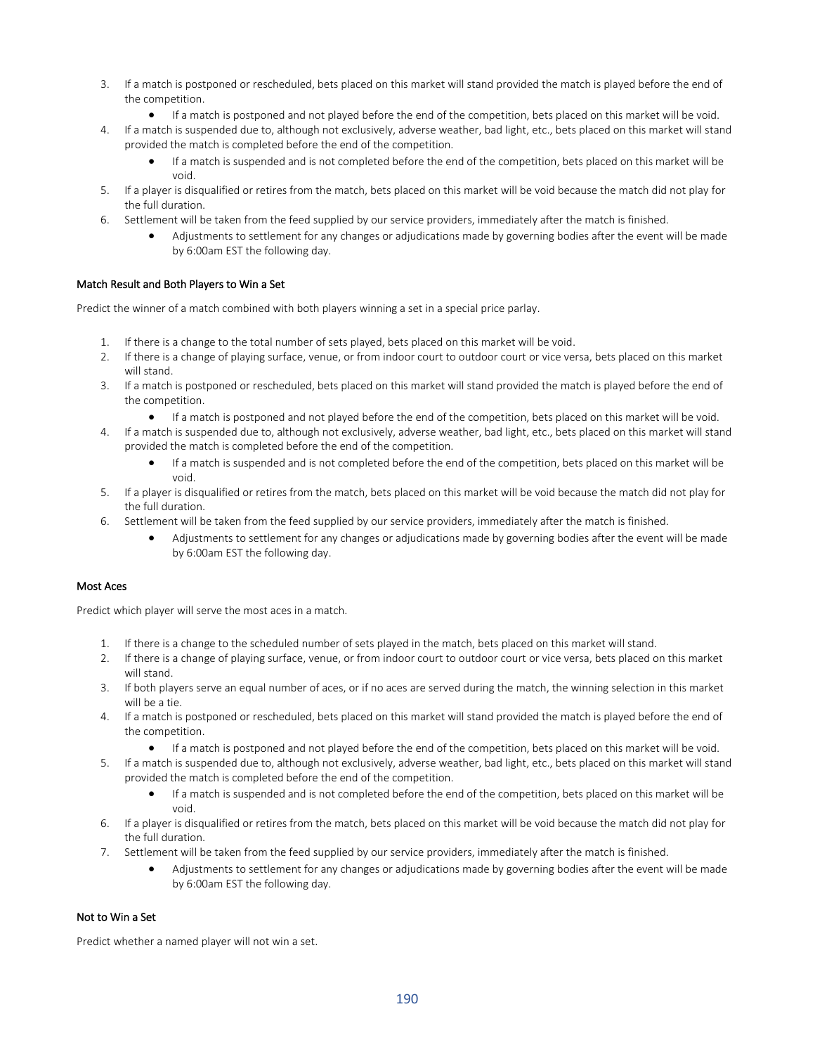3. If a match is postponed or rescheduled, bets placed on this market will stand provided the match is played before the end of the competition.
    - If a match is postponed and not played before the end of the competition, bets placed on this market will be void.
4. If a match is suspended due to, although not exclusively, adverse weather, bad light, etc., bets placed on this market will stand provided the match is completed before the end of the competition.
    - If a match is suspended and is not completed before the end of the competition, bets placed on this market will be void.
5. If a player is disqualified or retires from the match, bets placed on this market will be void because the match did not play for the full duration.
6. Settlement will be taken from the feed supplied by our service providers, immediately after the match is finished.
    - Adjustments to settlement for any changes or adjudications made by governing bodies after the event will be made by 6:00am EST the following day.

### Match Result and Both Players to Win a Set

Predict the winner of a match combined with both players winning a set in a special price parlay.

1. If there is a change to the total number of sets played, bets placed on this market will be void.
2. If there is a change of playing surface, venue, or from indoor court to outdoor court or vice versa, bets placed on this market will stand.
3. If a match is postponed or rescheduled, bets placed on this market will stand provided the match is played before the end of the competition.
    - If a match is postponed and not played before the end of the competition, bets placed on this market will be void.
4. If a match is suspended due to, although not exclusively, adverse weather, bad light, etc., bets placed on this market will stand provided the match is completed before the end of the competition.
    - If a match is suspended and is not completed before the end of the competition, bets placed on this market will be void.
5. If a player is disqualified or retires from the match, bets placed on this market will be void because the match did not play for the full duration.
6. Settlement will be taken from the feed supplied by our service providers, immediately after the match is finished.
    - Adjustments to settlement for any changes or adjudications made by governing bodies after the event will be made by 6:00am EST the following day.

### Most Aces

Predict which player will serve the most aces in a match.

1. If there is a change to the scheduled number of sets played in the match, bets placed on this market will stand.
2. If there is a change of playing surface, venue, or from indoor court to outdoor court or vice versa, bets placed on this market will stand.
3. If both players serve an equal number of aces, or if no aces are served during the match, the winning selection in this market will be a tie.
4. If a match is postponed or rescheduled, bets placed on this market will stand provided the match is played before the end of the competition.
    - If a match is postponed and not played before the end of the competition, bets placed on this market will be void.
5. If a match is suspended due to, although not exclusively, adverse weather, bad light, etc., bets placed on this market will stand provided the match is completed before the end of the competition.
    - If a match is suspended and is not completed before the end of the competition, bets placed on this market will be void.
6. If a player is disqualified or retires from the match, bets placed on this market will be void because the match did not play for the full duration.
7. Settlement will be taken from the feed supplied by our service providers, immediately after the match is finished.
    - Adjustments to settlement for any changes or adjudications made by governing bodies after the event will be made by 6:00am EST the following day.

### Not to Win a Set

Predict whether a named player will not win a set.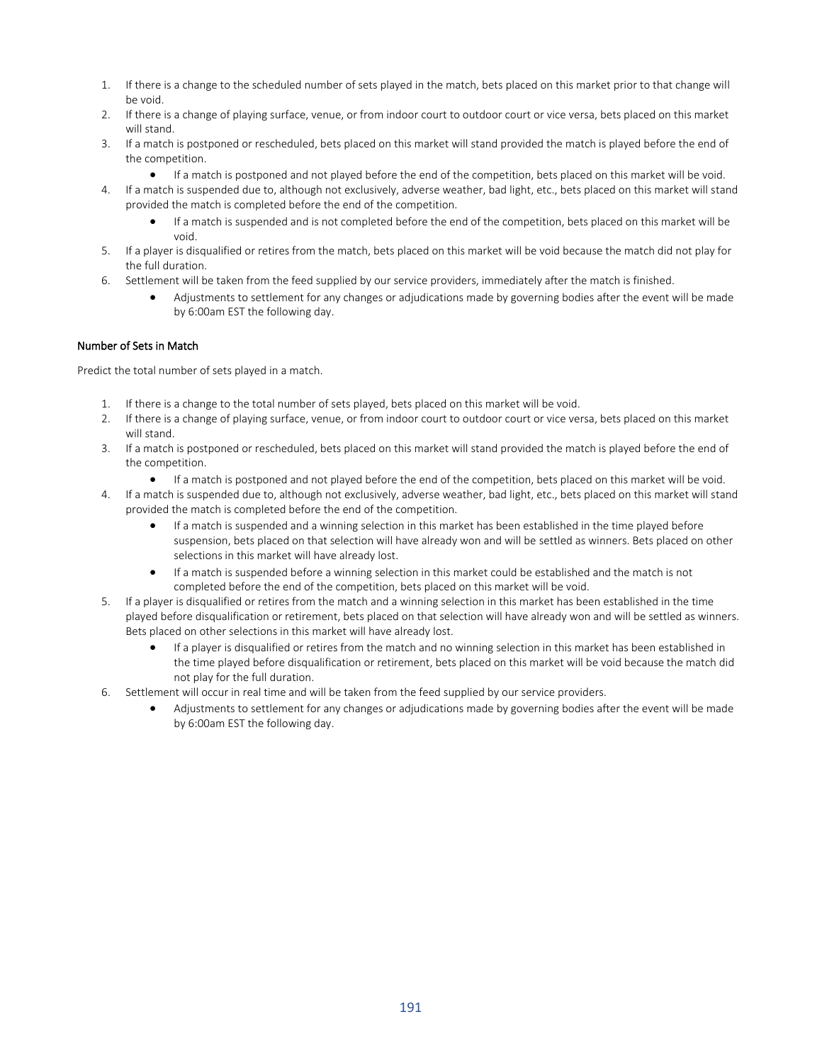1. If there is a change to the scheduled number of sets played in the match, bets placed on this market prior to that change will be void.
2. If there is a change of playing surface, venue, or from indoor court to outdoor court or vice versa, bets placed on this market will stand.
3. If a match is postponed or rescheduled, bets placed on this market will stand provided the match is played before the end of the competition.
    - If a match is postponed and not played before the end of the competition, bets placed on this market will be void.
4. If a match is suspended due to, although not exclusively, adverse weather, bad light, etc., bets placed on this market will stand provided the match is completed before the end of the competition.
    - If a match is suspended and is not completed before the end of the competition, bets placed on this market will be void.
5. If a player is disqualified or retires from the match, bets placed on this market will be void because the match did not play for the full duration.
6. Settlement will be taken from the feed supplied by our service providers, immediately after the match is finished.
    - Adjustments to settlement for any changes or adjudications made by governing bodies after the event will be made by 6:00am EST the following day.

#### Number of Sets in Match

Predict the total number of sets played in a match.

1. If there is a change to the total number of sets played, bets placed on this market will be void.
2. If there is a change of playing surface, venue, or from indoor court to outdoor court or vice versa, bets placed on this market will stand.
3. If a match is postponed or rescheduled, bets placed on this market will stand provided the match is played before the end of the competition.
    - If a match is postponed and not played before the end of the competition, bets placed on this market will be void.
4. If a match is suspended due to, although not exclusively, adverse weather, bad light, etc., bets placed on this market will stand provided the match is completed before the end of the competition.
    - If a match is suspended and a winning selection in this market has been established in the time played before suspension, bets placed on that selection will have already won and will be settled as winners. Bets placed on other selections in this market will have already lost.
    - If a match is suspended before a winning selection in this market could be established and the match is not completed before the end of the competition, bets placed on this market will be void.
5. If a player is disqualified or retires from the match and a winning selection in this market has been established in the time played before disqualification or retirement, bets placed on that selection will have already won and will be settled as winners. Bets placed on other selections in this market will have already lost.
    - If a player is disqualified or retires from the match and no winning selection in this market has been established in the time played before disqualification or retirement, bets placed on this market will be void because the match did not play for the full duration.
6. Settlement will occur in real time and will be taken from the feed supplied by our service providers.
    - Adjustments to settlement for any changes or adjudications made by governing bodies after the event will be made by 6:00am EST the following day.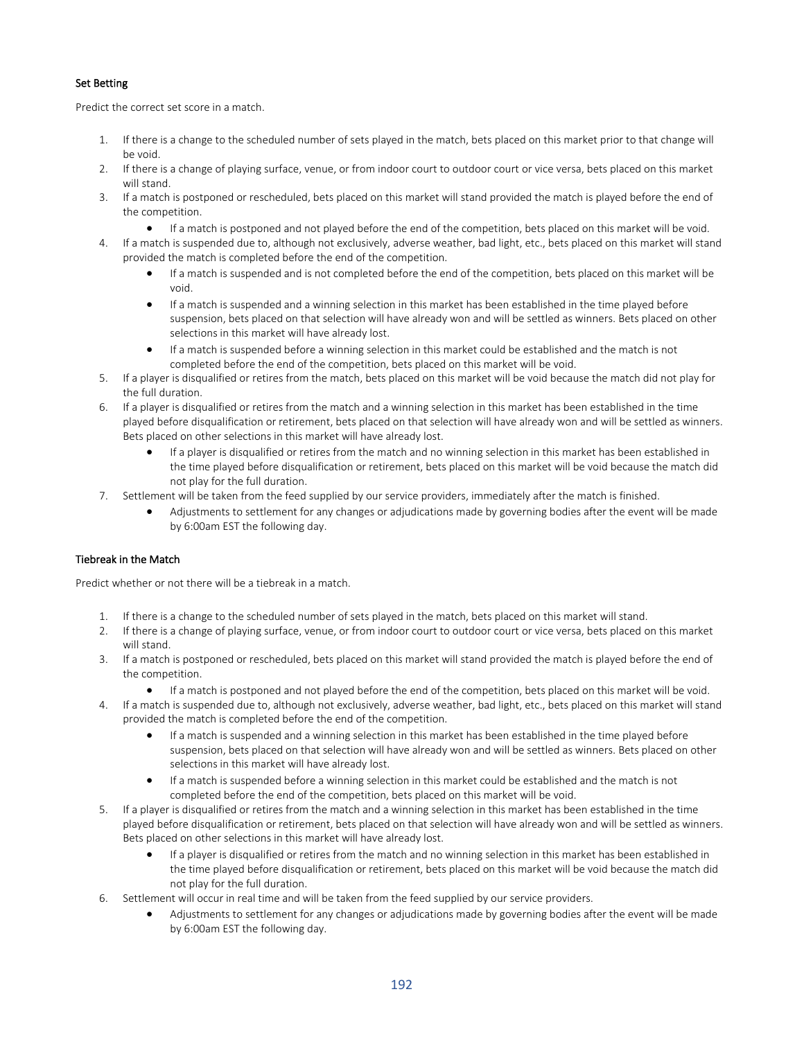### Set Betting

Predict the correct set score in a match.

1. If there is a change to the scheduled number of sets played in the match, bets placed on this market prior to that change will be void.
2. If there is a change of playing surface, venue, or from indoor court to outdoor court or vice versa, bets placed on this market will stand.
3. If a match is postponed or rescheduled, bets placed on this market will stand provided the match is played before the end of the competition.
   - If a match is postponed and not played before the end of the competition, bets placed on this market will be void.
4. If a match is suspended due to, although not exclusively, adverse weather, bad light, etc., bets placed on this market will stand provided the match is completed before the end of the competition.
   - If a match is suspended and is not completed before the end of the competition, bets placed on this market will be void.
   - If a match is suspended and a winning selection in this market has been established in the time played before suspension, bets placed on that selection will have already won and will be settled as winners. Bets placed on other selections in this market will have already lost.
   - If a match is suspended before a winning selection in this market could be established and the match is not completed before the end of the competition, bets placed on this market will be void.
5. If a player is disqualified or retires from the match, bets placed on this market will be void because the match did not play for the full duration.
6. If a player is disqualified or retires from the match and a winning selection in this market has been established in the time played before disqualification or retirement, bets placed on that selection will have already won and will be settled as winners. Bets placed on other selections in this market will have already lost.
   - If a player is disqualified or retires from the match and no winning selection in this market has been established in the time played before disqualification or retirement, bets placed on this market will be void because the match did not play for the full duration.
7. Settlement will be taken from the feed supplied by our service providers, immediately after the match is finished.
   - Adjustments to settlement for any changes or adjudications made by governing bodies after the event will be made by 6:00am EST the following day.

### Tiebreak in the Match

Predict whether or not there will be a tiebreak in a match.

1. If there is a change to the scheduled number of sets played in the match, bets placed on this market will stand.
2. If there is a change of playing surface, venue, or from indoor court to outdoor court or vice versa, bets placed on this market will stand.
3. If a match is postponed or rescheduled, bets placed on this market will stand provided the match is played before the end of the competition.
   - If a match is postponed and not played before the end of the competition, bets placed on this market will be void.
4. If a match is suspended due to, although not exclusively, adverse weather, bad light, etc., bets placed on this market will stand provided the match is completed before the end of the competition.
   - If a match is suspended and a winning selection in this market has been established in the time played before suspension, bets placed on that selection will have already won and will be settled as winners. Bets placed on other selections in this market will have already lost.
   - If a match is suspended before a winning selection in this market could be established and the match is not completed before the end of the competition, bets placed on this market will be void.
5. If a player is disqualified or retires from the match and a winning selection in this market has been established in the time played before disqualification or retirement, bets placed on that selection will have already won and will be settled as winners. Bets placed on other selections in this market will have already lost.
   - If a player is disqualified or retires from the match and no winning selection in this market has been established in the time played before disqualification or retirement, bets placed on this market will be void because the match did not play for the full duration.
6. Settlement will occur in real time and will be taken from the feed supplied by our service providers.
   - Adjustments to settlement for any changes or adjudications made by governing bodies after the event will be made by 6:00am EST the following day.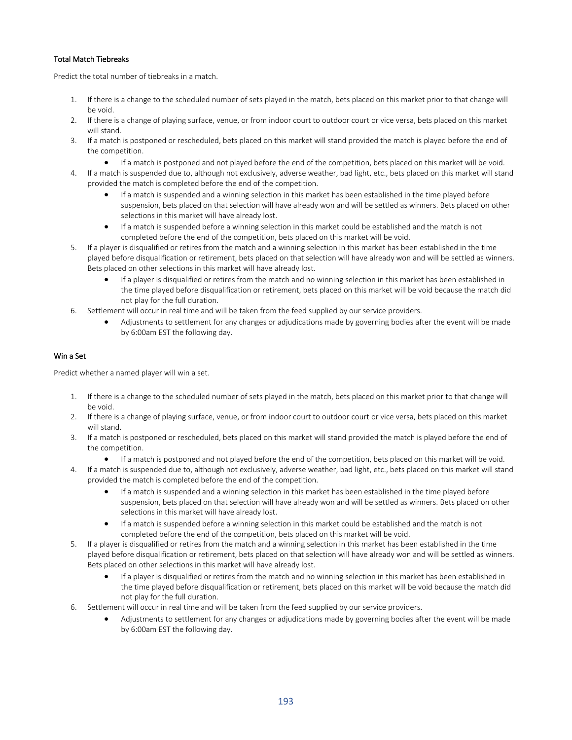### Total Match Tiebreaks

Predict the total number of tiebreaks in a match.

1. If there is a change to the scheduled number of sets played in the match, bets placed on this market prior to that change will be void.
2. If there is a change of playing surface, venue, or from indoor court to outdoor court or vice versa, bets placed on this market will stand.
3. If a match is postponed or rescheduled, bets placed on this market will stand provided the match is played before the end of the competition.
   - If a match is postponed and not played before the end of the competition, bets placed on this market will be void.
4. If a match is suspended due to, although not exclusively, adverse weather, bad light, etc., bets placed on this market will stand provided the match is completed before the end of the competition.
   - If a match is suspended and a winning selection in this market has been established in the time played before suspension, bets placed on that selection will have already won and will be settled as winners. Bets placed on other selections in this market will have already lost.
   - If a match is suspended before a winning selection in this market could be established and the match is not completed before the end of the competition, bets placed on this market will be void.
5. If a player is disqualified or retires from the match and a winning selection in this market has been established in the time played before disqualification or retirement, bets placed on that selection will have already won and will be settled as winners. Bets placed on other selections in this market will have already lost.
   - If a player is disqualified or retires from the match and no winning selection in this market has been established in the time played before disqualification or retirement, bets placed on this market will be void because the match did not play for the full duration.
6. Settlement will occur in real time and will be taken from the feed supplied by our service providers.
   - Adjustments to settlement for any changes or adjudications made by governing bodies after the event will be made by 6:00am EST the following day.

### Win a Set

Predict whether a named player will win a set.

1. If there is a change to the scheduled number of sets played in the match, bets placed on this market prior to that change will be void.
2. If there is a change of playing surface, venue, or from indoor court to outdoor court or vice versa, bets placed on this market will stand.
3. If a match is postponed or rescheduled, bets placed on this market will stand provided the match is played before the end of the competition.
   - If a match is postponed and not played before the end of the competition, bets placed on this market will be void.
4. If a match is suspended due to, although not exclusively, adverse weather, bad light, etc., bets placed on this market will stand provided the match is completed before the end of the competition.
   - If a match is suspended and a winning selection in this market has been established in the time played before suspension, bets placed on that selection will have already won and will be settled as winners. Bets placed on other selections in this market will have already lost.
   - If a match is suspended before a winning selection in this market could be established and the match is not completed before the end of the competition, bets placed on this market will be void.
5. If a player is disqualified or retires from the match and a winning selection in this market has been established in the time played before disqualification or retirement, bets placed on that selection will have already won and will be settled as winners. Bets placed on other selections in this market will have already lost.
   - If a player is disqualified or retires from the match and no winning selection in this market has been established in the time played before disqualification or retirement, bets placed on this market will be void because the match did not play for the full duration.
6. Settlement will occur in real time and will be taken from the feed supplied by our service providers.
   - Adjustments to settlement for any changes or adjudications made by governing bodies after the event will be made by 6:00am EST the following day.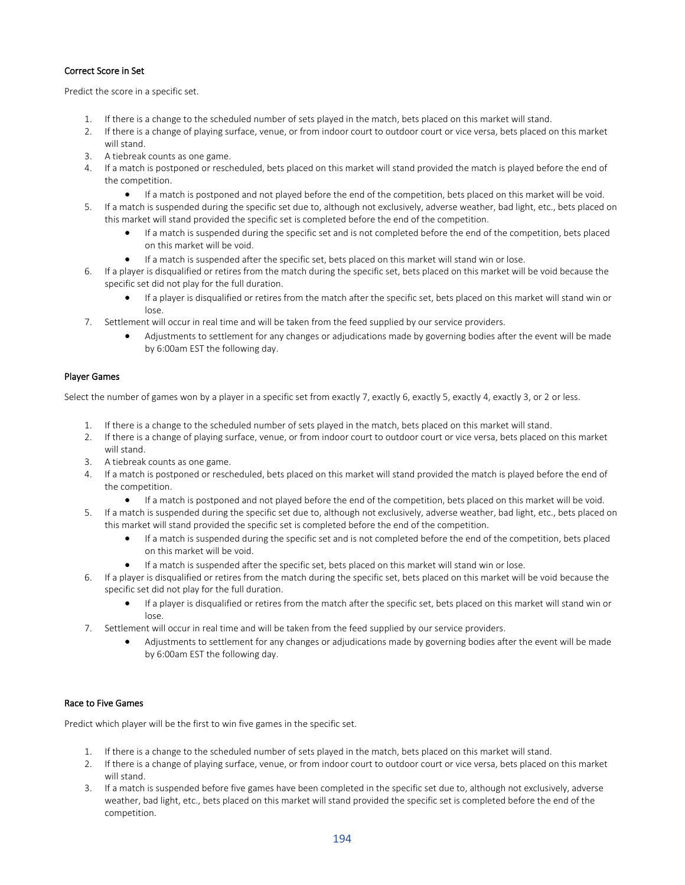### Correct Score in Set

Predict the score in a specific set.

1. If there is a change to the scheduled number of sets played in the match, bets placed on this market will stand.
2. If there is a change of playing surface, venue, or from indoor court to outdoor court or vice versa, bets placed on this market will stand.
3. A tiebreak counts as one game.
4. If a match is postponed or rescheduled, bets placed on this market will stand provided the match is played before the end of the competition.
    - If a match is postponed and not played before the end of the competition, bets placed on this market will be void.
5. If a match is suspended during the specific set due to, although not exclusively, adverse weather, bad light, etc., bets placed on this market will stand provided the specific set is completed before the end of the competition.
    - If a match is suspended during the specific set and is not completed before the end of the competition, bets placed on this market will be void.
    - If a match is suspended after the specific set, bets placed on this market will stand win or lose.
6. If a player is disqualified or retires from the match during the specific set, bets placed on this market will be void because the specific set did not play for the full duration.
    - If a player is disqualified or retires from the match after the specific set, bets placed on this market will stand win or lose.
7. Settlement will occur in real time and will be taken from the feed supplied by our service providers.
    - Adjustments to settlement for any changes or adjudications made by governing bodies after the event will be made by 6:00am EST the following day.

### Player Games

Select the number of games won by a player in a specific set from exactly 7, exactly 6, exactly 5, exactly 4, exactly 3, or 2 or less.

1. If there is a change to the scheduled number of sets played in the match, bets placed on this market will stand.
2. If there is a change of playing surface, venue, or from indoor court to outdoor court or vice versa, bets placed on this market will stand.
3. A tiebreak counts as one game.
4. If a match is postponed or rescheduled, bets placed on this market will stand provided the match is played before the end of the competition.
    - If a match is postponed and not played before the end of the competition, bets placed on this market will be void.
5. If a match is suspended during the specific set due to, although not exclusively, adverse weather, bad light, etc., bets placed on this market will stand provided the specific set is completed before the end of the competition.
    - If a match is suspended during the specific set and is not completed before the end of the competition, bets placed on this market will be void.
    - If a match is suspended after the specific set, bets placed on this market will stand win or lose.
6. If a player is disqualified or retires from the match during the specific set, bets placed on this market will be void because the specific set did not play for the full duration.
    - If a player is disqualified or retires from the match after the specific set, bets placed on this market will stand win or lose.
7. Settlement will occur in real time and will be taken from the feed supplied by our service providers.
    - Adjustments to settlement for any changes or adjudications made by governing bodies after the event will be made by 6:00am EST the following day.

### Race to Five Games

Predict which player will be the first to win five games in the specific set.

1. If there is a change to the scheduled number of sets played in the match, bets placed on this market will stand.
2. If there is a change of playing surface, venue, or from indoor court to outdoor court or vice versa, bets placed on this market will stand.
3. If a match is suspended before five games have been completed in the specific set due to, although not exclusively, adverse weather, bad light, etc., bets placed on this market will stand provided the specific set is completed before the end of the competition.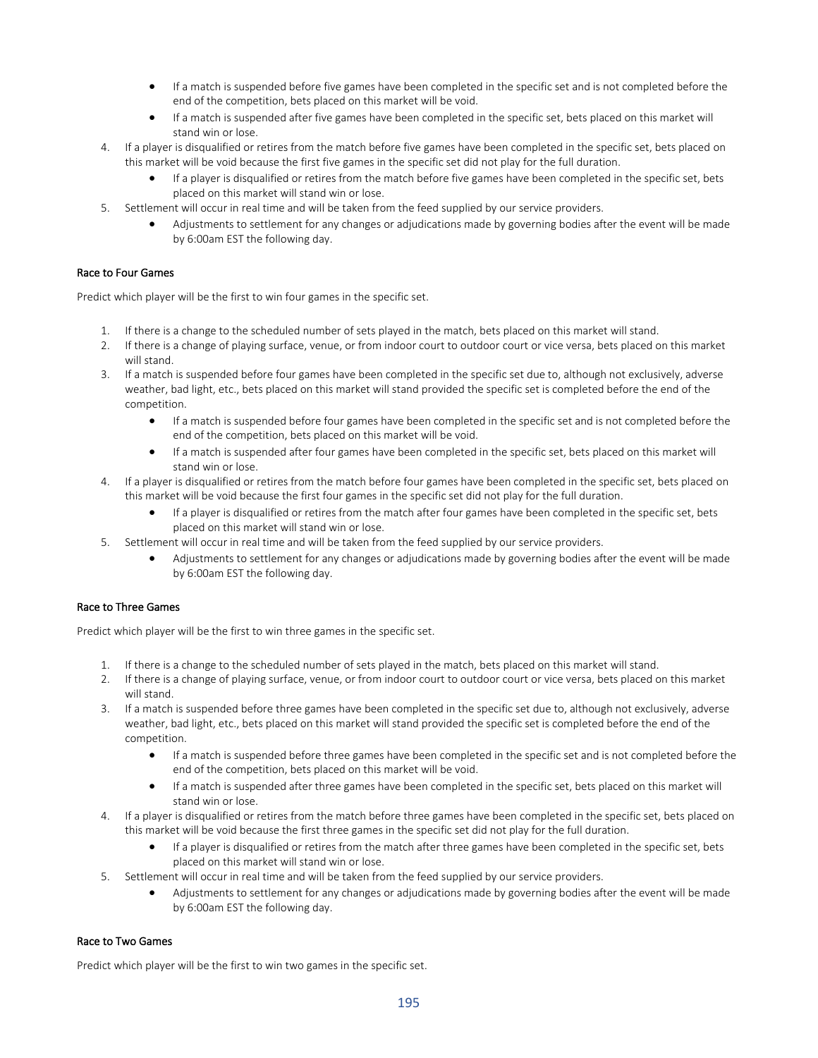- If a match is suspended before five games have been completed in the specific set and is not completed before the end of the competition, bets placed on this market will be void.
- If a match is suspended after five games have been completed in the specific set, bets placed on this market will stand win or lose.

4. If a player is disqualified or retires from the match before five games have been completed in the specific set, bets placed on this market will be void because the first five games in the specific set did not play for the full duration.
   - If a player is disqualified or retires from the match before five games have been completed in the specific set, bets placed on this market will stand win or lose.
5. Settlement will occur in real time and will be taken from the feed supplied by our service providers.
   - Adjustments to settlement for any changes or adjudications made by governing bodies after the event will be made by 6:00am EST the following day.

### Race to Four Games

Predict which player will be the first to win four games in the specific set.

1. If there is a change to the scheduled number of sets played in the match, bets placed on this market will stand.
2. If there is a change of playing surface, venue, or from indoor court to outdoor court or vice versa, bets placed on this market will stand.
3. If a match is suspended before four games have been completed in the specific set due to, although not exclusively, adverse weather, bad light, etc., bets placed on this market will stand provided the specific set is completed before the end of the competition.
   - If a match is suspended before four games have been completed in the specific set and is not completed before the end of the competition, bets placed on this market will be void.
   - If a match is suspended after four games have been completed in the specific set, bets placed on this market will stand win or lose.
4. If a player is disqualified or retires from the match before four games have been completed in the specific set, bets placed on this market will be void because the first four games in the specific set did not play for the full duration.
   - If a player is disqualified or retires from the match after four games have been completed in the specific set, bets placed on this market will stand win or lose.
5. Settlement will occur in real time and will be taken from the feed supplied by our service providers.
   - Adjustments to settlement for any changes or adjudications made by governing bodies after the event will be made by 6:00am EST the following day.

### Race to Three Games

Predict which player will be the first to win three games in the specific set.

1. If there is a change to the scheduled number of sets played in the match, bets placed on this market will stand.
2. If there is a change of playing surface, venue, or from indoor court to outdoor court or vice versa, bets placed on this market will stand.
3. If a match is suspended before three games have been completed in the specific set due to, although not exclusively, adverse weather, bad light, etc., bets placed on this market will stand provided the specific set is completed before the end of the competition.
   - If a match is suspended before three games have been completed in the specific set and is not completed before the end of the competition, bets placed on this market will be void.
   - If a match is suspended after three games have been completed in the specific set, bets placed on this market will stand win or lose.
4. If a player is disqualified or retires from the match before three games have been completed in the specific set, bets placed on this market will be void because the first three games in the specific set did not play for the full duration.
   - If a player is disqualified or retires from the match after three games have been completed in the specific set, bets placed on this market will stand win or lose.
5. Settlement will occur in real time and will be taken from the feed supplied by our service providers.
   - Adjustments to settlement for any changes or adjudications made by governing bodies after the event will be made by 6:00am EST the following day.

### Race to Two Games

Predict which player will be the first to win two games in the specific set.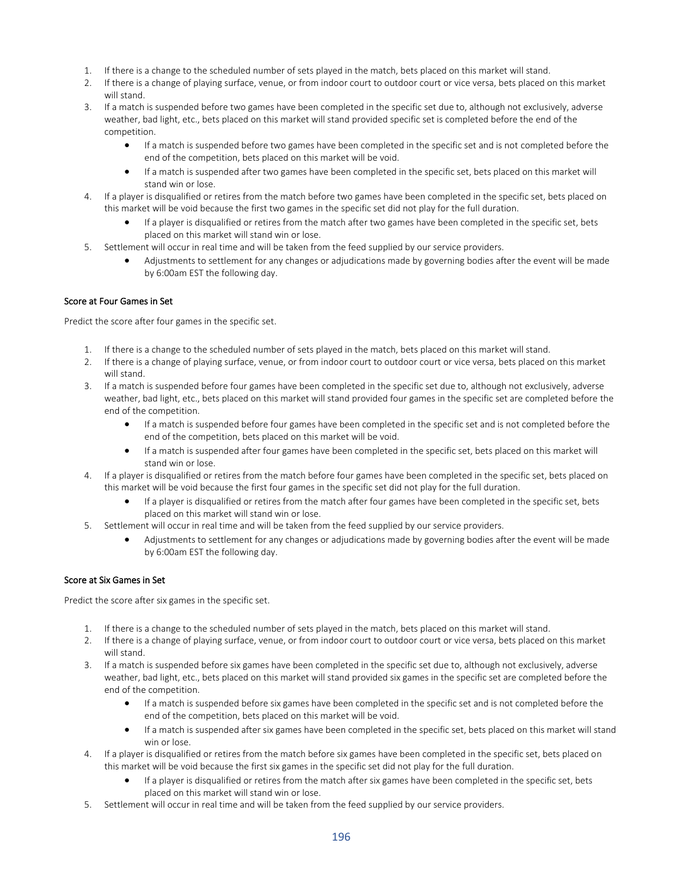1. If there is a change to the scheduled number of sets played in the match, bets placed on this market will stand.
2. If there is a change of playing surface, venue, or from indoor court to outdoor court or vice versa, bets placed on this market will stand.
3. If a match is suspended before two games have been completed in the specific set due to, although not exclusively, adverse weather, bad light, etc., bets placed on this market will stand provided specific set is completed before the end of the competition.
   - If a match is suspended before two games have been completed in the specific set and is not completed before the end of the competition, bets placed on this market will be void.
   - If a match is suspended after two games have been completed in the specific set, bets placed on this market will stand win or lose.
4. If a player is disqualified or retires from the match before two games have been completed in the specific set, bets placed on this market will be void because the first two games in the specific set did not play for the full duration.
   - If a player is disqualified or retires from the match after two games have been completed in the specific set, bets placed on this market will stand win or lose.
5. Settlement will occur in real time and will be taken from the feed supplied by our service providers.
   - Adjustments to settlement for any changes or adjudications made by governing bodies after the event will be made by 6:00am EST the following day.

### Score at Four Games in Set

Predict the score after four games in the specific set.

1. If there is a change to the scheduled number of sets played in the match, bets placed on this market will stand.
2. If there is a change of playing surface, venue, or from indoor court to outdoor court or vice versa, bets placed on this market will stand.
3. If a match is suspended before four games have been completed in the specific set due to, although not exclusively, adverse weather, bad light, etc., bets placed on this market will stand provided four games in the specific set are completed before the end of the competition.
   - If a match is suspended before four games have been completed in the specific set and is not completed before the end of the competition, bets placed on this market will be void.
   - If a match is suspended after four games have been completed in the specific set, bets placed on this market will stand win or lose.
4. If a player is disqualified or retires from the match before four games have been completed in the specific set, bets placed on this market will be void because the first four games in the specific set did not play for the full duration.
   - If a player is disqualified or retires from the match after four games have been completed in the specific set, bets placed on this market will stand win or lose.
5. Settlement will occur in real time and will be taken from the feed supplied by our service providers.
   - Adjustments to settlement for any changes or adjudications made by governing bodies after the event will be made by 6:00am EST the following day.

### Score at Six Games in Set

Predict the score after six games in the specific set.

1. If there is a change to the scheduled number of sets played in the match, bets placed on this market will stand.
2. If there is a change of playing surface, venue, or from indoor court to outdoor court or vice versa, bets placed on this market will stand.
3. If a match is suspended before six games have been completed in the specific set due to, although not exclusively, adverse weather, bad light, etc., bets placed on this market will stand provided six games in the specific set are completed before the end of the competition.
   - If a match is suspended before six games have been completed in the specific set and is not completed before the end of the competition, bets placed on this market will be void.
   - If a match is suspended after six games have been completed in the specific set, bets placed on this market will stand win or lose.
4. If a player is disqualified or retires from the match before six games have been completed in the specific set, bets placed on this market will be void because the first six games in the specific set did not play for the full duration.
   - If a player is disqualified or retires from the match after six games have been completed in the specific set, bets placed on this market will stand win or lose.
5. Settlement will occur in real time and will be taken from the feed supplied by our service providers.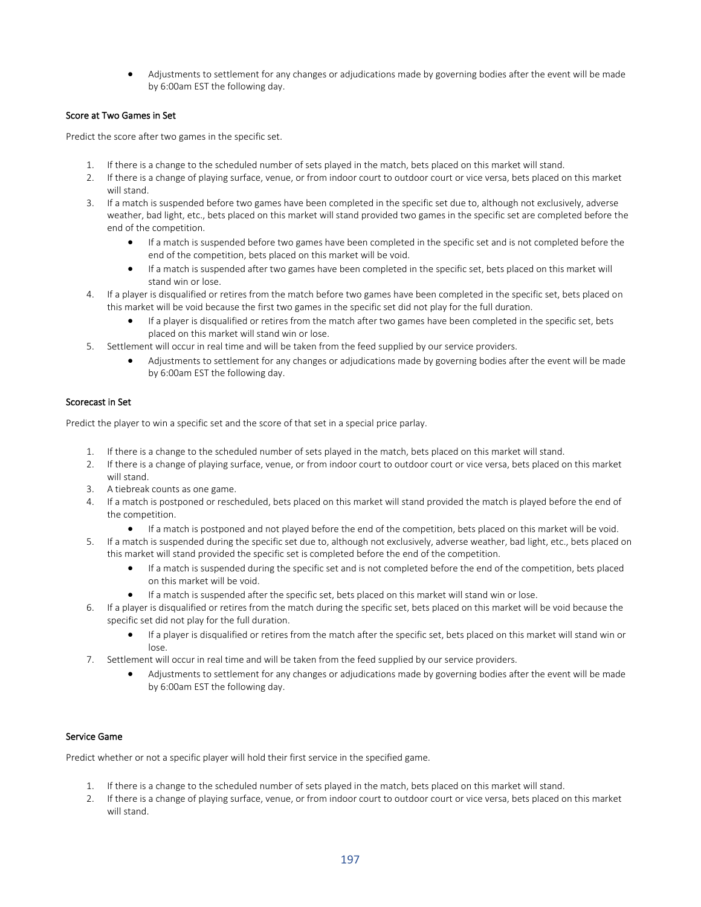- Adjustments to settlement for any changes or adjudications made by governing bodies after the event will be made by 6:00am EST the following day.

### Score at Two Games in Set

Predict the score after two games in the specific set.

1. If there is a change to the scheduled number of sets played in the match, bets placed on this market will stand.
2. If there is a change of playing surface, venue, or from indoor court to outdoor court or vice versa, bets placed on this market will stand.
3. If a match is suspended before two games have been completed in the specific set due to, although not exclusively, adverse weather, bad light, etc., bets placed on this market will stand provided two games in the specific set are completed before the end of the competition.
    - If a match is suspended before two games have been completed in the specific set and is not completed before the end of the competition, bets placed on this market will be void.
    - If a match is suspended after two games have been completed in the specific set, bets placed on this market will stand win or lose.
4. If a player is disqualified or retires from the match before two games have been completed in the specific set, bets placed on this market will be void because the first two games in the specific set did not play for the full duration.
    - If a player is disqualified or retires from the match after two games have been completed in the specific set, bets placed on this market will stand win or lose.
5. Settlement will occur in real time and will be taken from the feed supplied by our service providers.
    - Adjustments to settlement for any changes or adjudications made by governing bodies after the event will be made by 6:00am EST the following day.

### Scorecast in Set

Predict the player to win a specific set and the score of that set in a special price parlay.

1. If there is a change to the scheduled number of sets played in the match, bets placed on this market will stand.
2. If there is a change of playing surface, venue, or from indoor court to outdoor court or vice versa, bets placed on this market will stand.
3. A tiebreak counts as one game.
4. If a match is postponed or rescheduled, bets placed on this market will stand provided the match is played before the end of the competition.
    - If a match is postponed and not played before the end of the competition, bets placed on this market will be void.
5. If a match is suspended during the specific set due to, although not exclusively, adverse weather, bad light, etc., bets placed on this market will stand provided the specific set is completed before the end of the competition.
    - If a match is suspended during the specific set and is not completed before the end of the competition, bets placed on this market will be void.
    - If a match is suspended after the specific set, bets placed on this market will stand win or lose.
6. If a player is disqualified or retires from the match during the specific set, bets placed on this market will be void because the specific set did not play for the full duration.
    - If a player is disqualified or retires from the match after the specific set, bets placed on this market will stand win or lose.
7. Settlement will occur in real time and will be taken from the feed supplied by our service providers.
    - Adjustments to settlement for any changes or adjudications made by governing bodies after the event will be made by 6:00am EST the following day.

### Service Game

Predict whether or not a specific player will hold their first service in the specified game.

1. If there is a change to the scheduled number of sets played in the match, bets placed on this market will stand.
2. If there is a change of playing surface, venue, or from indoor court to outdoor court or vice versa, bets placed on this market will stand.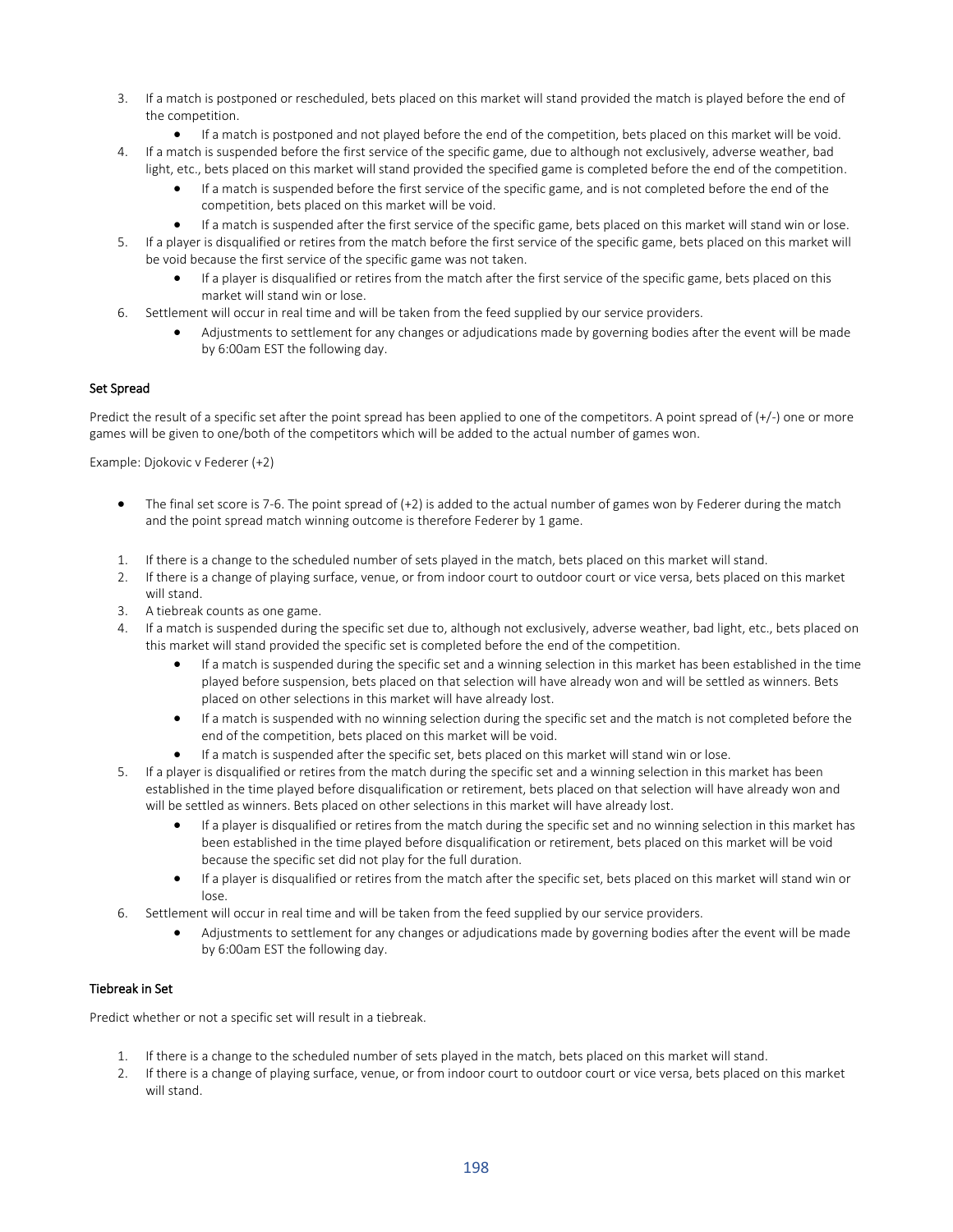3. If a match is postponed or rescheduled, bets placed on this market will stand provided the match is played before the end of the competition.
    - If a match is postponed and not played before the end of the competition, bets placed on this market will be void.
4. If a match is suspended before the first service of the specific game, due to although not exclusively, adverse weather, bad light, etc., bets placed on this market will stand provided the specified game is completed before the end of the competition.
    - If a match is suspended before the first service of the specific game, and is not completed before the end of the competition, bets placed on this market will be void.
    - If a match is suspended after the first service of the specific game, bets placed on this market will stand win or lose.
5. If a player is disqualified or retires from the match before the first service of the specific game, bets placed on this market will be void because the first service of the specific game was not taken.
    - If a player is disqualified or retires from the match after the first service of the specific game, bets placed on this market will stand win or lose.
6. Settlement will occur in real time and will be taken from the feed supplied by our service providers.
    - Adjustments to settlement for any changes or adjudications made by governing bodies after the event will be made by 6:00am EST the following day.

### Set Spread

Predict the result of a specific set after the point spread has been applied to one of the competitors. A point spread of (+/-) one or more games will be given to one/both of the competitors which will be added to the actual number of games won.

Example: Djokovic v Federer (+2)

- The final set score is 7-6. The point spread of (+2) is added to the actual number of games won by Federer during the match and the point spread match winning outcome is therefore Federer by 1 game.

1. If there is a change to the scheduled number of sets played in the match, bets placed on this market will stand.
2. If there is a change of playing surface, venue, or from indoor court to outdoor court or vice versa, bets placed on this market will stand.
3. A tiebreak counts as one game.
4. If a match is suspended during the specific set due to, although not exclusively, adverse weather, bad light, etc., bets placed on this market will stand provided the specific set is completed before the end of the competition.
    - If a match is suspended during the specific set and a winning selection in this market has been established in the time played before suspension, bets placed on that selection will have already won and will be settled as winners. Bets placed on other selections in this market will have already lost.
    - If a match is suspended with no winning selection during the specific set and the match is not completed before the end of the competition, bets placed on this market will be void.
    - If a match is suspended after the specific set, bets placed on this market will stand win or lose.
5. If a player is disqualified or retires from the match during the specific set and a winning selection in this market has been established in the time played before disqualification or retirement, bets placed on that selection will have already won and will be settled as winners. Bets placed on other selections in this market will have already lost.
    - If a player is disqualified or retires from the match during the specific set and no winning selection in this market has been established in the time played before disqualification or retirement, bets placed on this market will be void because the specific set did not play for the full duration.
    - If a player is disqualified or retires from the match after the specific set, bets placed on this market will stand win or lose.
6. Settlement will occur in real time and will be taken from the feed supplied by our service providers.
    - Adjustments to settlement for any changes or adjudications made by governing bodies after the event will be made by 6:00am EST the following day.

### Tiebreak in Set

Predict whether or not a specific set will result in a tiebreak.

1. If there is a change to the scheduled number of sets played in the match, bets placed on this market will stand.
2. If there is a change of playing surface, venue, or from indoor court to outdoor court or vice versa, bets placed on this market will stand.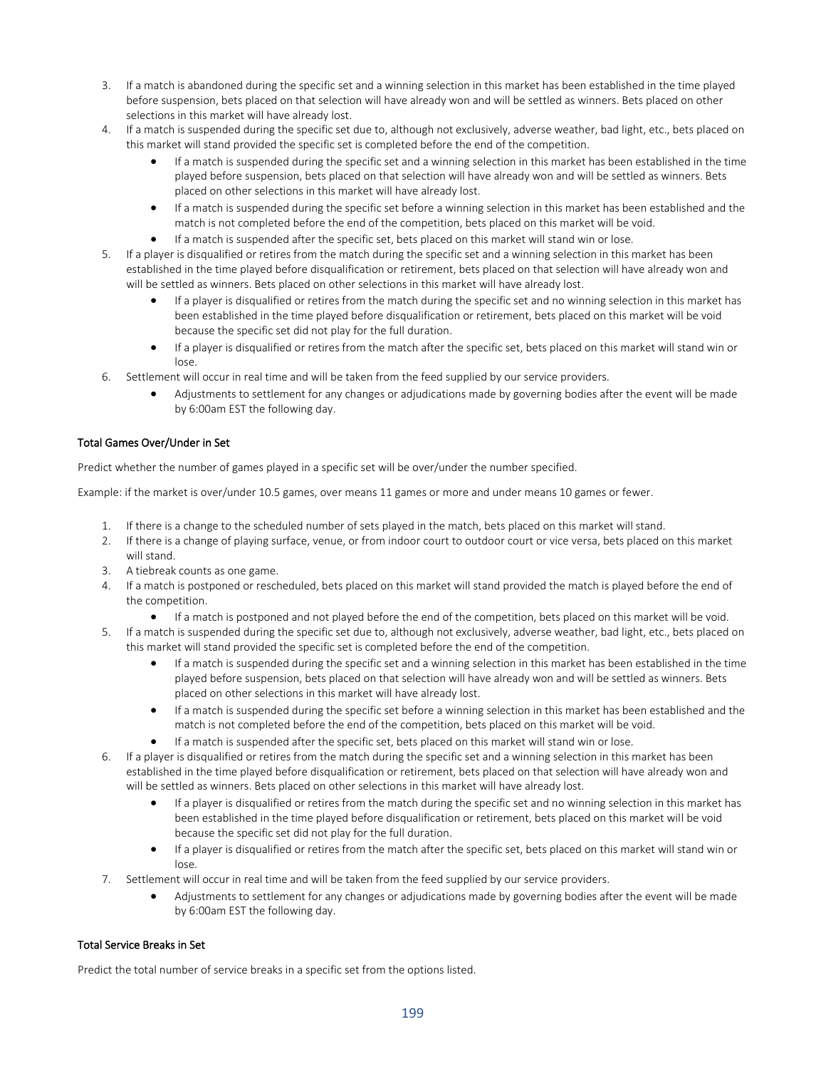3. If a match is abandoned during the specific set and a winning selection in this market has been established in the time played before suspension, bets placed on that selection will have already won and will be settled as winners. Bets placed on other selections in this market will have already lost.
4. If a match is suspended during the specific set due to, although not exclusively, adverse weather, bad light, etc., bets placed on this market will stand provided the specific set is completed before the end of the competition.
    - If a match is suspended during the specific set and a winning selection in this market has been established in the time played before suspension, bets placed on that selection will have already won and will be settled as winners. Bets placed on other selections in this market will have already lost.
    - If a match is suspended during the specific set before a winning selection in this market has been established and the match is not completed before the end of the competition, bets placed on this market will be void.
    - If a match is suspended after the specific set, bets placed on this market will stand win or lose.
5. If a player is disqualified or retires from the match during the specific set and a winning selection in this market has been established in the time played before disqualification or retirement, bets placed on that selection will have already won and will be settled as winners. Bets placed on other selections in this market will have already lost.
    - If a player is disqualified or retires from the match during the specific set and no winning selection in this market has been established in the time played before disqualification or retirement, bets placed on this market will be void because the specific set did not play for the full duration.
    - If a player is disqualified or retires from the match after the specific set, bets placed on this market will stand win or lose.
6. Settlement will occur in real time and will be taken from the feed supplied by our service providers.
    - Adjustments to settlement for any changes or adjudications made by governing bodies after the event will be made by 6:00am EST the following day.

#### Total Games Over/Under in Set

Predict whether the number of games played in a specific set will be over/under the number specified.

Example: if the market is over/under 10.5 games, over means 11 games or more and under means 10 games or fewer.

1. If there is a change to the scheduled number of sets played in the match, bets placed on this market will stand.
2. If there is a change of playing surface, venue, or from indoor court to outdoor court or vice versa, bets placed on this market will stand.
3. A tiebreak counts as one game.
4. If a match is postponed or rescheduled, bets placed on this market will stand provided the match is played before the end of the competition.
    - If a match is postponed and not played before the end of the competition, bets placed on this market will be void.
5. If a match is suspended during the specific set due to, although not exclusively, adverse weather, bad light, etc., bets placed on this market will stand provided the specific set is completed before the end of the competition.
    - If a match is suspended during the specific set and a winning selection in this market has been established in the time played before suspension, bets placed on that selection will have already won and will be settled as winners. Bets placed on other selections in this market will have already lost.
    - If a match is suspended during the specific set before a winning selection in this market has been established and the match is not completed before the end of the competition, bets placed on this market will be void.
    - If a match is suspended after the specific set, bets placed on this market will stand win or lose.
6. If a player is disqualified or retires from the match during the specific set and a winning selection in this market has been established in the time played before disqualification or retirement, bets placed on that selection will have already won and will be settled as winners. Bets placed on other selections in this market will have already lost.
    - If a player is disqualified or retires from the match during the specific set and no winning selection in this market has been established in the time played before disqualification or retirement, bets placed on this market will be void because the specific set did not play for the full duration.
    - If a player is disqualified or retires from the match after the specific set, bets placed on this market will stand win or lose.
7. Settlement will occur in real time and will be taken from the feed supplied by our service providers.
    - Adjustments to settlement for any changes or adjudications made by governing bodies after the event will be made by 6:00am EST the following day.

#### Total Service Breaks in Set

Predict the total number of service breaks in a specific set from the options listed.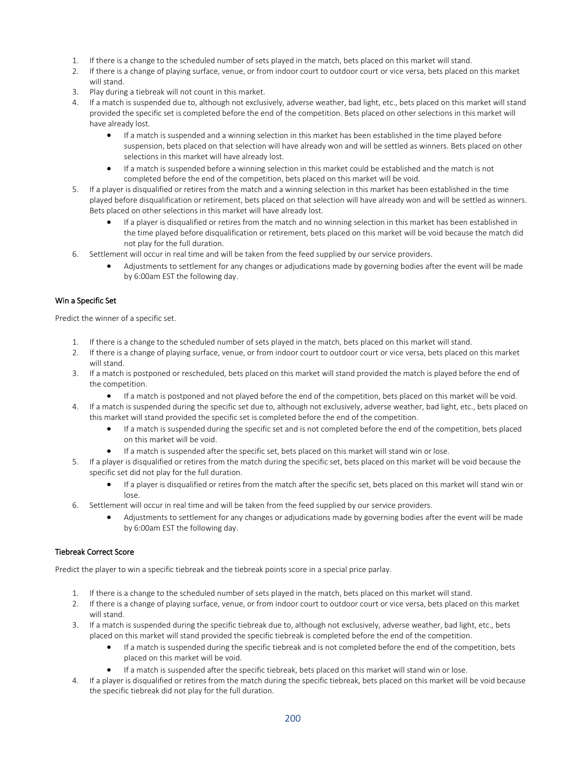1. If there is a change to the scheduled number of sets played in the match, bets placed on this market will stand.
2. If there is a change of playing surface, venue, or from indoor court to outdoor court or vice versa, bets placed on this market will stand.
3. Play during a tiebreak will not count in this market.
4. If a match is suspended due to, although not exclusively, adverse weather, bad light, etc., bets placed on this market will stand provided the specific set is completed before the end of the competition. Bets placed on other selections in this market will have already lost.
    - If a match is suspended and a winning selection in this market has been established in the time played before suspension, bets placed on that selection will have already won and will be settled as winners. Bets placed on other selections in this market will have already lost.
    - If a match is suspended before a winning selection in this market could be established and the match is not completed before the end of the competition, bets placed on this market will be void.
5. If a player is disqualified or retires from the match and a winning selection in this market has been established in the time played before disqualification or retirement, bets placed on that selection will have already won and will be settled as winners. Bets placed on other selections in this market will have already lost.
    - If a player is disqualified or retires from the match and no winning selection in this market has been established in the time played before disqualification or retirement, bets placed on this market will be void because the match did not play for the full duration.
6. Settlement will occur in real time and will be taken from the feed supplied by our service providers.
    - Adjustments to settlement for any changes or adjudications made by governing bodies after the event will be made by 6:00am EST the following day.

#### Win a Specific Set

Predict the winner of a specific set.

1. If there is a change to the scheduled number of sets played in the match, bets placed on this market will stand.
2. If there is a change of playing surface, venue, or from indoor court to outdoor court or vice versa, bets placed on this market will stand.
3. If a match is postponed or rescheduled, bets placed on this market will stand provided the match is played before the end of the competition.
    - If a match is postponed and not played before the end of the competition, bets placed on this market will be void.
4. If a match is suspended during the specific set due to, although not exclusively, adverse weather, bad light, etc., bets placed on this market will stand provided the specific set is completed before the end of the competition.
    - If a match is suspended during the specific set and is not completed before the end of the competition, bets placed on this market will be void.
    - If a match is suspended after the specific set, bets placed on this market will stand win or lose.
5. If a player is disqualified or retires from the match during the specific set, bets placed on this market will be void because the specific set did not play for the full duration.
    - If a player is disqualified or retires from the match after the specific set, bets placed on this market will stand win or lose.
6. Settlement will occur in real time and will be taken from the feed supplied by our service providers.
    - Adjustments to settlement for any changes or adjudications made by governing bodies after the event will be made by 6:00am EST the following day.

#### Tiebreak Correct Score

Predict the player to win a specific tiebreak and the tiebreak points score in a special price parlay.

1. If there is a change to the scheduled number of sets played in the match, bets placed on this market will stand.
2. If there is a change of playing surface, venue, or from indoor court to outdoor court or vice versa, bets placed on this market will stand.
3. If a match is suspended during the specific tiebreak due to, although not exclusively, adverse weather, bad light, etc., bets placed on this market will stand provided the specific tiebreak is completed before the end of the competition.
    - If a match is suspended during the specific tiebreak and is not completed before the end of the competition, bets placed on this market will be void.
    - If a match is suspended after the specific tiebreak, bets placed on this market will stand win or lose.
4. If a player is disqualified or retires from the match during the specific tiebreak, bets placed on this market will be void because the specific tiebreak did not play for the full duration.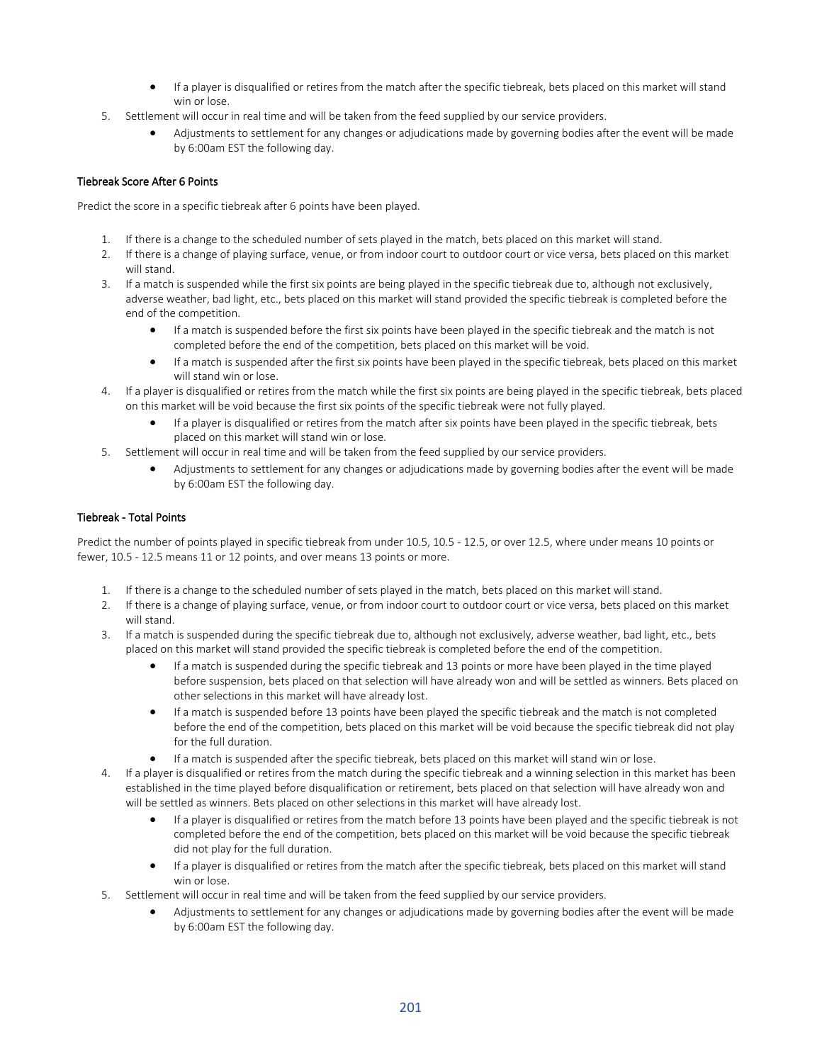- If a player is disqualified or retires from the match after the specific tiebreak, bets placed on this market will stand win or lose.

5. Settlement will occur in real time and will be taken from the feed supplied by our service providers.
    - Adjustments to settlement for any changes or adjudications made by governing bodies after the event will be made by 6:00am EST the following day.

### Tiebreak Score After 6 Points

Predict the score in a specific tiebreak after 6 points have been played.

1. If there is a change to the scheduled number of sets played in the match, bets placed on this market will stand.
2. If there is a change of playing surface, venue, or from indoor court to outdoor court or vice versa, bets placed on this market will stand.
3. If a match is suspended while the first six points are being played in the specific tiebreak due to, although not exclusively, adverse weather, bad light, etc., bets placed on this market will stand provided the specific tiebreak is completed before the end of the competition.
    - If a match is suspended before the first six points have been played in the specific tiebreak and the match is not completed before the end of the competition, bets placed on this market will be void.
    - If a match is suspended after the first six points have been played in the specific tiebreak, bets placed on this market will stand win or lose.
4. If a player is disqualified or retires from the match while the first six points are being played in the specific tiebreak, bets placed on this market will be void because the first six points of the specific tiebreak were not fully played.
    - If a player is disqualified or retires from the match after six points have been played in the specific tiebreak, bets placed on this market will stand win or lose.
5. Settlement will occur in real time and will be taken from the feed supplied by our service providers.
    - Adjustments to settlement for any changes or adjudications made by governing bodies after the event will be made by 6:00am EST the following day.

### Tiebreak - Total Points

Predict the number of points played in specific tiebreak from under 10.5, 10.5 - 12.5, or over 12.5, where under means 10 points or fewer, 10.5 - 12.5 means 11 or 12 points, and over means 13 points or more.

1. If there is a change to the scheduled number of sets played in the match, bets placed on this market will stand.
2. If there is a change of playing surface, venue, or from indoor court to outdoor court or vice versa, bets placed on this market will stand.
3. If a match is suspended during the specific tiebreak due to, although not exclusively, adverse weather, bad light, etc., bets placed on this market will stand provided the specific tiebreak is completed before the end of the competition.
    - If a match is suspended during the specific tiebreak and 13 points or more have been played in the time played before suspension, bets placed on that selection will have already won and will be settled as winners. Bets placed on other selections in this market will have already lost.
    - If a match is suspended before 13 points have been played the specific tiebreak and the match is not completed before the end of the competition, bets placed on this market will be void because the specific tiebreak did not play for the full duration.
    - If a match is suspended after the specific tiebreak, bets placed on this market will stand win or lose.
4. If a player is disqualified or retires from the match during the specific tiebreak and a winning selection in this market has been established in the time played before disqualification or retirement, bets placed on that selection will have already won and will be settled as winners. Bets placed on other selections in this market will have already lost.
    - If a player is disqualified or retires from the match before 13 points have been played and the specific tiebreak is not completed before the end of the competition, bets placed on this market will be void because the specific tiebreak did not play for the full duration.
    - If a player is disqualified or retires from the match after the specific tiebreak, bets placed on this market will stand win or lose.
5. Settlement will occur in real time and will be taken from the feed supplied by our service providers.
    - Adjustments to settlement for any changes or adjudications made by governing bodies after the event will be made by 6:00am EST the following day.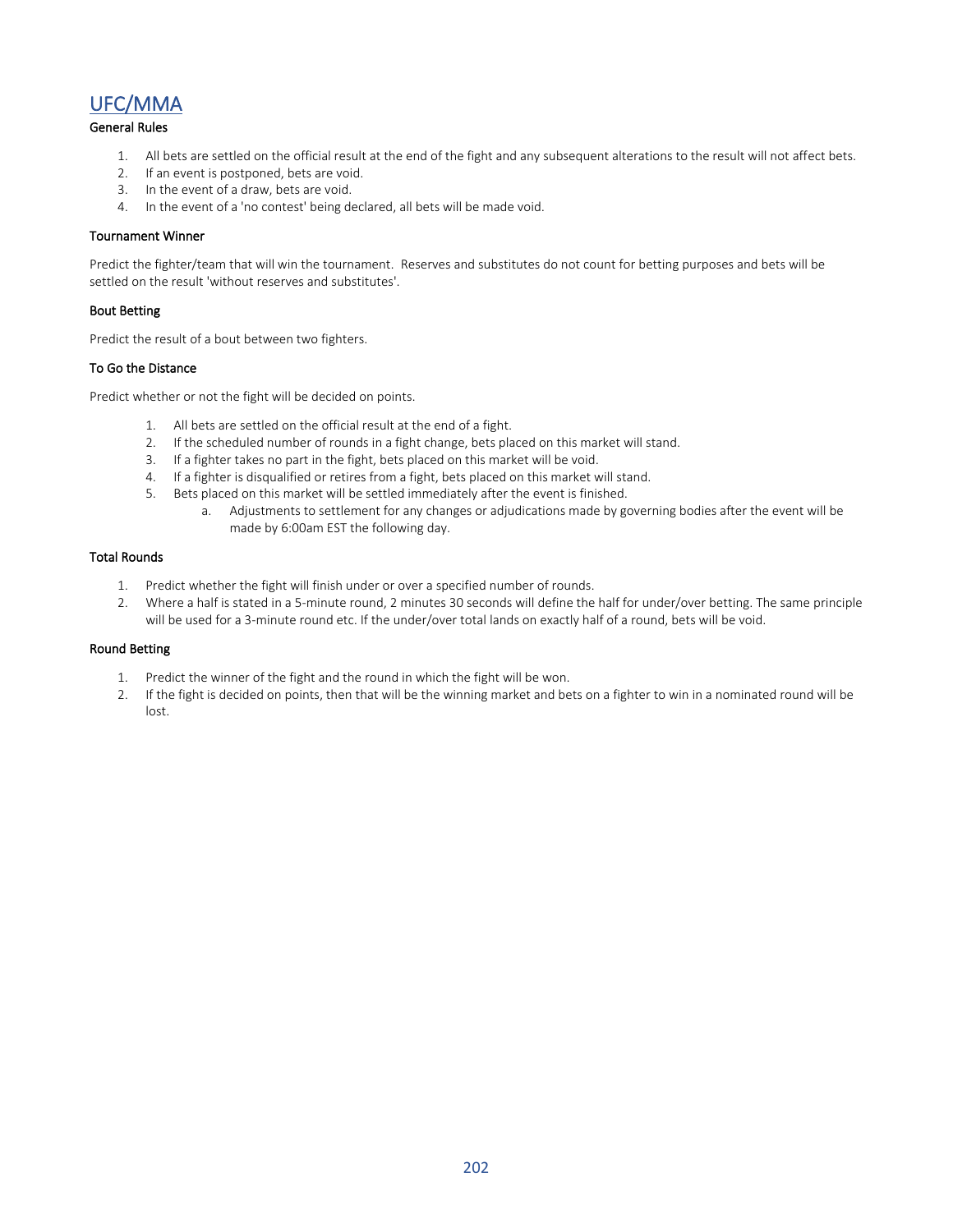# UFC/MMA

## General Rules

1. All bets are settled on the official result at the end of the fight and any subsequent alterations to the result will not affect bets.
2. If an event is postponed, bets are void.
3. In the event of a draw, bets are void.
4. In the event of a 'no contest' being declared, all bets will be made void.

## Tournament Winner

Predict the fighter/team that will win the tournament. Reserves and substitutes do not count for betting purposes and bets will be settled on the result 'without reserves and substitutes'.

## Bout Betting

Predict the result of a bout between two fighters.

## To Go the Distance

Predict whether or not the fight will be decided on points.

1. All bets are settled on the official result at the end of a fight.
2. If the scheduled number of rounds in a fight change, bets placed on this market will stand.
3. If a fighter takes no part in the fight, bets placed on this market will be void.
4. If a fighter is disqualified or retires from a fight, bets placed on this market will stand.
5. Bets placed on this market will be settled immediately after the event is finished.
   a. Adjustments to settlement for any changes or adjudications made by governing bodies after the event will be made by 6:00am EST the following day.

## Total Rounds

1. Predict whether the fight will finish under or over a specified number of rounds.
2. Where a half is stated in a 5-minute round, 2 minutes 30 seconds will define the half for under/over betting. The same principle will be used for a 3-minute round etc. If the under/over total lands on exactly half of a round, bets will be void.

## Round Betting

1. Predict the winner of the fight and the round in which the fight will be won.
2. If the fight is decided on points, then that will be the winning market and bets on a fighter to win in a nominated round will be lost.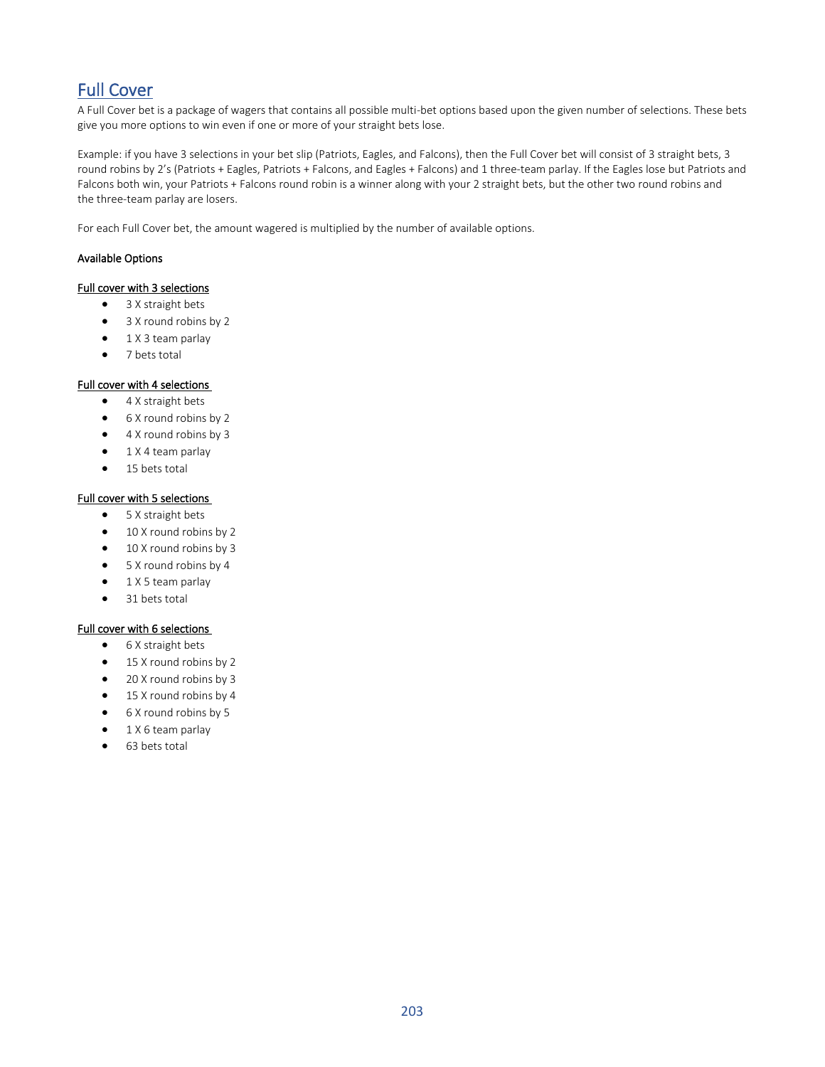## Full Cover

A Full Cover bet is a package of wagers that contains all possible multi-bet options based upon the given number of selections. These bets give you more options to win even if one or more of your straight bets lose.

Example: if you have 3 selections in your bet slip (Patriots, Eagles, and Falcons), then the Full Cover bet will consist of 3 straight bets, 3 round robins by 2's (Patriots + Eagles, Patriots + Falcons, and Eagles + Falcons) and 1 three-team parlay. If the Eagles lose but Patriots and Falcons both win, your Patriots + Falcons round robin is a winner along with your 2 straight bets, but the other two round robins and the three-team parlay are losers.

For each Full Cover bet, the amount wagered is multiplied by the number of available options.

**Available Options**

Full cover with 3 selections

- 3 X straight bets
- 3 X round robins by 2
- 1 X 3 team parlay
- 7 bets total

Full cover with 4 selections

- 4 X straight bets
- 6 X round robins by 2
- 4 X round robins by 3
- 1 X 4 team parlay
- 15 bets total

Full cover with 5 selections

- 5 X straight bets
- 10 X round robins by 2
- 10 X round robins by 3
- 5 X round robins by 4
- 1 X 5 team parlay
- 31 bets total

Full cover with 6 selections

- 6 X straight bets
- 15 X round robins by 2
- 20 X round robins by 3
- 15 X round robins by 4
- 6 X round robins by 5
- 1 X 6 team parlay
- 63 bets total